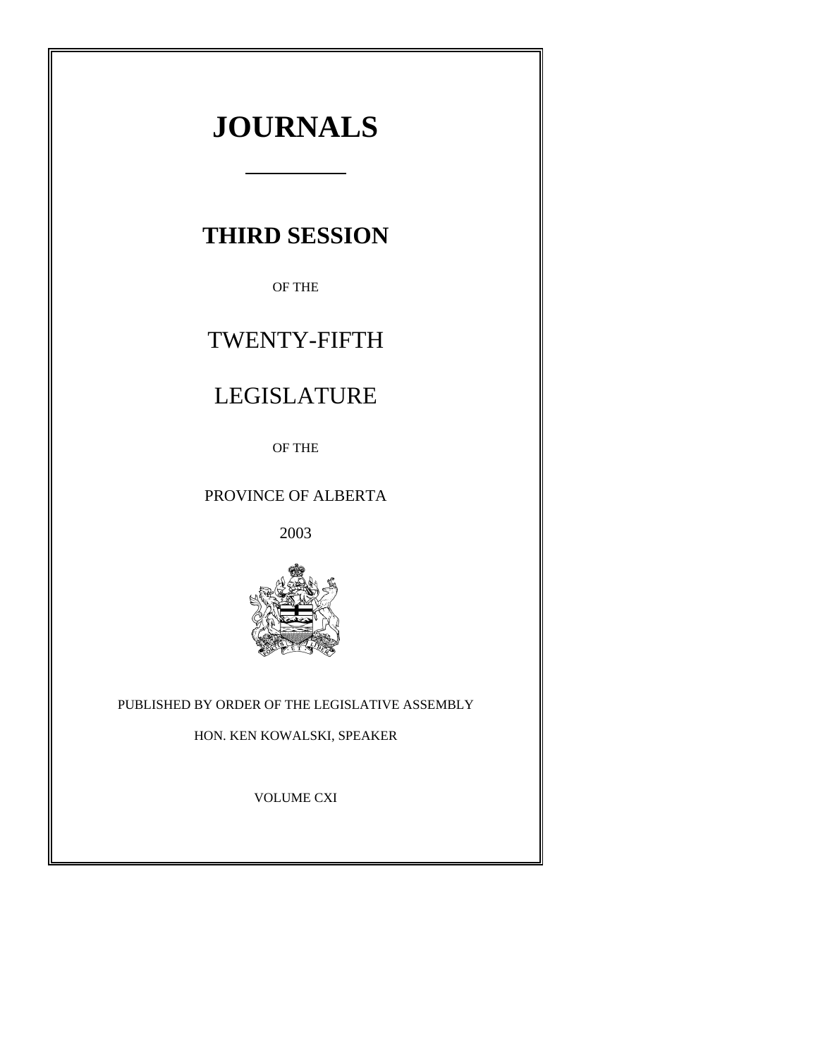# JOURNALS

## THIRD SESSION

OF THE

TWENTY-FIFTH

LEGISLATURE

OF THE

PROVINCE OF ALBERTA

2003

PUBLISHED BY ORDER OF THE LEGISLATIVE ASSEMBLY

HON. KEN KOWALSKI, SPEAKER

VOLUME CXI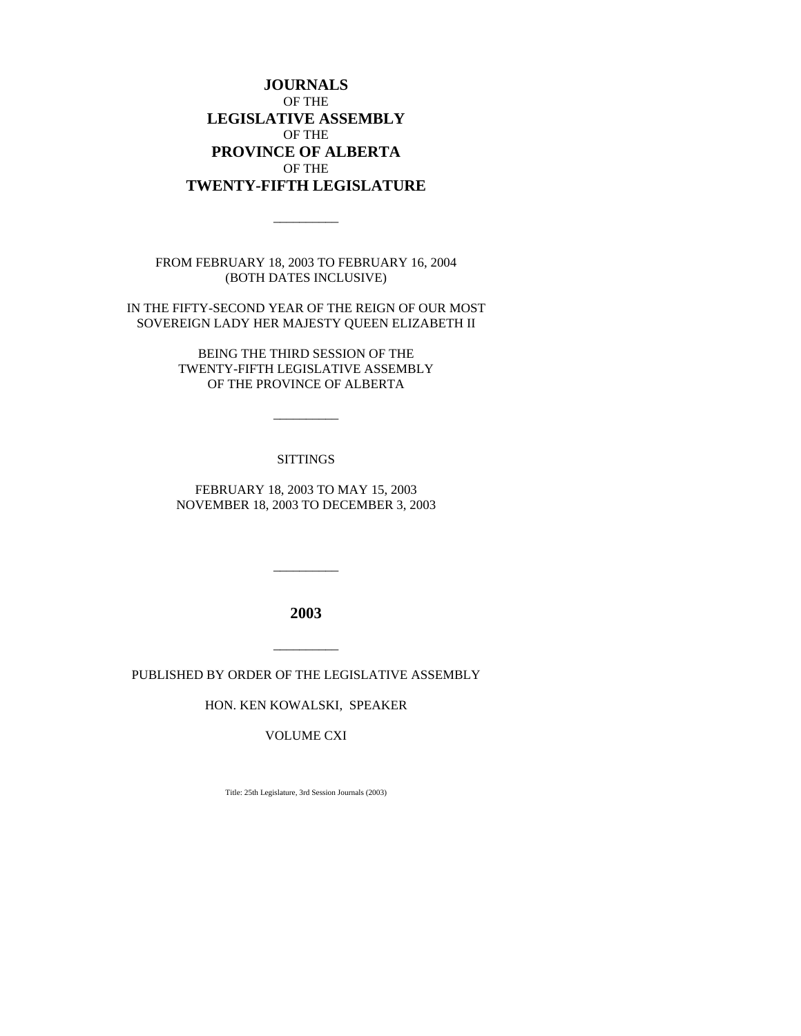# JOURNALS

OF THE

# LEGISLATIVE ASSEMBLY

OF THE

# PROVINCE OF ALBERTA

OF THE

# TWENTY-FIFTH LEGISLATURE

---

FROM FEBRUARY 18, 2003 TO FEBRUARY 16, 2004
(BOTH DATES INCLUSIVE)

IN THE FIFTY-SECOND YEAR OF THE REIGN OF OUR MOST SOVEREIGN LADY HER MAJESTY QUEEN ELIZABETH II

BEING THE THIRD SESSION OF THE TWENTY-FIFTH LEGISLATIVE ASSEMBLY OF THE PROVINCE OF ALBERTA

---

SITTINGS

FEBRUARY 18, 2003 TO MAY 15, 2003
NOVEMBER 18, 2003 TO DECEMBER 3, 2003

---

**2003**

---

PUBLISHED BY ORDER OF THE LEGISLATIVE ASSEMBLY

HON. KEN KOWALSKI, SPEAKER

VOLUME CXI

Title: 25th Legislature, 3rd Session Journals (2003)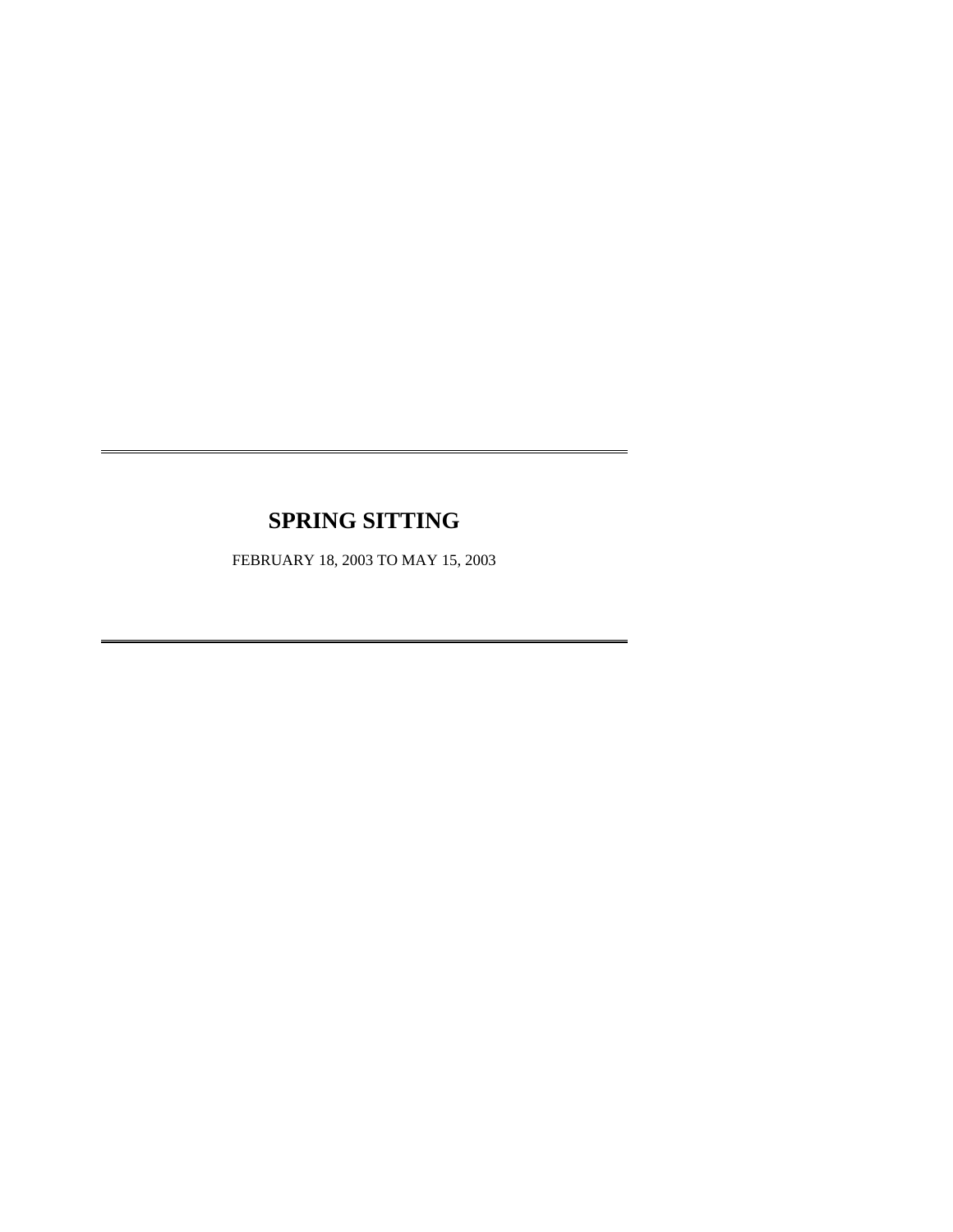# SPRING SITTING

FEBRUARY 18, 2003 TO MAY 15, 2003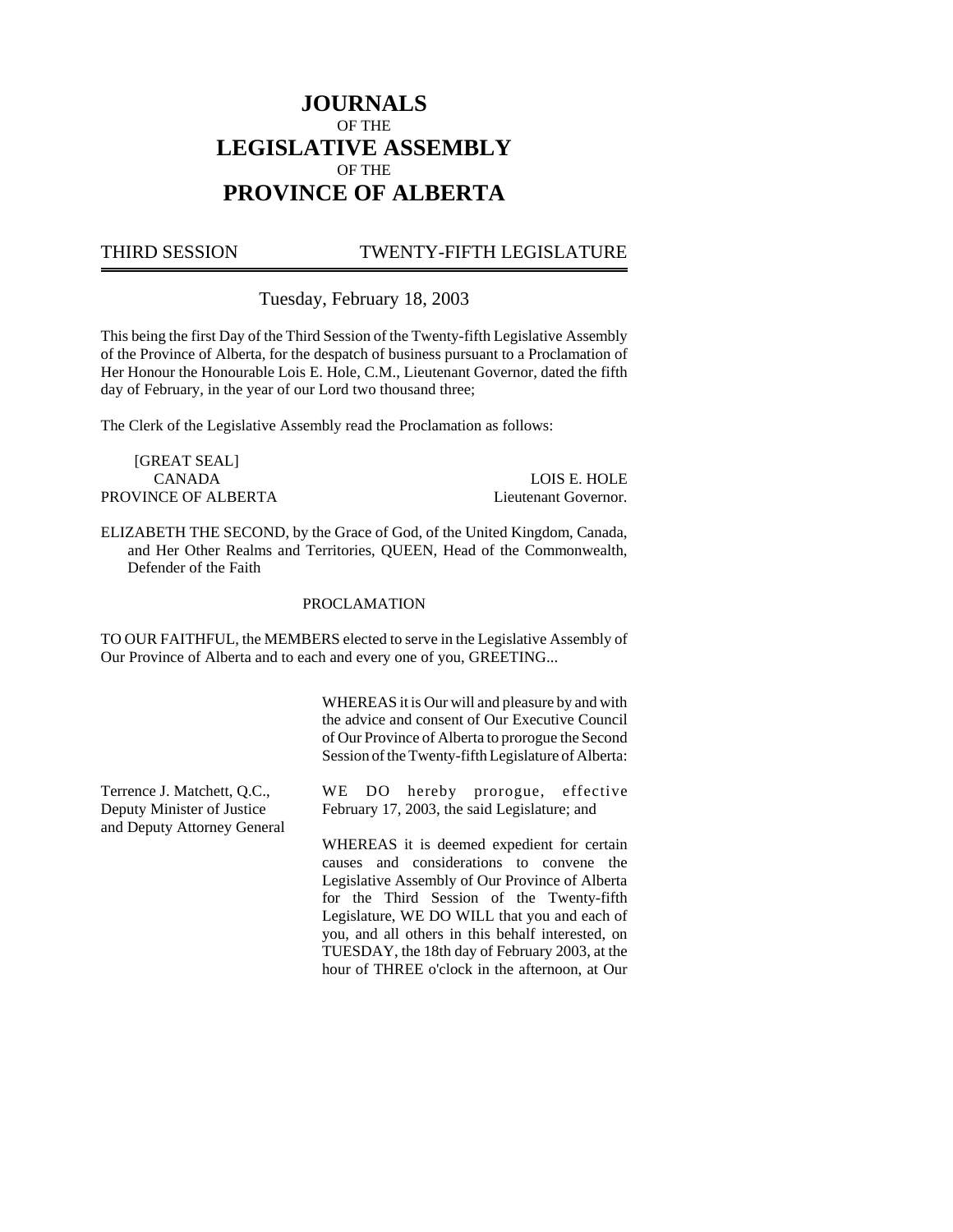# JOURNALS
OF THE
# LEGISLATIVE ASSEMBLY
OF THE
# PROVINCE OF ALBERTA

THIRD SESSION TWENTY-FIFTH LEGISLATURE

Tuesday, February 18, 2003

This being the first Day of the Third Session of the Twenty-fifth Legislative Assembly of the Province of Alberta, for the despatch of business pursuant to a Proclamation of Her Honour the Honourable Lois E. Hole, C.M., Lieutenant Governor, dated the fifth day of February, in the year of our Lord two thousand three;

The Clerk of the Legislative Assembly read the Proclamation as follows:

[GREAT SEAL]
CANADA
PROVINCE OF ALBERTA

LOIS E. HOLE
Lieutenant Governor.

ELIZABETH THE SECOND, by the Grace of God, of the United Kingdom, Canada, and Her Other Realms and Territories, QUEEN, Head of the Commonwealth, Defender of the Faith

PROCLAMATION

TO OUR FAITHFUL, the MEMBERS elected to serve in the Legislative Assembly of Our Province of Alberta and to each and every one of you, GREETING...

WHEREAS it is Our will and pleasure by and with the advice and consent of Our Executive Council of Our Province of Alberta to prorogue the Second Session of the Twenty-fifth Legislature of Alberta:

Terrence J. Matchett, Q.C.,
Deputy Minister of Justice
and Deputy Attorney General

WE DO hereby prorogue, effective February 17, 2003, the said Legislature; and

WHEREAS it is deemed expedient for certain causes and considerations to convene the Legislative Assembly of Our Province of Alberta for the Third Session of the Twenty-fifth Legislature, WE DO WILL that you and each of you, and all others in this behalf interested, on TUESDAY, the 18th day of February 2003, at the hour of THREE o'clock in the afternoon, at Our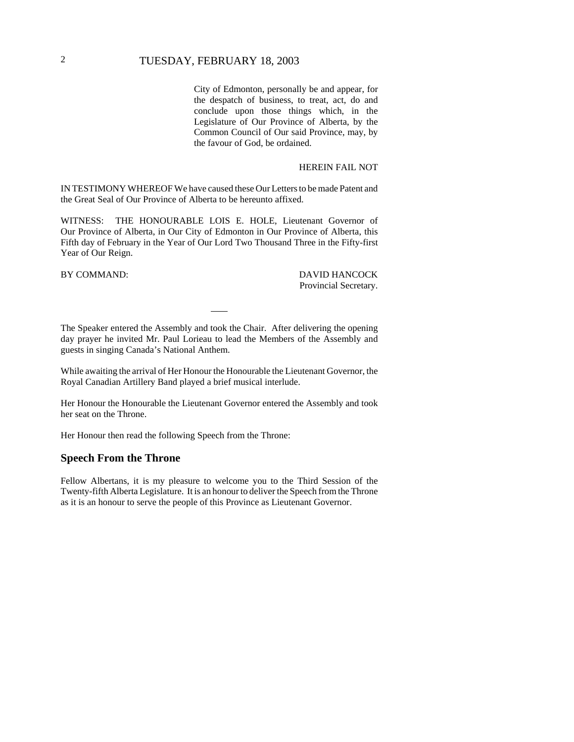City of Edmonton, personally be and appear, for the despatch of business, to treat, act, do and conclude upon those things which, in the Legislature of Our Province of Alberta, by the Common Council of Our said Province, may, by the favour of God, be ordained.

HEREIN FAIL NOT

IN TESTIMONY WHEREOF We have caused these Our Letters to be made Patent and the Great Seal of Our Province of Alberta to be hereunto affixed.

WITNESS: THE HONOURABLE LOIS E. HOLE, Lieutenant Governor of Our Province of Alberta, in Our City of Edmonton in Our Province of Alberta, this Fifth day of February in the Year of Our Lord Two Thousand Three in the Fifty-first Year of Our Reign.

BY COMMAND: DAVID HANCOCK
Provincial Secretary.

---

The Speaker entered the Assembly and took the Chair. After delivering the opening day prayer he invited Mr. Paul Lorieau to lead the Members of the Assembly and guests in singing Canada's National Anthem.

While awaiting the arrival of Her Honour the Honourable the Lieutenant Governor, the Royal Canadian Artillery Band played a brief musical interlude.

Her Honour the Honourable the Lieutenant Governor entered the Assembly and took her seat on the Throne.

Her Honour then read the following Speech from the Throne:

## Speech From the Throne

Fellow Albertans, it is my pleasure to welcome you to the Third Session of the Twenty-fifth Alberta Legislature. It is an honour to deliver the Speech from the Throne as it is an honour to serve the people of this Province as Lieutenant Governor.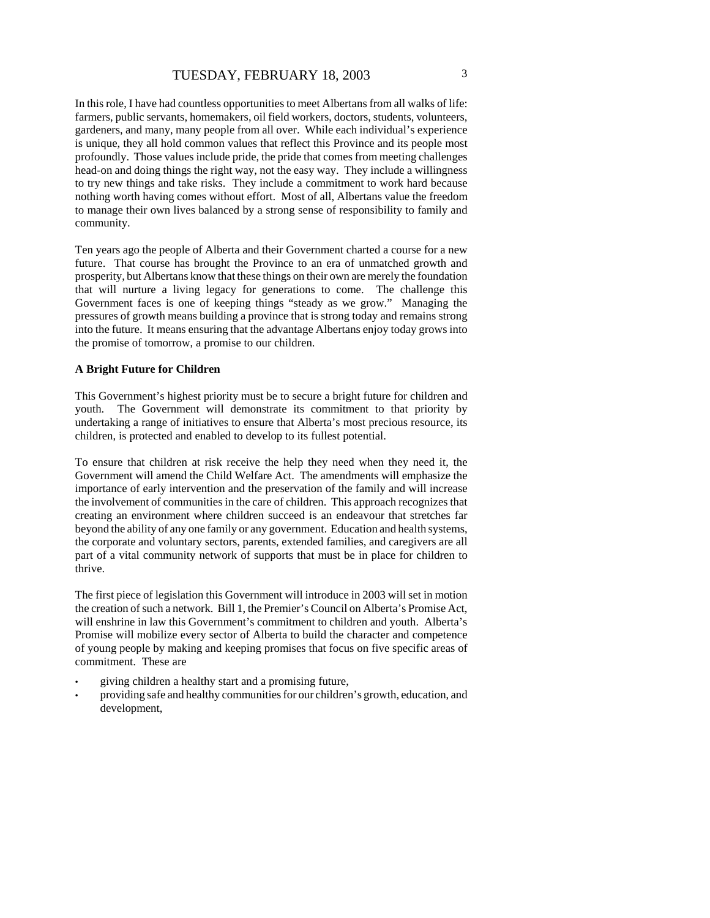In this role, I have had countless opportunities to meet Albertans from all walks of life: farmers, public servants, homemakers, oil field workers, doctors, students, volunteers, gardeners, and many, many people from all over. While each individual's experience is unique, they all hold common values that reflect this Province and its people most profoundly. Those values include pride, the pride that comes from meeting challenges head-on and doing things the right way, not the easy way. They include a willingness to try new things and take risks. They include a commitment to work hard because nothing worth having comes without effort. Most of all, Albertans value the freedom to manage their own lives balanced by a strong sense of responsibility to family and community.

Ten years ago the people of Alberta and their Government charted a course for a new future. That course has brought the Province to an era of unmatched growth and prosperity, but Albertans know that these things on their own are merely the foundation that will nurture a living legacy for generations to come. The challenge this Government faces is one of keeping things "steady as we grow." Managing the pressures of growth means building a province that is strong today and remains strong into the future. It means ensuring that the advantage Albertans enjoy today grows into the promise of tomorrow, a promise to our children.

**A Bright Future for Children**

This Government's highest priority must be to secure a bright future for children and youth. The Government will demonstrate its commitment to that priority by undertaking a range of initiatives to ensure that Alberta's most precious resource, its children, is protected and enabled to develop to its fullest potential.

To ensure that children at risk receive the help they need when they need it, the Government will amend the Child Welfare Act. The amendments will emphasize the importance of early intervention and the preservation of the family and will increase the involvement of communities in the care of children. This approach recognizes that creating an environment where children succeed is an endeavour that stretches far beyond the ability of any one family or any government. Education and health systems, the corporate and voluntary sectors, parents, extended families, and caregivers are all part of a vital community network of supports that must be in place for children to thrive.

The first piece of legislation this Government will introduce in 2003 will set in motion the creation of such a network. Bill 1, the Premier's Council on Alberta's Promise Act, will enshrine in law this Government's commitment to children and youth. Alberta's Promise will mobilize every sector of Alberta to build the character and competence of young people by making and keeping promises that focus on five specific areas of commitment. These are

- giving children a healthy start and a promising future,
- providing safe and healthy communities for our children's growth, education, and development,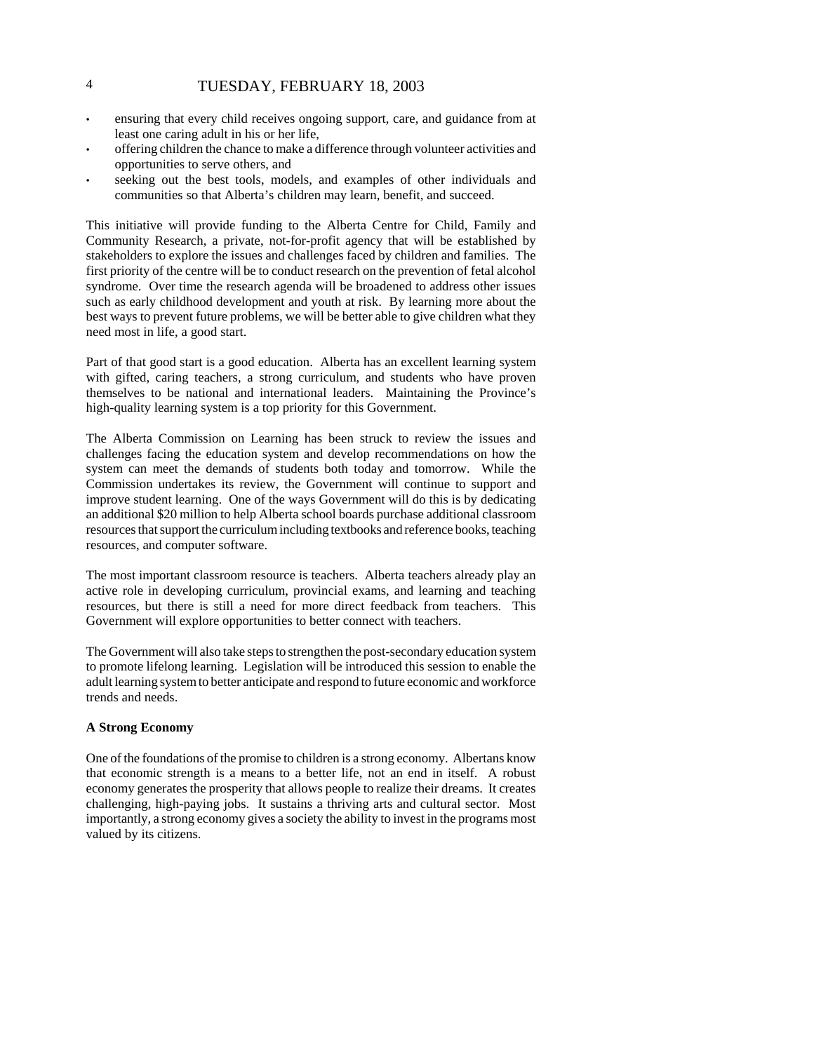- ensuring that every child receives ongoing support, care, and guidance from at least one caring adult in his or her life,
- offering children the chance to make a difference through volunteer activities and opportunities to serve others, and
- seeking out the best tools, models, and examples of other individuals and communities so that Alberta's children may learn, benefit, and succeed.

This initiative will provide funding to the Alberta Centre for Child, Family and Community Research, a private, not-for-profit agency that will be established by stakeholders to explore the issues and challenges faced by children and families. The first priority of the centre will be to conduct research on the prevention of fetal alcohol syndrome. Over time the research agenda will be broadened to address other issues such as early childhood development and youth at risk. By learning more about the best ways to prevent future problems, we will be better able to give children what they need most in life, a good start.

Part of that good start is a good education. Alberta has an excellent learning system with gifted, caring teachers, a strong curriculum, and students who have proven themselves to be national and international leaders. Maintaining the Province's high-quality learning system is a top priority for this Government.

The Alberta Commission on Learning has been struck to review the issues and challenges facing the education system and develop recommendations on how the system can meet the demands of students both today and tomorrow. While the Commission undertakes its review, the Government will continue to support and improve student learning. One of the ways Government will do this is by dedicating an additional $20 million to help Alberta school boards purchase additional classroom resources that support the curriculum including textbooks and reference books, teaching resources, and computer software.

The most important classroom resource is teachers. Alberta teachers already play an active role in developing curriculum, provincial exams, and learning and teaching resources, but there is still a need for more direct feedback from teachers. This Government will explore opportunities to better connect with teachers.

The Government will also take steps to strengthen the post-secondary education system to promote lifelong learning. Legislation will be introduced this session to enable the adult learning system to better anticipate and respond to future economic and workforce trends and needs.

**A Strong Economy**

One of the foundations of the promise to children is a strong economy. Albertans know that economic strength is a means to a better life, not an end in itself. A robust economy generates the prosperity that allows people to realize their dreams. It creates challenging, high-paying jobs. It sustains a thriving arts and cultural sector. Most importantly, a strong economy gives a society the ability to invest in the programs most valued by its citizens.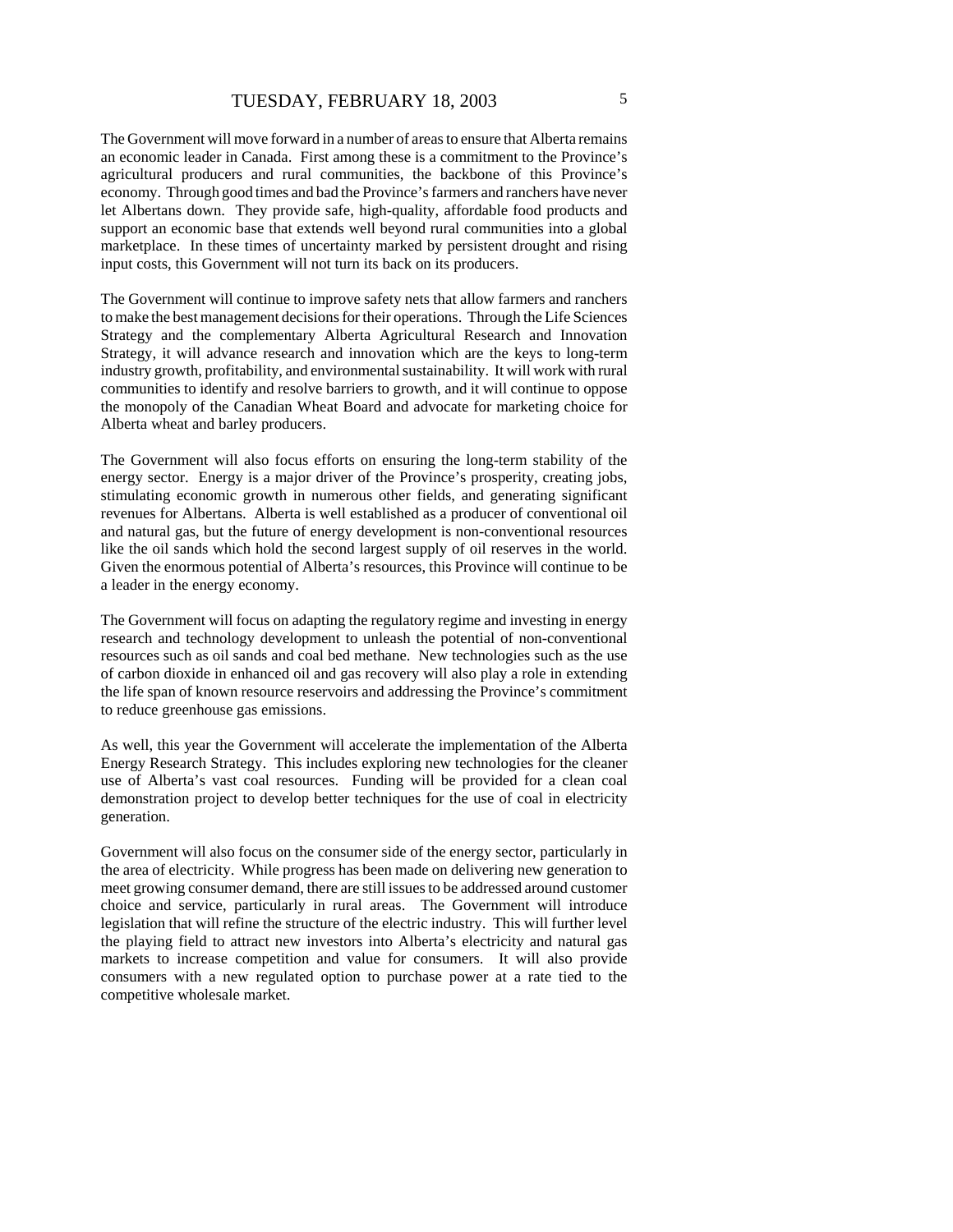The Government will move forward in a number of areas to ensure that Alberta remains an economic leader in Canada. First among these is a commitment to the Province's agricultural producers and rural communities, the backbone of this Province's economy. Through good times and bad the Province's farmers and ranchers have never let Albertans down. They provide safe, high-quality, affordable food products and support an economic base that extends well beyond rural communities into a global marketplace. In these times of uncertainty marked by persistent drought and rising input costs, this Government will not turn its back on its producers.

The Government will continue to improve safety nets that allow farmers and ranchers to make the best management decisions for their operations. Through the Life Sciences Strategy and the complementary Alberta Agricultural Research and Innovation Strategy, it will advance research and innovation which are the keys to long-term industry growth, profitability, and environmental sustainability. It will work with rural communities to identify and resolve barriers to growth, and it will continue to oppose the monopoly of the Canadian Wheat Board and advocate for marketing choice for Alberta wheat and barley producers.

The Government will also focus efforts on ensuring the long-term stability of the energy sector. Energy is a major driver of the Province's prosperity, creating jobs, stimulating economic growth in numerous other fields, and generating significant revenues for Albertans. Alberta is well established as a producer of conventional oil and natural gas, but the future of energy development is non-conventional resources like the oil sands which hold the second largest supply of oil reserves in the world. Given the enormous potential of Alberta's resources, this Province will continue to be a leader in the energy economy.

The Government will focus on adapting the regulatory regime and investing in energy research and technology development to unleash the potential of non-conventional resources such as oil sands and coal bed methane. New technologies such as the use of carbon dioxide in enhanced oil and gas recovery will also play a role in extending the life span of known resource reservoirs and addressing the Province's commitment to reduce greenhouse gas emissions.

As well, this year the Government will accelerate the implementation of the Alberta Energy Research Strategy. This includes exploring new technologies for the cleaner use of Alberta's vast coal resources. Funding will be provided for a clean coal demonstration project to develop better techniques for the use of coal in electricity generation.

Government will also focus on the consumer side of the energy sector, particularly in the area of electricity. While progress has been made on delivering new generation to meet growing consumer demand, there are still issues to be addressed around customer choice and service, particularly in rural areas. The Government will introduce legislation that will refine the structure of the electric industry. This will further level the playing field to attract new investors into Alberta's electricity and natural gas markets to increase competition and value for consumers. It will also provide consumers with a new regulated option to purchase power at a rate tied to the competitive wholesale market.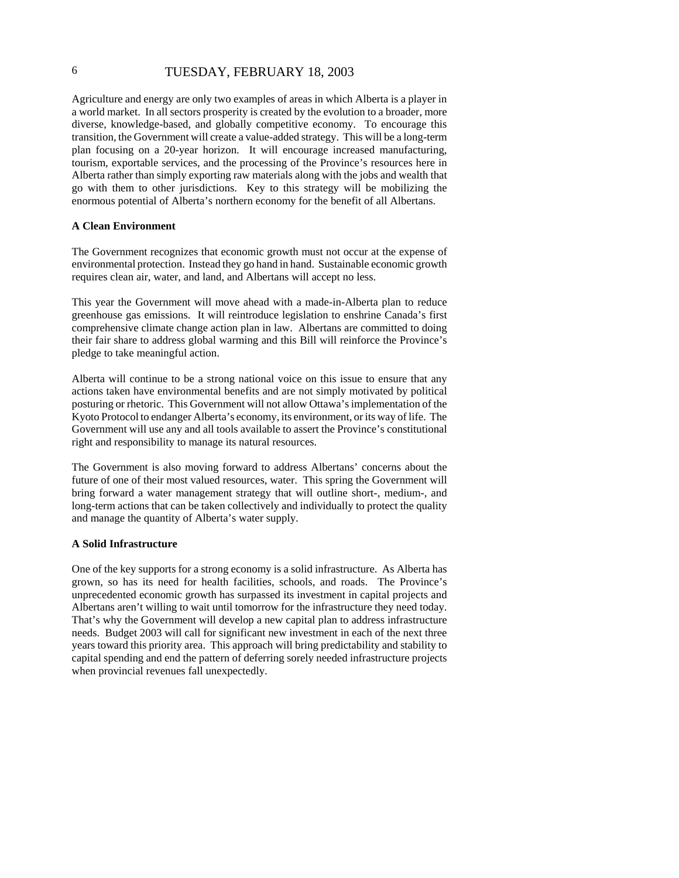Agriculture and energy are only two examples of areas in which Alberta is a player in a world market. In all sectors prosperity is created by the evolution to a broader, more diverse, knowledge-based, and globally competitive economy. To encourage this transition, the Government will create a value-added strategy. This will be a long-term plan focusing on a 20-year horizon. It will encourage increased manufacturing, tourism, exportable services, and the processing of the Province's resources here in Alberta rather than simply exporting raw materials along with the jobs and wealth that go with them to other jurisdictions. Key to this strategy will be mobilizing the enormous potential of Alberta's northern economy for the benefit of all Albertans.

**A Clean Environment**

The Government recognizes that economic growth must not occur at the expense of environmental protection. Instead they go hand in hand. Sustainable economic growth requires clean air, water, and land, and Albertans will accept no less.

This year the Government will move ahead with a made-in-Alberta plan to reduce greenhouse gas emissions. It will reintroduce legislation to enshrine Canada's first comprehensive climate change action plan in law. Albertans are committed to doing their fair share to address global warming and this Bill will reinforce the Province's pledge to take meaningful action.

Alberta will continue to be a strong national voice on this issue to ensure that any actions taken have environmental benefits and are not simply motivated by political posturing or rhetoric. This Government will not allow Ottawa's implementation of the Kyoto Protocol to endanger Alberta's economy, its environment, or its way of life. The Government will use any and all tools available to assert the Province's constitutional right and responsibility to manage its natural resources.

The Government is also moving forward to address Albertans' concerns about the future of one of their most valued resources, water. This spring the Government will bring forward a water management strategy that will outline short-, medium-, and long-term actions that can be taken collectively and individually to protect the quality and manage the quantity of Alberta's water supply.

**A Solid Infrastructure**

One of the key supports for a strong economy is a solid infrastructure. As Alberta has grown, so has its need for health facilities, schools, and roads. The Province's unprecedented economic growth has surpassed its investment in capital projects and Albertans aren't willing to wait until tomorrow for the infrastructure they need today. That's why the Government will develop a new capital plan to address infrastructure needs. Budget 2003 will call for significant new investment in each of the next three years toward this priority area. This approach will bring predictability and stability to capital spending and end the pattern of deferring sorely needed infrastructure projects when provincial revenues fall unexpectedly.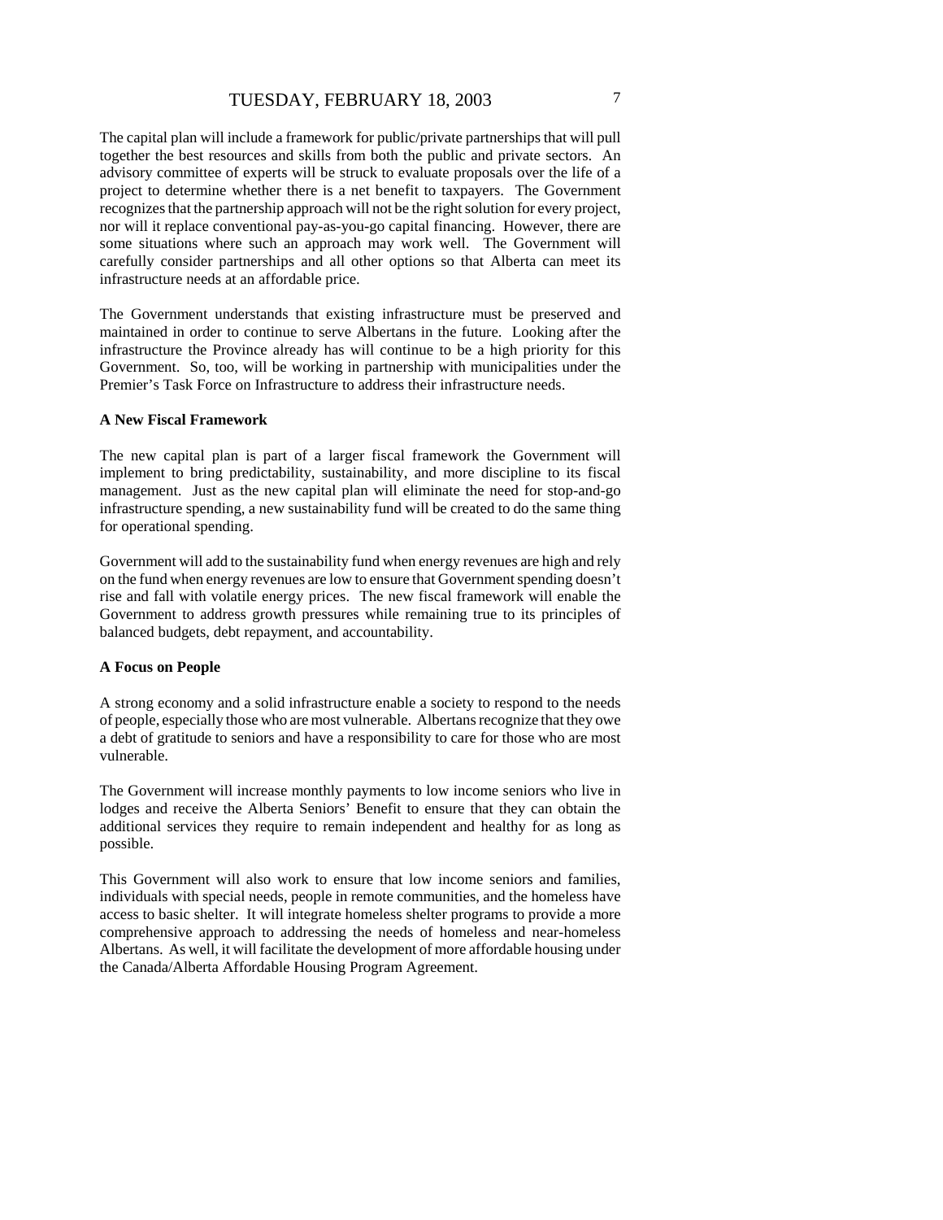The capital plan will include a framework for public/private partnerships that will pull together the best resources and skills from both the public and private sectors. An advisory committee of experts will be struck to evaluate proposals over the life of a project to determine whether there is a net benefit to taxpayers. The Government recognizes that the partnership approach will not be the right solution for every project, nor will it replace conventional pay-as-you-go capital financing. However, there are some situations where such an approach may work well. The Government will carefully consider partnerships and all other options so that Alberta can meet its infrastructure needs at an affordable price.

The Government understands that existing infrastructure must be preserved and maintained in order to continue to serve Albertans in the future. Looking after the infrastructure the Province already has will continue to be a high priority for this Government. So, too, will be working in partnership with municipalities under the Premier's Task Force on Infrastructure to address their infrastructure needs.

**A New Fiscal Framework**

The new capital plan is part of a larger fiscal framework the Government will implement to bring predictability, sustainability, and more discipline to its fiscal management. Just as the new capital plan will eliminate the need for stop-and-go infrastructure spending, a new sustainability fund will be created to do the same thing for operational spending.

Government will add to the sustainability fund when energy revenues are high and rely on the fund when energy revenues are low to ensure that Government spending doesn't rise and fall with volatile energy prices. The new fiscal framework will enable the Government to address growth pressures while remaining true to its principles of balanced budgets, debt repayment, and accountability.

**A Focus on People**

A strong economy and a solid infrastructure enable a society to respond to the needs of people, especially those who are most vulnerable. Albertans recognize that they owe a debt of gratitude to seniors and have a responsibility to care for those who are most vulnerable.

The Government will increase monthly payments to low income seniors who live in lodges and receive the Alberta Seniors' Benefit to ensure that they can obtain the additional services they require to remain independent and healthy for as long as possible.

This Government will also work to ensure that low income seniors and families, individuals with special needs, people in remote communities, and the homeless have access to basic shelter. It will integrate homeless shelter programs to provide a more comprehensive approach to addressing the needs of homeless and near-homeless Albertans. As well, it will facilitate the development of more affordable housing under the Canada/Alberta Affordable Housing Program Agreement.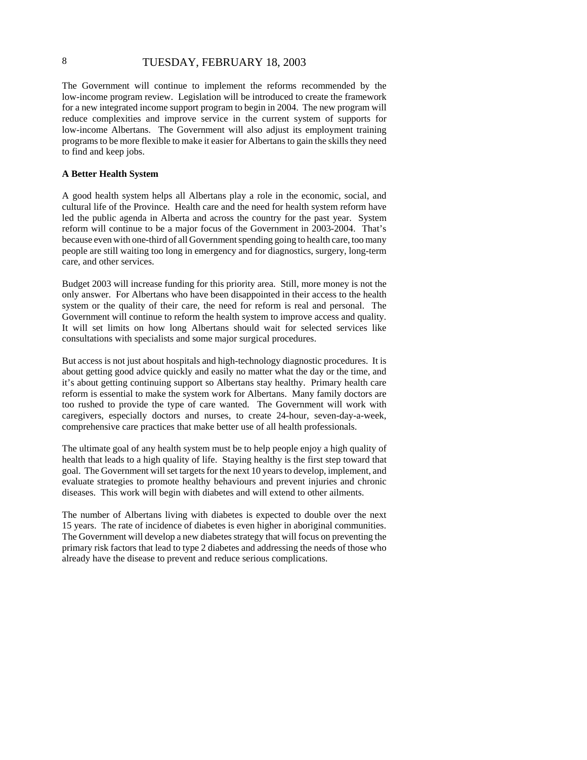The Government will continue to implement the reforms recommended by the low-income program review. Legislation will be introduced to create the framework for a new integrated income support program to begin in 2004. The new program will reduce complexities and improve service in the current system of supports for low-income Albertans. The Government will also adjust its employment training programs to be more flexible to make it easier for Albertans to gain the skills they need to find and keep jobs.

**A Better Health System**

A good health system helps all Albertans play a role in the economic, social, and cultural life of the Province. Health care and the need for health system reform have led the public agenda in Alberta and across the country for the past year. System reform will continue to be a major focus of the Government in 2003-2004. That's because even with one-third of all Government spending going to health care, too many people are still waiting too long in emergency and for diagnostics, surgery, long-term care, and other services.

Budget 2003 will increase funding for this priority area. Still, more money is not the only answer. For Albertans who have been disappointed in their access to the health system or the quality of their care, the need for reform is real and personal. The Government will continue to reform the health system to improve access and quality. It will set limits on how long Albertans should wait for selected services like consultations with specialists and some major surgical procedures.

But access is not just about hospitals and high-technology diagnostic procedures. It is about getting good advice quickly and easily no matter what the day or the time, and it's about getting continuing support so Albertans stay healthy. Primary health care reform is essential to make the system work for Albertans. Many family doctors are too rushed to provide the type of care wanted. The Government will work with caregivers, especially doctors and nurses, to create 24-hour, seven-day-a-week, comprehensive care practices that make better use of all health professionals.

The ultimate goal of any health system must be to help people enjoy a high quality of health that leads to a high quality of life. Staying healthy is the first step toward that goal. The Government will set targets for the next 10 years to develop, implement, and evaluate strategies to promote healthy behaviours and prevent injuries and chronic diseases. This work will begin with diabetes and will extend to other ailments.

The number of Albertans living with diabetes is expected to double over the next 15 years. The rate of incidence of diabetes is even higher in aboriginal communities. The Government will develop a new diabetes strategy that will focus on preventing the primary risk factors that lead to type 2 diabetes and addressing the needs of those who already have the disease to prevent and reduce serious complications.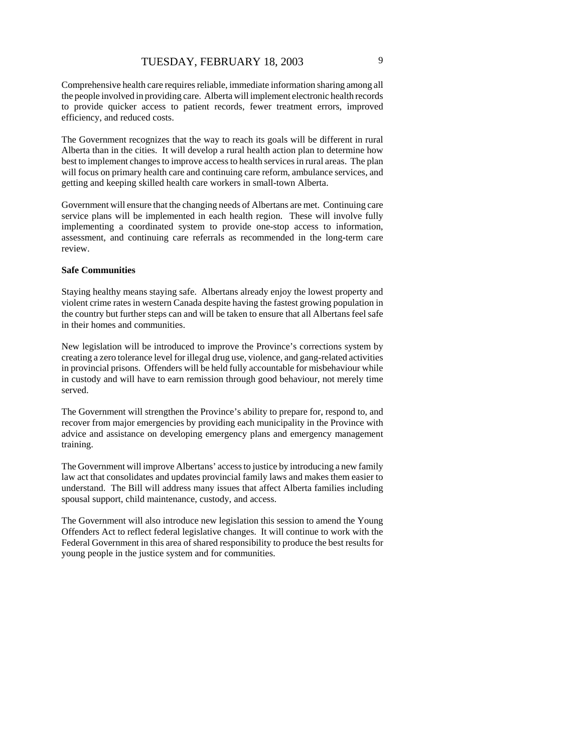Comprehensive health care requires reliable, immediate information sharing among all the people involved in providing care. Alberta will implement electronic health records to provide quicker access to patient records, fewer treatment errors, improved efficiency, and reduced costs.

The Government recognizes that the way to reach its goals will be different in rural Alberta than in the cities. It will develop a rural health action plan to determine how best to implement changes to improve access to health services in rural areas. The plan will focus on primary health care and continuing care reform, ambulance services, and getting and keeping skilled health care workers in small-town Alberta.

Government will ensure that the changing needs of Albertans are met. Continuing care service plans will be implemented in each health region. These will involve fully implementing a coordinated system to provide one-stop access to information, assessment, and continuing care referrals as recommended in the long-term care review.

**Safe Communities**

Staying healthy means staying safe. Albertans already enjoy the lowest property and violent crime rates in western Canada despite having the fastest growing population in the country but further steps can and will be taken to ensure that all Albertans feel safe in their homes and communities.

New legislation will be introduced to improve the Province's corrections system by creating a zero tolerance level for illegal drug use, violence, and gang-related activities in provincial prisons. Offenders will be held fully accountable for misbehaviour while in custody and will have to earn remission through good behaviour, not merely time served.

The Government will strengthen the Province's ability to prepare for, respond to, and recover from major emergencies by providing each municipality in the Province with advice and assistance on developing emergency plans and emergency management training.

The Government will improve Albertans' access to justice by introducing a new family law act that consolidates and updates provincial family laws and makes them easier to understand. The Bill will address many issues that affect Alberta families including spousal support, child maintenance, custody, and access.

The Government will also introduce new legislation this session to amend the Young Offenders Act to reflect federal legislative changes. It will continue to work with the Federal Government in this area of shared responsibility to produce the best results for young people in the justice system and for communities.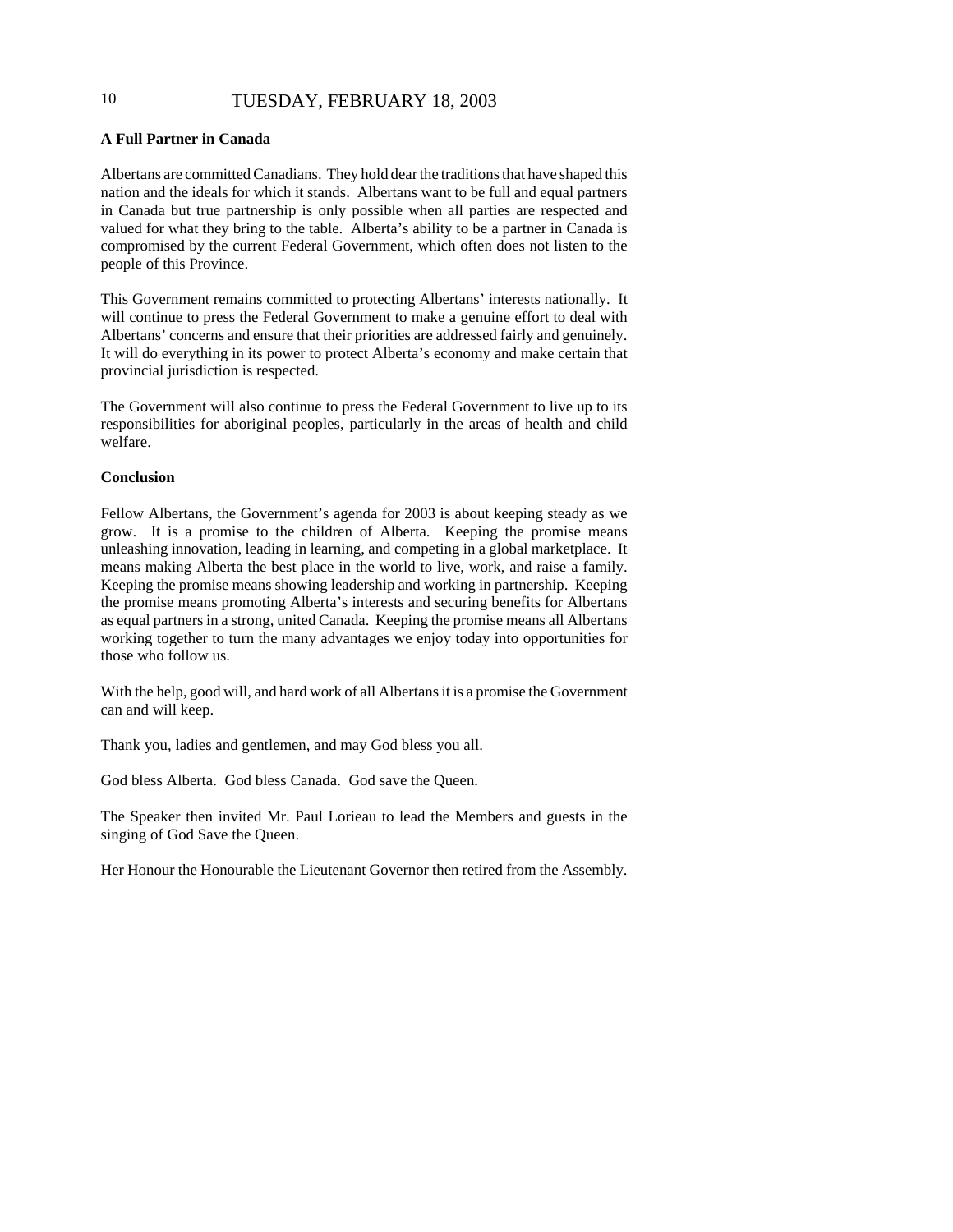**A Full Partner in Canada**

Albertans are committed Canadians. They hold dear the traditions that have shaped this nation and the ideals for which it stands. Albertans want to be full and equal partners in Canada but true partnership is only possible when all parties are respected and valued for what they bring to the table. Alberta's ability to be a partner in Canada is compromised by the current Federal Government, which often does not listen to the people of this Province.

This Government remains committed to protecting Albertans' interests nationally. It will continue to press the Federal Government to make a genuine effort to deal with Albertans' concerns and ensure that their priorities are addressed fairly and genuinely. It will do everything in its power to protect Alberta's economy and make certain that provincial jurisdiction is respected.

The Government will also continue to press the Federal Government to live up to its responsibilities for aboriginal peoples, particularly in the areas of health and child welfare.

**Conclusion**

Fellow Albertans, the Government's agenda for 2003 is about keeping steady as we grow. It is a promise to the children of Alberta. Keeping the promise means unleashing innovation, leading in learning, and competing in a global marketplace. It means making Alberta the best place in the world to live, work, and raise a family. Keeping the promise means showing leadership and working in partnership. Keeping the promise means promoting Alberta's interests and securing benefits for Albertans as equal partners in a strong, united Canada. Keeping the promise means all Albertans working together to turn the many advantages we enjoy today into opportunities for those who follow us.

With the help, good will, and hard work of all Albertans it is a promise the Government can and will keep.

Thank you, ladies and gentlemen, and may God bless you all.

God bless Alberta. God bless Canada. God save the Queen.

The Speaker then invited Mr. Paul Lorieau to lead the Members and guests in the singing of God Save the Queen.

Her Honour the Honourable the Lieutenant Governor then retired from the Assembly.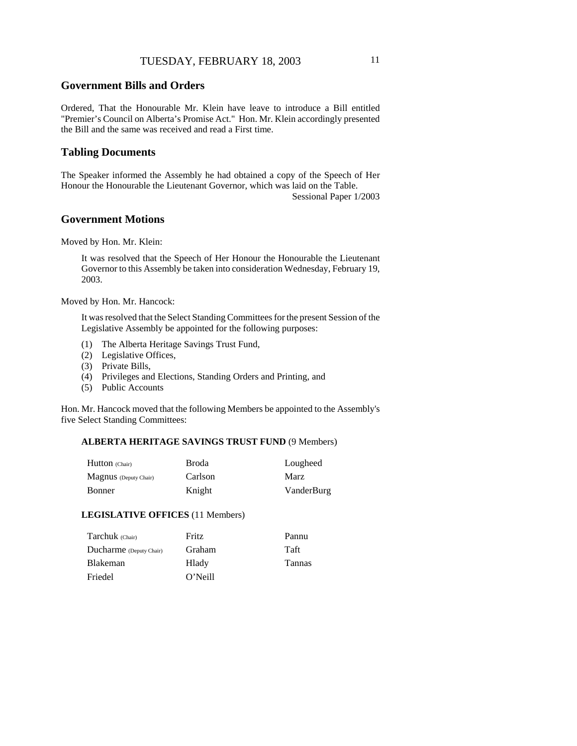## Government Bills and Orders

Ordered, That the Honourable Mr. Klein have leave to introduce a Bill entitled "Premier's Council on Alberta's Promise Act." Hon. Mr. Klein accordingly presented the Bill and the same was received and read a First time.

## Tabling Documents

The Speaker informed the Assembly he had obtained a copy of the Speech of Her Honour the Honourable the Lieutenant Governor, which was laid on the Table.

Sessional Paper 1/2003

## Government Motions

Moved by Hon. Mr. Klein:

> It was resolved that the Speech of Her Honour the Honourable the Lieutenant Governor to this Assembly be taken into consideration Wednesday, February 19, 2003.

Moved by Hon. Mr. Hancock:

> It was resolved that the Select Standing Committees for the present Session of the Legislative Assembly be appointed for the following purposes:
>
> (1) The Alberta Heritage Savings Trust Fund,
> (2) Legislative Offices,
> (3) Private Bills,
> (4) Privileges and Elections, Standing Orders and Printing, and
> (5) Public Accounts

Hon. Mr. Hancock moved that the following Members be appointed to the Assembly's five Select Standing Committees:

**ALBERTA HERITAGE SAVINGS TRUST FUND** (9 Members)

| | | |
|---|---|---|
| Hutton (Chair) | Broda | Lougheed |
| Magnus (Deputy Chair) | Carlson | Marz |
| Bonner | Knight | VanderBurg |

**LEGISLATIVE OFFICES** (11 Members)

| | | |
|---|---|---|
| Tarchuk (Chair) | Fritz | Pannu |
| Ducharme (Deputy Chair) | Graham | Taft |
| Blakeman | Hlady | Tannas |
| Friedel | O'Neill | |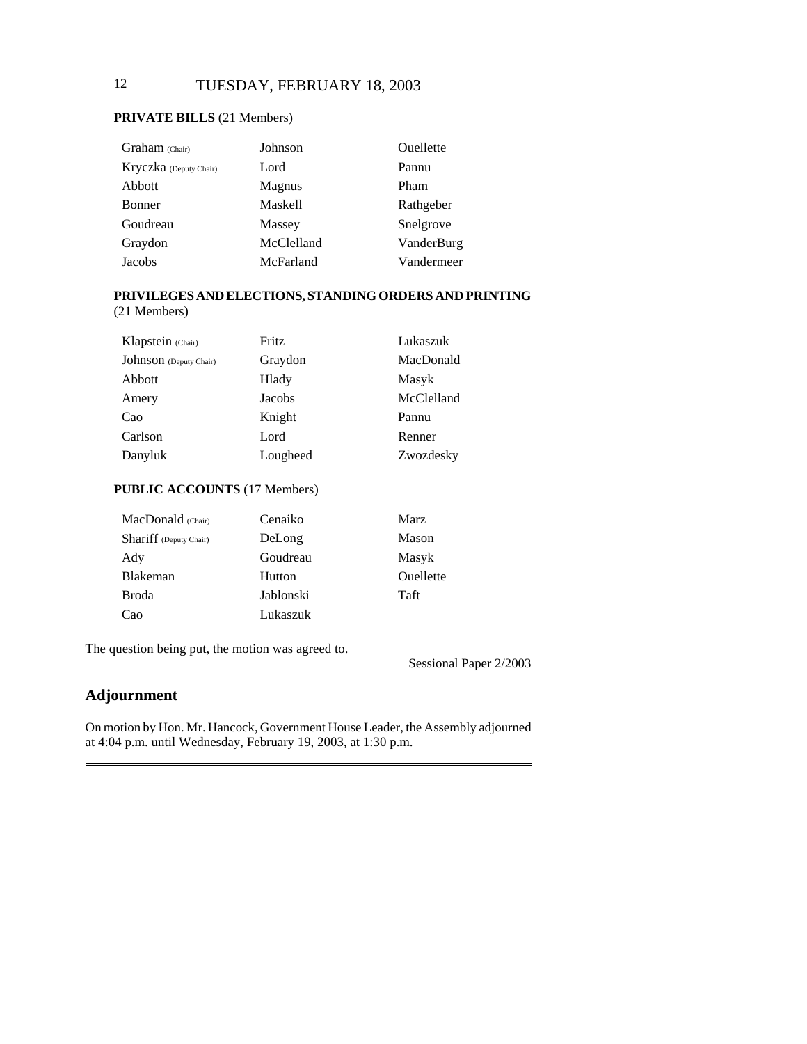**PRIVATE BILLS** (21 Members)

| | | |
|---|---|---|
| Graham (Chair) | Johnson | Ouellette |
| Kryczka (Deputy Chair) | Lord | Pannu |
| Abbott | Magnus | Pham |
| Bonner | Maskell | Rathgeber |
| Goudreau | Massey | Snelgrove |
| Graydon | McClelland | VanderBurg |
| Jacobs | McFarland | Vandermeer |

**PRIVILEGES AND ELECTIONS, STANDING ORDERS AND PRINTING** (21 Members)

| | | |
|---|---|---|
| Klapstein (Chair) | Fritz | Lukaszuk |
| Johnson (Deputy Chair) | Graydon | MacDonald |
| Abbott | Hlady | Masyk |
| Amery | Jacobs | McClelland |
| Cao | Knight | Pannu |
| Carlson | Lord | Renner |
| Danyluk | Lougheed | Zwozdesky |

**PUBLIC ACCOUNTS** (17 Members)

| | | |
|---|---|---|
| MacDonald (Chair) | Cenaiko | Marz |
| Shariff (Deputy Chair) | DeLong | Mason |
| Ady | Goudreau | Masyk |
| Blakeman | Hutton | Ouellette |
| Broda | Jablonski | Taft |
| Cao | Lukaszuk | |

The question being put, the motion was agreed to.

Sessional Paper 2/2003

## Adjournment

On motion by Hon. Mr. Hancock, Government House Leader, the Assembly adjourned at 4:04 p.m. until Wednesday, February 19, 2003, at 1:30 p.m.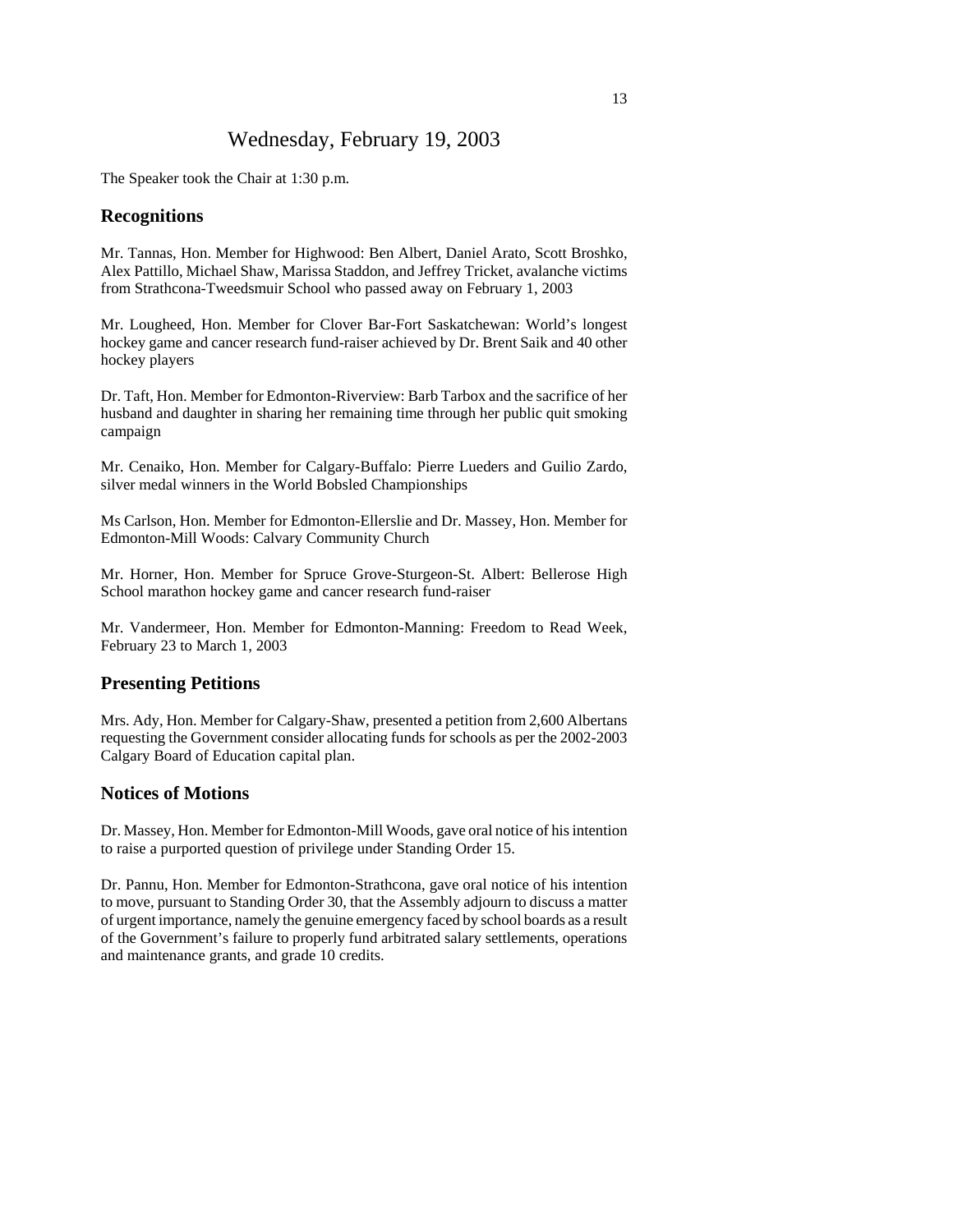# Wednesday, February 19, 2003

The Speaker took the Chair at 1:30 p.m.

## Recognitions

Mr. Tannas, Hon. Member for Highwood: Ben Albert, Daniel Arato, Scott Broshko, Alex Pattillo, Michael Shaw, Marissa Staddon, and Jeffrey Tricket, avalanche victims from Strathcona-Tweedsmuir School who passed away on February 1, 2003

Mr. Lougheed, Hon. Member for Clover Bar-Fort Saskatchewan: World's longest hockey game and cancer research fund-raiser achieved by Dr. Brent Saik and 40 other hockey players

Dr. Taft, Hon. Member for Edmonton-Riverview: Barb Tarbox and the sacrifice of her husband and daughter in sharing her remaining time through her public quit smoking campaign

Mr. Cenaiko, Hon. Member for Calgary-Buffalo: Pierre Lueders and Guilio Zardo, silver medal winners in the World Bobsled Championships

Ms Carlson, Hon. Member for Edmonton-Ellerslie and Dr. Massey, Hon. Member for Edmonton-Mill Woods: Calvary Community Church

Mr. Horner, Hon. Member for Spruce Grove-Sturgeon-St. Albert: Bellerose High School marathon hockey game and cancer research fund-raiser

Mr. Vandermeer, Hon. Member for Edmonton-Manning: Freedom to Read Week, February 23 to March 1, 2003

## Presenting Petitions

Mrs. Ady, Hon. Member for Calgary-Shaw, presented a petition from 2,600 Albertans requesting the Government consider allocating funds for schools as per the 2002-2003 Calgary Board of Education capital plan.

## Notices of Motions

Dr. Massey, Hon. Member for Edmonton-Mill Woods, gave oral notice of his intention to raise a purported question of privilege under Standing Order 15.

Dr. Pannu, Hon. Member for Edmonton-Strathcona, gave oral notice of his intention to move, pursuant to Standing Order 30, that the Assembly adjourn to discuss a matter of urgent importance, namely the genuine emergency faced by school boards as a result of the Government's failure to properly fund arbitrated salary settlements, operations and maintenance grants, and grade 10 credits.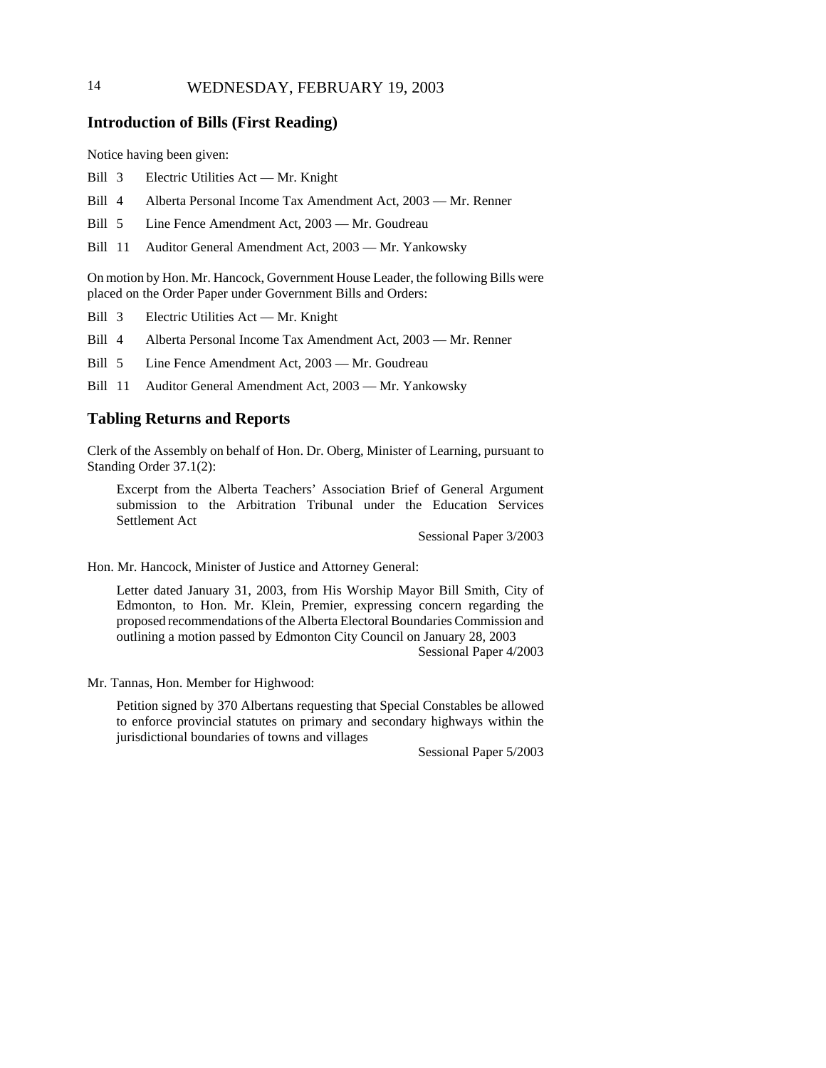## Introduction of Bills (First Reading)

Notice having been given:

Bill 3 Electric Utilities Act — Mr. Knight

Bill 4 Alberta Personal Income Tax Amendment Act, 2003 — Mr. Renner

Bill 5 Line Fence Amendment Act, 2003 — Mr. Goudreau

Bill 11 Auditor General Amendment Act, 2003 — Mr. Yankowsky

On motion by Hon. Mr. Hancock, Government House Leader, the following Bills were placed on the Order Paper under Government Bills and Orders:

Bill 3 Electric Utilities Act — Mr. Knight

Bill 4 Alberta Personal Income Tax Amendment Act, 2003 — Mr. Renner

Bill 5 Line Fence Amendment Act, 2003 — Mr. Goudreau

Bill 11 Auditor General Amendment Act, 2003 — Mr. Yankowsky

## Tabling Returns and Reports

Clerk of the Assembly on behalf of Hon. Dr. Oberg, Minister of Learning, pursuant to Standing Order 37.1(2):

> Excerpt from the Alberta Teachers' Association Brief of General Argument submission to the Arbitration Tribunal under the Education Services Settlement Act
>
> Sessional Paper 3/2003

Hon. Mr. Hancock, Minister of Justice and Attorney General:

> Letter dated January 31, 2003, from His Worship Mayor Bill Smith, City of Edmonton, to Hon. Mr. Klein, Premier, expressing concern regarding the proposed recommendations of the Alberta Electoral Boundaries Commission and outlining a motion passed by Edmonton City Council on January 28, 2003
>
> Sessional Paper 4/2003

Mr. Tannas, Hon. Member for Highwood:

> Petition signed by 370 Albertans requesting that Special Constables be allowed to enforce provincial statutes on primary and secondary highways within the jurisdictional boundaries of towns and villages
>
> Sessional Paper 5/2003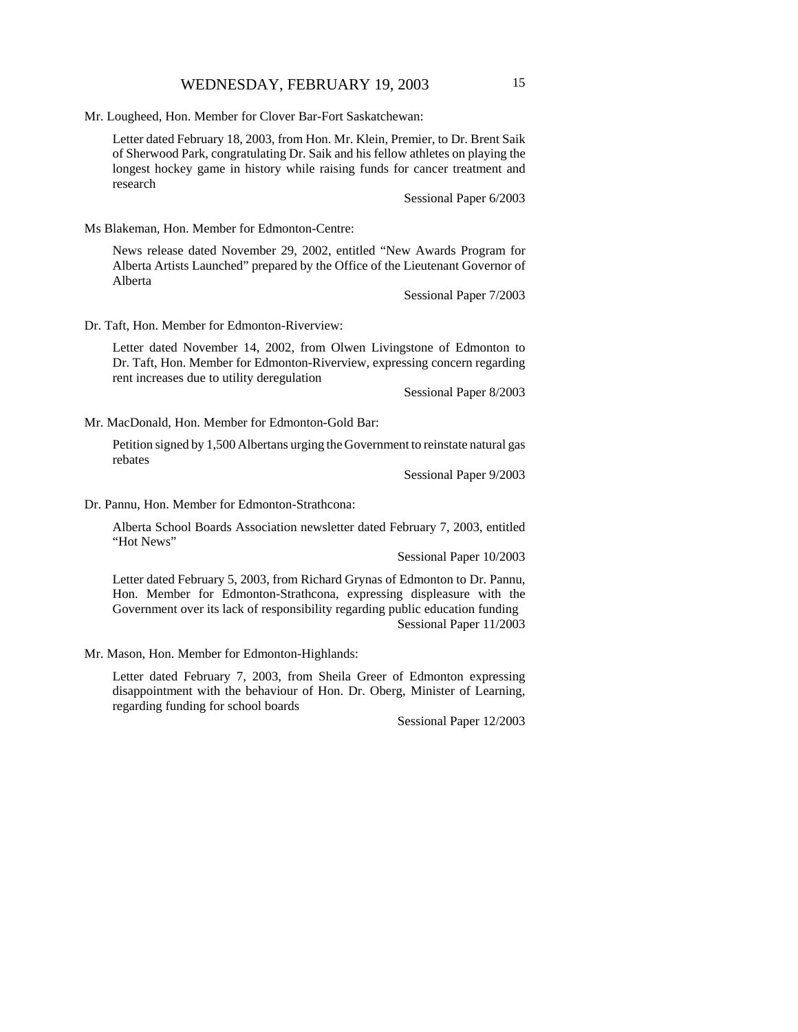Mr. Lougheed, Hon. Member for Clover Bar-Fort Saskatchewan:

Letter dated February 18, 2003, from Hon. Mr. Klein, Premier, to Dr. Brent Saik of Sherwood Park, congratulating Dr. Saik and his fellow athletes on playing the longest hockey game in history while raising funds for cancer treatment and research

Sessional Paper 6/2003

Ms Blakeman, Hon. Member for Edmonton-Centre:

News release dated November 29, 2002, entitled "New Awards Program for Alberta Artists Launched" prepared by the Office of the Lieutenant Governor of Alberta

Sessional Paper 7/2003

Dr. Taft, Hon. Member for Edmonton-Riverview:

Letter dated November 14, 2002, from Olwen Livingstone of Edmonton to Dr. Taft, Hon. Member for Edmonton-Riverview, expressing concern regarding rent increases due to utility deregulation

Sessional Paper 8/2003

Mr. MacDonald, Hon. Member for Edmonton-Gold Bar:

Petition signed by 1,500 Albertans urging the Government to reinstate natural gas rebates

Sessional Paper 9/2003

Dr. Pannu, Hon. Member for Edmonton-Strathcona:

Alberta School Boards Association newsletter dated February 7, 2003, entitled "Hot News"

Sessional Paper 10/2003

Letter dated February 5, 2003, from Richard Grynas of Edmonton to Dr. Pannu, Hon. Member for Edmonton-Strathcona, expressing displeasure with the Government over its lack of responsibility regarding public education funding

Sessional Paper 11/2003

Mr. Mason, Hon. Member for Edmonton-Highlands:

Letter dated February 7, 2003, from Sheila Greer of Edmonton expressing disappointment with the behaviour of Hon. Dr. Oberg, Minister of Learning, regarding funding for school boards

Sessional Paper 12/2003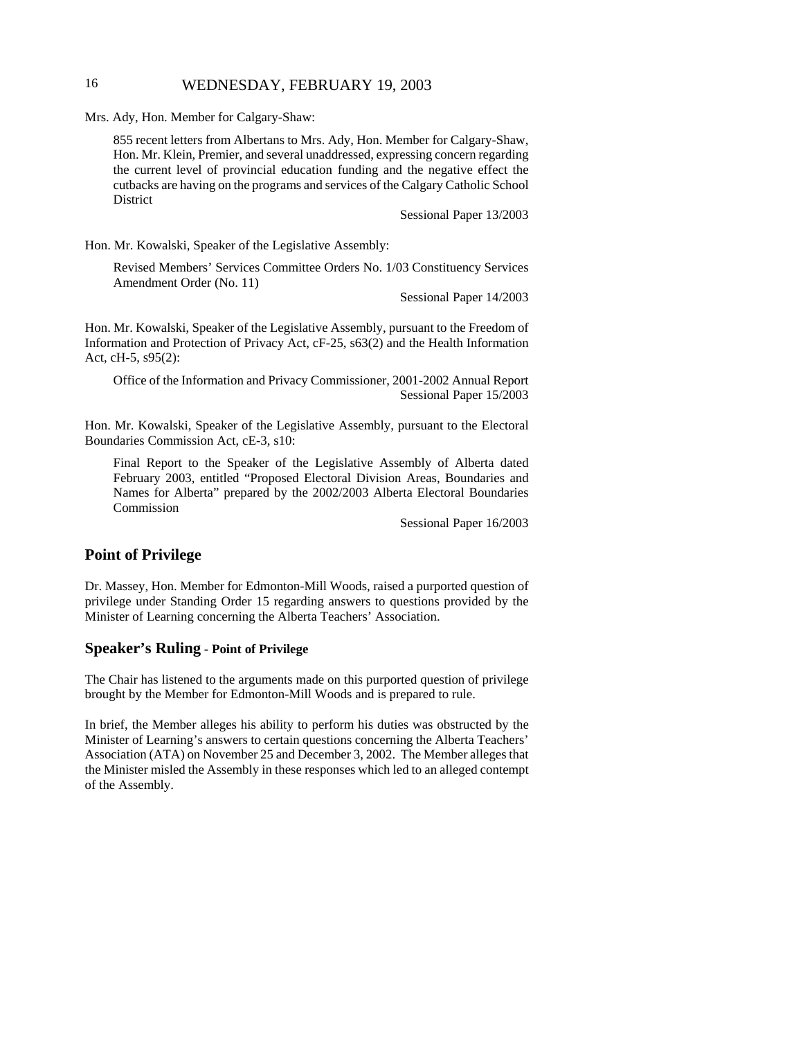Mrs. Ady, Hon. Member for Calgary-Shaw:

> 855 recent letters from Albertans to Mrs. Ady, Hon. Member for Calgary-Shaw, Hon. Mr. Klein, Premier, and several unaddressed, expressing concern regarding the current level of provincial education funding and the negative effect the cutbacks are having on the programs and services of the Calgary Catholic School District
>
> Sessional Paper 13/2003

Hon. Mr. Kowalski, Speaker of the Legislative Assembly:

> Revised Members' Services Committee Orders No. 1/03 Constituency Services Amendment Order (No. 11)
>
> Sessional Paper 14/2003

Hon. Mr. Kowalski, Speaker of the Legislative Assembly, pursuant to the Freedom of Information and Protection of Privacy Act, cF-25, s63(2) and the Health Information Act, cH-5, s95(2):

> Office of the Information and Privacy Commissioner, 2001-2002 Annual Report
>
> Sessional Paper 15/2003

Hon. Mr. Kowalski, Speaker of the Legislative Assembly, pursuant to the Electoral Boundaries Commission Act, cE-3, s10:

> Final Report to the Speaker of the Legislative Assembly of Alberta dated February 2003, entitled "Proposed Electoral Division Areas, Boundaries and Names for Alberta" prepared by the 2002/2003 Alberta Electoral Boundaries Commission
>
> Sessional Paper 16/2003

## Point of Privilege

Dr. Massey, Hon. Member for Edmonton-Mill Woods, raised a purported question of privilege under Standing Order 15 regarding answers to questions provided by the Minister of Learning concerning the Alberta Teachers' Association.

## Speaker's Ruling - Point of Privilege

The Chair has listened to the arguments made on this purported question of privilege brought by the Member for Edmonton-Mill Woods and is prepared to rule.

In brief, the Member alleges his ability to perform his duties was obstructed by the Minister of Learning's answers to certain questions concerning the Alberta Teachers' Association (ATA) on November 25 and December 3, 2002. The Member alleges that the Minister misled the Assembly in these responses which led to an alleged contempt of the Assembly.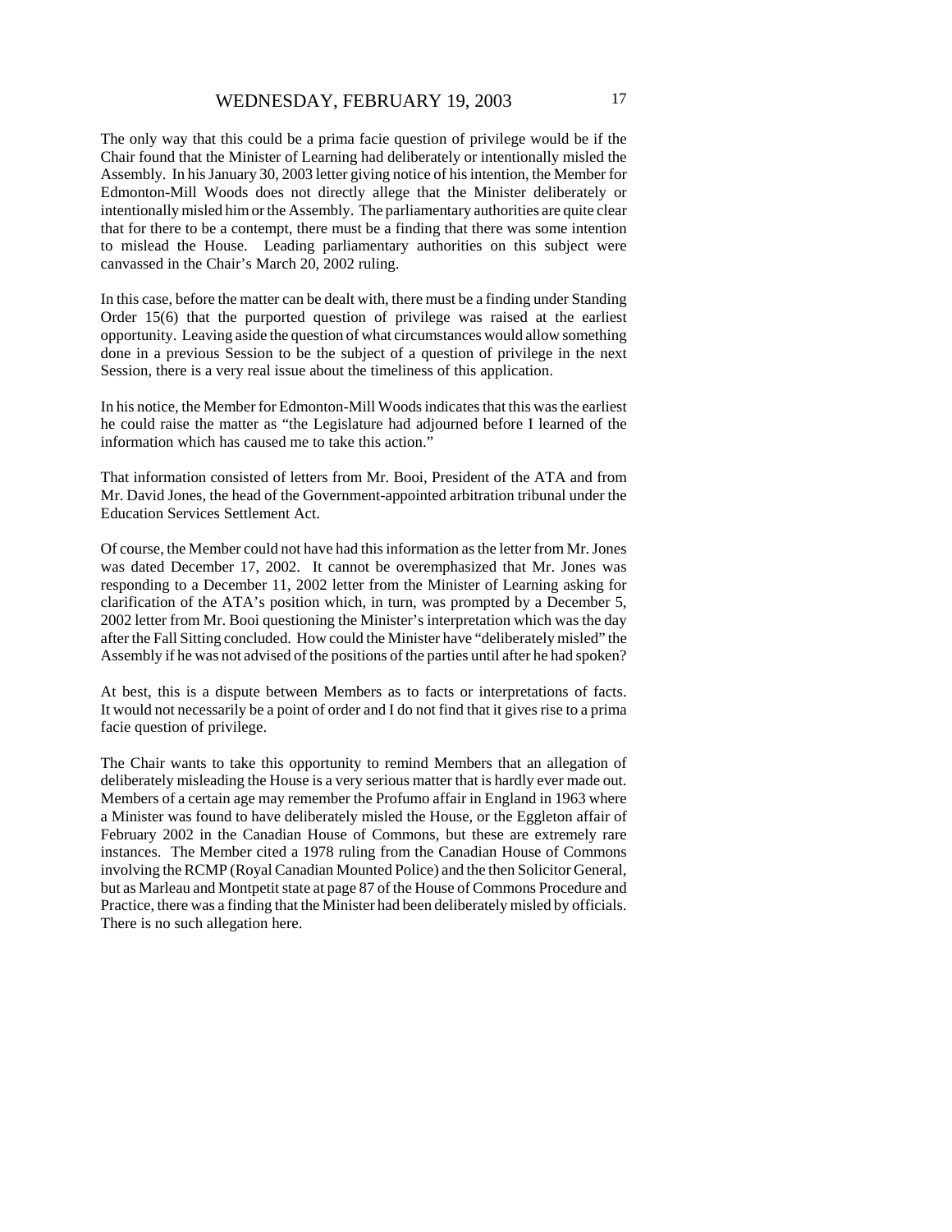The only way that this could be a prima facie question of privilege would be if the Chair found that the Minister of Learning had deliberately or intentionally misled the Assembly. In his January 30, 2003 letter giving notice of his intention, the Member for Edmonton-Mill Woods does not directly allege that the Minister deliberately or intentionally misled him or the Assembly. The parliamentary authorities are quite clear that for there to be a contempt, there must be a finding that there was some intention to mislead the House. Leading parliamentary authorities on this subject were canvassed in the Chair's March 20, 2002 ruling.

In this case, before the matter can be dealt with, there must be a finding under Standing Order 15(6) that the purported question of privilege was raised at the earliest opportunity. Leaving aside the question of what circumstances would allow something done in a previous Session to be the subject of a question of privilege in the next Session, there is a very real issue about the timeliness of this application.

In his notice, the Member for Edmonton-Mill Woods indicates that this was the earliest he could raise the matter as "the Legislature had adjourned before I learned of the information which has caused me to take this action."

That information consisted of letters from Mr. Booi, President of the ATA and from Mr. David Jones, the head of the Government-appointed arbitration tribunal under the Education Services Settlement Act.

Of course, the Member could not have had this information as the letter from Mr. Jones was dated December 17, 2002. It cannot be overemphasized that Mr. Jones was responding to a December 11, 2002 letter from the Minister of Learning asking for clarification of the ATA's position which, in turn, was prompted by a December 5, 2002 letter from Mr. Booi questioning the Minister's interpretation which was the day after the Fall Sitting concluded. How could the Minister have "deliberately misled" the Assembly if he was not advised of the positions of the parties until after he had spoken?

At best, this is a dispute between Members as to facts or interpretations of facts. It would not necessarily be a point of order and I do not find that it gives rise to a prima facie question of privilege.

The Chair wants to take this opportunity to remind Members that an allegation of deliberately misleading the House is a very serious matter that is hardly ever made out. Members of a certain age may remember the Profumo affair in England in 1963 where a Minister was found to have deliberately misled the House, or the Eggleton affair of February 2002 in the Canadian House of Commons, but these are extremely rare instances. The Member cited a 1978 ruling from the Canadian House of Commons involving the RCMP (Royal Canadian Mounted Police) and the then Solicitor General, but as Marleau and Montpetit state at page 87 of the House of Commons Procedure and Practice, there was a finding that the Minister had been deliberately misled by officials. There is no such allegation here.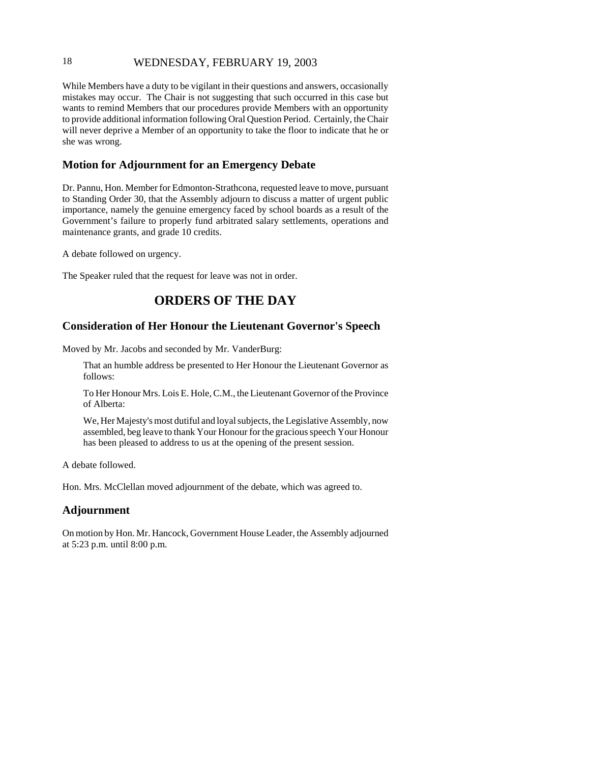While Members have a duty to be vigilant in their questions and answers, occasionally mistakes may occur. The Chair is not suggesting that such occurred in this case but wants to remind Members that our procedures provide Members with an opportunity to provide additional information following Oral Question Period. Certainly, the Chair will never deprive a Member of an opportunity to take the floor to indicate that he or she was wrong.

## Motion for Adjournment for an Emergency Debate

Dr. Pannu, Hon. Member for Edmonton-Strathcona, requested leave to move, pursuant to Standing Order 30, that the Assembly adjourn to discuss a matter of urgent public importance, namely the genuine emergency faced by school boards as a result of the Government's failure to properly fund arbitrated salary settlements, operations and maintenance grants, and grade 10 credits.

A debate followed on urgency.

The Speaker ruled that the request for leave was not in order.

# ORDERS OF THE DAY

## Consideration of Her Honour the Lieutenant Governor's Speech

Moved by Mr. Jacobs and seconded by Mr. VanderBurg:

> That an humble address be presented to Her Honour the Lieutenant Governor as follows:
>
> To Her Honour Mrs. Lois E. Hole, C.M., the Lieutenant Governor of the Province of Alberta:
>
> We, Her Majesty's most dutiful and loyal subjects, the Legislative Assembly, now assembled, beg leave to thank Your Honour for the gracious speech Your Honour has been pleased to address to us at the opening of the present session.

A debate followed.

Hon. Mrs. McClellan moved adjournment of the debate, which was agreed to.

## Adjournment

On motion by Hon. Mr. Hancock, Government House Leader, the Assembly adjourned at 5:23 p.m. until 8:00 p.m.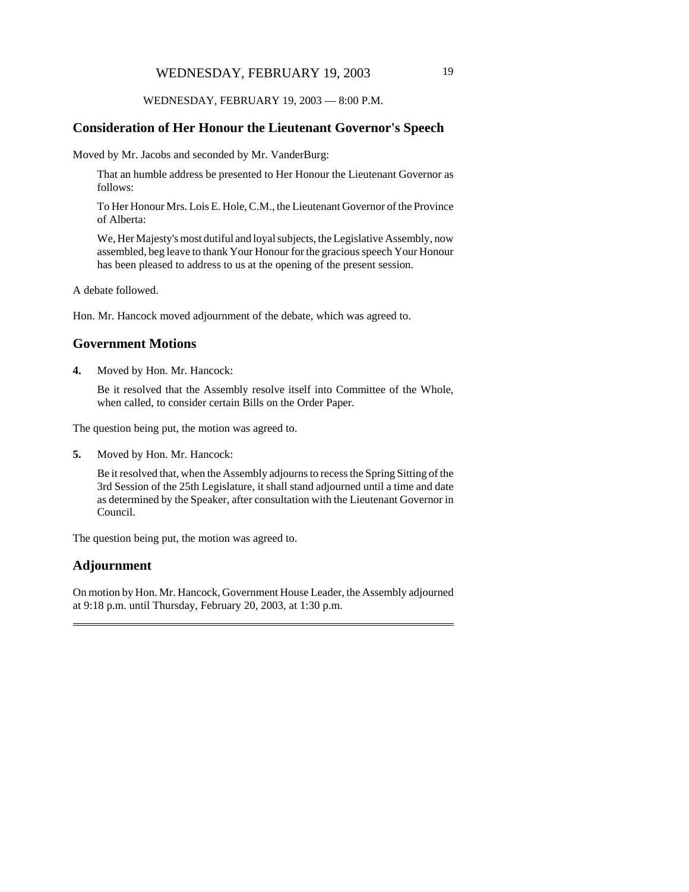WEDNESDAY, FEBRUARY 19, 2003 — 8:00 P.M.

## Consideration of Her Honour the Lieutenant Governor's Speech

Moved by Mr. Jacobs and seconded by Mr. VanderBurg:

> That an humble address be presented to Her Honour the Lieutenant Governor as follows:
>
> To Her Honour Mrs. Lois E. Hole, C.M., the Lieutenant Governor of the Province of Alberta:
>
> We, Her Majesty's most dutiful and loyal subjects, the Legislative Assembly, now assembled, beg leave to thank Your Honour for the gracious speech Your Honour has been pleased to address to us at the opening of the present session.

A debate followed.

Hon. Mr. Hancock moved adjournment of the debate, which was agreed to.

## Government Motions

**4.** Moved by Hon. Mr. Hancock:

> Be it resolved that the Assembly resolve itself into Committee of the Whole, when called, to consider certain Bills on the Order Paper.

The question being put, the motion was agreed to.

**5.** Moved by Hon. Mr. Hancock:

> Be it resolved that, when the Assembly adjourns to recess the Spring Sitting of the 3rd Session of the 25th Legislature, it shall stand adjourned until a time and date as determined by the Speaker, after consultation with the Lieutenant Governor in Council.

The question being put, the motion was agreed to.

## Adjournment

On motion by Hon. Mr. Hancock, Government House Leader, the Assembly adjourned at 9:18 p.m. until Thursday, February 20, 2003, at 1:30 p.m.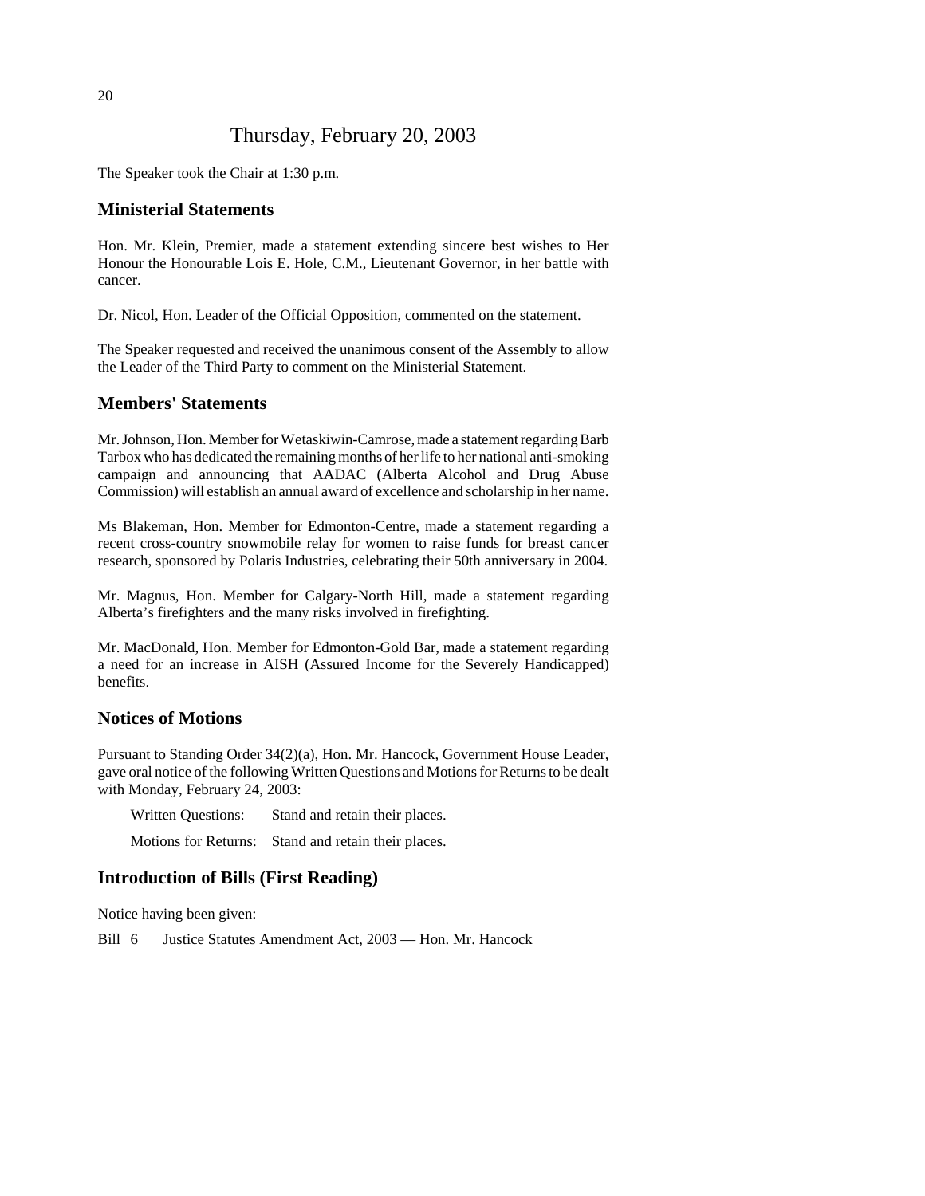# Thursday, February 20, 2003

The Speaker took the Chair at 1:30 p.m.

## Ministerial Statements

Hon. Mr. Klein, Premier, made a statement extending sincere best wishes to Her Honour the Honourable Lois E. Hole, C.M., Lieutenant Governor, in her battle with cancer.

Dr. Nicol, Hon. Leader of the Official Opposition, commented on the statement.

The Speaker requested and received the unanimous consent of the Assembly to allow the Leader of the Third Party to comment on the Ministerial Statement.

## Members' Statements

Mr. Johnson, Hon. Member for Wetaskiwin-Camrose, made a statement regarding Barb Tarbox who has dedicated the remaining months of her life to her national anti-smoking campaign and announcing that AADAC (Alberta Alcohol and Drug Abuse Commission) will establish an annual award of excellence and scholarship in her name.

Ms Blakeman, Hon. Member for Edmonton-Centre, made a statement regarding a recent cross-country snowmobile relay for women to raise funds for breast cancer research, sponsored by Polaris Industries, celebrating their 50th anniversary in 2004.

Mr. Magnus, Hon. Member for Calgary-North Hill, made a statement regarding Alberta's firefighters and the many risks involved in firefighting.

Mr. MacDonald, Hon. Member for Edmonton-Gold Bar, made a statement regarding a need for an increase in AISH (Assured Income for the Severely Handicapped) benefits.

## Notices of Motions

Pursuant to Standing Order 34(2)(a), Hon. Mr. Hancock, Government House Leader, gave oral notice of the following Written Questions and Motions for Returns to be dealt with Monday, February 24, 2003:

Written Questions: Stand and retain their places.

Motions for Returns: Stand and retain their places.

## Introduction of Bills (First Reading)

Notice having been given:

Bill 6 Justice Statutes Amendment Act, 2003 — Hon. Mr. Hancock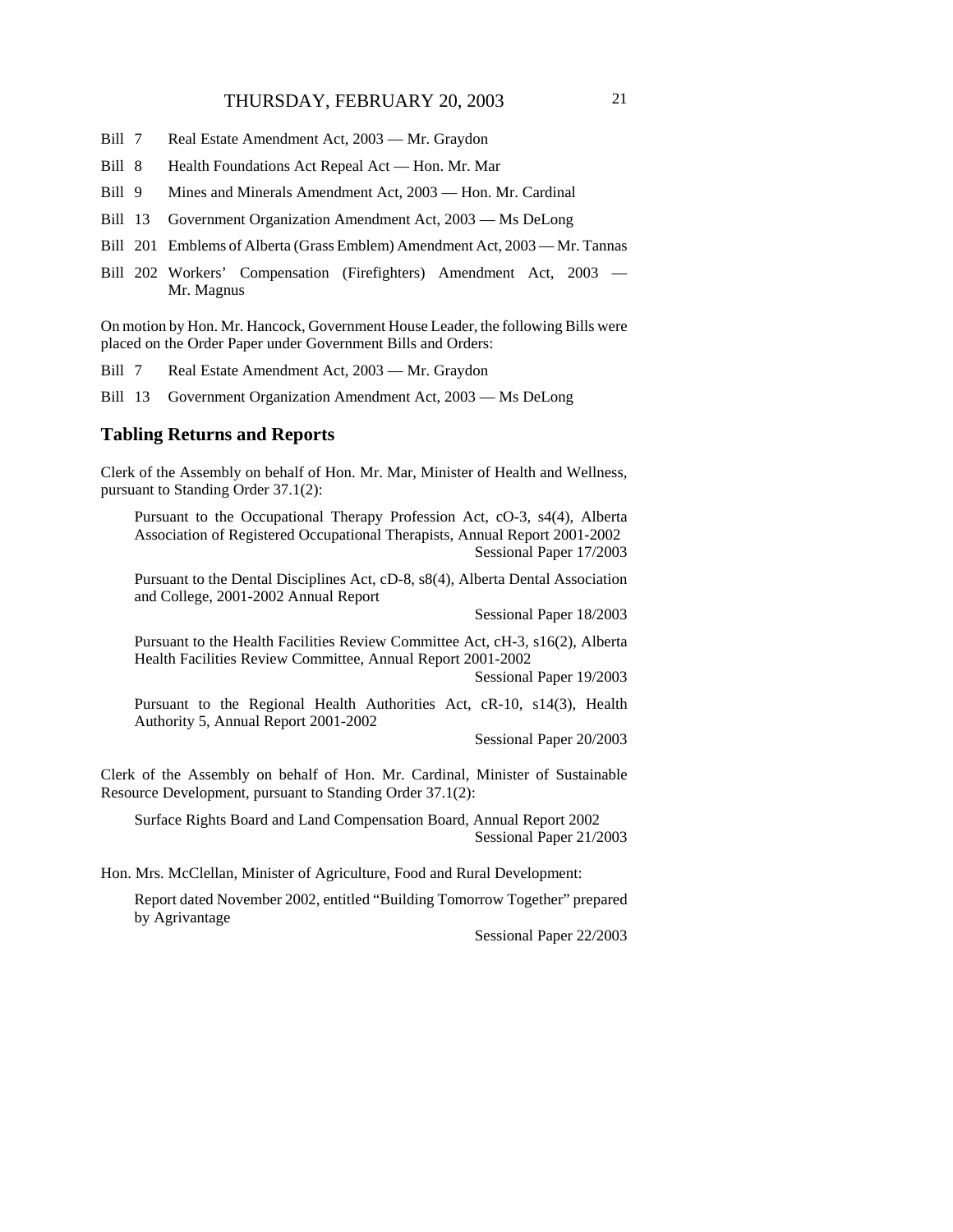Bill 7 Real Estate Amendment Act, 2003 — Mr. Graydon

Bill 8 Health Foundations Act Repeal Act — Hon. Mr. Mar

Bill 9 Mines and Minerals Amendment Act, 2003 — Hon. Mr. Cardinal

Bill 13 Government Organization Amendment Act, 2003 — Ms DeLong

Bill 201 Emblems of Alberta (Grass Emblem) Amendment Act, 2003 — Mr. Tannas

Bill 202 Workers' Compensation (Firefighters) Amendment Act, 2003 — Mr. Magnus

On motion by Hon. Mr. Hancock, Government House Leader, the following Bills were placed on the Order Paper under Government Bills and Orders:

Bill 7 Real Estate Amendment Act, 2003 — Mr. Graydon

Bill 13 Government Organization Amendment Act, 2003 — Ms DeLong

## Tabling Returns and Reports

Clerk of the Assembly on behalf of Hon. Mr. Mar, Minister of Health and Wellness, pursuant to Standing Order 37.1(2):

Pursuant to the Occupational Therapy Profession Act, cO-3, s4(4), Alberta Association of Registered Occupational Therapists, Annual Report 2001-2002
Sessional Paper 17/2003

Pursuant to the Dental Disciplines Act, cD-8, s8(4), Alberta Dental Association and College, 2001-2002 Annual Report
Sessional Paper 18/2003

Pursuant to the Health Facilities Review Committee Act, cH-3, s16(2), Alberta Health Facilities Review Committee, Annual Report 2001-2002
Sessional Paper 19/2003

Pursuant to the Regional Health Authorities Act, cR-10, s14(3), Health Authority 5, Annual Report 2001-2002
Sessional Paper 20/2003

Clerk of the Assembly on behalf of Hon. Mr. Cardinal, Minister of Sustainable Resource Development, pursuant to Standing Order 37.1(2):

Surface Rights Board and Land Compensation Board, Annual Report 2002
Sessional Paper 21/2003

Hon. Mrs. McClellan, Minister of Agriculture, Food and Rural Development:

Report dated November 2002, entitled "Building Tomorrow Together" prepared by Agrivantage
Sessional Paper 22/2003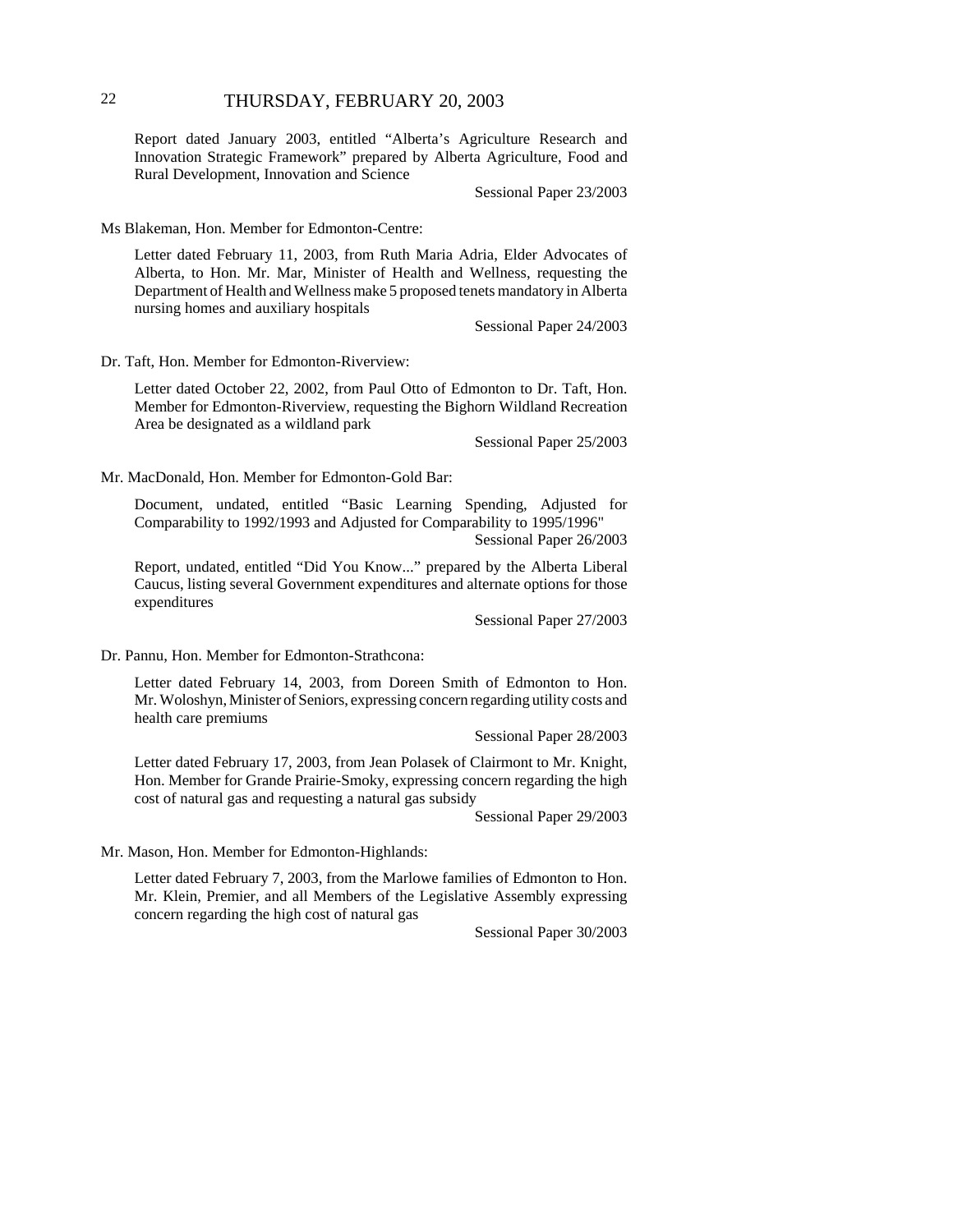Report dated January 2003, entitled "Alberta's Agriculture Research and Innovation Strategic Framework" prepared by Alberta Agriculture, Food and Rural Development, Innovation and Science

Sessional Paper 23/2003

Ms Blakeman, Hon. Member for Edmonton-Centre:

Letter dated February 11, 2003, from Ruth Maria Adria, Elder Advocates of Alberta, to Hon. Mr. Mar, Minister of Health and Wellness, requesting the Department of Health and Wellness make 5 proposed tenets mandatory in Alberta nursing homes and auxiliary hospitals

Sessional Paper 24/2003

Dr. Taft, Hon. Member for Edmonton-Riverview:

Letter dated October 22, 2002, from Paul Otto of Edmonton to Dr. Taft, Hon. Member for Edmonton-Riverview, requesting the Bighorn Wildland Recreation Area be designated as a wildland park

Sessional Paper 25/2003

Mr. MacDonald, Hon. Member for Edmonton-Gold Bar:

Document, undated, entitled "Basic Learning Spending, Adjusted for Comparability to 1992/1993 and Adjusted for Comparability to 1995/1996"

Sessional Paper 26/2003

Report, undated, entitled "Did You Know..." prepared by the Alberta Liberal Caucus, listing several Government expenditures and alternate options for those expenditures

Sessional Paper 27/2003

Dr. Pannu, Hon. Member for Edmonton-Strathcona:

Letter dated February 14, 2003, from Doreen Smith of Edmonton to Hon. Mr. Woloshyn, Minister of Seniors, expressing concern regarding utility costs and health care premiums

Sessional Paper 28/2003

Letter dated February 17, 2003, from Jean Polasek of Clairmont to Mr. Knight, Hon. Member for Grande Prairie-Smoky, expressing concern regarding the high cost of natural gas and requesting a natural gas subsidy

Sessional Paper 29/2003

Mr. Mason, Hon. Member for Edmonton-Highlands:

Letter dated February 7, 2003, from the Marlowe families of Edmonton to Hon. Mr. Klein, Premier, and all Members of the Legislative Assembly expressing concern regarding the high cost of natural gas

Sessional Paper 30/2003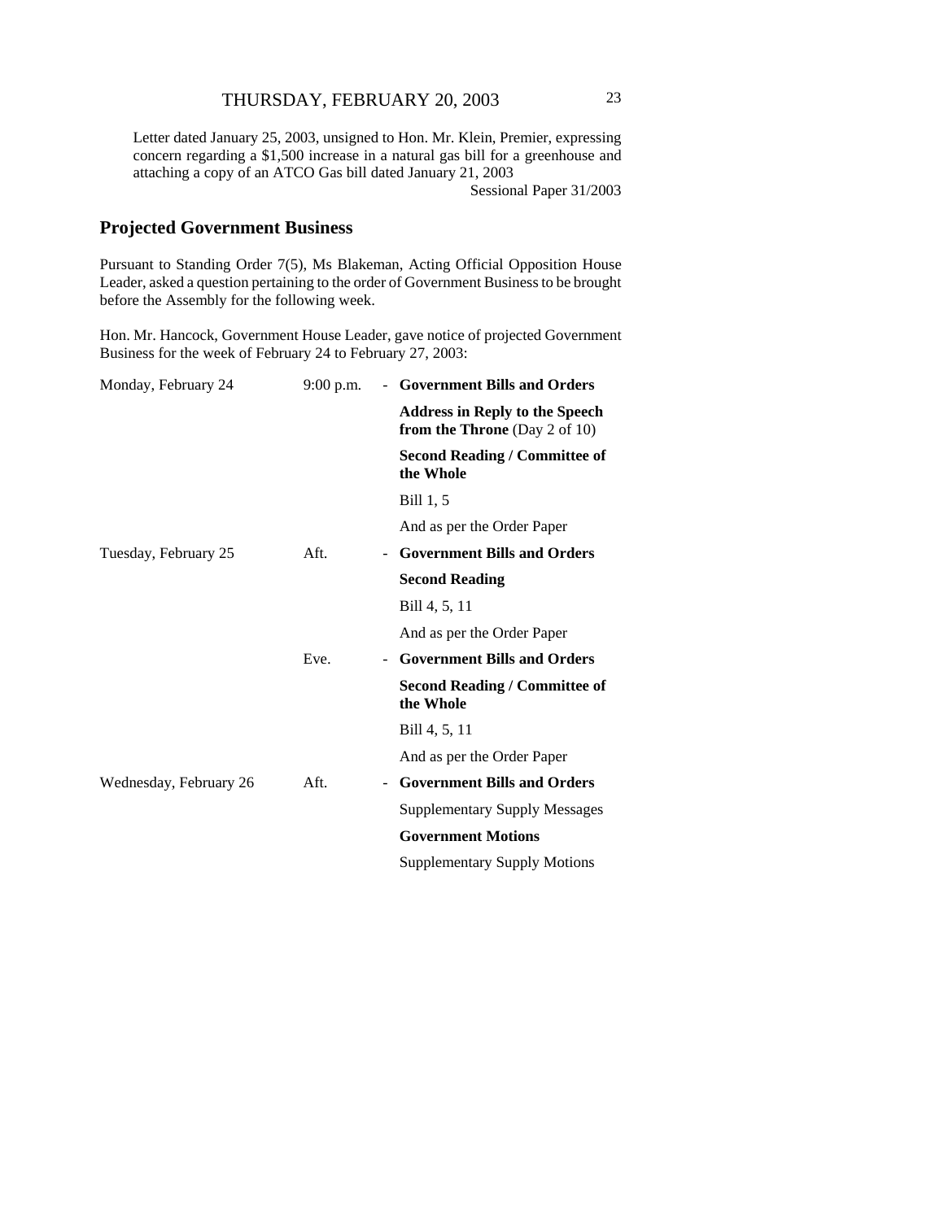Letter dated January 25, 2003, unsigned to Hon. Mr. Klein, Premier, expressing concern regarding a $1,500 increase in a natural gas bill for a greenhouse and attaching a copy of an ATCO Gas bill dated January 21, 2003

Sessional Paper 31/2003

## Projected Government Business

Pursuant to Standing Order 7(5), Ms Blakeman, Acting Official Opposition House Leader, asked a question pertaining to the order of Government Business to be brought before the Assembly for the following week.

Hon. Mr. Hancock, Government House Leader, gave notice of projected Government Business for the week of February 24 to February 27, 2003:

| | | | |
|---|---|---|---|
| Monday, February 24 | 9:00 p.m. | - | **Government Bills and Orders** |
| | | | **Address in Reply to the Speech from the Throne** (Day 2 of 10) |
| | | | **Second Reading / Committee of the Whole** |
| | | | Bill 1, 5 |
| | | | And as per the Order Paper |
| Tuesday, February 25 | Aft. | - | **Government Bills and Orders** |
| | | | **Second Reading** |
| | | | Bill 4, 5, 11 |
| | | | And as per the Order Paper |
| | Eve. | - | **Government Bills and Orders** |
| | | | **Second Reading / Committee of the Whole** |
| | | | Bill 4, 5, 11 |
| | | | And as per the Order Paper |
| Wednesday, February 26 | Aft. | - | **Government Bills and Orders** |
| | | | Supplementary Supply Messages |
| | | | **Government Motions** |
| | | | Supplementary Supply Motions |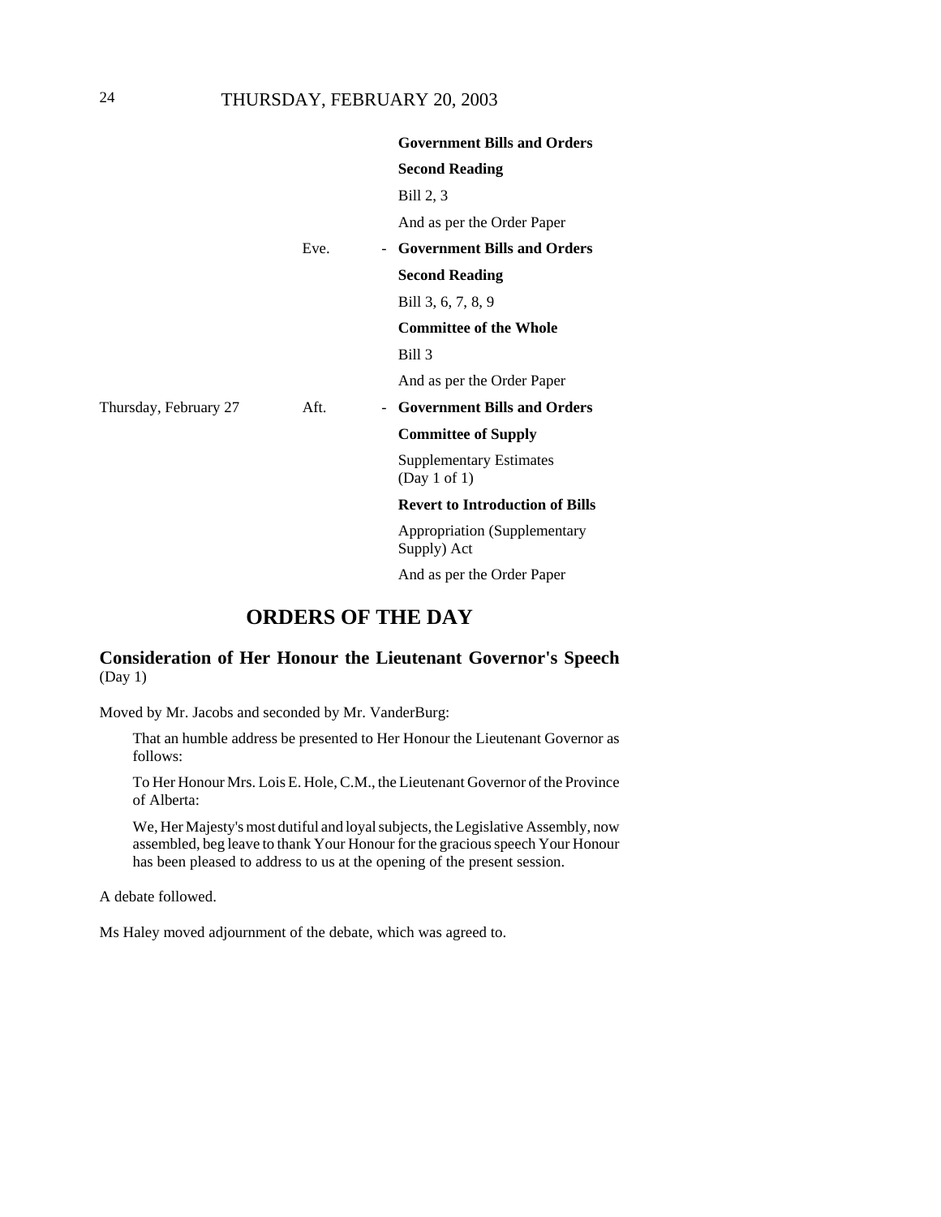| | | | |
|---|---|---|---|
| | | | **Government Bills and Orders** |
| | | | **Second Reading** |
| | | | Bill 2, 3 |
| | | | And as per the Order Paper |
| | Eve. | - | **Government Bills and Orders** |
| | | | **Second Reading** |
| | | | Bill 3, 6, 7, 8, 9 |
| | | | **Committee of the Whole** |
| | | | Bill 3 |
| | | | And as per the Order Paper |
| Thursday, February 27 | Aft. | - | **Government Bills and Orders** |
| | | | **Committee of Supply** |
| | | | Supplementary Estimates (Day 1 of 1) |
| | | | **Revert to Introduction of Bills** |
| | | | Appropriation (Supplementary Supply) Act |
| | | | And as per the Order Paper |

# ORDERS OF THE DAY

## Consideration of Her Honour the Lieutenant Governor's Speech
(Day 1)

Moved by Mr. Jacobs and seconded by Mr. VanderBurg:

> That an humble address be presented to Her Honour the Lieutenant Governor as follows:
>
> To Her Honour Mrs. Lois E. Hole, C.M., the Lieutenant Governor of the Province of Alberta:
>
> We, Her Majesty's most dutiful and loyal subjects, the Legislative Assembly, now assembled, beg leave to thank Your Honour for the gracious speech Your Honour has been pleased to address to us at the opening of the present session.

A debate followed.

Ms Haley moved adjournment of the debate, which was agreed to.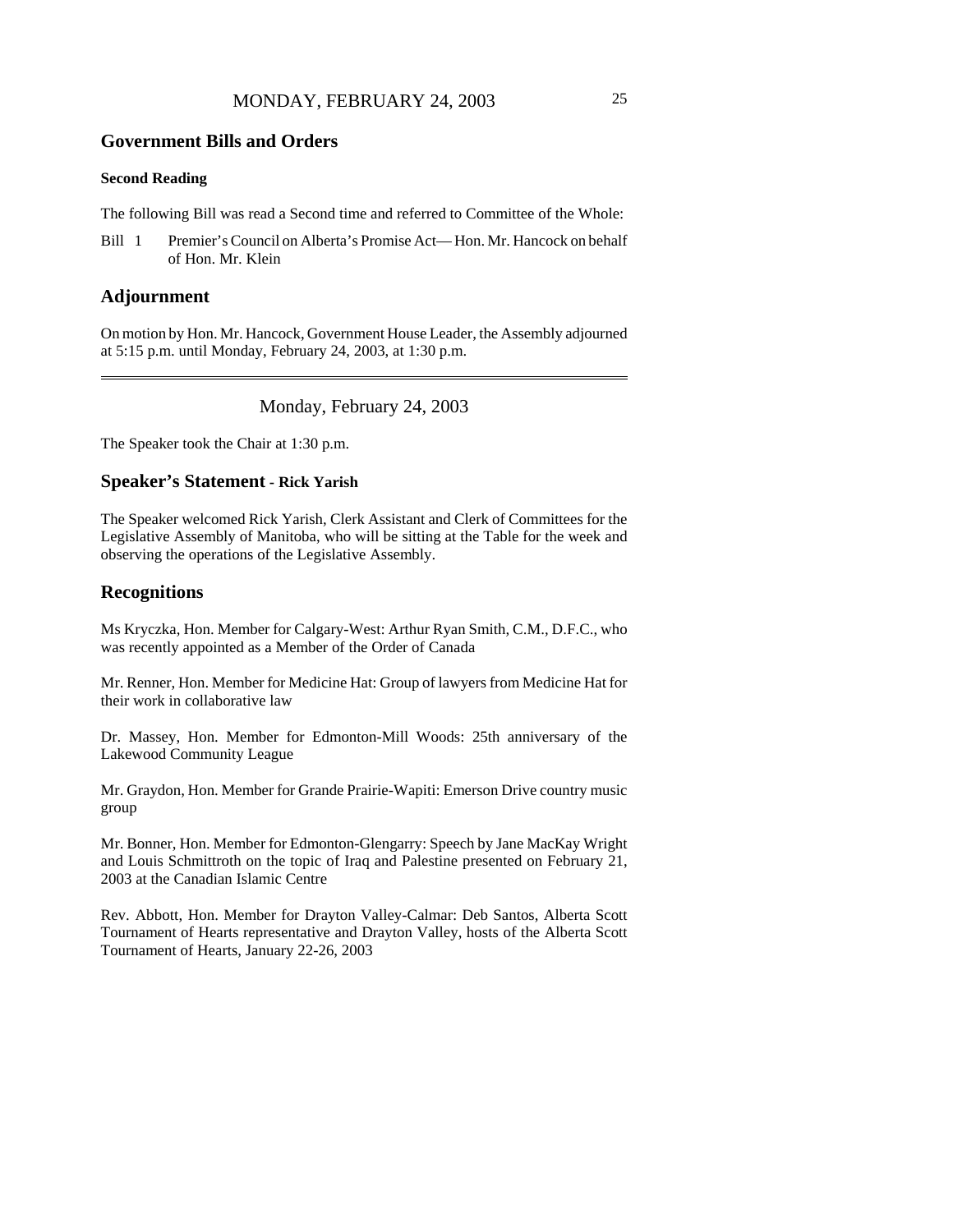## Government Bills and Orders

### Second Reading

The following Bill was read a Second time and referred to Committee of the Whole:

Bill 1 Premier's Council on Alberta's Promise Act — Hon. Mr. Hancock on behalf of Hon. Mr. Klein

## Adjournment

On motion by Hon. Mr. Hancock, Government House Leader, the Assembly adjourned at 5:15 p.m. until Monday, February 24, 2003, at 1:30 p.m.

---

Monday, February 24, 2003

The Speaker took the Chair at 1:30 p.m.

## Speaker's Statement - Rick Yarish

The Speaker welcomed Rick Yarish, Clerk Assistant and Clerk of Committees for the Legislative Assembly of Manitoba, who will be sitting at the Table for the week and observing the operations of the Legislative Assembly.

## Recognitions

Ms Kryczka, Hon. Member for Calgary-West: Arthur Ryan Smith, C.M., D.F.C., who was recently appointed as a Member of the Order of Canada

Mr. Renner, Hon. Member for Medicine Hat: Group of lawyers from Medicine Hat for their work in collaborative law

Dr. Massey, Hon. Member for Edmonton-Mill Woods: 25th anniversary of the Lakewood Community League

Mr. Graydon, Hon. Member for Grande Prairie-Wapiti: Emerson Drive country music group

Mr. Bonner, Hon. Member for Edmonton-Glengarry: Speech by Jane MacKay Wright and Louis Schmittroth on the topic of Iraq and Palestine presented on February 21, 2003 at the Canadian Islamic Centre

Rev. Abbott, Hon. Member for Drayton Valley-Calmar: Deb Santos, Alberta Scott Tournament of Hearts representative and Drayton Valley, hosts of the Alberta Scott Tournament of Hearts, January 22-26, 2003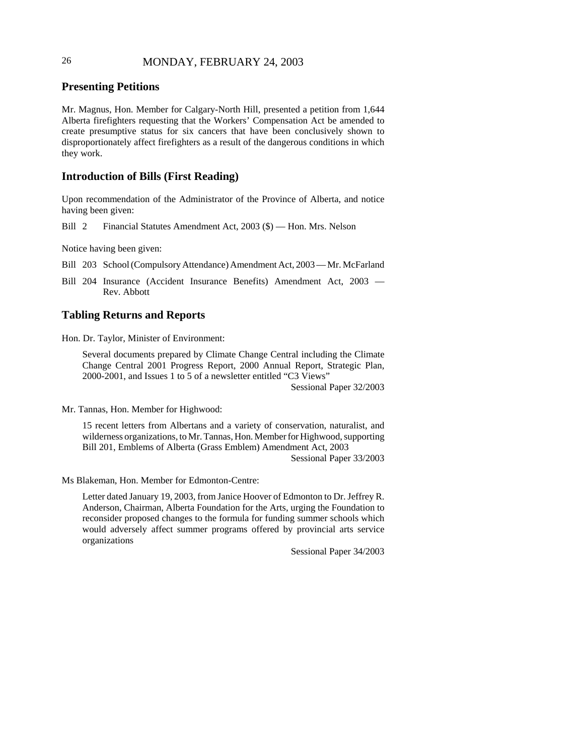## Presenting Petitions

Mr. Magnus, Hon. Member for Calgary-North Hill, presented a petition from 1,644 Alberta firefighters requesting that the Workers' Compensation Act be amended to create presumptive status for six cancers that have been conclusively shown to disproportionately affect firefighters as a result of the dangerous conditions in which they work.

## Introduction of Bills (First Reading)

Upon recommendation of the Administrator of the Province of Alberta, and notice having been given:

Bill 2 Financial Statutes Amendment Act, 2003 ($) — Hon. Mrs. Nelson

Notice having been given:

Bill 203 School (Compulsory Attendance) Amendment Act, 2003 — Mr. McFarland

Bill 204 Insurance (Accident Insurance Benefits) Amendment Act, 2003 — Rev. Abbott

## Tabling Returns and Reports

Hon. Dr. Taylor, Minister of Environment:

> Several documents prepared by Climate Change Central including the Climate Change Central 2001 Progress Report, 2000 Annual Report, Strategic Plan, 2000-2001, and Issues 1 to 5 of a newsletter entitled "C3 Views"
>
> Sessional Paper 32/2003

Mr. Tannas, Hon. Member for Highwood:

> 15 recent letters from Albertans and a variety of conservation, naturalist, and wilderness organizations, to Mr. Tannas, Hon. Member for Highwood, supporting Bill 201, Emblems of Alberta (Grass Emblem) Amendment Act, 2003
>
> Sessional Paper 33/2003

Ms Blakeman, Hon. Member for Edmonton-Centre:

> Letter dated January 19, 2003, from Janice Hoover of Edmonton to Dr. Jeffrey R. Anderson, Chairman, Alberta Foundation for the Arts, urging the Foundation to reconsider proposed changes to the formula for funding summer schools which would adversely affect summer programs offered by provincial arts service organizations
>
> Sessional Paper 34/2003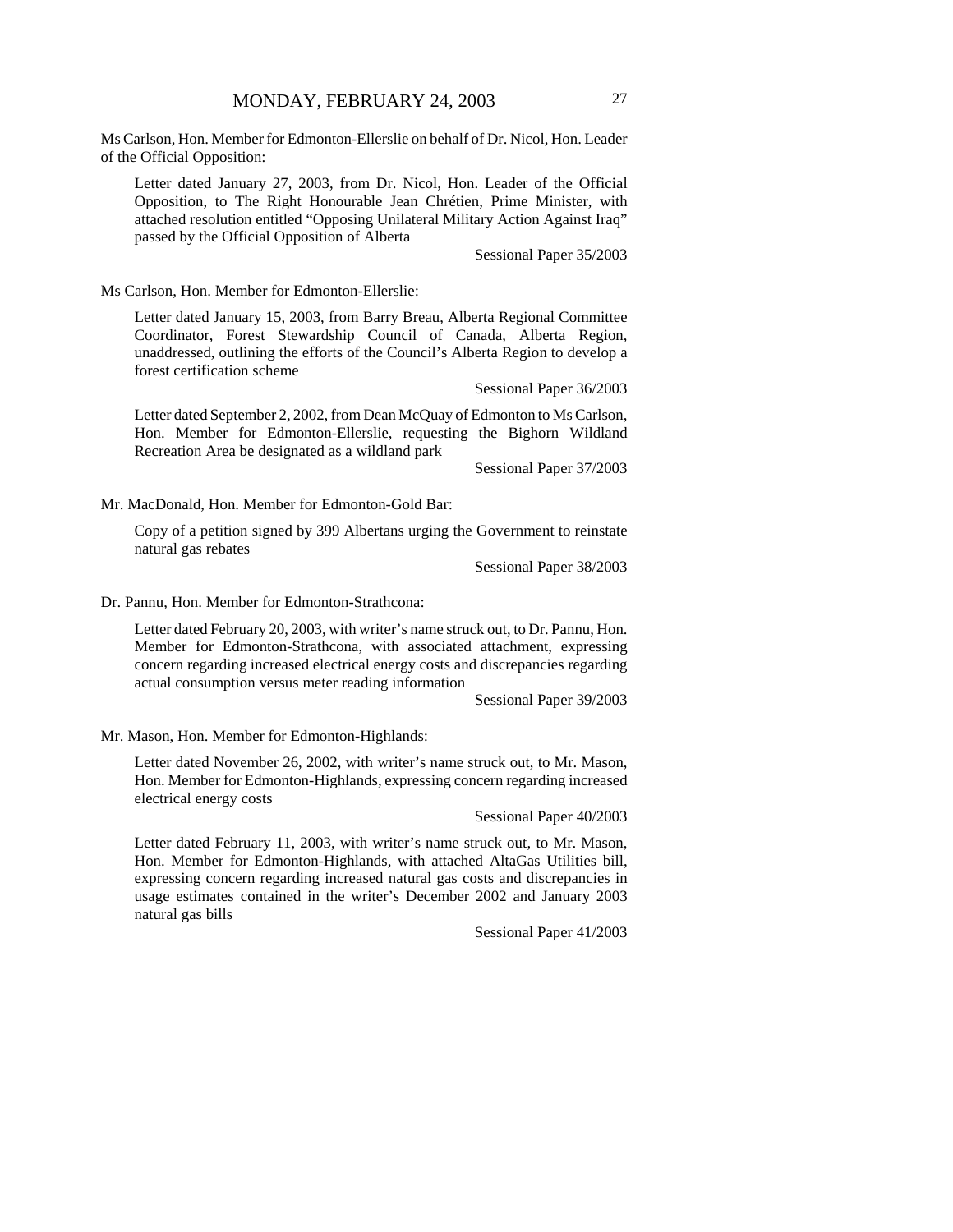Ms Carlson, Hon. Member for Edmonton-Ellerslie on behalf of Dr. Nicol, Hon. Leader of the Official Opposition:

> Letter dated January 27, 2003, from Dr. Nicol, Hon. Leader of the Official Opposition, to The Right Honourable Jean Chrétien, Prime Minister, with attached resolution entitled "Opposing Unilateral Military Action Against Iraq" passed by the Official Opposition of Alberta
>
> Sessional Paper 35/2003

Ms Carlson, Hon. Member for Edmonton-Ellerslie:

> Letter dated January 15, 2003, from Barry Breau, Alberta Regional Committee Coordinator, Forest Stewardship Council of Canada, Alberta Region, unaddressed, outlining the efforts of the Council's Alberta Region to develop a forest certification scheme
>
> Sessional Paper 36/2003

> Letter dated September 2, 2002, from Dean McQuay of Edmonton to Ms Carlson, Hon. Member for Edmonton-Ellerslie, requesting the Bighorn Wildland Recreation Area be designated as a wildland park
>
> Sessional Paper 37/2003

Mr. MacDonald, Hon. Member for Edmonton-Gold Bar:

> Copy of a petition signed by 399 Albertans urging the Government to reinstate natural gas rebates
>
> Sessional Paper 38/2003

Dr. Pannu, Hon. Member for Edmonton-Strathcona:

> Letter dated February 20, 2003, with writer's name struck out, to Dr. Pannu, Hon. Member for Edmonton-Strathcona, with associated attachment, expressing concern regarding increased electrical energy costs and discrepancies regarding actual consumption versus meter reading information
>
> Sessional Paper 39/2003

Mr. Mason, Hon. Member for Edmonton-Highlands:

> Letter dated November 26, 2002, with writer's name struck out, to Mr. Mason, Hon. Member for Edmonton-Highlands, expressing concern regarding increased electrical energy costs
>
> Sessional Paper 40/2003

> Letter dated February 11, 2003, with writer's name struck out, to Mr. Mason, Hon. Member for Edmonton-Highlands, with attached AltaGas Utilities bill, expressing concern regarding increased natural gas costs and discrepancies in usage estimates contained in the writer's December 2002 and January 2003 natural gas bills
>
> Sessional Paper 41/2003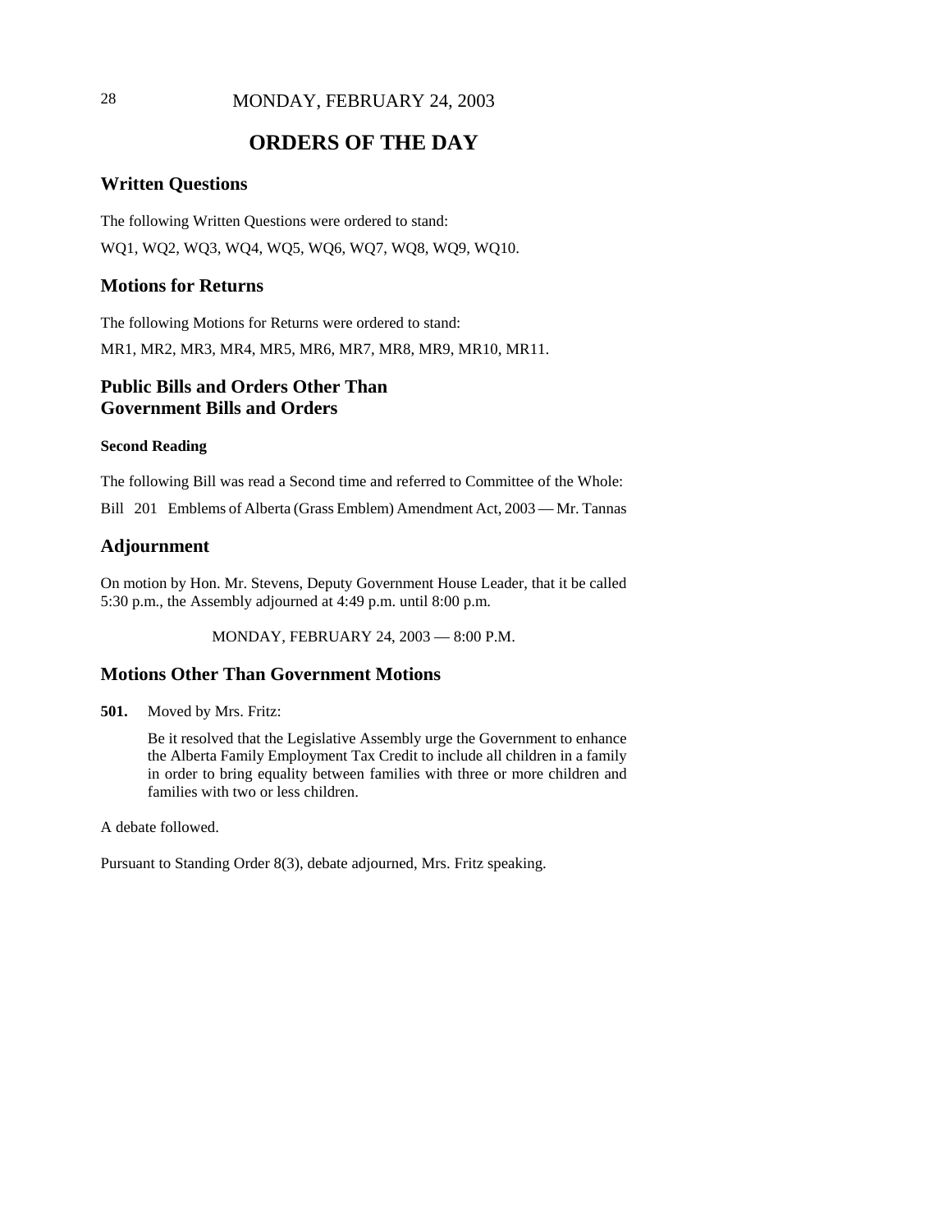# ORDERS OF THE DAY

## Written Questions

The following Written Questions were ordered to stand:

WQ1, WQ2, WQ3, WQ4, WQ5, WQ6, WQ7, WQ8, WQ9, WQ10.

## Motions for Returns

The following Motions for Returns were ordered to stand:

MR1, MR2, MR3, MR4, MR5, MR6, MR7, MR8, MR9, MR10, MR11.

## Public Bills and Orders Other Than Government Bills and Orders

### Second Reading

The following Bill was read a Second time and referred to Committee of the Whole:

Bill 201 Emblems of Alberta (Grass Emblem) Amendment Act, 2003 — Mr. Tannas

## Adjournment

On motion by Hon. Mr. Stevens, Deputy Government House Leader, that it be called 5:30 p.m., the Assembly adjourned at 4:49 p.m. until 8:00 p.m.

MONDAY, FEBRUARY 24, 2003 — 8:00 P.M.

## Motions Other Than Government Motions

**501.** Moved by Mrs. Fritz:

Be it resolved that the Legislative Assembly urge the Government to enhance the Alberta Family Employment Tax Credit to include all children in a family in order to bring equality between families with three or more children and families with two or less children.

A debate followed.

Pursuant to Standing Order 8(3), debate adjourned, Mrs. Fritz speaking.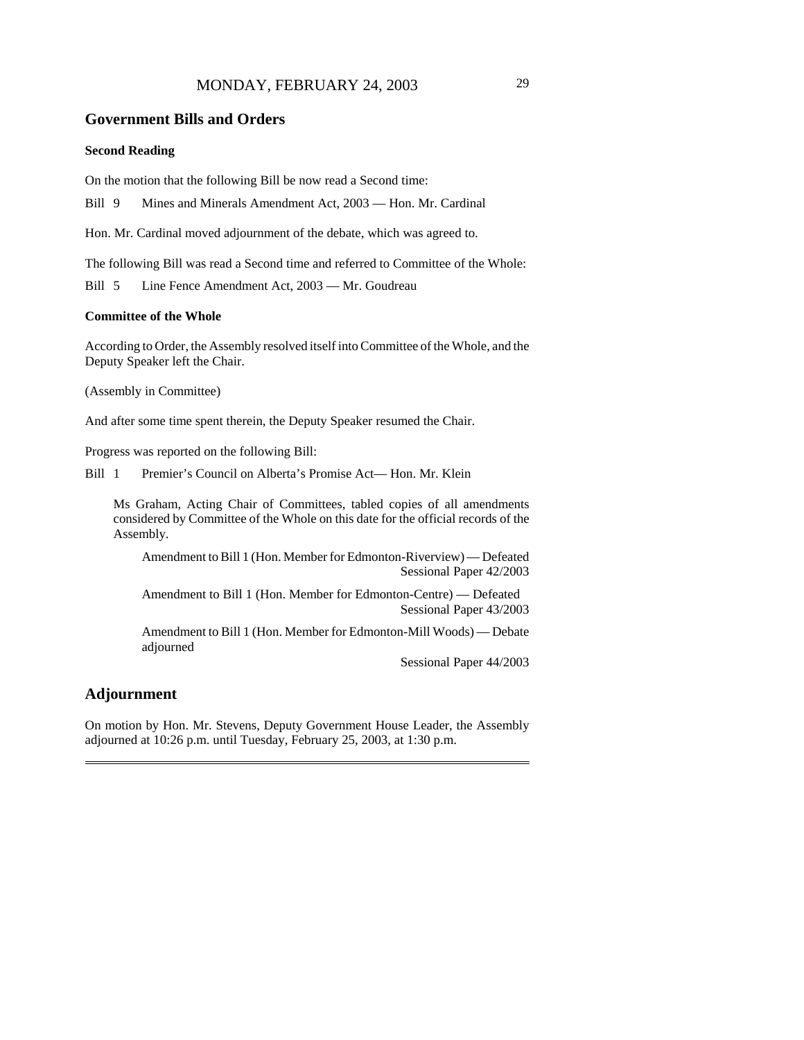## Government Bills and Orders

### Second Reading

On the motion that the following Bill be now read a Second time:

Bill 9 Mines and Minerals Amendment Act, 2003 — Hon. Mr. Cardinal

Hon. Mr. Cardinal moved adjournment of the debate, which was agreed to.

The following Bill was read a Second time and referred to Committee of the Whole:

Bill 5 Line Fence Amendment Act, 2003 — Mr. Goudreau

### Committee of the Whole

According to Order, the Assembly resolved itself into Committee of the Whole, and the Deputy Speaker left the Chair.

(Assembly in Committee)

And after some time spent therein, the Deputy Speaker resumed the Chair.

Progress was reported on the following Bill:

Bill 1 Premier's Council on Alberta's Promise Act— Hon. Mr. Klein

Ms Graham, Acting Chair of Committees, tabled copies of all amendments considered by Committee of the Whole on this date for the official records of the Assembly.

Amendment to Bill 1 (Hon. Member for Edmonton-Riverview) — Defeated
Sessional Paper 42/2003

Amendment to Bill 1 (Hon. Member for Edmonton-Centre) — Defeated
Sessional Paper 43/2003

Amendment to Bill 1 (Hon. Member for Edmonton-Mill Woods) — Debate adjourned
Sessional Paper 44/2003

## Adjournment

On motion by Hon. Mr. Stevens, Deputy Government House Leader, the Assembly adjourned at 10:26 p.m. until Tuesday, February 25, 2003, at 1:30 p.m.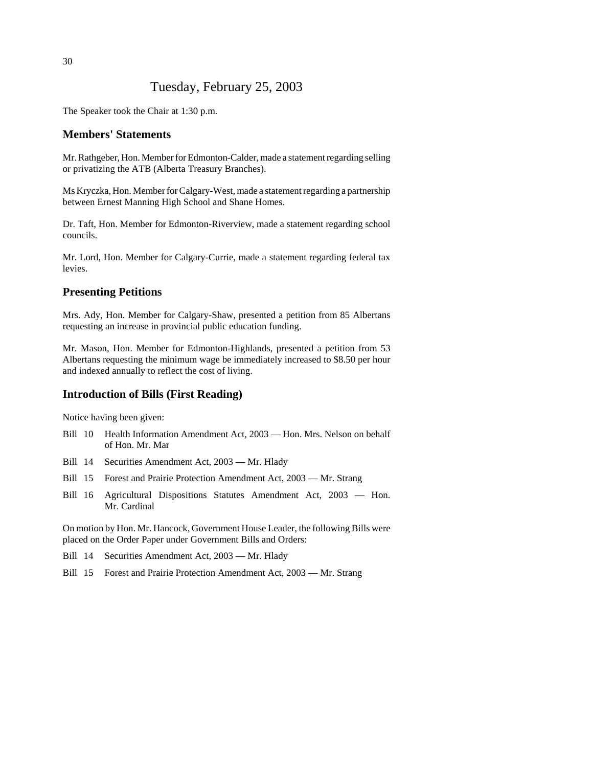# Tuesday, February 25, 2003

The Speaker took the Chair at 1:30 p.m.

## Members' Statements

Mr. Rathgeber, Hon. Member for Edmonton-Calder, made a statement regarding selling or privatizing the ATB (Alberta Treasury Branches).

Ms Kryczka, Hon. Member for Calgary-West, made a statement regarding a partnership between Ernest Manning High School and Shane Homes.

Dr. Taft, Hon. Member for Edmonton-Riverview, made a statement regarding school councils.

Mr. Lord, Hon. Member for Calgary-Currie, made a statement regarding federal tax levies.

## Presenting Petitions

Mrs. Ady, Hon. Member for Calgary-Shaw, presented a petition from 85 Albertans requesting an increase in provincial public education funding.

Mr. Mason, Hon. Member for Edmonton-Highlands, presented a petition from 53 Albertans requesting the minimum wage be immediately increased to $8.50 per hour and indexed annually to reflect the cost of living.

## Introduction of Bills (First Reading)

Notice having been given:

- Bill 10 Health Information Amendment Act, 2003 — Hon. Mrs. Nelson on behalf of Hon. Mr. Mar
- Bill 14 Securities Amendment Act, 2003 — Mr. Hlady
- Bill 15 Forest and Prairie Protection Amendment Act, 2003 — Mr. Strang
- Bill 16 Agricultural Dispositions Statutes Amendment Act, 2003 — Hon. Mr. Cardinal

On motion by Hon. Mr. Hancock, Government House Leader, the following Bills were placed on the Order Paper under Government Bills and Orders:

- Bill 14 Securities Amendment Act, 2003 — Mr. Hlady
- Bill 15 Forest and Prairie Protection Amendment Act, 2003 — Mr. Strang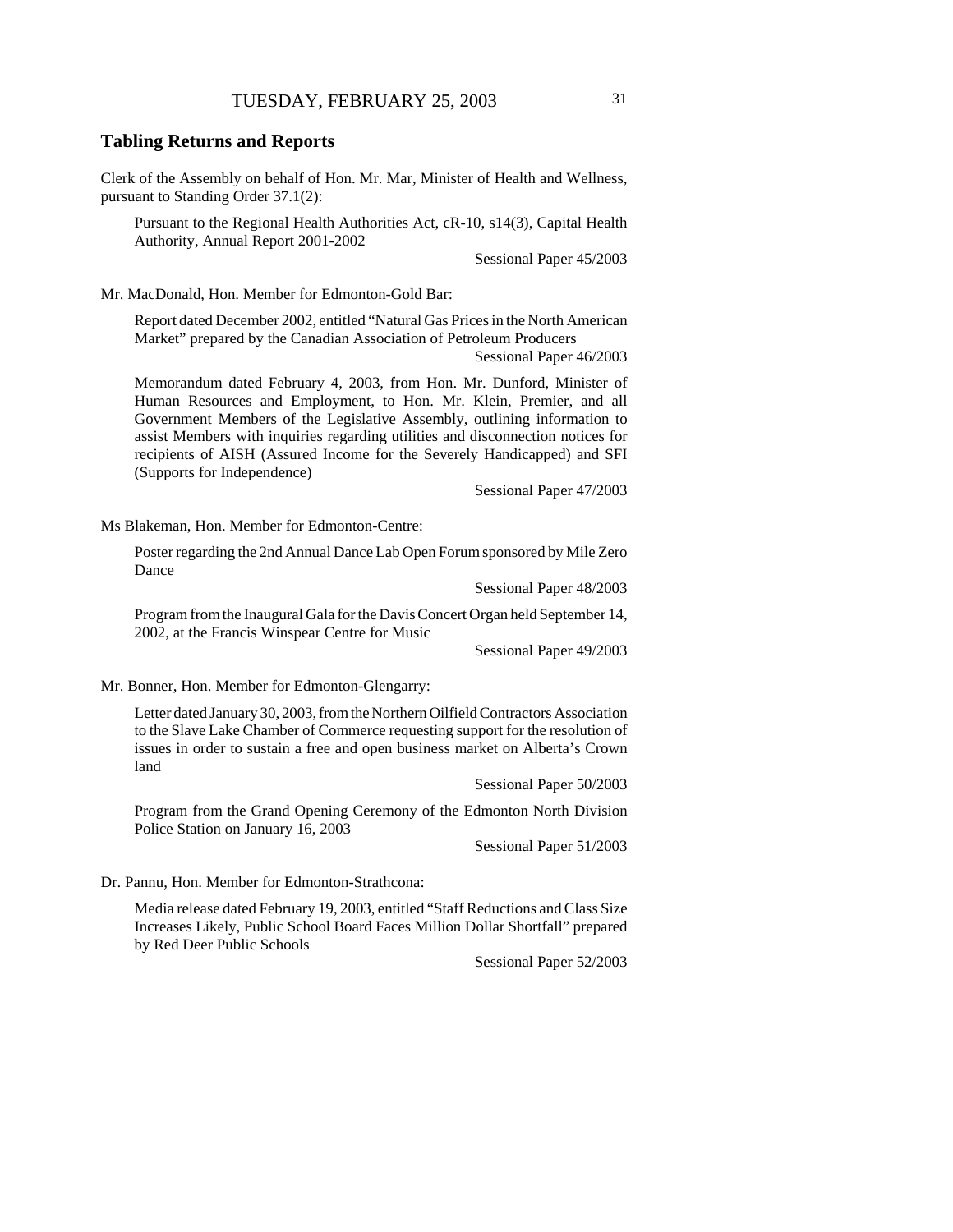## Tabling Returns and Reports

Clerk of the Assembly on behalf of Hon. Mr. Mar, Minister of Health and Wellness, pursuant to Standing Order 37.1(2):

> Pursuant to the Regional Health Authorities Act, cR-10, s14(3), Capital Health Authority, Annual Report 2001-2002
>
> Sessional Paper 45/2003

Mr. MacDonald, Hon. Member for Edmonton-Gold Bar:

> Report dated December 2002, entitled "Natural Gas Prices in the North American Market" prepared by the Canadian Association of Petroleum Producers
>
> Sessional Paper 46/2003
>
> Memorandum dated February 4, 2003, from Hon. Mr. Dunford, Minister of Human Resources and Employment, to Hon. Mr. Klein, Premier, and all Government Members of the Legislative Assembly, outlining information to assist Members with inquiries regarding utilities and disconnection notices for recipients of AISH (Assured Income for the Severely Handicapped) and SFI (Supports for Independence)
>
> Sessional Paper 47/2003

Ms Blakeman, Hon. Member for Edmonton-Centre:

> Poster regarding the 2nd Annual Dance Lab Open Forum sponsored by Mile Zero Dance
>
> Sessional Paper 48/2003
>
> Program from the Inaugural Gala for the Davis Concert Organ held September 14, 2002, at the Francis Winspear Centre for Music
>
> Sessional Paper 49/2003

Mr. Bonner, Hon. Member for Edmonton-Glengarry:

> Letter dated January 30, 2003, from the Northern Oilfield Contractors Association to the Slave Lake Chamber of Commerce requesting support for the resolution of issues in order to sustain a free and open business market on Alberta's Crown land
>
> Sessional Paper 50/2003
>
> Program from the Grand Opening Ceremony of the Edmonton North Division Police Station on January 16, 2003
>
> Sessional Paper 51/2003

Dr. Pannu, Hon. Member for Edmonton-Strathcona:

> Media release dated February 19, 2003, entitled "Staff Reductions and Class Size Increases Likely, Public School Board Faces Million Dollar Shortfall" prepared by Red Deer Public Schools
>
> Sessional Paper 52/2003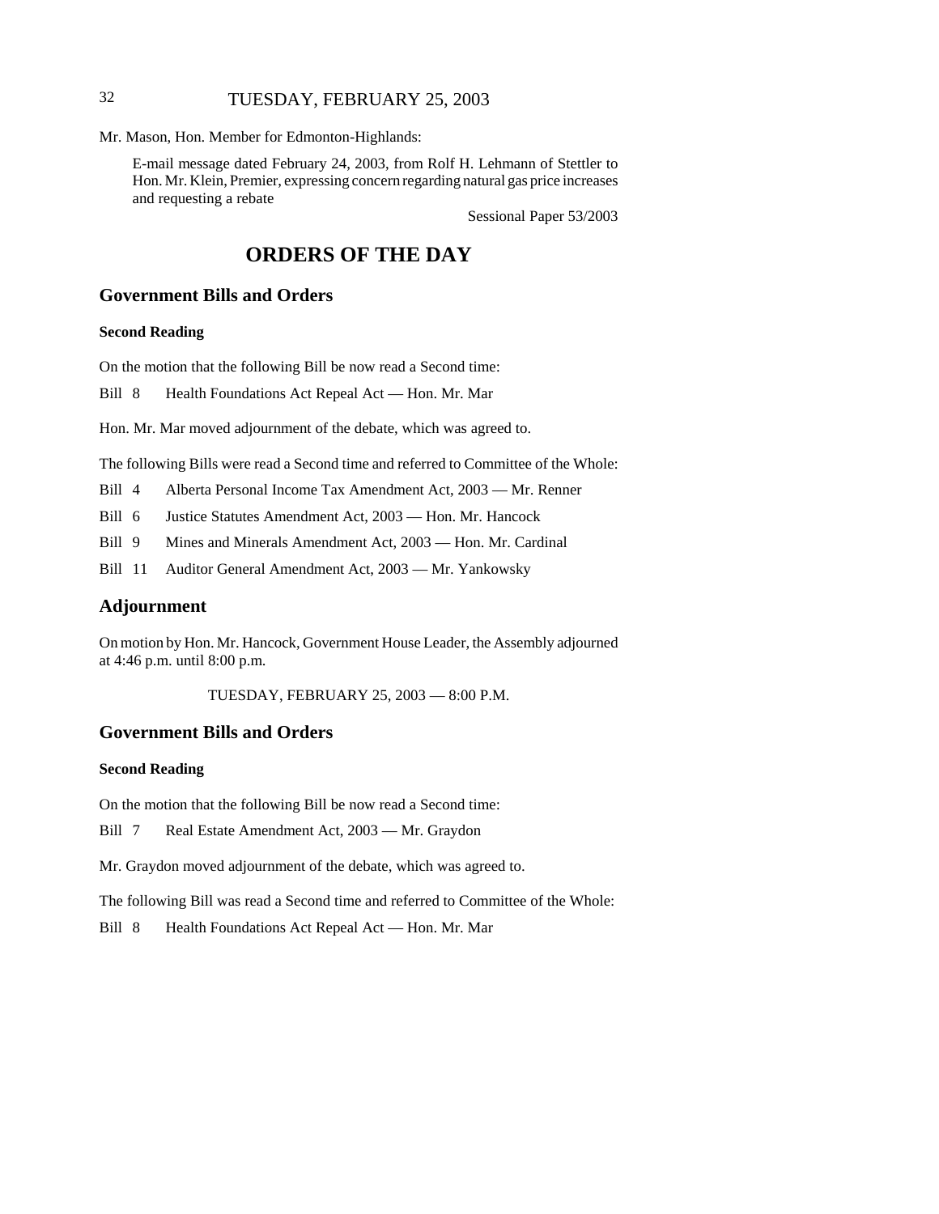Mr. Mason, Hon. Member for Edmonton-Highlands:

> E-mail message dated February 24, 2003, from Rolf H. Lehmann of Stettler to Hon. Mr. Klein, Premier, expressing concern regarding natural gas price increases and requesting a rebate
>
> Sessional Paper 53/2003

# ORDERS OF THE DAY

## Government Bills and Orders

### Second Reading

On the motion that the following Bill be now read a Second time:

Bill 8 Health Foundations Act Repeal Act — Hon. Mr. Mar

Hon. Mr. Mar moved adjournment of the debate, which was agreed to.

The following Bills were read a Second time and referred to Committee of the Whole:

Bill 4 Alberta Personal Income Tax Amendment Act, 2003 — Mr. Renner

Bill 6 Justice Statutes Amendment Act, 2003 — Hon. Mr. Hancock

Bill 9 Mines and Minerals Amendment Act, 2003 — Hon. Mr. Cardinal

Bill 11 Auditor General Amendment Act, 2003 — Mr. Yankowsky

## Adjournment

On motion by Hon. Mr. Hancock, Government House Leader, the Assembly adjourned at 4:46 p.m. until 8:00 p.m.

TUESDAY, FEBRUARY 25, 2003 — 8:00 P.M.

## Government Bills and Orders

### Second Reading

On the motion that the following Bill be now read a Second time:

Bill 7 Real Estate Amendment Act, 2003 — Mr. Graydon

Mr. Graydon moved adjournment of the debate, which was agreed to.

The following Bill was read a Second time and referred to Committee of the Whole:

Bill 8 Health Foundations Act Repeal Act — Hon. Mr. Mar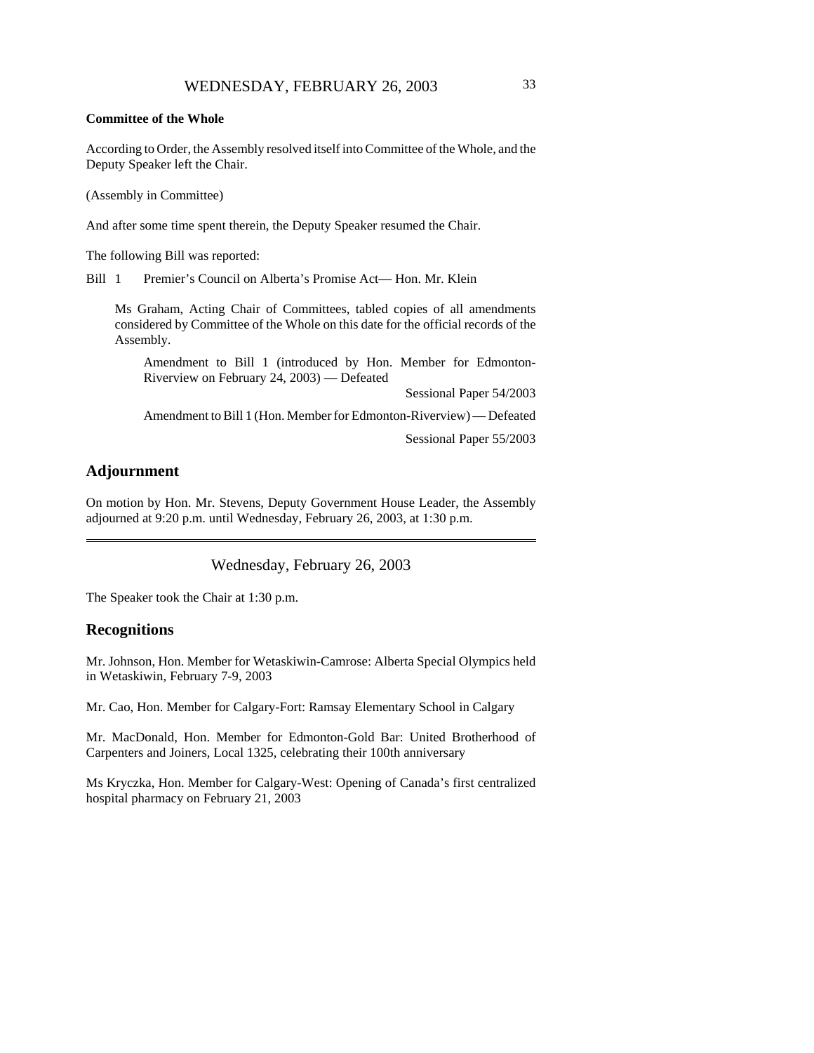**Committee of the Whole**

According to Order, the Assembly resolved itself into Committee of the Whole, and the Deputy Speaker left the Chair.

(Assembly in Committee)

And after some time spent therein, the Deputy Speaker resumed the Chair.

The following Bill was reported:

Bill 1 Premier's Council on Alberta's Promise Act— Hon. Mr. Klein

> Ms Graham, Acting Chair of Committees, tabled copies of all amendments considered by Committee of the Whole on this date for the official records of the Assembly.
>
> > Amendment to Bill 1 (introduced by Hon. Member for Edmonton-Riverview on February 24, 2003) — Defeated
> >
> > Sessional Paper 54/2003
> >
> > Amendment to Bill 1 (Hon. Member for Edmonton-Riverview) — Defeated
> >
> > Sessional Paper 55/2003

## Adjournment

On motion by Hon. Mr. Stevens, Deputy Government House Leader, the Assembly adjourned at 9:20 p.m. until Wednesday, February 26, 2003, at 1:30 p.m.

---

# Wednesday, February 26, 2003

The Speaker took the Chair at 1:30 p.m.

## Recognitions

Mr. Johnson, Hon. Member for Wetaskiwin-Camrose: Alberta Special Olympics held in Wetaskiwin, February 7-9, 2003

Mr. Cao, Hon. Member for Calgary-Fort: Ramsay Elementary School in Calgary

Mr. MacDonald, Hon. Member for Edmonton-Gold Bar: United Brotherhood of Carpenters and Joiners, Local 1325, celebrating their 100th anniversary

Ms Kryczka, Hon. Member for Calgary-West: Opening of Canada's first centralized hospital pharmacy on February 21, 2003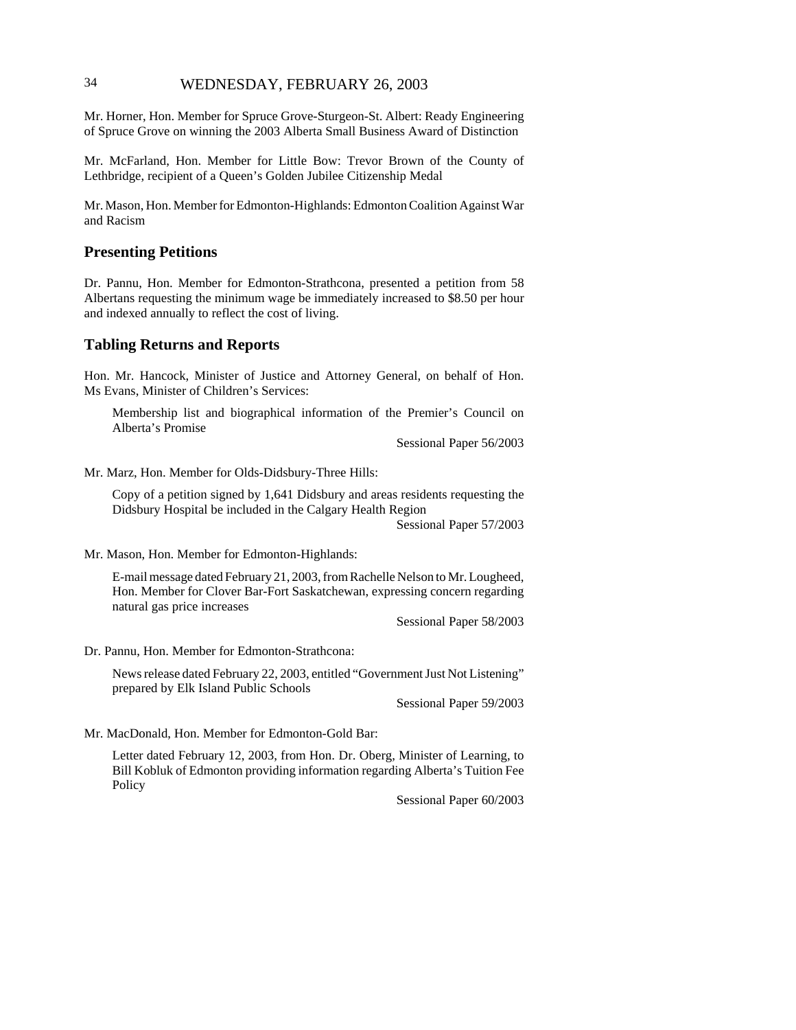Mr. Horner, Hon. Member for Spruce Grove-Sturgeon-St. Albert: Ready Engineering of Spruce Grove on winning the 2003 Alberta Small Business Award of Distinction

Mr. McFarland, Hon. Member for Little Bow: Trevor Brown of the County of Lethbridge, recipient of a Queen's Golden Jubilee Citizenship Medal

Mr. Mason, Hon. Member for Edmonton-Highlands: Edmonton Coalition Against War and Racism

## Presenting Petitions

Dr. Pannu, Hon. Member for Edmonton-Strathcona, presented a petition from 58 Albertans requesting the minimum wage be immediately increased to $8.50 per hour and indexed annually to reflect the cost of living.

## Tabling Returns and Reports

Hon. Mr. Hancock, Minister of Justice and Attorney General, on behalf of Hon. Ms Evans, Minister of Children's Services:

> Membership list and biographical information of the Premier's Council on Alberta's Promise
>
> Sessional Paper 56/2003

Mr. Marz, Hon. Member for Olds-Didsbury-Three Hills:

> Copy of a petition signed by 1,641 Didsbury and areas residents requesting the Didsbury Hospital be included in the Calgary Health Region
>
> Sessional Paper 57/2003

Mr. Mason, Hon. Member for Edmonton-Highlands:

> E-mail message dated February 21, 2003, from Rachelle Nelson to Mr. Lougheed, Hon. Member for Clover Bar-Fort Saskatchewan, expressing concern regarding natural gas price increases
>
> Sessional Paper 58/2003

Dr. Pannu, Hon. Member for Edmonton-Strathcona:

> News release dated February 22, 2003, entitled "Government Just Not Listening" prepared by Elk Island Public Schools
>
> Sessional Paper 59/2003

Mr. MacDonald, Hon. Member for Edmonton-Gold Bar:

> Letter dated February 12, 2003, from Hon. Dr. Oberg, Minister of Learning, to Bill Kobluk of Edmonton providing information regarding Alberta's Tuition Fee Policy
>
> Sessional Paper 60/2003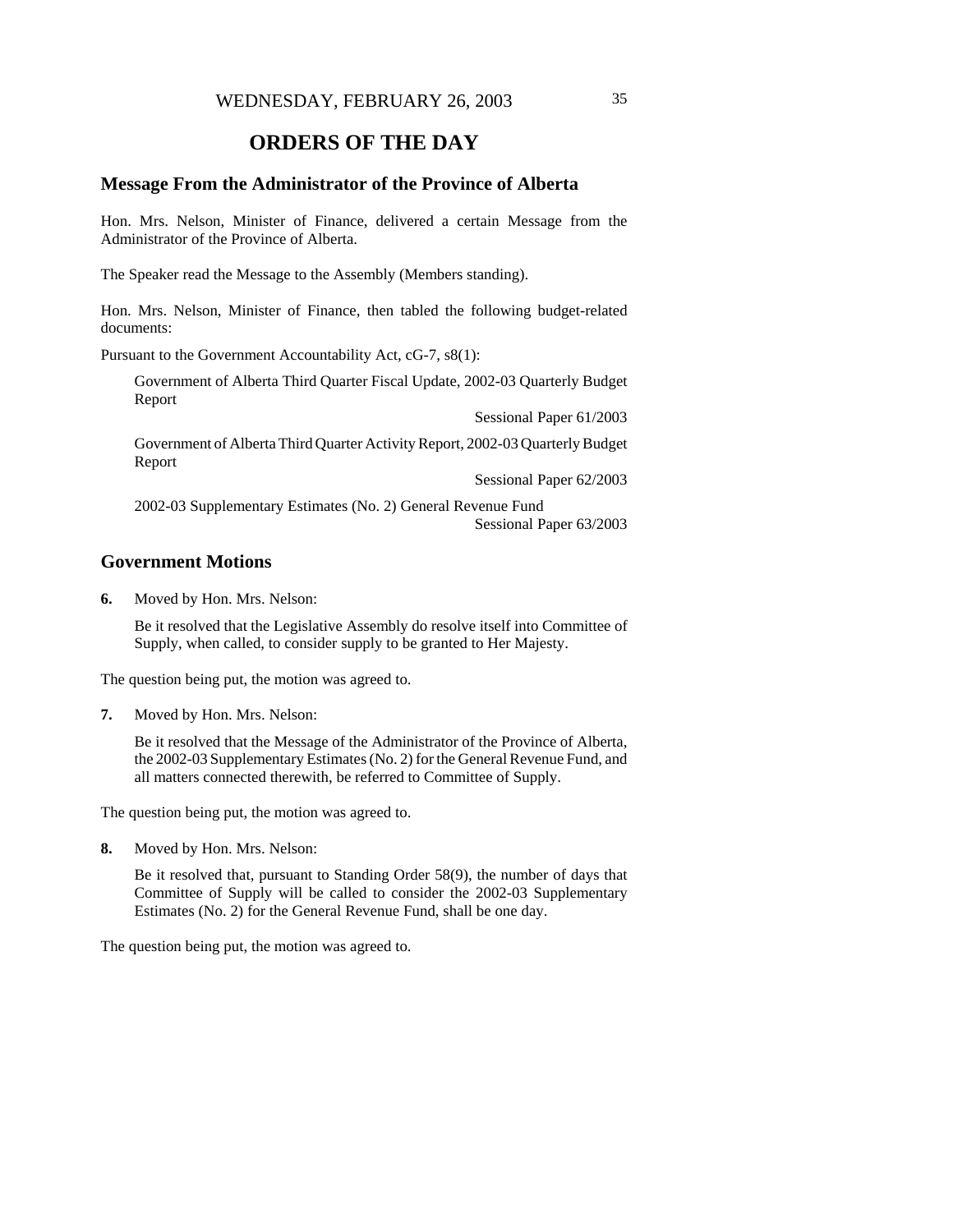WEDNESDAY, FEBRUARY 26, 2003

# ORDERS OF THE DAY

## Message From the Administrator of the Province of Alberta

Hon. Mrs. Nelson, Minister of Finance, delivered a certain Message from the Administrator of the Province of Alberta.

The Speaker read the Message to the Assembly (Members standing).

Hon. Mrs. Nelson, Minister of Finance, then tabled the following budget-related documents:

Pursuant to the Government Accountability Act, cG-7, s8(1):

> Government of Alberta Third Quarter Fiscal Update, 2002-03 Quarterly Budget Report
>
> Sessional Paper 61/2003
>
> Government of Alberta Third Quarter Activity Report, 2002-03 Quarterly Budget Report
>
> Sessional Paper 62/2003
>
> 2002-03 Supplementary Estimates (No. 2) General Revenue Fund
>
> Sessional Paper 63/2003

## Government Motions

**6.** Moved by Hon. Mrs. Nelson:

> Be it resolved that the Legislative Assembly do resolve itself into Committee of Supply, when called, to consider supply to be granted to Her Majesty.

The question being put, the motion was agreed to.

**7.** Moved by Hon. Mrs. Nelson:

> Be it resolved that the Message of the Administrator of the Province of Alberta, the 2002-03 Supplementary Estimates (No. 2) for the General Revenue Fund, and all matters connected therewith, be referred to Committee of Supply.

The question being put, the motion was agreed to.

**8.** Moved by Hon. Mrs. Nelson:

> Be it resolved that, pursuant to Standing Order 58(9), the number of days that Committee of Supply will be called to consider the 2002-03 Supplementary Estimates (No. 2) for the General Revenue Fund, shall be one day.

The question being put, the motion was agreed to.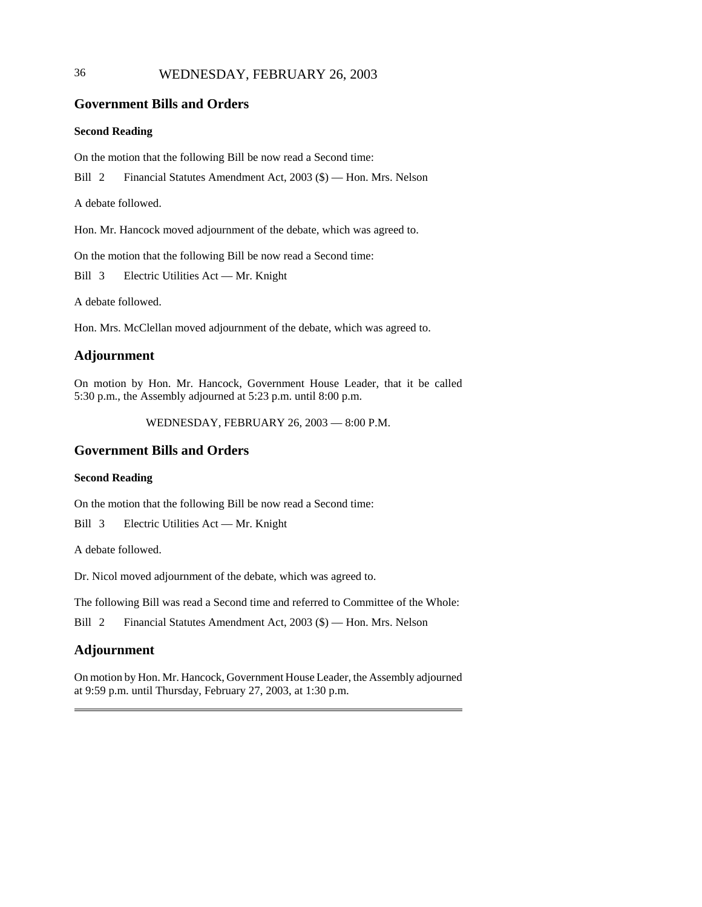## Government Bills and Orders

### Second Reading

On the motion that the following Bill be now read a Second time:

Bill 2 Financial Statutes Amendment Act, 2003 ($) — Hon. Mrs. Nelson

A debate followed.

Hon. Mr. Hancock moved adjournment of the debate, which was agreed to.

On the motion that the following Bill be now read a Second time:

Bill 3 Electric Utilities Act — Mr. Knight

A debate followed.

Hon. Mrs. McClellan moved adjournment of the debate, which was agreed to.

## Adjournment

On motion by Hon. Mr. Hancock, Government House Leader, that it be called 5:30 p.m., the Assembly adjourned at 5:23 p.m. until 8:00 p.m.

WEDNESDAY, FEBRUARY 26, 2003 — 8:00 P.M.

## Government Bills and Orders

### Second Reading

On the motion that the following Bill be now read a Second time:

Bill 3 Electric Utilities Act — Mr. Knight

A debate followed.

Dr. Nicol moved adjournment of the debate, which was agreed to.

The following Bill was read a Second time and referred to Committee of the Whole:

Bill 2 Financial Statutes Amendment Act, 2003 ($) — Hon. Mrs. Nelson

## Adjournment

On motion by Hon. Mr. Hancock, Government House Leader, the Assembly adjourned at 9:59 p.m. until Thursday, February 27, 2003, at 1:30 p.m.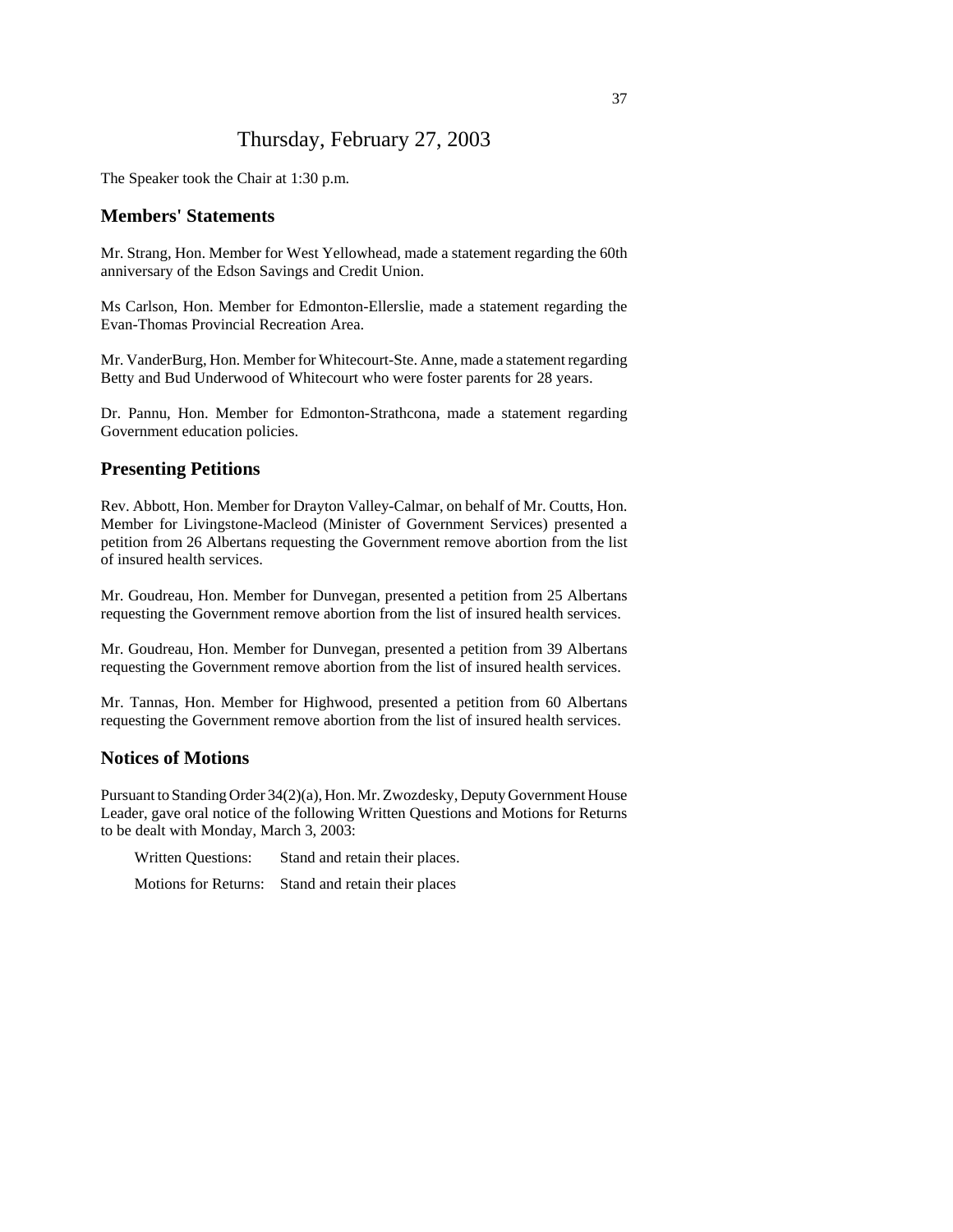# Thursday, February 27, 2003

The Speaker took the Chair at 1:30 p.m.

## Members' Statements

Mr. Strang, Hon. Member for West Yellowhead, made a statement regarding the 60th anniversary of the Edson Savings and Credit Union.

Ms Carlson, Hon. Member for Edmonton-Ellerslie, made a statement regarding the Evan-Thomas Provincial Recreation Area.

Mr. VanderBurg, Hon. Member for Whitecourt-Ste. Anne, made a statement regarding Betty and Bud Underwood of Whitecourt who were foster parents for 28 years.

Dr. Pannu, Hon. Member for Edmonton-Strathcona, made a statement regarding Government education policies.

## Presenting Petitions

Rev. Abbott, Hon. Member for Drayton Valley-Calmar, on behalf of Mr. Coutts, Hon. Member for Livingstone-Macleod (Minister of Government Services) presented a petition from 26 Albertans requesting the Government remove abortion from the list of insured health services.

Mr. Goudreau, Hon. Member for Dunvegan, presented a petition from 25 Albertans requesting the Government remove abortion from the list of insured health services.

Mr. Goudreau, Hon. Member for Dunvegan, presented a petition from 39 Albertans requesting the Government remove abortion from the list of insured health services.

Mr. Tannas, Hon. Member for Highwood, presented a petition from 60 Albertans requesting the Government remove abortion from the list of insured health services.

## Notices of Motions

Pursuant to Standing Order 34(2)(a), Hon. Mr. Zwozdesky, Deputy Government House Leader, gave oral notice of the following Written Questions and Motions for Returns to be dealt with Monday, March 3, 2003:

Written Questions: Stand and retain their places.

Motions for Returns: Stand and retain their places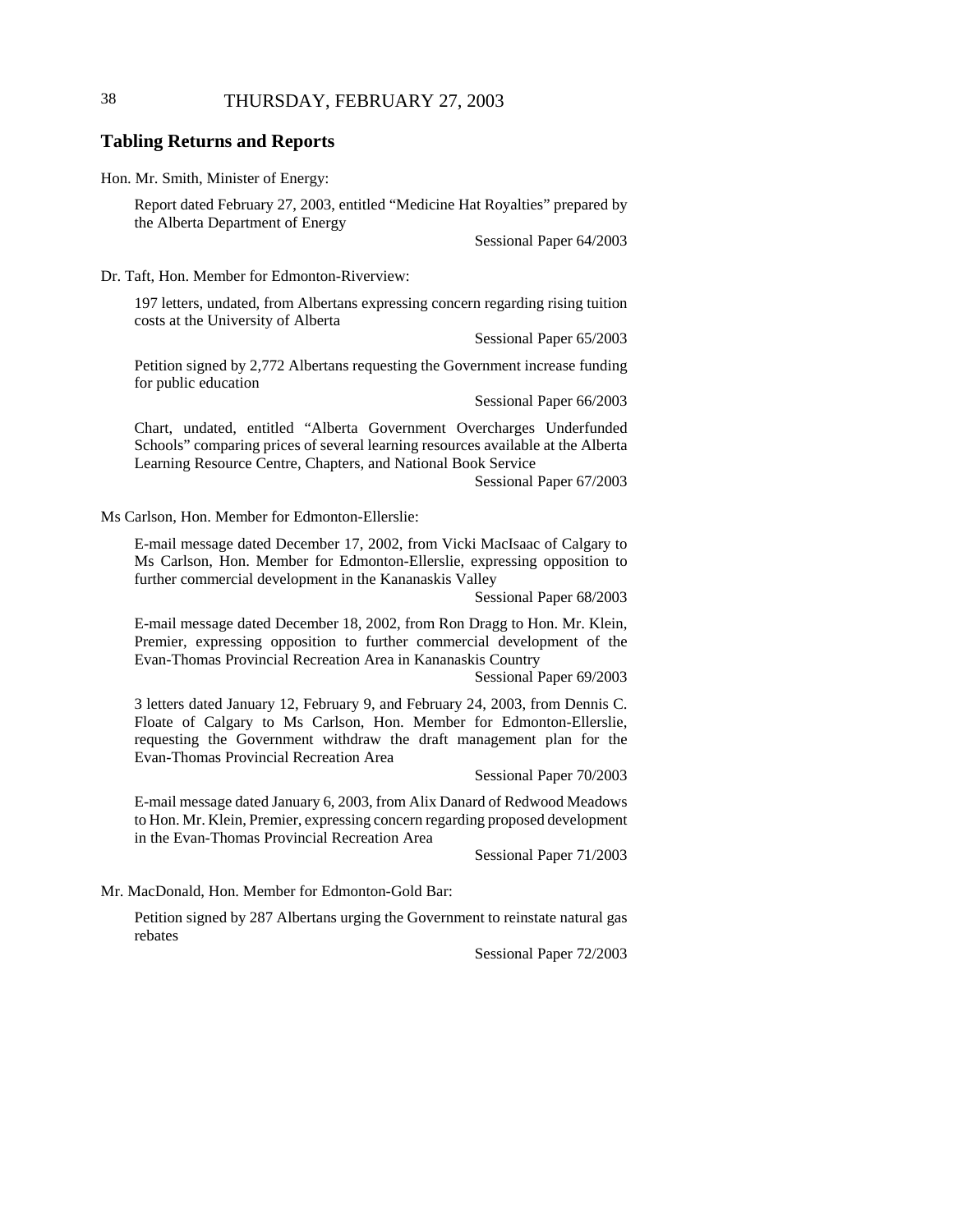## Tabling Returns and Reports

Hon. Mr. Smith, Minister of Energy:

Report dated February 27, 2003, entitled "Medicine Hat Royalties" prepared by the Alberta Department of Energy

Sessional Paper 64/2003

Dr. Taft, Hon. Member for Edmonton-Riverview:

197 letters, undated, from Albertans expressing concern regarding rising tuition costs at the University of Alberta

Sessional Paper 65/2003

Petition signed by 2,772 Albertans requesting the Government increase funding for public education

Sessional Paper 66/2003

Chart, undated, entitled "Alberta Government Overcharges Underfunded Schools" comparing prices of several learning resources available at the Alberta Learning Resource Centre, Chapters, and National Book Service

Sessional Paper 67/2003

Ms Carlson, Hon. Member for Edmonton-Ellerslie:

E-mail message dated December 17, 2002, from Vicki MacIsaac of Calgary to Ms Carlson, Hon. Member for Edmonton-Ellerslie, expressing opposition to further commercial development in the Kananaskis Valley

Sessional Paper 68/2003

E-mail message dated December 18, 2002, from Ron Dragg to Hon. Mr. Klein, Premier, expressing opposition to further commercial development of the Evan-Thomas Provincial Recreation Area in Kananaskis Country

Sessional Paper 69/2003

3 letters dated January 12, February 9, and February 24, 2003, from Dennis C. Floate of Calgary to Ms Carlson, Hon. Member for Edmonton-Ellerslie, requesting the Government withdraw the draft management plan for the Evan-Thomas Provincial Recreation Area

Sessional Paper 70/2003

E-mail message dated January 6, 2003, from Alix Danard of Redwood Meadows to Hon. Mr. Klein, Premier, expressing concern regarding proposed development in the Evan-Thomas Provincial Recreation Area

Sessional Paper 71/2003

Mr. MacDonald, Hon. Member for Edmonton-Gold Bar:

Petition signed by 287 Albertans urging the Government to reinstate natural gas rebates

Sessional Paper 72/2003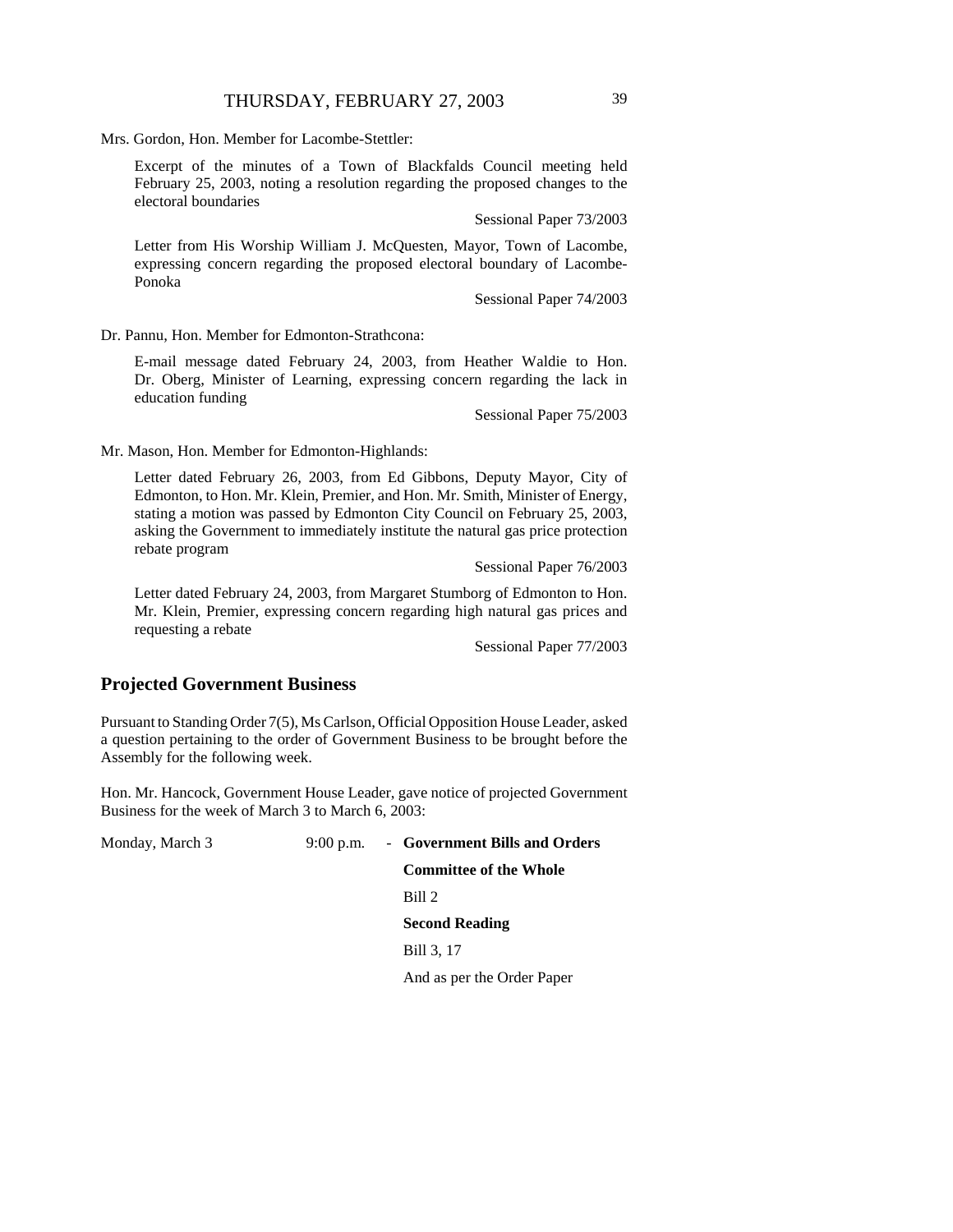Mrs. Gordon, Hon. Member for Lacombe-Stettler:

Excerpt of the minutes of a Town of Blackfalds Council meeting held February 25, 2003, noting a resolution regarding the proposed changes to the electoral boundaries

Sessional Paper 73/2003

Letter from His Worship William J. McQuesten, Mayor, Town of Lacombe, expressing concern regarding the proposed electoral boundary of Lacombe-Ponoka

Sessional Paper 74/2003

Dr. Pannu, Hon. Member for Edmonton-Strathcona:

E-mail message dated February 24, 2003, from Heather Waldie to Hon. Dr. Oberg, Minister of Learning, expressing concern regarding the lack in education funding

Sessional Paper 75/2003

Mr. Mason, Hon. Member for Edmonton-Highlands:

Letter dated February 26, 2003, from Ed Gibbons, Deputy Mayor, City of Edmonton, to Hon. Mr. Klein, Premier, and Hon. Mr. Smith, Minister of Energy, stating a motion was passed by Edmonton City Council on February 25, 2003, asking the Government to immediately institute the natural gas price protection rebate program

Sessional Paper 76/2003

Letter dated February 24, 2003, from Margaret Stumborg of Edmonton to Hon. Mr. Klein, Premier, expressing concern regarding high natural gas prices and requesting a rebate

Sessional Paper 77/2003

## Projected Government Business

Pursuant to Standing Order 7(5), Ms Carlson, Official Opposition House Leader, asked a question pertaining to the order of Government Business to be brought before the Assembly for the following week.

Hon. Mr. Hancock, Government House Leader, gave notice of projected Government Business for the week of March 3 to March 6, 2003:

Monday, March 3 — 9:00 p.m. - **Government Bills and Orders**

**Committee of the Whole**

Bill 2

**Second Reading**

Bill 3, 17

And as per the Order Paper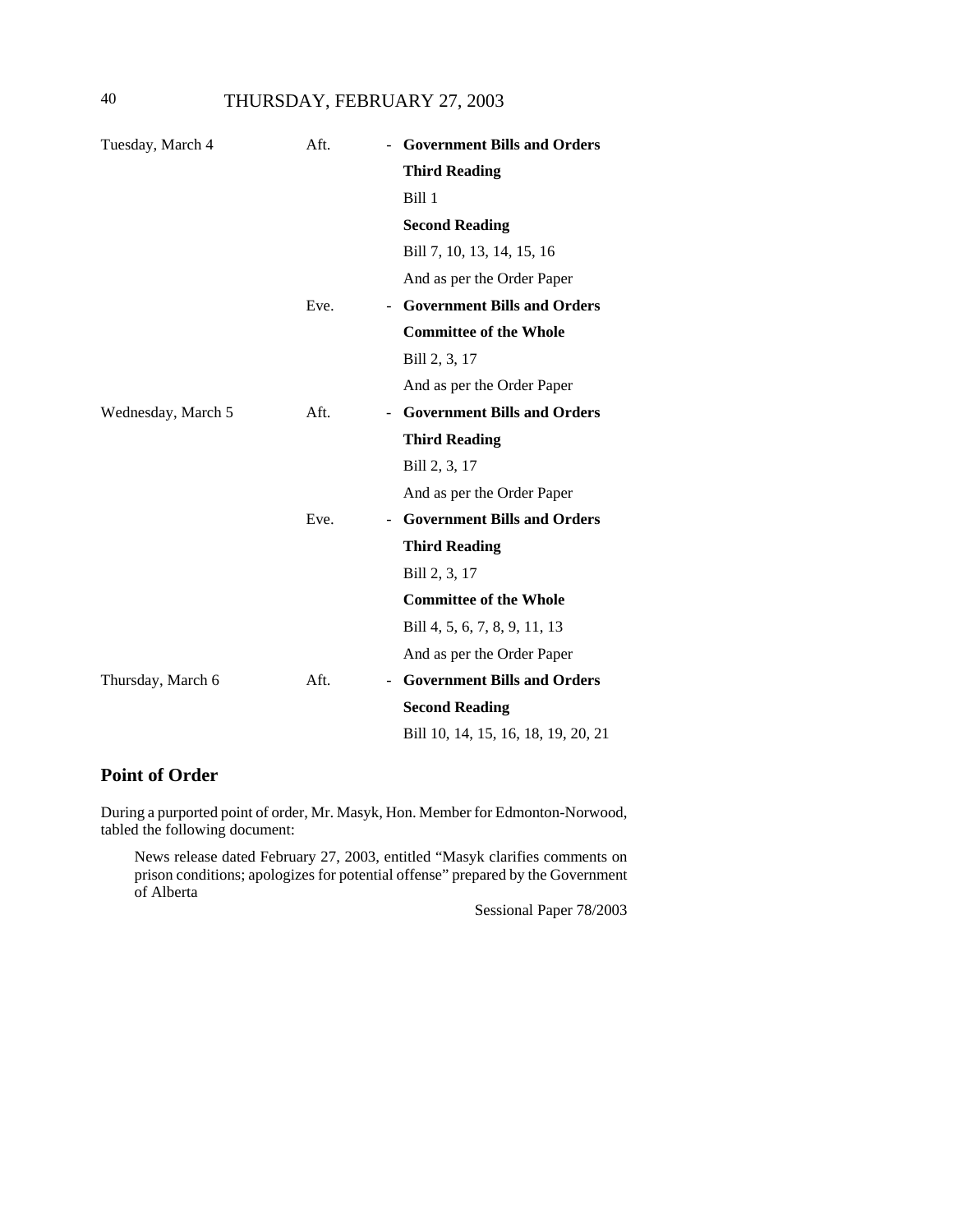| | | |
|---|---|---|
| Tuesday, March 4 | Aft. | - **Government Bills and Orders** |
| | | **Third Reading** |
| | | Bill 1 |
| | | **Second Reading** |
| | | Bill 7, 10, 13, 14, 15, 16 |
| | | And as per the Order Paper |
| | Eve. | - **Government Bills and Orders** |
| | | **Committee of the Whole** |
| | | Bill 2, 3, 17 |
| | | And as per the Order Paper |
| Wednesday, March 5 | Aft. | - **Government Bills and Orders** |
| | | **Third Reading** |
| | | Bill 2, 3, 17 |
| | | And as per the Order Paper |
| | Eve. | - **Government Bills and Orders** |
| | | **Third Reading** |
| | | Bill 2, 3, 17 |
| | | **Committee of the Whole** |
| | | Bill 4, 5, 6, 7, 8, 9, 11, 13 |
| | | And as per the Order Paper |
| Thursday, March 6 | Aft. | - **Government Bills and Orders** |
| | | **Second Reading** |
| | | Bill 10, 14, 15, 16, 18, 19, 20, 21 |

## Point of Order

During a purported point of order, Mr. Masyk, Hon. Member for Edmonton-Norwood, tabled the following document:

> News release dated February 27, 2003, entitled "Masyk clarifies comments on prison conditions; apologizes for potential offense" prepared by the Government of Alberta
>
> Sessional Paper 78/2003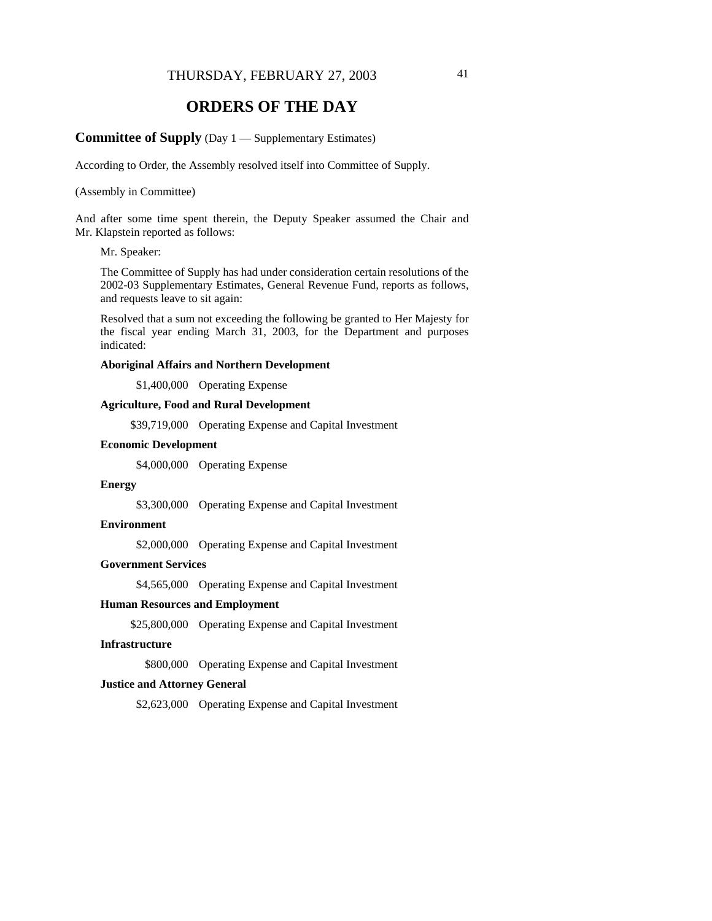THURSDAY, FEBRUARY 27, 2003

# ORDERS OF THE DAY

## **Committee of Supply** (Day 1 — Supplementary Estimates)

According to Order, the Assembly resolved itself into Committee of Supply.

(Assembly in Committee)

And after some time spent therein, the Deputy Speaker assumed the Chair and Mr. Klapstein reported as follows:

Mr. Speaker:

The Committee of Supply has had under consideration certain resolutions of the 2002-03 Supplementary Estimates, General Revenue Fund, reports as follows, and requests leave to sit again:

Resolved that a sum not exceeding the following be granted to Her Majesty for the fiscal year ending March 31, 2003, for the Department and purposes indicated:

**Aboriginal Affairs and Northern Development**

$1,400,000 Operating Expense

**Agriculture, Food and Rural Development**

$39,719,000 Operating Expense and Capital Investment

**Economic Development**

$4,000,000 Operating Expense

**Energy**

$3,300,000 Operating Expense and Capital Investment

**Environment**

$2,000,000 Operating Expense and Capital Investment

**Government Services**

$4,565,000 Operating Expense and Capital Investment

**Human Resources and Employment**

$25,800,000 Operating Expense and Capital Investment

**Infrastructure**

$800,000 Operating Expense and Capital Investment

**Justice and Attorney General**

$2,623,000 Operating Expense and Capital Investment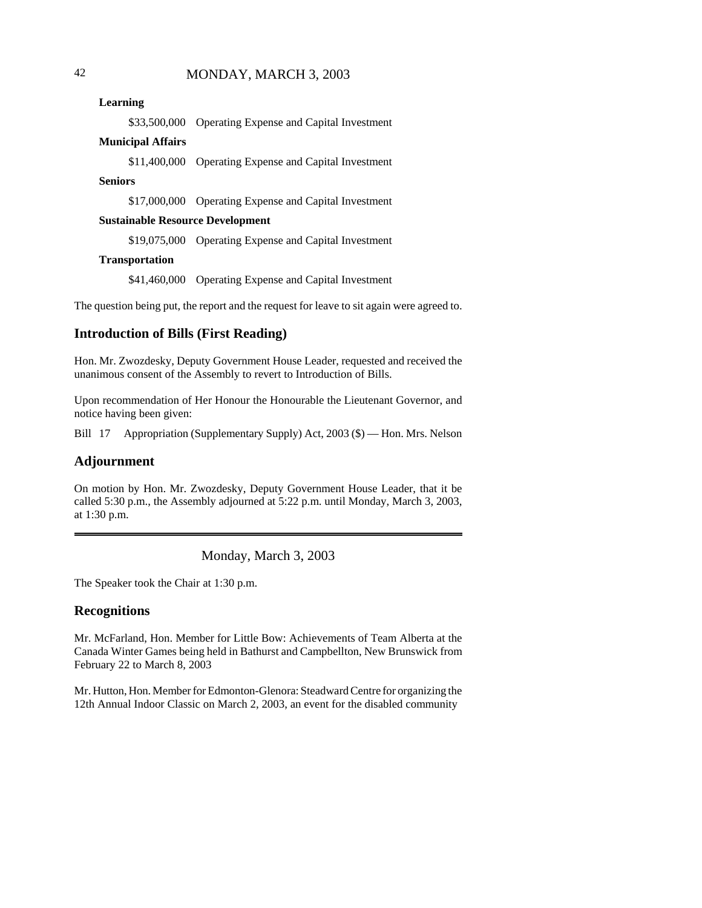**Learning**

$33,500,000 Operating Expense and Capital Investment

**Municipal Affairs**

$11,400,000 Operating Expense and Capital Investment

**Seniors**

$17,000,000 Operating Expense and Capital Investment

**Sustainable Resource Development**

$19,075,000 Operating Expense and Capital Investment

**Transportation**

$41,460,000 Operating Expense and Capital Investment

The question being put, the report and the request for leave to sit again were agreed to.

## Introduction of Bills (First Reading)

Hon. Mr. Zwozdesky, Deputy Government House Leader, requested and received the unanimous consent of the Assembly to revert to Introduction of Bills.

Upon recommendation of Her Honour the Honourable the Lieutenant Governor, and notice having been given:

Bill 17 Appropriation (Supplementary Supply) Act, 2003 ($) — Hon. Mrs. Nelson

## Adjournment

On motion by Hon. Mr. Zwozdesky, Deputy Government House Leader, that it be called 5:30 p.m., the Assembly adjourned at 5:22 p.m. until Monday, March 3, 2003, at 1:30 p.m.

---

Monday, March 3, 2003

The Speaker took the Chair at 1:30 p.m.

## Recognitions

Mr. McFarland, Hon. Member for Little Bow: Achievements of Team Alberta at the Canada Winter Games being held in Bathurst and Campbellton, New Brunswick from February 22 to March 8, 2003

Mr. Hutton, Hon. Member for Edmonton-Glenora: Steadward Centre for organizing the 12th Annual Indoor Classic on March 2, 2003, an event for the disabled community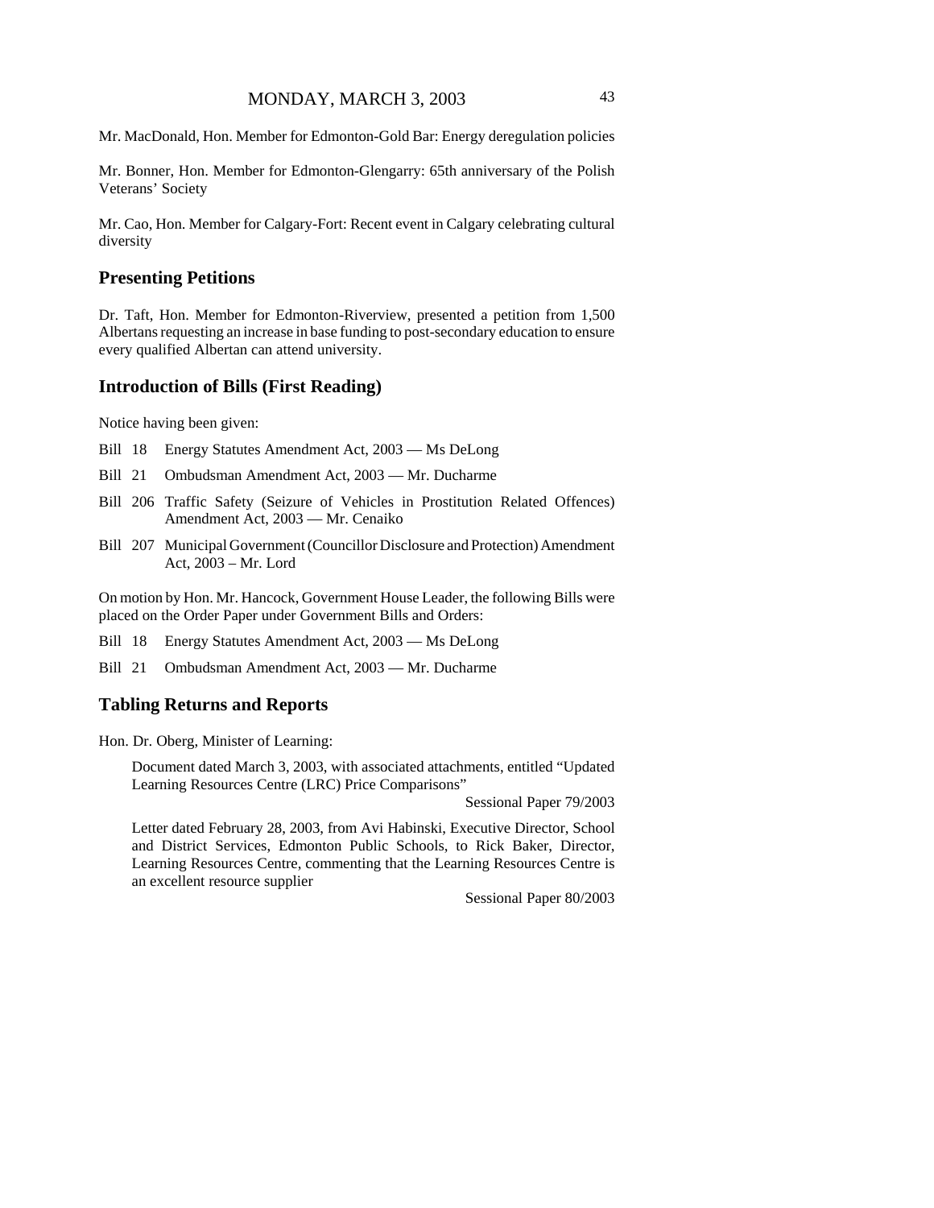Mr. MacDonald, Hon. Member for Edmonton-Gold Bar: Energy deregulation policies

Mr. Bonner, Hon. Member for Edmonton-Glengarry: 65th anniversary of the Polish Veterans' Society

Mr. Cao, Hon. Member for Calgary-Fort: Recent event in Calgary celebrating cultural diversity

## Presenting Petitions

Dr. Taft, Hon. Member for Edmonton-Riverview, presented a petition from 1,500 Albertans requesting an increase in base funding to post-secondary education to ensure every qualified Albertan can attend university.

## Introduction of Bills (First Reading)

Notice having been given:

Bill 18 Energy Statutes Amendment Act, 2003 — Ms DeLong

Bill 21 Ombudsman Amendment Act, 2003 — Mr. Ducharme

Bill 206 Traffic Safety (Seizure of Vehicles in Prostitution Related Offences) Amendment Act, 2003 — Mr. Cenaiko

Bill 207 Municipal Government (Councillor Disclosure and Protection) Amendment Act, 2003 – Mr. Lord

On motion by Hon. Mr. Hancock, Government House Leader, the following Bills were placed on the Order Paper under Government Bills and Orders:

Bill 18 Energy Statutes Amendment Act, 2003 — Ms DeLong

Bill 21 Ombudsman Amendment Act, 2003 — Mr. Ducharme

## Tabling Returns and Reports

Hon. Dr. Oberg, Minister of Learning:

Document dated March 3, 2003, with associated attachments, entitled "Updated Learning Resources Centre (LRC) Price Comparisons"

Sessional Paper 79/2003

Letter dated February 28, 2003, from Avi Habinski, Executive Director, School and District Services, Edmonton Public Schools, to Rick Baker, Director, Learning Resources Centre, commenting that the Learning Resources Centre is an excellent resource supplier

Sessional Paper 80/2003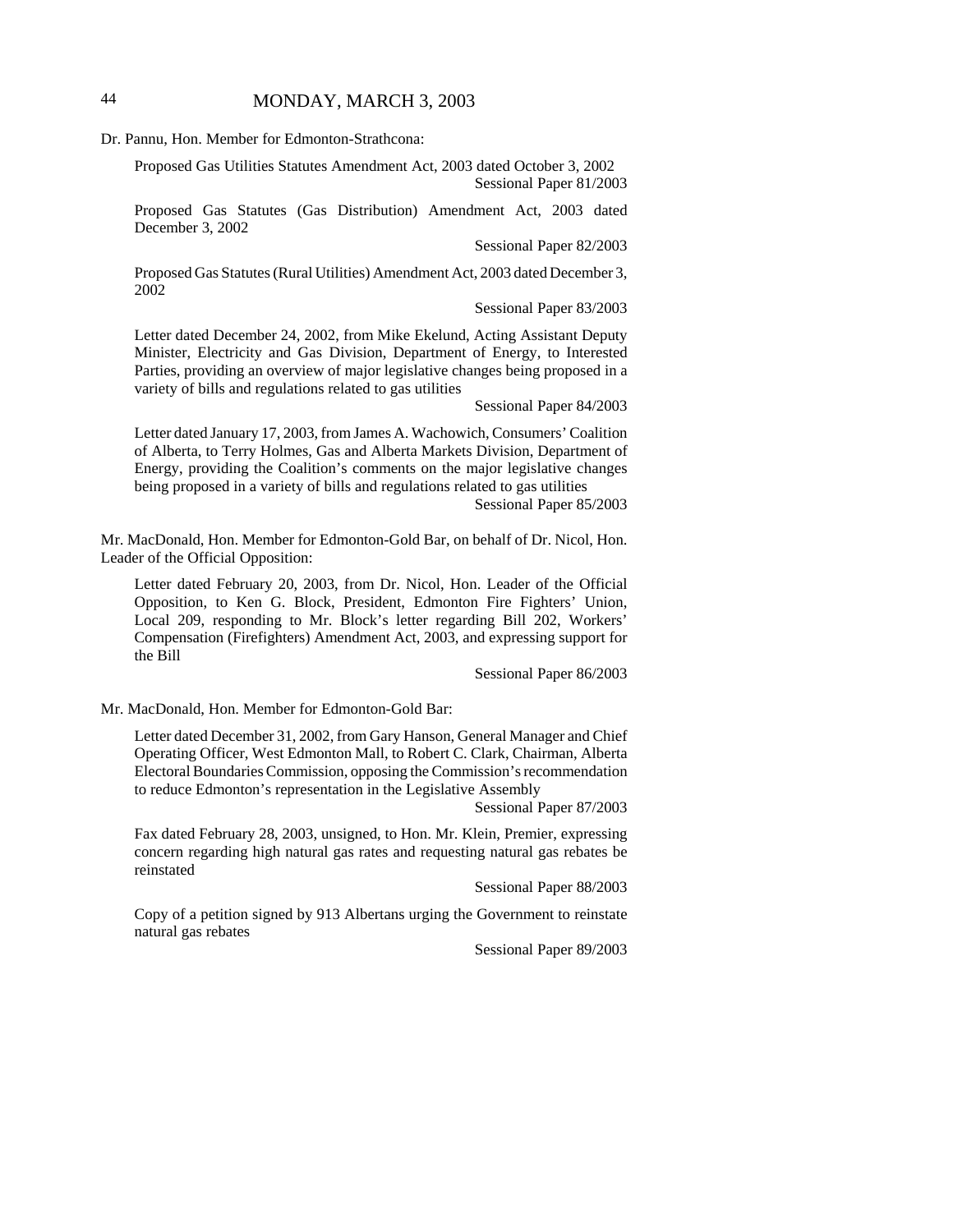Dr. Pannu, Hon. Member for Edmonton-Strathcona:

Proposed Gas Utilities Statutes Amendment Act, 2003 dated October 3, 2002
Sessional Paper 81/2003

Proposed Gas Statutes (Gas Distribution) Amendment Act, 2003 dated December 3, 2002
Sessional Paper 82/2003

Proposed Gas Statutes (Rural Utilities) Amendment Act, 2003 dated December 3, 2002
Sessional Paper 83/2003

Letter dated December 24, 2002, from Mike Ekelund, Acting Assistant Deputy Minister, Electricity and Gas Division, Department of Energy, to Interested Parties, providing an overview of major legislative changes being proposed in a variety of bills and regulations related to gas utilities
Sessional Paper 84/2003

Letter dated January 17, 2003, from James A. Wachowich, Consumers' Coalition of Alberta, to Terry Holmes, Gas and Alberta Markets Division, Department of Energy, providing the Coalition's comments on the major legislative changes being proposed in a variety of bills and regulations related to gas utilities
Sessional Paper 85/2003

Mr. MacDonald, Hon. Member for Edmonton-Gold Bar, on behalf of Dr. Nicol, Hon. Leader of the Official Opposition:

Letter dated February 20, 2003, from Dr. Nicol, Hon. Leader of the Official Opposition, to Ken G. Block, President, Edmonton Fire Fighters' Union, Local 209, responding to Mr. Block's letter regarding Bill 202, Workers' Compensation (Firefighters) Amendment Act, 2003, and expressing support for the Bill
Sessional Paper 86/2003

Mr. MacDonald, Hon. Member for Edmonton-Gold Bar:

Letter dated December 31, 2002, from Gary Hanson, General Manager and Chief Operating Officer, West Edmonton Mall, to Robert C. Clark, Chairman, Alberta Electoral Boundaries Commission, opposing the Commission's recommendation to reduce Edmonton's representation in the Legislative Assembly
Sessional Paper 87/2003

Fax dated February 28, 2003, unsigned, to Hon. Mr. Klein, Premier, expressing concern regarding high natural gas rates and requesting natural gas rebates be reinstated
Sessional Paper 88/2003

Copy of a petition signed by 913 Albertans urging the Government to reinstate natural gas rebates
Sessional Paper 89/2003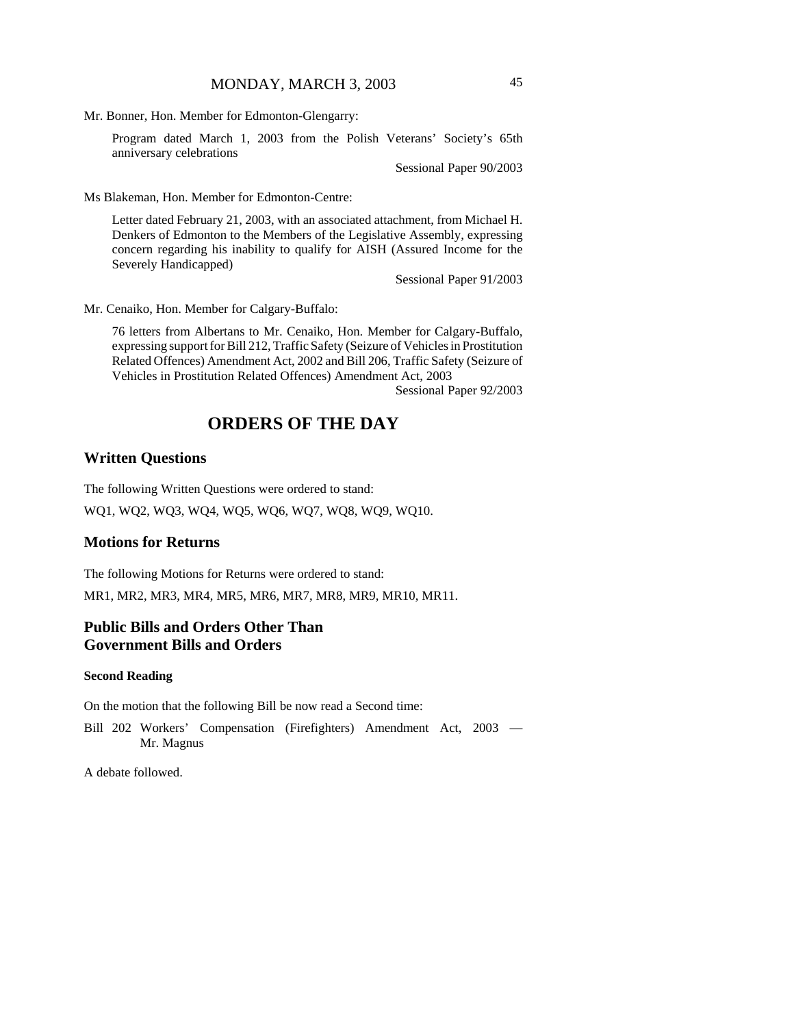Mr. Bonner, Hon. Member for Edmonton-Glengarry:

> Program dated March 1, 2003 from the Polish Veterans' Society's 65th anniversary celebrations
>
> Sessional Paper 90/2003

Ms Blakeman, Hon. Member for Edmonton-Centre:

> Letter dated February 21, 2003, with an associated attachment, from Michael H. Denkers of Edmonton to the Members of the Legislative Assembly, expressing concern regarding his inability to qualify for AISH (Assured Income for the Severely Handicapped)
>
> Sessional Paper 91/2003

Mr. Cenaiko, Hon. Member for Calgary-Buffalo:

> 76 letters from Albertans to Mr. Cenaiko, Hon. Member for Calgary-Buffalo, expressing support for Bill 212, Traffic Safety (Seizure of Vehicles in Prostitution Related Offences) Amendment Act, 2002 and Bill 206, Traffic Safety (Seizure of Vehicles in Prostitution Related Offences) Amendment Act, 2003
>
> Sessional Paper 92/2003

# ORDERS OF THE DAY

## Written Questions

The following Written Questions were ordered to stand:

WQ1, WQ2, WQ3, WQ4, WQ5, WQ6, WQ7, WQ8, WQ9, WQ10.

## Motions for Returns

The following Motions for Returns were ordered to stand:

MR1, MR2, MR3, MR4, MR5, MR6, MR7, MR8, MR9, MR10, MR11.

## Public Bills and Orders Other Than Government Bills and Orders

### Second Reading

On the motion that the following Bill be now read a Second time:

Bill 202 Workers' Compensation (Firefighters) Amendment Act, 2003 — Mr. Magnus

A debate followed.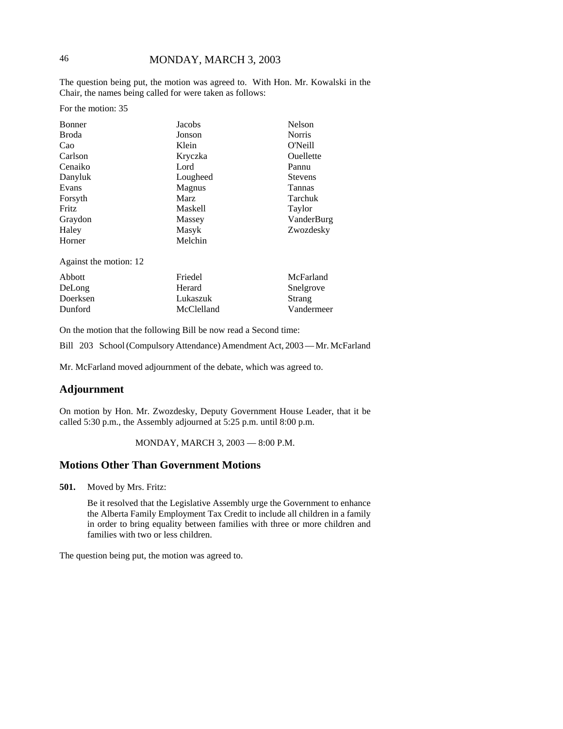The question being put, the motion was agreed to. With Hon. Mr. Kowalski in the Chair, the names being called for were taken as follows:

For the motion: 35

| | | |
|---|---|---|
| Bonner | Jacobs | Nelson |
| Broda | Jonson | Norris |
| Cao | Klein | O'Neill |
| Carlson | Kryczka | Ouellette |
| Cenaiko | Lord | Pannu |
| Danyluk | Lougheed | Stevens |
| Evans | Magnus | Tannas |
| Forsyth | Marz | Tarchuk |
| Fritz | Maskell | Taylor |
| Graydon | Massey | VanderBurg |
| Haley | Masyk | Zwozdesky |
| Horner | Melchin | |

Against the motion: 12

| | | |
|---|---|---|
| Abbott | Friedel | McFarland |
| DeLong | Herard | Snelgrove |
| Doerksen | Lukaszuk | Strang |
| Dunford | McClelland | Vandermeer |

On the motion that the following Bill be now read a Second time:

Bill 203 School (Compulsory Attendance) Amendment Act, 2003 — Mr. McFarland

Mr. McFarland moved adjournment of the debate, which was agreed to.

## Adjournment

On motion by Hon. Mr. Zwozdesky, Deputy Government House Leader, that it be called 5:30 p.m., the Assembly adjourned at 5:25 p.m. until 8:00 p.m.

MONDAY, MARCH 3, 2003 — 8:00 P.M.

## Motions Other Than Government Motions

**501.** Moved by Mrs. Fritz:

Be it resolved that the Legislative Assembly urge the Government to enhance the Alberta Family Employment Tax Credit to include all children in a family in order to bring equality between families with three or more children and families with two or less children.

The question being put, the motion was agreed to.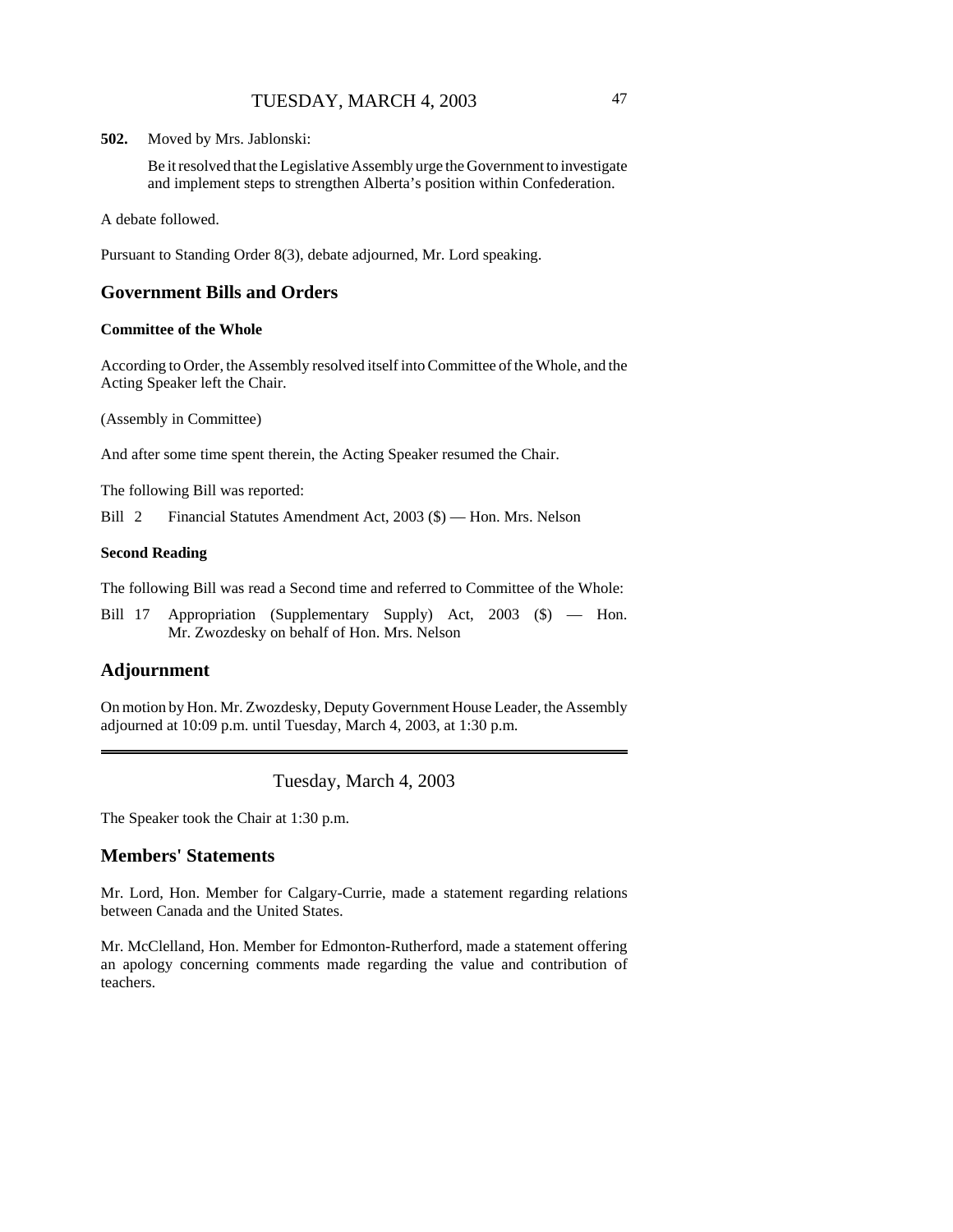**502.** Moved by Mrs. Jablonski:

Be it resolved that the Legislative Assembly urge the Government to investigate and implement steps to strengthen Alberta's position within Confederation.

A debate followed.

Pursuant to Standing Order 8(3), debate adjourned, Mr. Lord speaking.

## Government Bills and Orders

### Committee of the Whole

According to Order, the Assembly resolved itself into Committee of the Whole, and the Acting Speaker left the Chair.

(Assembly in Committee)

And after some time spent therein, the Acting Speaker resumed the Chair.

The following Bill was reported:

Bill 2 Financial Statutes Amendment Act, 2003 ($) — Hon. Mrs. Nelson

### Second Reading

The following Bill was read a Second time and referred to Committee of the Whole:

Bill 17 Appropriation (Supplementary Supply) Act, 2003 ($) — Hon. Mr. Zwozdesky on behalf of Hon. Mrs. Nelson

## Adjournment

On motion by Hon. Mr. Zwozdesky, Deputy Government House Leader, the Assembly adjourned at 10:09 p.m. until Tuesday, March 4, 2003, at 1:30 p.m.

---

# Tuesday, March 4, 2003

The Speaker took the Chair at 1:30 p.m.

## Members' Statements

Mr. Lord, Hon. Member for Calgary-Currie, made a statement regarding relations between Canada and the United States.

Mr. McClelland, Hon. Member for Edmonton-Rutherford, made a statement offering an apology concerning comments made regarding the value and contribution of teachers.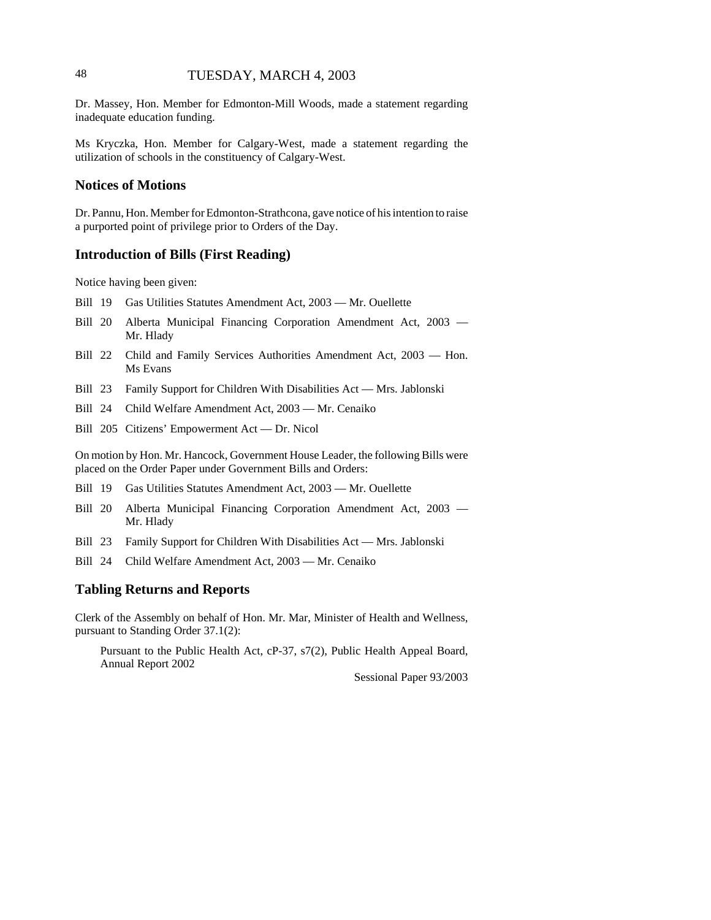Dr. Massey, Hon. Member for Edmonton-Mill Woods, made a statement regarding inadequate education funding.

Ms Kryczka, Hon. Member for Calgary-West, made a statement regarding the utilization of schools in the constituency of Calgary-West.

## Notices of Motions

Dr. Pannu, Hon. Member for Edmonton-Strathcona, gave notice of his intention to raise a purported point of privilege prior to Orders of the Day.

## Introduction of Bills (First Reading)

Notice having been given:

- Bill 19 Gas Utilities Statutes Amendment Act, 2003 — Mr. Ouellette
- Bill 20 Alberta Municipal Financing Corporation Amendment Act, 2003 — Mr. Hlady
- Bill 22 Child and Family Services Authorities Amendment Act, 2003 — Hon. Ms Evans
- Bill 23 Family Support for Children With Disabilities Act — Mrs. Jablonski
- Bill 24 Child Welfare Amendment Act, 2003 — Mr. Cenaiko
- Bill 205 Citizens' Empowerment Act — Dr. Nicol

On motion by Hon. Mr. Hancock, Government House Leader, the following Bills were placed on the Order Paper under Government Bills and Orders:

- Bill 19 Gas Utilities Statutes Amendment Act, 2003 — Mr. Ouellette
- Bill 20 Alberta Municipal Financing Corporation Amendment Act, 2003 — Mr. Hlady
- Bill 23 Family Support for Children With Disabilities Act — Mrs. Jablonski
- Bill 24 Child Welfare Amendment Act, 2003 — Mr. Cenaiko

## Tabling Returns and Reports

Clerk of the Assembly on behalf of Hon. Mr. Mar, Minister of Health and Wellness, pursuant to Standing Order 37.1(2):

> Pursuant to the Public Health Act, cP-37, s7(2), Public Health Appeal Board, Annual Report 2002
>
> Sessional Paper 93/2003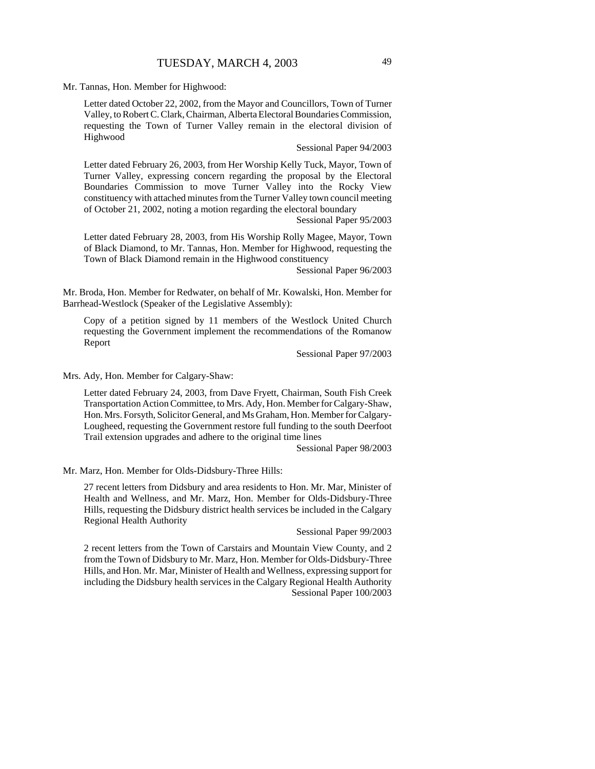Mr. Tannas, Hon. Member for Highwood:

Letter dated October 22, 2002, from the Mayor and Councillors, Town of Turner Valley, to Robert C. Clark, Chairman, Alberta Electoral Boundaries Commission, requesting the Town of Turner Valley remain in the electoral division of Highwood

Sessional Paper 94/2003

Letter dated February 26, 2003, from Her Worship Kelly Tuck, Mayor, Town of Turner Valley, expressing concern regarding the proposal by the Electoral Boundaries Commission to move Turner Valley into the Rocky View constituency with attached minutes from the Turner Valley town council meeting of October 21, 2002, noting a motion regarding the electoral boundary

Sessional Paper 95/2003

Letter dated February 28, 2003, from His Worship Rolly Magee, Mayor, Town of Black Diamond, to Mr. Tannas, Hon. Member for Highwood, requesting the Town of Black Diamond remain in the Highwood constituency

Sessional Paper 96/2003

Mr. Broda, Hon. Member for Redwater, on behalf of Mr. Kowalski, Hon. Member for Barrhead-Westlock (Speaker of the Legislative Assembly):

Copy of a petition signed by 11 members of the Westlock United Church requesting the Government implement the recommendations of the Romanow Report

Sessional Paper 97/2003

Mrs. Ady, Hon. Member for Calgary-Shaw:

Letter dated February 24, 2003, from Dave Fryett, Chairman, South Fish Creek Transportation Action Committee, to Mrs. Ady, Hon. Member for Calgary-Shaw, Hon. Mrs. Forsyth, Solicitor General, and Ms Graham, Hon. Member for Calgary-Lougheed, requesting the Government restore full funding to the south Deerfoot Trail extension upgrades and adhere to the original time lines

Sessional Paper 98/2003

Mr. Marz, Hon. Member for Olds-Didsbury-Three Hills:

27 recent letters from Didsbury and area residents to Hon. Mr. Mar, Minister of Health and Wellness, and Mr. Marz, Hon. Member for Olds-Didsbury-Three Hills, requesting the Didsbury district health services be included in the Calgary Regional Health Authority

Sessional Paper 99/2003

2 recent letters from the Town of Carstairs and Mountain View County, and 2 from the Town of Didsbury to Mr. Marz, Hon. Member for Olds-Didsbury-Three Hills, and Hon. Mr. Mar, Minister of Health and Wellness, expressing support for including the Didsbury health services in the Calgary Regional Health Authority

Sessional Paper 100/2003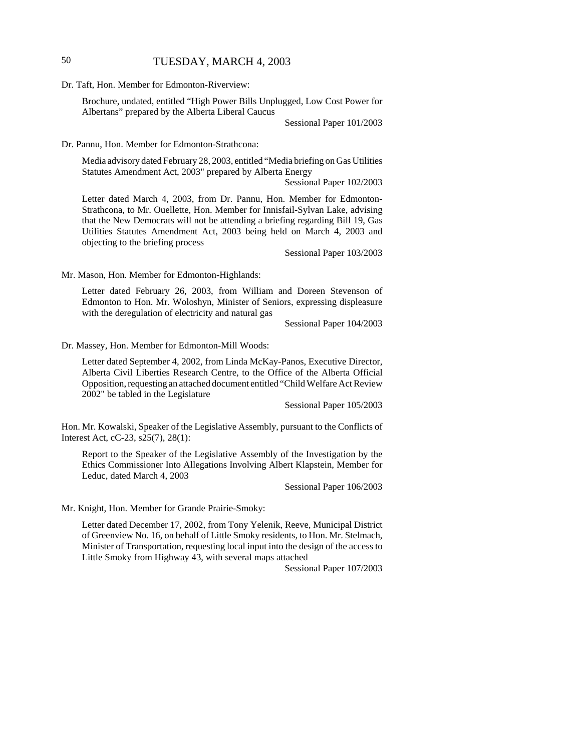Dr. Taft, Hon. Member for Edmonton-Riverview:

Brochure, undated, entitled "High Power Bills Unplugged, Low Cost Power for Albertans" prepared by the Alberta Liberal Caucus

Sessional Paper 101/2003

Dr. Pannu, Hon. Member for Edmonton-Strathcona:

Media advisory dated February 28, 2003, entitled "Media briefing on Gas Utilities Statutes Amendment Act, 2003" prepared by Alberta Energy

Sessional Paper 102/2003

Letter dated March 4, 2003, from Dr. Pannu, Hon. Member for Edmonton-Strathcona, to Mr. Ouellette, Hon. Member for Innisfail-Sylvan Lake, advising that the New Democrats will not be attending a briefing regarding Bill 19, Gas Utilities Statutes Amendment Act, 2003 being held on March 4, 2003 and objecting to the briefing process

Sessional Paper 103/2003

Mr. Mason, Hon. Member for Edmonton-Highlands:

Letter dated February 26, 2003, from William and Doreen Stevenson of Edmonton to Hon. Mr. Woloshyn, Minister of Seniors, expressing displeasure with the deregulation of electricity and natural gas

Sessional Paper 104/2003

Dr. Massey, Hon. Member for Edmonton-Mill Woods:

Letter dated September 4, 2002, from Linda McKay-Panos, Executive Director, Alberta Civil Liberties Research Centre, to the Office of the Alberta Official Opposition, requesting an attached document entitled "Child Welfare Act Review 2002" be tabled in the Legislature

Sessional Paper 105/2003

Hon. Mr. Kowalski, Speaker of the Legislative Assembly, pursuant to the Conflicts of Interest Act, cC-23, s25(7), 28(1):

Report to the Speaker of the Legislative Assembly of the Investigation by the Ethics Commissioner Into Allegations Involving Albert Klapstein, Member for Leduc, dated March 4, 2003

Sessional Paper 106/2003

Mr. Knight, Hon. Member for Grande Prairie-Smoky:

Letter dated December 17, 2002, from Tony Yelenik, Reeve, Municipal District of Greenview No. 16, on behalf of Little Smoky residents, to Hon. Mr. Stelmach, Minister of Transportation, requesting local input into the design of the access to Little Smoky from Highway 43, with several maps attached

Sessional Paper 107/2003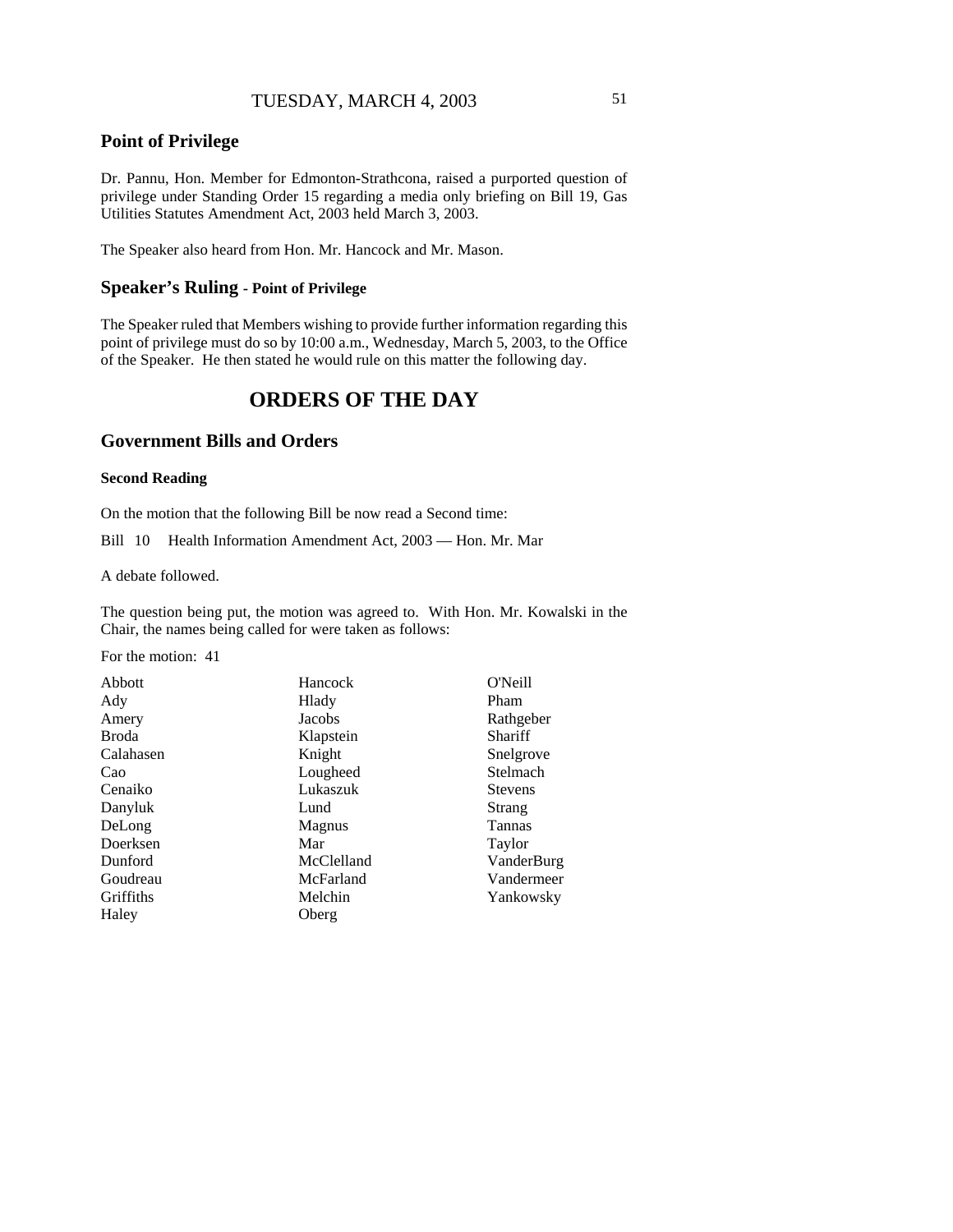## Point of Privilege

Dr. Pannu, Hon. Member for Edmonton-Strathcona, raised a purported question of privilege under Standing Order 15 regarding a media only briefing on Bill 19, Gas Utilities Statutes Amendment Act, 2003 held March 3, 2003.

The Speaker also heard from Hon. Mr. Hancock and Mr. Mason.

## Speaker's Ruling - Point of Privilege

The Speaker ruled that Members wishing to provide further information regarding this point of privilege must do so by 10:00 a.m., Wednesday, March 5, 2003, to the Office of the Speaker. He then stated he would rule on this matter the following day.

# ORDERS OF THE DAY

## Government Bills and Orders

### Second Reading

On the motion that the following Bill be now read a Second time:

Bill 10 Health Information Amendment Act, 2003 — Hon. Mr. Mar

A debate followed.

The question being put, the motion was agreed to. With Hon. Mr. Kowalski in the Chair, the names being called for were taken as follows:

For the motion: 41

| | | |
|---|---|---|
| Abbott | Hancock | O'Neill |
| Ady | Hlady | Pham |
| Amery | Jacobs | Rathgeber |
| Broda | Klapstein | Shariff |
| Calahasen | Knight | Snelgrove |
| Cao | Lougheed | Stelmach |
| Cenaiko | Lukaszuk | Stevens |
| Danyluk | Lund | Strang |
| DeLong | Magnus | Tannas |
| Doerksen | Mar | Taylor |
| Dunford | McClelland | VanderBurg |
| Goudreau | McFarland | Vandermeer |
| Griffiths | Melchin | Yankowsky |
| Haley | Oberg | |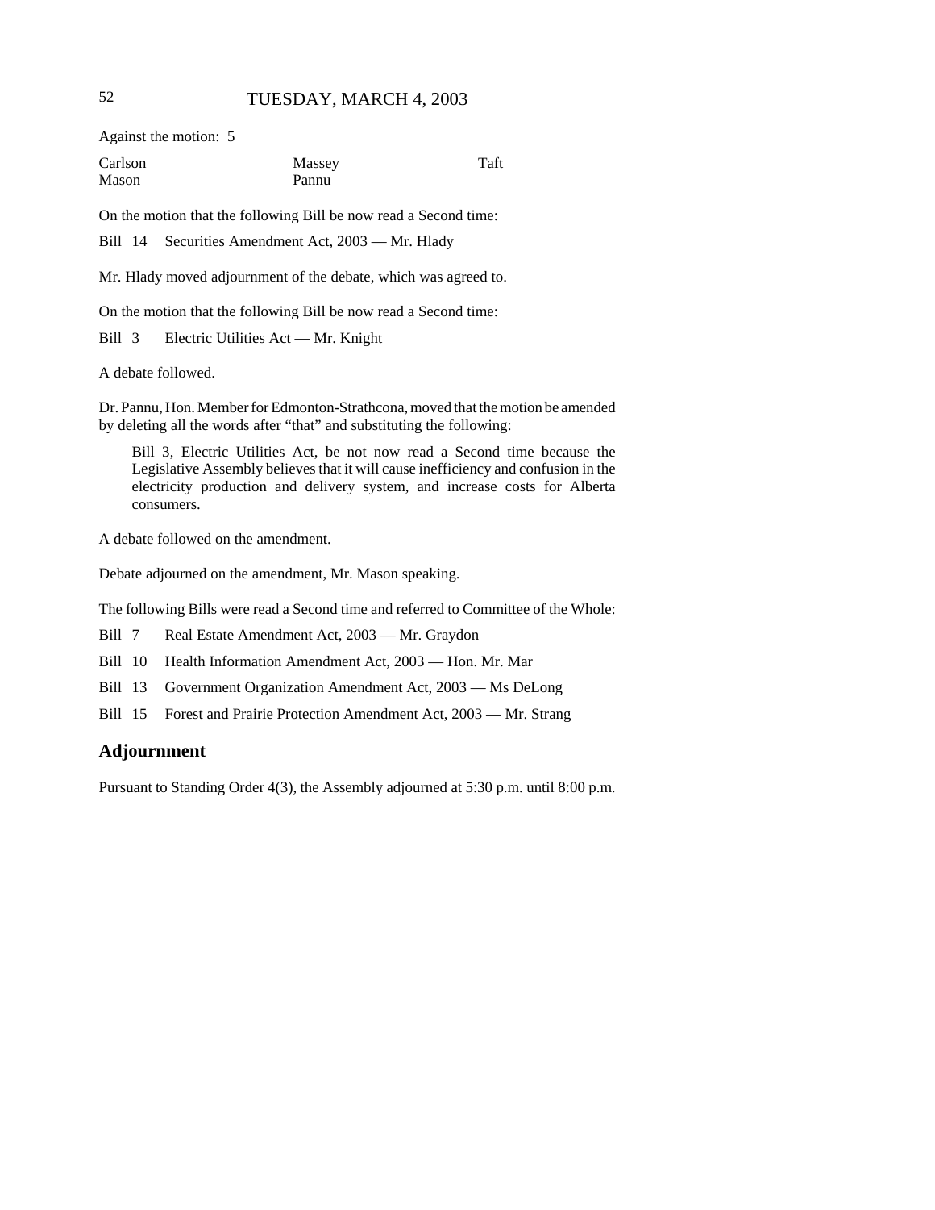Against the motion: 5

| | | |
|---|---|---|
| Carlson | Massey | Taft |
| Mason | Pannu | |

On the motion that the following Bill be now read a Second time:

Bill 14 Securities Amendment Act, 2003 — Mr. Hlady

Mr. Hlady moved adjournment of the debate, which was agreed to.

On the motion that the following Bill be now read a Second time:

Bill 3 Electric Utilities Act — Mr. Knight

A debate followed.

Dr. Pannu, Hon. Member for Edmonton-Strathcona, moved that the motion be amended by deleting all the words after "that" and substituting the following:

> Bill 3, Electric Utilities Act, be not now read a Second time because the Legislative Assembly believes that it will cause inefficiency and confusion in the electricity production and delivery system, and increase costs for Alberta consumers.

A debate followed on the amendment.

Debate adjourned on the amendment, Mr. Mason speaking.

The following Bills were read a Second time and referred to Committee of the Whole:

Bill 7 Real Estate Amendment Act, 2003 — Mr. Graydon

Bill 10 Health Information Amendment Act, 2003 — Hon. Mr. Mar

Bill 13 Government Organization Amendment Act, 2003 — Ms DeLong

Bill 15 Forest and Prairie Protection Amendment Act, 2003 — Mr. Strang

## Adjournment

Pursuant to Standing Order 4(3), the Assembly adjourned at 5:30 p.m. until 8:00 p.m.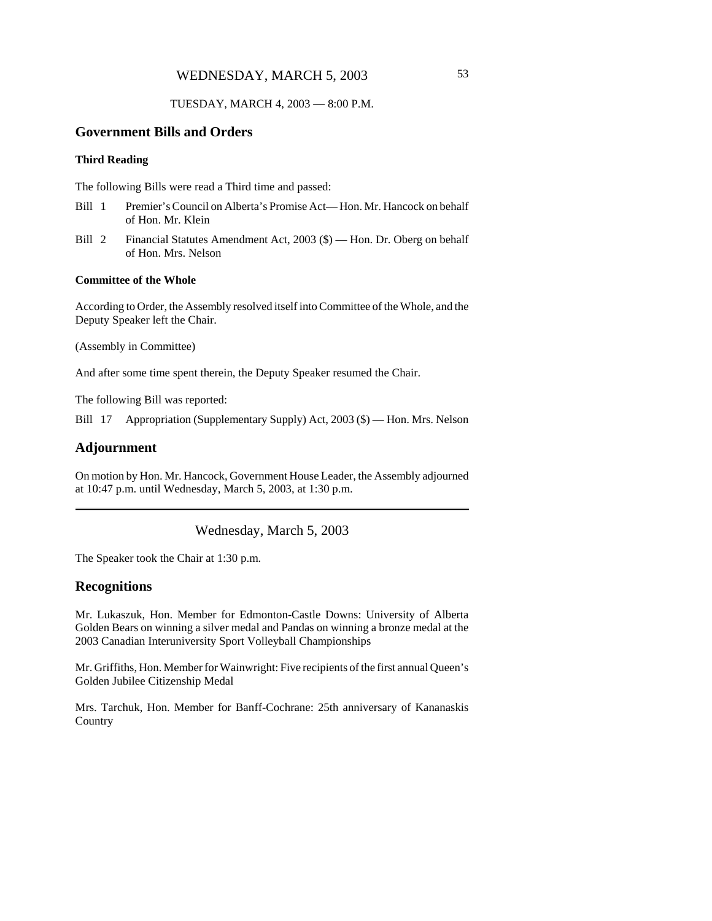TUESDAY, MARCH 4, 2003 — 8:00 P.M.

## Government Bills and Orders

### Third Reading

The following Bills were read a Third time and passed:

Bill 1 Premier's Council on Alberta's Promise Act— Hon. Mr. Hancock on behalf of Hon. Mr. Klein

Bill 2 Financial Statutes Amendment Act, 2003 ($) — Hon. Dr. Oberg on behalf of Hon. Mrs. Nelson

### Committee of the Whole

According to Order, the Assembly resolved itself into Committee of the Whole, and the Deputy Speaker left the Chair.

(Assembly in Committee)

And after some time spent therein, the Deputy Speaker resumed the Chair.

The following Bill was reported:

Bill 17 Appropriation (Supplementary Supply) Act, 2003 ($) — Hon. Mrs. Nelson

## Adjournment

On motion by Hon. Mr. Hancock, Government House Leader, the Assembly adjourned at 10:47 p.m. until Wednesday, March 5, 2003, at 1:30 p.m.

---

Wednesday, March 5, 2003

The Speaker took the Chair at 1:30 p.m.

## Recognitions

Mr. Lukaszuk, Hon. Member for Edmonton-Castle Downs: University of Alberta Golden Bears on winning a silver medal and Pandas on winning a bronze medal at the 2003 Canadian Interuniversity Sport Volleyball Championships

Mr. Griffiths, Hon. Member for Wainwright: Five recipients of the first annual Queen's Golden Jubilee Citizenship Medal

Mrs. Tarchuk, Hon. Member for Banff-Cochrane: 25th anniversary of Kananaskis Country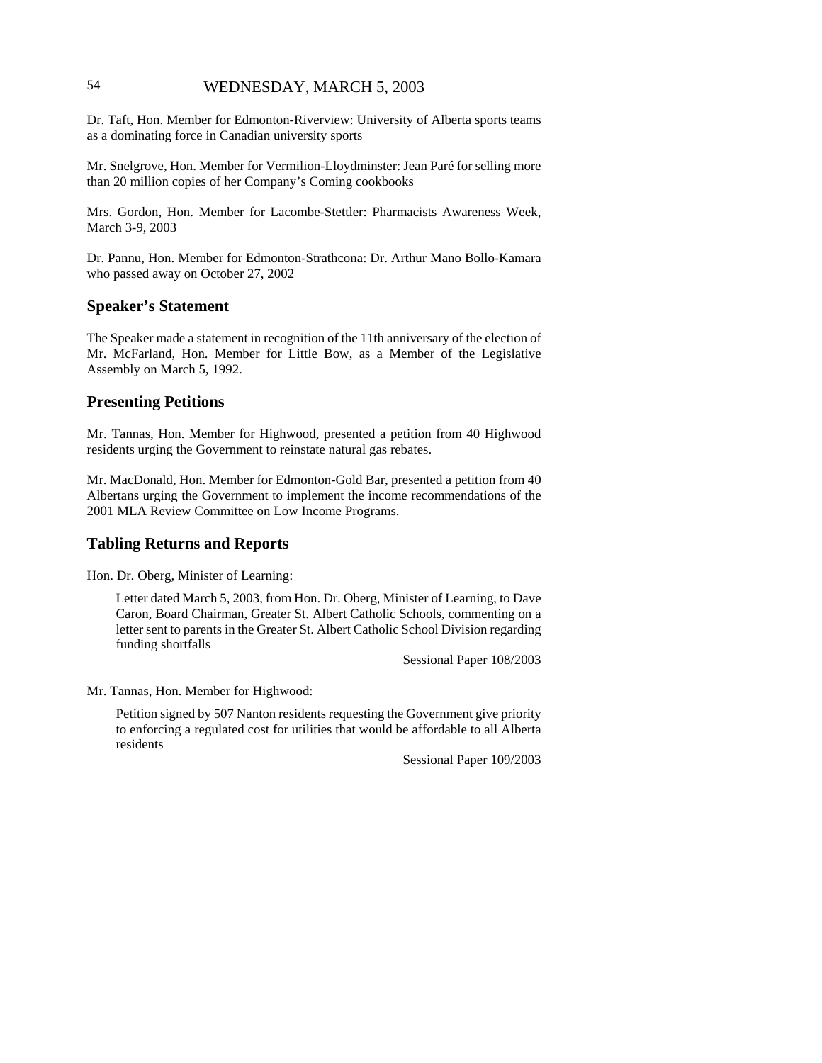Dr. Taft, Hon. Member for Edmonton-Riverview: University of Alberta sports teams as a dominating force in Canadian university sports

Mr. Snelgrove, Hon. Member for Vermilion-Lloydminster: Jean Paré for selling more than 20 million copies of her Company's Coming cookbooks

Mrs. Gordon, Hon. Member for Lacombe-Stettler: Pharmacists Awareness Week, March 3-9, 2003

Dr. Pannu, Hon. Member for Edmonton-Strathcona: Dr. Arthur Mano Bollo-Kamara who passed away on October 27, 2002

## Speaker's Statement

The Speaker made a statement in recognition of the 11th anniversary of the election of Mr. McFarland, Hon. Member for Little Bow, as a Member of the Legislative Assembly on March 5, 1992.

## Presenting Petitions

Mr. Tannas, Hon. Member for Highwood, presented a petition from 40 Highwood residents urging the Government to reinstate natural gas rebates.

Mr. MacDonald, Hon. Member for Edmonton-Gold Bar, presented a petition from 40 Albertans urging the Government to implement the income recommendations of the 2001 MLA Review Committee on Low Income Programs.

## Tabling Returns and Reports

Hon. Dr. Oberg, Minister of Learning:

> Letter dated March 5, 2003, from Hon. Dr. Oberg, Minister of Learning, to Dave Caron, Board Chairman, Greater St. Albert Catholic Schools, commenting on a letter sent to parents in the Greater St. Albert Catholic School Division regarding funding shortfalls
>
> Sessional Paper 108/2003

Mr. Tannas, Hon. Member for Highwood:

> Petition signed by 507 Nanton residents requesting the Government give priority to enforcing a regulated cost for utilities that would be affordable to all Alberta residents
>
> Sessional Paper 109/2003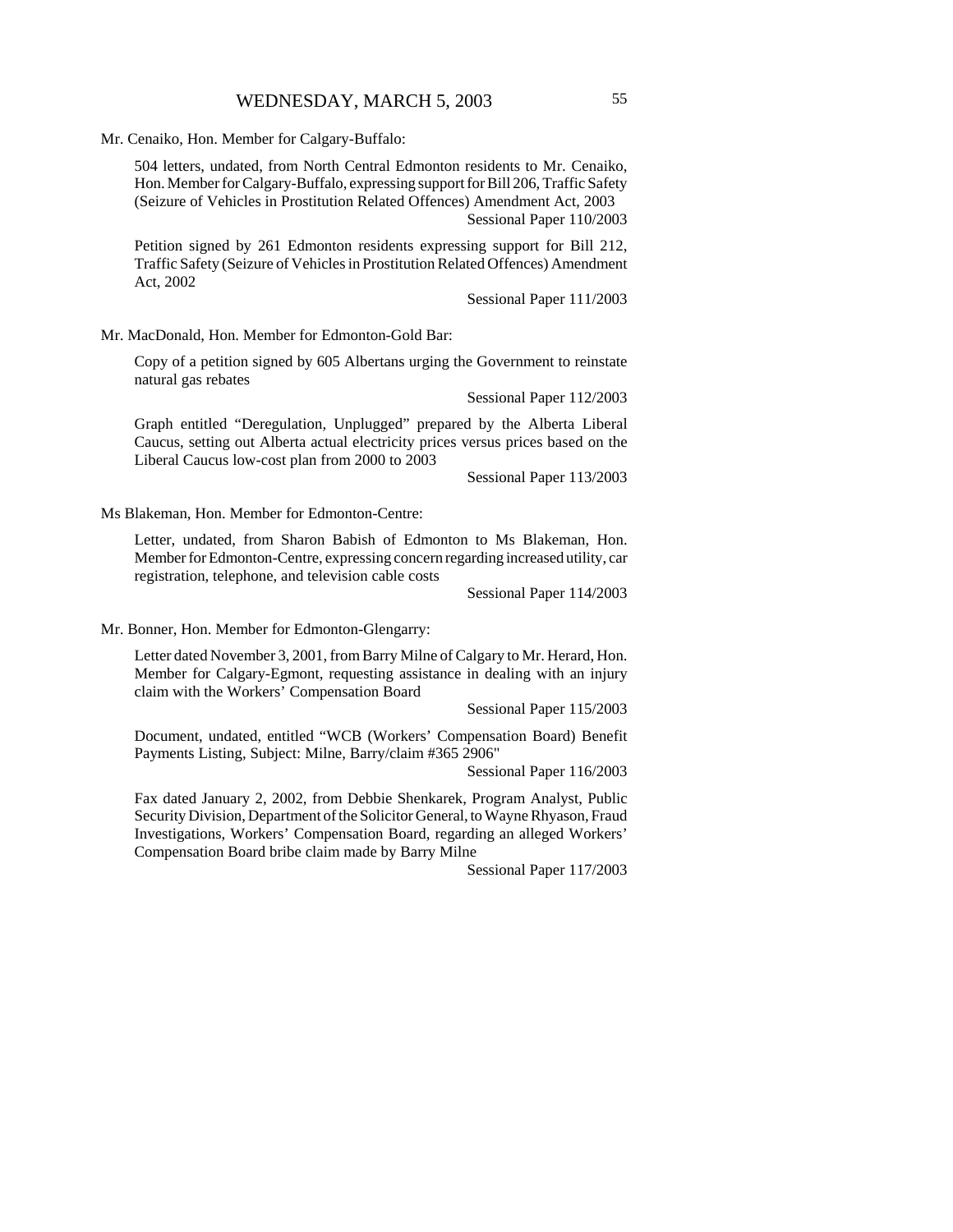Mr. Cenaiko, Hon. Member for Calgary-Buffalo:

504 letters, undated, from North Central Edmonton residents to Mr. Cenaiko, Hon. Member for Calgary-Buffalo, expressing support for Bill 206, Traffic Safety (Seizure of Vehicles in Prostitution Related Offences) Amendment Act, 2003

Sessional Paper 110/2003

Petition signed by 261 Edmonton residents expressing support for Bill 212, Traffic Safety (Seizure of Vehicles in Prostitution Related Offences) Amendment Act, 2002

Sessional Paper 111/2003

Mr. MacDonald, Hon. Member for Edmonton-Gold Bar:

Copy of a petition signed by 605 Albertans urging the Government to reinstate natural gas rebates

Sessional Paper 112/2003

Graph entitled "Deregulation, Unplugged" prepared by the Alberta Liberal Caucus, setting out Alberta actual electricity prices versus prices based on the Liberal Caucus low-cost plan from 2000 to 2003

Sessional Paper 113/2003

Ms Blakeman, Hon. Member for Edmonton-Centre:

Letter, undated, from Sharon Babish of Edmonton to Ms Blakeman, Hon. Member for Edmonton-Centre, expressing concern regarding increased utility, car registration, telephone, and television cable costs

Sessional Paper 114/2003

Mr. Bonner, Hon. Member for Edmonton-Glengarry:

Letter dated November 3, 2001, from Barry Milne of Calgary to Mr. Herard, Hon. Member for Calgary-Egmont, requesting assistance in dealing with an injury claim with the Workers' Compensation Board

Sessional Paper 115/2003

Document, undated, entitled "WCB (Workers' Compensation Board) Benefit Payments Listing, Subject: Milne, Barry/claim #365 2906"

Sessional Paper 116/2003

Fax dated January 2, 2002, from Debbie Shenkarek, Program Analyst, Public Security Division, Department of the Solicitor General, to Wayne Rhyason, Fraud Investigations, Workers' Compensation Board, regarding an alleged Workers' Compensation Board bribe claim made by Barry Milne

Sessional Paper 117/2003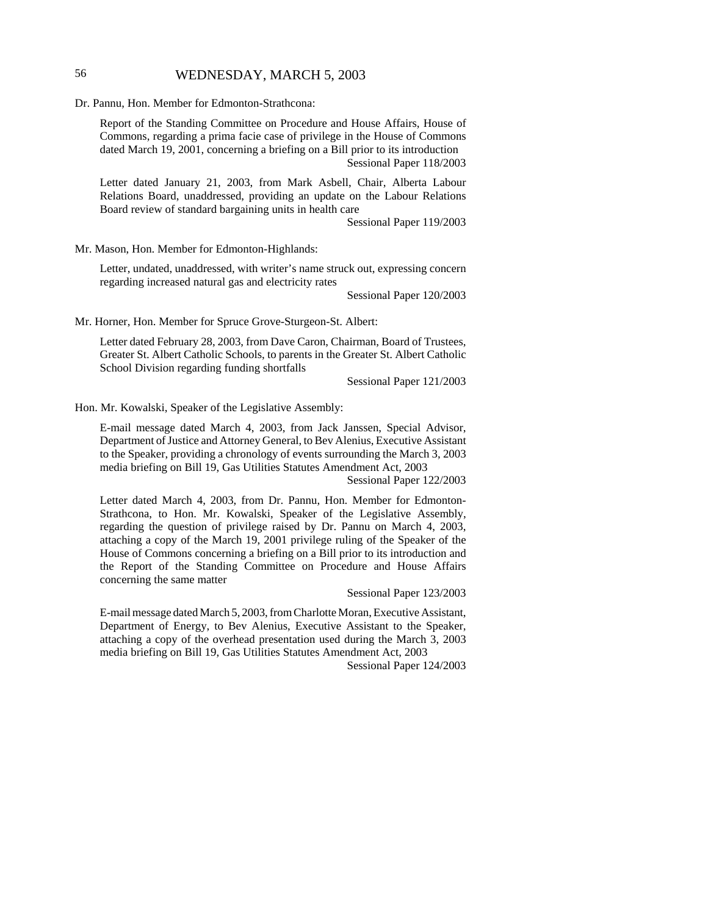Dr. Pannu, Hon. Member for Edmonton-Strathcona:

Report of the Standing Committee on Procedure and House Affairs, House of Commons, regarding a prima facie case of privilege in the House of Commons dated March 19, 2001, concerning a briefing on a Bill prior to its introduction

Sessional Paper 118/2003

Letter dated January 21, 2003, from Mark Asbell, Chair, Alberta Labour Relations Board, unaddressed, providing an update on the Labour Relations Board review of standard bargaining units in health care

Sessional Paper 119/2003

Mr. Mason, Hon. Member for Edmonton-Highlands:

Letter, undated, unaddressed, with writer's name struck out, expressing concern regarding increased natural gas and electricity rates

Sessional Paper 120/2003

Mr. Horner, Hon. Member for Spruce Grove-Sturgeon-St. Albert:

Letter dated February 28, 2003, from Dave Caron, Chairman, Board of Trustees, Greater St. Albert Catholic Schools, to parents in the Greater St. Albert Catholic School Division regarding funding shortfalls

Sessional Paper 121/2003

Hon. Mr. Kowalski, Speaker of the Legislative Assembly:

E-mail message dated March 4, 2003, from Jack Janssen, Special Advisor, Department of Justice and Attorney General, to Bev Alenius, Executive Assistant to the Speaker, providing a chronology of events surrounding the March 3, 2003 media briefing on Bill 19, Gas Utilities Statutes Amendment Act, 2003

Sessional Paper 122/2003

Letter dated March 4, 2003, from Dr. Pannu, Hon. Member for Edmonton-Strathcona, to Hon. Mr. Kowalski, Speaker of the Legislative Assembly, regarding the question of privilege raised by Dr. Pannu on March 4, 2003, attaching a copy of the March 19, 2001 privilege ruling of the Speaker of the House of Commons concerning a briefing on a Bill prior to its introduction and the Report of the Standing Committee on Procedure and House Affairs concerning the same matter

Sessional Paper 123/2003

E-mail message dated March 5, 2003, from Charlotte Moran, Executive Assistant, Department of Energy, to Bev Alenius, Executive Assistant to the Speaker, attaching a copy of the overhead presentation used during the March 3, 2003 media briefing on Bill 19, Gas Utilities Statutes Amendment Act, 2003

Sessional Paper 124/2003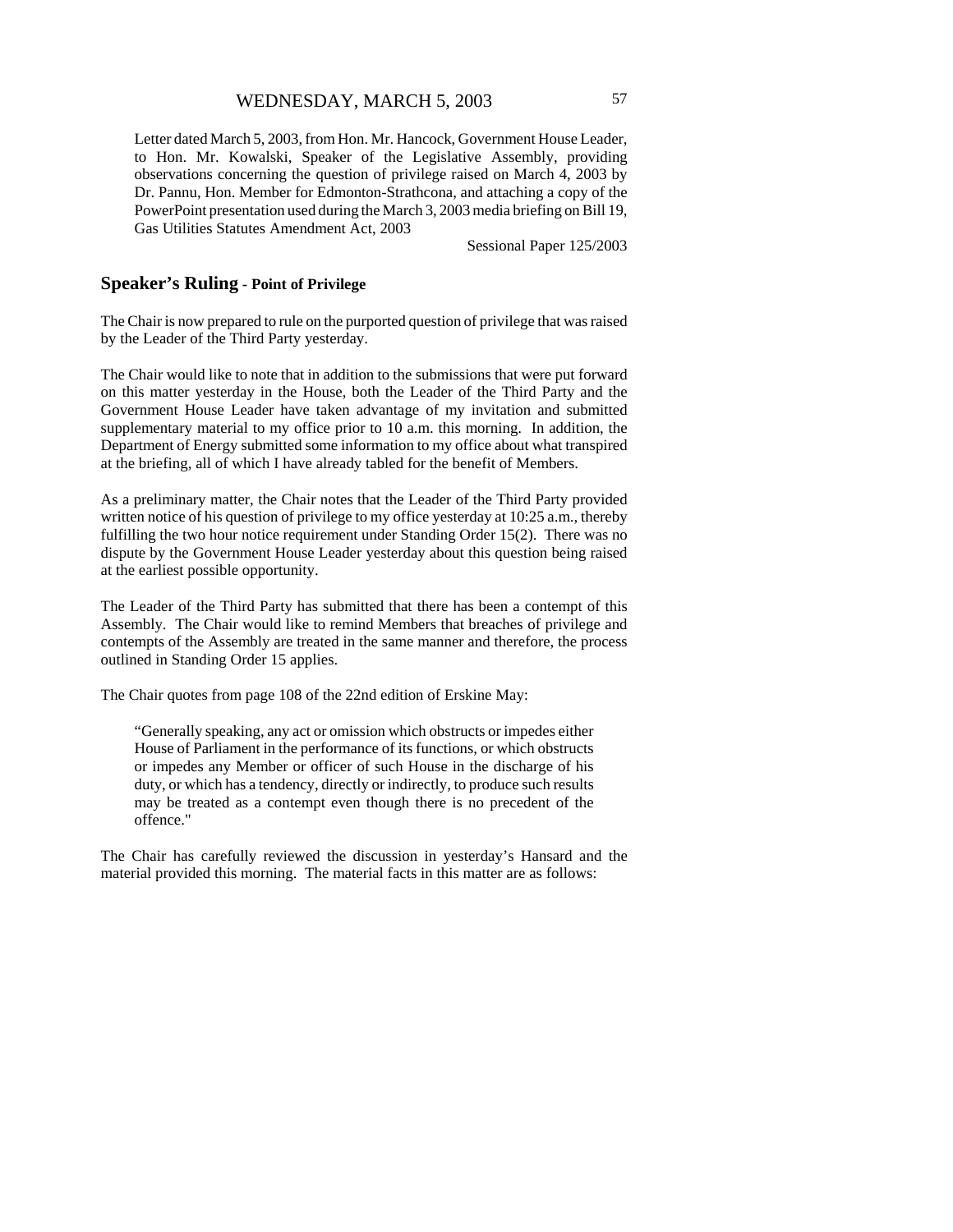Letter dated March 5, 2003, from Hon. Mr. Hancock, Government House Leader, to Hon. Mr. Kowalski, Speaker of the Legislative Assembly, providing observations concerning the question of privilege raised on March 4, 2003 by Dr. Pannu, Hon. Member for Edmonton-Strathcona, and attaching a copy of the PowerPoint presentation used during the March 3, 2003 media briefing on Bill 19, Gas Utilities Statutes Amendment Act, 2003

Sessional Paper 125/2003

## Speaker's Ruling - Point of Privilege

The Chair is now prepared to rule on the purported question of privilege that was raised by the Leader of the Third Party yesterday.

The Chair would like to note that in addition to the submissions that were put forward on this matter yesterday in the House, both the Leader of the Third Party and the Government House Leader have taken advantage of my invitation and submitted supplementary material to my office prior to 10 a.m. this morning. In addition, the Department of Energy submitted some information to my office about what transpired at the briefing, all of which I have already tabled for the benefit of Members.

As a preliminary matter, the Chair notes that the Leader of the Third Party provided written notice of his question of privilege to my office yesterday at 10:25 a.m., thereby fulfilling the two hour notice requirement under Standing Order 15(2). There was no dispute by the Government House Leader yesterday about this question being raised at the earliest possible opportunity.

The Leader of the Third Party has submitted that there has been a contempt of this Assembly. The Chair would like to remind Members that breaches of privilege and contempts of the Assembly are treated in the same manner and therefore, the process outlined in Standing Order 15 applies.

The Chair quotes from page 108 of the 22nd edition of Erskine May:

> "Generally speaking, any act or omission which obstructs or impedes either House of Parliament in the performance of its functions, or which obstructs or impedes any Member or officer of such House in the discharge of his duty, or which has a tendency, directly or indirectly, to produce such results may be treated as a contempt even though there is no precedent of the offence."

The Chair has carefully reviewed the discussion in yesterday's Hansard and the material provided this morning. The material facts in this matter are as follows: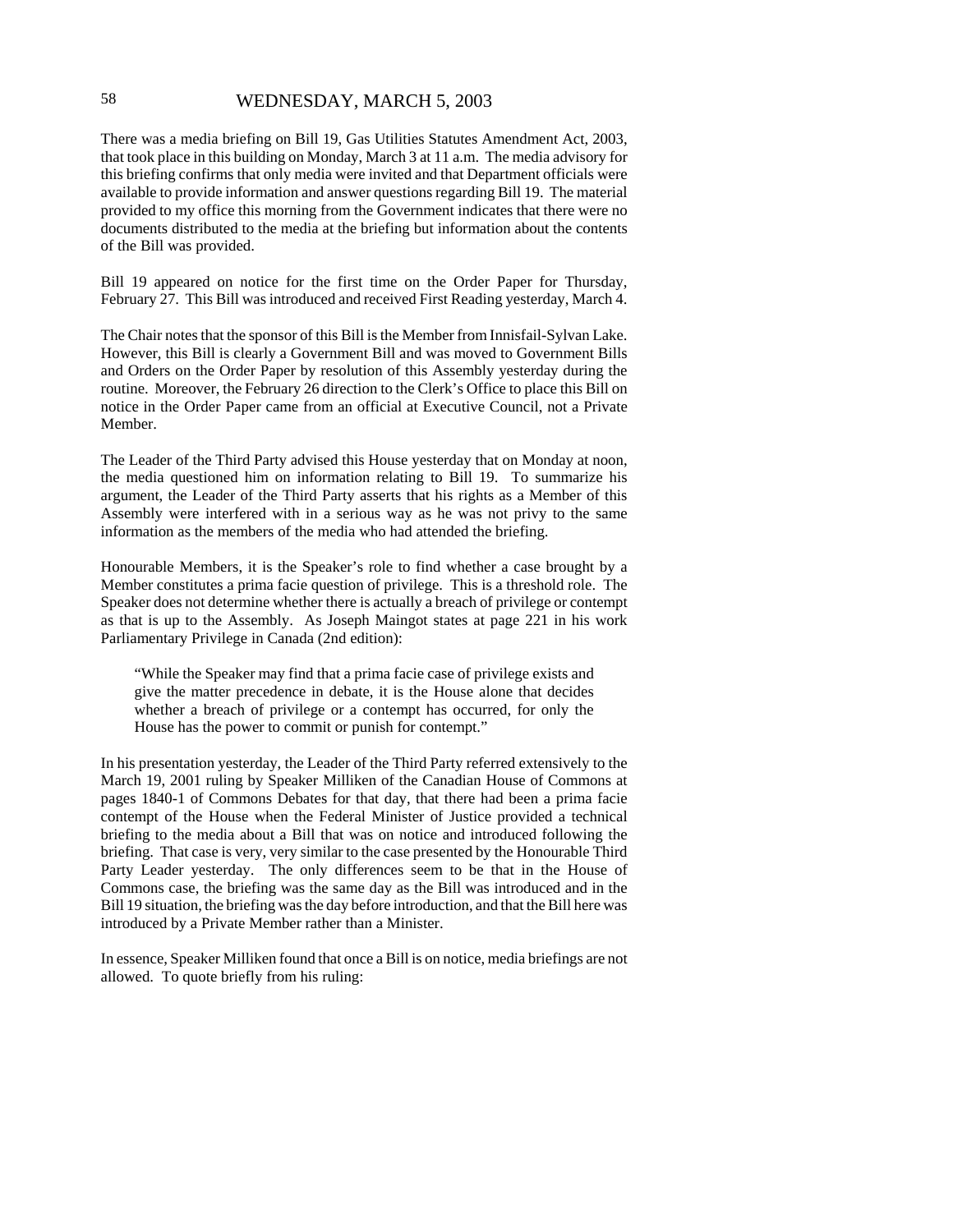There was a media briefing on Bill 19, Gas Utilities Statutes Amendment Act, 2003, that took place in this building on Monday, March 3 at 11 a.m. The media advisory for this briefing confirms that only media were invited and that Department officials were available to provide information and answer questions regarding Bill 19. The material provided to my office this morning from the Government indicates that there were no documents distributed to the media at the briefing but information about the contents of the Bill was provided.

Bill 19 appeared on notice for the first time on the Order Paper for Thursday, February 27. This Bill was introduced and received First Reading yesterday, March 4.

The Chair notes that the sponsor of this Bill is the Member from Innisfail-Sylvan Lake. However, this Bill is clearly a Government Bill and was moved to Government Bills and Orders on the Order Paper by resolution of this Assembly yesterday during the routine. Moreover, the February 26 direction to the Clerk's Office to place this Bill on notice in the Order Paper came from an official at Executive Council, not a Private Member.

The Leader of the Third Party advised this House yesterday that on Monday at noon, the media questioned him on information relating to Bill 19. To summarize his argument, the Leader of the Third Party asserts that his rights as a Member of this Assembly were interfered with in a serious way as he was not privy to the same information as the members of the media who had attended the briefing.

Honourable Members, it is the Speaker's role to find whether a case brought by a Member constitutes a prima facie question of privilege. This is a threshold role. The Speaker does not determine whether there is actually a breach of privilege or contempt as that is up to the Assembly. As Joseph Maingot states at page 221 in his work Parliamentary Privilege in Canada (2nd edition):

> "While the Speaker may find that a prima facie case of privilege exists and give the matter precedence in debate, it is the House alone that decides whether a breach of privilege or a contempt has occurred, for only the House has the power to commit or punish for contempt."

In his presentation yesterday, the Leader of the Third Party referred extensively to the March 19, 2001 ruling by Speaker Milliken of the Canadian House of Commons at pages 1840-1 of Commons Debates for that day, that there had been a prima facie contempt of the House when the Federal Minister of Justice provided a technical briefing to the media about a Bill that was on notice and introduced following the briefing. That case is very, very similar to the case presented by the Honourable Third Party Leader yesterday. The only differences seem to be that in the House of Commons case, the briefing was the same day as the Bill was introduced and in the Bill 19 situation, the briefing was the day before introduction, and that the Bill here was introduced by a Private Member rather than a Minister.

In essence, Speaker Milliken found that once a Bill is on notice, media briefings are not allowed. To quote briefly from his ruling: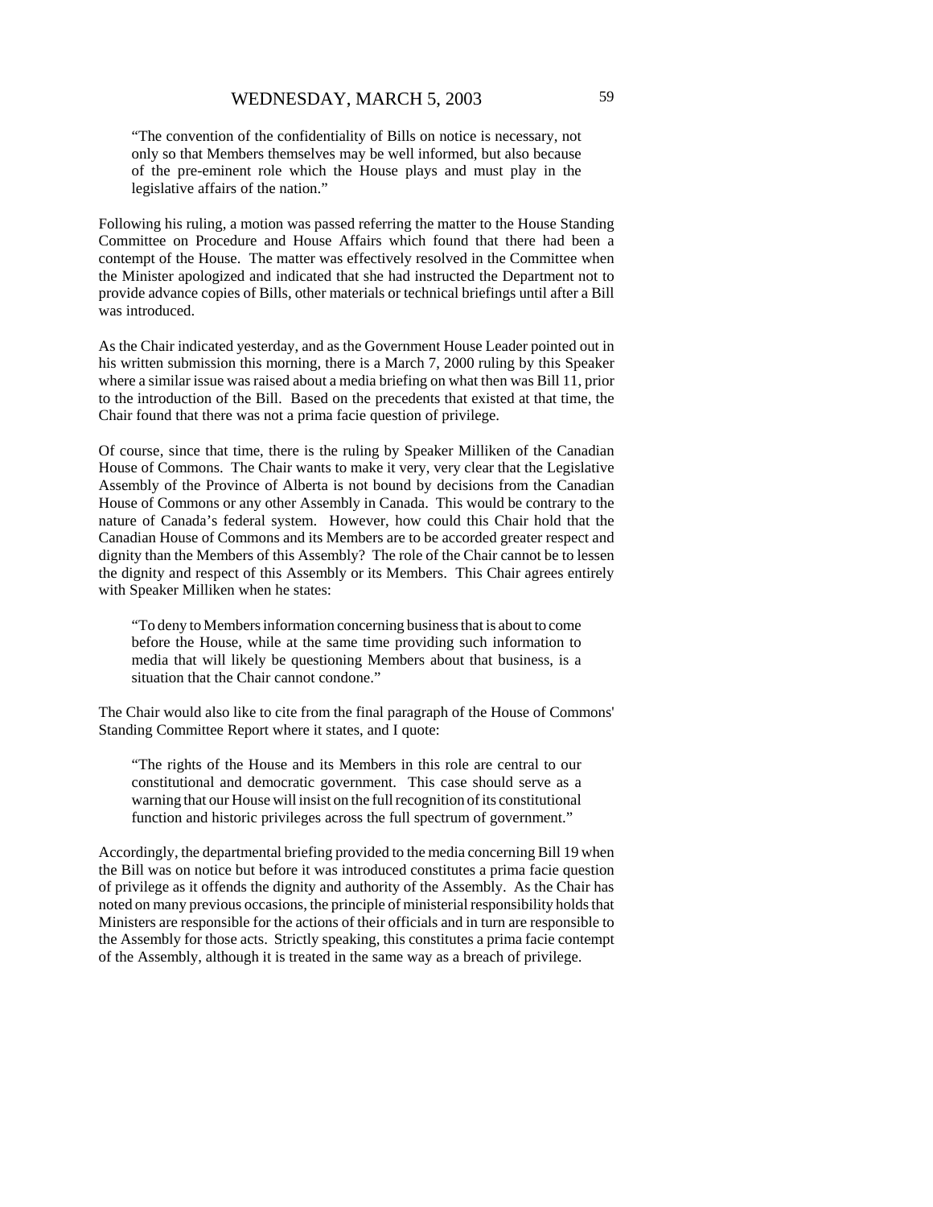> "The convention of the confidentiality of Bills on notice is necessary, not only so that Members themselves may be well informed, but also because of the pre-eminent role which the House plays and must play in the legislative affairs of the nation."

Following his ruling, a motion was passed referring the matter to the House Standing Committee on Procedure and House Affairs which found that there had been a contempt of the House. The matter was effectively resolved in the Committee when the Minister apologized and indicated that she had instructed the Department not to provide advance copies of Bills, other materials or technical briefings until after a Bill was introduced.

As the Chair indicated yesterday, and as the Government House Leader pointed out in his written submission this morning, there is a March 7, 2000 ruling by this Speaker where a similar issue was raised about a media briefing on what then was Bill 11, prior to the introduction of the Bill. Based on the precedents that existed at that time, the Chair found that there was not a prima facie question of privilege.

Of course, since that time, there is the ruling by Speaker Milliken of the Canadian House of Commons. The Chair wants to make it very, very clear that the Legislative Assembly of the Province of Alberta is not bound by decisions from the Canadian House of Commons or any other Assembly in Canada. This would be contrary to the nature of Canada's federal system. However, how could this Chair hold that the Canadian House of Commons and its Members are to be accorded greater respect and dignity than the Members of this Assembly? The role of the Chair cannot be to lessen the dignity and respect of this Assembly or its Members. This Chair agrees entirely with Speaker Milliken when he states:

> "To deny to Members information concerning business that is about to come before the House, while at the same time providing such information to media that will likely be questioning Members about that business, is a situation that the Chair cannot condone."

The Chair would also like to cite from the final paragraph of the House of Commons' Standing Committee Report where it states, and I quote:

> "The rights of the House and its Members in this role are central to our constitutional and democratic government. This case should serve as a warning that our House will insist on the full recognition of its constitutional function and historic privileges across the full spectrum of government."

Accordingly, the departmental briefing provided to the media concerning Bill 19 when the Bill was on notice but before it was introduced constitutes a prima facie question of privilege as it offends the dignity and authority of the Assembly. As the Chair has noted on many previous occasions, the principle of ministerial responsibility holds that Ministers are responsible for the actions of their officials and in turn are responsible to the Assembly for those acts. Strictly speaking, this constitutes a prima facie contempt of the Assembly, although it is treated in the same way as a breach of privilege.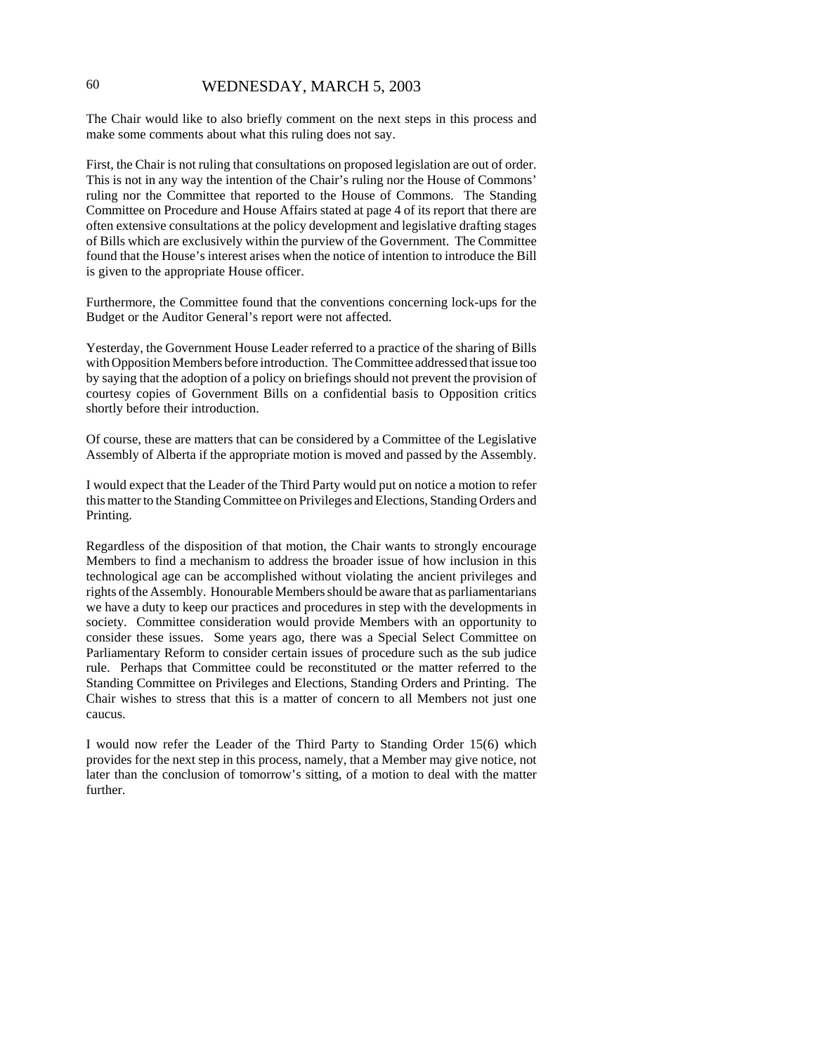The Chair would like to also briefly comment on the next steps in this process and make some comments about what this ruling does not say.

First, the Chair is not ruling that consultations on proposed legislation are out of order. This is not in any way the intention of the Chair's ruling nor the House of Commons' ruling nor the Committee that reported to the House of Commons. The Standing Committee on Procedure and House Affairs stated at page 4 of its report that there are often extensive consultations at the policy development and legislative drafting stages of Bills which are exclusively within the purview of the Government. The Committee found that the House's interest arises when the notice of intention to introduce the Bill is given to the appropriate House officer.

Furthermore, the Committee found that the conventions concerning lock-ups for the Budget or the Auditor General's report were not affected.

Yesterday, the Government House Leader referred to a practice of the sharing of Bills with Opposition Members before introduction. The Committee addressed that issue too by saying that the adoption of a policy on briefings should not prevent the provision of courtesy copies of Government Bills on a confidential basis to Opposition critics shortly before their introduction.

Of course, these are matters that can be considered by a Committee of the Legislative Assembly of Alberta if the appropriate motion is moved and passed by the Assembly.

I would expect that the Leader of the Third Party would put on notice a motion to refer this matter to the Standing Committee on Privileges and Elections, Standing Orders and Printing.

Regardless of the disposition of that motion, the Chair wants to strongly encourage Members to find a mechanism to address the broader issue of how inclusion in this technological age can be accomplished without violating the ancient privileges and rights of the Assembly. Honourable Members should be aware that as parliamentarians we have a duty to keep our practices and procedures in step with the developments in society. Committee consideration would provide Members with an opportunity to consider these issues. Some years ago, there was a Special Select Committee on Parliamentary Reform to consider certain issues of procedure such as the sub judice rule. Perhaps that Committee could be reconstituted or the matter referred to the Standing Committee on Privileges and Elections, Standing Orders and Printing. The Chair wishes to stress that this is a matter of concern to all Members not just one caucus.

I would now refer the Leader of the Third Party to Standing Order 15(6) which provides for the next step in this process, namely, that a Member may give notice, not later than the conclusion of tomorrow's sitting, of a motion to deal with the matter further.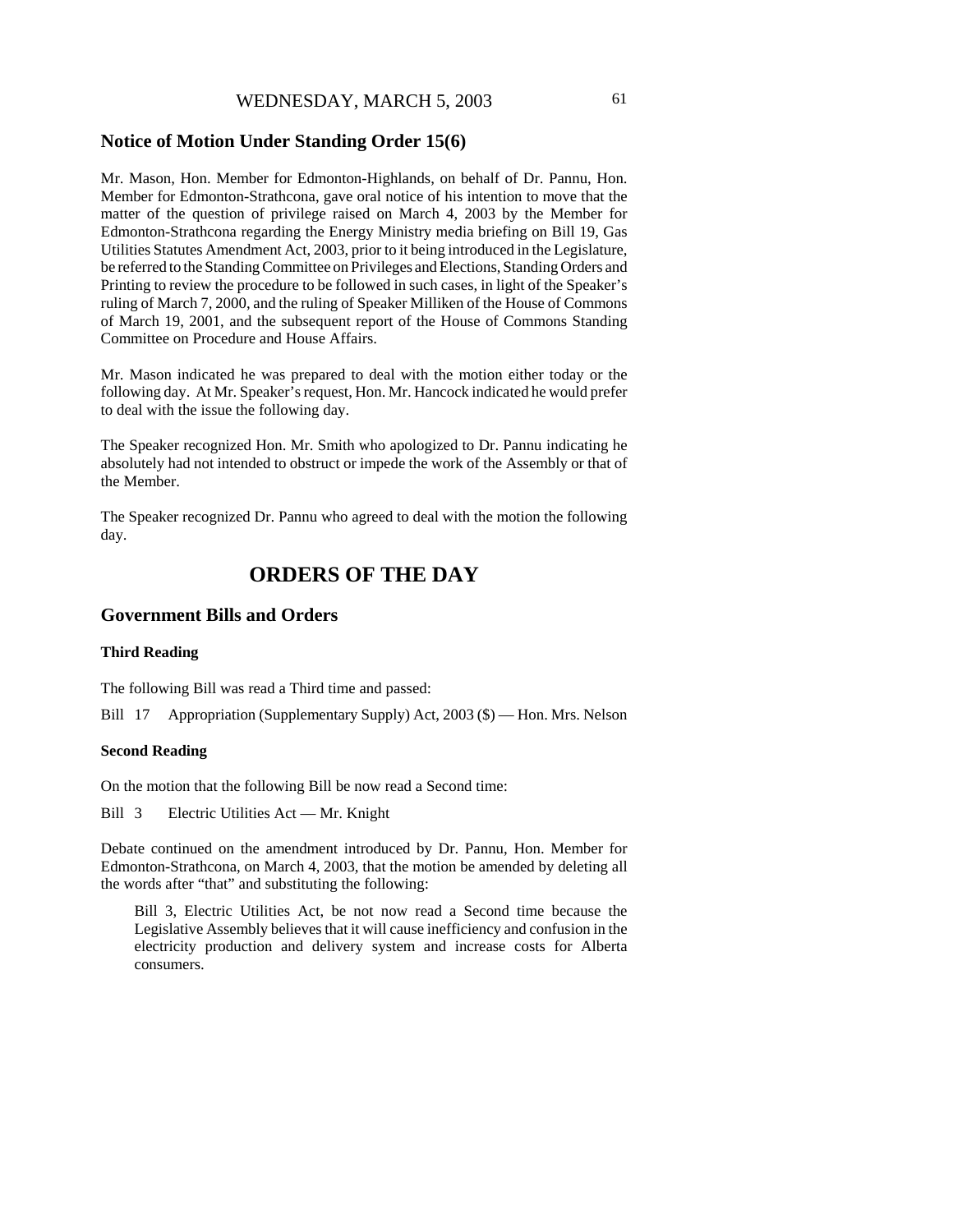## Notice of Motion Under Standing Order 15(6)

Mr. Mason, Hon. Member for Edmonton-Highlands, on behalf of Dr. Pannu, Hon. Member for Edmonton-Strathcona, gave oral notice of his intention to move that the matter of the question of privilege raised on March 4, 2003 by the Member for Edmonton-Strathcona regarding the Energy Ministry media briefing on Bill 19, Gas Utilities Statutes Amendment Act, 2003, prior to it being introduced in the Legislature, be referred to the Standing Committee on Privileges and Elections, Standing Orders and Printing to review the procedure to be followed in such cases, in light of the Speaker's ruling of March 7, 2000, and the ruling of Speaker Milliken of the House of Commons of March 19, 2001, and the subsequent report of the House of Commons Standing Committee on Procedure and House Affairs.

Mr. Mason indicated he was prepared to deal with the motion either today or the following day. At Mr. Speaker's request, Hon. Mr. Hancock indicated he would prefer to deal with the issue the following day.

The Speaker recognized Hon. Mr. Smith who apologized to Dr. Pannu indicating he absolutely had not intended to obstruct or impede the work of the Assembly or that of the Member.

The Speaker recognized Dr. Pannu who agreed to deal with the motion the following day.

# ORDERS OF THE DAY

## Government Bills and Orders

### Third Reading

The following Bill was read a Third time and passed:

Bill 17 Appropriation (Supplementary Supply) Act, 2003 ($) — Hon. Mrs. Nelson

### Second Reading

On the motion that the following Bill be now read a Second time:

Bill 3 Electric Utilities Act — Mr. Knight

Debate continued on the amendment introduced by Dr. Pannu, Hon. Member for Edmonton-Strathcona, on March 4, 2003, that the motion be amended by deleting all the words after "that" and substituting the following:

> Bill 3, Electric Utilities Act, be not now read a Second time because the Legislative Assembly believes that it will cause inefficiency and confusion in the electricity production and delivery system and increase costs for Alberta consumers.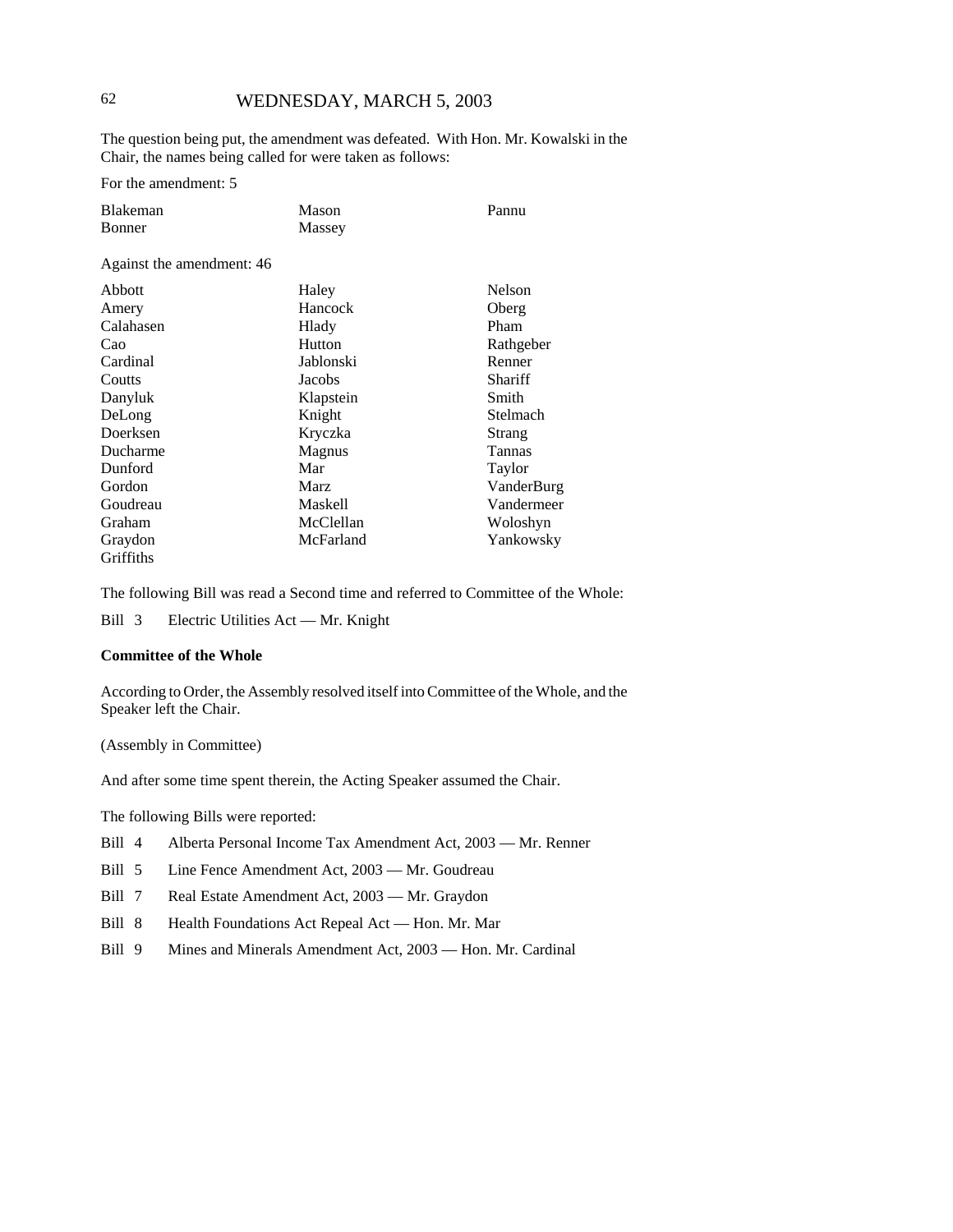The question being put, the amendment was defeated. With Hon. Mr. Kowalski in the Chair, the names being called for were taken as follows:

For the amendment: 5

| | | |
|---|---|---|
| Blakeman | Mason | Pannu |
| Bonner | Massey | |

Against the amendment: 46

| | | |
|---|---|---|
| Abbott | Haley | Nelson |
| Amery | Hancock | Oberg |
| Calahasen | Hlady | Pham |
| Cao | Hutton | Rathgeber |
| Cardinal | Jablonski | Renner |
| Coutts | Jacobs | Shariff |
| Danyluk | Klapstein | Smith |
| DeLong | Knight | Stelmach |
| Doerksen | Kryczka | Strang |
| Ducharme | Magnus | Tannas |
| Dunford | Mar | Taylor |
| Gordon | Marz | VanderBurg |
| Goudreau | Maskell | Vandermeer |
| Graham | McClellan | Woloshyn |
| Graydon | McFarland | Yankowsky |
| Griffiths | | |

The following Bill was read a Second time and referred to Committee of the Whole:

Bill 3 Electric Utilities Act — Mr. Knight

**Committee of the Whole**

According to Order, the Assembly resolved itself into Committee of the Whole, and the Speaker left the Chair.

(Assembly in Committee)

And after some time spent therein, the Acting Speaker assumed the Chair.

The following Bills were reported:

Bill 4 Alberta Personal Income Tax Amendment Act, 2003 — Mr. Renner

Bill 5 Line Fence Amendment Act, 2003 — Mr. Goudreau

Bill 7 Real Estate Amendment Act, 2003 — Mr. Graydon

Bill 8 Health Foundations Act Repeal Act — Hon. Mr. Mar

Bill 9 Mines and Minerals Amendment Act, 2003 — Hon. Mr. Cardinal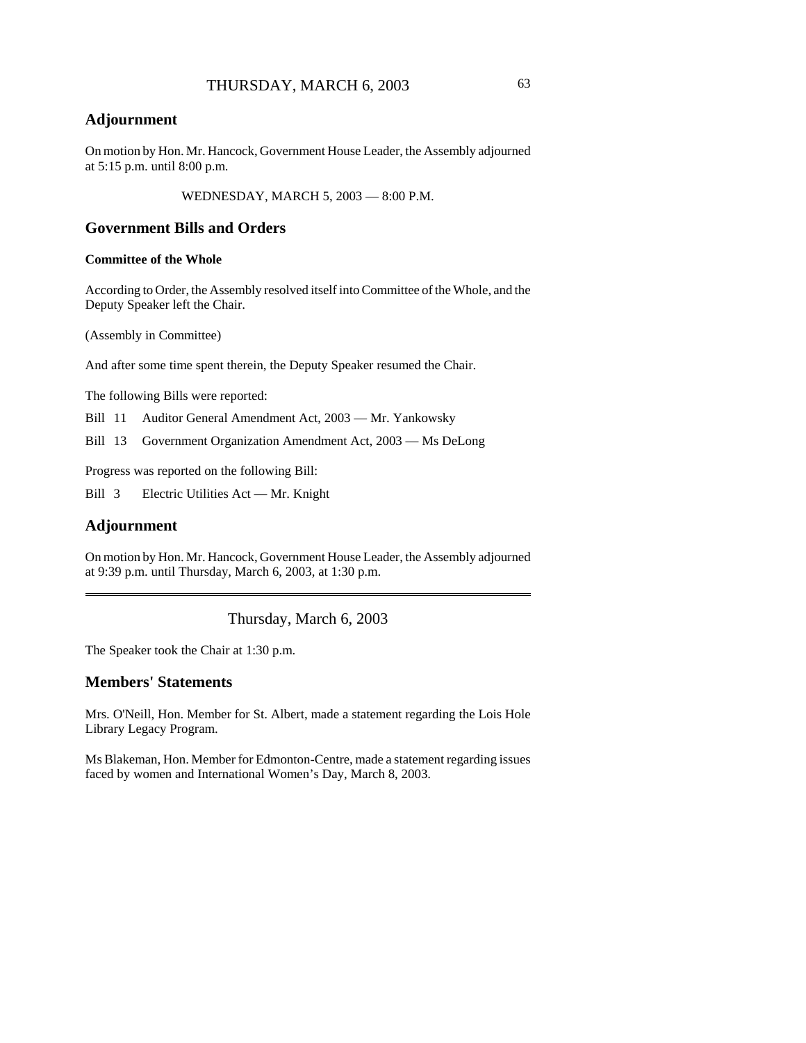## Adjournment

On motion by Hon. Mr. Hancock, Government House Leader, the Assembly adjourned at 5:15 p.m. until 8:00 p.m.

WEDNESDAY, MARCH 5, 2003 — 8:00 P.M.

## Government Bills and Orders

**Committee of the Whole**

According to Order, the Assembly resolved itself into Committee of the Whole, and the Deputy Speaker left the Chair.

(Assembly in Committee)

And after some time spent therein, the Deputy Speaker resumed the Chair.

The following Bills were reported:

Bill 11 Auditor General Amendment Act, 2003 — Mr. Yankowsky

Bill 13 Government Organization Amendment Act, 2003 — Ms DeLong

Progress was reported on the following Bill:

Bill 3 Electric Utilities Act — Mr. Knight

## Adjournment

On motion by Hon. Mr. Hancock, Government House Leader, the Assembly adjourned at 9:39 p.m. until Thursday, March 6, 2003, at 1:30 p.m.

---

Thursday, March 6, 2003

The Speaker took the Chair at 1:30 p.m.

## Members' Statements

Mrs. O'Neill, Hon. Member for St. Albert, made a statement regarding the Lois Hole Library Legacy Program.

Ms Blakeman, Hon. Member for Edmonton-Centre, made a statement regarding issues faced by women and International Women's Day, March 8, 2003.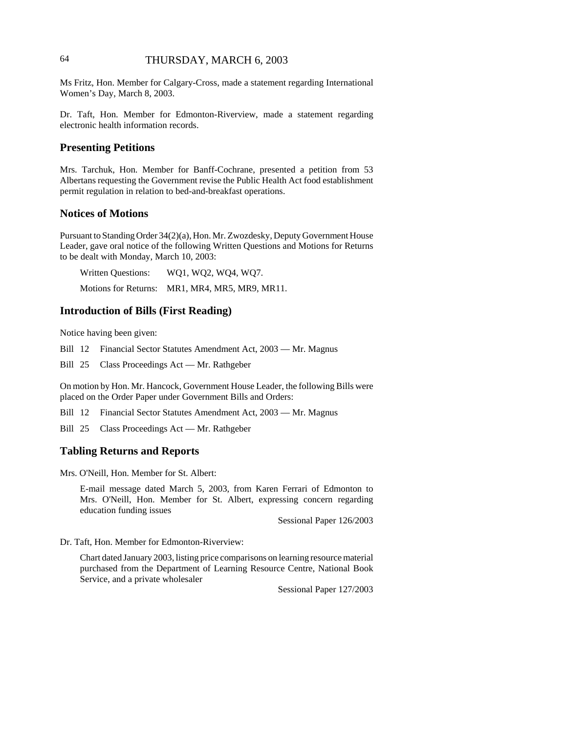Ms Fritz, Hon. Member for Calgary-Cross, made a statement regarding International Women's Day, March 8, 2003.

Dr. Taft, Hon. Member for Edmonton-Riverview, made a statement regarding electronic health information records.

## Presenting Petitions

Mrs. Tarchuk, Hon. Member for Banff-Cochrane, presented a petition from 53 Albertans requesting the Government revise the Public Health Act food establishment permit regulation in relation to bed-and-breakfast operations.

## Notices of Motions

Pursuant to Standing Order 34(2)(a), Hon. Mr. Zwozdesky, Deputy Government House Leader, gave oral notice of the following Written Questions and Motions for Returns to be dealt with Monday, March 10, 2003:

Written Questions: WQ1, WQ2, WQ4, WQ7.

Motions for Returns: MR1, MR4, MR5, MR9, MR11.

## Introduction of Bills (First Reading)

Notice having been given:

Bill 12 Financial Sector Statutes Amendment Act, 2003 — Mr. Magnus

Bill 25 Class Proceedings Act — Mr. Rathgeber

On motion by Hon. Mr. Hancock, Government House Leader, the following Bills were placed on the Order Paper under Government Bills and Orders:

Bill 12 Financial Sector Statutes Amendment Act, 2003 — Mr. Magnus

Bill 25 Class Proceedings Act — Mr. Rathgeber

## Tabling Returns and Reports

Mrs. O'Neill, Hon. Member for St. Albert:

E-mail message dated March 5, 2003, from Karen Ferrari of Edmonton to Mrs. O'Neill, Hon. Member for St. Albert, expressing concern regarding education funding issues

Sessional Paper 126/2003

Dr. Taft, Hon. Member for Edmonton-Riverview:

Chart dated January 2003, listing price comparisons on learning resource material purchased from the Department of Learning Resource Centre, National Book Service, and a private wholesaler

Sessional Paper 127/2003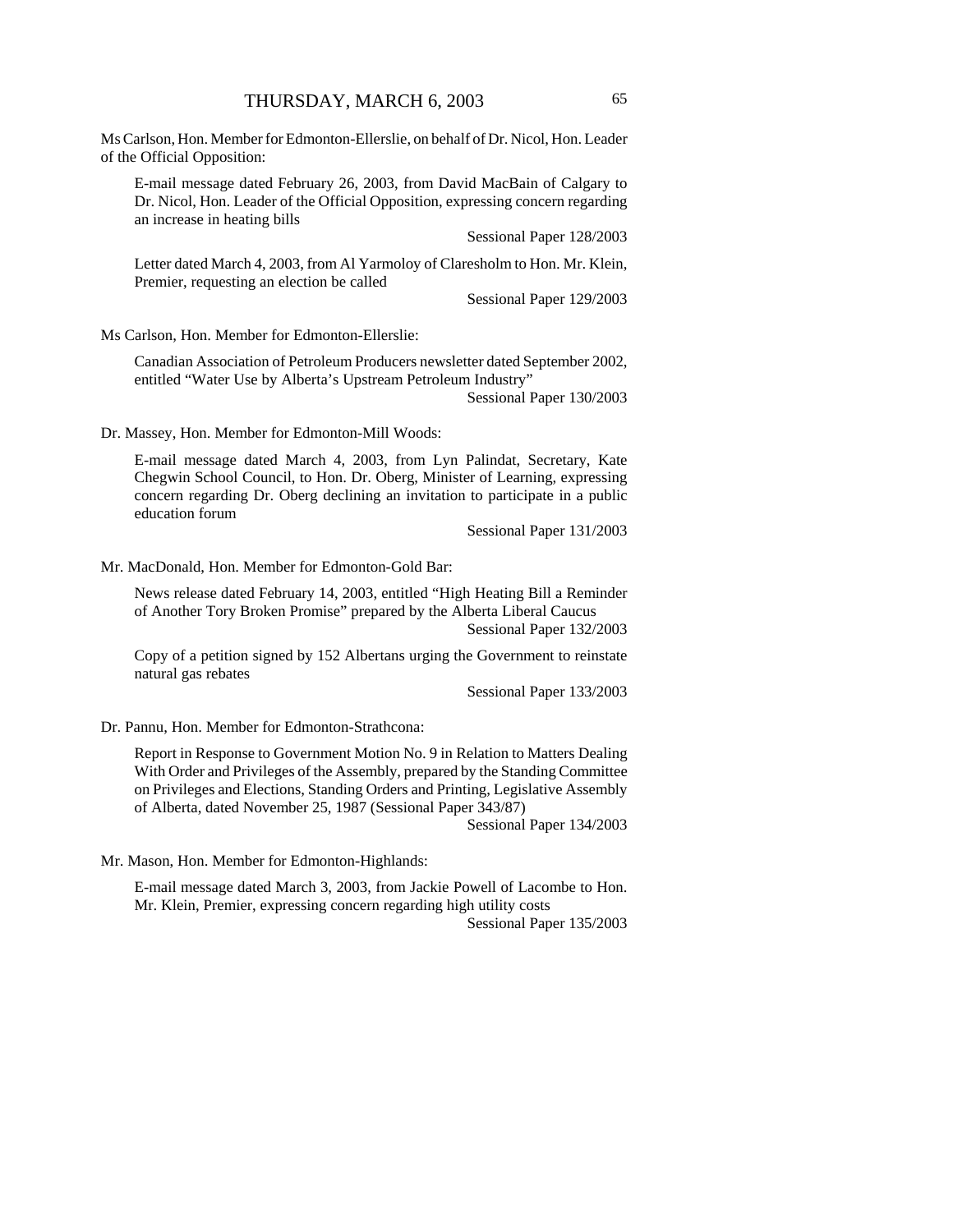Ms Carlson, Hon. Member for Edmonton-Ellerslie, on behalf of Dr. Nicol, Hon. Leader of the Official Opposition:

> E-mail message dated February 26, 2003, from David MacBain of Calgary to Dr. Nicol, Hon. Leader of the Official Opposition, expressing concern regarding an increase in heating bills
>
> Sessional Paper 128/2003
>
> Letter dated March 4, 2003, from Al Yarmoloy of Claresholm to Hon. Mr. Klein, Premier, requesting an election be called
>
> Sessional Paper 129/2003

Ms Carlson, Hon. Member for Edmonton-Ellerslie:

> Canadian Association of Petroleum Producers newsletter dated September 2002, entitled "Water Use by Alberta's Upstream Petroleum Industry"
>
> Sessional Paper 130/2003

Dr. Massey, Hon. Member for Edmonton-Mill Woods:

> E-mail message dated March 4, 2003, from Lyn Palindat, Secretary, Kate Chegwin School Council, to Hon. Dr. Oberg, Minister of Learning, expressing concern regarding Dr. Oberg declining an invitation to participate in a public education forum
>
> Sessional Paper 131/2003

Mr. MacDonald, Hon. Member for Edmonton-Gold Bar:

> News release dated February 14, 2003, entitled "High Heating Bill a Reminder of Another Tory Broken Promise" prepared by the Alberta Liberal Caucus
>
> Sessional Paper 132/2003
>
> Copy of a petition signed by 152 Albertans urging the Government to reinstate natural gas rebates
>
> Sessional Paper 133/2003

Dr. Pannu, Hon. Member for Edmonton-Strathcona:

> Report in Response to Government Motion No. 9 in Relation to Matters Dealing With Order and Privileges of the Assembly, prepared by the Standing Committee on Privileges and Elections, Standing Orders and Printing, Legislative Assembly of Alberta, dated November 25, 1987 (Sessional Paper 343/87)
>
> Sessional Paper 134/2003

Mr. Mason, Hon. Member for Edmonton-Highlands:

> E-mail message dated March 3, 2003, from Jackie Powell of Lacombe to Hon. Mr. Klein, Premier, expressing concern regarding high utility costs
>
> Sessional Paper 135/2003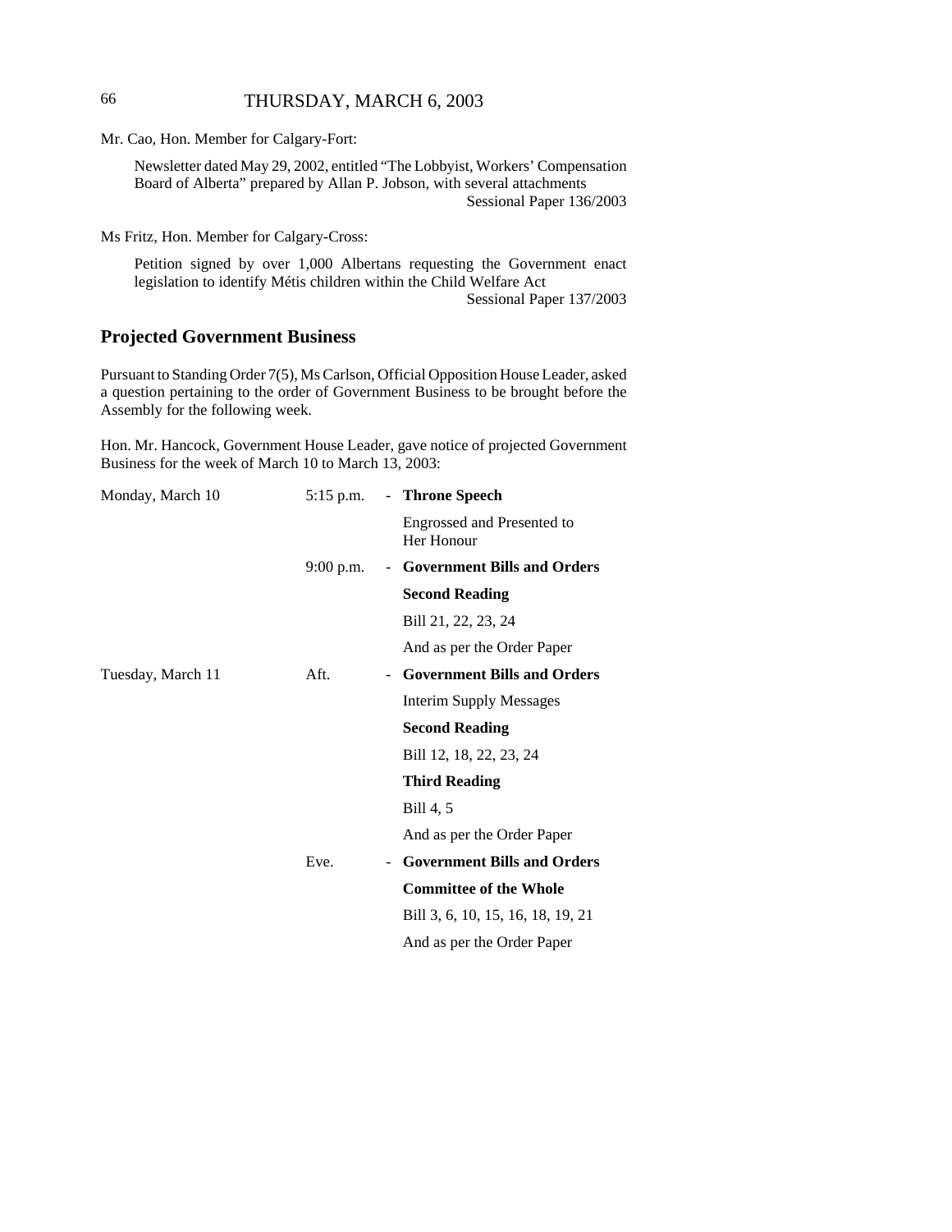Mr. Cao, Hon. Member for Calgary-Fort:

> Newsletter dated May 29, 2002, entitled "The Lobbyist, Workers' Compensation Board of Alberta" prepared by Allan P. Jobson, with several attachments
> Sessional Paper 136/2003

Ms Fritz, Hon. Member for Calgary-Cross:

> Petition signed by over 1,000 Albertans requesting the Government enact legislation to identify Métis children within the Child Welfare Act
> Sessional Paper 137/2003

## Projected Government Business

Pursuant to Standing Order 7(5), Ms Carlson, Official Opposition House Leader, asked a question pertaining to the order of Government Business to be brought before the Assembly for the following week.

Hon. Mr. Hancock, Government House Leader, gave notice of projected Government Business for the week of March 10 to March 13, 2003:

| | | | |
|---|---|---|---|
| Monday, March 10 | 5:15 p.m. | - | **Throne Speech** |
| | | | Engrossed and Presented to Her Honour |
| | 9:00 p.m. | - | **Government Bills and Orders** |
| | | | **Second Reading** |
| | | | Bill 21, 22, 23, 24 |
| | | | And as per the Order Paper |
| Tuesday, March 11 | Aft. | - | **Government Bills and Orders** |
| | | | Interim Supply Messages |
| | | | **Second Reading** |
| | | | Bill 12, 18, 22, 23, 24 |
| | | | **Third Reading** |
| | | | Bill 4, 5 |
| | | | And as per the Order Paper |
| | Eve. | - | **Government Bills and Orders** |
| | | | **Committee of the Whole** |
| | | | Bill 3, 6, 10, 15, 16, 18, 19, 21 |
| | | | And as per the Order Paper |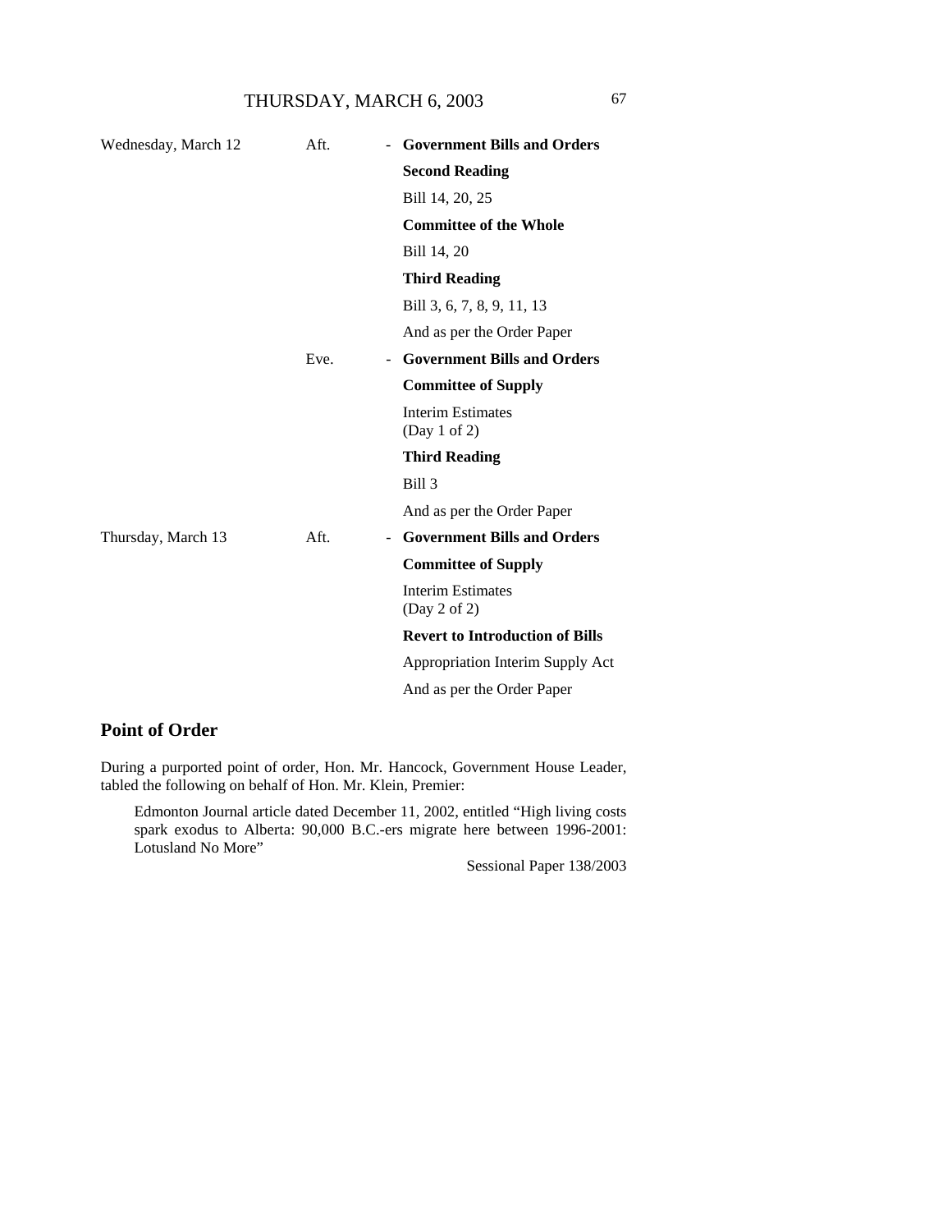| | | | |
|---|---|---|---|
| Wednesday, March 12 | Aft. | - | **Government Bills and Orders** |
| | | | **Second Reading** |
| | | | Bill 14, 20, 25 |
| | | | **Committee of the Whole** |
| | | | Bill 14, 20 |
| | | | **Third Reading** |
| | | | Bill 3, 6, 7, 8, 9, 11, 13 |
| | | | And as per the Order Paper |
| | Eve. | - | **Government Bills and Orders** |
| | | | **Committee of Supply** |
| | | | Interim Estimates (Day 1 of 2) |
| | | | **Third Reading** |
| | | | Bill 3 |
| | | | And as per the Order Paper |
| Thursday, March 13 | Aft. | - | **Government Bills and Orders** |
| | | | **Committee of Supply** |
| | | | Interim Estimates (Day 2 of 2) |
| | | | **Revert to Introduction of Bills** |
| | | | Appropriation Interim Supply Act |
| | | | And as per the Order Paper |

## Point of Order

During a purported point of order, Hon. Mr. Hancock, Government House Leader, tabled the following on behalf of Hon. Mr. Klein, Premier:

> Edmonton Journal article dated December 11, 2002, entitled "High living costs spark exodus to Alberta: 90,000 B.C.-ers migrate here between 1996-2001: Lotusland No More"
>
> Sessional Paper 138/2003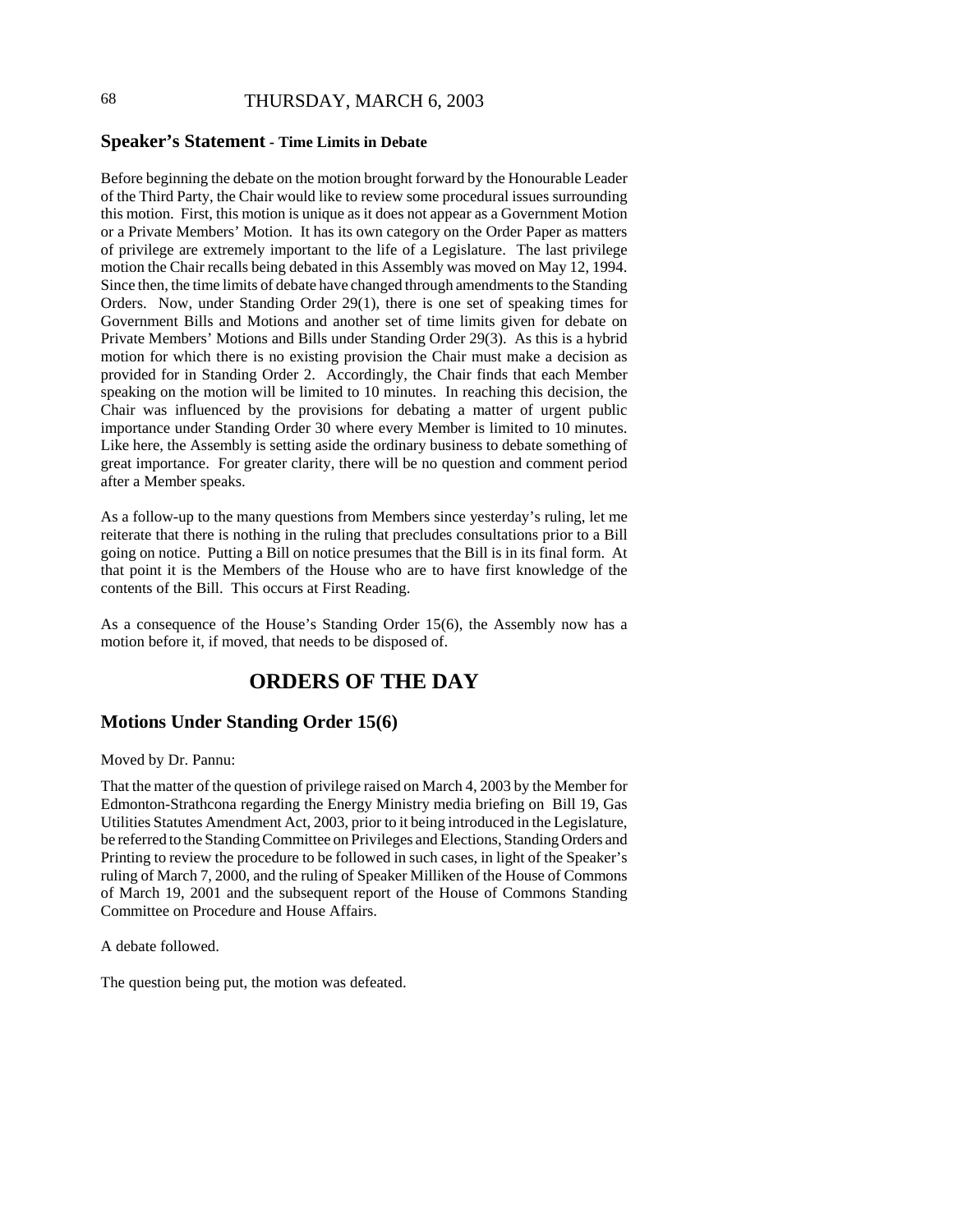## Speaker's Statement - Time Limits in Debate

Before beginning the debate on the motion brought forward by the Honourable Leader of the Third Party, the Chair would like to review some procedural issues surrounding this motion. First, this motion is unique as it does not appear as a Government Motion or a Private Members' Motion. It has its own category on the Order Paper as matters of privilege are extremely important to the life of a Legislature. The last privilege motion the Chair recalls being debated in this Assembly was moved on May 12, 1994. Since then, the time limits of debate have changed through amendments to the Standing Orders. Now, under Standing Order 29(1), there is one set of speaking times for Government Bills and Motions and another set of time limits given for debate on Private Members' Motions and Bills under Standing Order 29(3). As this is a hybrid motion for which there is no existing provision the Chair must make a decision as provided for in Standing Order 2. Accordingly, the Chair finds that each Member speaking on the motion will be limited to 10 minutes. In reaching this decision, the Chair was influenced by the provisions for debating a matter of urgent public importance under Standing Order 30 where every Member is limited to 10 minutes. Like here, the Assembly is setting aside the ordinary business to debate something of great importance. For greater clarity, there will be no question and comment period after a Member speaks.

As a follow-up to the many questions from Members since yesterday's ruling, let me reiterate that there is nothing in the ruling that precludes consultations prior to a Bill going on notice. Putting a Bill on notice presumes that the Bill is in its final form. At that point it is the Members of the House who are to have first knowledge of the contents of the Bill. This occurs at First Reading.

As a consequence of the House's Standing Order 15(6), the Assembly now has a motion before it, if moved, that needs to be disposed of.

# ORDERS OF THE DAY

## Motions Under Standing Order 15(6)

Moved by Dr. Pannu:

That the matter of the question of privilege raised on March 4, 2003 by the Member for Edmonton-Strathcona regarding the Energy Ministry media briefing on Bill 19, Gas Utilities Statutes Amendment Act, 2003, prior to it being introduced in the Legislature, be referred to the Standing Committee on Privileges and Elections, Standing Orders and Printing to review the procedure to be followed in such cases, in light of the Speaker's ruling of March 7, 2000, and the ruling of Speaker Milliken of the House of Commons of March 19, 2001 and the subsequent report of the House of Commons Standing Committee on Procedure and House Affairs.

A debate followed.

The question being put, the motion was defeated.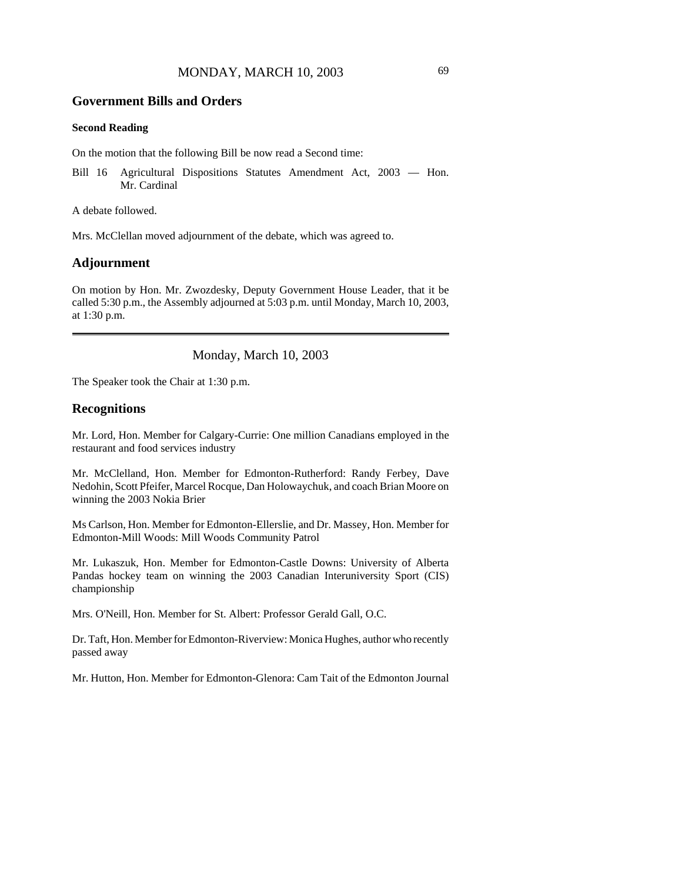## Government Bills and Orders

### Second Reading

On the motion that the following Bill be now read a Second time:

Bill 16 Agricultural Dispositions Statutes Amendment Act, 2003 — Hon. Mr. Cardinal

A debate followed.

Mrs. McClellan moved adjournment of the debate, which was agreed to.

## Adjournment

On motion by Hon. Mr. Zwozdesky, Deputy Government House Leader, that it be called 5:30 p.m., the Assembly adjourned at 5:03 p.m. until Monday, March 10, 2003, at 1:30 p.m.

---

# Monday, March 10, 2003

The Speaker took the Chair at 1:30 p.m.

## Recognitions

Mr. Lord, Hon. Member for Calgary-Currie: One million Canadians employed in the restaurant and food services industry

Mr. McClelland, Hon. Member for Edmonton-Rutherford: Randy Ferbey, Dave Nedohin, Scott Pfeifer, Marcel Rocque, Dan Holowaychuk, and coach Brian Moore on winning the 2003 Nokia Brier

Ms Carlson, Hon. Member for Edmonton-Ellerslie, and Dr. Massey, Hon. Member for Edmonton-Mill Woods: Mill Woods Community Patrol

Mr. Lukaszuk, Hon. Member for Edmonton-Castle Downs: University of Alberta Pandas hockey team on winning the 2003 Canadian Interuniversity Sport (CIS) championship

Mrs. O'Neill, Hon. Member for St. Albert: Professor Gerald Gall, O.C.

Dr. Taft, Hon. Member for Edmonton-Riverview: Monica Hughes, author who recently passed away

Mr. Hutton, Hon. Member for Edmonton-Glenora: Cam Tait of the Edmonton Journal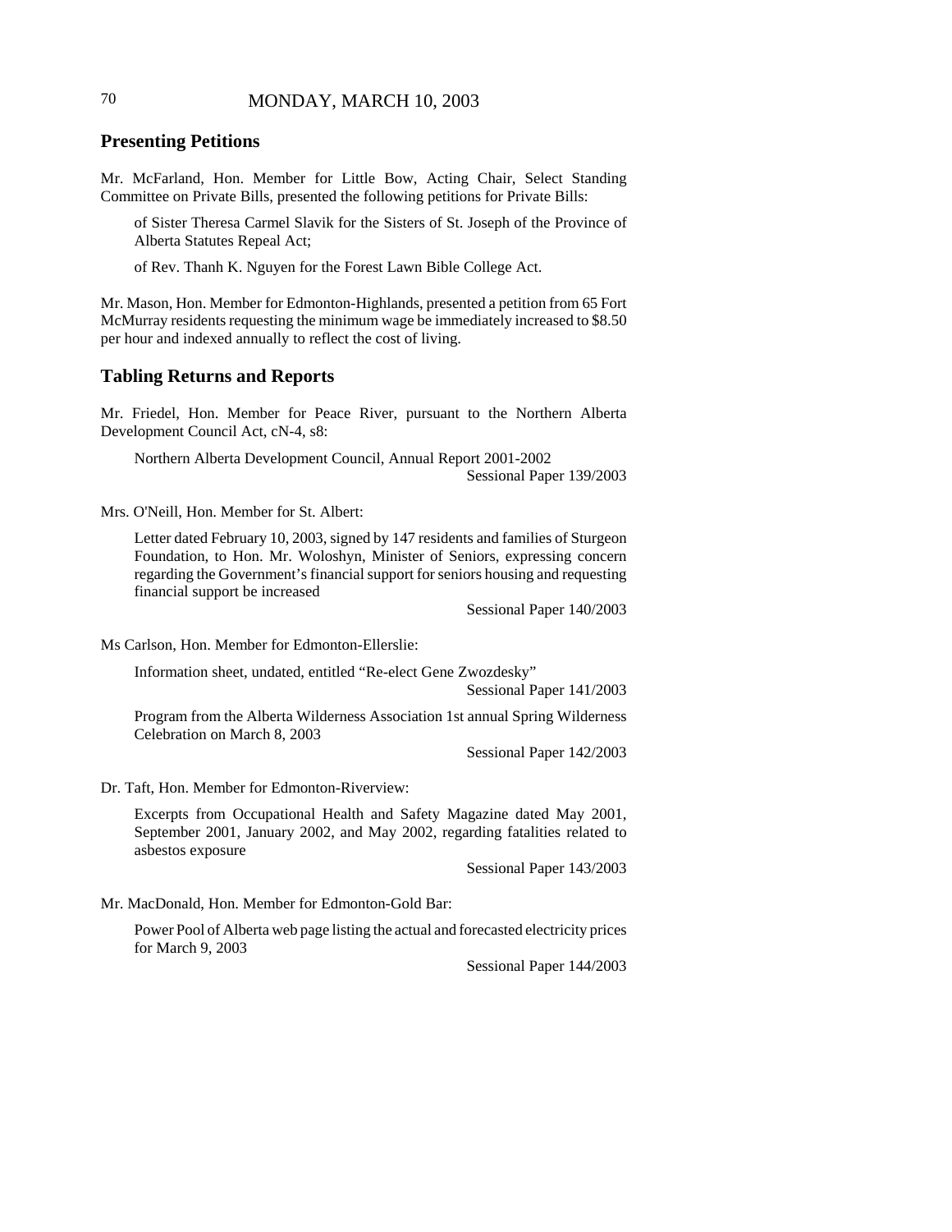## Presenting Petitions

Mr. McFarland, Hon. Member for Little Bow, Acting Chair, Select Standing Committee on Private Bills, presented the following petitions for Private Bills:

of Sister Theresa Carmel Slavik for the Sisters of St. Joseph of the Province of Alberta Statutes Repeal Act;

of Rev. Thanh K. Nguyen for the Forest Lawn Bible College Act.

Mr. Mason, Hon. Member for Edmonton-Highlands, presented a petition from 65 Fort McMurray residents requesting the minimum wage be immediately increased to $8.50 per hour and indexed annually to reflect the cost of living.

## Tabling Returns and Reports

Mr. Friedel, Hon. Member for Peace River, pursuant to the Northern Alberta Development Council Act, cN-4, s8:

Northern Alberta Development Council, Annual Report 2001-2002
Sessional Paper 139/2003

Mrs. O'Neill, Hon. Member for St. Albert:

Letter dated February 10, 2003, signed by 147 residents and families of Sturgeon Foundation, to Hon. Mr. Woloshyn, Minister of Seniors, expressing concern regarding the Government's financial support for seniors housing and requesting financial support be increased
Sessional Paper 140/2003

Ms Carlson, Hon. Member for Edmonton-Ellerslie:

Information sheet, undated, entitled "Re-elect Gene Zwozdesky"
Sessional Paper 141/2003

Program from the Alberta Wilderness Association 1st annual Spring Wilderness Celebration on March 8, 2003
Sessional Paper 142/2003

Dr. Taft, Hon. Member for Edmonton-Riverview:

Excerpts from Occupational Health and Safety Magazine dated May 2001, September 2001, January 2002, and May 2002, regarding fatalities related to asbestos exposure
Sessional Paper 143/2003

Mr. MacDonald, Hon. Member for Edmonton-Gold Bar:

Power Pool of Alberta web page listing the actual and forecasted electricity prices for March 9, 2003
Sessional Paper 144/2003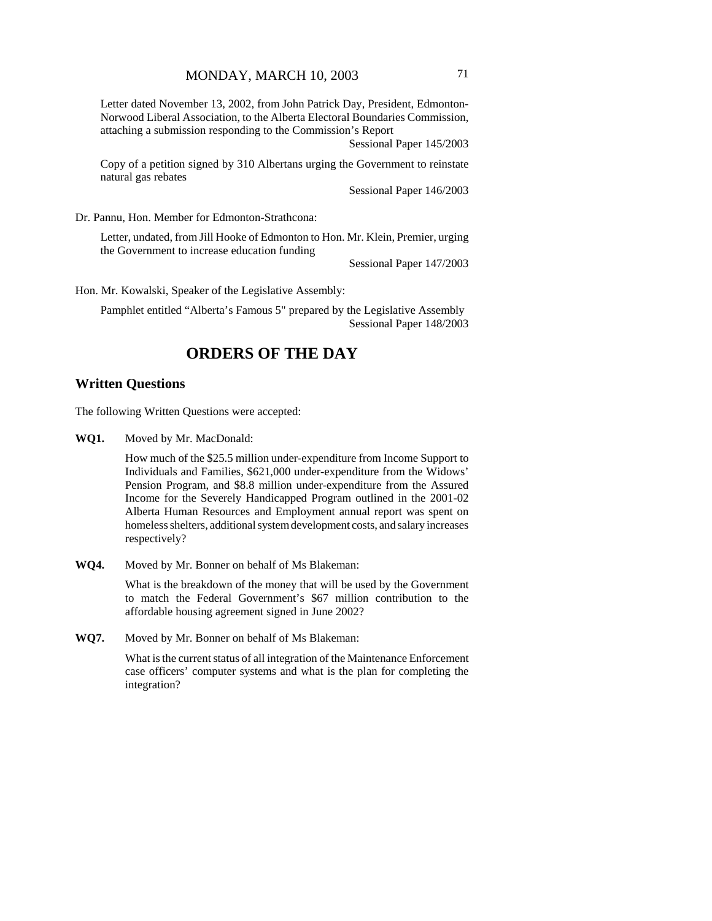Letter dated November 13, 2002, from John Patrick Day, President, Edmonton-Norwood Liberal Association, to the Alberta Electoral Boundaries Commission, attaching a submission responding to the Commission's Report

Sessional Paper 145/2003

Copy of a petition signed by 310 Albertans urging the Government to reinstate natural gas rebates

Sessional Paper 146/2003

Dr. Pannu, Hon. Member for Edmonton-Strathcona:

Letter, undated, from Jill Hooke of Edmonton to Hon. Mr. Klein, Premier, urging the Government to increase education funding

Sessional Paper 147/2003

Hon. Mr. Kowalski, Speaker of the Legislative Assembly:

Pamphlet entitled "Alberta's Famous 5" prepared by the Legislative Assembly

Sessional Paper 148/2003

# ORDERS OF THE DAY

## Written Questions

The following Written Questions were accepted:

**WQ1.** Moved by Mr. MacDonald:

How much of the $25.5 million under-expenditure from Income Support to Individuals and Families, $621,000 under-expenditure from the Widows' Pension Program, and $8.8 million under-expenditure from the Assured Income for the Severely Handicapped Program outlined in the 2001-02 Alberta Human Resources and Employment annual report was spent on homeless shelters, additional system development costs, and salary increases respectively?

**WQ4.** Moved by Mr. Bonner on behalf of Ms Blakeman:

What is the breakdown of the money that will be used by the Government to match the Federal Government's $67 million contribution to the affordable housing agreement signed in June 2002?

**WQ7.** Moved by Mr. Bonner on behalf of Ms Blakeman:

What is the current status of all integration of the Maintenance Enforcement case officers' computer systems and what is the plan for completing the integration?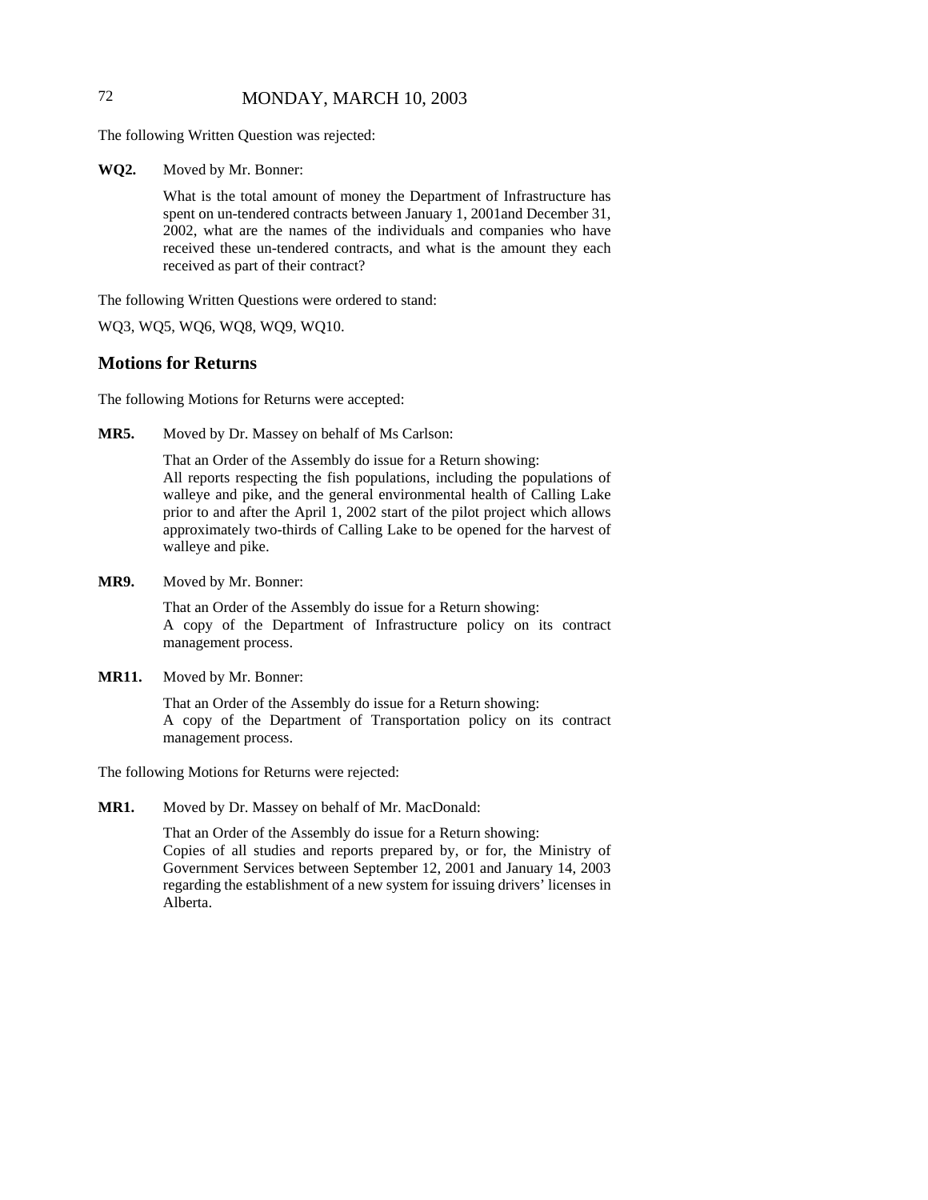The following Written Question was rejected:

**WQ2.** Moved by Mr. Bonner:

What is the total amount of money the Department of Infrastructure has spent on un-tendered contracts between January 1, 2001and December 31, 2002, what are the names of the individuals and companies who have received these un-tendered contracts, and what is the amount they each received as part of their contract?

The following Written Questions were ordered to stand:

WQ3, WQ5, WQ6, WQ8, WQ9, WQ10.

## Motions for Returns

The following Motions for Returns were accepted:

**MR5.** Moved by Dr. Massey on behalf of Ms Carlson:

That an Order of the Assembly do issue for a Return showing:
All reports respecting the fish populations, including the populations of walleye and pike, and the general environmental health of Calling Lake prior to and after the April 1, 2002 start of the pilot project which allows approximately two-thirds of Calling Lake to be opened for the harvest of walleye and pike.

**MR9.** Moved by Mr. Bonner:

That an Order of the Assembly do issue for a Return showing:
A copy of the Department of Infrastructure policy on its contract management process.

**MR11.** Moved by Mr. Bonner:

That an Order of the Assembly do issue for a Return showing:
A copy of the Department of Transportation policy on its contract management process.

The following Motions for Returns were rejected:

**MR1.** Moved by Dr. Massey on behalf of Mr. MacDonald:

That an Order of the Assembly do issue for a Return showing:
Copies of all studies and reports prepared by, or for, the Ministry of Government Services between September 12, 2001 and January 14, 2003 regarding the establishment of a new system for issuing drivers' licenses in Alberta.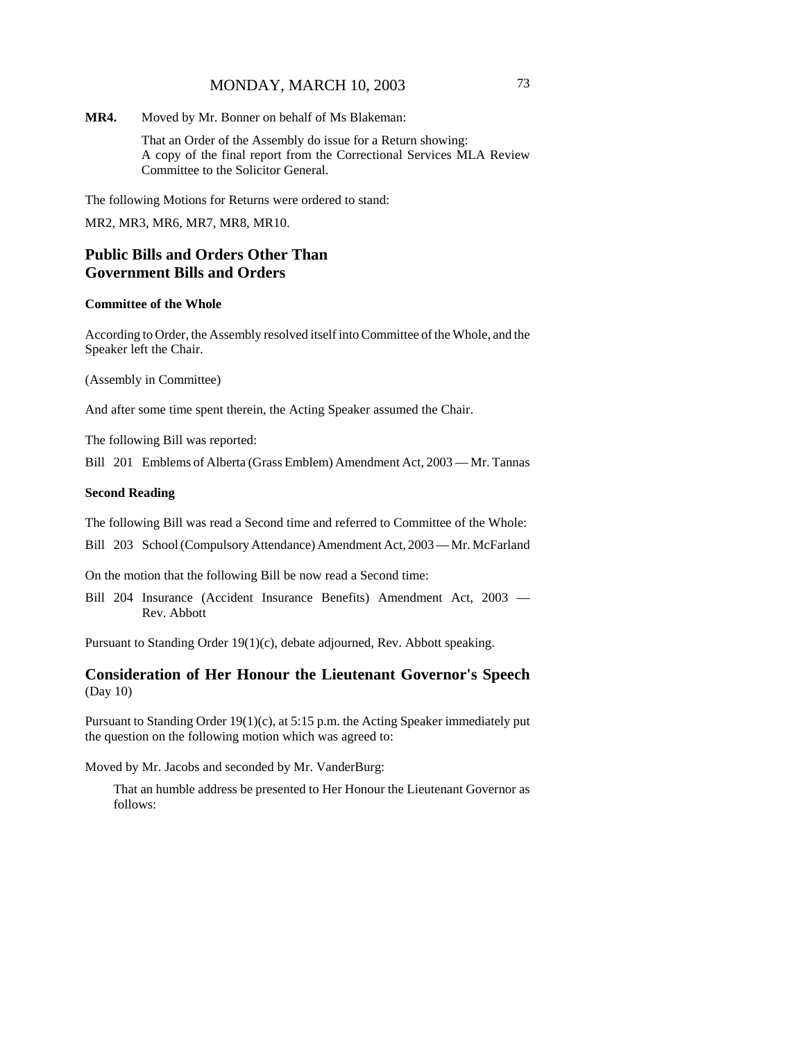**MR4.** Moved by Mr. Bonner on behalf of Ms Blakeman:

That an Order of the Assembly do issue for a Return showing:
A copy of the final report from the Correctional Services MLA Review Committee to the Solicitor General.

The following Motions for Returns were ordered to stand:

MR2, MR3, MR6, MR7, MR8, MR10.

## Public Bills and Orders Other Than Government Bills and Orders

### Committee of the Whole

According to Order, the Assembly resolved itself into Committee of the Whole, and the Speaker left the Chair.

(Assembly in Committee)

And after some time spent therein, the Acting Speaker assumed the Chair.

The following Bill was reported:

Bill 201 Emblems of Alberta (Grass Emblem) Amendment Act, 2003 — Mr. Tannas

### Second Reading

The following Bill was read a Second time and referred to Committee of the Whole:

Bill 203 School (Compulsory Attendance) Amendment Act, 2003 — Mr. McFarland

On the motion that the following Bill be now read a Second time:

Bill 204 Insurance (Accident Insurance Benefits) Amendment Act, 2003 — Rev. Abbott

Pursuant to Standing Order 19(1)(c), debate adjourned, Rev. Abbott speaking.

## Consideration of Her Honour the Lieutenant Governor's Speech
(Day 10)

Pursuant to Standing Order 19(1)(c), at 5:15 p.m. the Acting Speaker immediately put the question on the following motion which was agreed to:

Moved by Mr. Jacobs and seconded by Mr. VanderBurg:

That an humble address be presented to Her Honour the Lieutenant Governor as follows: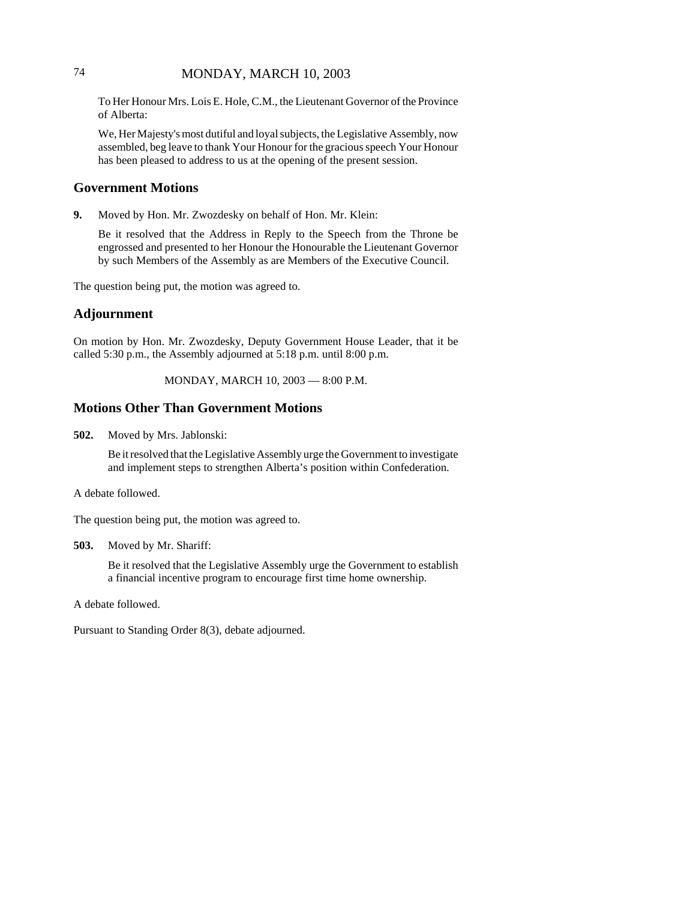To Her Honour Mrs. Lois E. Hole, C.M., the Lieutenant Governor of the Province of Alberta:

We, Her Majesty's most dutiful and loyal subjects, the Legislative Assembly, now assembled, beg leave to thank Your Honour for the gracious speech Your Honour has been pleased to address to us at the opening of the present session.

## Government Motions

**9.** Moved by Hon. Mr. Zwozdesky on behalf of Hon. Mr. Klein:

Be it resolved that the Address in Reply to the Speech from the Throne be engrossed and presented to her Honour the Honourable the Lieutenant Governor by such Members of the Assembly as are Members of the Executive Council.

The question being put, the motion was agreed to.

## Adjournment

On motion by Hon. Mr. Zwozdesky, Deputy Government House Leader, that it be called 5:30 p.m., the Assembly adjourned at 5:18 p.m. until 8:00 p.m.

MONDAY, MARCH 10, 2003 — 8:00 P.M.

## Motions Other Than Government Motions

**502.** Moved by Mrs. Jablonski:

Be it resolved that the Legislative Assembly urge the Government to investigate and implement steps to strengthen Alberta's position within Confederation.

A debate followed.

The question being put, the motion was agreed to.

**503.** Moved by Mr. Shariff:

Be it resolved that the Legislative Assembly urge the Government to establish a financial incentive program to encourage first time home ownership.

A debate followed.

Pursuant to Standing Order 8(3), debate adjourned.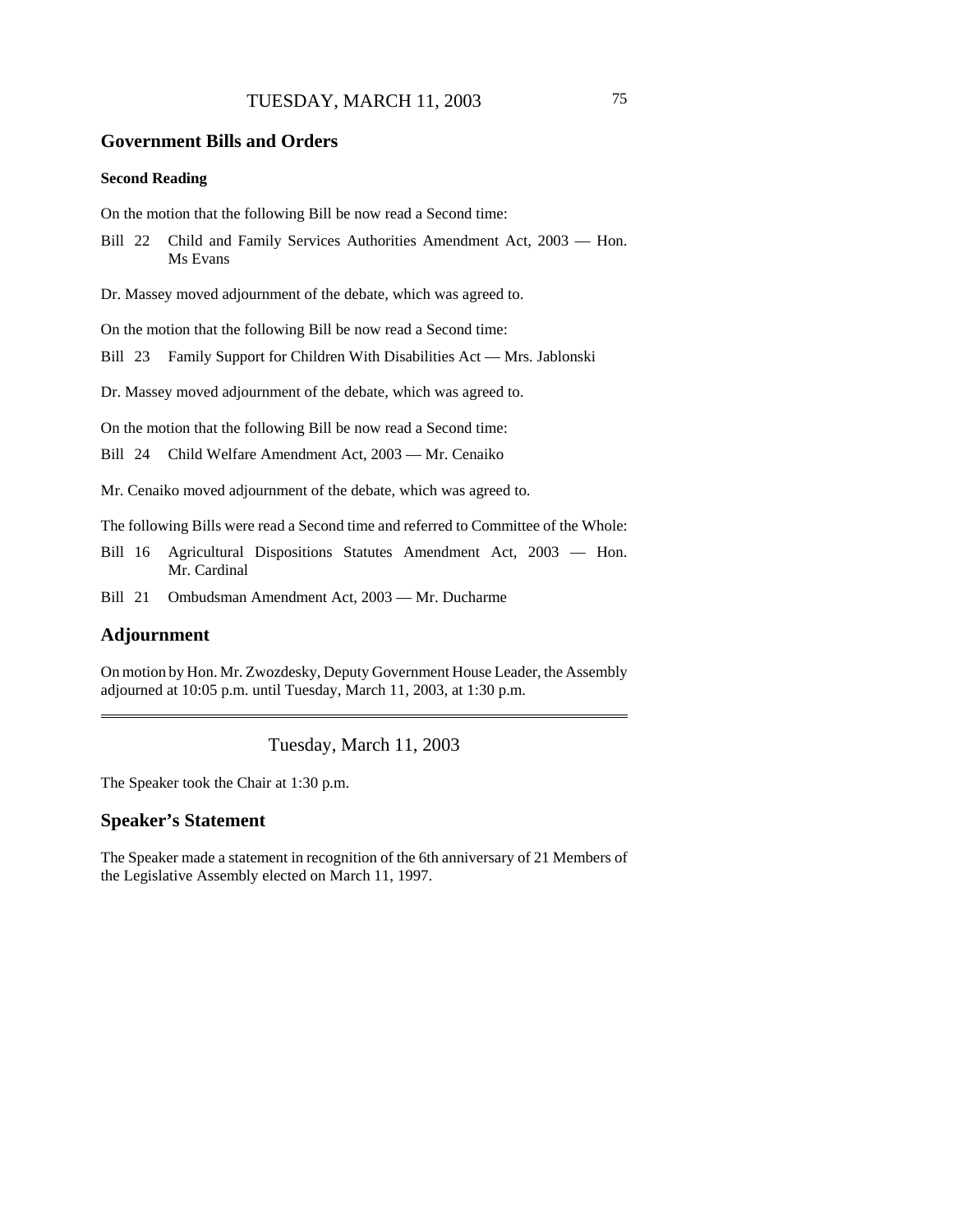## Government Bills and Orders

### Second Reading

On the motion that the following Bill be now read a Second time:

Bill 22 Child and Family Services Authorities Amendment Act, 2003 — Hon. Ms Evans

Dr. Massey moved adjournment of the debate, which was agreed to.

On the motion that the following Bill be now read a Second time:

Bill 23 Family Support for Children With Disabilities Act — Mrs. Jablonski

Dr. Massey moved adjournment of the debate, which was agreed to.

On the motion that the following Bill be now read a Second time:

Bill 24 Child Welfare Amendment Act, 2003 — Mr. Cenaiko

Mr. Cenaiko moved adjournment of the debate, which was agreed to.

The following Bills were read a Second time and referred to Committee of the Whole:

Bill 16 Agricultural Dispositions Statutes Amendment Act, 2003 — Hon. Mr. Cardinal

Bill 21 Ombudsman Amendment Act, 2003 — Mr. Ducharme

## Adjournment

On motion by Hon. Mr. Zwozdesky, Deputy Government House Leader, the Assembly adjourned at 10:05 p.m. until Tuesday, March 11, 2003, at 1:30 p.m.

---

Tuesday, March 11, 2003

The Speaker took the Chair at 1:30 p.m.

## Speaker's Statement

The Speaker made a statement in recognition of the 6th anniversary of 21 Members of the Legislative Assembly elected on March 11, 1997.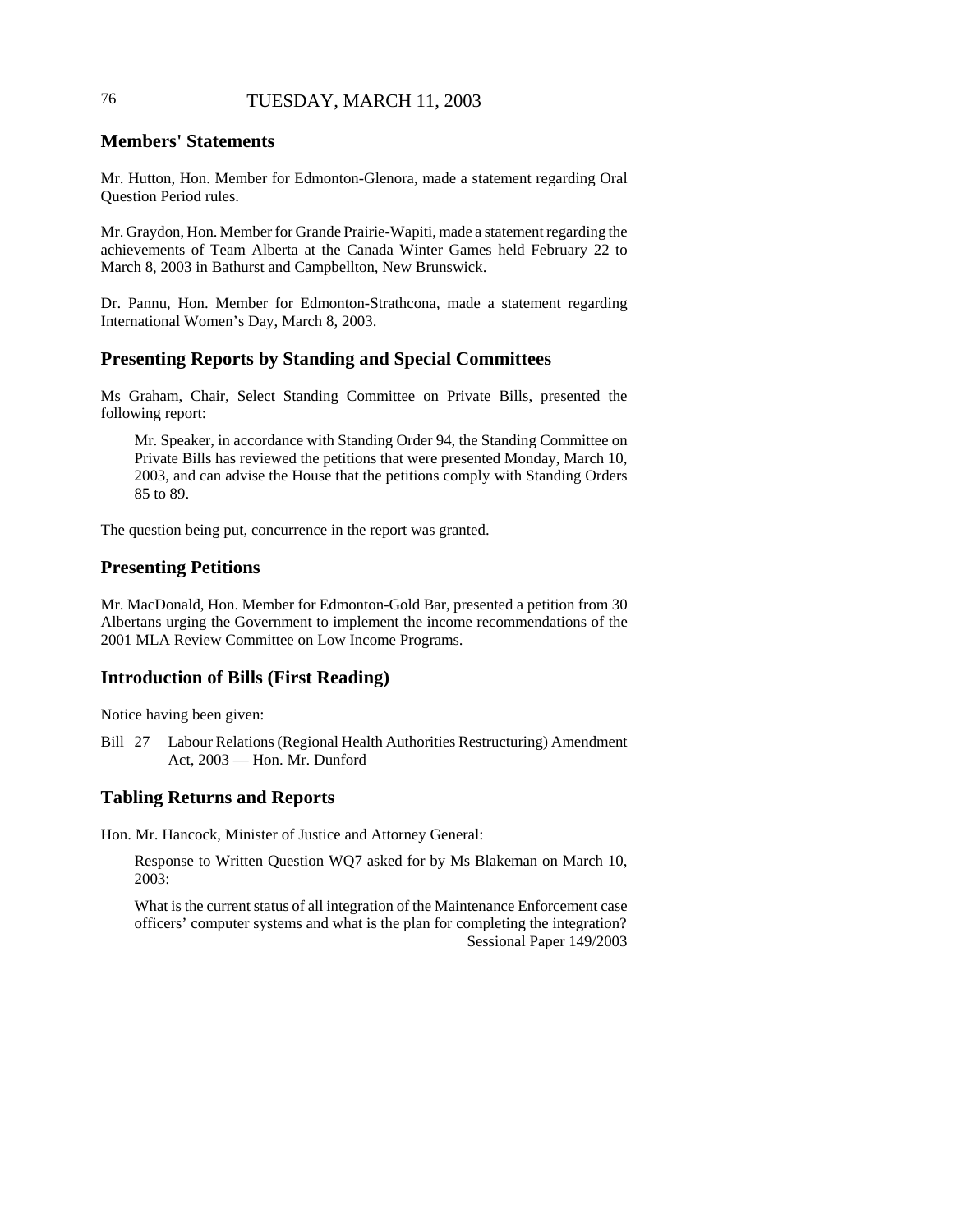## Members' Statements

Mr. Hutton, Hon. Member for Edmonton-Glenora, made a statement regarding Oral Question Period rules.

Mr. Graydon, Hon. Member for Grande Prairie-Wapiti, made a statement regarding the achievements of Team Alberta at the Canada Winter Games held February 22 to March 8, 2003 in Bathurst and Campbellton, New Brunswick.

Dr. Pannu, Hon. Member for Edmonton-Strathcona, made a statement regarding International Women's Day, March 8, 2003.

## Presenting Reports by Standing and Special Committees

Ms Graham, Chair, Select Standing Committee on Private Bills, presented the following report:

> Mr. Speaker, in accordance with Standing Order 94, the Standing Committee on Private Bills has reviewed the petitions that were presented Monday, March 10, 2003, and can advise the House that the petitions comply with Standing Orders 85 to 89.

The question being put, concurrence in the report was granted.

## Presenting Petitions

Mr. MacDonald, Hon. Member for Edmonton-Gold Bar, presented a petition from 30 Albertans urging the Government to implement the income recommendations of the 2001 MLA Review Committee on Low Income Programs.

## Introduction of Bills (First Reading)

Notice having been given:

Bill 27 Labour Relations (Regional Health Authorities Restructuring) Amendment Act, 2003 — Hon. Mr. Dunford

## Tabling Returns and Reports

Hon. Mr. Hancock, Minister of Justice and Attorney General:

> Response to Written Question WQ7 asked for by Ms Blakeman on March 10, 2003:
>
> What is the current status of all integration of the Maintenance Enforcement case officers' computer systems and what is the plan for completing the integration?
> Sessional Paper 149/2003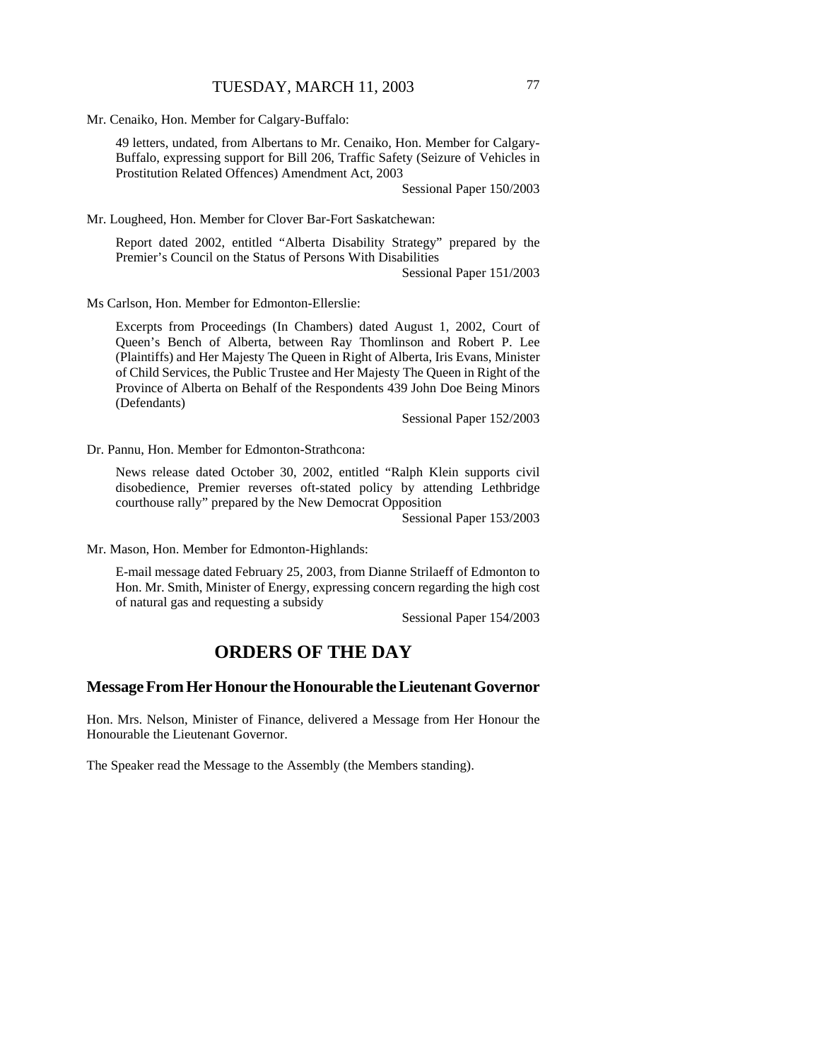Mr. Cenaiko, Hon. Member for Calgary-Buffalo:

> 49 letters, undated, from Albertans to Mr. Cenaiko, Hon. Member for Calgary-Buffalo, expressing support for Bill 206, Traffic Safety (Seizure of Vehicles in Prostitution Related Offences) Amendment Act, 2003
>
> Sessional Paper 150/2003

Mr. Lougheed, Hon. Member for Clover Bar-Fort Saskatchewan:

> Report dated 2002, entitled "Alberta Disability Strategy" prepared by the Premier's Council on the Status of Persons With Disabilities
>
> Sessional Paper 151/2003

Ms Carlson, Hon. Member for Edmonton-Ellerslie:

> Excerpts from Proceedings (In Chambers) dated August 1, 2002, Court of Queen's Bench of Alberta, between Ray Thomlinson and Robert P. Lee (Plaintiffs) and Her Majesty The Queen in Right of Alberta, Iris Evans, Minister of Child Services, the Public Trustee and Her Majesty The Queen in Right of the Province of Alberta on Behalf of the Respondents 439 John Doe Being Minors (Defendants)
>
> Sessional Paper 152/2003

Dr. Pannu, Hon. Member for Edmonton-Strathcona:

> News release dated October 30, 2002, entitled "Ralph Klein supports civil disobedience, Premier reverses oft-stated policy by attending Lethbridge courthouse rally" prepared by the New Democrat Opposition
>
> Sessional Paper 153/2003

Mr. Mason, Hon. Member for Edmonton-Highlands:

> E-mail message dated February 25, 2003, from Dianne Strilaeff of Edmonton to Hon. Mr. Smith, Minister of Energy, expressing concern regarding the high cost of natural gas and requesting a subsidy
>
> Sessional Paper 154/2003

# ORDERS OF THE DAY

## Message From Her Honour the Honourable the Lieutenant Governor

Hon. Mrs. Nelson, Minister of Finance, delivered a Message from Her Honour the Honourable the Lieutenant Governor.

The Speaker read the Message to the Assembly (the Members standing).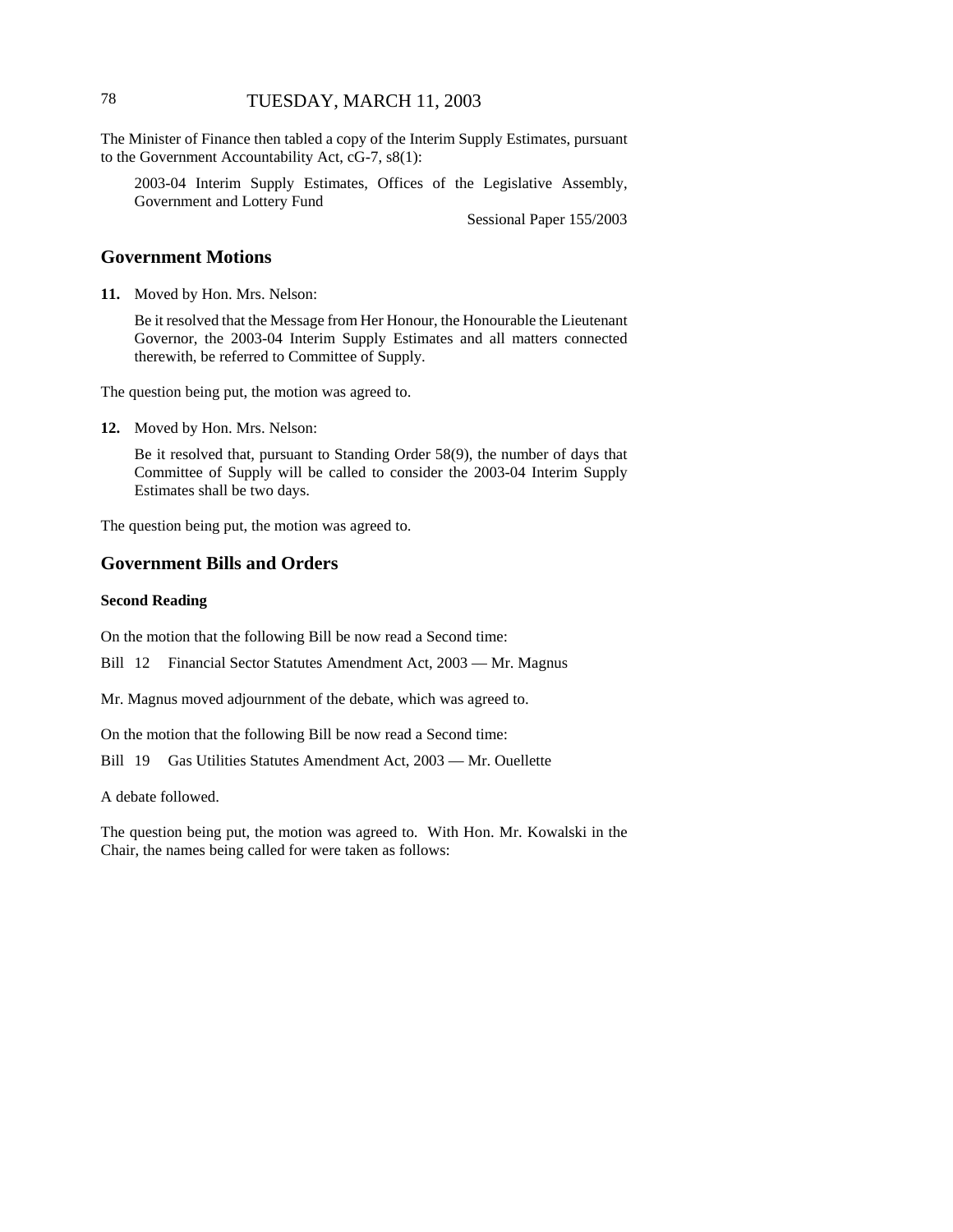The Minister of Finance then tabled a copy of the Interim Supply Estimates, pursuant to the Government Accountability Act, cG-7, s8(1):

2003-04 Interim Supply Estimates, Offices of the Legislative Assembly, Government and Lottery Fund

Sessional Paper 155/2003

## Government Motions

**11.** Moved by Hon. Mrs. Nelson:

Be it resolved that the Message from Her Honour, the Honourable the Lieutenant Governor, the 2003-04 Interim Supply Estimates and all matters connected therewith, be referred to Committee of Supply.

The question being put, the motion was agreed to.

**12.** Moved by Hon. Mrs. Nelson:

Be it resolved that, pursuant to Standing Order 58(9), the number of days that Committee of Supply will be called to consider the 2003-04 Interim Supply Estimates shall be two days.

The question being put, the motion was agreed to.

## Government Bills and Orders

### Second Reading

On the motion that the following Bill be now read a Second time:

Bill 12 Financial Sector Statutes Amendment Act, 2003 — Mr. Magnus

Mr. Magnus moved adjournment of the debate, which was agreed to.

On the motion that the following Bill be now read a Second time:

Bill 19 Gas Utilities Statutes Amendment Act, 2003 — Mr. Ouellette

A debate followed.

The question being put, the motion was agreed to. With Hon. Mr. Kowalski in the Chair, the names being called for were taken as follows: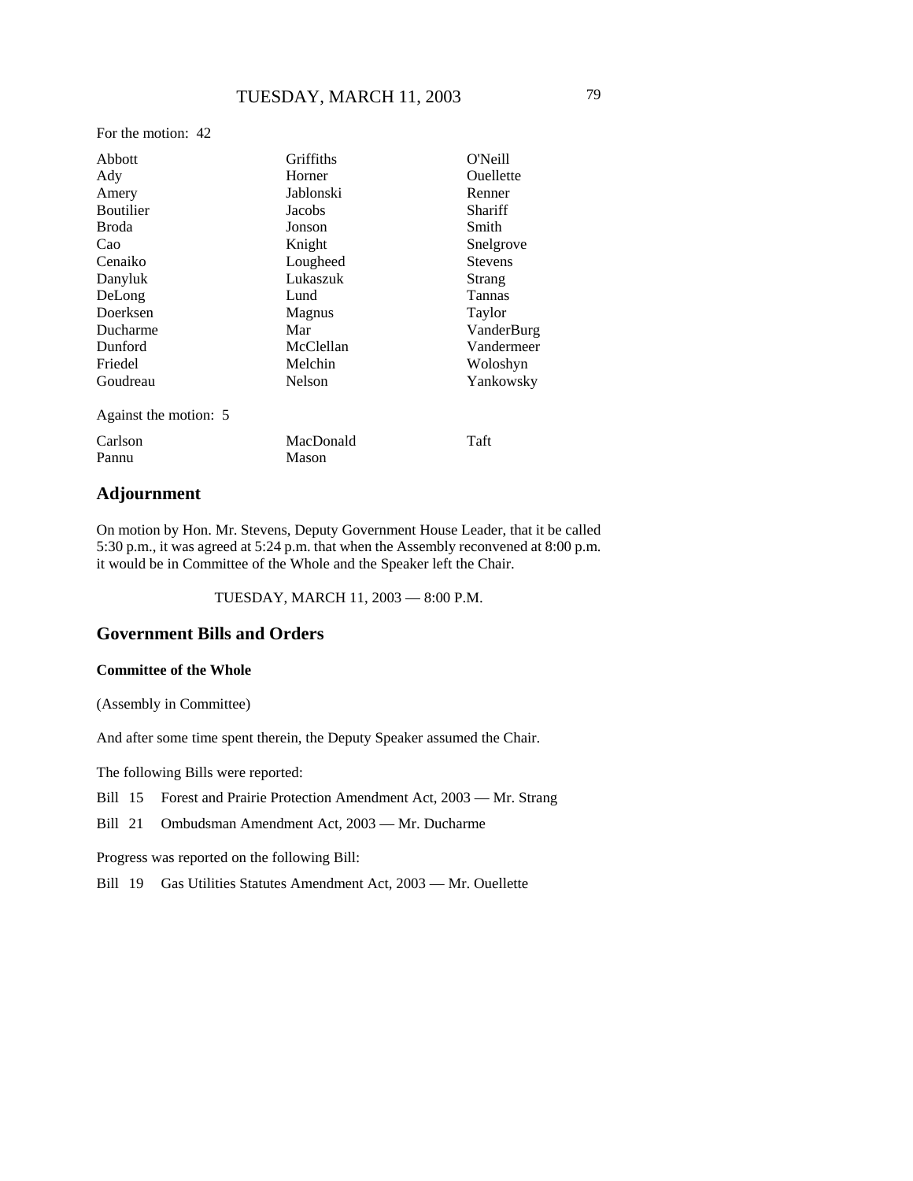For the motion: 42

| | | |
|---|---|---|
| Abbott | Griffiths | O'Neill |
| Ady | Horner | Ouellette |
| Amery | Jablonski | Renner |
| Boutilier | Jacobs | Shariff |
| Broda | Jonson | Smith |
| Cao | Knight | Snelgrove |
| Cenaiko | Lougheed | Stevens |
| Danyluk | Lukaszuk | Strang |
| DeLong | Lund | Tannas |
| Doerksen | Magnus | Taylor |
| Ducharme | Mar | VanderBurg |
| Dunford | McClellan | Vandermeer |
| Friedel | Melchin | Woloshyn |
| Goudreau | Nelson | Yankowsky |

Against the motion: 5

| | | |
|---|---|---|
| Carlson | MacDonald | Taft |
| Pannu | Mason | |

## Adjournment

On motion by Hon. Mr. Stevens, Deputy Government House Leader, that it be called 5:30 p.m., it was agreed at 5:24 p.m. that when the Assembly reconvened at 8:00 p.m. it would be in Committee of the Whole and the Speaker left the Chair.

TUESDAY, MARCH 11, 2003 — 8:00 P.M.

## Government Bills and Orders

**Committee of the Whole**

(Assembly in Committee)

And after some time spent therein, the Deputy Speaker assumed the Chair.

The following Bills were reported:

Bill 15 Forest and Prairie Protection Amendment Act, 2003 — Mr. Strang

Bill 21 Ombudsman Amendment Act, 2003 — Mr. Ducharme

Progress was reported on the following Bill:

Bill 19 Gas Utilities Statutes Amendment Act, 2003 — Mr. Ouellette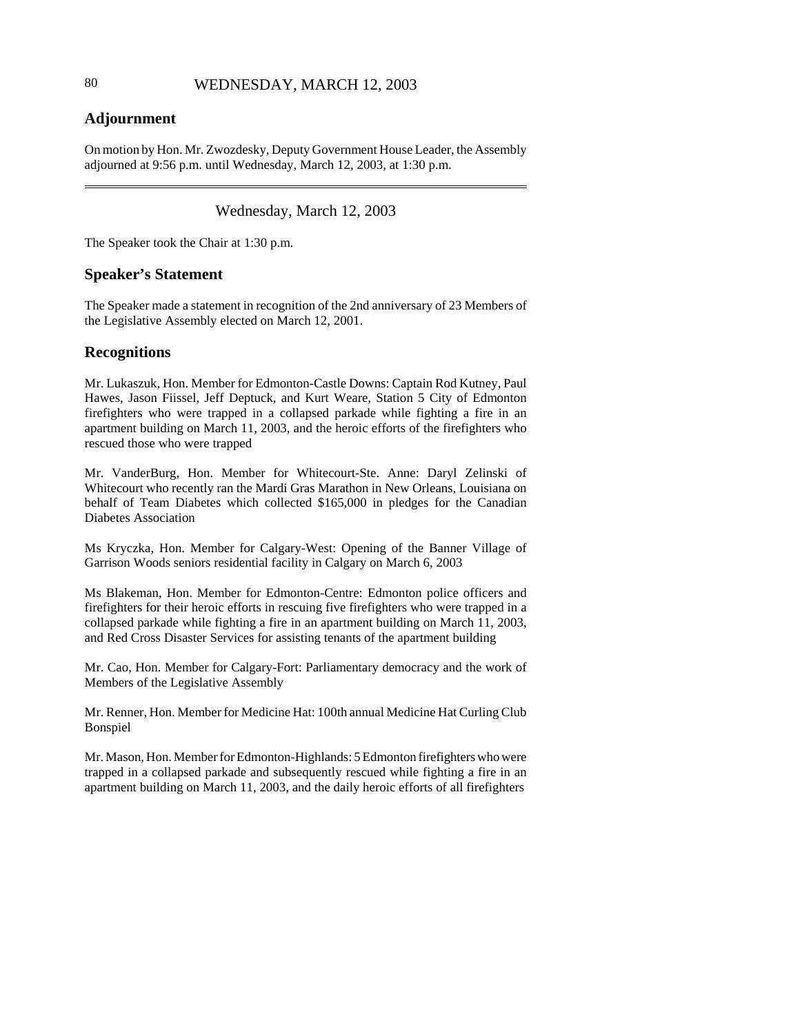## Adjournment

On motion by Hon. Mr. Zwozdesky, Deputy Government House Leader, the Assembly adjourned at 9:56 p.m. until Wednesday, March 12, 2003, at 1:30 p.m.

---

Wednesday, March 12, 2003

The Speaker took the Chair at 1:30 p.m.

## Speaker's Statement

The Speaker made a statement in recognition of the 2nd anniversary of 23 Members of the Legislative Assembly elected on March 12, 2001.

## Recognitions

Mr. Lukaszuk, Hon. Member for Edmonton-Castle Downs: Captain Rod Kutney, Paul Hawes, Jason Fiissel, Jeff Deptuck, and Kurt Weare, Station 5 City of Edmonton firefighters who were trapped in a collapsed parkade while fighting a fire in an apartment building on March 11, 2003, and the heroic efforts of the firefighters who rescued those who were trapped

Mr. VanderBurg, Hon. Member for Whitecourt-Ste. Anne: Daryl Zelinski of Whitecourt who recently ran the Mardi Gras Marathon in New Orleans, Louisiana on behalf of Team Diabetes which collected $165,000 in pledges for the Canadian Diabetes Association

Ms Kryczka, Hon. Member for Calgary-West: Opening of the Banner Village of Garrison Woods seniors residential facility in Calgary on March 6, 2003

Ms Blakeman, Hon. Member for Edmonton-Centre: Edmonton police officers and firefighters for their heroic efforts in rescuing five firefighters who were trapped in a collapsed parkade while fighting a fire in an apartment building on March 11, 2003, and Red Cross Disaster Services for assisting tenants of the apartment building

Mr. Cao, Hon. Member for Calgary-Fort: Parliamentary democracy and the work of Members of the Legislative Assembly

Mr. Renner, Hon. Member for Medicine Hat: 100th annual Medicine Hat Curling Club Bonspiel

Mr. Mason, Hon. Member for Edmonton-Highlands: 5 Edmonton firefighters who were trapped in a collapsed parkade and subsequently rescued while fighting a fire in an apartment building on March 11, 2003, and the daily heroic efforts of all firefighters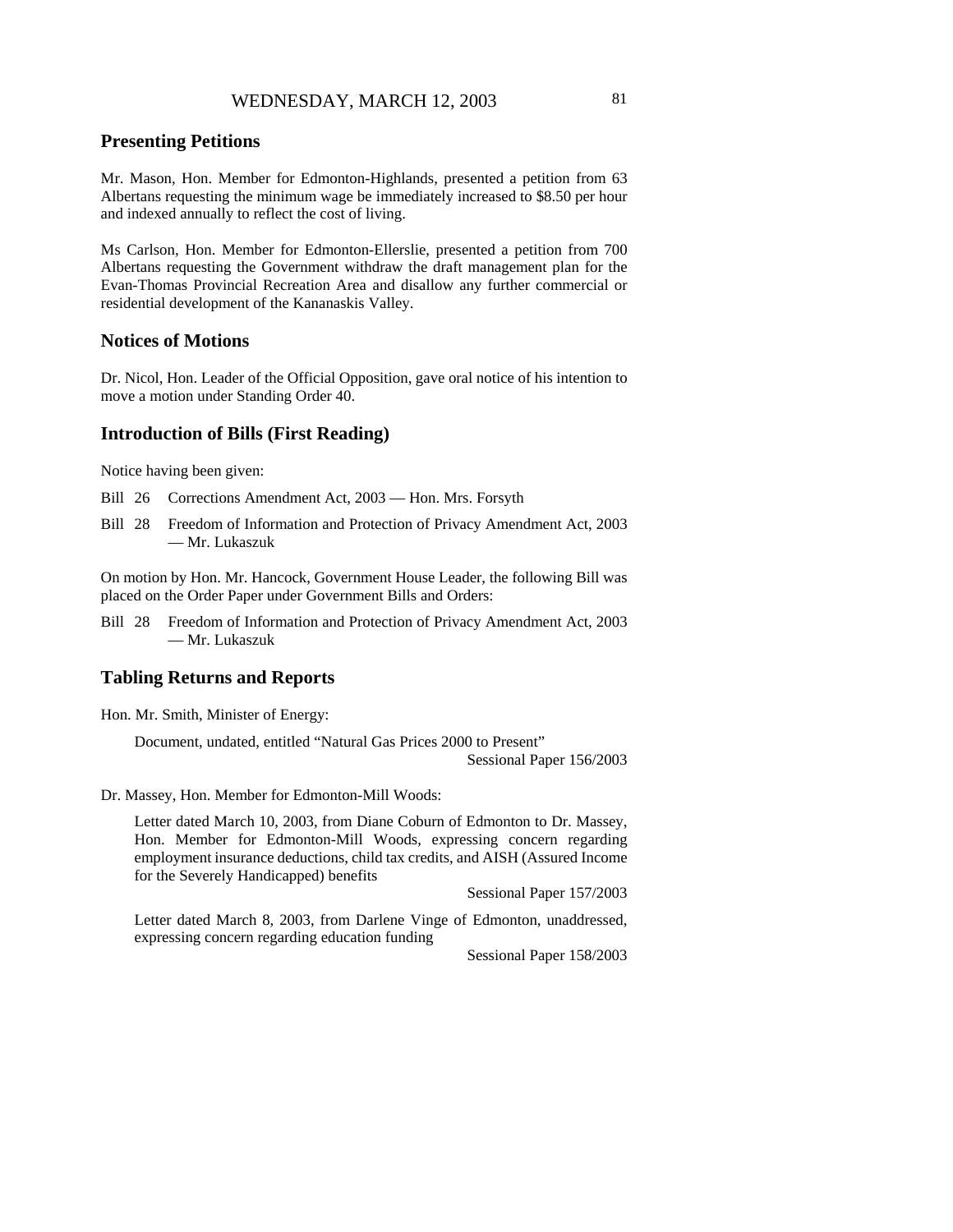## Presenting Petitions

Mr. Mason, Hon. Member for Edmonton-Highlands, presented a petition from 63 Albertans requesting the minimum wage be immediately increased to $8.50 per hour and indexed annually to reflect the cost of living.

Ms Carlson, Hon. Member for Edmonton-Ellerslie, presented a petition from 700 Albertans requesting the Government withdraw the draft management plan for the Evan-Thomas Provincial Recreation Area and disallow any further commercial or residential development of the Kananaskis Valley.

## Notices of Motions

Dr. Nicol, Hon. Leader of the Official Opposition, gave oral notice of his intention to move a motion under Standing Order 40.

## Introduction of Bills (First Reading)

Notice having been given:

Bill 26 Corrections Amendment Act, 2003 — Hon. Mrs. Forsyth

Bill 28 Freedom of Information and Protection of Privacy Amendment Act, 2003 — Mr. Lukaszuk

On motion by Hon. Mr. Hancock, Government House Leader, the following Bill was placed on the Order Paper under Government Bills and Orders:

Bill 28 Freedom of Information and Protection of Privacy Amendment Act, 2003 — Mr. Lukaszuk

## Tabling Returns and Reports

Hon. Mr. Smith, Minister of Energy:

Document, undated, entitled "Natural Gas Prices 2000 to Present"
Sessional Paper 156/2003

Dr. Massey, Hon. Member for Edmonton-Mill Woods:

Letter dated March 10, 2003, from Diane Coburn of Edmonton to Dr. Massey, Hon. Member for Edmonton-Mill Woods, expressing concern regarding employment insurance deductions, child tax credits, and AISH (Assured Income for the Severely Handicapped) benefits
Sessional Paper 157/2003

Letter dated March 8, 2003, from Darlene Vinge of Edmonton, unaddressed, expressing concern regarding education funding
Sessional Paper 158/2003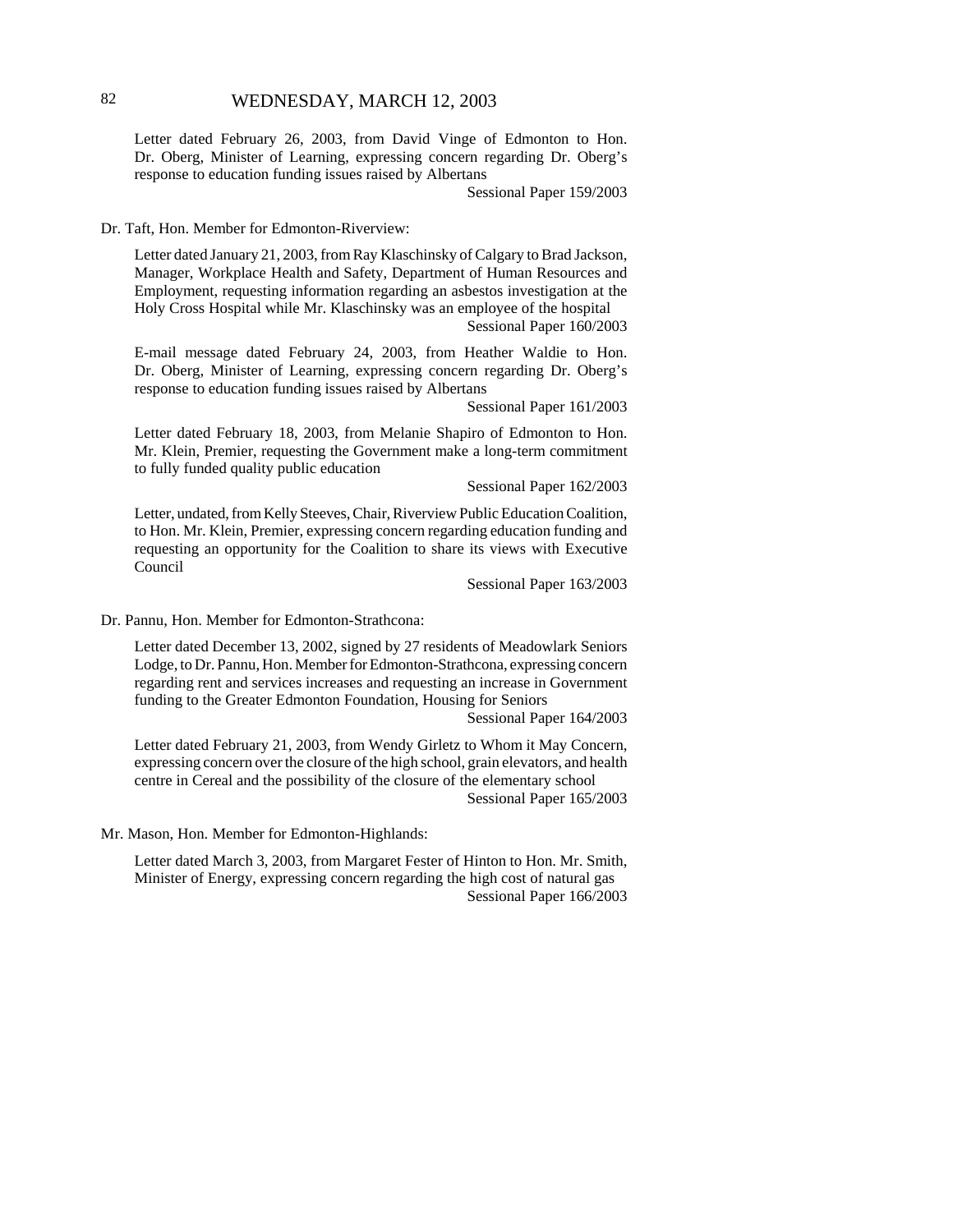Letter dated February 26, 2003, from David Vinge of Edmonton to Hon. Dr. Oberg, Minister of Learning, expressing concern regarding Dr. Oberg's response to education funding issues raised by Albertans

Sessional Paper 159/2003

Dr. Taft, Hon. Member for Edmonton-Riverview:

Letter dated January 21, 2003, from Ray Klaschinsky of Calgary to Brad Jackson, Manager, Workplace Health and Safety, Department of Human Resources and Employment, requesting information regarding an asbestos investigation at the Holy Cross Hospital while Mr. Klaschinsky was an employee of the hospital

Sessional Paper 160/2003

E-mail message dated February 24, 2003, from Heather Waldie to Hon. Dr. Oberg, Minister of Learning, expressing concern regarding Dr. Oberg's response to education funding issues raised by Albertans

Sessional Paper 161/2003

Letter dated February 18, 2003, from Melanie Shapiro of Edmonton to Hon. Mr. Klein, Premier, requesting the Government make a long-term commitment to fully funded quality public education

Sessional Paper 162/2003

Letter, undated, from Kelly Steeves, Chair, Riverview Public Education Coalition, to Hon. Mr. Klein, Premier, expressing concern regarding education funding and requesting an opportunity for the Coalition to share its views with Executive Council

Sessional Paper 163/2003

Dr. Pannu, Hon. Member for Edmonton-Strathcona:

Letter dated December 13, 2002, signed by 27 residents of Meadowlark Seniors Lodge, to Dr. Pannu, Hon. Member for Edmonton-Strathcona, expressing concern regarding rent and services increases and requesting an increase in Government funding to the Greater Edmonton Foundation, Housing for Seniors

Sessional Paper 164/2003

Letter dated February 21, 2003, from Wendy Girletz to Whom it May Concern, expressing concern over the closure of the high school, grain elevators, and health centre in Cereal and the possibility of the closure of the elementary school

Sessional Paper 165/2003

Mr. Mason, Hon. Member for Edmonton-Highlands:

Letter dated March 3, 2003, from Margaret Fester of Hinton to Hon. Mr. Smith, Minister of Energy, expressing concern regarding the high cost of natural gas

Sessional Paper 166/2003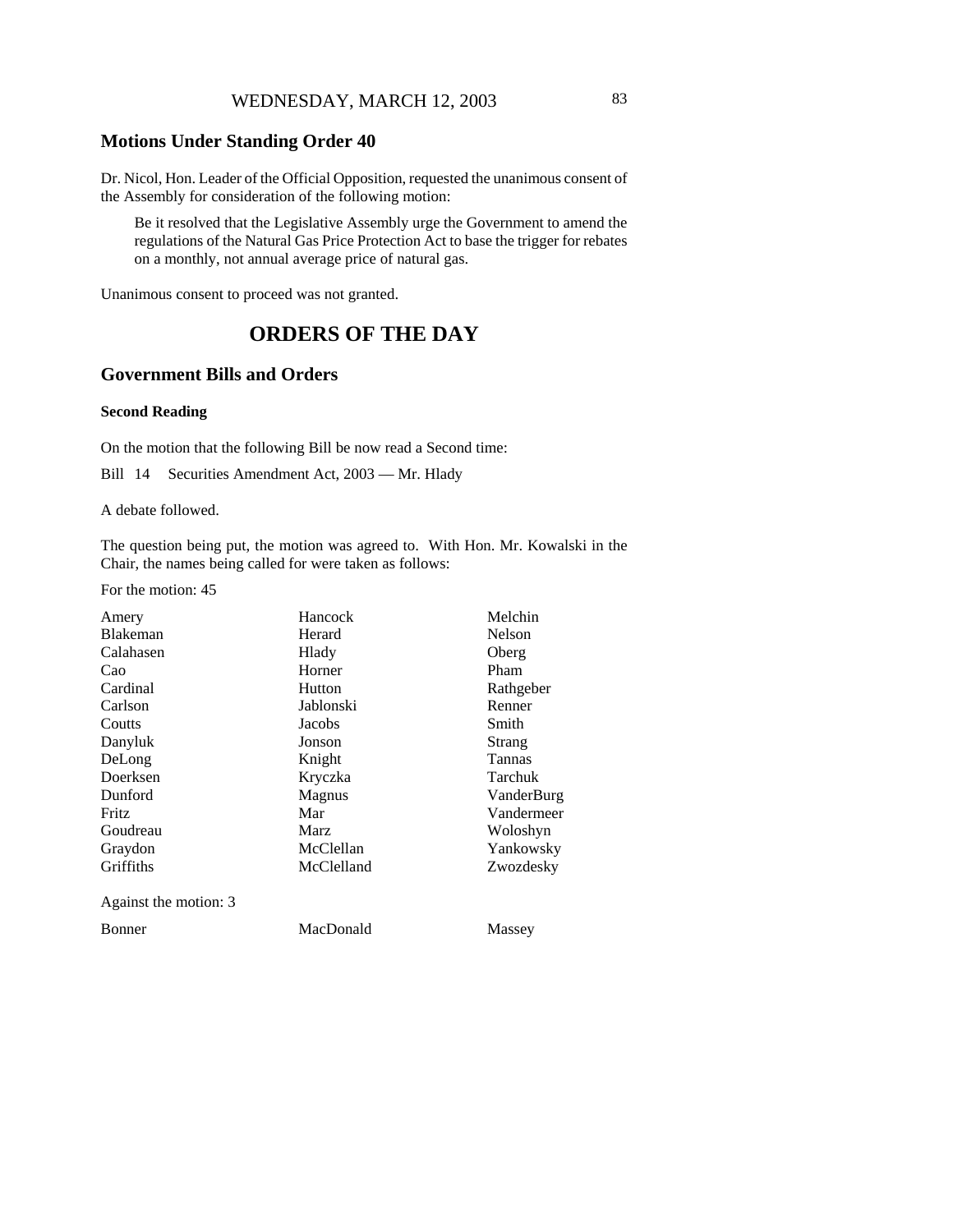## Motions Under Standing Order 40

Dr. Nicol, Hon. Leader of the Official Opposition, requested the unanimous consent of the Assembly for consideration of the following motion:

> Be it resolved that the Legislative Assembly urge the Government to amend the regulations of the Natural Gas Price Protection Act to base the trigger for rebates on a monthly, not annual average price of natural gas.

Unanimous consent to proceed was not granted.

# ORDERS OF THE DAY

## Government Bills and Orders

### Second Reading

On the motion that the following Bill be now read a Second time:

Bill 14 Securities Amendment Act, 2003 — Mr. Hlady

A debate followed.

The question being put, the motion was agreed to. With Hon. Mr. Kowalski in the Chair, the names being called for were taken as follows:

For the motion: 45

| | | |
|---|---|---|
| Amery | Hancock | Melchin |
| Blakeman | Herard | Nelson |
| Calahasen | Hlady | Oberg |
| Cao | Horner | Pham |
| Cardinal | Hutton | Rathgeber |
| Carlson | Jablonski | Renner |
| Coutts | Jacobs | Smith |
| Danyluk | Jonson | Strang |
| DeLong | Knight | Tannas |
| Doerksen | Kryczka | Tarchuk |
| Dunford | Magnus | VanderBurg |
| Fritz | Mar | Vandermeer |
| Goudreau | Marz | Woloshyn |
| Graydon | McClellan | Yankowsky |
| Griffiths | McClelland | Zwozdesky |

Against the motion: 3

| | | |
|---|---|---|
| Bonner | MacDonald | Massey |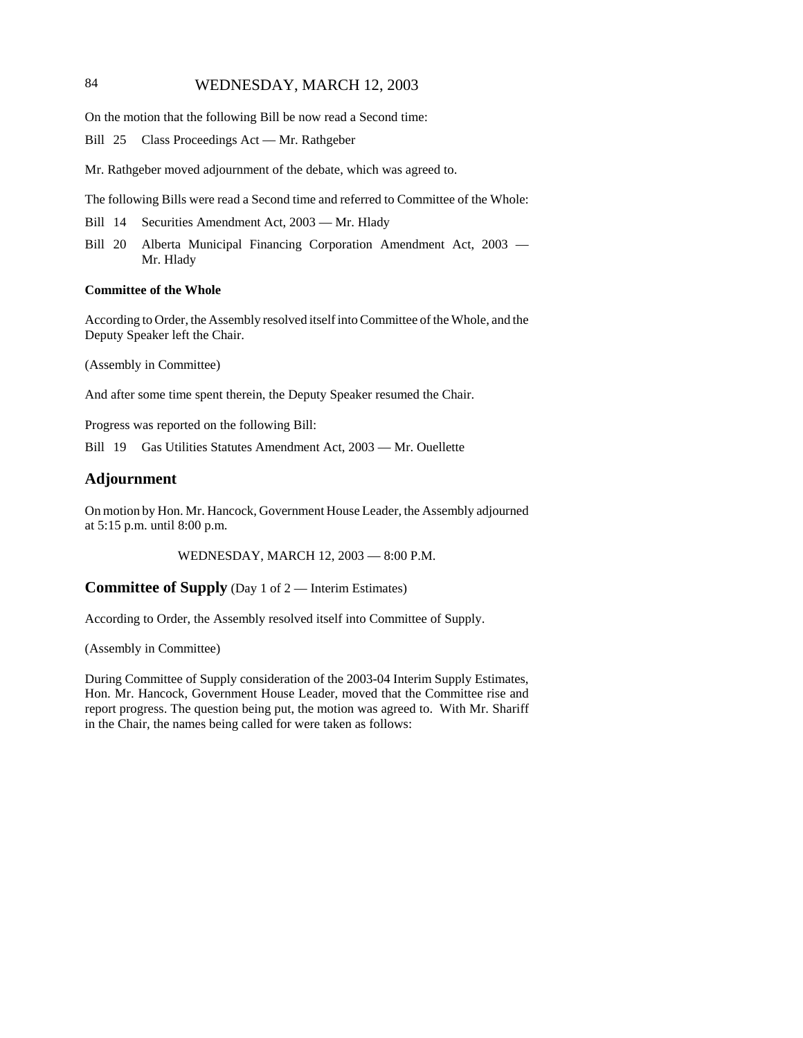On the motion that the following Bill be now read a Second time:

Bill 25 Class Proceedings Act — Mr. Rathgeber

Mr. Rathgeber moved adjournment of the debate, which was agreed to.

The following Bills were read a Second time and referred to Committee of the Whole:

Bill 14 Securities Amendment Act, 2003 — Mr. Hlady

Bill 20 Alberta Municipal Financing Corporation Amendment Act, 2003 — Mr. Hlady

**Committee of the Whole**

According to Order, the Assembly resolved itself into Committee of the Whole, and the Deputy Speaker left the Chair.

(Assembly in Committee)

And after some time spent therein, the Deputy Speaker resumed the Chair.

Progress was reported on the following Bill:

Bill 19 Gas Utilities Statutes Amendment Act, 2003 — Mr. Ouellette

## Adjournment

On motion by Hon. Mr. Hancock, Government House Leader, the Assembly adjourned at 5:15 p.m. until 8:00 p.m.

WEDNESDAY, MARCH 12, 2003 — 8:00 P.M.

## Committee of Supply (Day 1 of 2 — Interim Estimates)

According to Order, the Assembly resolved itself into Committee of Supply.

(Assembly in Committee)

During Committee of Supply consideration of the 2003-04 Interim Supply Estimates, Hon. Mr. Hancock, Government House Leader, moved that the Committee rise and report progress. The question being put, the motion was agreed to. With Mr. Shariff in the Chair, the names being called for were taken as follows: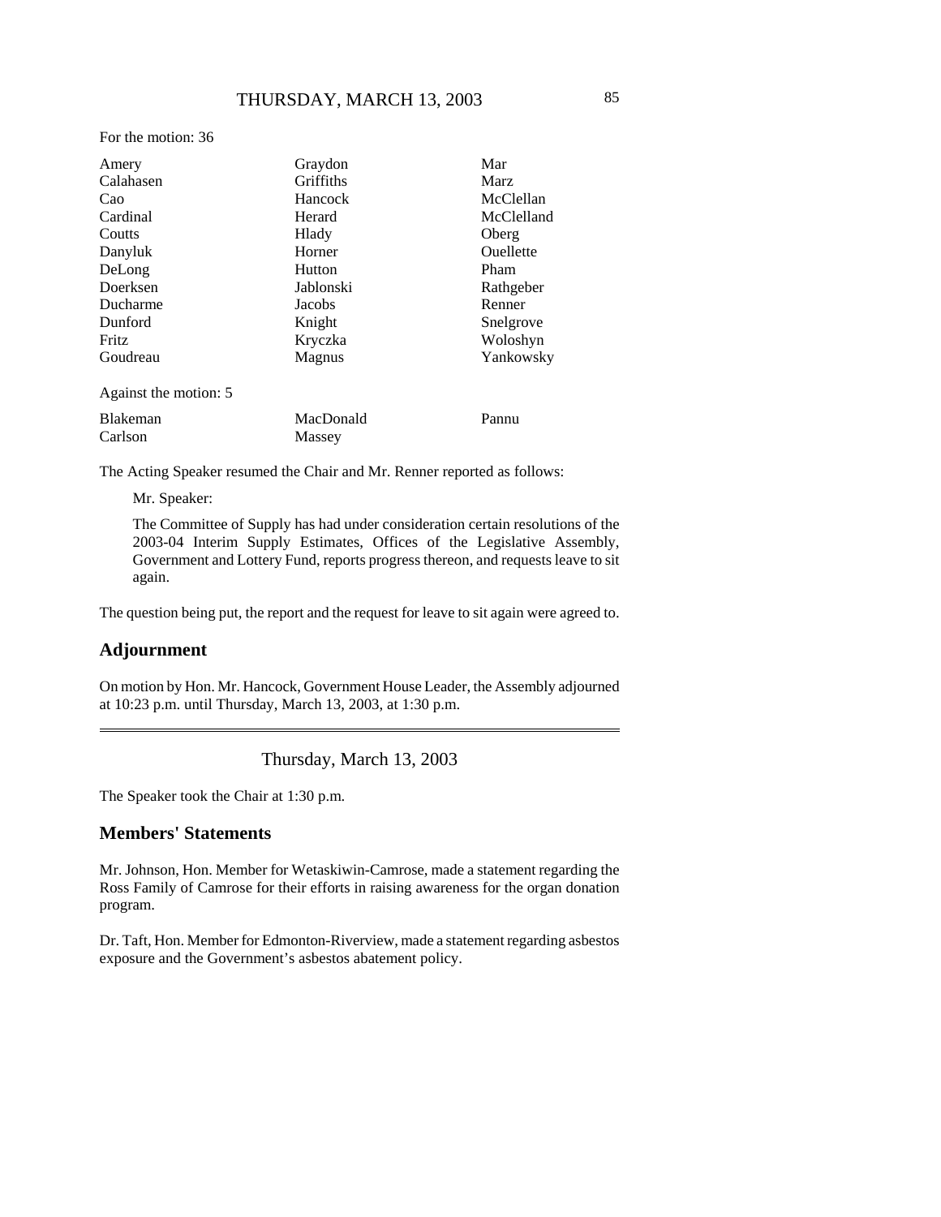For the motion: 36

| | | |
|---|---|---|
| Amery | Graydon | Mar |
| Calahasen | Griffiths | Marz |
| Cao | Hancock | McClellan |
| Cardinal | Herard | McClelland |
| Coutts | Hlady | Oberg |
| Danyluk | Horner | Ouellette |
| DeLong | Hutton | Pham |
| Doerksen | Jablonski | Rathgeber |
| Ducharme | Jacobs | Renner |
| Dunford | Knight | Snelgrove |
| Fritz | Kryczka | Woloshyn |
| Goudreau | Magnus | Yankowsky |

Against the motion: 5

| | | |
|---|---|---|
| Blakeman | MacDonald | Pannu |
| Carlson | Massey | |

The Acting Speaker resumed the Chair and Mr. Renner reported as follows:

> Mr. Speaker:
>
> The Committee of Supply has had under consideration certain resolutions of the 2003-04 Interim Supply Estimates, Offices of the Legislative Assembly, Government and Lottery Fund, reports progress thereon, and requests leave to sit again.

The question being put, the report and the request for leave to sit again were agreed to.

## Adjournment

On motion by Hon. Mr. Hancock, Government House Leader, the Assembly adjourned at 10:23 p.m. until Thursday, March 13, 2003, at 1:30 p.m.

---

# Thursday, March 13, 2003

The Speaker took the Chair at 1:30 p.m.

## Members' Statements

Mr. Johnson, Hon. Member for Wetaskiwin-Camrose, made a statement regarding the Ross Family of Camrose for their efforts in raising awareness for the organ donation program.

Dr. Taft, Hon. Member for Edmonton-Riverview, made a statement regarding asbestos exposure and the Government's asbestos abatement policy.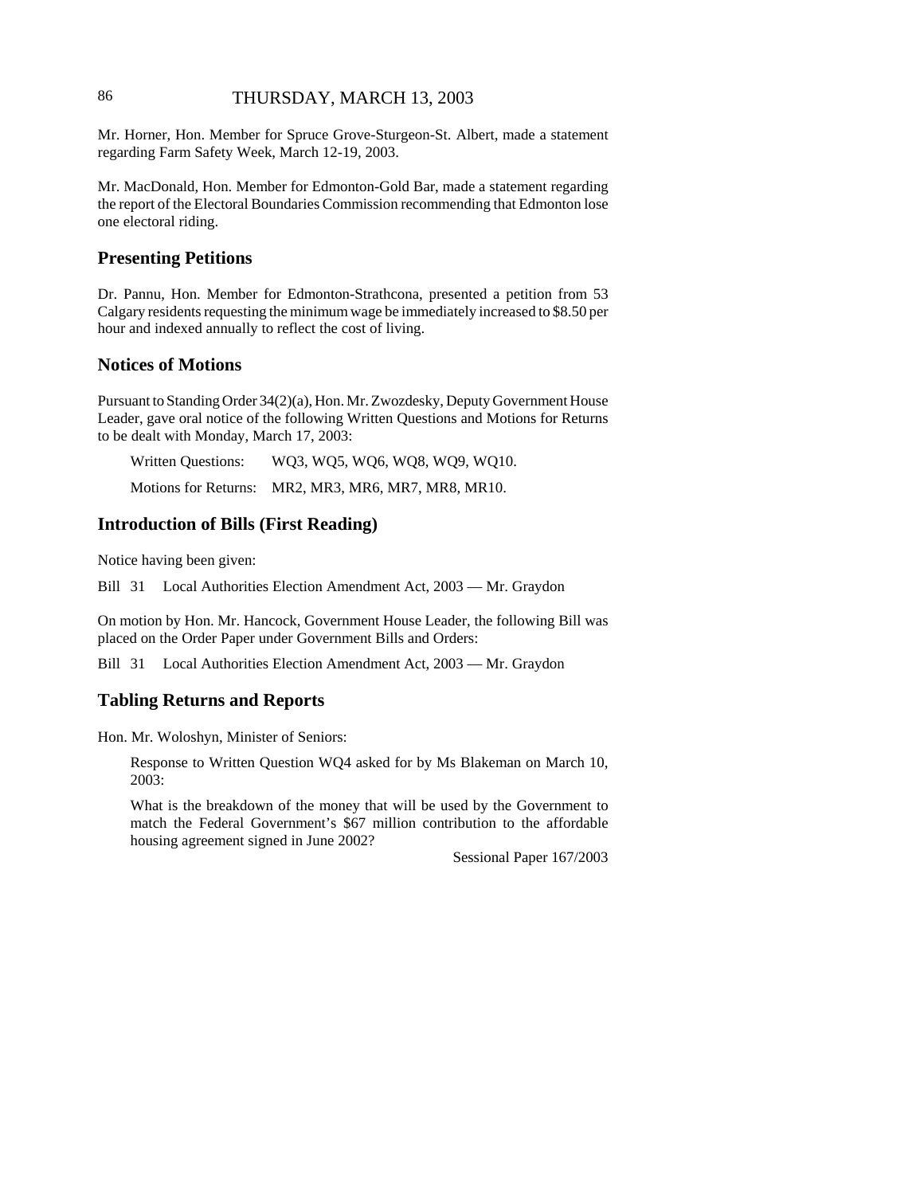Mr. Horner, Hon. Member for Spruce Grove-Sturgeon-St. Albert, made a statement regarding Farm Safety Week, March 12-19, 2003.

Mr. MacDonald, Hon. Member for Edmonton-Gold Bar, made a statement regarding the report of the Electoral Boundaries Commission recommending that Edmonton lose one electoral riding.

## Presenting Petitions

Dr. Pannu, Hon. Member for Edmonton-Strathcona, presented a petition from 53 Calgary residents requesting the minimum wage be immediately increased to $8.50 per hour and indexed annually to reflect the cost of living.

## Notices of Motions

Pursuant to Standing Order 34(2)(a), Hon. Mr. Zwozdesky, Deputy Government House Leader, gave oral notice of the following Written Questions and Motions for Returns to be dealt with Monday, March 17, 2003:

Written Questions: WQ3, WQ5, WQ6, WQ8, WQ9, WQ10.

Motions for Returns: MR2, MR3, MR6, MR7, MR8, MR10.

## Introduction of Bills (First Reading)

Notice having been given:

Bill 31 Local Authorities Election Amendment Act, 2003 — Mr. Graydon

On motion by Hon. Mr. Hancock, Government House Leader, the following Bill was placed on the Order Paper under Government Bills and Orders:

Bill 31 Local Authorities Election Amendment Act, 2003 — Mr. Graydon

## Tabling Returns and Reports

Hon. Mr. Woloshyn, Minister of Seniors:

Response to Written Question WQ4 asked for by Ms Blakeman on March 10, 2003:

What is the breakdown of the money that will be used by the Government to match the Federal Government's $67 million contribution to the affordable housing agreement signed in June 2002?

Sessional Paper 167/2003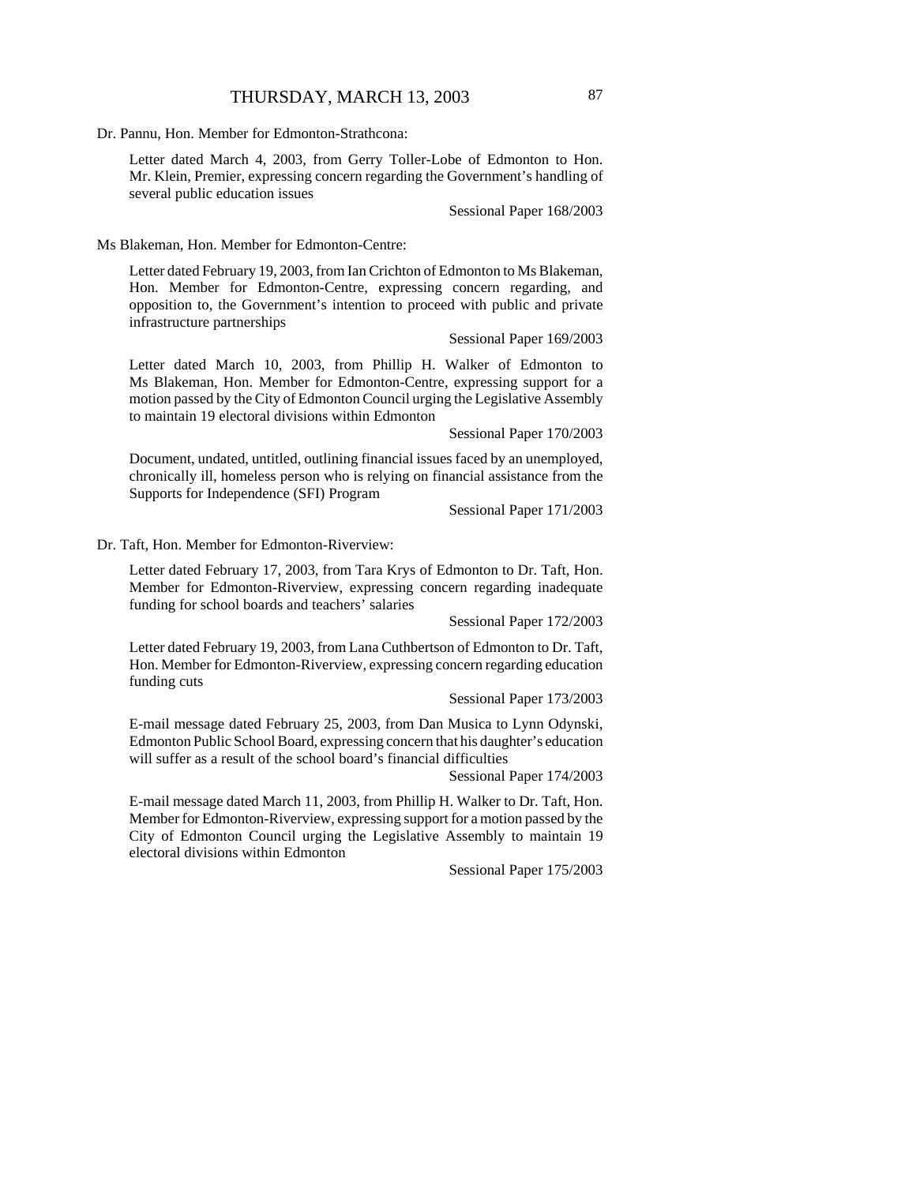Dr. Pannu, Hon. Member for Edmonton-Strathcona:

Letter dated March 4, 2003, from Gerry Toller-Lobe of Edmonton to Hon. Mr. Klein, Premier, expressing concern regarding the Government's handling of several public education issues

Sessional Paper 168/2003

Ms Blakeman, Hon. Member for Edmonton-Centre:

Letter dated February 19, 2003, from Ian Crichton of Edmonton to Ms Blakeman, Hon. Member for Edmonton-Centre, expressing concern regarding, and opposition to, the Government's intention to proceed with public and private infrastructure partnerships

Sessional Paper 169/2003

Letter dated March 10, 2003, from Phillip H. Walker of Edmonton to Ms Blakeman, Hon. Member for Edmonton-Centre, expressing support for a motion passed by the City of Edmonton Council urging the Legislative Assembly to maintain 19 electoral divisions within Edmonton

Sessional Paper 170/2003

Document, undated, untitled, outlining financial issues faced by an unemployed, chronically ill, homeless person who is relying on financial assistance from the Supports for Independence (SFI) Program

Sessional Paper 171/2003

Dr. Taft, Hon. Member for Edmonton-Riverview:

Letter dated February 17, 2003, from Tara Krys of Edmonton to Dr. Taft, Hon. Member for Edmonton-Riverview, expressing concern regarding inadequate funding for school boards and teachers' salaries

Sessional Paper 172/2003

Letter dated February 19, 2003, from Lana Cuthbertson of Edmonton to Dr. Taft, Hon. Member for Edmonton-Riverview, expressing concern regarding education funding cuts

Sessional Paper 173/2003

E-mail message dated February 25, 2003, from Dan Musica to Lynn Odynski, Edmonton Public School Board, expressing concern that his daughter's education will suffer as a result of the school board's financial difficulties

Sessional Paper 174/2003

E-mail message dated March 11, 2003, from Phillip H. Walker to Dr. Taft, Hon. Member for Edmonton-Riverview, expressing support for a motion passed by the City of Edmonton Council urging the Legislative Assembly to maintain 19 electoral divisions within Edmonton

Sessional Paper 175/2003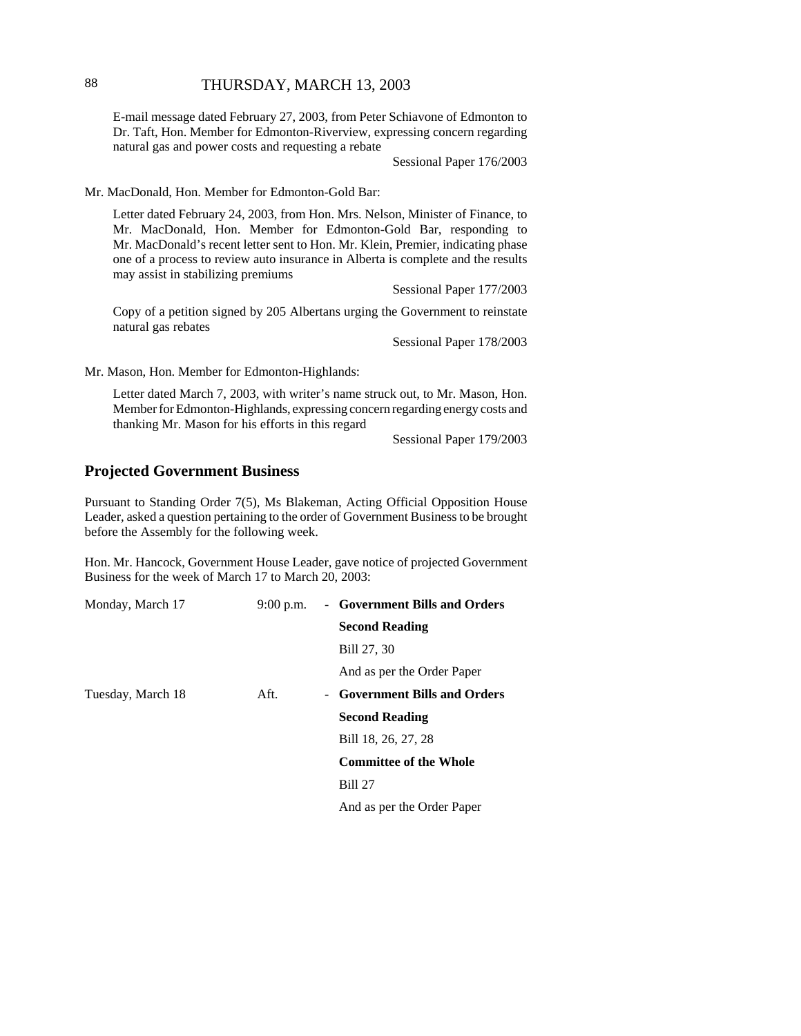E-mail message dated February 27, 2003, from Peter Schiavone of Edmonton to Dr. Taft, Hon. Member for Edmonton-Riverview, expressing concern regarding natural gas and power costs and requesting a rebate

Sessional Paper 176/2003

Mr. MacDonald, Hon. Member for Edmonton-Gold Bar:

Letter dated February 24, 2003, from Hon. Mrs. Nelson, Minister of Finance, to Mr. MacDonald, Hon. Member for Edmonton-Gold Bar, responding to Mr. MacDonald's recent letter sent to Hon. Mr. Klein, Premier, indicating phase one of a process to review auto insurance in Alberta is complete and the results may assist in stabilizing premiums

Sessional Paper 177/2003

Copy of a petition signed by 205 Albertans urging the Government to reinstate natural gas rebates

Sessional Paper 178/2003

Mr. Mason, Hon. Member for Edmonton-Highlands:

Letter dated March 7, 2003, with writer's name struck out, to Mr. Mason, Hon. Member for Edmonton-Highlands, expressing concern regarding energy costs and thanking Mr. Mason for his efforts in this regard

Sessional Paper 179/2003

## Projected Government Business

Pursuant to Standing Order 7(5), Ms Blakeman, Acting Official Opposition House Leader, asked a question pertaining to the order of Government Business to be brought before the Assembly for the following week.

Hon. Mr. Hancock, Government House Leader, gave notice of projected Government Business for the week of March 17 to March 20, 2003:

| | | |
|---|---|---|
| Monday, March 17 | 9:00 p.m. | - **Government Bills and Orders** |
| | | **Second Reading** |
| | | Bill 27, 30 |
| | | And as per the Order Paper |
| Tuesday, March 18 | Aft. | - **Government Bills and Orders** |
| | | **Second Reading** |
| | | Bill 18, 26, 27, 28 |
| | | **Committee of the Whole** |
| | | Bill 27 |
| | | And as per the Order Paper |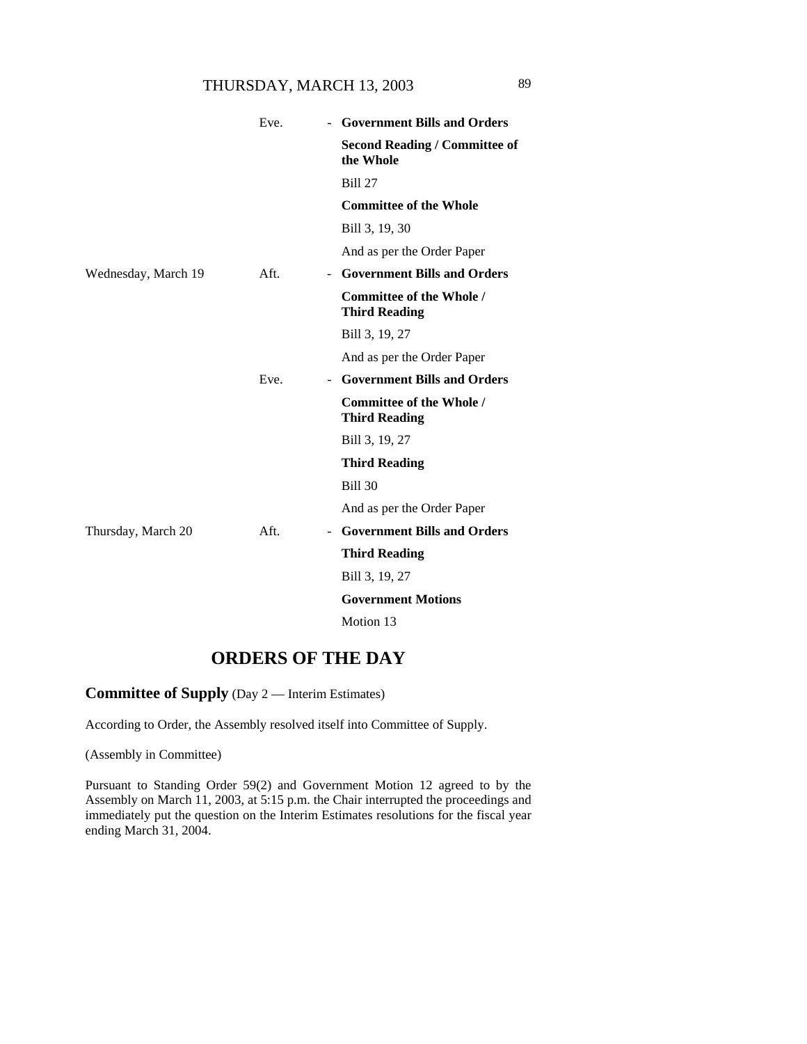| | | | |
|---|---|---|---|
| | Eve. | - | **Government Bills and Orders** |
| | | | **Second Reading / Committee of the Whole** |
| | | | Bill 27 |
| | | | **Committee of the Whole** |
| | | | Bill 3, 19, 30 |
| | | | And as per the Order Paper |
| Wednesday, March 19 | Aft. | - | **Government Bills and Orders** |
| | | | **Committee of the Whole / Third Reading** |
| | | | Bill 3, 19, 27 |
| | | | And as per the Order Paper |
| | Eve. | - | **Government Bills and Orders** |
| | | | **Committee of the Whole / Third Reading** |
| | | | Bill 3, 19, 27 |
| | | | **Third Reading** |
| | | | Bill 30 |
| | | | And as per the Order Paper |
| Thursday, March 20 | Aft. | - | **Government Bills and Orders** |
| | | | **Third Reading** |
| | | | Bill 3, 19, 27 |
| | | | **Government Motions** |
| | | | Motion 13 |

# ORDERS OF THE DAY

**Committee of Supply** (Day 2 — Interim Estimates)

According to Order, the Assembly resolved itself into Committee of Supply.

(Assembly in Committee)

Pursuant to Standing Order 59(2) and Government Motion 12 agreed to by the Assembly on March 11, 2003, at 5:15 p.m. the Chair interrupted the proceedings and immediately put the question on the Interim Estimates resolutions for the fiscal year ending March 31, 2004.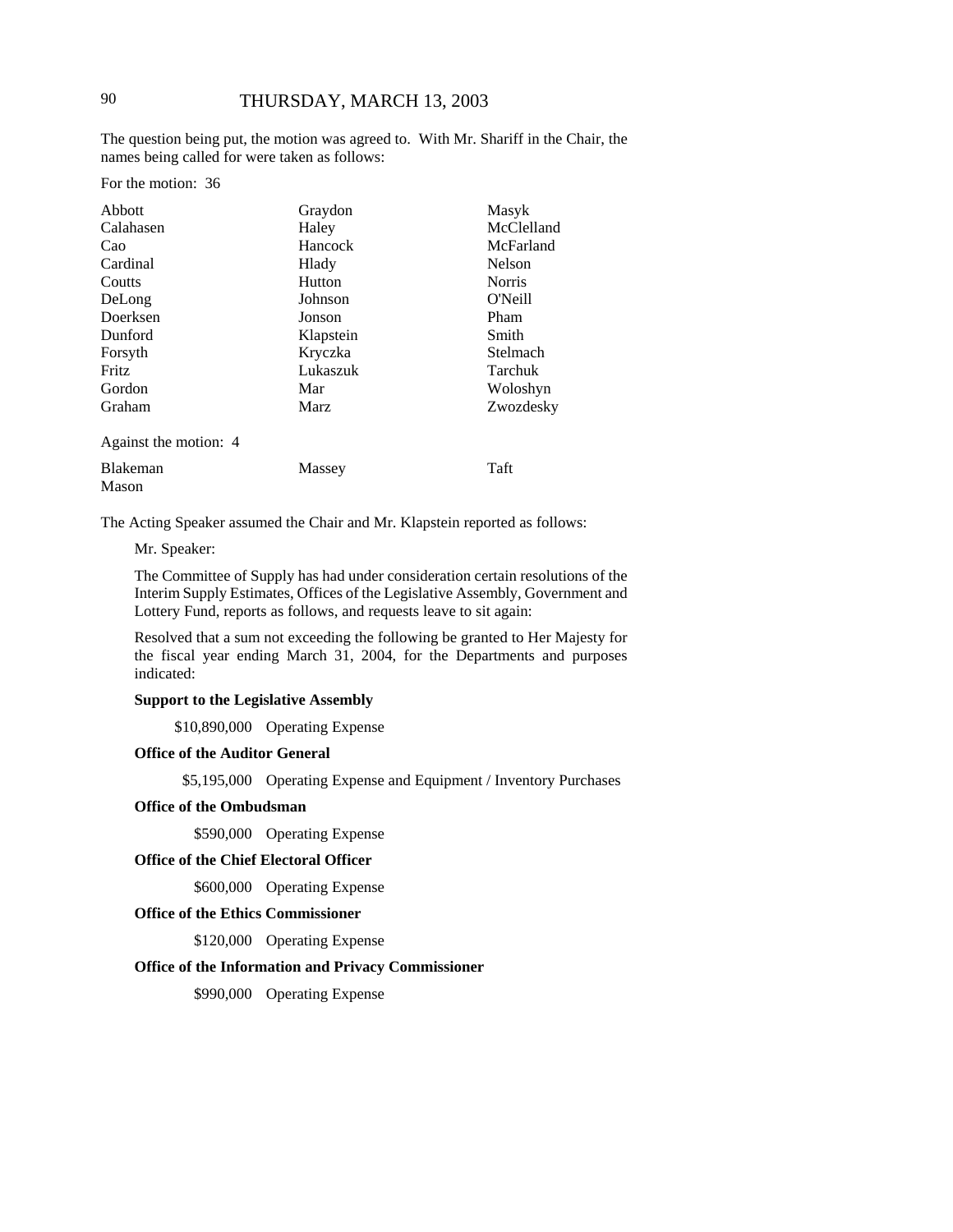The question being put, the motion was agreed to. With Mr. Shariff in the Chair, the names being called for were taken as follows:

For the motion: 36

| | | |
|---|---|---|
| Abbott | Graydon | Masyk |
| Calahasen | Haley | McClelland |
| Cao | Hancock | McFarland |
| Cardinal | Hlady | Nelson |
| Coutts | Hutton | Norris |
| DeLong | Johnson | O'Neill |
| Doerksen | Jonson | Pham |
| Dunford | Klapstein | Smith |
| Forsyth | Kryczka | Stelmach |
| Fritz | Lukaszuk | Tarchuk |
| Gordon | Mar | Woloshyn |
| Graham | Marz | Zwozdesky |

Against the motion: 4

| | | |
|---|---|---|
| Blakeman | Massey | Taft |
| Mason | | |

The Acting Speaker assumed the Chair and Mr. Klapstein reported as follows:

Mr. Speaker:

The Committee of Supply has had under consideration certain resolutions of the Interim Supply Estimates, Offices of the Legislative Assembly, Government and Lottery Fund, reports as follows, and requests leave to sit again:

Resolved that a sum not exceeding the following be granted to Her Majesty for the fiscal year ending March 31, 2004, for the Departments and purposes indicated:

**Support to the Legislative Assembly**

$10,890,000 Operating Expense

**Office of the Auditor General**

$5,195,000 Operating Expense and Equipment / Inventory Purchases

**Office of the Ombudsman**

$590,000 Operating Expense

**Office of the Chief Electoral Officer**

$600,000 Operating Expense

**Office of the Ethics Commissioner**

$120,000 Operating Expense

**Office of the Information and Privacy Commissioner**

$990,000 Operating Expense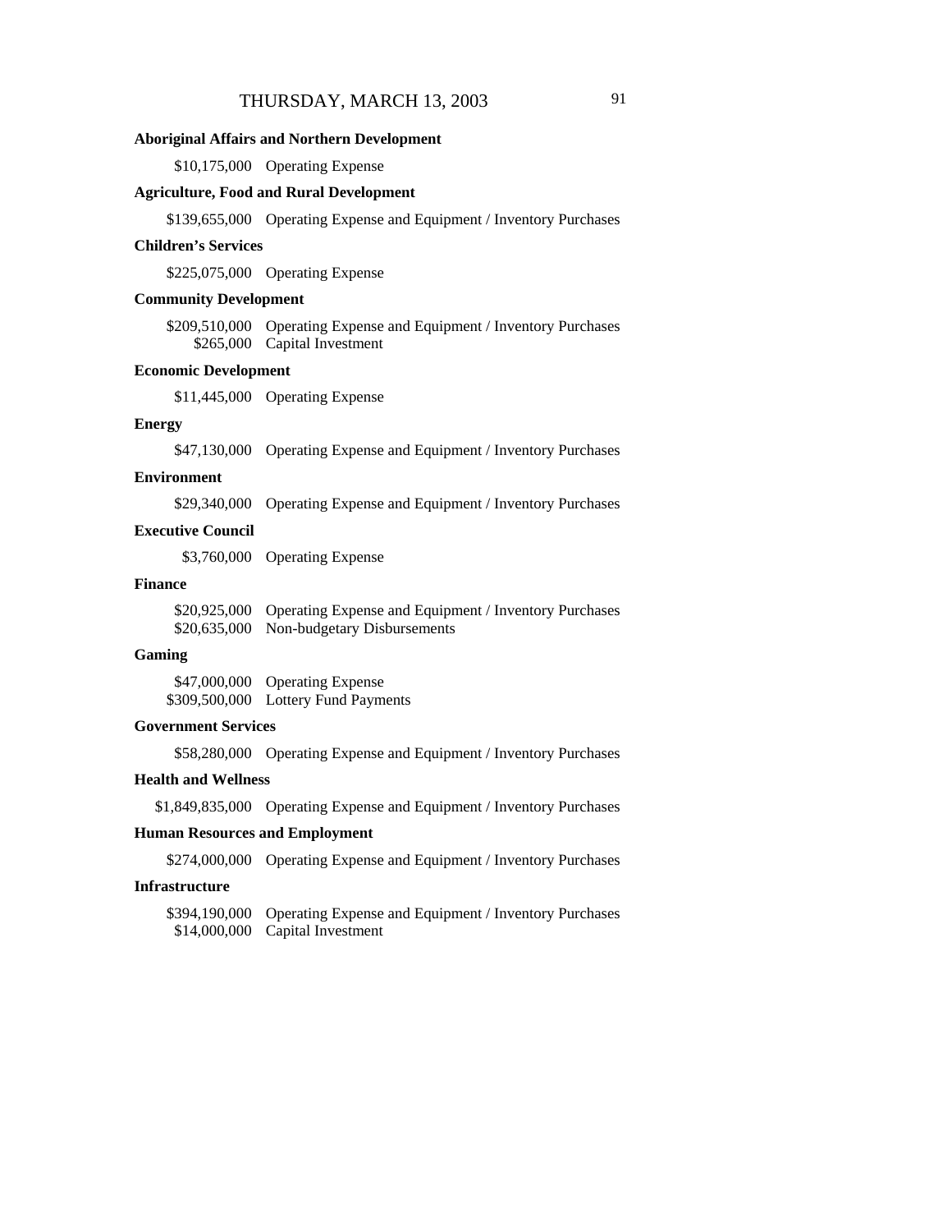**Aboriginal Affairs and Northern Development**

$10,175,000 Operating Expense

**Agriculture, Food and Rural Development**

$139,655,000 Operating Expense and Equipment / Inventory Purchases

**Children's Services**

$225,075,000 Operating Expense

**Community Development**

$209,510,000 Operating Expense and Equipment / Inventory Purchases
$265,000 Capital Investment

**Economic Development**

$11,445,000 Operating Expense

**Energy**

$47,130,000 Operating Expense and Equipment / Inventory Purchases

**Environment**

$29,340,000 Operating Expense and Equipment / Inventory Purchases

**Executive Council**

$3,760,000 Operating Expense

**Finance**

$20,925,000 Operating Expense and Equipment / Inventory Purchases
$20,635,000 Non-budgetary Disbursements

**Gaming**

$47,000,000 Operating Expense
$309,500,000 Lottery Fund Payments

**Government Services**

$58,280,000 Operating Expense and Equipment / Inventory Purchases

**Health and Wellness**

$1,849,835,000 Operating Expense and Equipment / Inventory Purchases

**Human Resources and Employment**

$274,000,000 Operating Expense and Equipment / Inventory Purchases

**Infrastructure**

$394,190,000 Operating Expense and Equipment / Inventory Purchases
$14,000,000 Capital Investment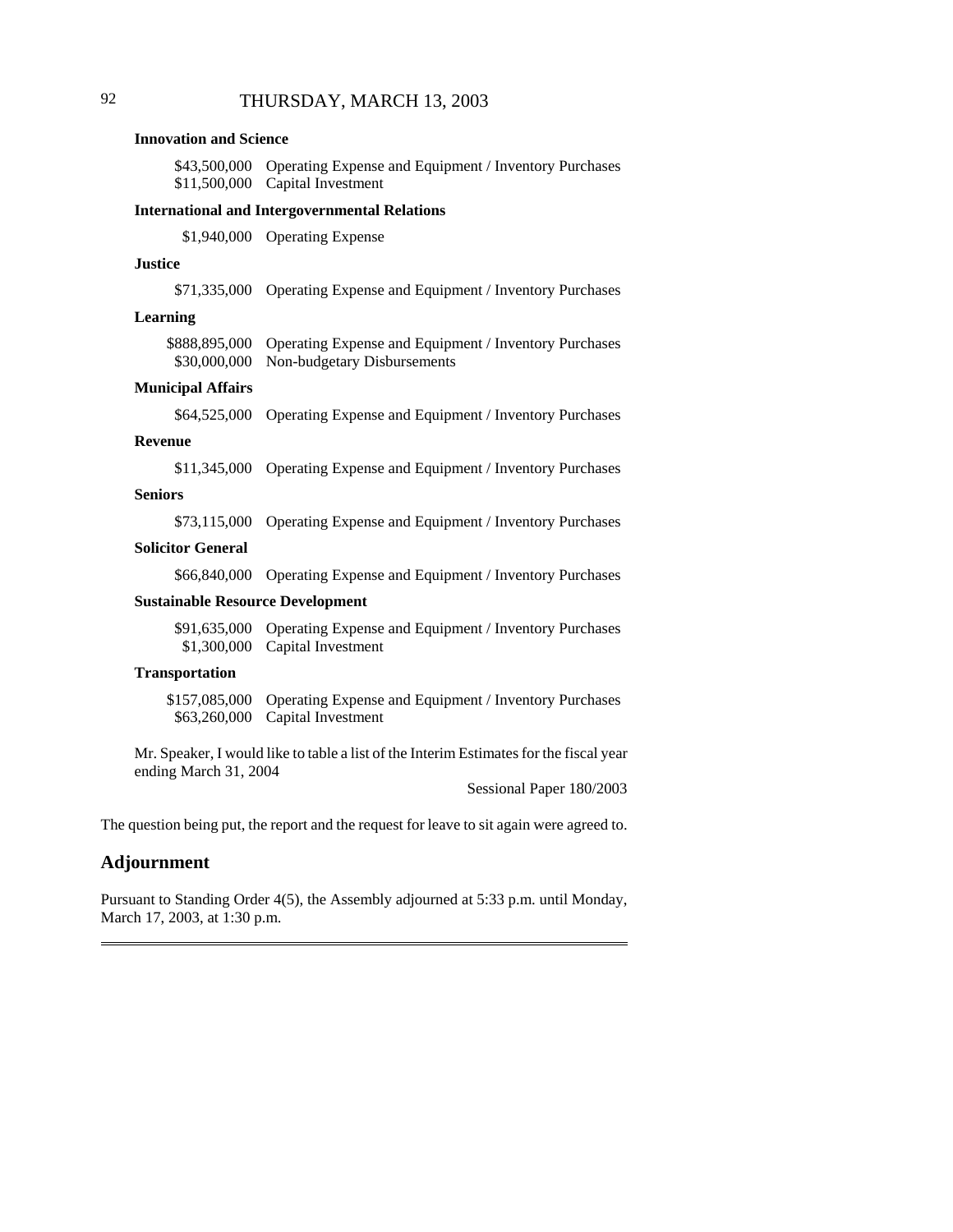**Innovation and Science**

$43,500,000 Operating Expense and Equipment / Inventory Purchases
$11,500,000 Capital Investment

**International and Intergovernmental Relations**

$1,940,000 Operating Expense

**Justice**

$71,335,000 Operating Expense and Equipment / Inventory Purchases

**Learning**

$888,895,000 Operating Expense and Equipment / Inventory Purchases
$30,000,000 Non-budgetary Disbursements

**Municipal Affairs**

$64,525,000 Operating Expense and Equipment / Inventory Purchases

**Revenue**

$11,345,000 Operating Expense and Equipment / Inventory Purchases

**Seniors**

$73,115,000 Operating Expense and Equipment / Inventory Purchases

**Solicitor General**

$66,840,000 Operating Expense and Equipment / Inventory Purchases

**Sustainable Resource Development**

$91,635,000 Operating Expense and Equipment / Inventory Purchases
$1,300,000 Capital Investment

**Transportation**

$157,085,000 Operating Expense and Equipment / Inventory Purchases
$63,260,000 Capital Investment

Mr. Speaker, I would like to table a list of the Interim Estimates for the fiscal year ending March 31, 2004

Sessional Paper 180/2003

The question being put, the report and the request for leave to sit again were agreed to.

## Adjournment

Pursuant to Standing Order 4(5), the Assembly adjourned at 5:33 p.m. until Monday, March 17, 2003, at 1:30 p.m.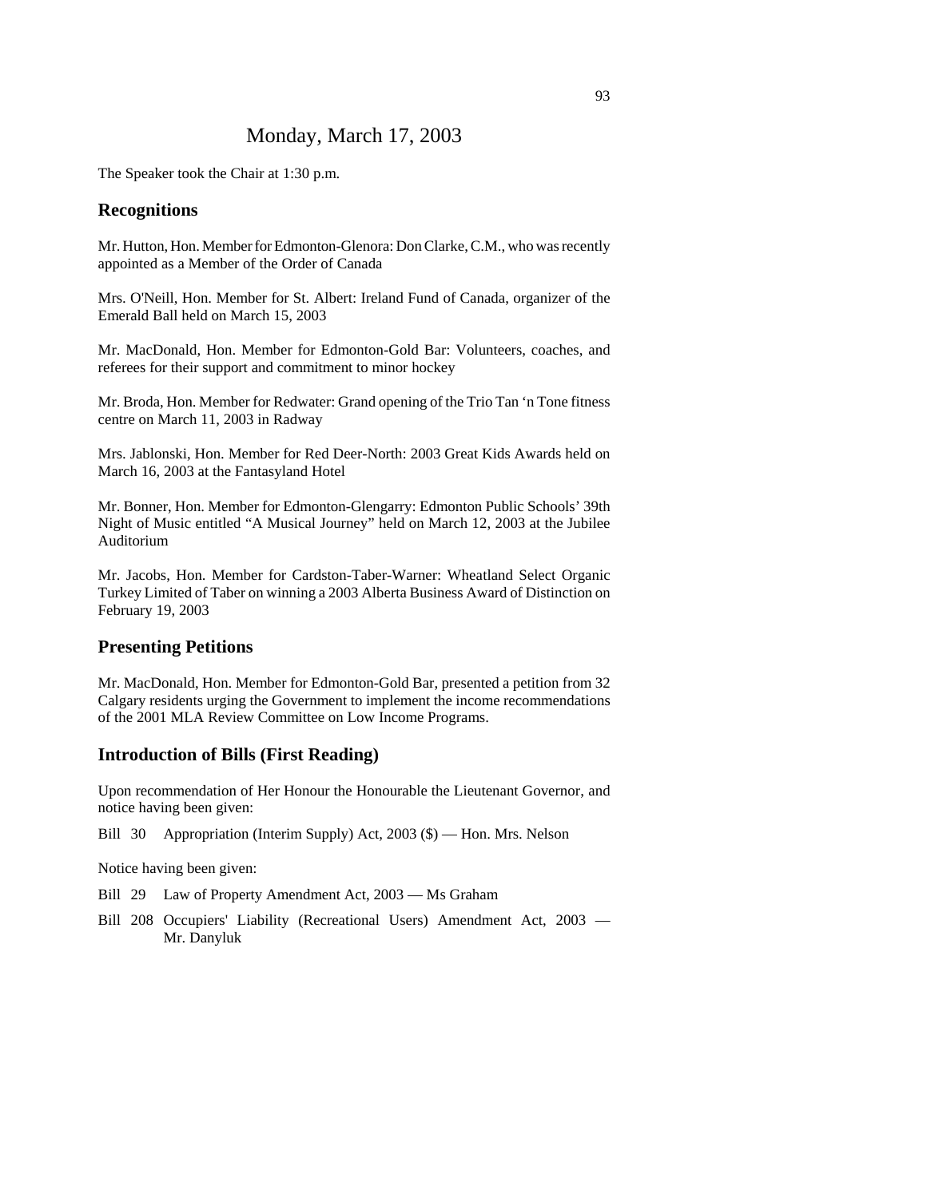# Monday, March 17, 2003

The Speaker took the Chair at 1:30 p.m.

## Recognitions

Mr. Hutton, Hon. Member for Edmonton-Glenora: Don Clarke, C.M., who was recently appointed as a Member of the Order of Canada

Mrs. O'Neill, Hon. Member for St. Albert: Ireland Fund of Canada, organizer of the Emerald Ball held on March 15, 2003

Mr. MacDonald, Hon. Member for Edmonton-Gold Bar: Volunteers, coaches, and referees for their support and commitment to minor hockey

Mr. Broda, Hon. Member for Redwater: Grand opening of the Trio Tan 'n Tone fitness centre on March 11, 2003 in Radway

Mrs. Jablonski, Hon. Member for Red Deer-North: 2003 Great Kids Awards held on March 16, 2003 at the Fantasyland Hotel

Mr. Bonner, Hon. Member for Edmonton-Glengarry: Edmonton Public Schools' 39th Night of Music entitled "A Musical Journey" held on March 12, 2003 at the Jubilee Auditorium

Mr. Jacobs, Hon. Member for Cardston-Taber-Warner: Wheatland Select Organic Turkey Limited of Taber on winning a 2003 Alberta Business Award of Distinction on February 19, 2003

## Presenting Petitions

Mr. MacDonald, Hon. Member for Edmonton-Gold Bar, presented a petition from 32 Calgary residents urging the Government to implement the income recommendations of the 2001 MLA Review Committee on Low Income Programs.

## Introduction of Bills (First Reading)

Upon recommendation of Her Honour the Honourable the Lieutenant Governor, and notice having been given:

Bill 30 Appropriation (Interim Supply) Act, 2003 ($) — Hon. Mrs. Nelson

Notice having been given:

Bill 29 Law of Property Amendment Act, 2003 — Ms Graham

Bill 208 Occupiers' Liability (Recreational Users) Amendment Act, 2003 — Mr. Danyluk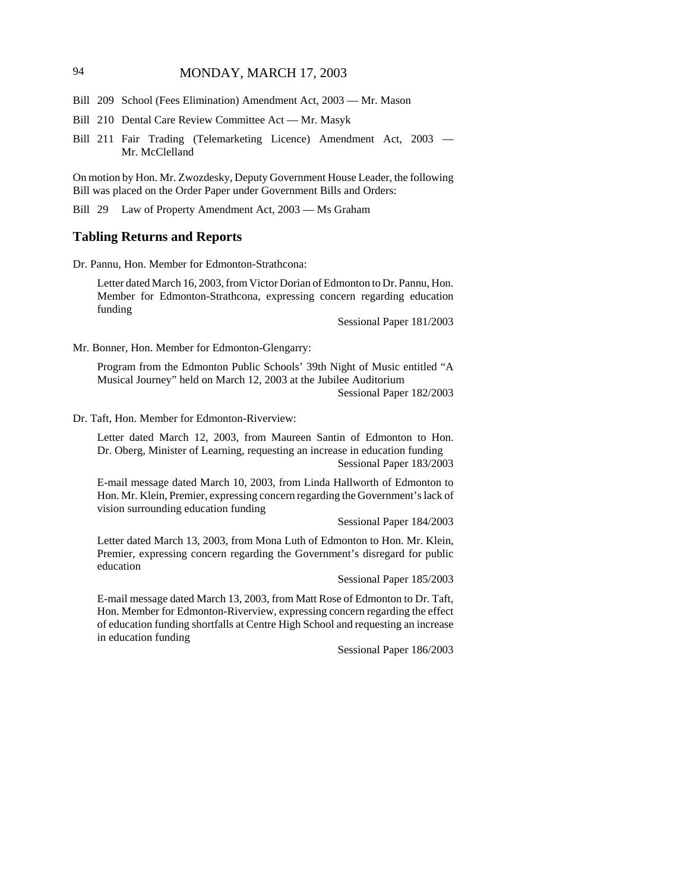Bill 209 School (Fees Elimination) Amendment Act, 2003 — Mr. Mason

Bill 210 Dental Care Review Committee Act — Mr. Masyk

Bill 211 Fair Trading (Telemarketing Licence) Amendment Act, 2003 — Mr. McClelland

On motion by Hon. Mr. Zwozdesky, Deputy Government House Leader, the following Bill was placed on the Order Paper under Government Bills and Orders:

Bill 29 Law of Property Amendment Act, 2003 — Ms Graham

## Tabling Returns and Reports

Dr. Pannu, Hon. Member for Edmonton-Strathcona:

Letter dated March 16, 2003, from Victor Dorian of Edmonton to Dr. Pannu, Hon. Member for Edmonton-Strathcona, expressing concern regarding education funding

Sessional Paper 181/2003

Mr. Bonner, Hon. Member for Edmonton-Glengarry:

Program from the Edmonton Public Schools' 39th Night of Music entitled "A Musical Journey" held on March 12, 2003 at the Jubilee Auditorium

Sessional Paper 182/2003

Dr. Taft, Hon. Member for Edmonton-Riverview:

Letter dated March 12, 2003, from Maureen Santin of Edmonton to Hon. Dr. Oberg, Minister of Learning, requesting an increase in education funding

Sessional Paper 183/2003

E-mail message dated March 10, 2003, from Linda Hallworth of Edmonton to Hon. Mr. Klein, Premier, expressing concern regarding the Government's lack of vision surrounding education funding

Sessional Paper 184/2003

Letter dated March 13, 2003, from Mona Luth of Edmonton to Hon. Mr. Klein, Premier, expressing concern regarding the Government's disregard for public education

Sessional Paper 185/2003

E-mail message dated March 13, 2003, from Matt Rose of Edmonton to Dr. Taft, Hon. Member for Edmonton-Riverview, expressing concern regarding the effect of education funding shortfalls at Centre High School and requesting an increase in education funding

Sessional Paper 186/2003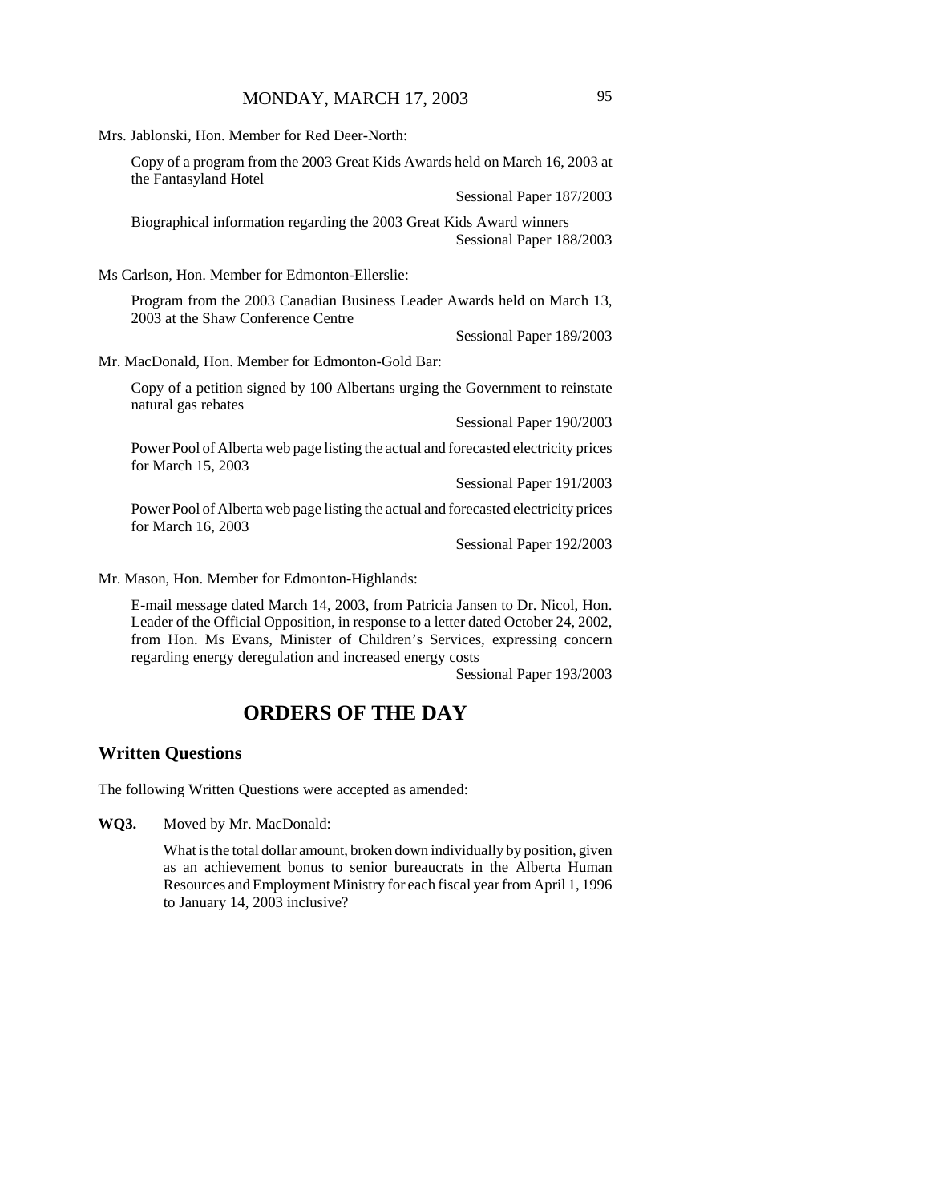Mrs. Jablonski, Hon. Member for Red Deer-North:

Copy of a program from the 2003 Great Kids Awards held on March 16, 2003 at the Fantasyland Hotel

Sessional Paper 187/2003

Biographical information regarding the 2003 Great Kids Award winners

Sessional Paper 188/2003

Ms Carlson, Hon. Member for Edmonton-Ellerslie:

Program from the 2003 Canadian Business Leader Awards held on March 13, 2003 at the Shaw Conference Centre

Sessional Paper 189/2003

Mr. MacDonald, Hon. Member for Edmonton-Gold Bar:

Copy of a petition signed by 100 Albertans urging the Government to reinstate natural gas rebates

Sessional Paper 190/2003

Power Pool of Alberta web page listing the actual and forecasted electricity prices for March 15, 2003

Sessional Paper 191/2003

Power Pool of Alberta web page listing the actual and forecasted electricity prices for March 16, 2003

Sessional Paper 192/2003

Mr. Mason, Hon. Member for Edmonton-Highlands:

E-mail message dated March 14, 2003, from Patricia Jansen to Dr. Nicol, Hon. Leader of the Official Opposition, in response to a letter dated October 24, 2002, from Hon. Ms Evans, Minister of Children's Services, expressing concern regarding energy deregulation and increased energy costs

Sessional Paper 193/2003

# ORDERS OF THE DAY

## Written Questions

The following Written Questions were accepted as amended:

**WQ3.** Moved by Mr. MacDonald:

What is the total dollar amount, broken down individually by position, given as an achievement bonus to senior bureaucrats in the Alberta Human Resources and Employment Ministry for each fiscal year from April 1, 1996 to January 14, 2003 inclusive?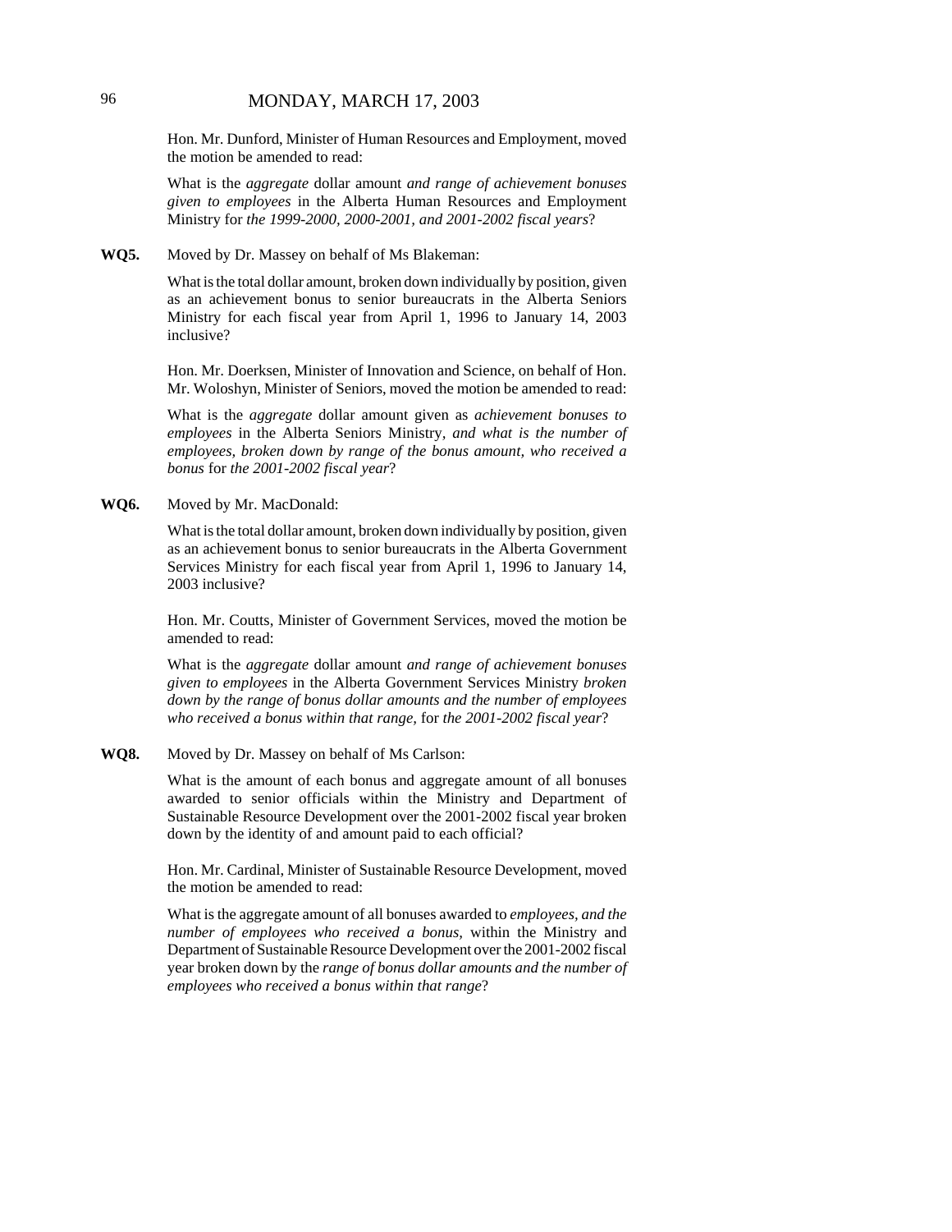Hon. Mr. Dunford, Minister of Human Resources and Employment, moved the motion be amended to read:

What is the *aggregate* dollar amount *and range of achievement bonuses given to employees* in the Alberta Human Resources and Employment Ministry for *the 1999-2000, 2000-2001, and 2001-2002 fiscal years*?

**WQ5.** Moved by Dr. Massey on behalf of Ms Blakeman:

What is the total dollar amount, broken down individually by position, given as an achievement bonus to senior bureaucrats in the Alberta Seniors Ministry for each fiscal year from April 1, 1996 to January 14, 2003 inclusive?

Hon. Mr. Doerksen, Minister of Innovation and Science, on behalf of Hon. Mr. Woloshyn, Minister of Seniors, moved the motion be amended to read:

What is the *aggregate* dollar amount given as *achievement bonuses to employees* in the Alberta Seniors Ministry*, and what is the number of employees, broken down by range of the bonus amount, who received a bonus* for *the 2001-2002 fiscal year*?

**WQ6.** Moved by Mr. MacDonald:

What is the total dollar amount, broken down individually by position, given as an achievement bonus to senior bureaucrats in the Alberta Government Services Ministry for each fiscal year from April 1, 1996 to January 14, 2003 inclusive?

Hon. Mr. Coutts, Minister of Government Services, moved the motion be amended to read:

What is the *aggregate* dollar amount *and range of achievement bonuses given to employees* in the Alberta Government Services Ministry *broken down by the range of bonus dollar amounts and the number of employees who received a bonus within that range,* for *the 2001-2002 fiscal year*?

**WQ8.** Moved by Dr. Massey on behalf of Ms Carlson:

What is the amount of each bonus and aggregate amount of all bonuses awarded to senior officials within the Ministry and Department of Sustainable Resource Development over the 2001-2002 fiscal year broken down by the identity of and amount paid to each official?

Hon. Mr. Cardinal, Minister of Sustainable Resource Development, moved the motion be amended to read:

What is the aggregate amount of all bonuses awarded to *employees, and the number of employees who received a bonus,* within the Ministry and Department of Sustainable Resource Development over the 2001-2002 fiscal year broken down by the *range of bonus dollar amounts and the number of employees who received a bonus within that range*?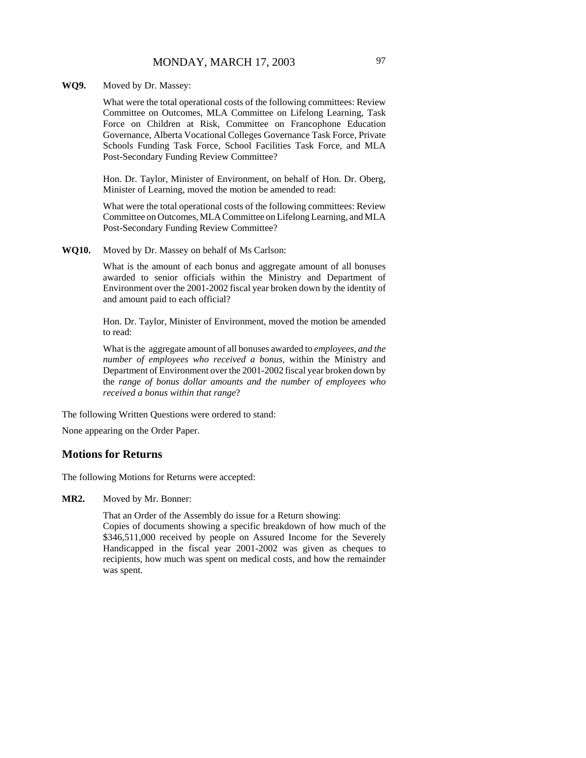**WQ9.** Moved by Dr. Massey:

What were the total operational costs of the following committees: Review Committee on Outcomes, MLA Committee on Lifelong Learning, Task Force on Children at Risk, Committee on Francophone Education Governance, Alberta Vocational Colleges Governance Task Force, Private Schools Funding Task Force, School Facilities Task Force, and MLA Post-Secondary Funding Review Committee?

Hon. Dr. Taylor, Minister of Environment, on behalf of Hon. Dr. Oberg, Minister of Learning, moved the motion be amended to read:

What were the total operational costs of the following committees: Review Committee on Outcomes, MLA Committee on Lifelong Learning, and MLA Post-Secondary Funding Review Committee?

**WQ10.** Moved by Dr. Massey on behalf of Ms Carlson:

What is the amount of each bonus and aggregate amount of all bonuses awarded to senior officials within the Ministry and Department of Environment over the 2001-2002 fiscal year broken down by the identity of and amount paid to each official?

Hon. Dr. Taylor, Minister of Environment, moved the motion be amended to read:

What is the aggregate amount of all bonuses awarded to *employees, and the number of employees who received a bonus,* within the Ministry and Department of Environment over the 2001-2002 fiscal year broken down by the *range of bonus dollar amounts and the number of employees who received a bonus within that range*?

The following Written Questions were ordered to stand:

None appearing on the Order Paper.

## Motions for Returns

The following Motions for Returns were accepted:

**MR2.** Moved by Mr. Bonner:

That an Order of the Assembly do issue for a Return showing:
Copies of documents showing a specific breakdown of how much of the $346,511,000 received by people on Assured Income for the Severely Handicapped in the fiscal year 2001-2002 was given as cheques to recipients, how much was spent on medical costs, and how the remainder was spent.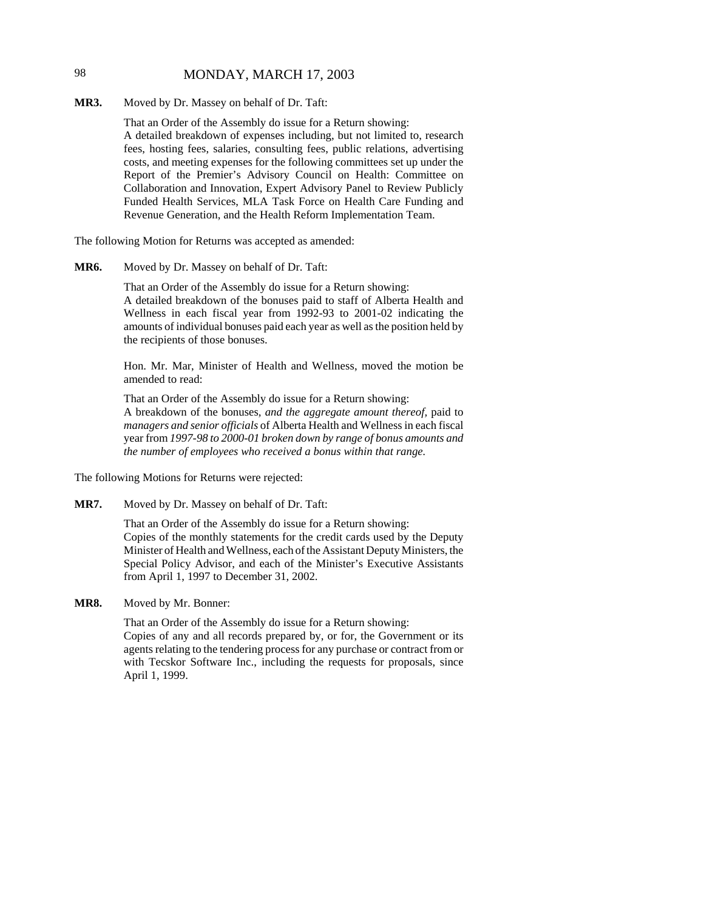**MR3.** Moved by Dr. Massey on behalf of Dr. Taft:

That an Order of the Assembly do issue for a Return showing:
A detailed breakdown of expenses including, but not limited to, research fees, hosting fees, salaries, consulting fees, public relations, advertising costs, and meeting expenses for the following committees set up under the Report of the Premier's Advisory Council on Health: Committee on Collaboration and Innovation, Expert Advisory Panel to Review Publicly Funded Health Services, MLA Task Force on Health Care Funding and Revenue Generation, and the Health Reform Implementation Team.

The following Motion for Returns was accepted as amended:

**MR6.** Moved by Dr. Massey on behalf of Dr. Taft:

That an Order of the Assembly do issue for a Return showing:
A detailed breakdown of the bonuses paid to staff of Alberta Health and Wellness in each fiscal year from 1992-93 to 2001-02 indicating the amounts of individual bonuses paid each year as well as the position held by the recipients of those bonuses.

Hon. Mr. Mar, Minister of Health and Wellness, moved the motion be amended to read:

That an Order of the Assembly do issue for a Return showing:
A breakdown of the bonuses, *and the aggregate amount thereof*, paid to *managers and senior officials* of Alberta Health and Wellness in each fiscal year from *1997-98 to 2000-01 broken down by range of bonus amounts and the number of employees who received a bonus within that range.*

The following Motions for Returns were rejected:

**MR7.** Moved by Dr. Massey on behalf of Dr. Taft:

That an Order of the Assembly do issue for a Return showing:
Copies of the monthly statements for the credit cards used by the Deputy Minister of Health and Wellness, each of the Assistant Deputy Ministers, the Special Policy Advisor, and each of the Minister's Executive Assistants from April 1, 1997 to December 31, 2002.

**MR8.** Moved by Mr. Bonner:

That an Order of the Assembly do issue for a Return showing:
Copies of any and all records prepared by, or for, the Government or its agents relating to the tendering process for any purchase or contract from or with Tecskor Software Inc., including the requests for proposals, since April 1, 1999.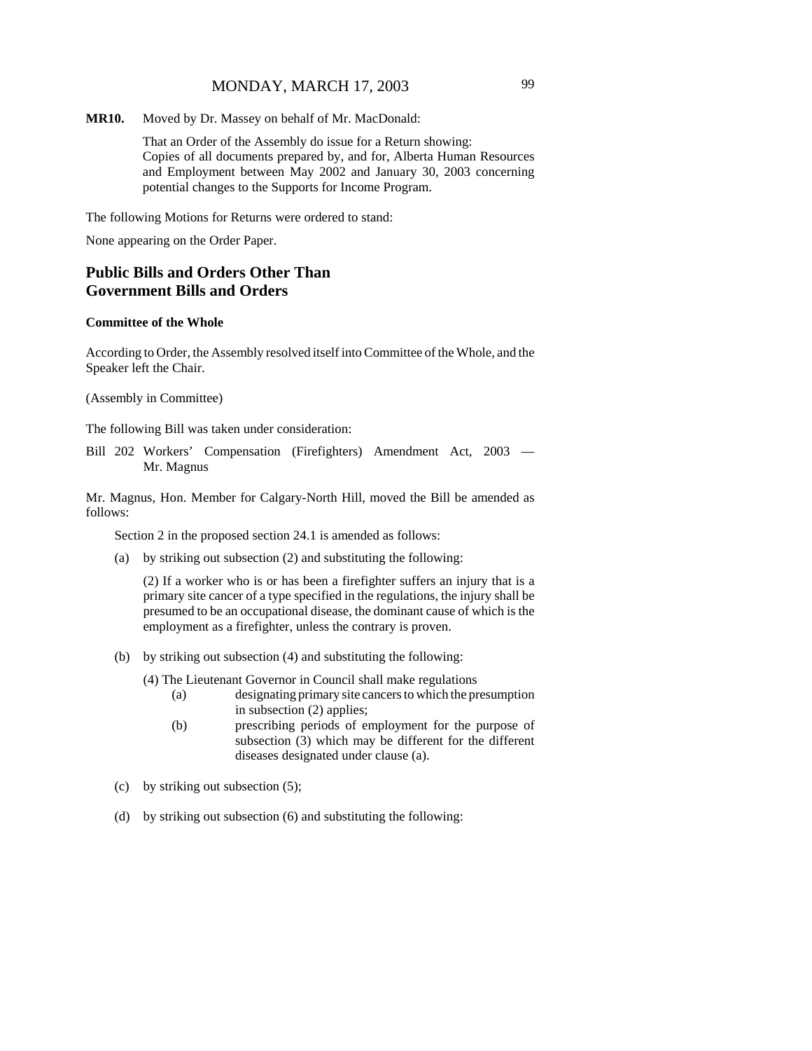**MR10.** Moved by Dr. Massey on behalf of Mr. MacDonald:

> That an Order of the Assembly do issue for a Return showing:
> Copies of all documents prepared by, and for, Alberta Human Resources and Employment between May 2002 and January 30, 2003 concerning potential changes to the Supports for Income Program.

The following Motions for Returns were ordered to stand:

None appearing on the Order Paper.

## Public Bills and Orders Other Than Government Bills and Orders

### Committee of the Whole

According to Order, the Assembly resolved itself into Committee of the Whole, and the Speaker left the Chair.

(Assembly in Committee)

The following Bill was taken under consideration:

Bill 202 Workers' Compensation (Firefighters) Amendment Act, 2003 — Mr. Magnus

Mr. Magnus, Hon. Member for Calgary-North Hill, moved the Bill be amended as follows:

Section 2 in the proposed section 24.1 is amended as follows:

(a) by striking out subsection (2) and substituting the following:

(2) If a worker who is or has been a firefighter suffers an injury that is a primary site cancer of a type specified in the regulations, the injury shall be presumed to be an occupational disease, the dominant cause of which is the employment as a firefighter, unless the contrary is proven.

(b) by striking out subsection (4) and substituting the following:

(4) The Lieutenant Governor in Council shall make regulations

(a) designating primary site cancers to which the presumption in subsection (2) applies;

(b) prescribing periods of employment for the purpose of subsection (3) which may be different for the different diseases designated under clause (a).

(c) by striking out subsection (5);

(d) by striking out subsection (6) and substituting the following: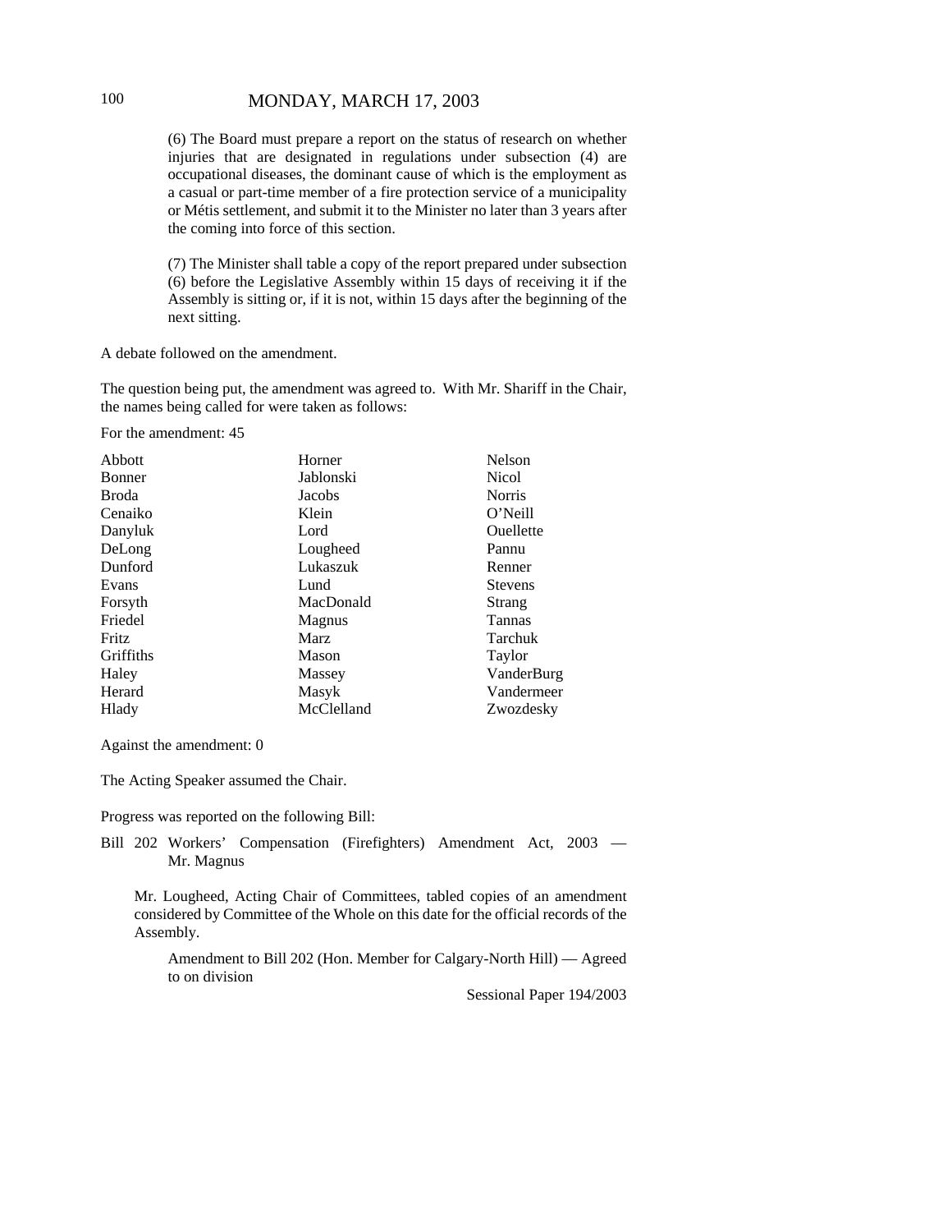(6) The Board must prepare a report on the status of research on whether injuries that are designated in regulations under subsection (4) are occupational diseases, the dominant cause of which is the employment as a casual or part-time member of a fire protection service of a municipality or Métis settlement, and submit it to the Minister no later than 3 years after the coming into force of this section.

(7) The Minister shall table a copy of the report prepared under subsection (6) before the Legislative Assembly within 15 days of receiving it if the Assembly is sitting or, if it is not, within 15 days after the beginning of the next sitting.

A debate followed on the amendment.

The question being put, the amendment was agreed to. With Mr. Shariff in the Chair, the names being called for were taken as follows:

For the amendment: 45

| | | |
|---|---|---|
| Abbott | Horner | Nelson |
| Bonner | Jablonski | Nicol |
| Broda | Jacobs | Norris |
| Cenaiko | Klein | O'Neill |
| Danyluk | Lord | Ouellette |
| DeLong | Lougheed | Pannu |
| Dunford | Lukaszuk | Renner |
| Evans | Lund | Stevens |
| Forsyth | MacDonald | Strang |
| Friedel | Magnus | Tannas |
| Fritz | Marz | Tarchuk |
| Griffiths | Mason | Taylor |
| Haley | Massey | VanderBurg |
| Herard | Masyk | Vandermeer |
| Hlady | McClelland | Zwozdesky |

Against the amendment: 0

The Acting Speaker assumed the Chair.

Progress was reported on the following Bill:

Bill 202 Workers' Compensation (Firefighters) Amendment Act, 2003 — Mr. Magnus

Mr. Lougheed, Acting Chair of Committees, tabled copies of an amendment considered by Committee of the Whole on this date for the official records of the Assembly.

Amendment to Bill 202 (Hon. Member for Calgary-North Hill) — Agreed to on division

Sessional Paper 194/2003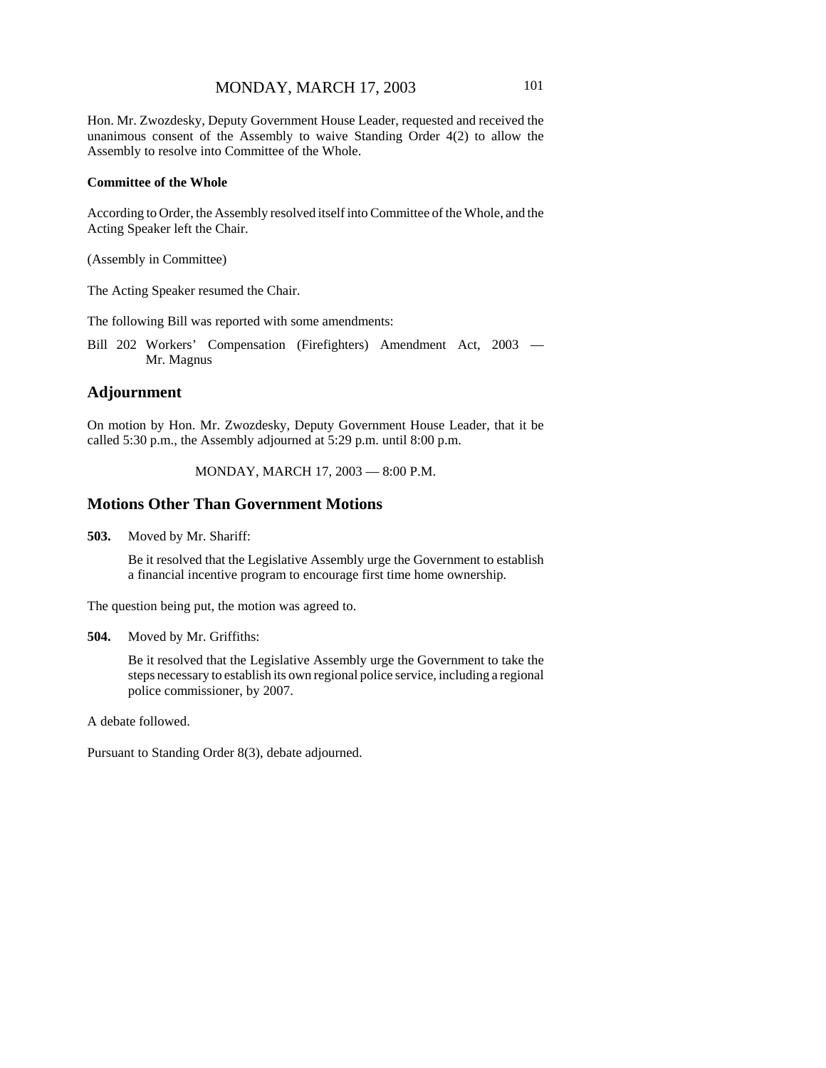Hon. Mr. Zwozdesky, Deputy Government House Leader, requested and received the unanimous consent of the Assembly to waive Standing Order 4(2) to allow the Assembly to resolve into Committee of the Whole.

**Committee of the Whole**

According to Order, the Assembly resolved itself into Committee of the Whole, and the Acting Speaker left the Chair.

(Assembly in Committee)

The Acting Speaker resumed the Chair.

The following Bill was reported with some amendments:

Bill 202 Workers' Compensation (Firefighters) Amendment Act, 2003 — Mr. Magnus

## Adjournment

On motion by Hon. Mr. Zwozdesky, Deputy Government House Leader, that it be called 5:30 p.m., the Assembly adjourned at 5:29 p.m. until 8:00 p.m.

MONDAY, MARCH 17, 2003 — 8:00 P.M.

## Motions Other Than Government Motions

**503.** Moved by Mr. Shariff:

Be it resolved that the Legislative Assembly urge the Government to establish a financial incentive program to encourage first time home ownership.

The question being put, the motion was agreed to.

**504.** Moved by Mr. Griffiths:

Be it resolved that the Legislative Assembly urge the Government to take the steps necessary to establish its own regional police service, including a regional police commissioner, by 2007.

A debate followed.

Pursuant to Standing Order 8(3), debate adjourned.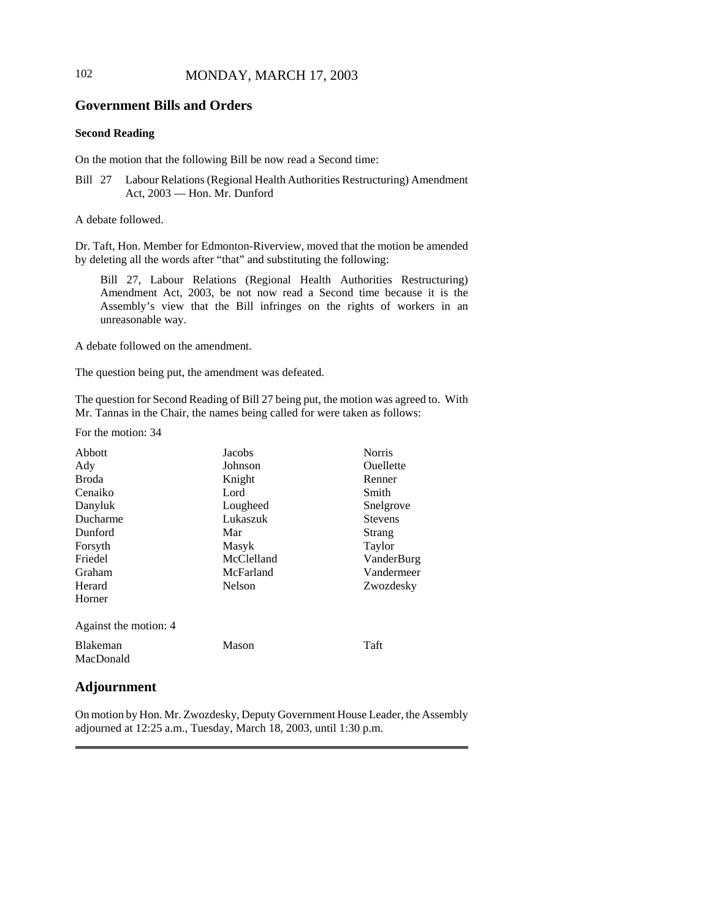## Government Bills and Orders

### Second Reading

On the motion that the following Bill be now read a Second time:

Bill 27 Labour Relations (Regional Health Authorities Restructuring) Amendment Act, 2003 — Hon. Mr. Dunford

A debate followed.

Dr. Taft, Hon. Member for Edmonton-Riverview, moved that the motion be amended by deleting all the words after "that" and substituting the following:

> Bill 27, Labour Relations (Regional Health Authorities Restructuring) Amendment Act, 2003, be not now read a Second time because it is the Assembly's view that the Bill infringes on the rights of workers in an unreasonable way.

A debate followed on the amendment.

The question being put, the amendment was defeated.

The question for Second Reading of Bill 27 being put, the motion was agreed to. With Mr. Tannas in the Chair, the names being called for were taken as follows:

For the motion: 34

| | | |
|---|---|---|
| Abbott | Jacobs | Norris |
| Ady | Johnson | Ouellette |
| Broda | Knight | Renner |
| Cenaiko | Lord | Smith |
| Danyluk | Lougheed | Snelgrove |
| Ducharme | Lukaszuk | Stevens |
| Dunford | Mar | Strang |
| Forsyth | Masyk | Taylor |
| Friedel | McClelland | VanderBurg |
| Graham | McFarland | Vandermeer |
| Herard | Nelson | Zwozdesky |
| Horner | | |

Against the motion: 4

| | | |
|---|---|---|
| Blakeman | Mason | Taft |
| MacDonald | | |

## Adjournment

On motion by Hon. Mr. Zwozdesky, Deputy Government House Leader, the Assembly adjourned at 12:25 a.m., Tuesday, March 18, 2003, until 1:30 p.m.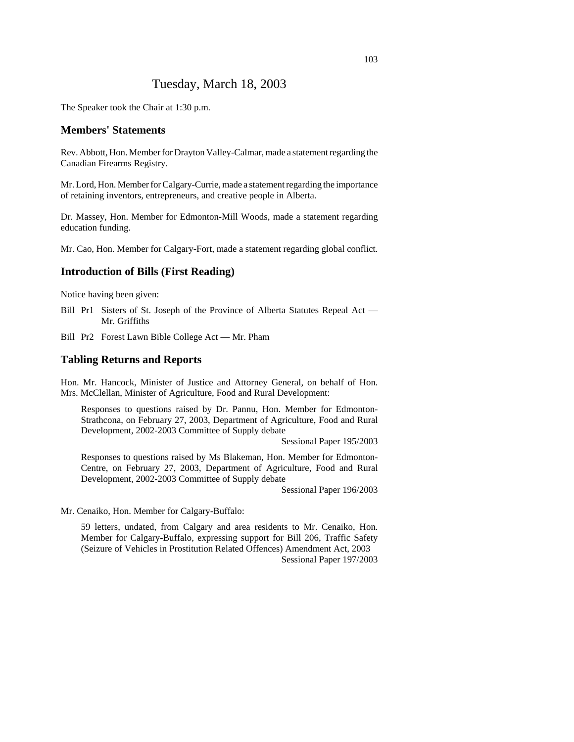# Tuesday, March 18, 2003

The Speaker took the Chair at 1:30 p.m.

## Members' Statements

Rev. Abbott, Hon. Member for Drayton Valley-Calmar, made a statement regarding the Canadian Firearms Registry.

Mr. Lord, Hon. Member for Calgary-Currie, made a statement regarding the importance of retaining inventors, entrepreneurs, and creative people in Alberta.

Dr. Massey, Hon. Member for Edmonton-Mill Woods, made a statement regarding education funding.

Mr. Cao, Hon. Member for Calgary-Fort, made a statement regarding global conflict.

## Introduction of Bills (First Reading)

Notice having been given:

- Bill Pr1 Sisters of St. Joseph of the Province of Alberta Statutes Repeal Act — Mr. Griffiths
- Bill Pr2 Forest Lawn Bible College Act — Mr. Pham

## Tabling Returns and Reports

Hon. Mr. Hancock, Minister of Justice and Attorney General, on behalf of Hon. Mrs. McClellan, Minister of Agriculture, Food and Rural Development:

> Responses to questions raised by Dr. Pannu, Hon. Member for Edmonton-Strathcona, on February 27, 2003, Department of Agriculture, Food and Rural Development, 2002-2003 Committee of Supply debate
>
> Sessional Paper 195/2003

> Responses to questions raised by Ms Blakeman, Hon. Member for Edmonton-Centre, on February 27, 2003, Department of Agriculture, Food and Rural Development, 2002-2003 Committee of Supply debate
>
> Sessional Paper 196/2003

Mr. Cenaiko, Hon. Member for Calgary-Buffalo:

> 59 letters, undated, from Calgary and area residents to Mr. Cenaiko, Hon. Member for Calgary-Buffalo, expressing support for Bill 206, Traffic Safety (Seizure of Vehicles in Prostitution Related Offences) Amendment Act, 2003
>
> Sessional Paper 197/2003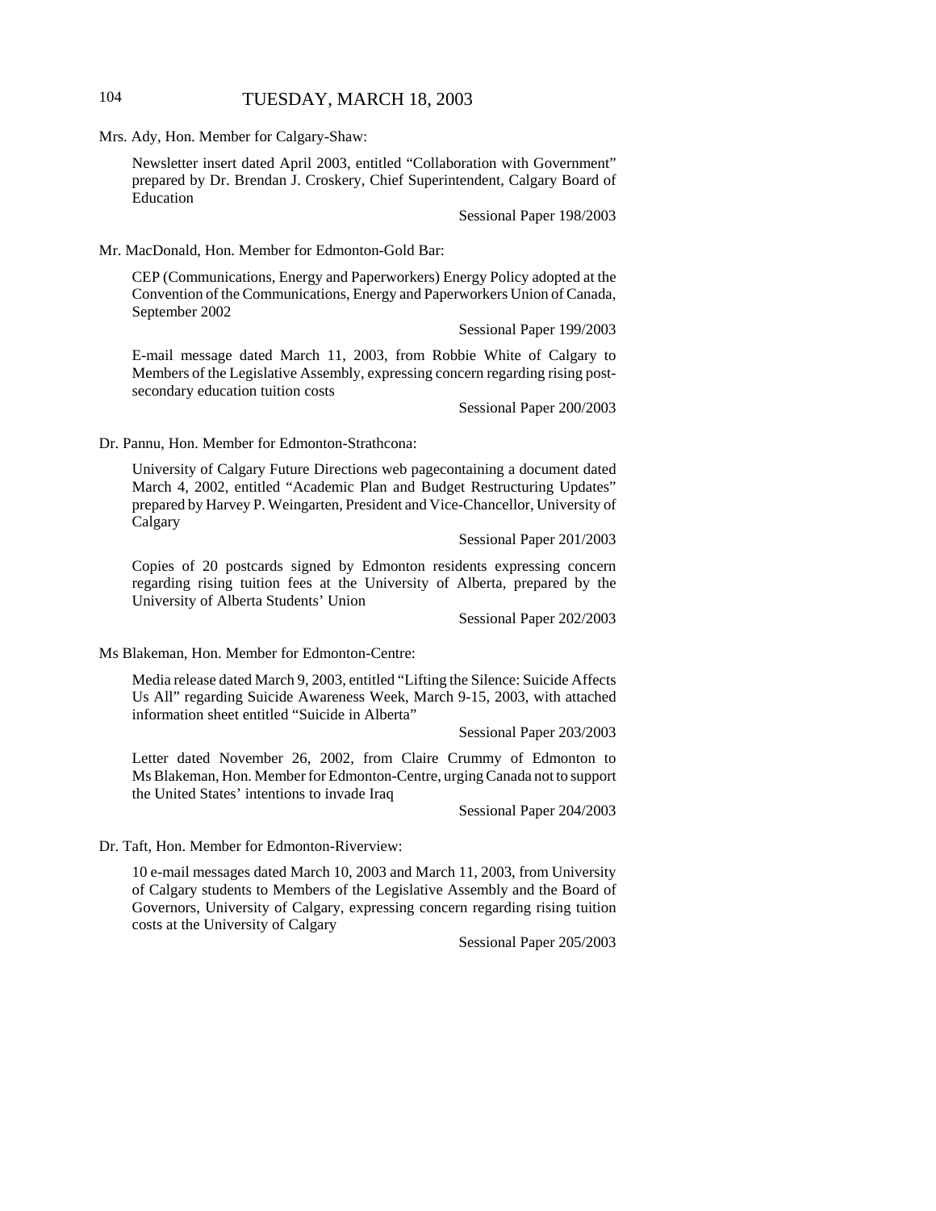Mrs. Ady, Hon. Member for Calgary-Shaw:

Newsletter insert dated April 2003, entitled "Collaboration with Government" prepared by Dr. Brendan J. Croskery, Chief Superintendent, Calgary Board of Education

Sessional Paper 198/2003

Mr. MacDonald, Hon. Member for Edmonton-Gold Bar:

CEP (Communications, Energy and Paperworkers) Energy Policy adopted at the Convention of the Communications, Energy and Paperworkers Union of Canada, September 2002

Sessional Paper 199/2003

E-mail message dated March 11, 2003, from Robbie White of Calgary to Members of the Legislative Assembly, expressing concern regarding rising post-secondary education tuition costs

Sessional Paper 200/2003

Dr. Pannu, Hon. Member for Edmonton-Strathcona:

University of Calgary Future Directions web pagecontaining a document dated March 4, 2002, entitled "Academic Plan and Budget Restructuring Updates" prepared by Harvey P. Weingarten, President and Vice-Chancellor, University of Calgary

Sessional Paper 201/2003

Copies of 20 postcards signed by Edmonton residents expressing concern regarding rising tuition fees at the University of Alberta, prepared by the University of Alberta Students' Union

Sessional Paper 202/2003

Ms Blakeman, Hon. Member for Edmonton-Centre:

Media release dated March 9, 2003, entitled "Lifting the Silence: Suicide Affects Us All" regarding Suicide Awareness Week, March 9-15, 2003, with attached information sheet entitled "Suicide in Alberta"

Sessional Paper 203/2003

Letter dated November 26, 2002, from Claire Crummy of Edmonton to Ms Blakeman, Hon. Member for Edmonton-Centre, urging Canada not to support the United States' intentions to invade Iraq

Sessional Paper 204/2003

Dr. Taft, Hon. Member for Edmonton-Riverview:

10 e-mail messages dated March 10, 2003 and March 11, 2003, from University of Calgary students to Members of the Legislative Assembly and the Board of Governors, University of Calgary, expressing concern regarding rising tuition costs at the University of Calgary

Sessional Paper 205/2003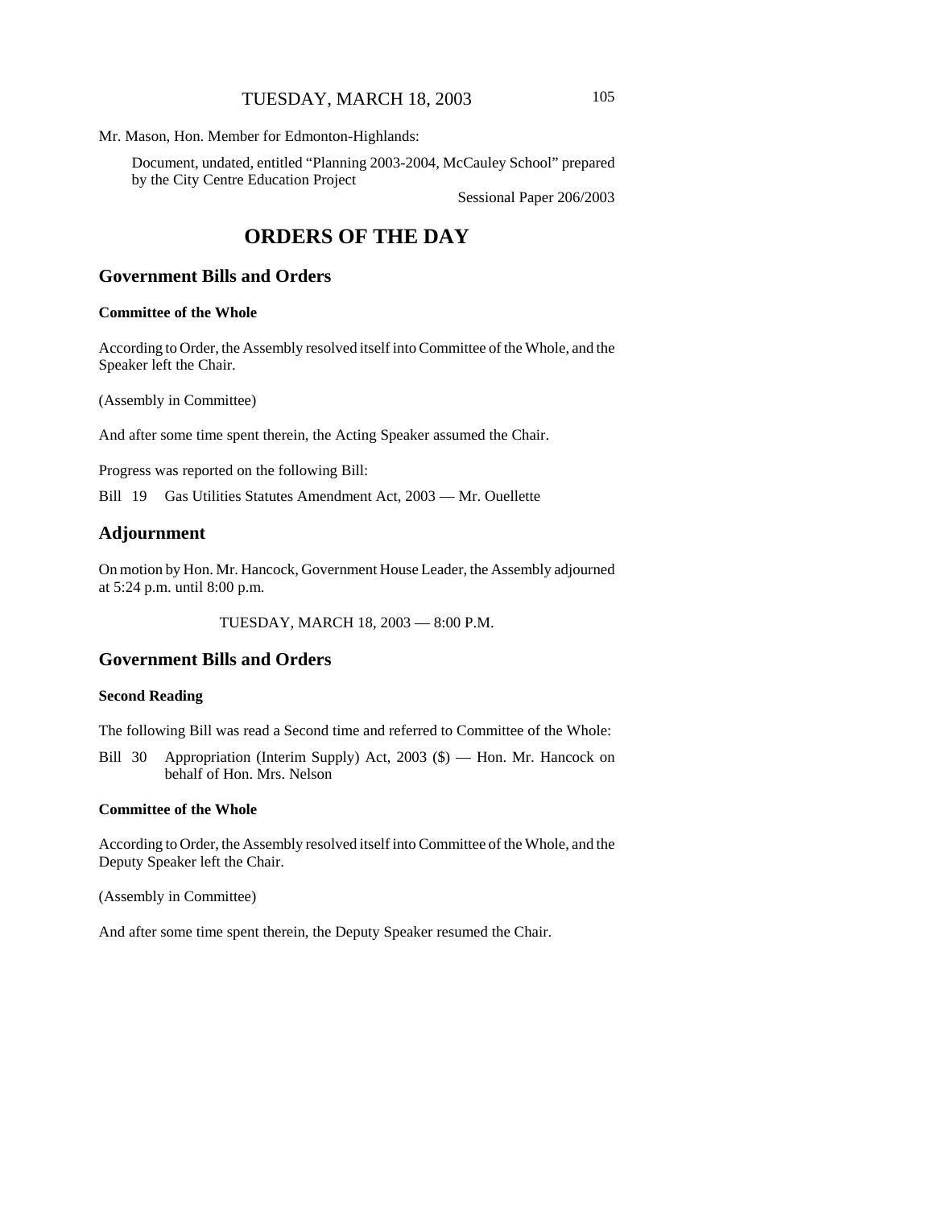Mr. Mason, Hon. Member for Edmonton-Highlands:

Document, undated, entitled "Planning 2003-2004, McCauley School" prepared by the City Centre Education Project

Sessional Paper 206/2003

# ORDERS OF THE DAY

## Government Bills and Orders

### Committee of the Whole

According to Order, the Assembly resolved itself into Committee of the Whole, and the Speaker left the Chair.

(Assembly in Committee)

And after some time spent therein, the Acting Speaker assumed the Chair.

Progress was reported on the following Bill:

Bill 19 Gas Utilities Statutes Amendment Act, 2003 — Mr. Ouellette

## Adjournment

On motion by Hon. Mr. Hancock, Government House Leader, the Assembly adjourned at 5:24 p.m. until 8:00 p.m.

TUESDAY, MARCH 18, 2003 — 8:00 P.M.

## Government Bills and Orders

### Second Reading

The following Bill was read a Second time and referred to Committee of the Whole:

Bill 30 Appropriation (Interim Supply) Act, 2003 ($) — Hon. Mr. Hancock on behalf of Hon. Mrs. Nelson

### Committee of the Whole

According to Order, the Assembly resolved itself into Committee of the Whole, and the Deputy Speaker left the Chair.

(Assembly in Committee)

And after some time spent therein, the Deputy Speaker resumed the Chair.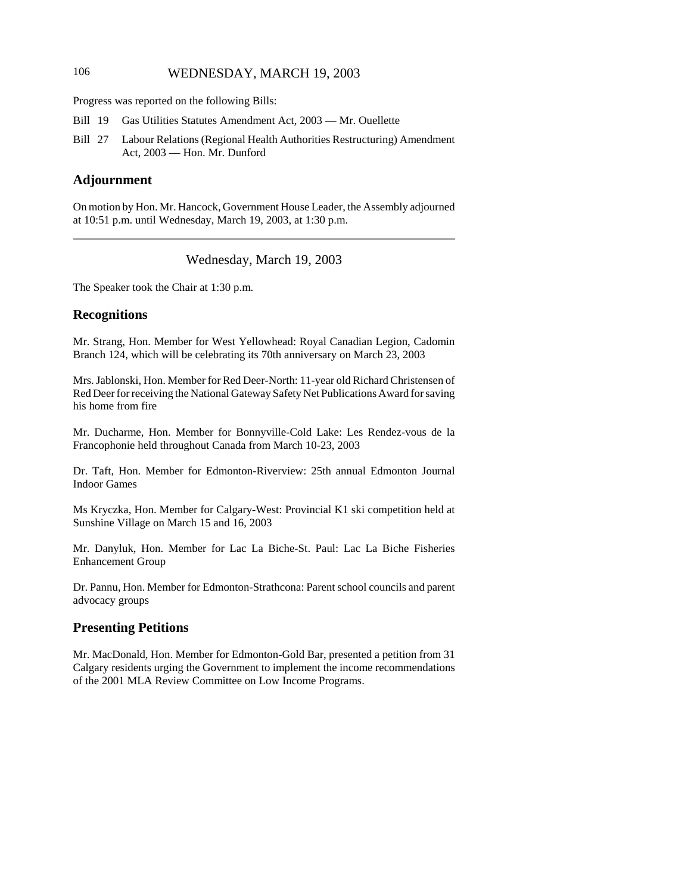Progress was reported on the following Bills:

Bill 19 Gas Utilities Statutes Amendment Act, 2003 — Mr. Ouellette

Bill 27 Labour Relations (Regional Health Authorities Restructuring) Amendment Act, 2003 — Hon. Mr. Dunford

## Adjournment

On motion by Hon. Mr. Hancock, Government House Leader, the Assembly adjourned at 10:51 p.m. until Wednesday, March 19, 2003, at 1:30 p.m.

---

Wednesday, March 19, 2003

The Speaker took the Chair at 1:30 p.m.

## Recognitions

Mr. Strang, Hon. Member for West Yellowhead: Royal Canadian Legion, Cadomin Branch 124, which will be celebrating its 70th anniversary on March 23, 2003

Mrs. Jablonski, Hon. Member for Red Deer-North: 11-year old Richard Christensen of Red Deer for receiving the National Gateway Safety Net Publications Award for saving his home from fire

Mr. Ducharme, Hon. Member for Bonnyville-Cold Lake: Les Rendez-vous de la Francophonie held throughout Canada from March 10-23, 2003

Dr. Taft, Hon. Member for Edmonton-Riverview: 25th annual Edmonton Journal Indoor Games

Ms Kryczka, Hon. Member for Calgary-West: Provincial K1 ski competition held at Sunshine Village on March 15 and 16, 2003

Mr. Danyluk, Hon. Member for Lac La Biche-St. Paul: Lac La Biche Fisheries Enhancement Group

Dr. Pannu, Hon. Member for Edmonton-Strathcona: Parent school councils and parent advocacy groups

## Presenting Petitions

Mr. MacDonald, Hon. Member for Edmonton-Gold Bar, presented a petition from 31 Calgary residents urging the Government to implement the income recommendations of the 2001 MLA Review Committee on Low Income Programs.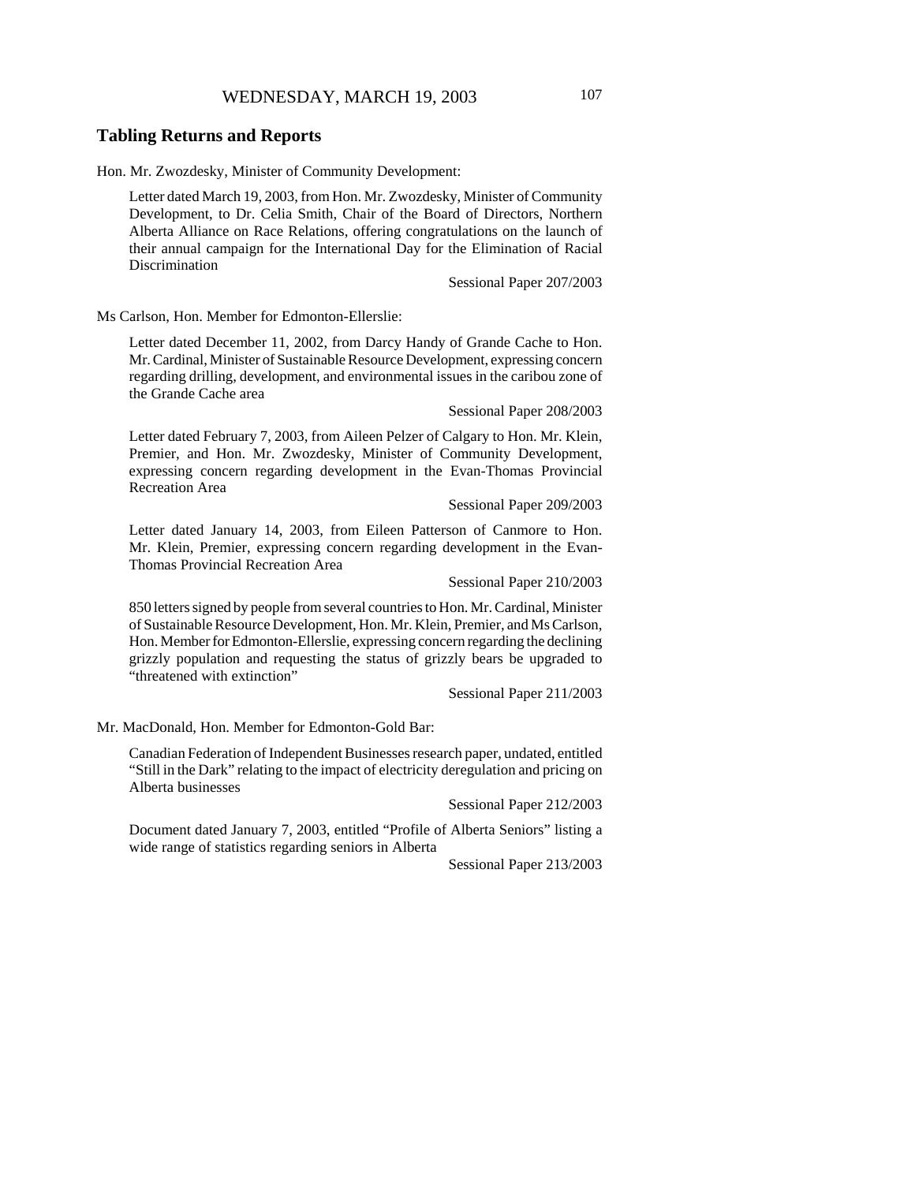## Tabling Returns and Reports

Hon. Mr. Zwozdesky, Minister of Community Development:

Letter dated March 19, 2003, from Hon. Mr. Zwozdesky, Minister of Community Development, to Dr. Celia Smith, Chair of the Board of Directors, Northern Alberta Alliance on Race Relations, offering congratulations on the launch of their annual campaign for the International Day for the Elimination of Racial Discrimination

Sessional Paper 207/2003

Ms Carlson, Hon. Member for Edmonton-Ellerslie:

Letter dated December 11, 2002, from Darcy Handy of Grande Cache to Hon. Mr. Cardinal, Minister of Sustainable Resource Development, expressing concern regarding drilling, development, and environmental issues in the caribou zone of the Grande Cache area

Sessional Paper 208/2003

Letter dated February 7, 2003, from Aileen Pelzer of Calgary to Hon. Mr. Klein, Premier, and Hon. Mr. Zwozdesky, Minister of Community Development, expressing concern regarding development in the Evan-Thomas Provincial Recreation Area

Sessional Paper 209/2003

Letter dated January 14, 2003, from Eileen Patterson of Canmore to Hon. Mr. Klein, Premier, expressing concern regarding development in the Evan-Thomas Provincial Recreation Area

Sessional Paper 210/2003

850 letters signed by people from several countries to Hon. Mr. Cardinal, Minister of Sustainable Resource Development, Hon. Mr. Klein, Premier, and Ms Carlson, Hon. Member for Edmonton-Ellerslie, expressing concern regarding the declining grizzly population and requesting the status of grizzly bears be upgraded to "threatened with extinction"

Sessional Paper 211/2003

Mr. MacDonald, Hon. Member for Edmonton-Gold Bar:

Canadian Federation of Independent Businesses research paper, undated, entitled "Still in the Dark" relating to the impact of electricity deregulation and pricing on Alberta businesses

Sessional Paper 212/2003

Document dated January 7, 2003, entitled "Profile of Alberta Seniors" listing a wide range of statistics regarding seniors in Alberta

Sessional Paper 213/2003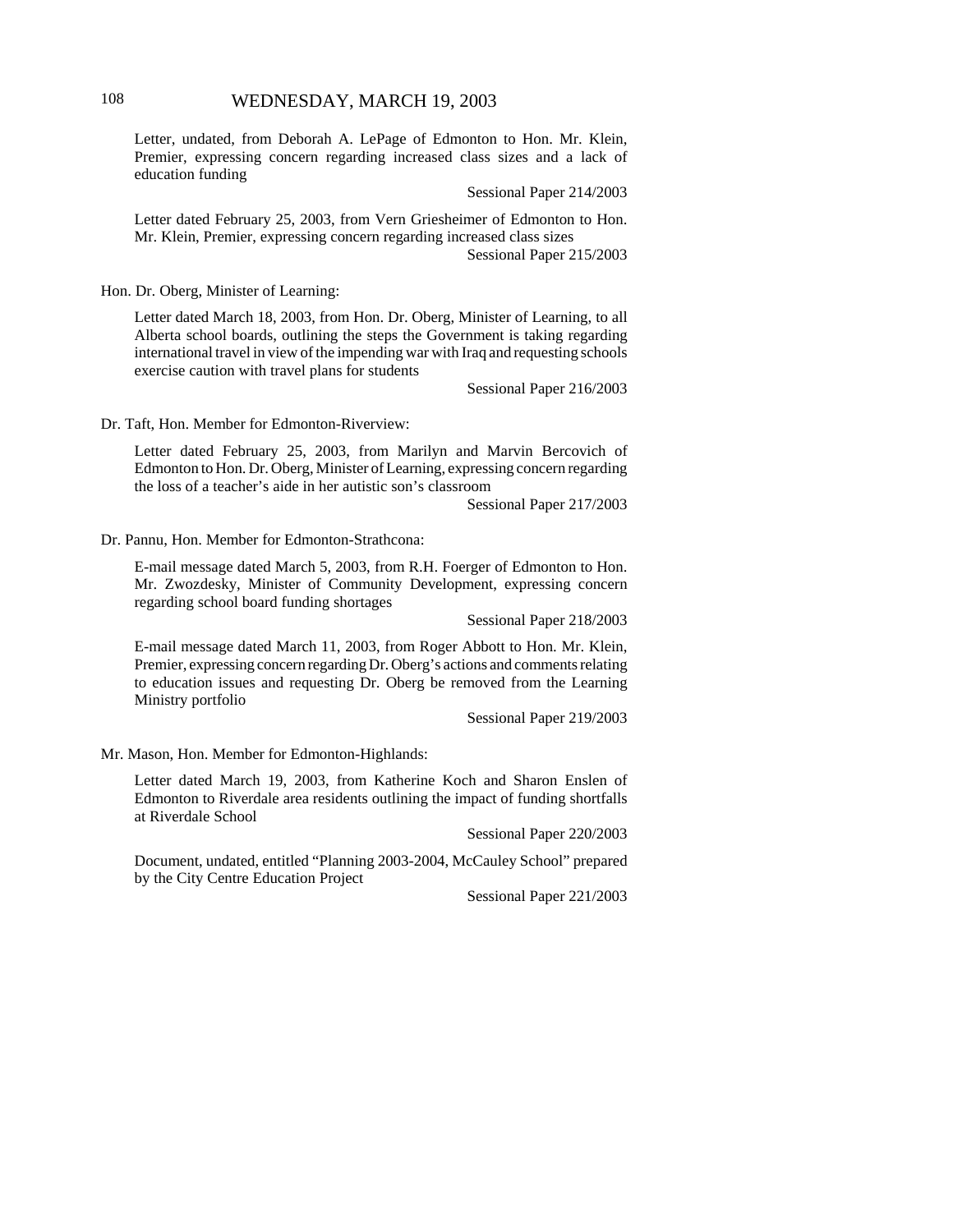Letter, undated, from Deborah A. LePage of Edmonton to Hon. Mr. Klein, Premier, expressing concern regarding increased class sizes and a lack of education funding

Sessional Paper 214/2003

Letter dated February 25, 2003, from Vern Griesheimer of Edmonton to Hon. Mr. Klein, Premier, expressing concern regarding increased class sizes

Sessional Paper 215/2003

Hon. Dr. Oberg, Minister of Learning:

Letter dated March 18, 2003, from Hon. Dr. Oberg, Minister of Learning, to all Alberta school boards, outlining the steps the Government is taking regarding international travel in view of the impending war with Iraq and requesting schools exercise caution with travel plans for students

Sessional Paper 216/2003

Dr. Taft, Hon. Member for Edmonton-Riverview:

Letter dated February 25, 2003, from Marilyn and Marvin Bercovich of Edmonton to Hon. Dr. Oberg, Minister of Learning, expressing concern regarding the loss of a teacher's aide in her autistic son's classroom

Sessional Paper 217/2003

Dr. Pannu, Hon. Member for Edmonton-Strathcona:

E-mail message dated March 5, 2003, from R.H. Foerger of Edmonton to Hon. Mr. Zwozdesky, Minister of Community Development, expressing concern regarding school board funding shortages

Sessional Paper 218/2003

E-mail message dated March 11, 2003, from Roger Abbott to Hon. Mr. Klein, Premier, expressing concern regarding Dr. Oberg's actions and comments relating to education issues and requesting Dr. Oberg be removed from the Learning Ministry portfolio

Sessional Paper 219/2003

Mr. Mason, Hon. Member for Edmonton-Highlands:

Letter dated March 19, 2003, from Katherine Koch and Sharon Enslen of Edmonton to Riverdale area residents outlining the impact of funding shortfalls at Riverdale School

Sessional Paper 220/2003

Document, undated, entitled "Planning 2003-2004, McCauley School" prepared by the City Centre Education Project

Sessional Paper 221/2003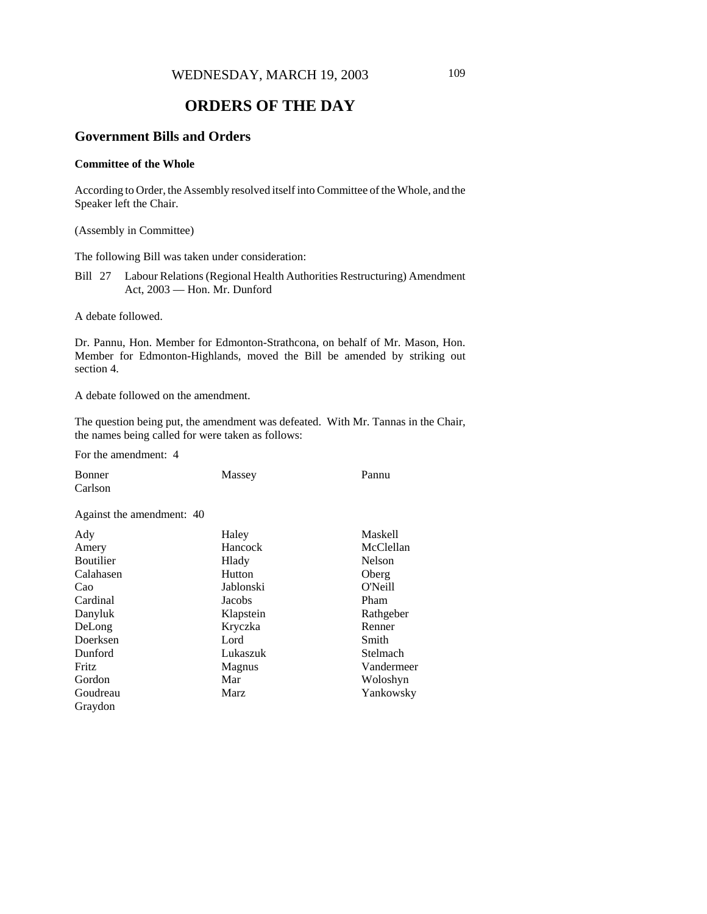# ORDERS OF THE DAY

## Government Bills and Orders

### Committee of the Whole

According to Order, the Assembly resolved itself into Committee of the Whole, and the Speaker left the Chair.

(Assembly in Committee)

The following Bill was taken under consideration:

Bill 27 Labour Relations (Regional Health Authorities Restructuring) Amendment Act, 2003 — Hon. Mr. Dunford

A debate followed.

Dr. Pannu, Hon. Member for Edmonton-Strathcona, on behalf of Mr. Mason, Hon. Member for Edmonton-Highlands, moved the Bill be amended by striking out section 4.

A debate followed on the amendment.

The question being put, the amendment was defeated. With Mr. Tannas in the Chair, the names being called for were taken as follows:

For the amendment: 4

| | | |
|---|---|---|
| Bonner | Massey | Pannu |
| Carlson | | |

Against the amendment: 40

| | | |
|---|---|---|
| Ady | Haley | Maskell |
| Amery | Hancock | McClellan |
| Boutilier | Hlady | Nelson |
| Calahasen | Hutton | Oberg |
| Cao | Jablonski | O'Neill |
| Cardinal | Jacobs | Pham |
| Danyluk | Klapstein | Rathgeber |
| DeLong | Kryczka | Renner |
| Doerksen | Lord | Smith |
| Dunford | Lukaszuk | Stelmach |
| Fritz | Magnus | Vandermeer |
| Gordon | Mar | Woloshyn |
| Goudreau | Marz | Yankowsky |
| Graydon | | |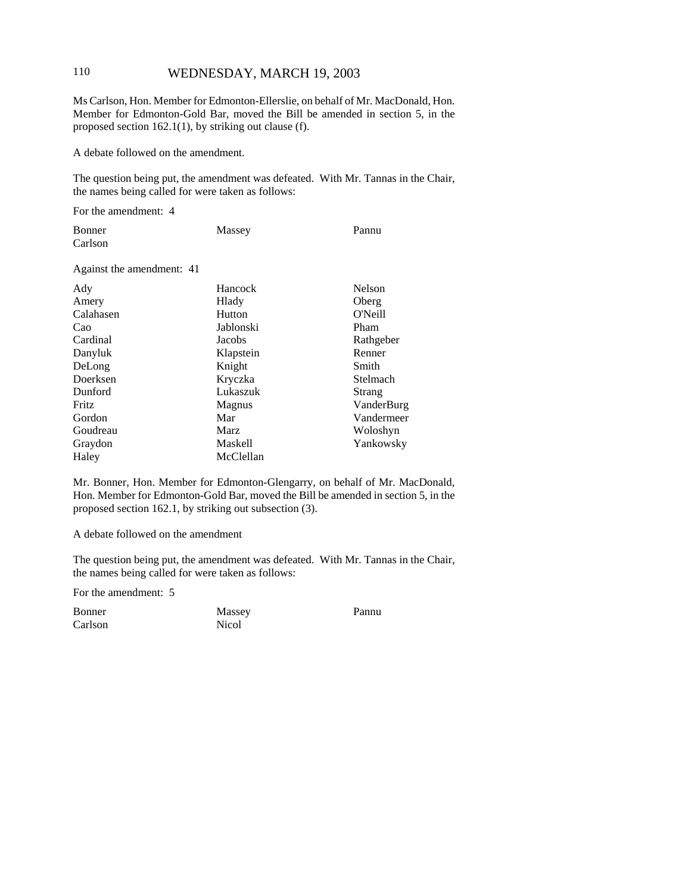Ms Carlson, Hon. Member for Edmonton-Ellerslie, on behalf of Mr. MacDonald, Hon. Member for Edmonton-Gold Bar, moved the Bill be amended in section 5, in the proposed section 162.1(1), by striking out clause (f).

A debate followed on the amendment.

The question being put, the amendment was defeated. With Mr. Tannas in the Chair, the names being called for were taken as follows:

For the amendment: 4

| | | |
|---|---|---|
| Bonner | Massey | Pannu |
| Carlson | | |

Against the amendment: 41

| | | |
|---|---|---|
| Ady | Hancock | Nelson |
| Amery | Hlady | Oberg |
| Calahasen | Hutton | O'Neill |
| Cao | Jablonski | Pham |
| Cardinal | Jacobs | Rathgeber |
| Danyluk | Klapstein | Renner |
| DeLong | Knight | Smith |
| Doerksen | Kryczka | Stelmach |
| Dunford | Lukaszuk | Strang |
| Fritz | Magnus | VanderBurg |
| Gordon | Mar | Vandermeer |
| Goudreau | Marz | Woloshyn |
| Graydon | Maskell | Yankowsky |
| Haley | McClellan | |

Mr. Bonner, Hon. Member for Edmonton-Glengarry, on behalf of Mr. MacDonald, Hon. Member for Edmonton-Gold Bar, moved the Bill be amended in section 5, in the proposed section 162.1, by striking out subsection (3).

A debate followed on the amendment

The question being put, the amendment was defeated. With Mr. Tannas in the Chair, the names being called for were taken as follows:

For the amendment: 5

| | | |
|---|---|---|
| Bonner | Massey | Pannu |
| Carlson | Nicol | |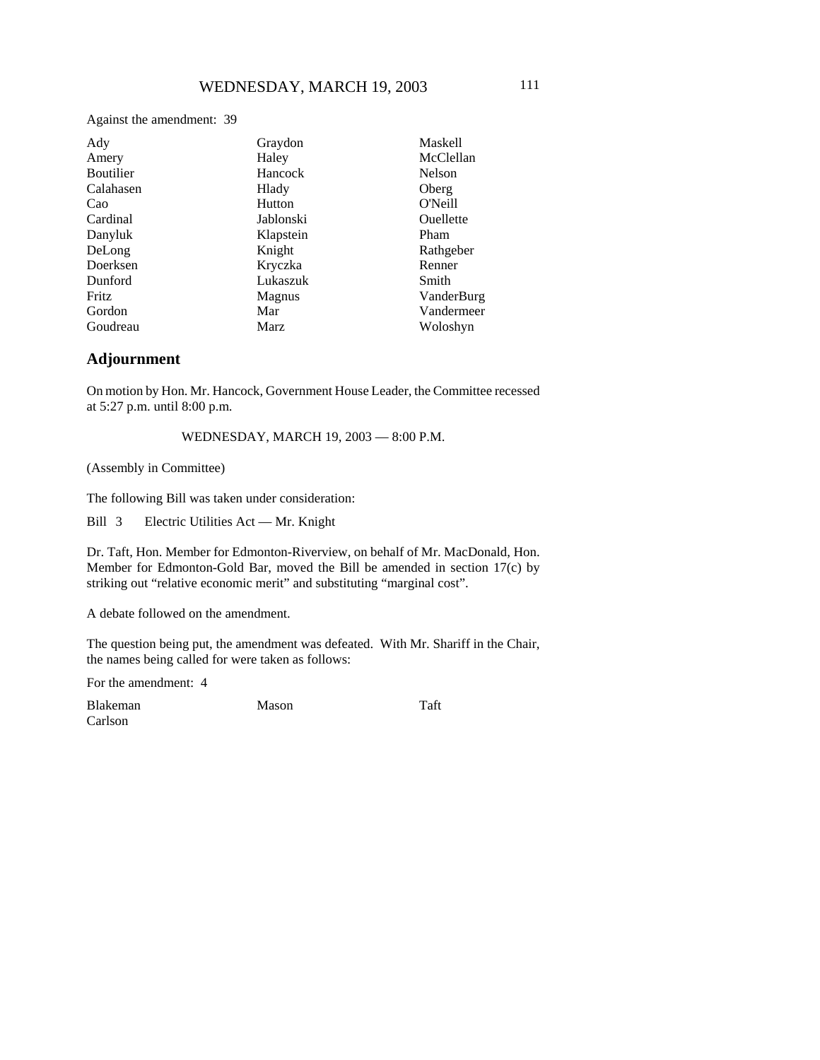Against the amendment: 39

| | | |
|---|---|---|
| Ady | Graydon | Maskell |
| Amery | Haley | McClellan |
| Boutilier | Hancock | Nelson |
| Calahasen | Hlady | Oberg |
| Cao | Hutton | O'Neill |
| Cardinal | Jablonski | Ouellette |
| Danyluk | Klapstein | Pham |
| DeLong | Knight | Rathgeber |
| Doerksen | Kryczka | Renner |
| Dunford | Lukaszuk | Smith |
| Fritz | Magnus | VanderBurg |
| Gordon | Mar | Vandermeer |
| Goudreau | Marz | Woloshyn |

## Adjournment

On motion by Hon. Mr. Hancock, Government House Leader, the Committee recessed at 5:27 p.m. until 8:00 p.m.

WEDNESDAY, MARCH 19, 2003 — 8:00 P.M.

(Assembly in Committee)

The following Bill was taken under consideration:

Bill 3 Electric Utilities Act — Mr. Knight

Dr. Taft, Hon. Member for Edmonton-Riverview, on behalf of Mr. MacDonald, Hon. Member for Edmonton-Gold Bar, moved the Bill be amended in section 17(c) by striking out "relative economic merit" and substituting "marginal cost".

A debate followed on the amendment.

The question being put, the amendment was defeated. With Mr. Shariff in the Chair, the names being called for were taken as follows:

For the amendment: 4

| | | |
|---|---|---|
| Blakeman | Mason | Taft |
| Carlson | | |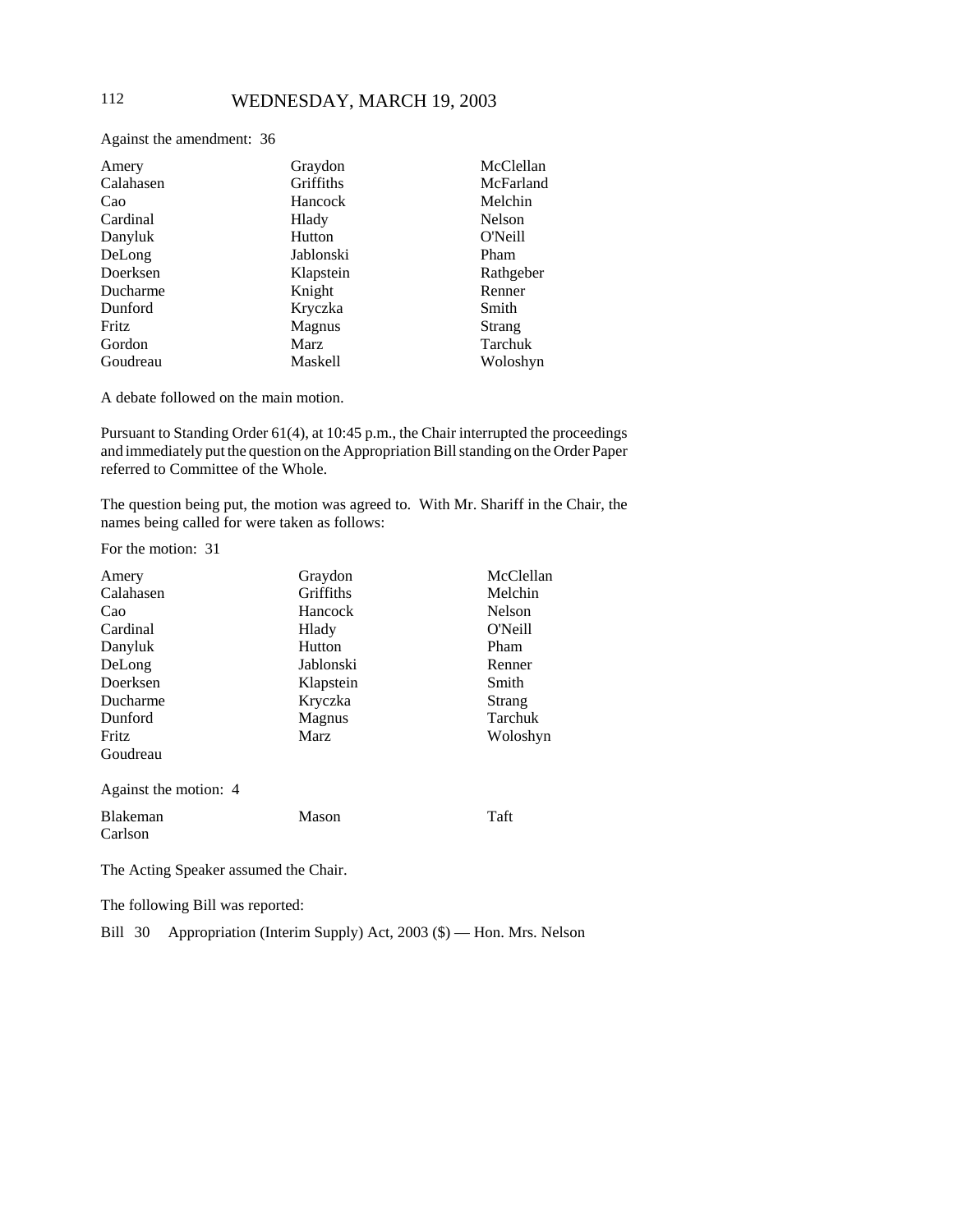Against the amendment: 36

| | | |
|---|---|---|
| Amery | Graydon | McClellan |
| Calahasen | Griffiths | McFarland |
| Cao | Hancock | Melchin |
| Cardinal | Hlady | Nelson |
| Danyluk | Hutton | O'Neill |
| DeLong | Jablonski | Pham |
| Doerksen | Klapstein | Rathgeber |
| Ducharme | Knight | Renner |
| Dunford | Kryczka | Smith |
| Fritz | Magnus | Strang |
| Gordon | Marz | Tarchuk |
| Goudreau | Maskell | Woloshyn |

A debate followed on the main motion.

Pursuant to Standing Order 61(4), at 10:45 p.m., the Chair interrupted the proceedings and immediately put the question on the Appropriation Bill standing on the Order Paper referred to Committee of the Whole.

The question being put, the motion was agreed to. With Mr. Shariff in the Chair, the names being called for were taken as follows:

For the motion: 31

| | | |
|---|---|---|
| Amery | Graydon | McClellan |
| Calahasen | Griffiths | Melchin |
| Cao | Hancock | Nelson |
| Cardinal | Hlady | O'Neill |
| Danyluk | Hutton | Pham |
| DeLong | Jablonski | Renner |
| Doerksen | Klapstein | Smith |
| Ducharme | Kryczka | Strang |
| Dunford | Magnus | Tarchuk |
| Fritz | Marz | Woloshyn |
| Goudreau | | |

Against the motion: 4

| | | |
|---|---|---|
| Blakeman | Mason | Taft |
| Carlson | | |

The Acting Speaker assumed the Chair.

The following Bill was reported:

Bill 30 Appropriation (Interim Supply) Act, 2003 ($) — Hon. Mrs. Nelson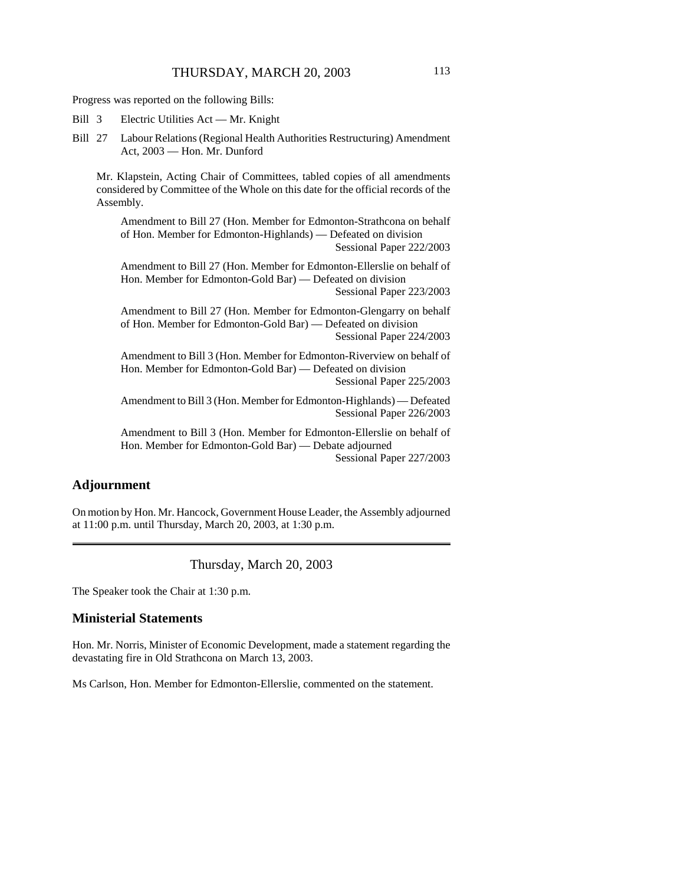Progress was reported on the following Bills:

Bill 3 Electric Utilities Act — Mr. Knight

Bill 27 Labour Relations (Regional Health Authorities Restructuring) Amendment Act, 2003 — Hon. Mr. Dunford

Mr. Klapstein, Acting Chair of Committees, tabled copies of all amendments considered by Committee of the Whole on this date for the official records of the Assembly.

Amendment to Bill 27 (Hon. Member for Edmonton-Strathcona on behalf of Hon. Member for Edmonton-Highlands) — Defeated on division
Sessional Paper 222/2003

Amendment to Bill 27 (Hon. Member for Edmonton-Ellerslie on behalf of Hon. Member for Edmonton-Gold Bar) — Defeated on division
Sessional Paper 223/2003

Amendment to Bill 27 (Hon. Member for Edmonton-Glengarry on behalf of Hon. Member for Edmonton-Gold Bar) — Defeated on division
Sessional Paper 224/2003

Amendment to Bill 3 (Hon. Member for Edmonton-Riverview on behalf of Hon. Member for Edmonton-Gold Bar) — Defeated on division
Sessional Paper 225/2003

Amendment to Bill 3 (Hon. Member for Edmonton-Highlands) — Defeated
Sessional Paper 226/2003

Amendment to Bill 3 (Hon. Member for Edmonton-Ellerslie on behalf of Hon. Member for Edmonton-Gold Bar) — Debate adjourned
Sessional Paper 227/2003

## Adjournment

On motion by Hon. Mr. Hancock, Government House Leader, the Assembly adjourned at 11:00 p.m. until Thursday, March 20, 2003, at 1:30 p.m.

---

Thursday, March 20, 2003

The Speaker took the Chair at 1:30 p.m.

## Ministerial Statements

Hon. Mr. Norris, Minister of Economic Development, made a statement regarding the devastating fire in Old Strathcona on March 13, 2003.

Ms Carlson, Hon. Member for Edmonton-Ellerslie, commented on the statement.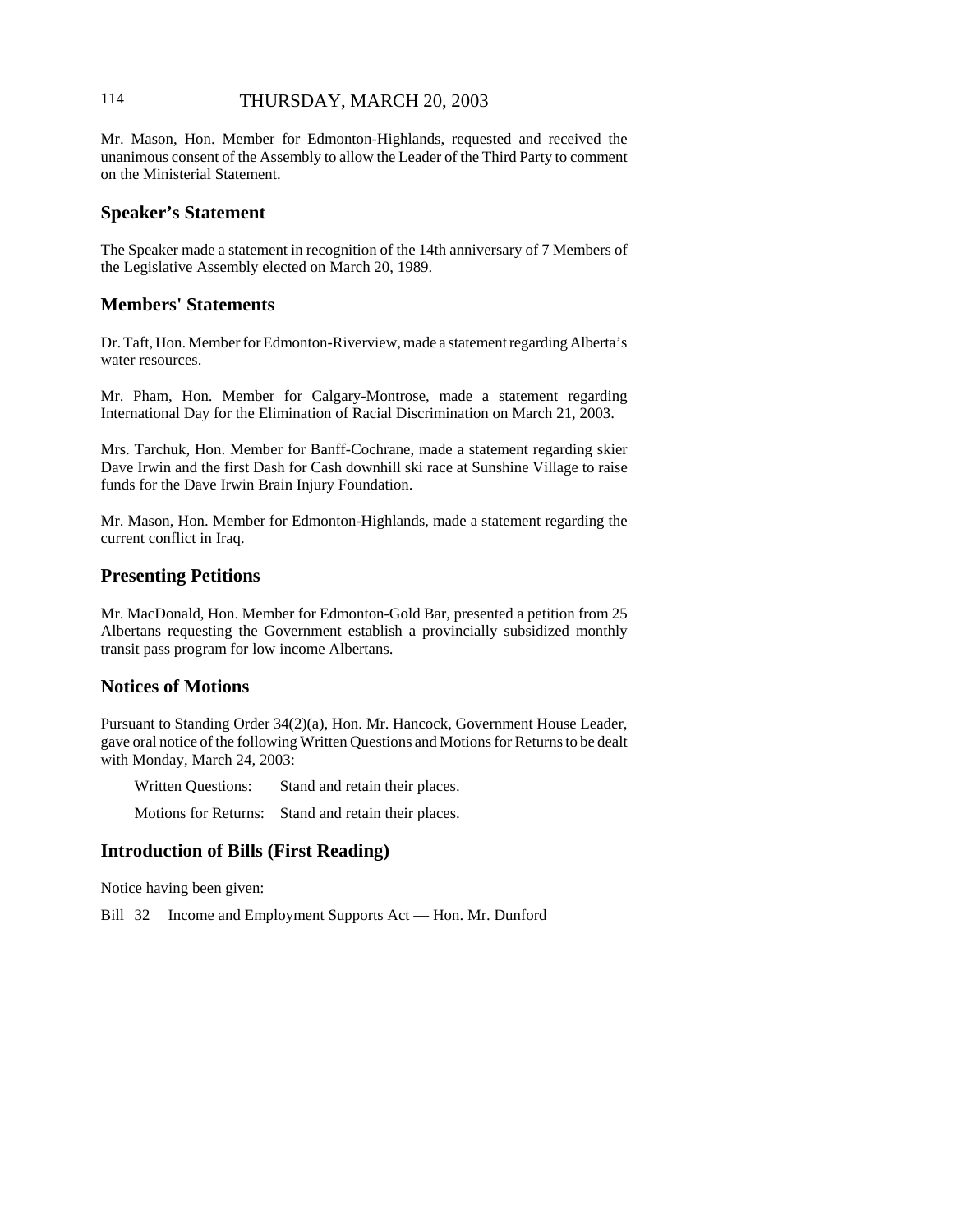Mr. Mason, Hon. Member for Edmonton-Highlands, requested and received the unanimous consent of the Assembly to allow the Leader of the Third Party to comment on the Ministerial Statement.

## Speaker's Statement

The Speaker made a statement in recognition of the 14th anniversary of 7 Members of the Legislative Assembly elected on March 20, 1989.

## Members' Statements

Dr. Taft, Hon. Member for Edmonton-Riverview, made a statement regarding Alberta's water resources.

Mr. Pham, Hon. Member for Calgary-Montrose, made a statement regarding International Day for the Elimination of Racial Discrimination on March 21, 2003.

Mrs. Tarchuk, Hon. Member for Banff-Cochrane, made a statement regarding skier Dave Irwin and the first Dash for Cash downhill ski race at Sunshine Village to raise funds for the Dave Irwin Brain Injury Foundation.

Mr. Mason, Hon. Member for Edmonton-Highlands, made a statement regarding the current conflict in Iraq.

## Presenting Petitions

Mr. MacDonald, Hon. Member for Edmonton-Gold Bar, presented a petition from 25 Albertans requesting the Government establish a provincially subsidized monthly transit pass program for low income Albertans.

## Notices of Motions

Pursuant to Standing Order 34(2)(a), Hon. Mr. Hancock, Government House Leader, gave oral notice of the following Written Questions and Motions for Returns to be dealt with Monday, March 24, 2003:

Written Questions: Stand and retain their places.

Motions for Returns: Stand and retain their places.

## Introduction of Bills (First Reading)

Notice having been given:

Bill 32 Income and Employment Supports Act — Hon. Mr. Dunford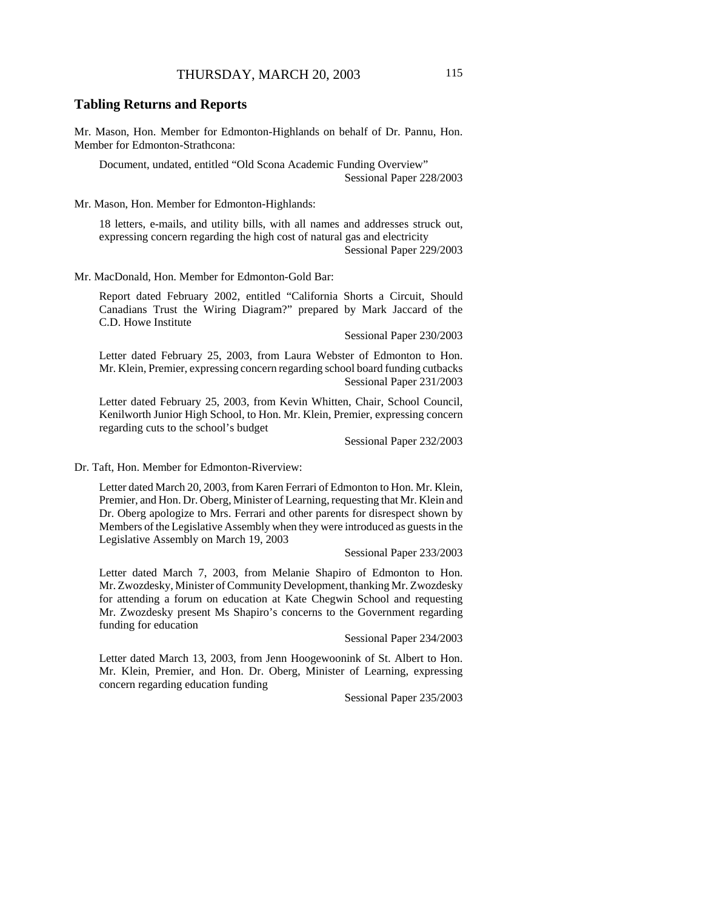## Tabling Returns and Reports

Mr. Mason, Hon. Member for Edmonton-Highlands on behalf of Dr. Pannu, Hon. Member for Edmonton-Strathcona:

> Document, undated, entitled "Old Scona Academic Funding Overview"
> Sessional Paper 228/2003

Mr. Mason, Hon. Member for Edmonton-Highlands:

> 18 letters, e-mails, and utility bills, with all names and addresses struck out, expressing concern regarding the high cost of natural gas and electricity
> Sessional Paper 229/2003

Mr. MacDonald, Hon. Member for Edmonton-Gold Bar:

> Report dated February 2002, entitled "California Shorts a Circuit, Should Canadians Trust the Wiring Diagram?" prepared by Mark Jaccard of the C.D. Howe Institute
> Sessional Paper 230/2003

> Letter dated February 25, 2003, from Laura Webster of Edmonton to Hon. Mr. Klein, Premier, expressing concern regarding school board funding cutbacks
> Sessional Paper 231/2003

> Letter dated February 25, 2003, from Kevin Whitten, Chair, School Council, Kenilworth Junior High School, to Hon. Mr. Klein, Premier, expressing concern regarding cuts to the school's budget
> Sessional Paper 232/2003

Dr. Taft, Hon. Member for Edmonton-Riverview:

> Letter dated March 20, 2003, from Karen Ferrari of Edmonton to Hon. Mr. Klein, Premier, and Hon. Dr. Oberg, Minister of Learning, requesting that Mr. Klein and Dr. Oberg apologize to Mrs. Ferrari and other parents for disrespect shown by Members of the Legislative Assembly when they were introduced as guests in the Legislative Assembly on March 19, 2003
> Sessional Paper 233/2003

> Letter dated March 7, 2003, from Melanie Shapiro of Edmonton to Hon. Mr. Zwozdesky, Minister of Community Development, thanking Mr. Zwozdesky for attending a forum on education at Kate Chegwin School and requesting Mr. Zwozdesky present Ms Shapiro's concerns to the Government regarding funding for education
> Sessional Paper 234/2003

> Letter dated March 13, 2003, from Jenn Hoogewoonink of St. Albert to Hon. Mr. Klein, Premier, and Hon. Dr. Oberg, Minister of Learning, expressing concern regarding education funding
> Sessional Paper 235/2003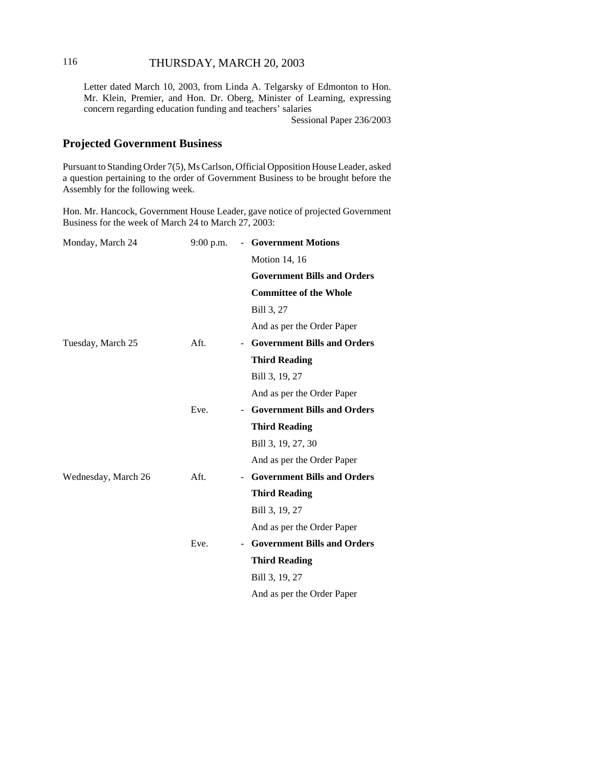Letter dated March 10, 2003, from Linda A. Telgarsky of Edmonton to Hon. Mr. Klein, Premier, and Hon. Dr. Oberg, Minister of Learning, expressing concern regarding education funding and teachers' salaries

Sessional Paper 236/2003

## Projected Government Business

Pursuant to Standing Order 7(5), Ms Carlson, Official Opposition House Leader, asked a question pertaining to the order of Government Business to be brought before the Assembly for the following week.

Hon. Mr. Hancock, Government House Leader, gave notice of projected Government Business for the week of March 24 to March 27, 2003:

| | | | |
|---|---|---|---|
| Monday, March 24 | 9:00 p.m. | - | **Government Motions** |
| | | | Motion 14, 16 |
| | | | **Government Bills and Orders** |
| | | | **Committee of the Whole** |
| | | | Bill 3, 27 |
| | | | And as per the Order Paper |
| Tuesday, March 25 | Aft. | - | **Government Bills and Orders** |
| | | | **Third Reading** |
| | | | Bill 3, 19, 27 |
| | | | And as per the Order Paper |
| | Eve. | - | **Government Bills and Orders** |
| | | | **Third Reading** |
| | | | Bill 3, 19, 27, 30 |
| | | | And as per the Order Paper |
| Wednesday, March 26 | Aft. | - | **Government Bills and Orders** |
| | | | **Third Reading** |
| | | | Bill 3, 19, 27 |
| | | | And as per the Order Paper |
| | Eve. | - | **Government Bills and Orders** |
| | | | **Third Reading** |
| | | | Bill 3, 19, 27 |
| | | | And as per the Order Paper |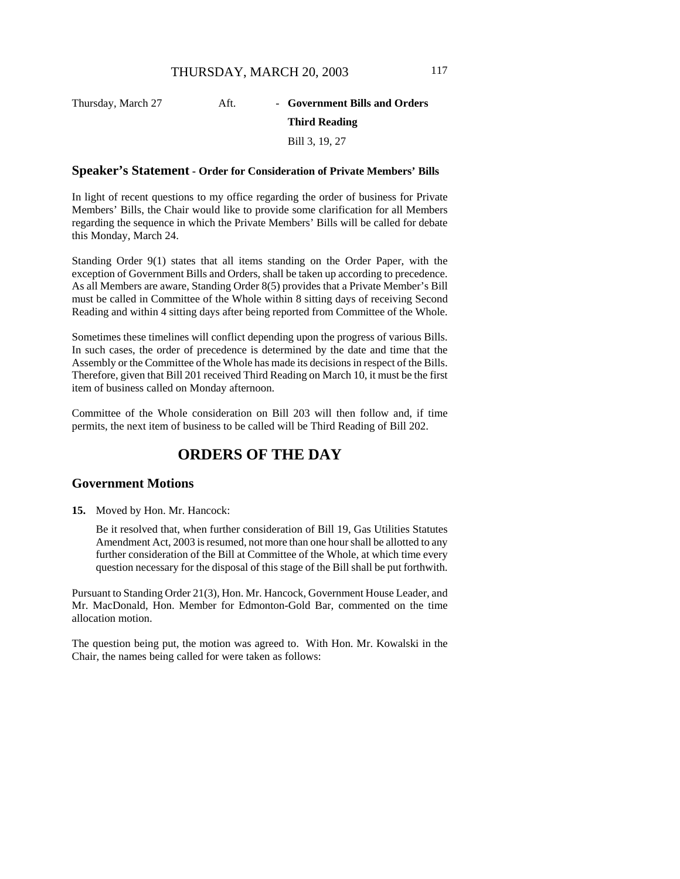| Thursday, March 27 | Aft. | - **Government Bills and Orders** |
| --- | --- | --- |
| | | **Third Reading** |
| | | Bill 3, 19, 27 |

## Speaker's Statement - Order for Consideration of Private Members' Bills

In light of recent questions to my office regarding the order of business for Private Members' Bills, the Chair would like to provide some clarification for all Members regarding the sequence in which the Private Members' Bills will be called for debate this Monday, March 24.

Standing Order 9(1) states that all items standing on the Order Paper, with the exception of Government Bills and Orders, shall be taken up according to precedence. As all Members are aware, Standing Order 8(5) provides that a Private Member's Bill must be called in Committee of the Whole within 8 sitting days of receiving Second Reading and within 4 sitting days after being reported from Committee of the Whole.

Sometimes these timelines will conflict depending upon the progress of various Bills. In such cases, the order of precedence is determined by the date and time that the Assembly or the Committee of the Whole has made its decisions in respect of the Bills. Therefore, given that Bill 201 received Third Reading on March 10, it must be the first item of business called on Monday afternoon.

Committee of the Whole consideration on Bill 203 will then follow and, if time permits, the next item of business to be called will be Third Reading of Bill 202.

# ORDERS OF THE DAY

## Government Motions

**15.** Moved by Hon. Mr. Hancock:

Be it resolved that, when further consideration of Bill 19, Gas Utilities Statutes Amendment Act, 2003 is resumed, not more than one hour shall be allotted to any further consideration of the Bill at Committee of the Whole, at which time every question necessary for the disposal of this stage of the Bill shall be put forthwith.

Pursuant to Standing Order 21(3), Hon. Mr. Hancock, Government House Leader, and Mr. MacDonald, Hon. Member for Edmonton-Gold Bar, commented on the time allocation motion.

The question being put, the motion was agreed to. With Hon. Mr. Kowalski in the Chair, the names being called for were taken as follows: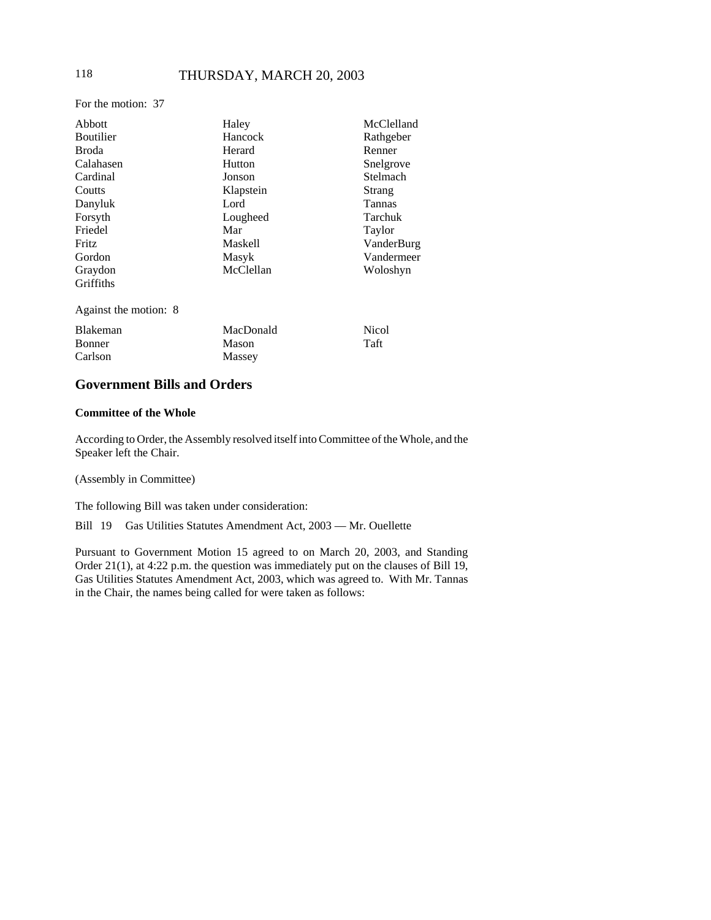For the motion: 37

| | | |
|---|---|---|
| Abbott | Haley | McClelland |
| Boutilier | Hancock | Rathgeber |
| Broda | Herard | Renner |
| Calahasen | Hutton | Snelgrove |
| Cardinal | Jonson | Stelmach |
| Coutts | Klapstein | Strang |
| Danyluk | Lord | Tannas |
| Forsyth | Lougheed | Tarchuk |
| Friedel | Mar | Taylor |
| Fritz | Maskell | VanderBurg |
| Gordon | Masyk | Vandermeer |
| Graydon | McClellan | Woloshyn |
| Griffiths | | |

Against the motion: 8

| | | |
|---|---|---|
| Blakeman | MacDonald | Nicol |
| Bonner | Mason | Taft |
| Carlson | Massey | |

## Government Bills and Orders

### Committee of the Whole

According to Order, the Assembly resolved itself into Committee of the Whole, and the Speaker left the Chair.

(Assembly in Committee)

The following Bill was taken under consideration:

Bill 19 Gas Utilities Statutes Amendment Act, 2003 — Mr. Ouellette

Pursuant to Government Motion 15 agreed to on March 20, 2003, and Standing Order 21(1), at 4:22 p.m. the question was immediately put on the clauses of Bill 19, Gas Utilities Statutes Amendment Act, 2003, which was agreed to. With Mr. Tannas in the Chair, the names being called for were taken as follows: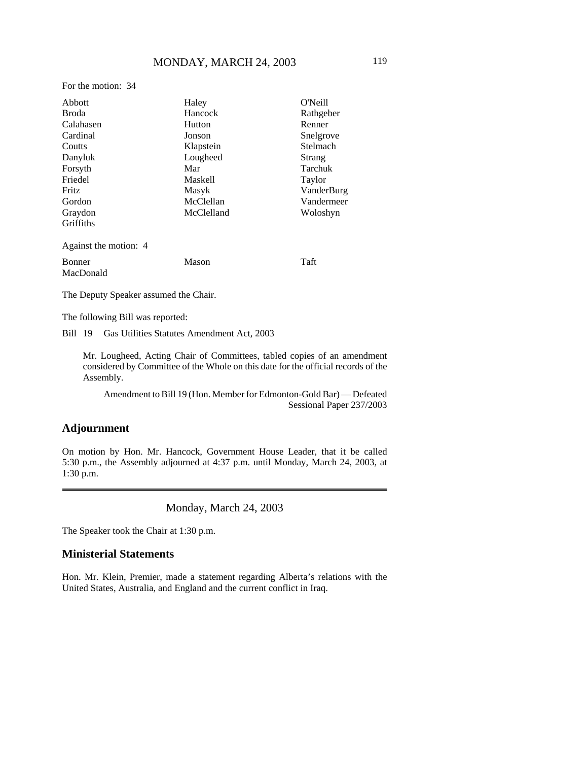For the motion: 34

| | | |
|---|---|---|
| Abbott | Haley | O'Neill |
| Broda | Hancock | Rathgeber |
| Calahasen | Hutton | Renner |
| Cardinal | Jonson | Snelgrove |
| Coutts | Klapstein | Stelmach |
| Danyluk | Lougheed | Strang |
| Forsyth | Mar | Tarchuk |
| Friedel | Maskell | Taylor |
| Fritz | Masyk | VanderBurg |
| Gordon | McClellan | Vandermeer |
| Graydon | McClelland | Woloshyn |
| Griffiths | | |

Against the motion: 4

| | | |
|---|---|---|
| Bonner | Mason | Taft |
| MacDonald | | |

The Deputy Speaker assumed the Chair.

The following Bill was reported:

Bill 19 Gas Utilities Statutes Amendment Act, 2003

> Mr. Lougheed, Acting Chair of Committees, tabled copies of an amendment considered by Committee of the Whole on this date for the official records of the Assembly.
>
> Amendment to Bill 19 (Hon. Member for Edmonton-Gold Bar) — Defeated
> Sessional Paper 237/2003

## Adjournment

On motion by Hon. Mr. Hancock, Government House Leader, that it be called 5:30 p.m., the Assembly adjourned at 4:37 p.m. until Monday, March 24, 2003, at 1:30 p.m.

---

Monday, March 24, 2003

The Speaker took the Chair at 1:30 p.m.

## Ministerial Statements

Hon. Mr. Klein, Premier, made a statement regarding Alberta's relations with the United States, Australia, and England and the current conflict in Iraq.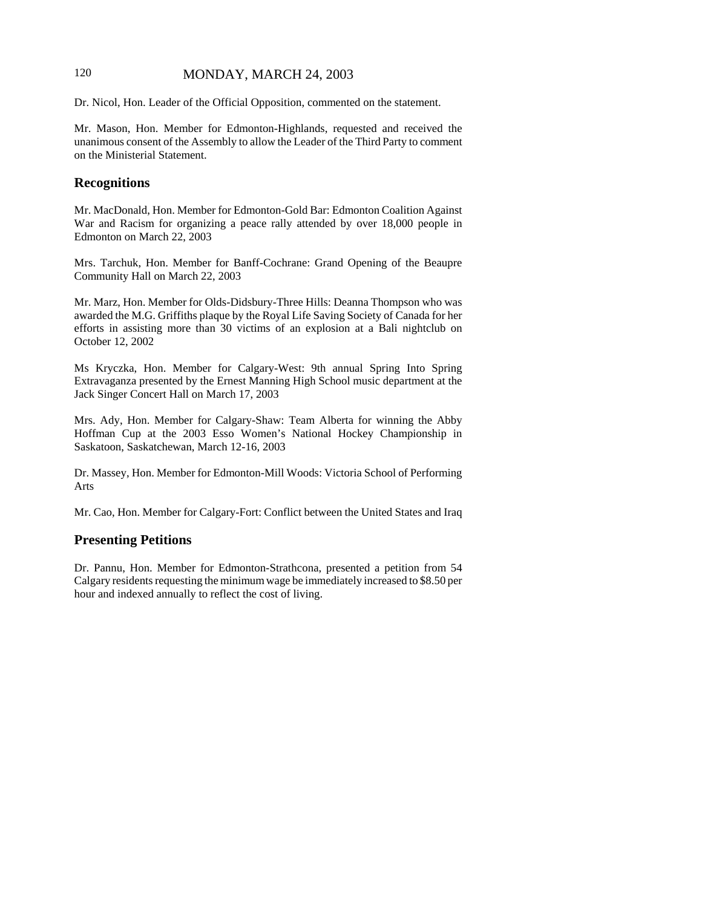Dr. Nicol, Hon. Leader of the Official Opposition, commented on the statement.

Mr. Mason, Hon. Member for Edmonton-Highlands, requested and received the unanimous consent of the Assembly to allow the Leader of the Third Party to comment on the Ministerial Statement.

## Recognitions

Mr. MacDonald, Hon. Member for Edmonton-Gold Bar: Edmonton Coalition Against War and Racism for organizing a peace rally attended by over 18,000 people in Edmonton on March 22, 2003

Mrs. Tarchuk, Hon. Member for Banff-Cochrane: Grand Opening of the Beaupre Community Hall on March 22, 2003

Mr. Marz, Hon. Member for Olds-Didsbury-Three Hills: Deanna Thompson who was awarded the M.G. Griffiths plaque by the Royal Life Saving Society of Canada for her efforts in assisting more than 30 victims of an explosion at a Bali nightclub on October 12, 2002

Ms Kryczka, Hon. Member for Calgary-West: 9th annual Spring Into Spring Extravaganza presented by the Ernest Manning High School music department at the Jack Singer Concert Hall on March 17, 2003

Mrs. Ady, Hon. Member for Calgary-Shaw: Team Alberta for winning the Abby Hoffman Cup at the 2003 Esso Women's National Hockey Championship in Saskatoon, Saskatchewan, March 12-16, 2003

Dr. Massey, Hon. Member for Edmonton-Mill Woods: Victoria School of Performing Arts

Mr. Cao, Hon. Member for Calgary-Fort: Conflict between the United States and Iraq

## Presenting Petitions

Dr. Pannu, Hon. Member for Edmonton-Strathcona, presented a petition from 54 Calgary residents requesting the minimum wage be immediately increased to $8.50 per hour and indexed annually to reflect the cost of living.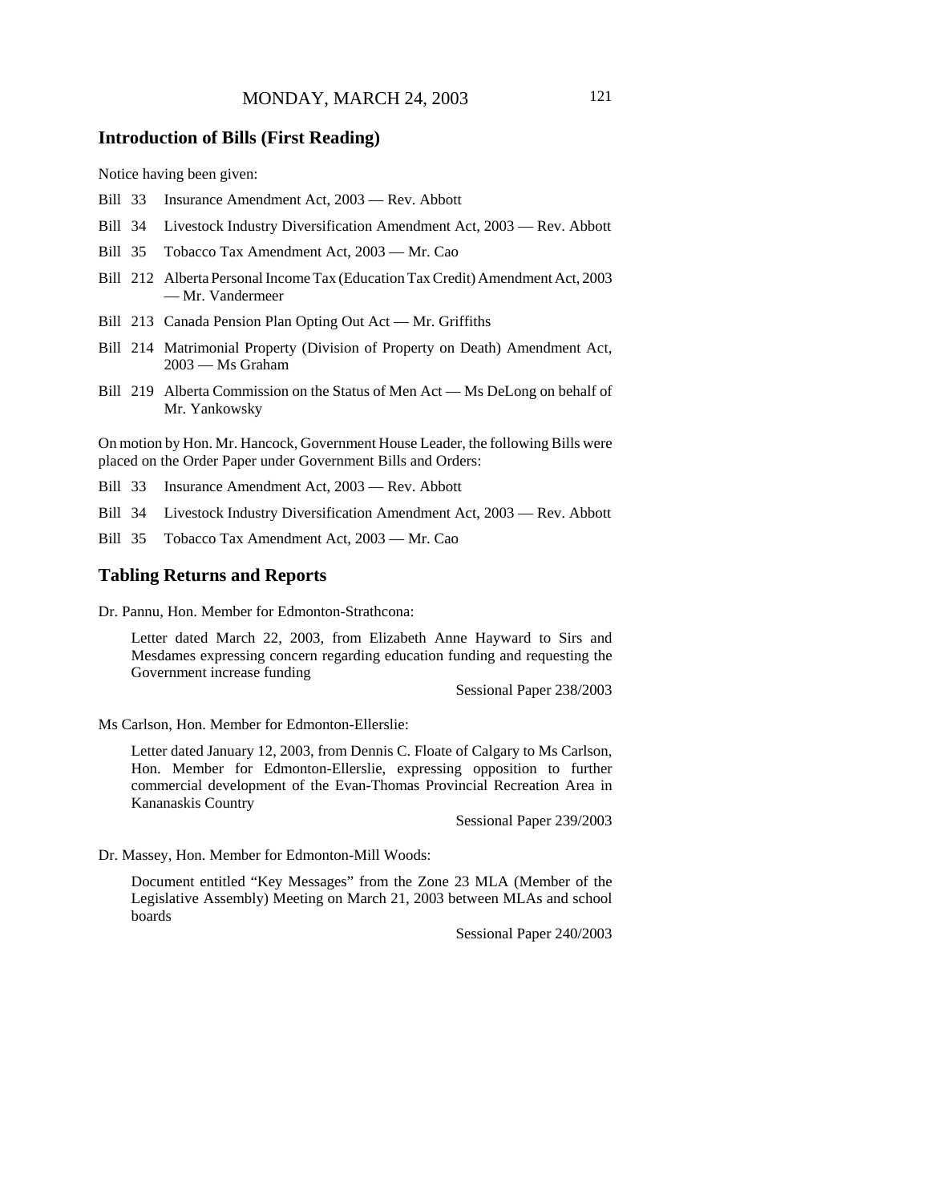## Introduction of Bills (First Reading)

Notice having been given:

- Bill 33 Insurance Amendment Act, 2003 — Rev. Abbott
- Bill 34 Livestock Industry Diversification Amendment Act, 2003 — Rev. Abbott
- Bill 35 Tobacco Tax Amendment Act, 2003 — Mr. Cao
- Bill 212 Alberta Personal Income Tax (Education Tax Credit) Amendment Act, 2003 — Mr. Vandermeer
- Bill 213 Canada Pension Plan Opting Out Act — Mr. Griffiths
- Bill 214 Matrimonial Property (Division of Property on Death) Amendment Act, 2003 — Ms Graham
- Bill 219 Alberta Commission on the Status of Men Act — Ms DeLong on behalf of Mr. Yankowsky

On motion by Hon. Mr. Hancock, Government House Leader, the following Bills were placed on the Order Paper under Government Bills and Orders:

- Bill 33 Insurance Amendment Act, 2003 — Rev. Abbott
- Bill 34 Livestock Industry Diversification Amendment Act, 2003 — Rev. Abbott
- Bill 35 Tobacco Tax Amendment Act, 2003 — Mr. Cao

## Tabling Returns and Reports

Dr. Pannu, Hon. Member for Edmonton-Strathcona:

> Letter dated March 22, 2003, from Elizabeth Anne Hayward to Sirs and Mesdames expressing concern regarding education funding and requesting the Government increase funding
>
> Sessional Paper 238/2003

Ms Carlson, Hon. Member for Edmonton-Ellerslie:

> Letter dated January 12, 2003, from Dennis C. Floate of Calgary to Ms Carlson, Hon. Member for Edmonton-Ellerslie, expressing opposition to further commercial development of the Evan-Thomas Provincial Recreation Area in Kananaskis Country
>
> Sessional Paper 239/2003

Dr. Massey, Hon. Member for Edmonton-Mill Woods:

> Document entitled "Key Messages" from the Zone 23 MLA (Member of the Legislative Assembly) Meeting on March 21, 2003 between MLAs and school boards
>
> Sessional Paper 240/2003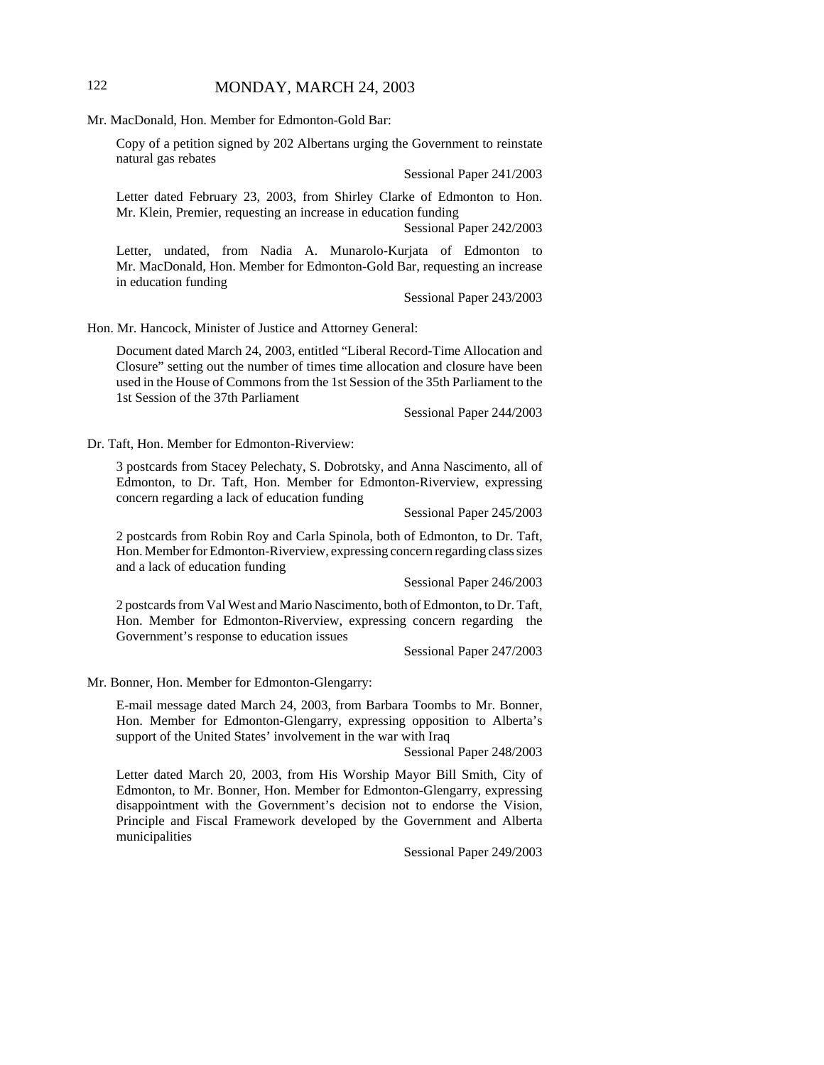Mr. MacDonald, Hon. Member for Edmonton-Gold Bar:

Copy of a petition signed by 202 Albertans urging the Government to reinstate natural gas rebates

Sessional Paper 241/2003

Letter dated February 23, 2003, from Shirley Clarke of Edmonton to Hon. Mr. Klein, Premier, requesting an increase in education funding

Sessional Paper 242/2003

Letter, undated, from Nadia A. Munarolo-Kurjata of Edmonton to Mr. MacDonald, Hon. Member for Edmonton-Gold Bar, requesting an increase in education funding

Sessional Paper 243/2003

Hon. Mr. Hancock, Minister of Justice and Attorney General:

Document dated March 24, 2003, entitled "Liberal Record-Time Allocation and Closure" setting out the number of times time allocation and closure have been used in the House of Commons from the 1st Session of the 35th Parliament to the 1st Session of the 37th Parliament

Sessional Paper 244/2003

Dr. Taft, Hon. Member for Edmonton-Riverview:

3 postcards from Stacey Pelechaty, S. Dobrotsky, and Anna Nascimento, all of Edmonton, to Dr. Taft, Hon. Member for Edmonton-Riverview, expressing concern regarding a lack of education funding

Sessional Paper 245/2003

2 postcards from Robin Roy and Carla Spinola, both of Edmonton, to Dr. Taft, Hon. Member for Edmonton-Riverview, expressing concern regarding class sizes and a lack of education funding

Sessional Paper 246/2003

2 postcards from Val West and Mario Nascimento, both of Edmonton, to Dr. Taft, Hon. Member for Edmonton-Riverview, expressing concern regarding the Government's response to education issues

Sessional Paper 247/2003

Mr. Bonner, Hon. Member for Edmonton-Glengarry:

E-mail message dated March 24, 2003, from Barbara Toombs to Mr. Bonner, Hon. Member for Edmonton-Glengarry, expressing opposition to Alberta's support of the United States' involvement in the war with Iraq

Sessional Paper 248/2003

Letter dated March 20, 2003, from His Worship Mayor Bill Smith, City of Edmonton, to Mr. Bonner, Hon. Member for Edmonton-Glengarry, expressing disappointment with the Government's decision not to endorse the Vision, Principle and Fiscal Framework developed by the Government and Alberta municipalities

Sessional Paper 249/2003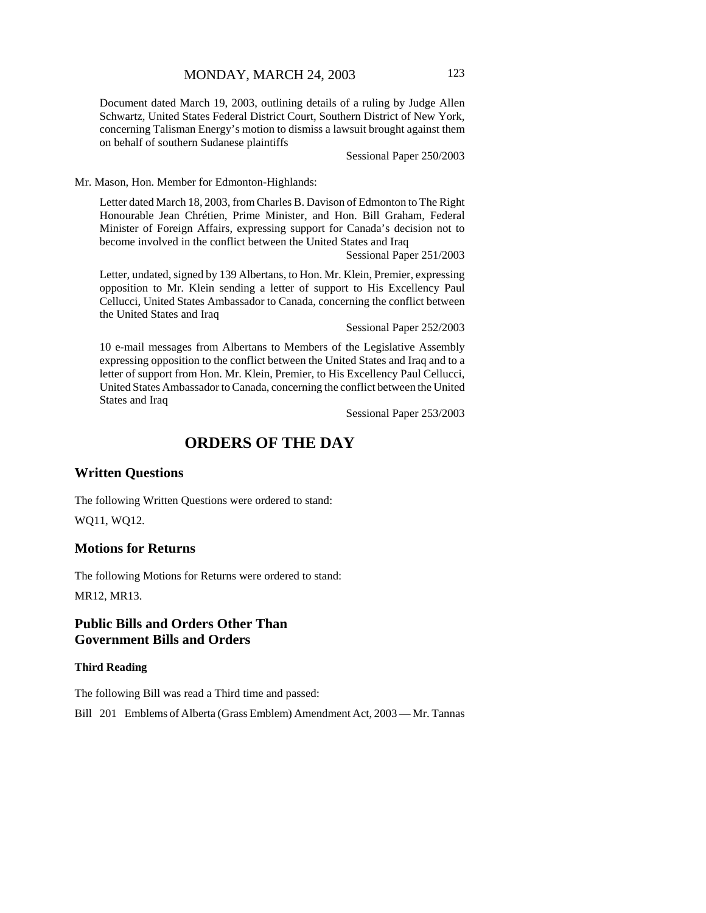Document dated March 19, 2003, outlining details of a ruling by Judge Allen Schwartz, United States Federal District Court, Southern District of New York, concerning Talisman Energy's motion to dismiss a lawsuit brought against them on behalf of southern Sudanese plaintiffs

Sessional Paper 250/2003

Mr. Mason, Hon. Member for Edmonton-Highlands:

Letter dated March 18, 2003, from Charles B. Davison of Edmonton to The Right Honourable Jean Chrétien, Prime Minister, and Hon. Bill Graham, Federal Minister of Foreign Affairs, expressing support for Canada's decision not to become involved in the conflict between the United States and Iraq

Sessional Paper 251/2003

Letter, undated, signed by 139 Albertans, to Hon. Mr. Klein, Premier, expressing opposition to Mr. Klein sending a letter of support to His Excellency Paul Cellucci, United States Ambassador to Canada, concerning the conflict between the United States and Iraq

Sessional Paper 252/2003

10 e-mail messages from Albertans to Members of the Legislative Assembly expressing opposition to the conflict between the United States and Iraq and to a letter of support from Hon. Mr. Klein, Premier, to His Excellency Paul Cellucci, United States Ambassador to Canada, concerning the conflict between the United States and Iraq

Sessional Paper 253/2003

# ORDERS OF THE DAY

## Written Questions

The following Written Questions were ordered to stand:

WQ11, WQ12.

## Motions for Returns

The following Motions for Returns were ordered to stand:

MR12, MR13.

## Public Bills and Orders Other Than Government Bills and Orders

### Third Reading

The following Bill was read a Third time and passed:

Bill 201 Emblems of Alberta (Grass Emblem) Amendment Act, 2003 — Mr. Tannas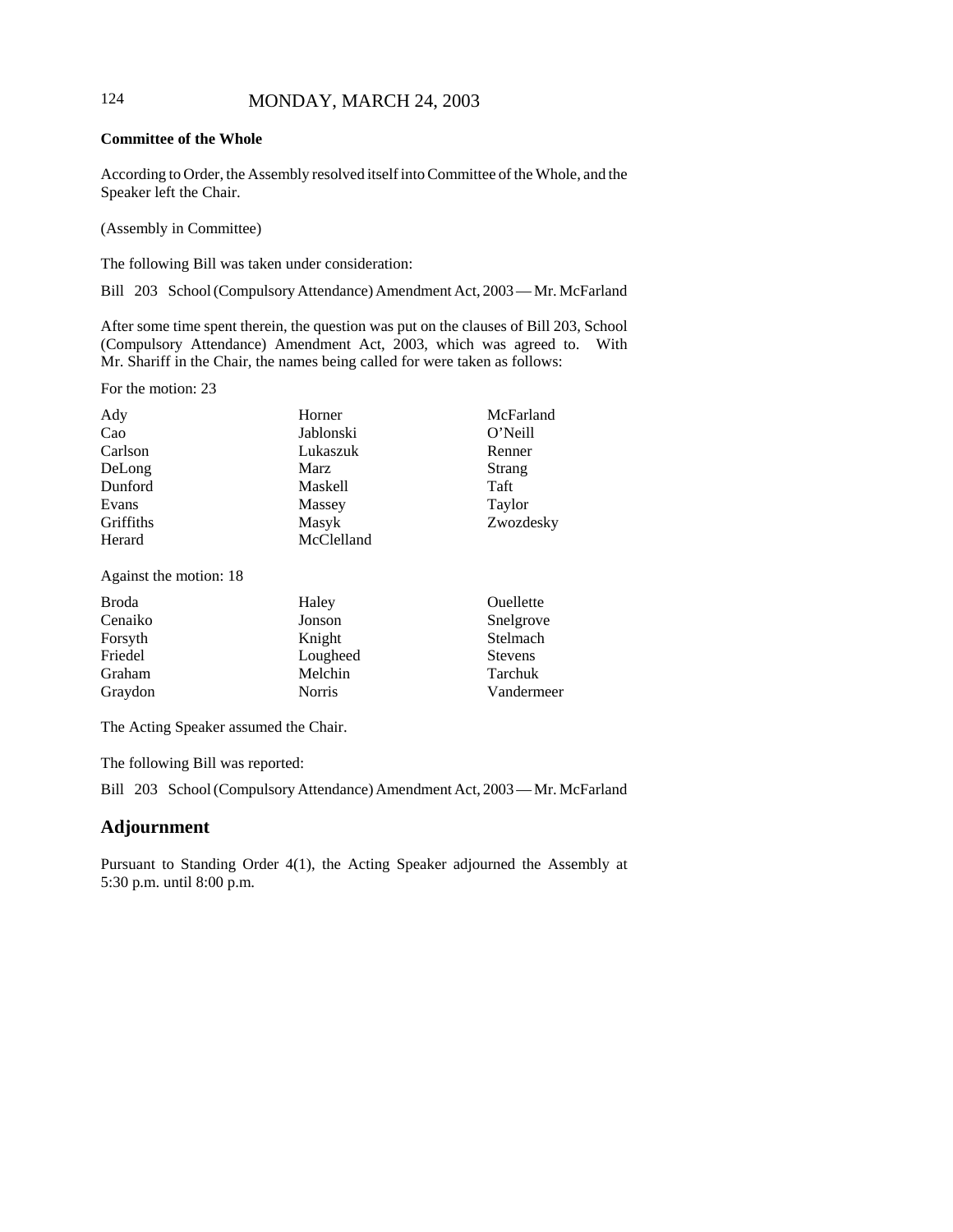**Committee of the Whole**

According to Order, the Assembly resolved itself into Committee of the Whole, and the Speaker left the Chair.

(Assembly in Committee)

The following Bill was taken under consideration:

Bill 203 School (Compulsory Attendance) Amendment Act, 2003 — Mr. McFarland

After some time spent therein, the question was put on the clauses of Bill 203, School (Compulsory Attendance) Amendment Act, 2003, which was agreed to. With Mr. Shariff in the Chair, the names being called for were taken as follows:

For the motion: 23

| | | |
|---|---|---|
| Ady | Horner | McFarland |
| Cao | Jablonski | O'Neill |
| Carlson | Lukaszuk | Renner |
| DeLong | Marz | Strang |
| Dunford | Maskell | Taft |
| Evans | Massey | Taylor |
| Griffiths | Masyk | Zwozdesky |
| Herard | McClelland | |

Against the motion: 18

| | | |
|---|---|---|
| Broda | Haley | Ouellette |
| Cenaiko | Jonson | Snelgrove |
| Forsyth | Knight | Stelmach |
| Friedel | Lougheed | Stevens |
| Graham | Melchin | Tarchuk |
| Graydon | Norris | Vandermeer |

The Acting Speaker assumed the Chair.

The following Bill was reported:

Bill 203 School (Compulsory Attendance) Amendment Act, 2003 — Mr. McFarland

## Adjournment

Pursuant to Standing Order 4(1), the Acting Speaker adjourned the Assembly at 5:30 p.m. until 8:00 p.m.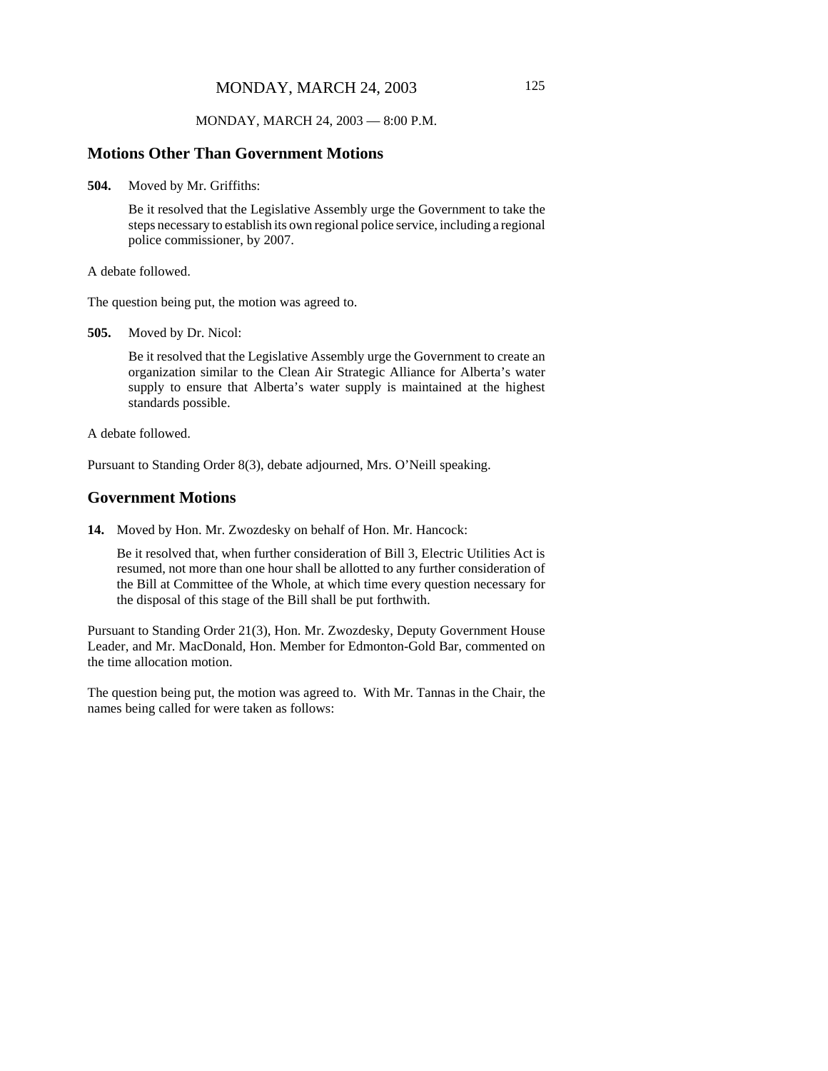MONDAY, MARCH 24, 2003 — 8:00 P.M.

## Motions Other Than Government Motions

**504.** Moved by Mr. Griffiths:

> Be it resolved that the Legislative Assembly urge the Government to take the steps necessary to establish its own regional police service, including a regional police commissioner, by 2007.

A debate followed.

The question being put, the motion was agreed to.

**505.** Moved by Dr. Nicol:

> Be it resolved that the Legislative Assembly urge the Government to create an organization similar to the Clean Air Strategic Alliance for Alberta's water supply to ensure that Alberta's water supply is maintained at the highest standards possible.

A debate followed.

Pursuant to Standing Order 8(3), debate adjourned, Mrs. O'Neill speaking.

## Government Motions

**14.** Moved by Hon. Mr. Zwozdesky on behalf of Hon. Mr. Hancock:

> Be it resolved that, when further consideration of Bill 3, Electric Utilities Act is resumed, not more than one hour shall be allotted to any further consideration of the Bill at Committee of the Whole, at which time every question necessary for the disposal of this stage of the Bill shall be put forthwith.

Pursuant to Standing Order 21(3), Hon. Mr. Zwozdesky, Deputy Government House Leader, and Mr. MacDonald, Hon. Member for Edmonton-Gold Bar, commented on the time allocation motion.

The question being put, the motion was agreed to. With Mr. Tannas in the Chair, the names being called for were taken as follows: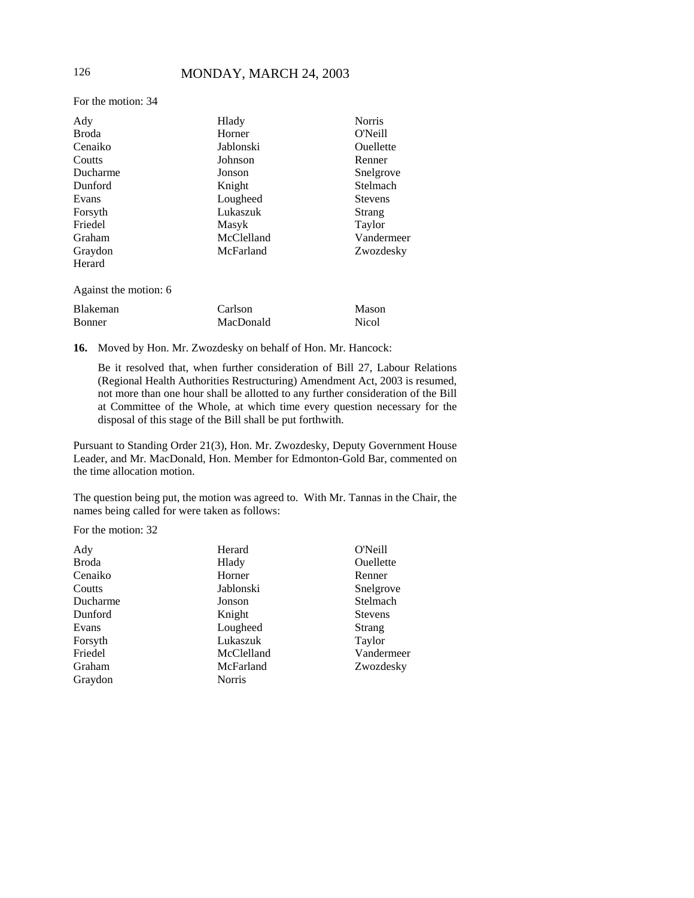For the motion: 34

| | | |
|---|---|---|
| Ady | Hlady | Norris |
| Broda | Horner | O'Neill |
| Cenaiko | Jablonski | Ouellette |
| Coutts | Johnson | Renner |
| Ducharme | Jonson | Snelgrove |
| Dunford | Knight | Stelmach |
| Evans | Lougheed | Stevens |
| Forsyth | Lukaszuk | Strang |
| Friedel | Masyk | Taylor |
| Graham | McClelland | Vandermeer |
| Graydon | McFarland | Zwozdesky |
| Herard | | |

Against the motion: 6

| | | |
|---|---|---|
| Blakeman | Carlson | Mason |
| Bonner | MacDonald | Nicol |

**16.** Moved by Hon. Mr. Zwozdesky on behalf of Hon. Mr. Hancock:

> Be it resolved that, when further consideration of Bill 27, Labour Relations (Regional Health Authorities Restructuring) Amendment Act, 2003 is resumed, not more than one hour shall be allotted to any further consideration of the Bill at Committee of the Whole, at which time every question necessary for the disposal of this stage of the Bill shall be put forthwith.

Pursuant to Standing Order 21(3), Hon. Mr. Zwozdesky, Deputy Government House Leader, and Mr. MacDonald, Hon. Member for Edmonton-Gold Bar, commented on the time allocation motion.

The question being put, the motion was agreed to. With Mr. Tannas in the Chair, the names being called for were taken as follows:

For the motion: 32

| | | |
|---|---|---|
| Ady | Herard | O'Neill |
| Broda | Hlady | Ouellette |
| Cenaiko | Horner | Renner |
| Coutts | Jablonski | Snelgrove |
| Ducharme | Jonson | Stelmach |
| Dunford | Knight | Stevens |
| Evans | Lougheed | Strang |
| Forsyth | Lukaszuk | Taylor |
| Friedel | McClelland | Vandermeer |
| Graham | McFarland | Zwozdesky |
| Graydon | Norris | |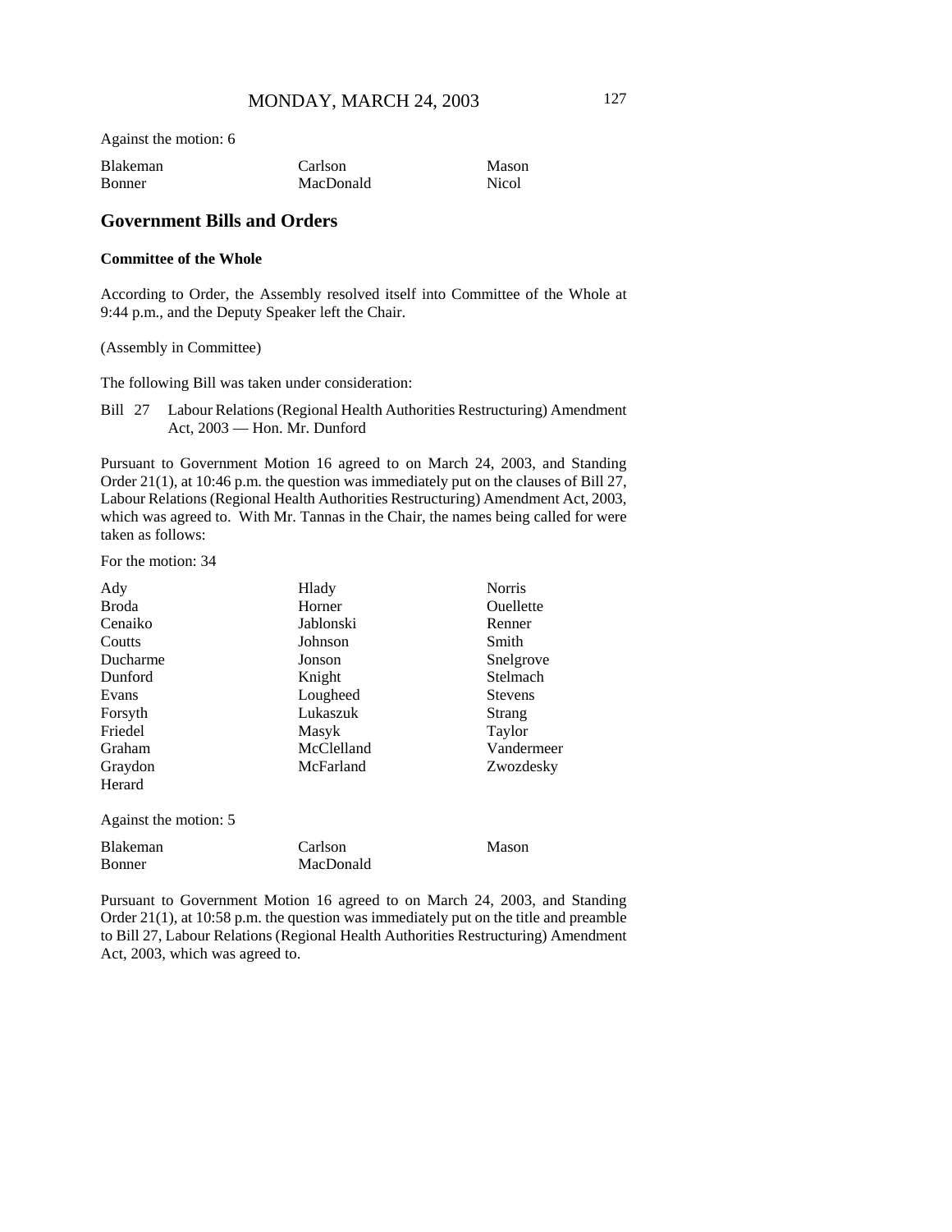Against the motion: 6

| Blakeman | Carlson | Mason |
|---|---|---|
| Bonner | MacDonald | Nicol |

## Government Bills and Orders

### Committee of the Whole

According to Order, the Assembly resolved itself into Committee of the Whole at 9:44 p.m., and the Deputy Speaker left the Chair.

(Assembly in Committee)

The following Bill was taken under consideration:

Bill 27 Labour Relations (Regional Health Authorities Restructuring) Amendment Act, 2003 — Hon. Mr. Dunford

Pursuant to Government Motion 16 agreed to on March 24, 2003, and Standing Order 21(1), at 10:46 p.m. the question was immediately put on the clauses of Bill 27, Labour Relations (Regional Health Authorities Restructuring) Amendment Act, 2003, which was agreed to. With Mr. Tannas in the Chair, the names being called for were taken as follows:

For the motion: 34

| Ady | Hlady | Norris |
|---|---|---|
| Broda | Horner | Ouellette |
| Cenaiko | Jablonski | Renner |
| Coutts | Johnson | Smith |
| Ducharme | Jonson | Snelgrove |
| Dunford | Knight | Stelmach |
| Evans | Lougheed | Stevens |
| Forsyth | Lukaszuk | Strang |
| Friedel | Masyk | Taylor |
| Graham | McClelland | Vandermeer |
| Graydon | McFarland | Zwozdesky |
| Herard | | |

Against the motion: 5

| Blakeman | Carlson | Mason |
|---|---|---|
| Bonner | MacDonald | |

Pursuant to Government Motion 16 agreed to on March 24, 2003, and Standing Order 21(1), at 10:58 p.m. the question was immediately put on the title and preamble to Bill 27, Labour Relations (Regional Health Authorities Restructuring) Amendment Act, 2003, which was agreed to.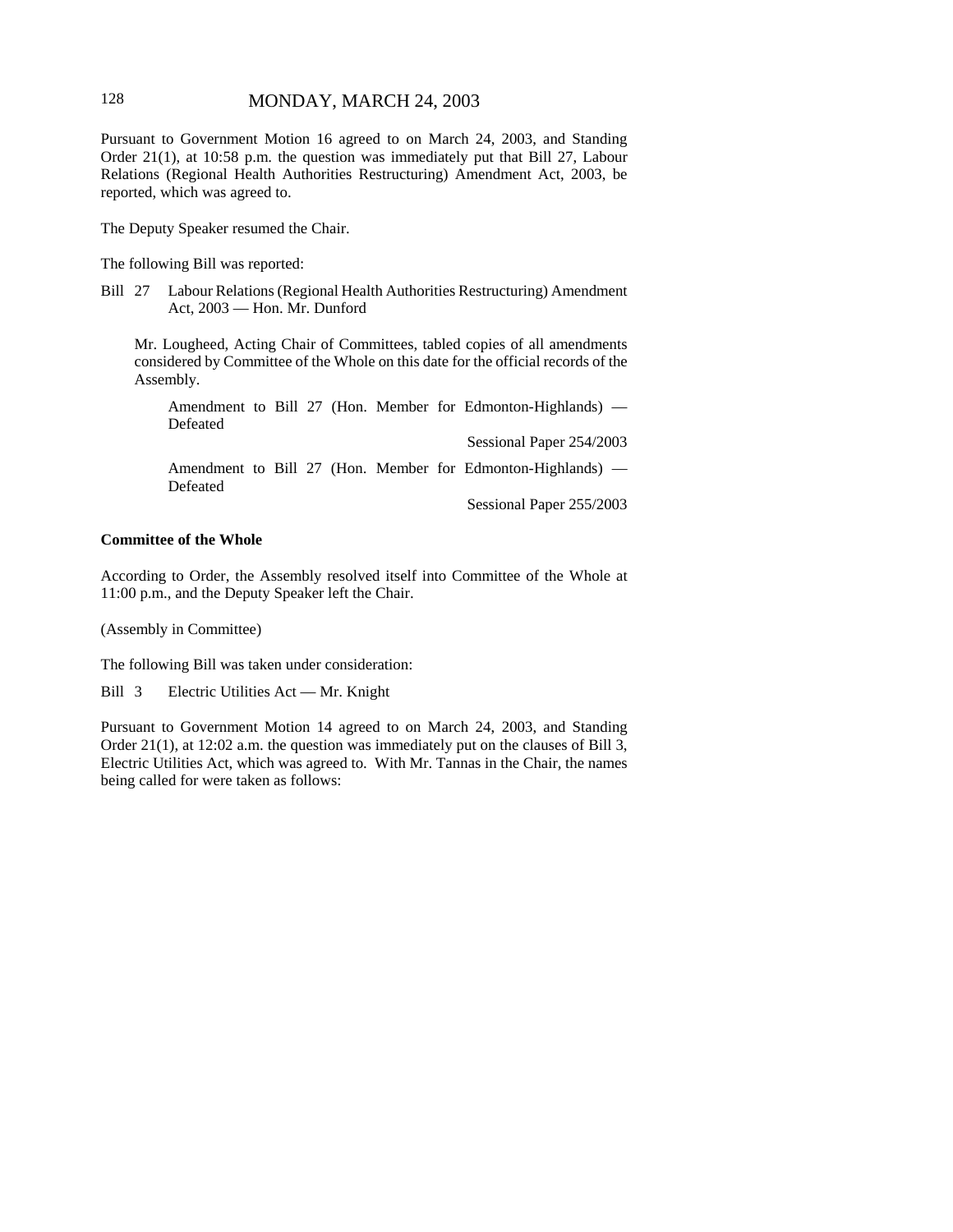Pursuant to Government Motion 16 agreed to on March 24, 2003, and Standing Order 21(1), at 10:58 p.m. the question was immediately put that Bill 27, Labour Relations (Regional Health Authorities Restructuring) Amendment Act, 2003, be reported, which was agreed to.

The Deputy Speaker resumed the Chair.

The following Bill was reported:

Bill 27 Labour Relations (Regional Health Authorities Restructuring) Amendment Act, 2003 — Hon. Mr. Dunford

Mr. Lougheed, Acting Chair of Committees, tabled copies of all amendments considered by Committee of the Whole on this date for the official records of the Assembly.

Amendment to Bill 27 (Hon. Member for Edmonton-Highlands) — Defeated

Sessional Paper 254/2003

Amendment to Bill 27 (Hon. Member for Edmonton-Highlands) — Defeated

Sessional Paper 255/2003

**Committee of the Whole**

According to Order, the Assembly resolved itself into Committee of the Whole at 11:00 p.m., and the Deputy Speaker left the Chair.

(Assembly in Committee)

The following Bill was taken under consideration:

Bill 3 Electric Utilities Act — Mr. Knight

Pursuant to Government Motion 14 agreed to on March 24, 2003, and Standing Order 21(1), at 12:02 a.m. the question was immediately put on the clauses of Bill 3, Electric Utilities Act, which was agreed to. With Mr. Tannas in the Chair, the names being called for were taken as follows: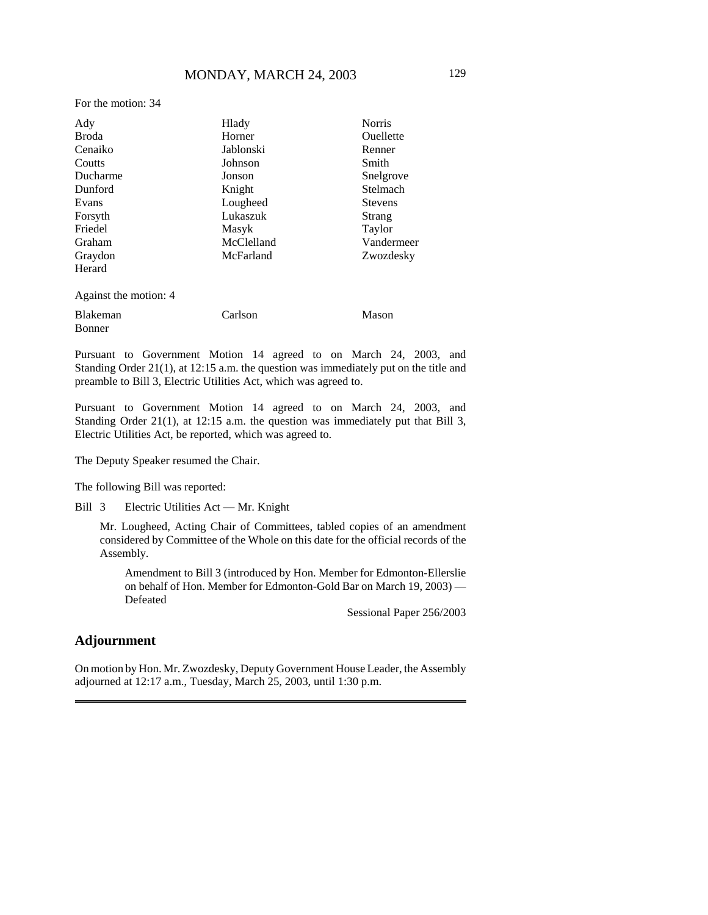For the motion: 34

| | | |
|---|---|---|
| Ady | Hlady | Norris |
| Broda | Horner | Ouellette |
| Cenaiko | Jablonski | Renner |
| Coutts | Johnson | Smith |
| Ducharme | Jonson | Snelgrove |
| Dunford | Knight | Stelmach |
| Evans | Lougheed | Stevens |
| Forsyth | Lukaszuk | Strang |
| Friedel | Masyk | Taylor |
| Graham | McClelland | Vandermeer |
| Graydon | McFarland | Zwozdesky |
| Herard | | |

Against the motion: 4

| | | |
|---|---|---|
| Blakeman | Carlson | Mason |
| Bonner | | |

Pursuant to Government Motion 14 agreed to on March 24, 2003, and Standing Order 21(1), at 12:15 a.m. the question was immediately put on the title and preamble to Bill 3, Electric Utilities Act, which was agreed to.

Pursuant to Government Motion 14 agreed to on March 24, 2003, and Standing Order 21(1), at 12:15 a.m. the question was immediately put that Bill 3, Electric Utilities Act, be reported, which was agreed to.

The Deputy Speaker resumed the Chair.

The following Bill was reported:

Bill 3 Electric Utilities Act — Mr. Knight

> Mr. Lougheed, Acting Chair of Committees, tabled copies of an amendment considered by Committee of the Whole on this date for the official records of the Assembly.
>
> > Amendment to Bill 3 (introduced by Hon. Member for Edmonton-Ellerslie on behalf of Hon. Member for Edmonton-Gold Bar on March 19, 2003) — Defeated
> >
> > Sessional Paper 256/2003

## Adjournment

On motion by Hon. Mr. Zwozdesky, Deputy Government House Leader, the Assembly adjourned at 12:17 a.m., Tuesday, March 25, 2003, until 1:30 p.m.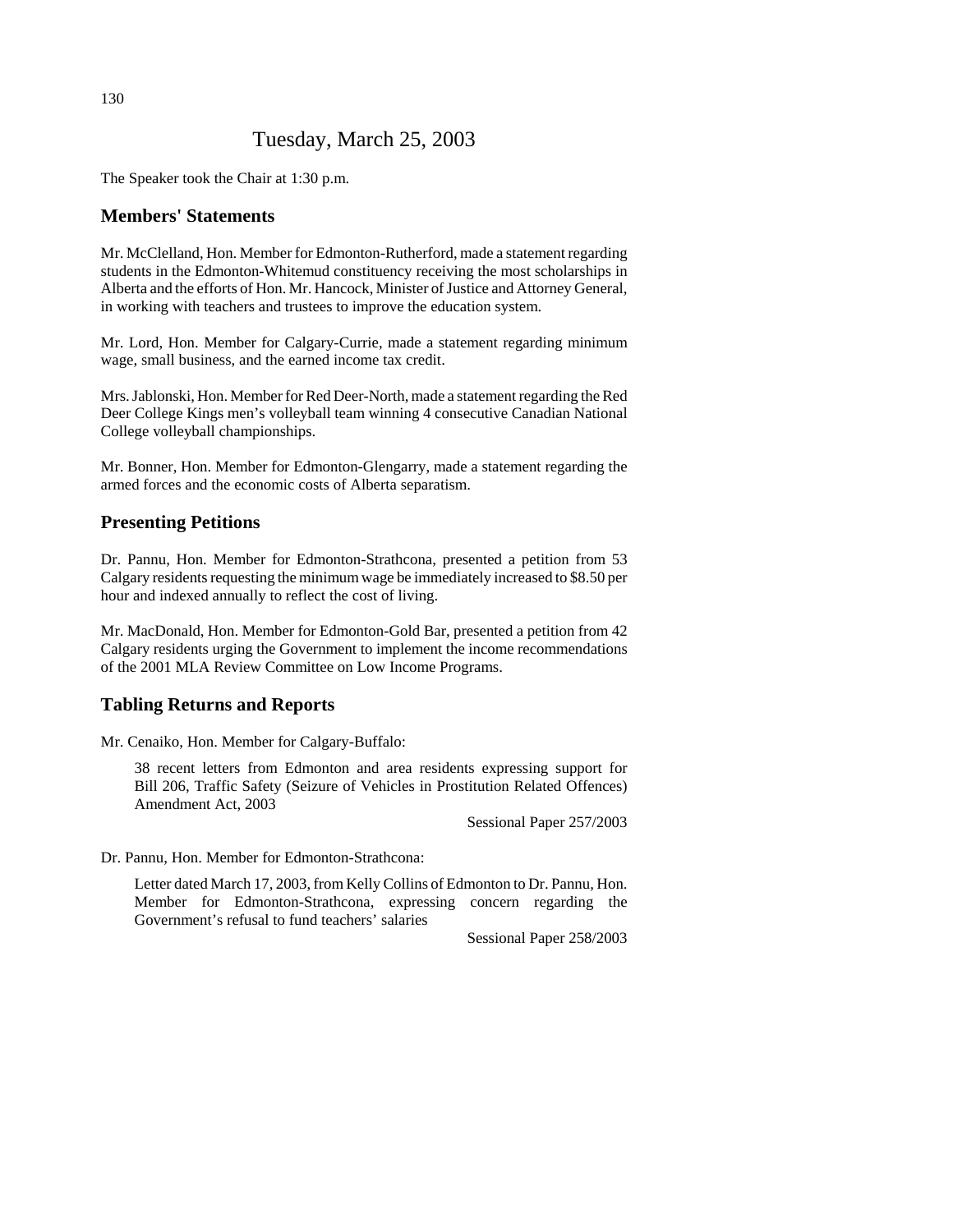# Tuesday, March 25, 2003

The Speaker took the Chair at 1:30 p.m.

## Members' Statements

Mr. McClelland, Hon. Member for Edmonton-Rutherford, made a statement regarding students in the Edmonton-Whitemud constituency receiving the most scholarships in Alberta and the efforts of Hon. Mr. Hancock, Minister of Justice and Attorney General, in working with teachers and trustees to improve the education system.

Mr. Lord, Hon. Member for Calgary-Currie, made a statement regarding minimum wage, small business, and the earned income tax credit.

Mrs. Jablonski, Hon. Member for Red Deer-North, made a statement regarding the Red Deer College Kings men's volleyball team winning 4 consecutive Canadian National College volleyball championships.

Mr. Bonner, Hon. Member for Edmonton-Glengarry, made a statement regarding the armed forces and the economic costs of Alberta separatism.

## Presenting Petitions

Dr. Pannu, Hon. Member for Edmonton-Strathcona, presented a petition from 53 Calgary residents requesting the minimum wage be immediately increased to $8.50 per hour and indexed annually to reflect the cost of living.

Mr. MacDonald, Hon. Member for Edmonton-Gold Bar, presented a petition from 42 Calgary residents urging the Government to implement the income recommendations of the 2001 MLA Review Committee on Low Income Programs.

## Tabling Returns and Reports

Mr. Cenaiko, Hon. Member for Calgary-Buffalo:

> 38 recent letters from Edmonton and area residents expressing support for Bill 206, Traffic Safety (Seizure of Vehicles in Prostitution Related Offences) Amendment Act, 2003
>
> Sessional Paper 257/2003

Dr. Pannu, Hon. Member for Edmonton-Strathcona:

> Letter dated March 17, 2003, from Kelly Collins of Edmonton to Dr. Pannu, Hon. Member for Edmonton-Strathcona, expressing concern regarding the Government's refusal to fund teachers' salaries
>
> Sessional Paper 258/2003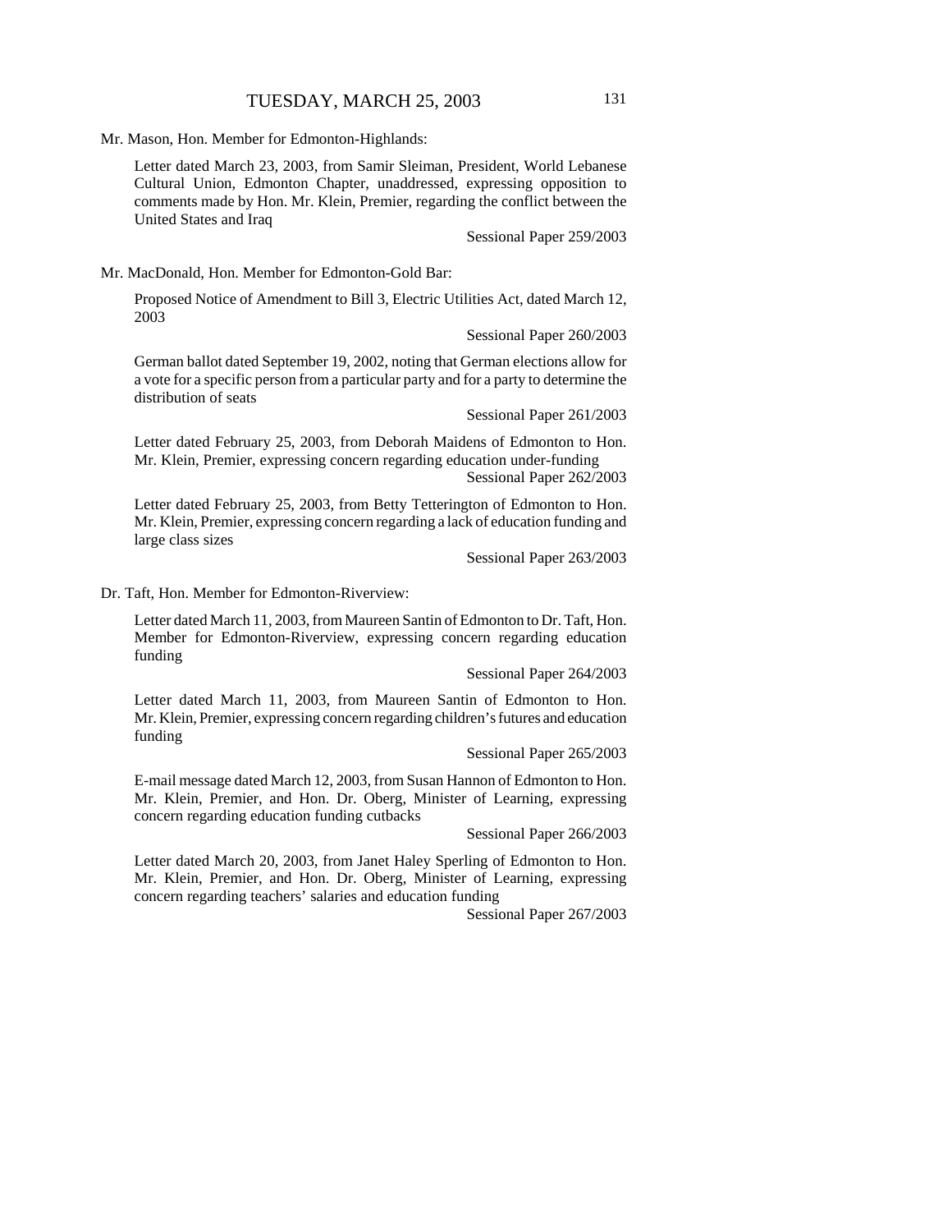Mr. Mason, Hon. Member for Edmonton-Highlands:

Letter dated March 23, 2003, from Samir Sleiman, President, World Lebanese Cultural Union, Edmonton Chapter, unaddressed, expressing opposition to comments made by Hon. Mr. Klein, Premier, regarding the conflict between the United States and Iraq

Sessional Paper 259/2003

Mr. MacDonald, Hon. Member for Edmonton-Gold Bar:

Proposed Notice of Amendment to Bill 3, Electric Utilities Act, dated March 12, 2003

Sessional Paper 260/2003

German ballot dated September 19, 2002, noting that German elections allow for a vote for a specific person from a particular party and for a party to determine the distribution of seats

Sessional Paper 261/2003

Letter dated February 25, 2003, from Deborah Maidens of Edmonton to Hon. Mr. Klein, Premier, expressing concern regarding education under-funding

Sessional Paper 262/2003

Letter dated February 25, 2003, from Betty Tetterington of Edmonton to Hon. Mr. Klein, Premier, expressing concern regarding a lack of education funding and large class sizes

Sessional Paper 263/2003

Dr. Taft, Hon. Member for Edmonton-Riverview:

Letter dated March 11, 2003, from Maureen Santin of Edmonton to Dr. Taft, Hon. Member for Edmonton-Riverview, expressing concern regarding education funding

Sessional Paper 264/2003

Letter dated March 11, 2003, from Maureen Santin of Edmonton to Hon. Mr. Klein, Premier, expressing concern regarding children's futures and education funding

Sessional Paper 265/2003

E-mail message dated March 12, 2003, from Susan Hannon of Edmonton to Hon. Mr. Klein, Premier, and Hon. Dr. Oberg, Minister of Learning, expressing concern regarding education funding cutbacks

Sessional Paper 266/2003

Letter dated March 20, 2003, from Janet Haley Sperling of Edmonton to Hon. Mr. Klein, Premier, and Hon. Dr. Oberg, Minister of Learning, expressing concern regarding teachers' salaries and education funding

Sessional Paper 267/2003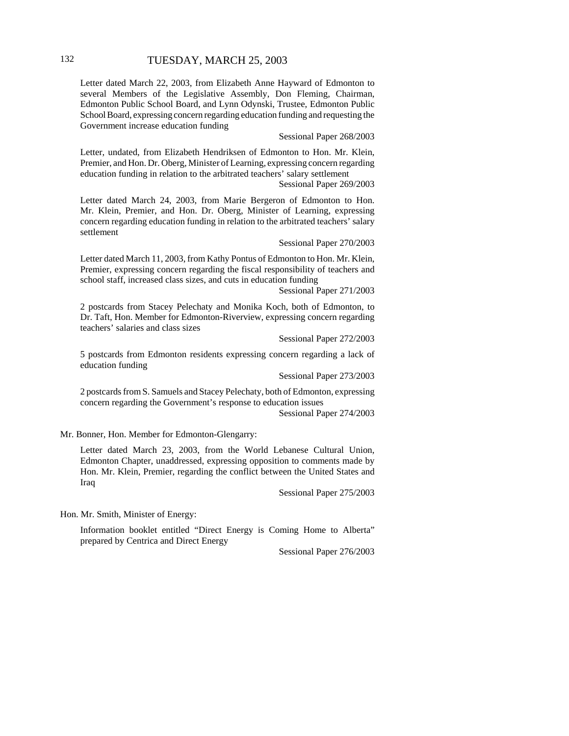Letter dated March 22, 2003, from Elizabeth Anne Hayward of Edmonton to several Members of the Legislative Assembly, Don Fleming, Chairman, Edmonton Public School Board, and Lynn Odynski, Trustee, Edmonton Public School Board, expressing concern regarding education funding and requesting the Government increase education funding

Sessional Paper 268/2003

Letter, undated, from Elizabeth Hendriksen of Edmonton to Hon. Mr. Klein, Premier, and Hon. Dr. Oberg, Minister of Learning, expressing concern regarding education funding in relation to the arbitrated teachers' salary settlement

Sessional Paper 269/2003

Letter dated March 24, 2003, from Marie Bergeron of Edmonton to Hon. Mr. Klein, Premier, and Hon. Dr. Oberg, Minister of Learning, expressing concern regarding education funding in relation to the arbitrated teachers' salary settlement

Sessional Paper 270/2003

Letter dated March 11, 2003, from Kathy Pontus of Edmonton to Hon. Mr. Klein, Premier, expressing concern regarding the fiscal responsibility of teachers and school staff, increased class sizes, and cuts in education funding

Sessional Paper 271/2003

2 postcards from Stacey Pelechaty and Monika Koch, both of Edmonton, to Dr. Taft, Hon. Member for Edmonton-Riverview, expressing concern regarding teachers' salaries and class sizes

Sessional Paper 272/2003

5 postcards from Edmonton residents expressing concern regarding a lack of education funding

Sessional Paper 273/2003

2 postcards from S. Samuels and Stacey Pelechaty, both of Edmonton, expressing concern regarding the Government's response to education issues

Sessional Paper 274/2003

Mr. Bonner, Hon. Member for Edmonton-Glengarry:

Letter dated March 23, 2003, from the World Lebanese Cultural Union, Edmonton Chapter, unaddressed, expressing opposition to comments made by Hon. Mr. Klein, Premier, regarding the conflict between the United States and Iraq

Sessional Paper 275/2003

Hon. Mr. Smith, Minister of Energy:

Information booklet entitled "Direct Energy is Coming Home to Alberta" prepared by Centrica and Direct Energy

Sessional Paper 276/2003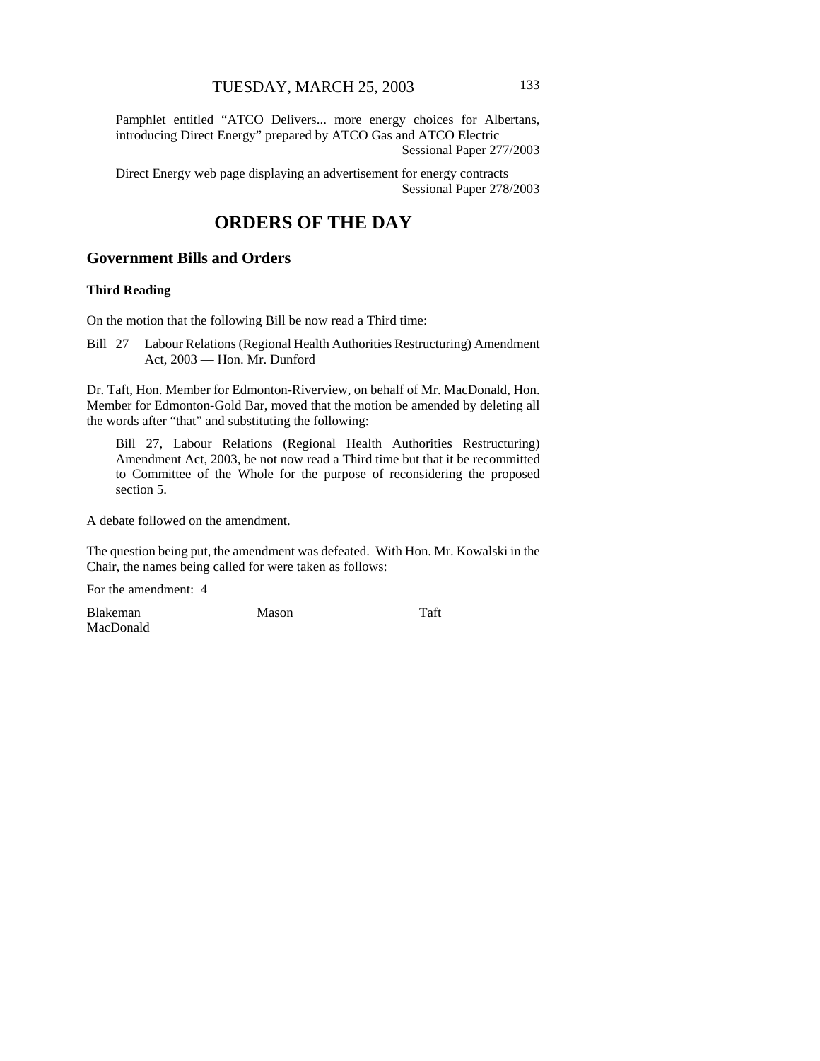Pamphlet entitled "ATCO Delivers... more energy choices for Albertans, introducing Direct Energy" prepared by ATCO Gas and ATCO Electric
Sessional Paper 277/2003

Direct Energy web page displaying an advertisement for energy contracts
Sessional Paper 278/2003

# ORDERS OF THE DAY

## Government Bills and Orders

### Third Reading

On the motion that the following Bill be now read a Third time:

Bill 27 Labour Relations (Regional Health Authorities Restructuring) Amendment Act, 2003 — Hon. Mr. Dunford

Dr. Taft, Hon. Member for Edmonton-Riverview, on behalf of Mr. MacDonald, Hon. Member for Edmonton-Gold Bar, moved that the motion be amended by deleting all the words after "that" and substituting the following:

> Bill 27, Labour Relations (Regional Health Authorities Restructuring) Amendment Act, 2003, be not now read a Third time but that it be recommitted to Committee of the Whole for the purpose of reconsidering the proposed section 5.

A debate followed on the amendment.

The question being put, the amendment was defeated. With Hon. Mr. Kowalski in the Chair, the names being called for were taken as follows:

For the amendment: 4

| | | |
|---|---|---|
| Blakeman | Mason | Taft |
| MacDonald | | |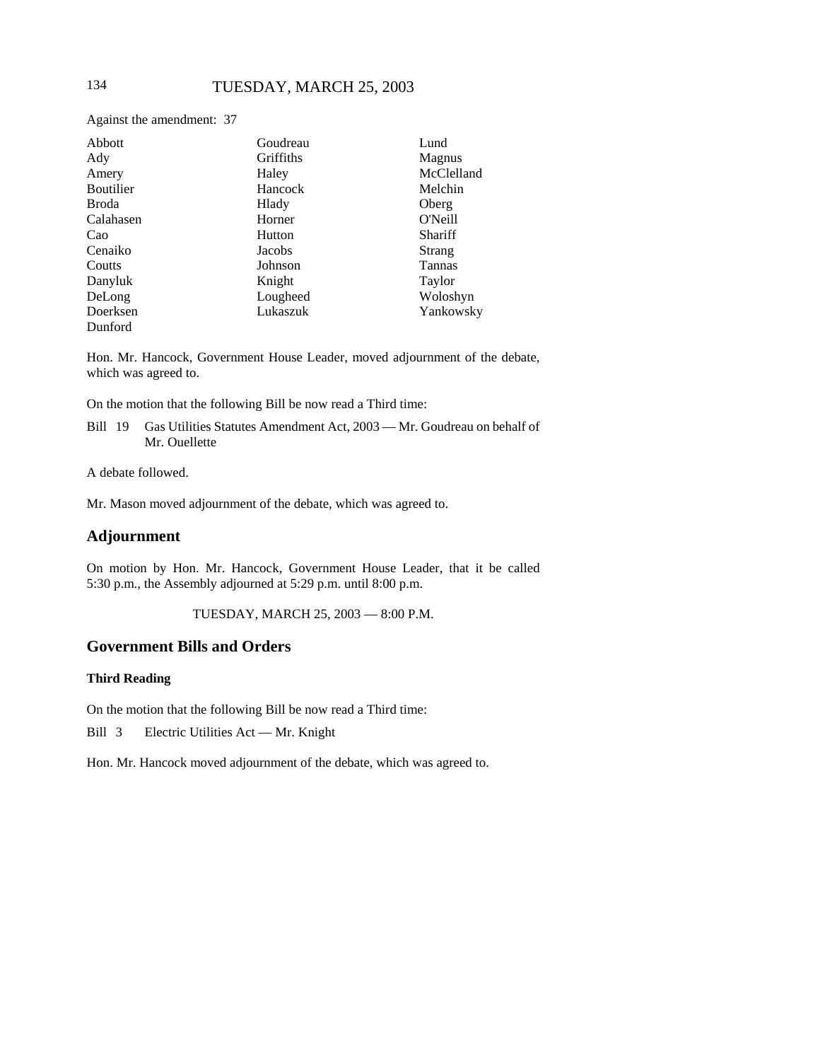Against the amendment: 37

| | | |
|---|---|---|
| Abbott | Goudreau | Lund |
| Ady | Griffiths | Magnus |
| Amery | Haley | McClelland |
| Boutilier | Hancock | Melchin |
| Broda | Hlady | Oberg |
| Calahasen | Horner | O'Neill |
| Cao | Hutton | Shariff |
| Cenaiko | Jacobs | Strang |
| Coutts | Johnson | Tannas |
| Danyluk | Knight | Taylor |
| DeLong | Lougheed | Woloshyn |
| Doerksen | Lukaszuk | Yankowsky |
| Dunford | | |

Hon. Mr. Hancock, Government House Leader, moved adjournment of the debate, which was agreed to.

On the motion that the following Bill be now read a Third time:

Bill 19 Gas Utilities Statutes Amendment Act, 2003 — Mr. Goudreau on behalf of Mr. Ouellette

A debate followed.

Mr. Mason moved adjournment of the debate, which was agreed to.

## Adjournment

On motion by Hon. Mr. Hancock, Government House Leader, that it be called 5:30 p.m., the Assembly adjourned at 5:29 p.m. until 8:00 p.m.

TUESDAY, MARCH 25, 2003 — 8:00 P.M.

## Government Bills and Orders

### Third Reading

On the motion that the following Bill be now read a Third time:

Bill 3 Electric Utilities Act — Mr. Knight

Hon. Mr. Hancock moved adjournment of the debate, which was agreed to.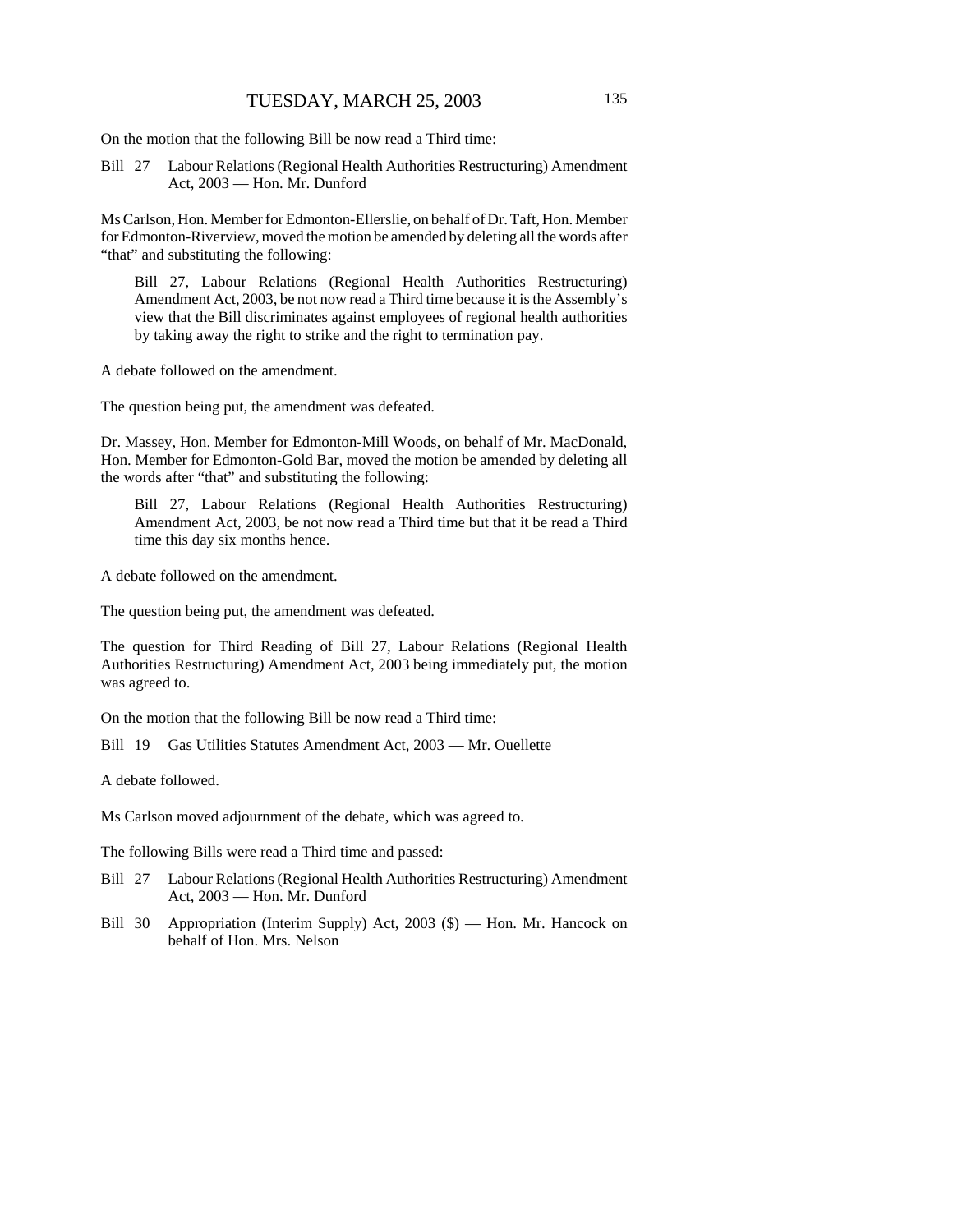On the motion that the following Bill be now read a Third time:

Bill 27 Labour Relations (Regional Health Authorities Restructuring) Amendment Act, 2003 — Hon. Mr. Dunford

Ms Carlson, Hon. Member for Edmonton-Ellerslie, on behalf of Dr. Taft, Hon. Member for Edmonton-Riverview, moved the motion be amended by deleting all the words after "that" and substituting the following:

> Bill 27, Labour Relations (Regional Health Authorities Restructuring) Amendment Act, 2003, be not now read a Third time because it is the Assembly's view that the Bill discriminates against employees of regional health authorities by taking away the right to strike and the right to termination pay.

A debate followed on the amendment.

The question being put, the amendment was defeated.

Dr. Massey, Hon. Member for Edmonton-Mill Woods, on behalf of Mr. MacDonald, Hon. Member for Edmonton-Gold Bar, moved the motion be amended by deleting all the words after "that" and substituting the following:

> Bill 27, Labour Relations (Regional Health Authorities Restructuring) Amendment Act, 2003, be not now read a Third time but that it be read a Third time this day six months hence.

A debate followed on the amendment.

The question being put, the amendment was defeated.

The question for Third Reading of Bill 27, Labour Relations (Regional Health Authorities Restructuring) Amendment Act, 2003 being immediately put, the motion was agreed to.

On the motion that the following Bill be now read a Third time:

Bill 19 Gas Utilities Statutes Amendment Act, 2003 — Mr. Ouellette

A debate followed.

Ms Carlson moved adjournment of the debate, which was agreed to.

The following Bills were read a Third time and passed:

Bill 27 Labour Relations (Regional Health Authorities Restructuring) Amendment Act, 2003 — Hon. Mr. Dunford

Bill 30 Appropriation (Interim Supply) Act, 2003 ($) — Hon. Mr. Hancock on behalf of Hon. Mrs. Nelson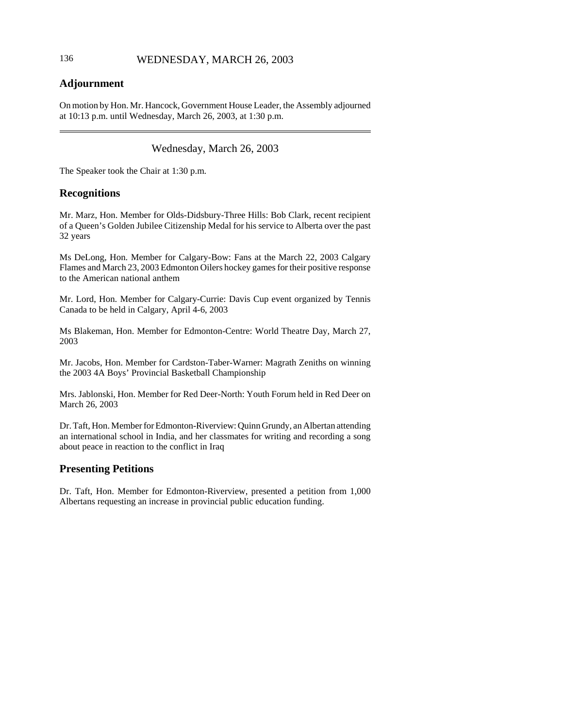## Adjournment

On motion by Hon. Mr. Hancock, Government House Leader, the Assembly adjourned at 10:13 p.m. until Wednesday, March 26, 2003, at 1:30 p.m.

---

Wednesday, March 26, 2003

The Speaker took the Chair at 1:30 p.m.

## Recognitions

Mr. Marz, Hon. Member for Olds-Didsbury-Three Hills: Bob Clark, recent recipient of a Queen's Golden Jubilee Citizenship Medal for his service to Alberta over the past 32 years

Ms DeLong, Hon. Member for Calgary-Bow: Fans at the March 22, 2003 Calgary Flames and March 23, 2003 Edmonton Oilers hockey games for their positive response to the American national anthem

Mr. Lord, Hon. Member for Calgary-Currie: Davis Cup event organized by Tennis Canada to be held in Calgary, April 4-6, 2003

Ms Blakeman, Hon. Member for Edmonton-Centre: World Theatre Day, March 27, 2003

Mr. Jacobs, Hon. Member for Cardston-Taber-Warner: Magrath Zeniths on winning the 2003 4A Boys' Provincial Basketball Championship

Mrs. Jablonski, Hon. Member for Red Deer-North: Youth Forum held in Red Deer on March 26, 2003

Dr. Taft, Hon. Member for Edmonton-Riverview: Quinn Grundy, an Albertan attending an international school in India, and her classmates for writing and recording a song about peace in reaction to the conflict in Iraq

## Presenting Petitions

Dr. Taft, Hon. Member for Edmonton-Riverview, presented a petition from 1,000 Albertans requesting an increase in provincial public education funding.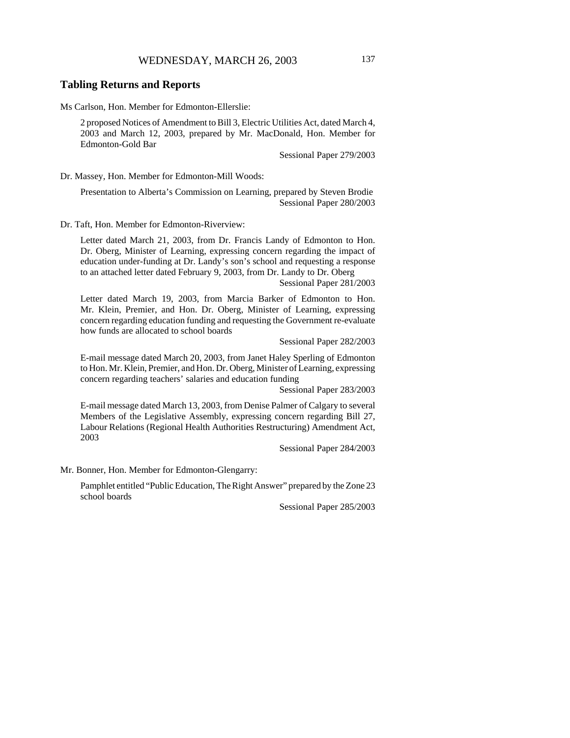## Tabling Returns and Reports

Ms Carlson, Hon. Member for Edmonton-Ellerslie:

2 proposed Notices of Amendment to Bill 3, Electric Utilities Act, dated March 4, 2003 and March 12, 2003, prepared by Mr. MacDonald, Hon. Member for Edmonton-Gold Bar

Sessional Paper 279/2003

Dr. Massey, Hon. Member for Edmonton-Mill Woods:

Presentation to Alberta's Commission on Learning, prepared by Steven Brodie

Sessional Paper 280/2003

Dr. Taft, Hon. Member for Edmonton-Riverview:

Letter dated March 21, 2003, from Dr. Francis Landy of Edmonton to Hon. Dr. Oberg, Minister of Learning, expressing concern regarding the impact of education under-funding at Dr. Landy's son's school and requesting a response to an attached letter dated February 9, 2003, from Dr. Landy to Dr. Oberg

Sessional Paper 281/2003

Letter dated March 19, 2003, from Marcia Barker of Edmonton to Hon. Mr. Klein, Premier, and Hon. Dr. Oberg, Minister of Learning, expressing concern regarding education funding and requesting the Government re-evaluate how funds are allocated to school boards

Sessional Paper 282/2003

E-mail message dated March 20, 2003, from Janet Haley Sperling of Edmonton to Hon. Mr. Klein, Premier, and Hon. Dr. Oberg, Minister of Learning, expressing concern regarding teachers' salaries and education funding

Sessional Paper 283/2003

E-mail message dated March 13, 2003, from Denise Palmer of Calgary to several Members of the Legislative Assembly, expressing concern regarding Bill 27, Labour Relations (Regional Health Authorities Restructuring) Amendment Act, 2003

Sessional Paper 284/2003

Mr. Bonner, Hon. Member for Edmonton-Glengarry:

Pamphlet entitled "Public Education, The Right Answer" prepared by the Zone 23 school boards

Sessional Paper 285/2003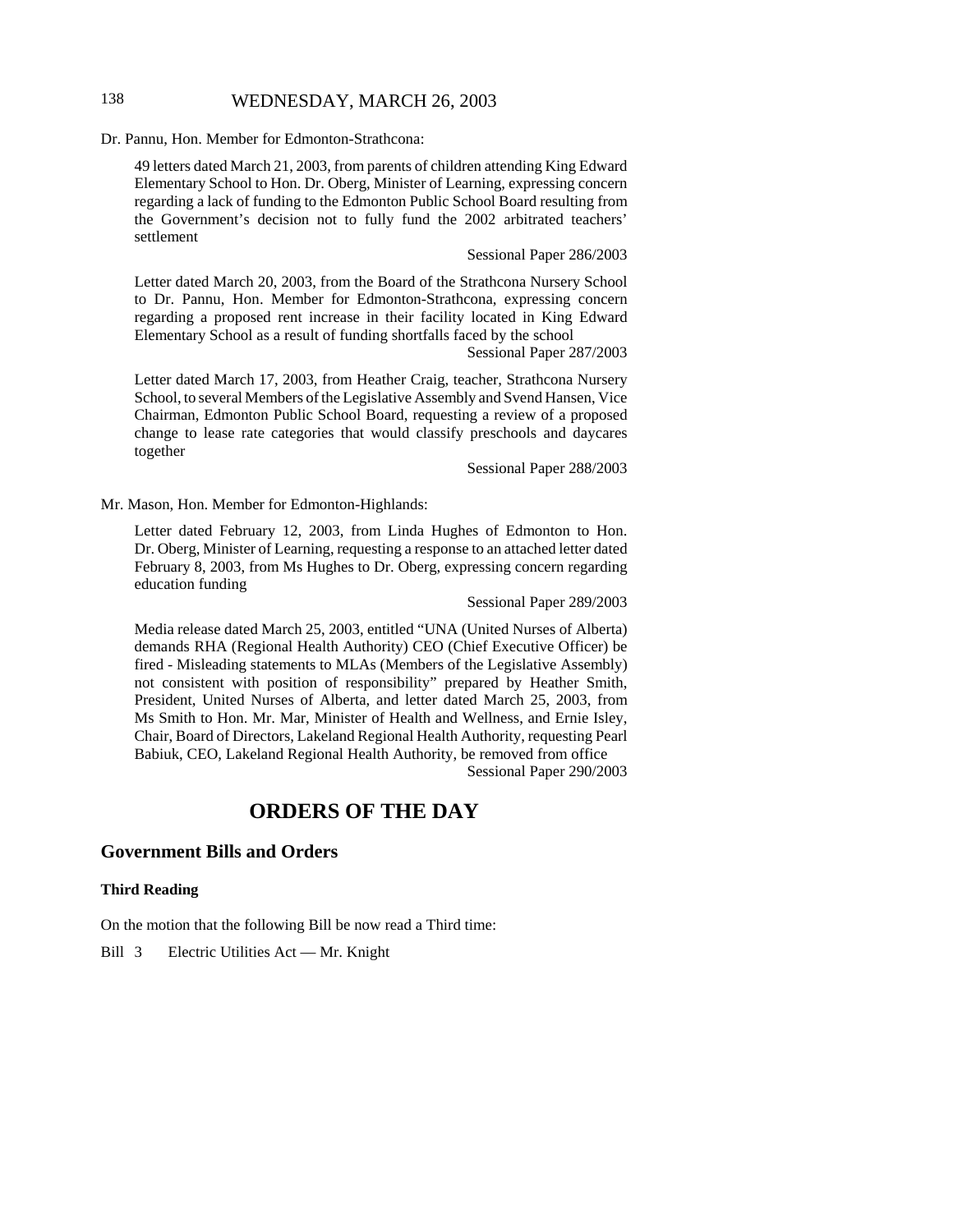Dr. Pannu, Hon. Member for Edmonton-Strathcona:

49 letters dated March 21, 2003, from parents of children attending King Edward Elementary School to Hon. Dr. Oberg, Minister of Learning, expressing concern regarding a lack of funding to the Edmonton Public School Board resulting from the Government's decision not to fully fund the 2002 arbitrated teachers' settlement

Sessional Paper 286/2003

Letter dated March 20, 2003, from the Board of the Strathcona Nursery School to Dr. Pannu, Hon. Member for Edmonton-Strathcona, expressing concern regarding a proposed rent increase in their facility located in King Edward Elementary School as a result of funding shortfalls faced by the school

Sessional Paper 287/2003

Letter dated March 17, 2003, from Heather Craig, teacher, Strathcona Nursery School, to several Members of the Legislative Assembly and Svend Hansen, Vice Chairman, Edmonton Public School Board, requesting a review of a proposed change to lease rate categories that would classify preschools and daycares together

Sessional Paper 288/2003

Mr. Mason, Hon. Member for Edmonton-Highlands:

Letter dated February 12, 2003, from Linda Hughes of Edmonton to Hon. Dr. Oberg, Minister of Learning, requesting a response to an attached letter dated February 8, 2003, from Ms Hughes to Dr. Oberg, expressing concern regarding education funding

Sessional Paper 289/2003

Media release dated March 25, 2003, entitled "UNA (United Nurses of Alberta) demands RHA (Regional Health Authority) CEO (Chief Executive Officer) be fired - Misleading statements to MLAs (Members of the Legislative Assembly) not consistent with position of responsibility" prepared by Heather Smith, President, United Nurses of Alberta, and letter dated March 25, 2003, from Ms Smith to Hon. Mr. Mar, Minister of Health and Wellness, and Ernie Isley, Chair, Board of Directors, Lakeland Regional Health Authority, requesting Pearl Babiuk, CEO, Lakeland Regional Health Authority, be removed from office

Sessional Paper 290/2003

# ORDERS OF THE DAY

## Government Bills and Orders

### Third Reading

On the motion that the following Bill be now read a Third time:

Bill 3 Electric Utilities Act — Mr. Knight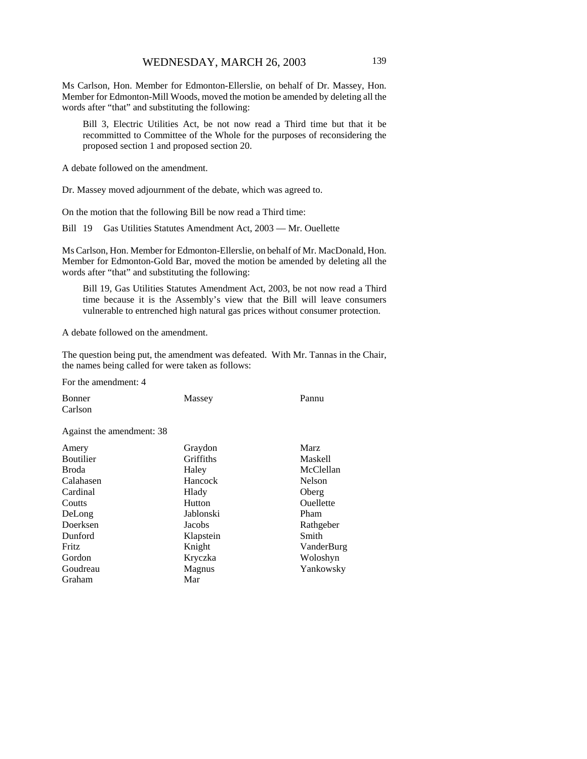Ms Carlson, Hon. Member for Edmonton-Ellerslie, on behalf of Dr. Massey, Hon. Member for Edmonton-Mill Woods, moved the motion be amended by deleting all the words after "that" and substituting the following:

> Bill 3, Electric Utilities Act, be not now read a Third time but that it be recommitted to Committee of the Whole for the purposes of reconsidering the proposed section 1 and proposed section 20.

A debate followed on the amendment.

Dr. Massey moved adjournment of the debate, which was agreed to.

On the motion that the following Bill be now read a Third time:

Bill 19 Gas Utilities Statutes Amendment Act, 2003 — Mr. Ouellette

Ms Carlson, Hon. Member for Edmonton-Ellerslie, on behalf of Mr. MacDonald, Hon. Member for Edmonton-Gold Bar, moved the motion be amended by deleting all the words after "that" and substituting the following:

> Bill 19, Gas Utilities Statutes Amendment Act, 2003, be not now read a Third time because it is the Assembly's view that the Bill will leave consumers vulnerable to entrenched high natural gas prices without consumer protection.

A debate followed on the amendment.

The question being put, the amendment was defeated. With Mr. Tannas in the Chair, the names being called for were taken as follows:

For the amendment: 4

| | | |
|---|---|---|
| Bonner | Massey | Pannu |
| Carlson | | |

Against the amendment: 38

| | | |
|---|---|---|
| Amery | Graydon | Marz |
| Boutilier | Griffiths | Maskell |
| Broda | Haley | McClellan |
| Calahasen | Hancock | Nelson |
| Cardinal | Hlady | Oberg |
| Coutts | Hutton | Ouellette |
| DeLong | Jablonski | Pham |
| Doerksen | Jacobs | Rathgeber |
| Dunford | Klapstein | Smith |
| Fritz | Knight | VanderBurg |
| Gordon | Kryczka | Woloshyn |
| Goudreau | Magnus | Yankowsky |
| Graham | Mar | |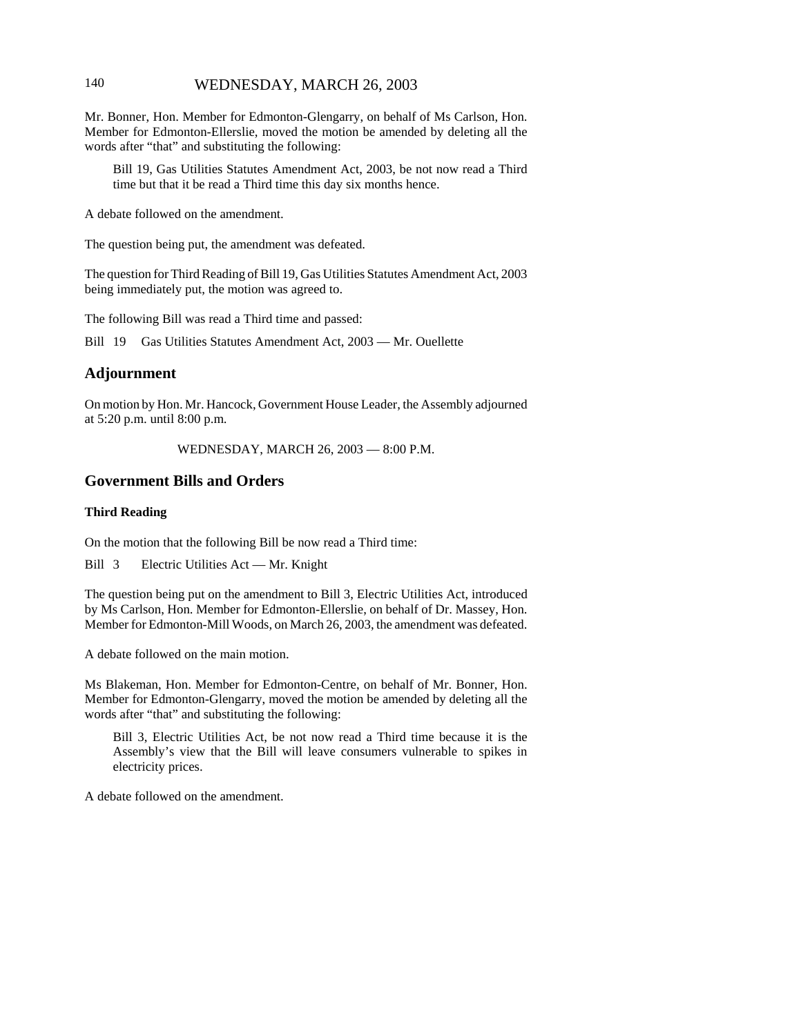Mr. Bonner, Hon. Member for Edmonton-Glengarry, on behalf of Ms Carlson, Hon. Member for Edmonton-Ellerslie, moved the motion be amended by deleting all the words after "that" and substituting the following:

> Bill 19, Gas Utilities Statutes Amendment Act, 2003, be not now read a Third time but that it be read a Third time this day six months hence.

A debate followed on the amendment.

The question being put, the amendment was defeated.

The question for Third Reading of Bill 19, Gas Utilities Statutes Amendment Act, 2003 being immediately put, the motion was agreed to.

The following Bill was read a Third time and passed:

Bill 19 Gas Utilities Statutes Amendment Act, 2003 — Mr. Ouellette

## Adjournment

On motion by Hon. Mr. Hancock, Government House Leader, the Assembly adjourned at 5:20 p.m. until 8:00 p.m.

WEDNESDAY, MARCH 26, 2003 — 8:00 P.M.

## Government Bills and Orders

### Third Reading

On the motion that the following Bill be now read a Third time:

Bill 3 Electric Utilities Act — Mr. Knight

The question being put on the amendment to Bill 3, Electric Utilities Act, introduced by Ms Carlson, Hon. Member for Edmonton-Ellerslie, on behalf of Dr. Massey, Hon. Member for Edmonton-Mill Woods, on March 26, 2003, the amendment was defeated.

A debate followed on the main motion.

Ms Blakeman, Hon. Member for Edmonton-Centre, on behalf of Mr. Bonner, Hon. Member for Edmonton-Glengarry, moved the motion be amended by deleting all the words after "that" and substituting the following:

> Bill 3, Electric Utilities Act, be not now read a Third time because it is the Assembly's view that the Bill will leave consumers vulnerable to spikes in electricity prices.

A debate followed on the amendment.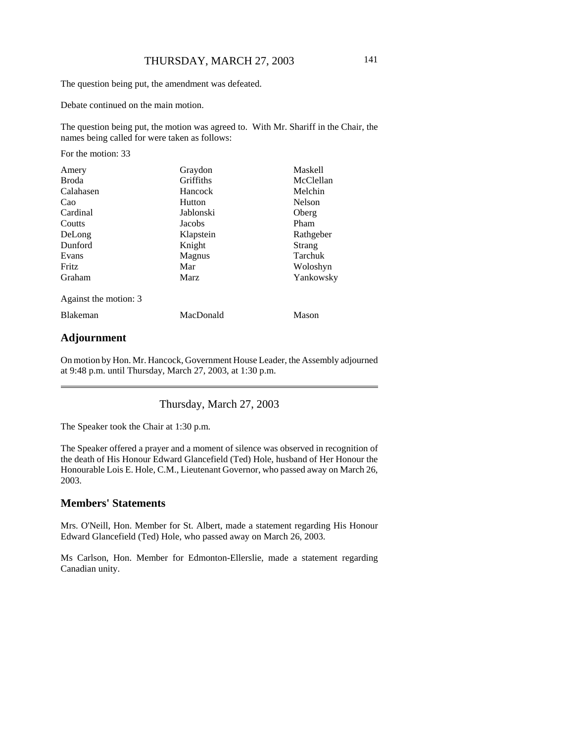The question being put, the amendment was defeated.

Debate continued on the main motion.

The question being put, the motion was agreed to. With Mr. Shariff in the Chair, the names being called for were taken as follows:

For the motion: 33

| | | |
|---|---|---|
| Amery | Graydon | Maskell |
| Broda | Griffiths | McClellan |
| Calahasen | Hancock | Melchin |
| Cao | Hutton | Nelson |
| Cardinal | Jablonski | Oberg |
| Coutts | Jacobs | Pham |
| DeLong | Klapstein | Rathgeber |
| Dunford | Knight | Strang |
| Evans | Magnus | Tarchuk |
| Fritz | Mar | Woloshyn |
| Graham | Marz | Yankowsky |

Against the motion: 3

| | | |
|---|---|---|
| Blakeman | MacDonald | Mason |

## Adjournment

On motion by Hon. Mr. Hancock, Government House Leader, the Assembly adjourned at 9:48 p.m. until Thursday, March 27, 2003, at 1:30 p.m.

---

Thursday, March 27, 2003

The Speaker took the Chair at 1:30 p.m.

The Speaker offered a prayer and a moment of silence was observed in recognition of the death of His Honour Edward Glancefield (Ted) Hole, husband of Her Honour the Honourable Lois E. Hole, C.M., Lieutenant Governor, who passed away on March 26, 2003.

## Members' Statements

Mrs. O'Neill, Hon. Member for St. Albert, made a statement regarding His Honour Edward Glancefield (Ted) Hole, who passed away on March 26, 2003.

Ms Carlson, Hon. Member for Edmonton-Ellerslie, made a statement regarding Canadian unity.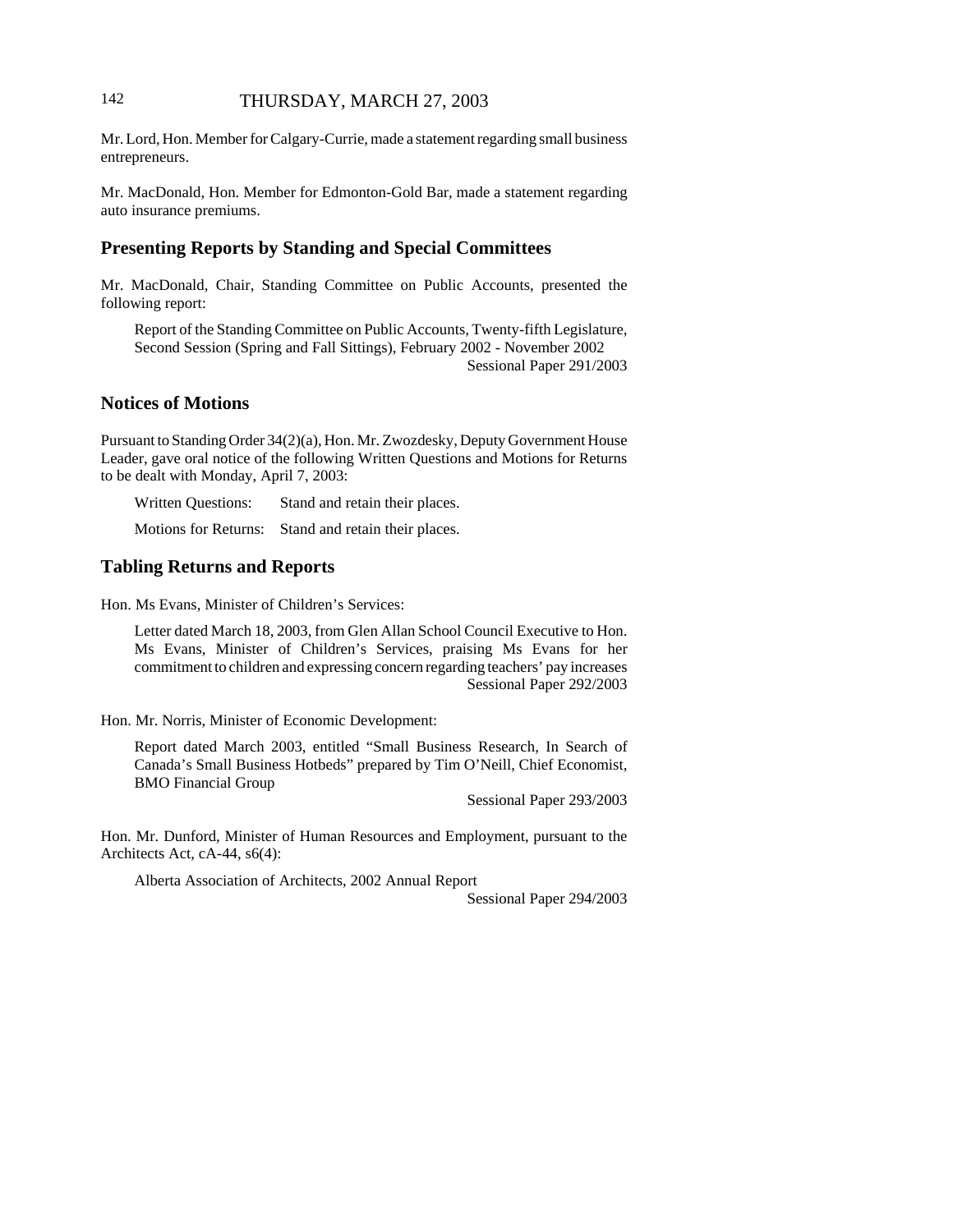Mr. Lord, Hon. Member for Calgary-Currie, made a statement regarding small business entrepreneurs.

Mr. MacDonald, Hon. Member for Edmonton-Gold Bar, made a statement regarding auto insurance premiums.

## Presenting Reports by Standing and Special Committees

Mr. MacDonald, Chair, Standing Committee on Public Accounts, presented the following report:

> Report of the Standing Committee on Public Accounts, Twenty-fifth Legislature, Second Session (Spring and Fall Sittings), February 2002 - November 2002
> Sessional Paper 291/2003

## Notices of Motions

Pursuant to Standing Order 34(2)(a), Hon. Mr. Zwozdesky, Deputy Government House Leader, gave oral notice of the following Written Questions and Motions for Returns to be dealt with Monday, April 7, 2003:

> Written Questions: Stand and retain their places.
>
> Motions for Returns: Stand and retain their places.

## Tabling Returns and Reports

Hon. Ms Evans, Minister of Children's Services:

> Letter dated March 18, 2003, from Glen Allan School Council Executive to Hon. Ms Evans, Minister of Children's Services, praising Ms Evans for her commitment to children and expressing concern regarding teachers' pay increases
> Sessional Paper 292/2003

Hon. Mr. Norris, Minister of Economic Development:

> Report dated March 2003, entitled "Small Business Research, In Search of Canada's Small Business Hotbeds" prepared by Tim O'Neill, Chief Economist, BMO Financial Group
> Sessional Paper 293/2003

Hon. Mr. Dunford, Minister of Human Resources and Employment, pursuant to the Architects Act, cA-44, s6(4):

> Alberta Association of Architects, 2002 Annual Report
> Sessional Paper 294/2003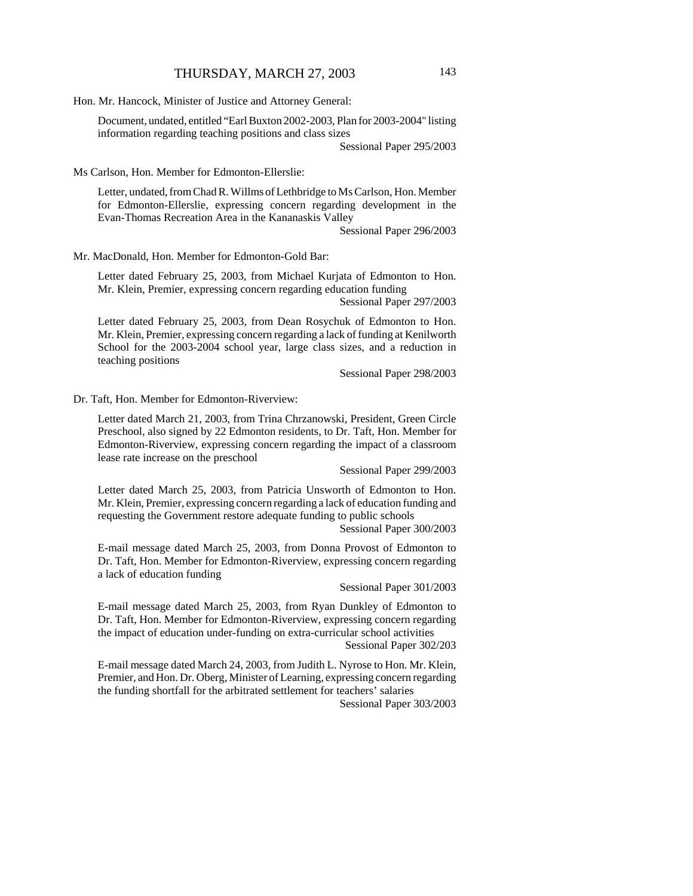Hon. Mr. Hancock, Minister of Justice and Attorney General:

Document, undated, entitled "Earl Buxton 2002-2003, Plan for 2003-2004" listing information regarding teaching positions and class sizes

Sessional Paper 295/2003

Ms Carlson, Hon. Member for Edmonton-Ellerslie:

Letter, undated, from Chad R. Willms of Lethbridge to Ms Carlson, Hon. Member for Edmonton-Ellerslie, expressing concern regarding development in the Evan-Thomas Recreation Area in the Kananaskis Valley

Sessional Paper 296/2003

Mr. MacDonald, Hon. Member for Edmonton-Gold Bar:

Letter dated February 25, 2003, from Michael Kurjata of Edmonton to Hon. Mr. Klein, Premier, expressing concern regarding education funding

Sessional Paper 297/2003

Letter dated February 25, 2003, from Dean Rosychuk of Edmonton to Hon. Mr. Klein, Premier, expressing concern regarding a lack of funding at Kenilworth School for the 2003-2004 school year, large class sizes, and a reduction in teaching positions

Sessional Paper 298/2003

Dr. Taft, Hon. Member for Edmonton-Riverview:

Letter dated March 21, 2003, from Trina Chrzanowski, President, Green Circle Preschool, also signed by 22 Edmonton residents, to Dr. Taft, Hon. Member for Edmonton-Riverview, expressing concern regarding the impact of a classroom lease rate increase on the preschool

Sessional Paper 299/2003

Letter dated March 25, 2003, from Patricia Unsworth of Edmonton to Hon. Mr. Klein, Premier, expressing concern regarding a lack of education funding and requesting the Government restore adequate funding to public schools

Sessional Paper 300/2003

E-mail message dated March 25, 2003, from Donna Provost of Edmonton to Dr. Taft, Hon. Member for Edmonton-Riverview, expressing concern regarding a lack of education funding

Sessional Paper 301/2003

E-mail message dated March 25, 2003, from Ryan Dunkley of Edmonton to Dr. Taft, Hon. Member for Edmonton-Riverview, expressing concern regarding the impact of education under-funding on extra-curricular school activities

Sessional Paper 302/203

E-mail message dated March 24, 2003, from Judith L. Nyrose to Hon. Mr. Klein, Premier, and Hon. Dr. Oberg, Minister of Learning, expressing concern regarding the funding shortfall for the arbitrated settlement for teachers' salaries

Sessional Paper 303/2003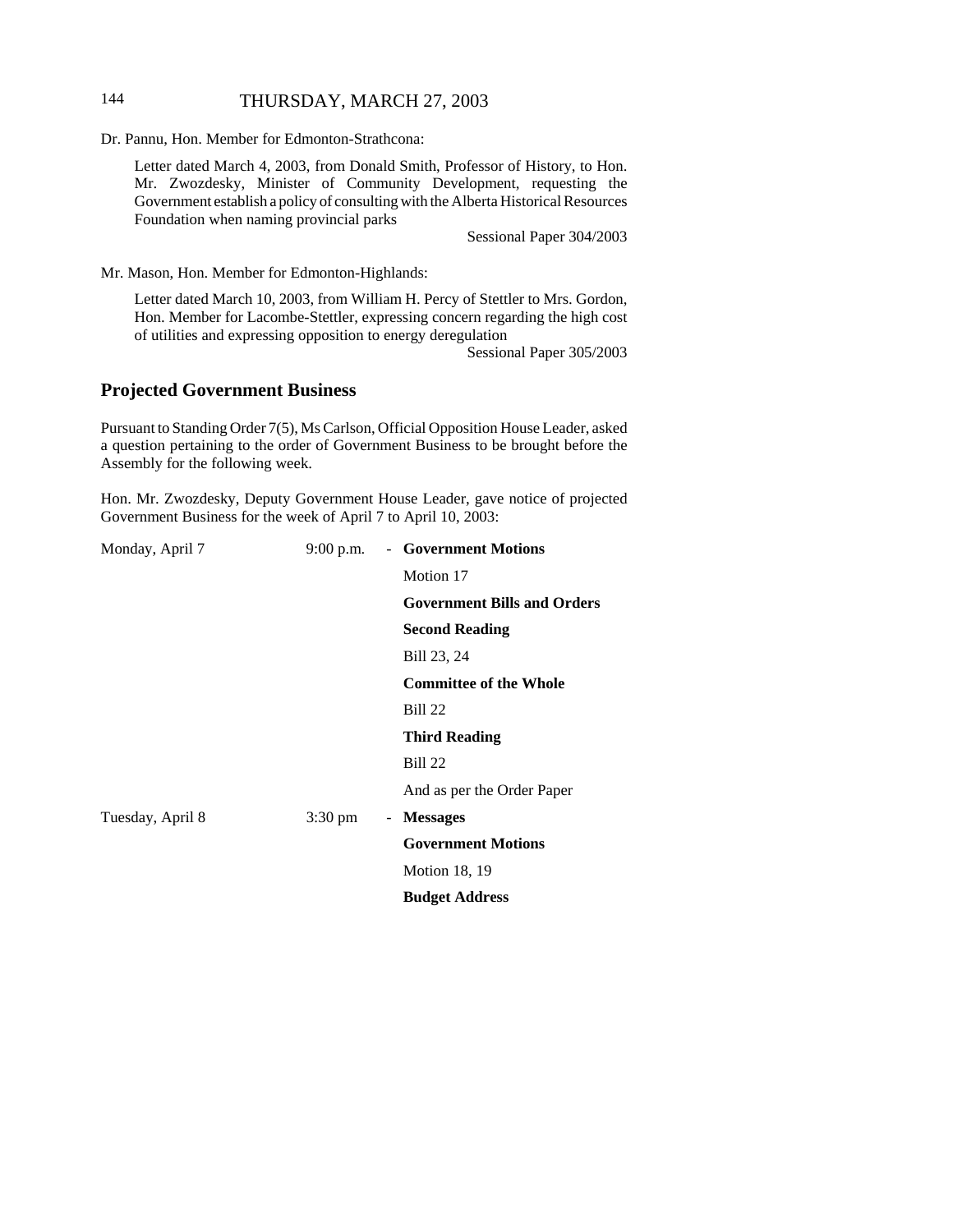Dr. Pannu, Hon. Member for Edmonton-Strathcona:

> Letter dated March 4, 2003, from Donald Smith, Professor of History, to Hon. Mr. Zwozdesky, Minister of Community Development, requesting the Government establish a policy of consulting with the Alberta Historical Resources Foundation when naming provincial parks
>
> Sessional Paper 304/2003

Mr. Mason, Hon. Member for Edmonton-Highlands:

> Letter dated March 10, 2003, from William H. Percy of Stettler to Mrs. Gordon, Hon. Member for Lacombe-Stettler, expressing concern regarding the high cost of utilities and expressing opposition to energy deregulation
>
> Sessional Paper 305/2003

## Projected Government Business

Pursuant to Standing Order 7(5), Ms Carlson, Official Opposition House Leader, asked a question pertaining to the order of Government Business to be brought before the Assembly for the following week.

Hon. Mr. Zwozdesky, Deputy Government House Leader, gave notice of projected Government Business for the week of April 7 to April 10, 2003:

| | | |
|---|---|---|
| Monday, April 7 | 9:00 p.m. | - **Government Motions** |
| | | Motion 17 |
| | | **Government Bills and Orders** |
| | | **Second Reading** |
| | | Bill 23, 24 |
| | | **Committee of the Whole** |
| | | Bill 22 |
| | | **Third Reading** |
| | | Bill 22 |
| | | And as per the Order Paper |
| Tuesday, April 8 | 3:30 pm | - **Messages** |
| | | **Government Motions** |
| | | Motion 18, 19 |
| | | **Budget Address** |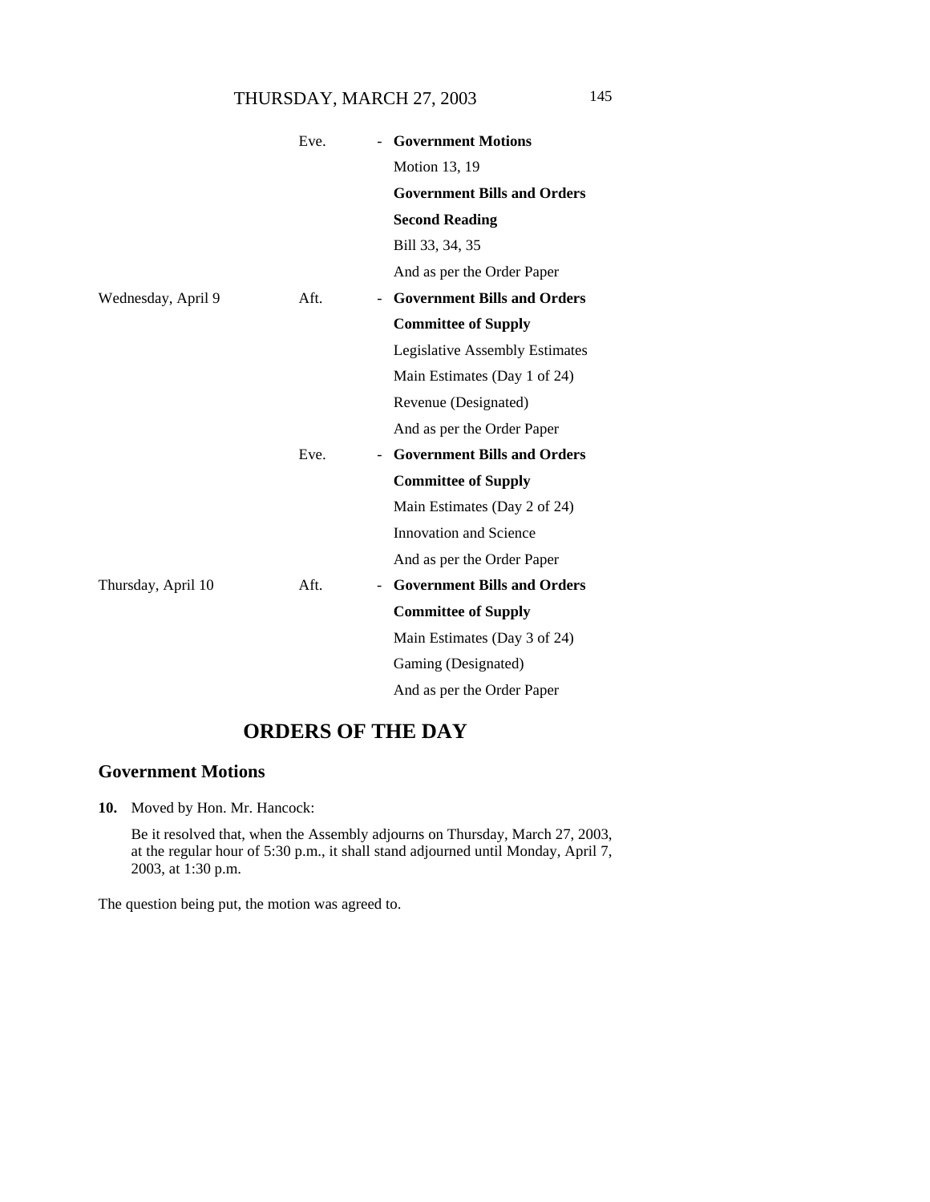| | | | |
|---|---|---|---|
| | Eve. | - | **Government Motions** |
| | | | Motion 13, 19 |
| | | | **Government Bills and Orders** |
| | | | **Second Reading** |
| | | | Bill 33, 34, 35 |
| | | | And as per the Order Paper |
| Wednesday, April 9 | Aft. | - | **Government Bills and Orders** |
| | | | **Committee of Supply** |
| | | | Legislative Assembly Estimates |
| | | | Main Estimates (Day 1 of 24) |
| | | | Revenue (Designated) |
| | | | And as per the Order Paper |
| | Eve. | - | **Government Bills and Orders** |
| | | | **Committee of Supply** |
| | | | Main Estimates (Day 2 of 24) |
| | | | Innovation and Science |
| | | | And as per the Order Paper |
| Thursday, April 10 | Aft. | - | **Government Bills and Orders** |
| | | | **Committee of Supply** |
| | | | Main Estimates (Day 3 of 24) |
| | | | Gaming (Designated) |
| | | | And as per the Order Paper |

# ORDERS OF THE DAY

## Government Motions

**10.** Moved by Hon. Mr. Hancock:

Be it resolved that, when the Assembly adjourns on Thursday, March 27, 2003, at the regular hour of 5:30 p.m., it shall stand adjourned until Monday, April 7, 2003, at 1:30 p.m.

The question being put, the motion was agreed to.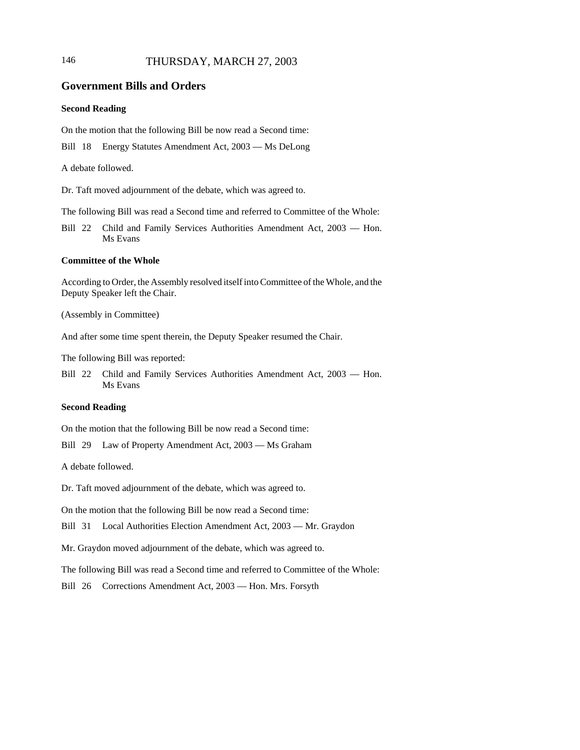## Government Bills and Orders

### Second Reading

On the motion that the following Bill be now read a Second time:

Bill 18 Energy Statutes Amendment Act, 2003 — Ms DeLong

A debate followed.

Dr. Taft moved adjournment of the debate, which was agreed to.

The following Bill was read a Second time and referred to Committee of the Whole:

Bill 22 Child and Family Services Authorities Amendment Act, 2003 — Hon. Ms Evans

### Committee of the Whole

According to Order, the Assembly resolved itself into Committee of the Whole, and the Deputy Speaker left the Chair.

(Assembly in Committee)

And after some time spent therein, the Deputy Speaker resumed the Chair.

The following Bill was reported:

Bill 22 Child and Family Services Authorities Amendment Act, 2003 — Hon. Ms Evans

### Second Reading

On the motion that the following Bill be now read a Second time:

Bill 29 Law of Property Amendment Act, 2003 — Ms Graham

A debate followed.

Dr. Taft moved adjournment of the debate, which was agreed to.

On the motion that the following Bill be now read a Second time:

Bill 31 Local Authorities Election Amendment Act, 2003 — Mr. Graydon

Mr. Graydon moved adjournment of the debate, which was agreed to.

The following Bill was read a Second time and referred to Committee of the Whole:

Bill 26 Corrections Amendment Act, 2003 — Hon. Mrs. Forsyth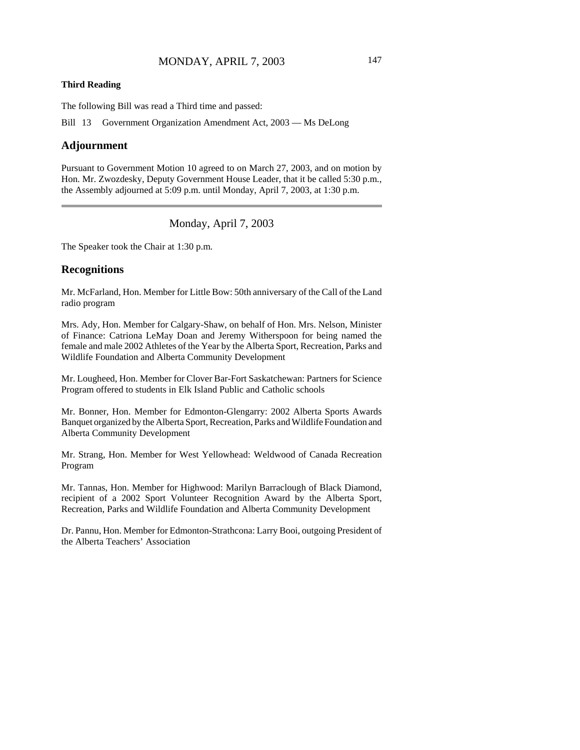**Third Reading**

The following Bill was read a Third time and passed:

Bill 13 Government Organization Amendment Act, 2003 — Ms DeLong

## Adjournment

Pursuant to Government Motion 10 agreed to on March 27, 2003, and on motion by Hon. Mr. Zwozdesky, Deputy Government House Leader, that it be called 5:30 p.m., the Assembly adjourned at 5:09 p.m. until Monday, April 7, 2003, at 1:30 p.m.

---

Monday, April 7, 2003

The Speaker took the Chair at 1:30 p.m.

## Recognitions

Mr. McFarland, Hon. Member for Little Bow: 50th anniversary of the Call of the Land radio program

Mrs. Ady, Hon. Member for Calgary-Shaw, on behalf of Hon. Mrs. Nelson, Minister of Finance: Catriona LeMay Doan and Jeremy Witherspoon for being named the female and male 2002 Athletes of the Year by the Alberta Sport, Recreation, Parks and Wildlife Foundation and Alberta Community Development

Mr. Lougheed, Hon. Member for Clover Bar-Fort Saskatchewan: Partners for Science Program offered to students in Elk Island Public and Catholic schools

Mr. Bonner, Hon. Member for Edmonton-Glengarry: 2002 Alberta Sports Awards Banquet organized by the Alberta Sport, Recreation, Parks and Wildlife Foundation and Alberta Community Development

Mr. Strang, Hon. Member for West Yellowhead: Weldwood of Canada Recreation Program

Mr. Tannas, Hon. Member for Highwood: Marilyn Barraclough of Black Diamond, recipient of a 2002 Sport Volunteer Recognition Award by the Alberta Sport, Recreation, Parks and Wildlife Foundation and Alberta Community Development

Dr. Pannu, Hon. Member for Edmonton-Strathcona: Larry Booi, outgoing President of the Alberta Teachers' Association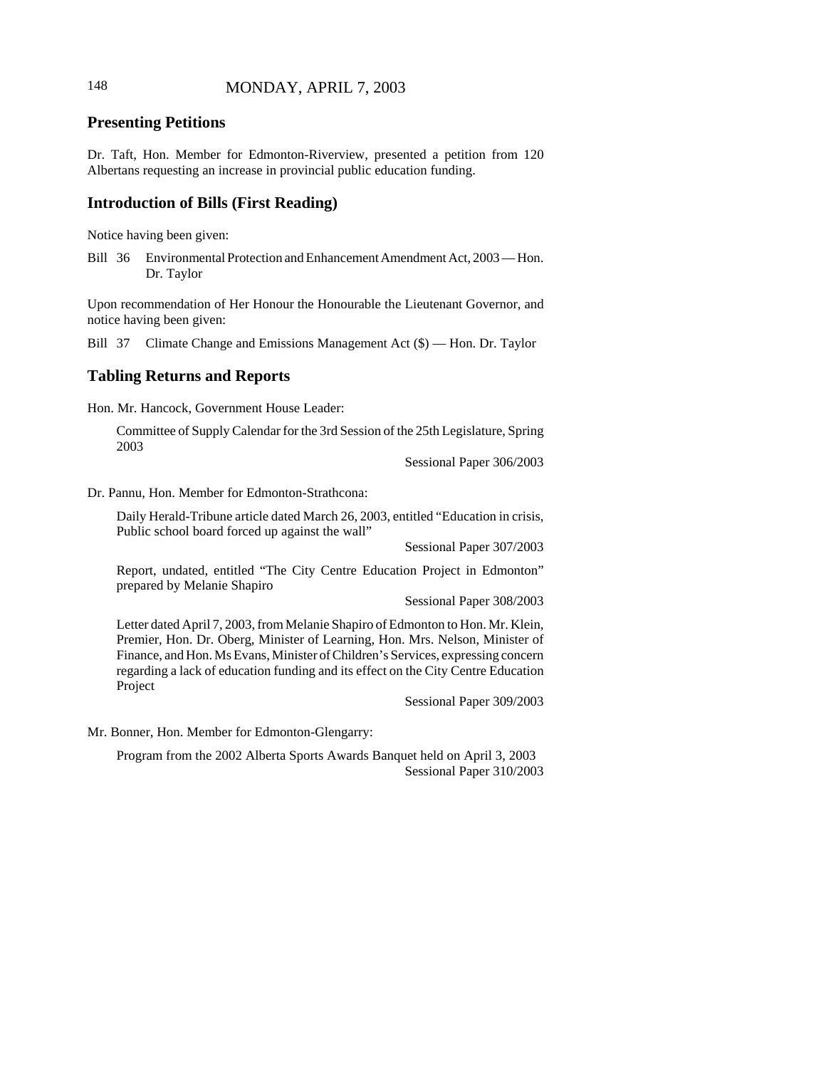## Presenting Petitions

Dr. Taft, Hon. Member for Edmonton-Riverview, presented a petition from 120 Albertans requesting an increase in provincial public education funding.

## Introduction of Bills (First Reading)

Notice having been given:

Bill 36 Environmental Protection and Enhancement Amendment Act, 2003 — Hon. Dr. Taylor

Upon recommendation of Her Honour the Honourable the Lieutenant Governor, and notice having been given:

Bill 37 Climate Change and Emissions Management Act ($) — Hon. Dr. Taylor

## Tabling Returns and Reports

Hon. Mr. Hancock, Government House Leader:

Committee of Supply Calendar for the 3rd Session of the 25th Legislature, Spring 2003

Sessional Paper 306/2003

Dr. Pannu, Hon. Member for Edmonton-Strathcona:

Daily Herald-Tribune article dated March 26, 2003, entitled "Education in crisis, Public school board forced up against the wall"

Sessional Paper 307/2003

Report, undated, entitled "The City Centre Education Project in Edmonton" prepared by Melanie Shapiro

Sessional Paper 308/2003

Letter dated April 7, 2003, from Melanie Shapiro of Edmonton to Hon. Mr. Klein, Premier, Hon. Dr. Oberg, Minister of Learning, Hon. Mrs. Nelson, Minister of Finance, and Hon. Ms Evans, Minister of Children's Services, expressing concern regarding a lack of education funding and its effect on the City Centre Education Project

Sessional Paper 309/2003

Mr. Bonner, Hon. Member for Edmonton-Glengarry:

Program from the 2002 Alberta Sports Awards Banquet held on April 3, 2003

Sessional Paper 310/2003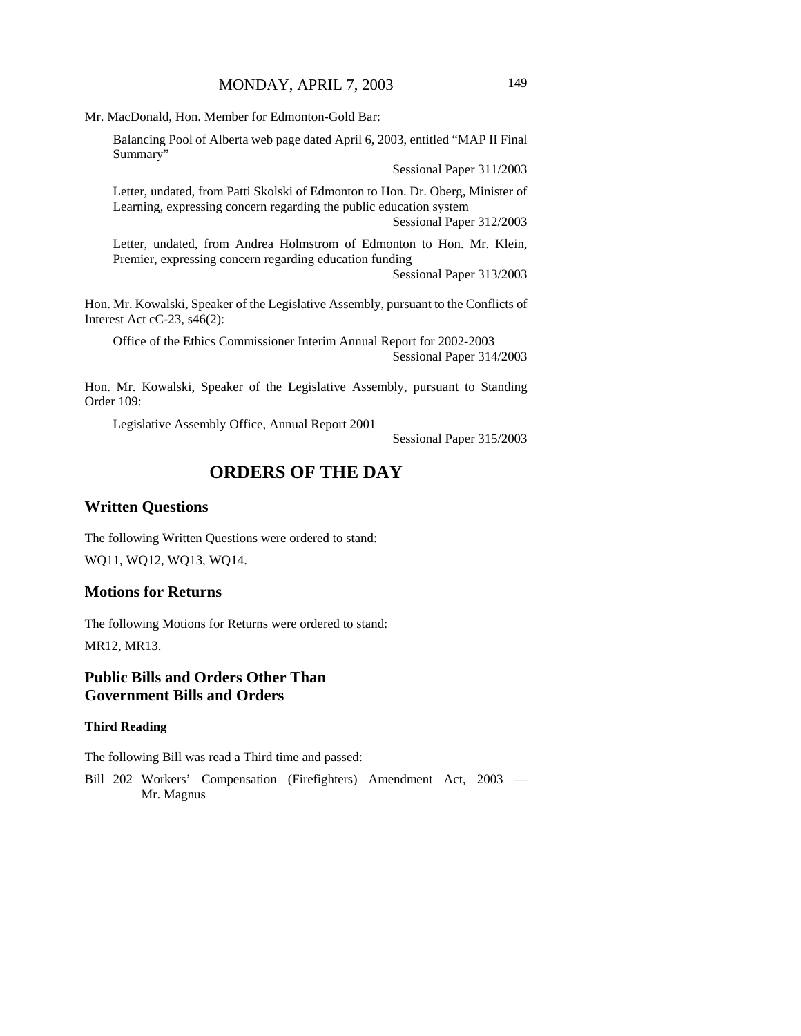Mr. MacDonald, Hon. Member for Edmonton-Gold Bar:

Balancing Pool of Alberta web page dated April 6, 2003, entitled "MAP II Final Summary"

Sessional Paper 311/2003

Letter, undated, from Patti Skolski of Edmonton to Hon. Dr. Oberg, Minister of Learning, expressing concern regarding the public education system

Sessional Paper 312/2003

Letter, undated, from Andrea Holmstrom of Edmonton to Hon. Mr. Klein, Premier, expressing concern regarding education funding

Sessional Paper 313/2003

Hon. Mr. Kowalski, Speaker of the Legislative Assembly, pursuant to the Conflicts of Interest Act cC-23, s46(2):

Office of the Ethics Commissioner Interim Annual Report for 2002-2003

Sessional Paper 314/2003

Hon. Mr. Kowalski, Speaker of the Legislative Assembly, pursuant to Standing Order 109:

Legislative Assembly Office, Annual Report 2001

Sessional Paper 315/2003

# ORDERS OF THE DAY

## Written Questions

The following Written Questions were ordered to stand:

WQ11, WQ12, WQ13, WQ14.

## Motions for Returns

The following Motions for Returns were ordered to stand:

MR12, MR13.

## Public Bills and Orders Other Than Government Bills and Orders

### Third Reading

The following Bill was read a Third time and passed:

Bill 202 Workers' Compensation (Firefighters) Amendment Act, 2003 — Mr. Magnus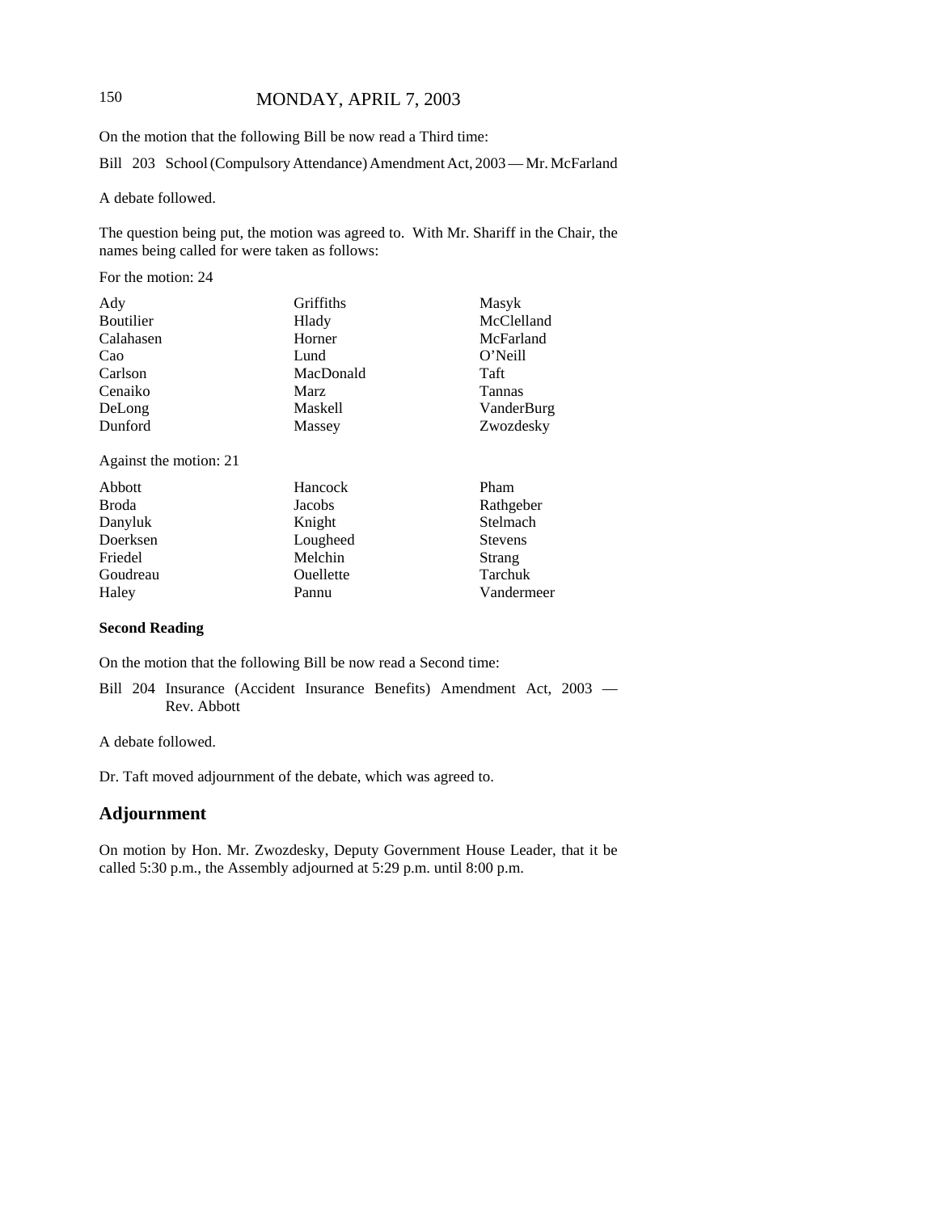On the motion that the following Bill be now read a Third time:

Bill 203 School (Compulsory Attendance) Amendment Act, 2003 — Mr. McFarland

A debate followed.

The question being put, the motion was agreed to. With Mr. Shariff in the Chair, the names being called for were taken as follows:

For the motion: 24

| | | |
|---|---|---|
| Ady | Griffiths | Masyk |
| Boutilier | Hlady | McClelland |
| Calahasen | Horner | McFarland |
| Cao | Lund | O'Neill |
| Carlson | MacDonald | Taft |
| Cenaiko | Marz | Tannas |
| DeLong | Maskell | VanderBurg |
| Dunford | Massey | Zwozdesky |

Against the motion: 21

| | | |
|---|---|---|
| Abbott | Hancock | Pham |
| Broda | Jacobs | Rathgeber |
| Danyluk | Knight | Stelmach |
| Doerksen | Lougheed | Stevens |
| Friedel | Melchin | Strang |
| Goudreau | Ouellette | Tarchuk |
| Haley | Pannu | Vandermeer |

**Second Reading**

On the motion that the following Bill be now read a Second time:

Bill 204 Insurance (Accident Insurance Benefits) Amendment Act, 2003 — Rev. Abbott

A debate followed.

Dr. Taft moved adjournment of the debate, which was agreed to.

## Adjournment

On motion by Hon. Mr. Zwozdesky, Deputy Government House Leader, that it be called 5:30 p.m., the Assembly adjourned at 5:29 p.m. until 8:00 p.m.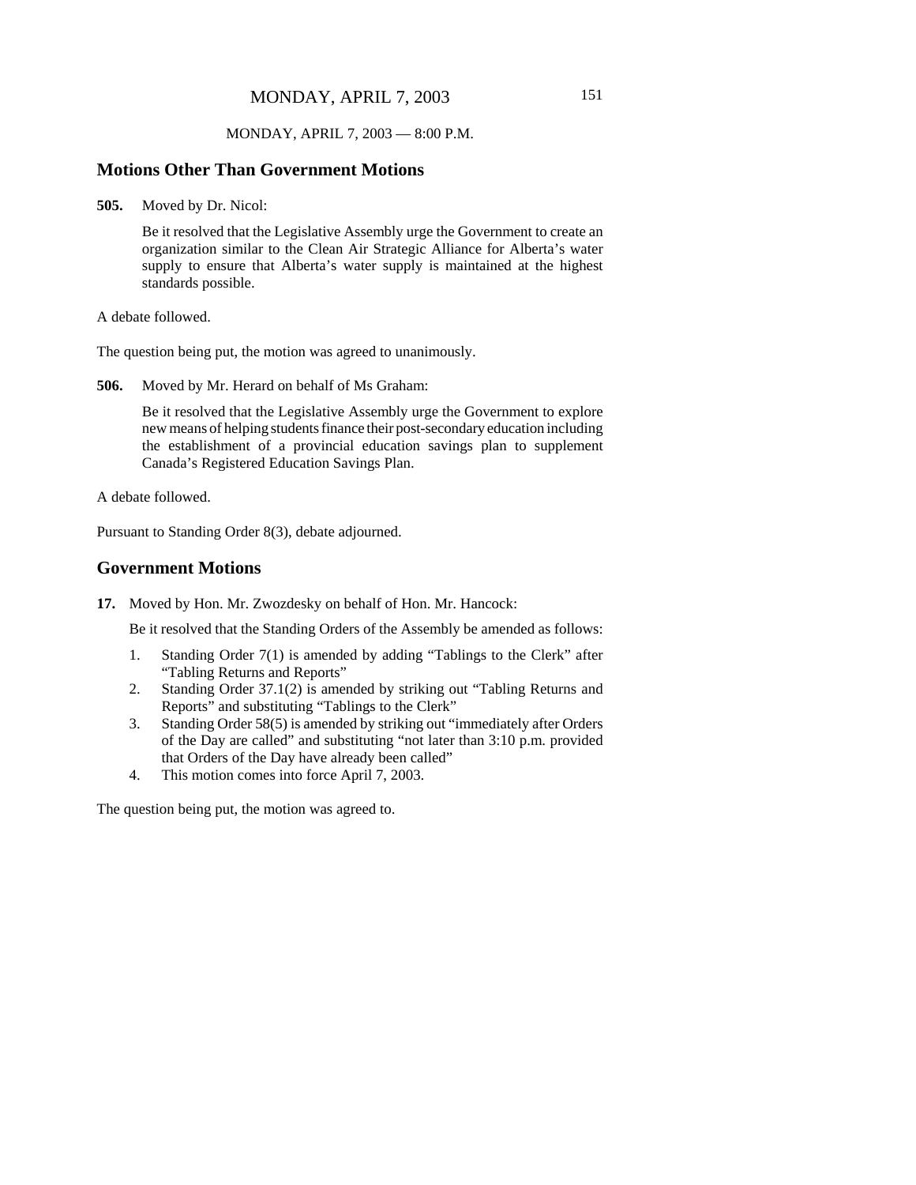MONDAY, APRIL 7, 2003 — 8:00 P.M.

## Motions Other Than Government Motions

**505.** Moved by Dr. Nicol:

Be it resolved that the Legislative Assembly urge the Government to create an organization similar to the Clean Air Strategic Alliance for Alberta's water supply to ensure that Alberta's water supply is maintained at the highest standards possible.

A debate followed.

The question being put, the motion was agreed to unanimously.

**506.** Moved by Mr. Herard on behalf of Ms Graham:

Be it resolved that the Legislative Assembly urge the Government to explore new means of helping students finance their post-secondary education including the establishment of a provincial education savings plan to supplement Canada's Registered Education Savings Plan.

A debate followed.

Pursuant to Standing Order 8(3), debate adjourned.

## Government Motions

**17.** Moved by Hon. Mr. Zwozdesky on behalf of Hon. Mr. Hancock:

Be it resolved that the Standing Orders of the Assembly be amended as follows:

1. Standing Order 7(1) is amended by adding "Tablings to the Clerk" after "Tabling Returns and Reports"
2. Standing Order 37.1(2) is amended by striking out "Tabling Returns and Reports" and substituting "Tablings to the Clerk"
3. Standing Order 58(5) is amended by striking out "immediately after Orders of the Day are called" and substituting "not later than 3:10 p.m. provided that Orders of the Day have already been called"
4. This motion comes into force April 7, 2003.

The question being put, the motion was agreed to.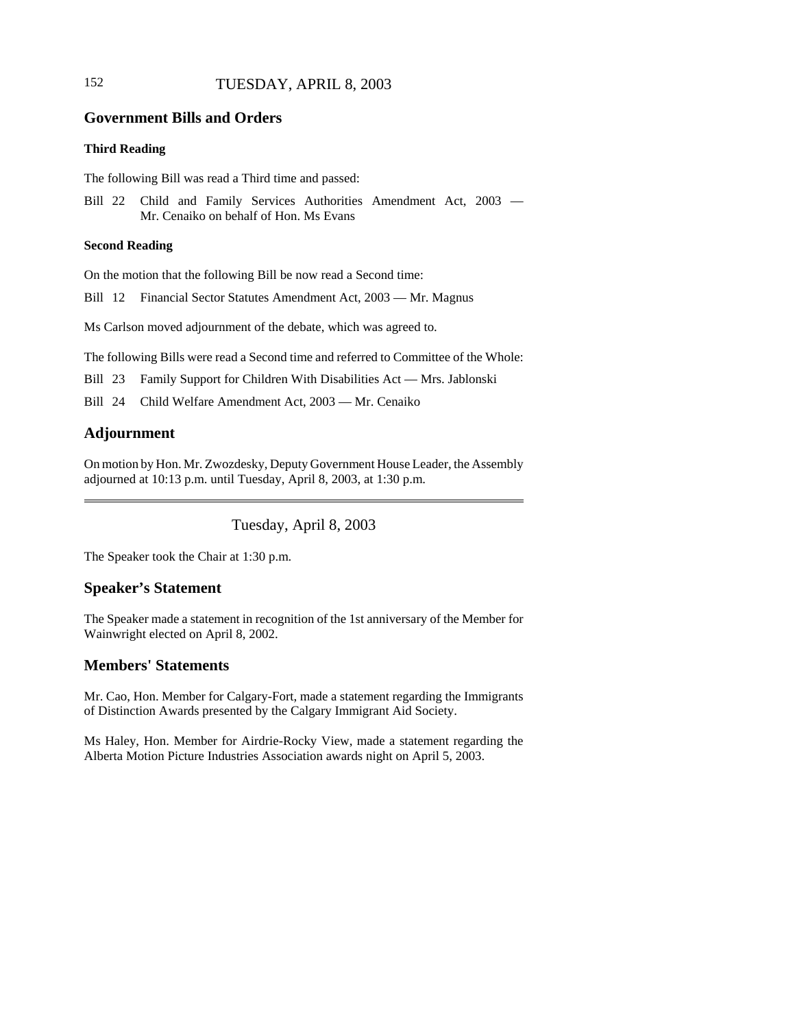## Government Bills and Orders

### Third Reading

The following Bill was read a Third time and passed:

Bill 22 Child and Family Services Authorities Amendment Act, 2003 — Mr. Cenaiko on behalf of Hon. Ms Evans

### Second Reading

On the motion that the following Bill be now read a Second time:

Bill 12 Financial Sector Statutes Amendment Act, 2003 — Mr. Magnus

Ms Carlson moved adjournment of the debate, which was agreed to.

The following Bills were read a Second time and referred to Committee of the Whole:

Bill 23 Family Support for Children With Disabilities Act — Mrs. Jablonski

Bill 24 Child Welfare Amendment Act, 2003 — Mr. Cenaiko

## Adjournment

On motion by Hon. Mr. Zwozdesky, Deputy Government House Leader, the Assembly adjourned at 10:13 p.m. until Tuesday, April 8, 2003, at 1:30 p.m.

---

Tuesday, April 8, 2003

The Speaker took the Chair at 1:30 p.m.

## Speaker's Statement

The Speaker made a statement in recognition of the 1st anniversary of the Member for Wainwright elected on April 8, 2002.

## Members' Statements

Mr. Cao, Hon. Member for Calgary-Fort, made a statement regarding the Immigrants of Distinction Awards presented by the Calgary Immigrant Aid Society.

Ms Haley, Hon. Member for Airdrie-Rocky View, made a statement regarding the Alberta Motion Picture Industries Association awards night on April 5, 2003.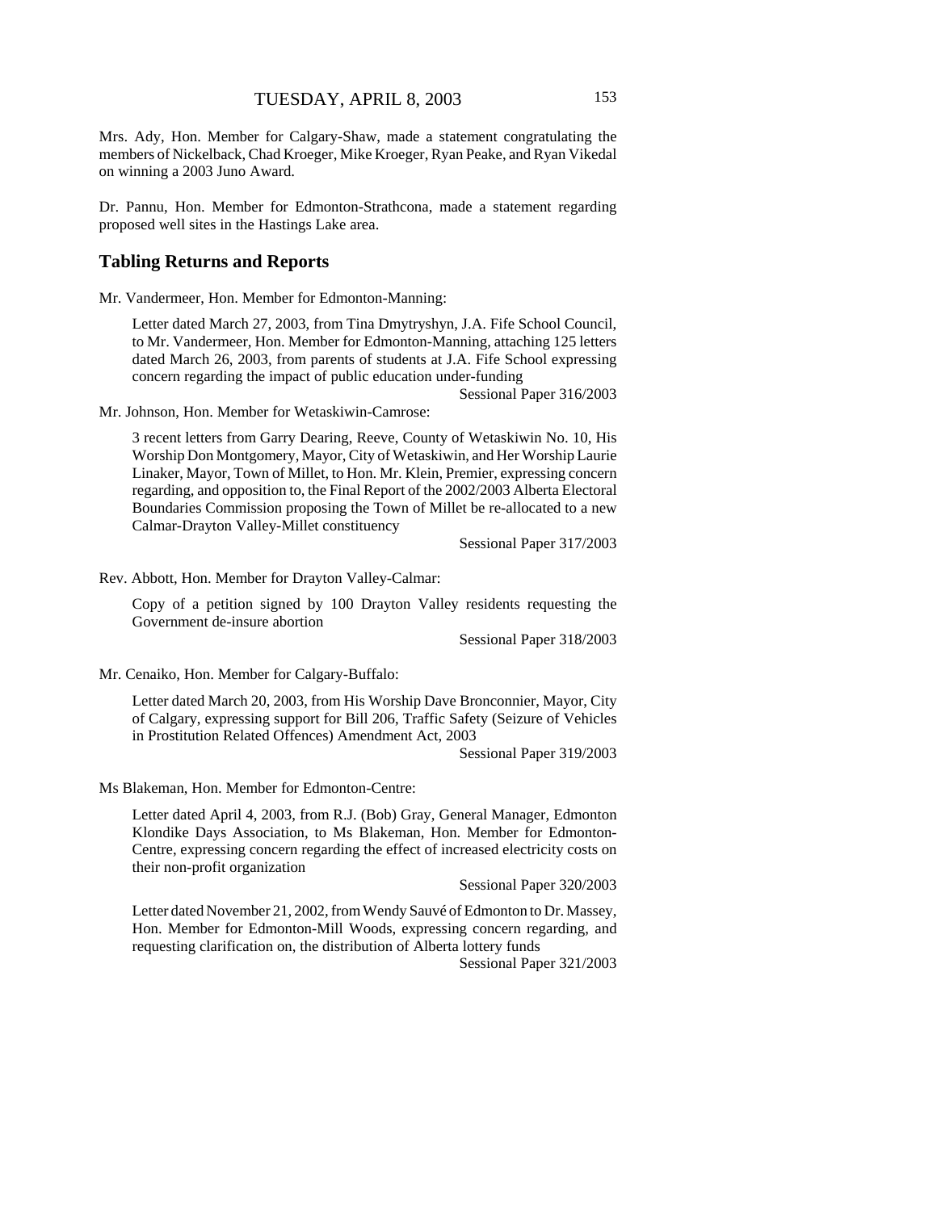Mrs. Ady, Hon. Member for Calgary-Shaw, made a statement congratulating the members of Nickelback, Chad Kroeger, Mike Kroeger, Ryan Peake, and Ryan Vikedal on winning a 2003 Juno Award.

Dr. Pannu, Hon. Member for Edmonton-Strathcona, made a statement regarding proposed well sites in the Hastings Lake area.

## Tabling Returns and Reports

Mr. Vandermeer, Hon. Member for Edmonton-Manning:

> Letter dated March 27, 2003, from Tina Dmytryshyn, J.A. Fife School Council, to Mr. Vandermeer, Hon. Member for Edmonton-Manning, attaching 125 letters dated March 26, 2003, from parents of students at J.A. Fife School expressing concern regarding the impact of public education under-funding
>
> Sessional Paper 316/2003

Mr. Johnson, Hon. Member for Wetaskiwin-Camrose:

> 3 recent letters from Garry Dearing, Reeve, County of Wetaskiwin No. 10, His Worship Don Montgomery, Mayor, City of Wetaskiwin, and Her Worship Laurie Linaker, Mayor, Town of Millet, to Hon. Mr. Klein, Premier, expressing concern regarding, and opposition to, the Final Report of the 2002/2003 Alberta Electoral Boundaries Commission proposing the Town of Millet be re-allocated to a new Calmar-Drayton Valley-Millet constituency
>
> Sessional Paper 317/2003

Rev. Abbott, Hon. Member for Drayton Valley-Calmar:

> Copy of a petition signed by 100 Drayton Valley residents requesting the Government de-insure abortion
>
> Sessional Paper 318/2003

Mr. Cenaiko, Hon. Member for Calgary-Buffalo:

> Letter dated March 20, 2003, from His Worship Dave Bronconnier, Mayor, City of Calgary, expressing support for Bill 206, Traffic Safety (Seizure of Vehicles in Prostitution Related Offences) Amendment Act, 2003
>
> Sessional Paper 319/2003

Ms Blakeman, Hon. Member for Edmonton-Centre:

> Letter dated April 4, 2003, from R.J. (Bob) Gray, General Manager, Edmonton Klondike Days Association, to Ms Blakeman, Hon. Member for Edmonton-Centre, expressing concern regarding the effect of increased electricity costs on their non-profit organization
>
> Sessional Paper 320/2003
>
> Letter dated November 21, 2002, from Wendy Sauvé of Edmonton to Dr. Massey, Hon. Member for Edmonton-Mill Woods, expressing concern regarding, and requesting clarification on, the distribution of Alberta lottery funds
>
> Sessional Paper 321/2003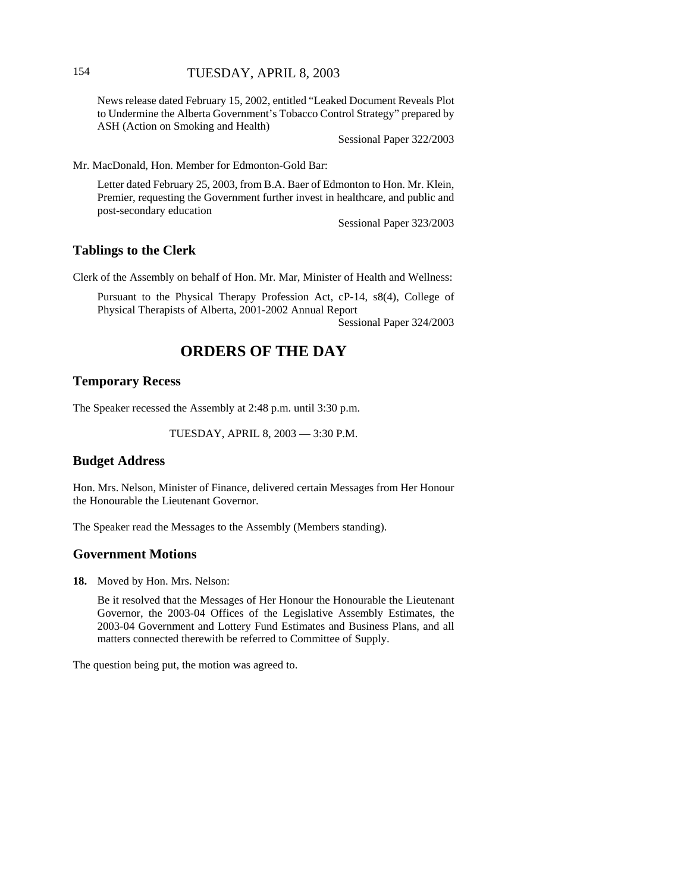News release dated February 15, 2002, entitled "Leaked Document Reveals Plot to Undermine the Alberta Government's Tobacco Control Strategy" prepared by ASH (Action on Smoking and Health)

Sessional Paper 322/2003

Mr. MacDonald, Hon. Member for Edmonton-Gold Bar:

Letter dated February 25, 2003, from B.A. Baer of Edmonton to Hon. Mr. Klein, Premier, requesting the Government further invest in healthcare, and public and post-secondary education

Sessional Paper 323/2003

## Tablings to the Clerk

Clerk of the Assembly on behalf of Hon. Mr. Mar, Minister of Health and Wellness:

Pursuant to the Physical Therapy Profession Act, cP-14, s8(4), College of Physical Therapists of Alberta, 2001-2002 Annual Report

Sessional Paper 324/2003

# ORDERS OF THE DAY

## Temporary Recess

The Speaker recessed the Assembly at 2:48 p.m. until 3:30 p.m.

TUESDAY, APRIL 8, 2003 — 3:30 P.M.

## Budget Address

Hon. Mrs. Nelson, Minister of Finance, delivered certain Messages from Her Honour the Honourable the Lieutenant Governor.

The Speaker read the Messages to the Assembly (Members standing).

## Government Motions

**18.** Moved by Hon. Mrs. Nelson:

Be it resolved that the Messages of Her Honour the Honourable the Lieutenant Governor, the 2003-04 Offices of the Legislative Assembly Estimates, the 2003-04 Government and Lottery Fund Estimates and Business Plans, and all matters connected therewith be referred to Committee of Supply.

The question being put, the motion was agreed to.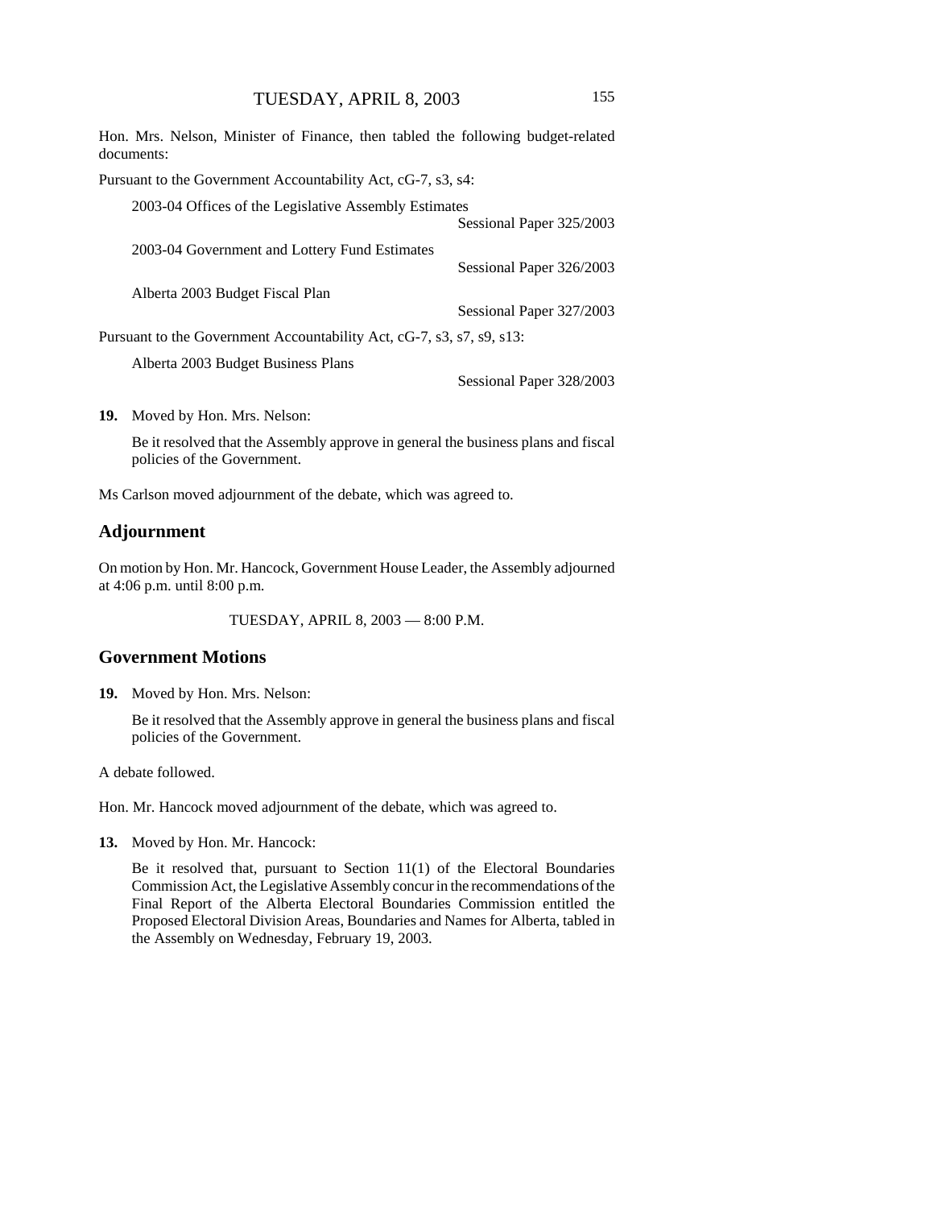Hon. Mrs. Nelson, Minister of Finance, then tabled the following budget-related documents:

Pursuant to the Government Accountability Act, cG-7, s3, s4:

2003-04 Offices of the Legislative Assembly Estimates
Sessional Paper 325/2003

2003-04 Government and Lottery Fund Estimates
Sessional Paper 326/2003

Alberta 2003 Budget Fiscal Plan
Sessional Paper 327/2003

Pursuant to the Government Accountability Act, cG-7, s3, s7, s9, s13:

Alberta 2003 Budget Business Plans
Sessional Paper 328/2003

**19.** Moved by Hon. Mrs. Nelson:

Be it resolved that the Assembly approve in general the business plans and fiscal policies of the Government.

Ms Carlson moved adjournment of the debate, which was agreed to.

## Adjournment

On motion by Hon. Mr. Hancock, Government House Leader, the Assembly adjourned at 4:06 p.m. until 8:00 p.m.

TUESDAY, APRIL 8, 2003 — 8:00 P.M.

## Government Motions

**19.** Moved by Hon. Mrs. Nelson:

Be it resolved that the Assembly approve in general the business plans and fiscal policies of the Government.

A debate followed.

Hon. Mr. Hancock moved adjournment of the debate, which was agreed to.

**13.** Moved by Hon. Mr. Hancock:

Be it resolved that, pursuant to Section 11(1) of the Electoral Boundaries Commission Act, the Legislative Assembly concur in the recommendations of the Final Report of the Alberta Electoral Boundaries Commission entitled the Proposed Electoral Division Areas, Boundaries and Names for Alberta, tabled in the Assembly on Wednesday, February 19, 2003.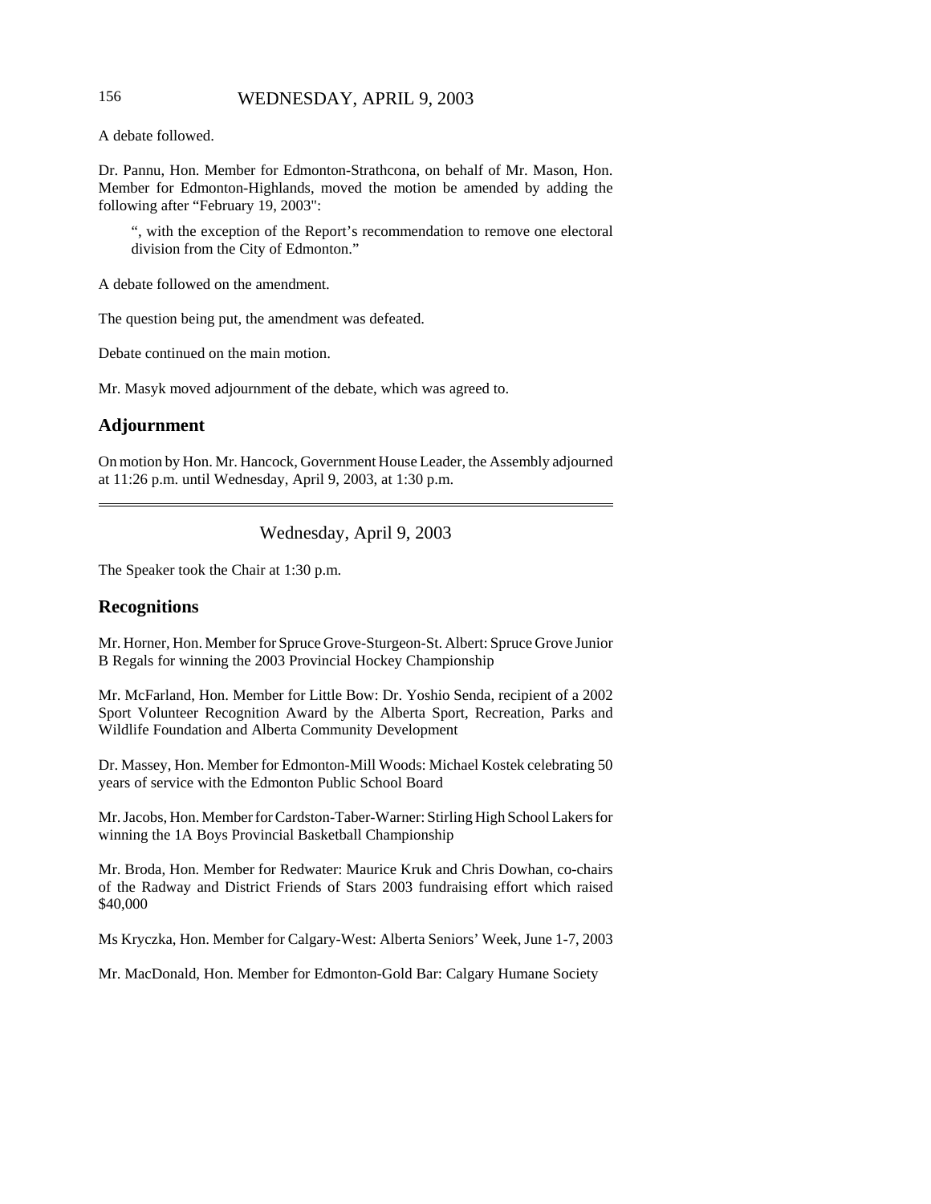A debate followed.

Dr. Pannu, Hon. Member for Edmonton-Strathcona, on behalf of Mr. Mason, Hon. Member for Edmonton-Highlands, moved the motion be amended by adding the following after "February 19, 2003":

> ", with the exception of the Report's recommendation to remove one electoral division from the City of Edmonton."

A debate followed on the amendment.

The question being put, the amendment was defeated.

Debate continued on the main motion.

Mr. Masyk moved adjournment of the debate, which was agreed to.

## Adjournment

On motion by Hon. Mr. Hancock, Government House Leader, the Assembly adjourned at 11:26 p.m. until Wednesday, April 9, 2003, at 1:30 p.m.

---

Wednesday, April 9, 2003

The Speaker took the Chair at 1:30 p.m.

## Recognitions

Mr. Horner, Hon. Member for Spruce Grove-Sturgeon-St. Albert: Spruce Grove Junior B Regals for winning the 2003 Provincial Hockey Championship

Mr. McFarland, Hon. Member for Little Bow: Dr. Yoshio Senda, recipient of a 2002 Sport Volunteer Recognition Award by the Alberta Sport, Recreation, Parks and Wildlife Foundation and Alberta Community Development

Dr. Massey, Hon. Member for Edmonton-Mill Woods: Michael Kostek celebrating 50 years of service with the Edmonton Public School Board

Mr. Jacobs, Hon. Member for Cardston-Taber-Warner: Stirling High School Lakers for winning the 1A Boys Provincial Basketball Championship

Mr. Broda, Hon. Member for Redwater: Maurice Kruk and Chris Dowhan, co-chairs of the Radway and District Friends of Stars 2003 fundraising effort which raised $40,000

Ms Kryczka, Hon. Member for Calgary-West: Alberta Seniors' Week, June 1-7, 2003

Mr. MacDonald, Hon. Member for Edmonton-Gold Bar: Calgary Humane Society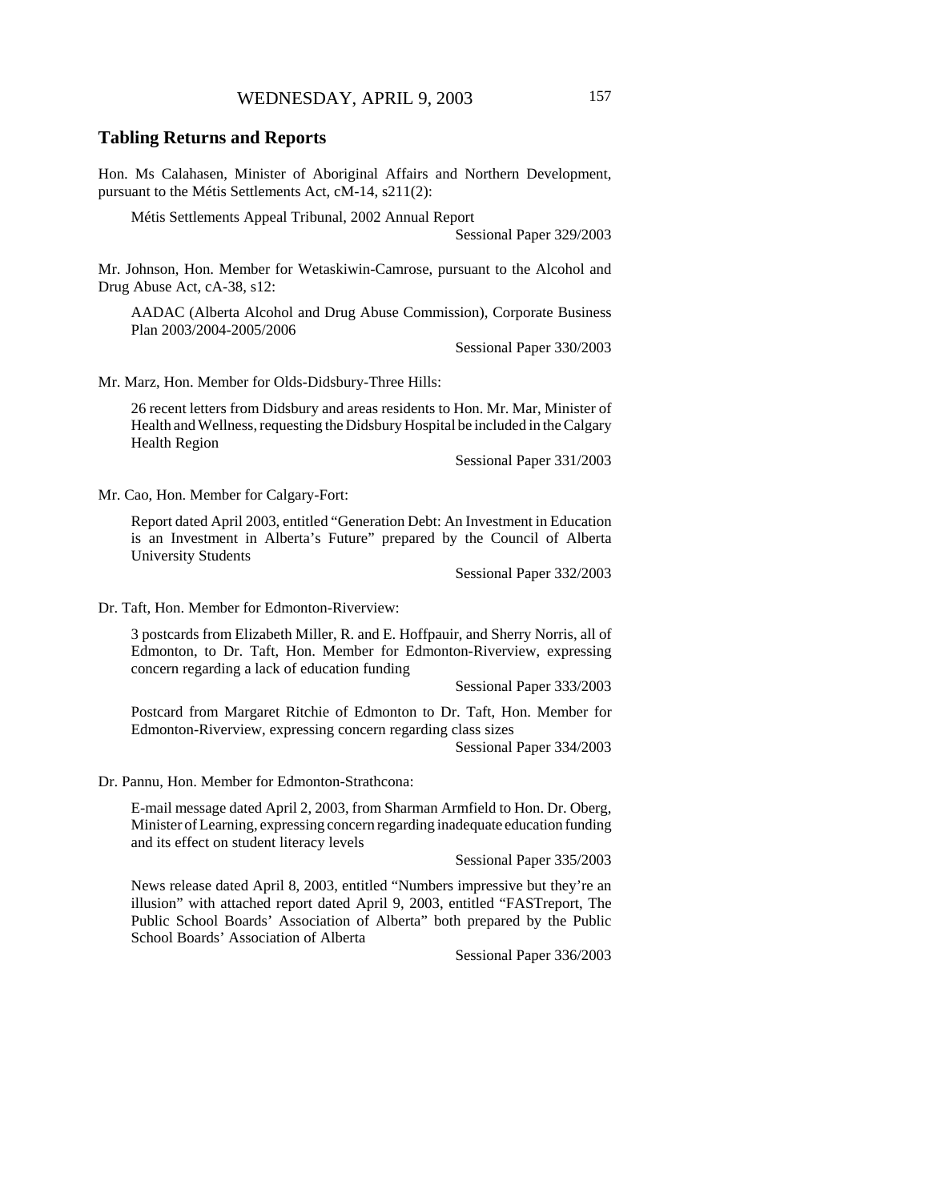## Tabling Returns and Reports

Hon. Ms Calahasen, Minister of Aboriginal Affairs and Northern Development, pursuant to the Métis Settlements Act, cM-14, s211(2):

> Métis Settlements Appeal Tribunal, 2002 Annual Report
>
> Sessional Paper 329/2003

Mr. Johnson, Hon. Member for Wetaskiwin-Camrose, pursuant to the Alcohol and Drug Abuse Act, cA-38, s12:

> AADAC (Alberta Alcohol and Drug Abuse Commission), Corporate Business Plan 2003/2004-2005/2006
>
> Sessional Paper 330/2003

Mr. Marz, Hon. Member for Olds-Didsbury-Three Hills:

> 26 recent letters from Didsbury and areas residents to Hon. Mr. Mar, Minister of Health and Wellness, requesting the Didsbury Hospital be included in the Calgary Health Region
>
> Sessional Paper 331/2003

Mr. Cao, Hon. Member for Calgary-Fort:

> Report dated April 2003, entitled "Generation Debt: An Investment in Education is an Investment in Alberta's Future" prepared by the Council of Alberta University Students
>
> Sessional Paper 332/2003

Dr. Taft, Hon. Member for Edmonton-Riverview:

> 3 postcards from Elizabeth Miller, R. and E. Hoffpauir, and Sherry Norris, all of Edmonton, to Dr. Taft, Hon. Member for Edmonton-Riverview, expressing concern regarding a lack of education funding
>
> Sessional Paper 333/2003
>
> Postcard from Margaret Ritchie of Edmonton to Dr. Taft, Hon. Member for Edmonton-Riverview, expressing concern regarding class sizes
>
> Sessional Paper 334/2003

Dr. Pannu, Hon. Member for Edmonton-Strathcona:

> E-mail message dated April 2, 2003, from Sharman Armfield to Hon. Dr. Oberg, Minister of Learning, expressing concern regarding inadequate education funding and its effect on student literacy levels
>
> Sessional Paper 335/2003
>
> News release dated April 8, 2003, entitled "Numbers impressive but they're an illusion" with attached report dated April 9, 2003, entitled "FASTreport, The Public School Boards' Association of Alberta" both prepared by the Public School Boards' Association of Alberta
>
> Sessional Paper 336/2003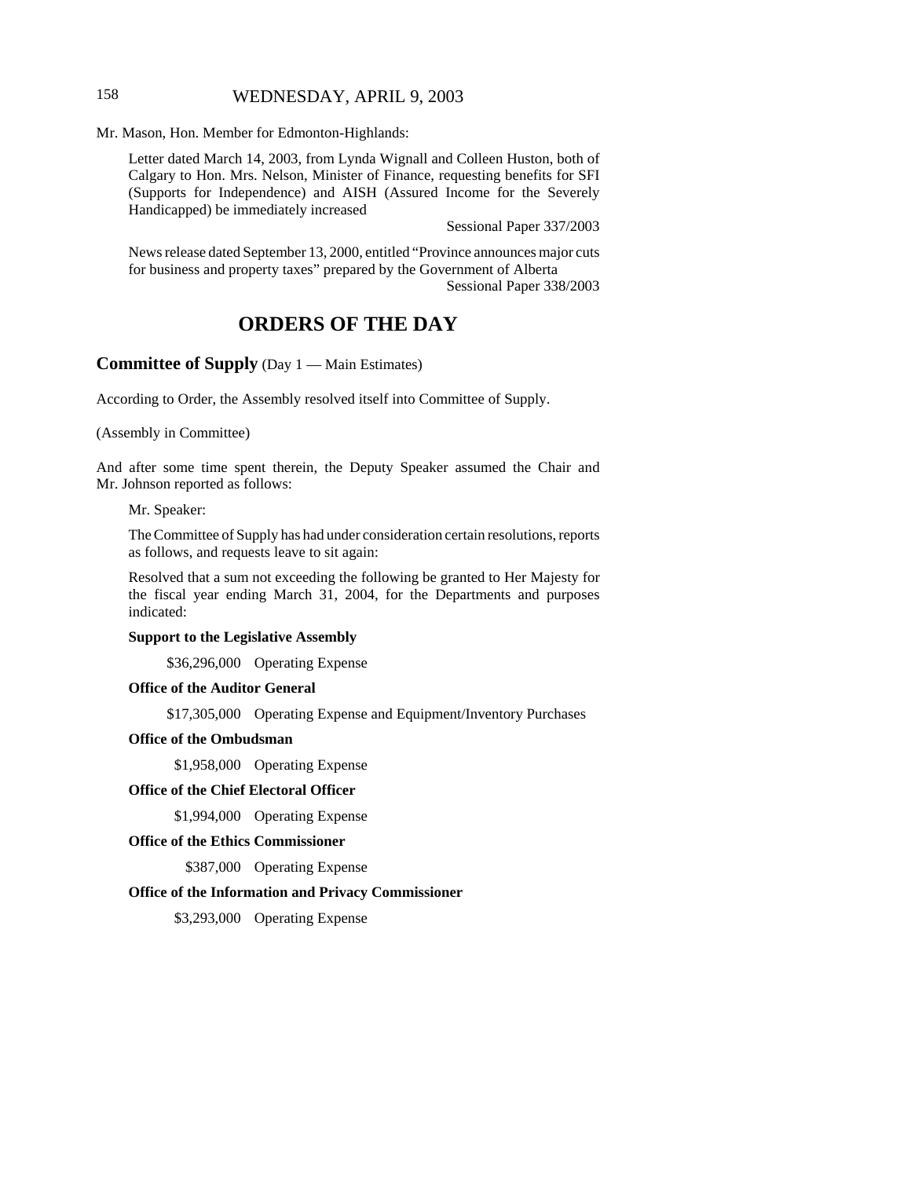Mr. Mason, Hon. Member for Edmonton-Highlands:

> Letter dated March 14, 2003, from Lynda Wignall and Colleen Huston, both of Calgary to Hon. Mrs. Nelson, Minister of Finance, requesting benefits for SFI (Supports for Independence) and AISH (Assured Income for the Severely Handicapped) be immediately increased
>
> Sessional Paper 337/2003
>
> News release dated September 13, 2000, entitled "Province announces major cuts for business and property taxes" prepared by the Government of Alberta
>
> Sessional Paper 338/2003

# ORDERS OF THE DAY

## Committee of Supply (Day 1 — Main Estimates)

According to Order, the Assembly resolved itself into Committee of Supply.

(Assembly in Committee)

And after some time spent therein, the Deputy Speaker assumed the Chair and Mr. Johnson reported as follows:

> Mr. Speaker:
>
> The Committee of Supply has had under consideration certain resolutions, reports as follows, and requests leave to sit again:
>
> Resolved that a sum not exceeding the following be granted to Her Majesty for the fiscal year ending March 31, 2004, for the Departments and purposes indicated:
>
> **Support to the Legislative Assembly**
>
> $36,296,000 Operating Expense
>
> **Office of the Auditor General**
>
> $17,305,000 Operating Expense and Equipment/Inventory Purchases
>
> **Office of the Ombudsman**
>
> $1,958,000 Operating Expense
>
> **Office of the Chief Electoral Officer**
>
> $1,994,000 Operating Expense
>
> **Office of the Ethics Commissioner**
>
> $387,000 Operating Expense
>
> **Office of the Information and Privacy Commissioner**
>
> $3,293,000 Operating Expense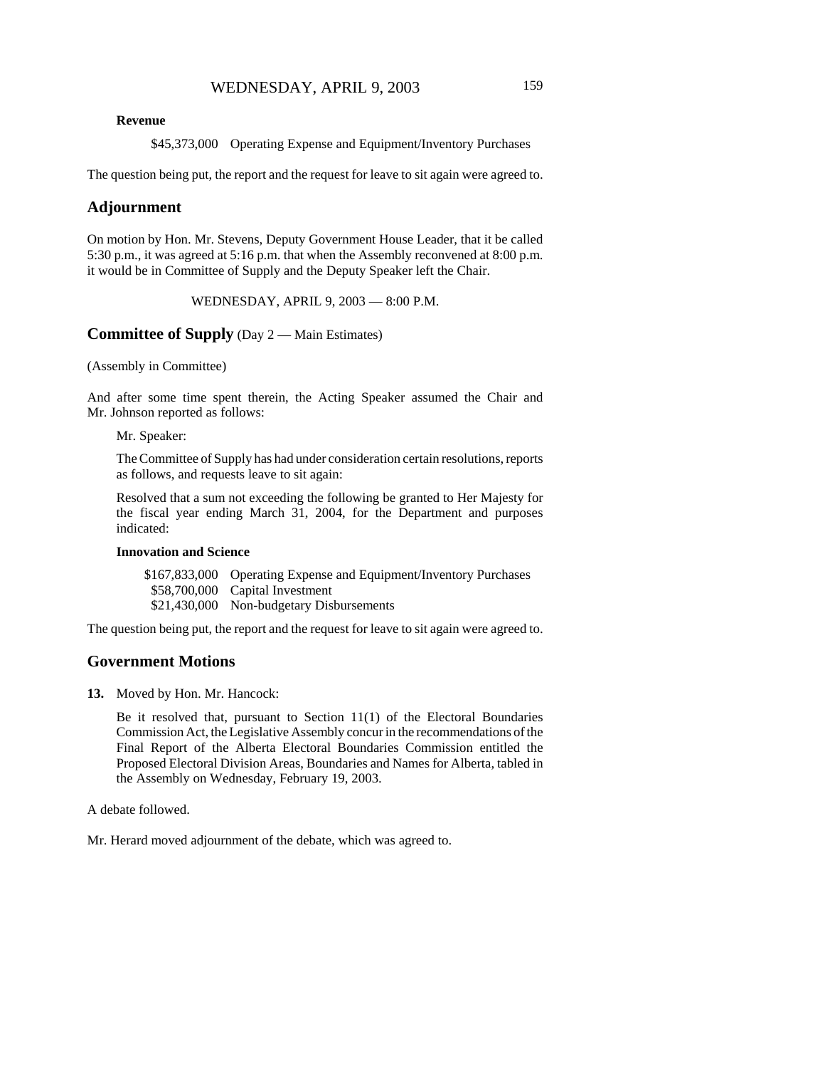**Revenue**

$45,373,000 Operating Expense and Equipment/Inventory Purchases

The question being put, the report and the request for leave to sit again were agreed to.

## Adjournment

On motion by Hon. Mr. Stevens, Deputy Government House Leader, that it be called 5:30 p.m., it was agreed at 5:16 p.m. that when the Assembly reconvened at 8:00 p.m. it would be in Committee of Supply and the Deputy Speaker left the Chair.

WEDNESDAY, APRIL 9, 2003 — 8:00 P.M.

## Committee of Supply (Day 2 — Main Estimates)

(Assembly in Committee)

And after some time spent therein, the Acting Speaker assumed the Chair and Mr. Johnson reported as follows:

Mr. Speaker:

The Committee of Supply has had under consideration certain resolutions, reports as follows, and requests leave to sit again:

Resolved that a sum not exceeding the following be granted to Her Majesty for the fiscal year ending March 31, 2004, for the Department and purposes indicated:

**Innovation and Science**

$167,833,000 Operating Expense and Equipment/Inventory Purchases
$58,700,000 Capital Investment
$21,430,000 Non-budgetary Disbursements

The question being put, the report and the request for leave to sit again were agreed to.

## Government Motions

**13.** Moved by Hon. Mr. Hancock:

Be it resolved that, pursuant to Section 11(1) of the Electoral Boundaries Commission Act, the Legislative Assembly concur in the recommendations of the Final Report of the Alberta Electoral Boundaries Commission entitled the Proposed Electoral Division Areas, Boundaries and Names for Alberta, tabled in the Assembly on Wednesday, February 19, 2003.

A debate followed.

Mr. Herard moved adjournment of the debate, which was agreed to.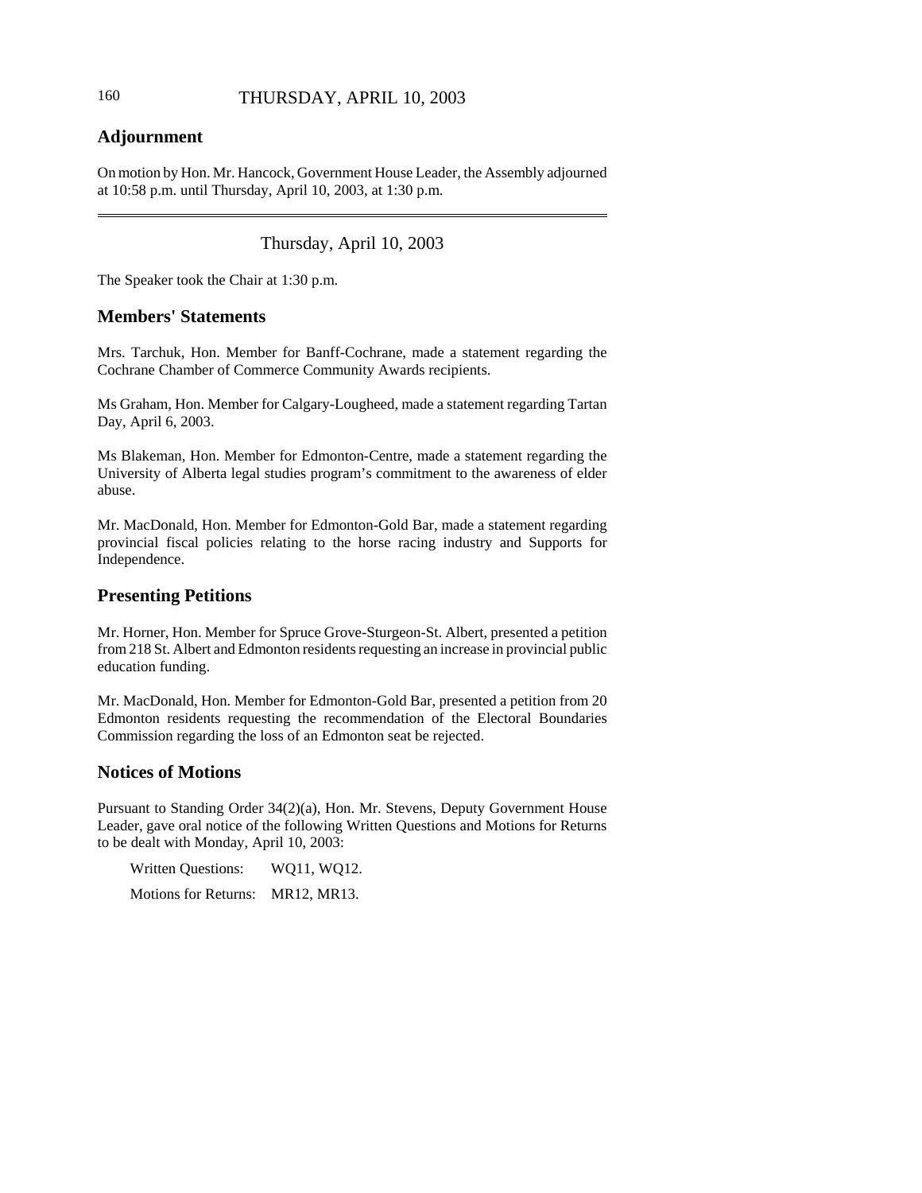## Adjournment

On motion by Hon. Mr. Hancock, Government House Leader, the Assembly adjourned at 10:58 p.m. until Thursday, April 10, 2003, at 1:30 p.m.

---

Thursday, April 10, 2003

The Speaker took the Chair at 1:30 p.m.

## Members' Statements

Mrs. Tarchuk, Hon. Member for Banff-Cochrane, made a statement regarding the Cochrane Chamber of Commerce Community Awards recipients.

Ms Graham, Hon. Member for Calgary-Lougheed, made a statement regarding Tartan Day, April 6, 2003.

Ms Blakeman, Hon. Member for Edmonton-Centre, made a statement regarding the University of Alberta legal studies program's commitment to the awareness of elder abuse.

Mr. MacDonald, Hon. Member for Edmonton-Gold Bar, made a statement regarding provincial fiscal policies relating to the horse racing industry and Supports for Independence.

## Presenting Petitions

Mr. Horner, Hon. Member for Spruce Grove-Sturgeon-St. Albert, presented a petition from 218 St. Albert and Edmonton residents requesting an increase in provincial public education funding.

Mr. MacDonald, Hon. Member for Edmonton-Gold Bar, presented a petition from 20 Edmonton residents requesting the recommendation of the Electoral Boundaries Commission regarding the loss of an Edmonton seat be rejected.

## Notices of Motions

Pursuant to Standing Order 34(2)(a), Hon. Mr. Stevens, Deputy Government House Leader, gave oral notice of the following Written Questions and Motions for Returns to be dealt with Monday, April 10, 2003:

Written Questions: WQ11, WQ12.

Motions for Returns: MR12, MR13.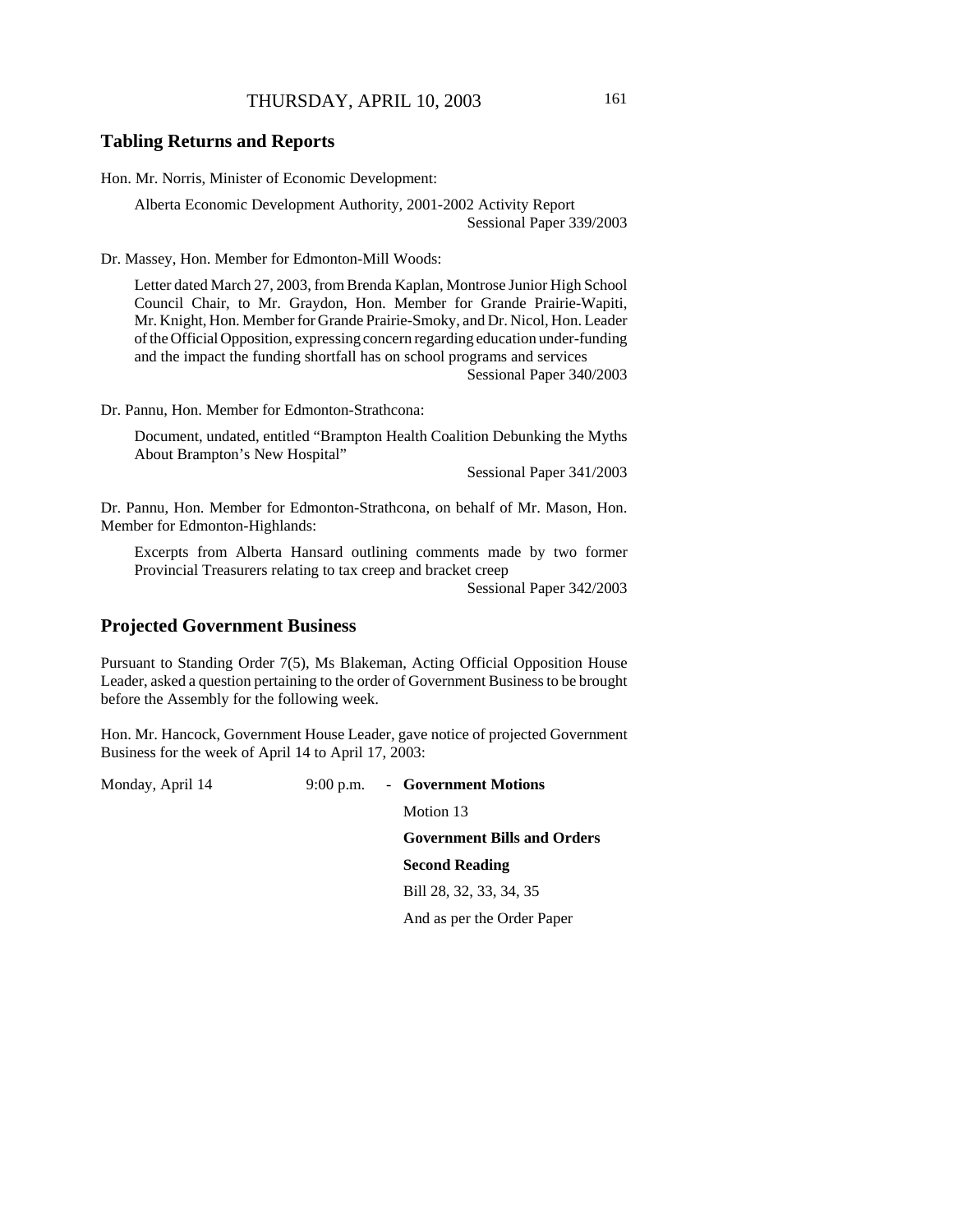## Tabling Returns and Reports

Hon. Mr. Norris, Minister of Economic Development:

> Alberta Economic Development Authority, 2001-2002 Activity Report
> Sessional Paper 339/2003

Dr. Massey, Hon. Member for Edmonton-Mill Woods:

> Letter dated March 27, 2003, from Brenda Kaplan, Montrose Junior High School Council Chair, to Mr. Graydon, Hon. Member for Grande Prairie-Wapiti, Mr. Knight, Hon. Member for Grande Prairie-Smoky, and Dr. Nicol, Hon. Leader of the Official Opposition, expressing concern regarding education under-funding and the impact the funding shortfall has on school programs and services
> Sessional Paper 340/2003

Dr. Pannu, Hon. Member for Edmonton-Strathcona:

> Document, undated, entitled "Brampton Health Coalition Debunking the Myths About Brampton's New Hospital"
> Sessional Paper 341/2003

Dr. Pannu, Hon. Member for Edmonton-Strathcona, on behalf of Mr. Mason, Hon. Member for Edmonton-Highlands:

> Excerpts from Alberta Hansard outlining comments made by two former Provincial Treasurers relating to tax creep and bracket creep
> Sessional Paper 342/2003

## Projected Government Business

Pursuant to Standing Order 7(5), Ms Blakeman, Acting Official Opposition House Leader, asked a question pertaining to the order of Government Business to be brought before the Assembly for the following week.

Hon. Mr. Hancock, Government House Leader, gave notice of projected Government Business for the week of April 14 to April 17, 2003:

Monday, April 14 — 9:00 p.m. - **Government Motions**

Motion 13

**Government Bills and Orders**

**Second Reading**

Bill 28, 32, 33, 34, 35

And as per the Order Paper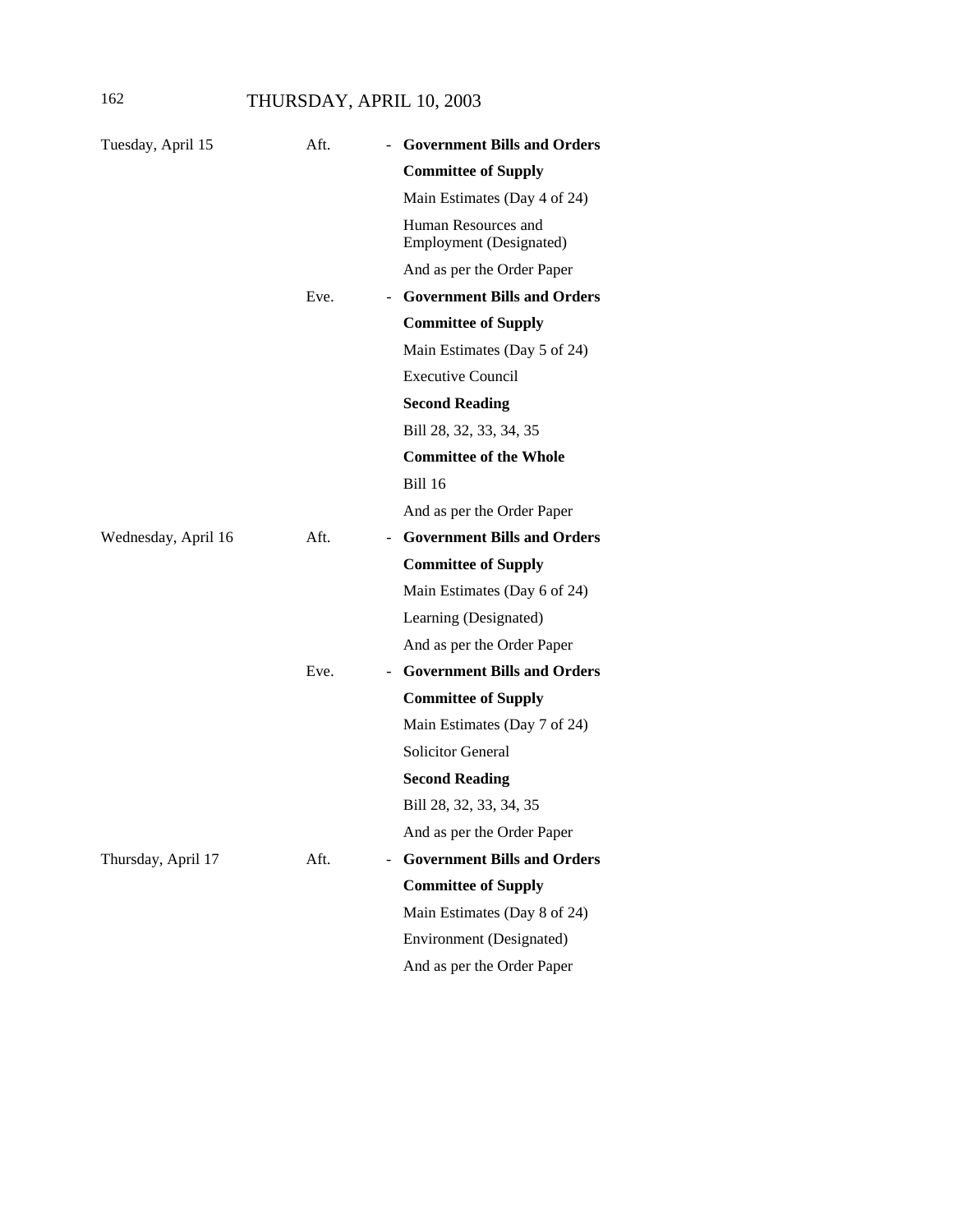| | | | |
|---|---|---|---|
| Tuesday, April 15 | Aft. | - | **Government Bills and Orders** |
| | | | **Committee of Supply** |
| | | | Main Estimates (Day 4 of 24) |
| | | | Human Resources and Employment (Designated) |
| | | | And as per the Order Paper |
| | Eve. | - | **Government Bills and Orders** |
| | | | **Committee of Supply** |
| | | | Main Estimates (Day 5 of 24) |
| | | | Executive Council |
| | | | **Second Reading** |
| | | | Bill 28, 32, 33, 34, 35 |
| | | | **Committee of the Whole** |
| | | | Bill 16 |
| | | | And as per the Order Paper |
| Wednesday, April 16 | Aft. | - | **Government Bills and Orders** |
| | | | **Committee of Supply** |
| | | | Main Estimates (Day 6 of 24) |
| | | | Learning (Designated) |
| | | | And as per the Order Paper |
| | Eve. | - | **Government Bills and Orders** |
| | | | **Committee of Supply** |
| | | | Main Estimates (Day 7 of 24) |
| | | | Solicitor General |
| | | | **Second Reading** |
| | | | Bill 28, 32, 33, 34, 35 |
| | | | And as per the Order Paper |
| Thursday, April 17 | Aft. | - | **Government Bills and Orders** |
| | | | **Committee of Supply** |
| | | | Main Estimates (Day 8 of 24) |
| | | | Environment (Designated) |
| | | | And as per the Order Paper |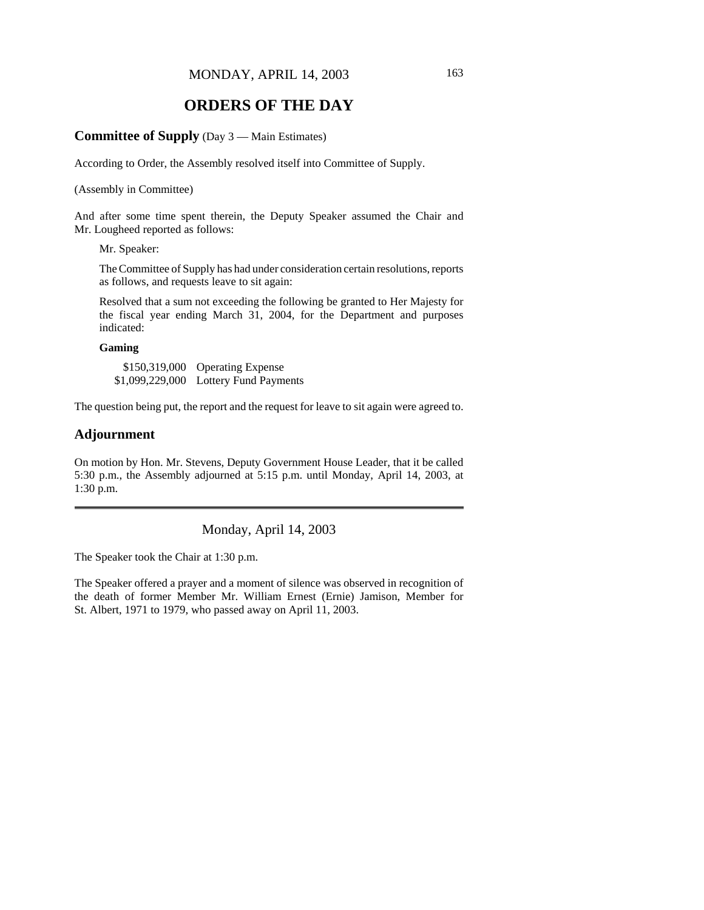# ORDERS OF THE DAY

## Committee of Supply (Day 3 — Main Estimates)

According to Order, the Assembly resolved itself into Committee of Supply.

(Assembly in Committee)

And after some time spent therein, the Deputy Speaker assumed the Chair and Mr. Lougheed reported as follows:

> Mr. Speaker:
>
> The Committee of Supply has had under consideration certain resolutions, reports as follows, and requests leave to sit again:
>
> Resolved that a sum not exceeding the following be granted to Her Majesty for the fiscal year ending March 31, 2004, for the Department and purposes indicated:
>
> **Gaming**
>
> | | |
> |---|---|
> | $150,319,000 | Operating Expense |
> | $1,099,229,000 | Lottery Fund Payments |

The question being put, the report and the request for leave to sit again were agreed to.

## Adjournment

On motion by Hon. Mr. Stevens, Deputy Government House Leader, that it be called 5:30 p.m., the Assembly adjourned at 5:15 p.m. until Monday, April 14, 2003, at 1:30 p.m.

---

Monday, April 14, 2003

The Speaker took the Chair at 1:30 p.m.

The Speaker offered a prayer and a moment of silence was observed in recognition of the death of former Member Mr. William Ernest (Ernie) Jamison, Member for St. Albert, 1971 to 1979, who passed away on April 11, 2003.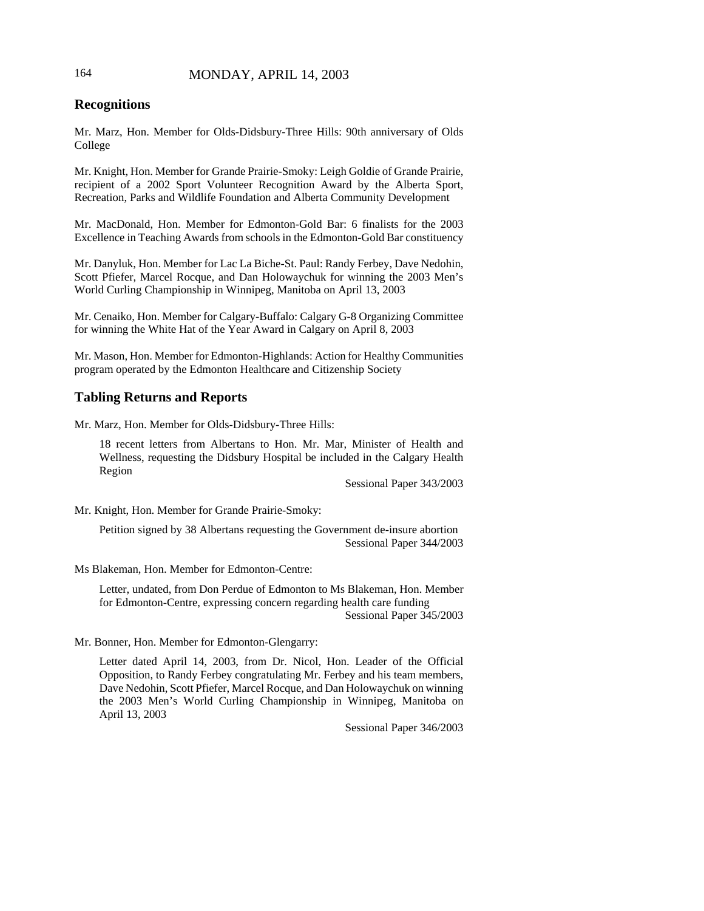## Recognitions

Mr. Marz, Hon. Member for Olds-Didsbury-Three Hills: 90th anniversary of Olds College

Mr. Knight, Hon. Member for Grande Prairie-Smoky: Leigh Goldie of Grande Prairie, recipient of a 2002 Sport Volunteer Recognition Award by the Alberta Sport, Recreation, Parks and Wildlife Foundation and Alberta Community Development

Mr. MacDonald, Hon. Member for Edmonton-Gold Bar: 6 finalists for the 2003 Excellence in Teaching Awards from schools in the Edmonton-Gold Bar constituency

Mr. Danyluk, Hon. Member for Lac La Biche-St. Paul: Randy Ferbey, Dave Nedohin, Scott Pfiefer, Marcel Rocque, and Dan Holowaychuk for winning the 2003 Men's World Curling Championship in Winnipeg, Manitoba on April 13, 2003

Mr. Cenaiko, Hon. Member for Calgary-Buffalo: Calgary G-8 Organizing Committee for winning the White Hat of the Year Award in Calgary on April 8, 2003

Mr. Mason, Hon. Member for Edmonton-Highlands: Action for Healthy Communities program operated by the Edmonton Healthcare and Citizenship Society

## Tabling Returns and Reports

Mr. Marz, Hon. Member for Olds-Didsbury-Three Hills:

> 18 recent letters from Albertans to Hon. Mr. Mar, Minister of Health and Wellness, requesting the Didsbury Hospital be included in the Calgary Health Region
>
> Sessional Paper 343/2003

Mr. Knight, Hon. Member for Grande Prairie-Smoky:

> Petition signed by 38 Albertans requesting the Government de-insure abortion
>
> Sessional Paper 344/2003

Ms Blakeman, Hon. Member for Edmonton-Centre:

> Letter, undated, from Don Perdue of Edmonton to Ms Blakeman, Hon. Member for Edmonton-Centre, expressing concern regarding health care funding
>
> Sessional Paper 345/2003

Mr. Bonner, Hon. Member for Edmonton-Glengarry:

> Letter dated April 14, 2003, from Dr. Nicol, Hon. Leader of the Official Opposition, to Randy Ferbey congratulating Mr. Ferbey and his team members, Dave Nedohin, Scott Pfiefer, Marcel Rocque, and Dan Holowaychuk on winning the 2003 Men's World Curling Championship in Winnipeg, Manitoba on April 13, 2003
>
> Sessional Paper 346/2003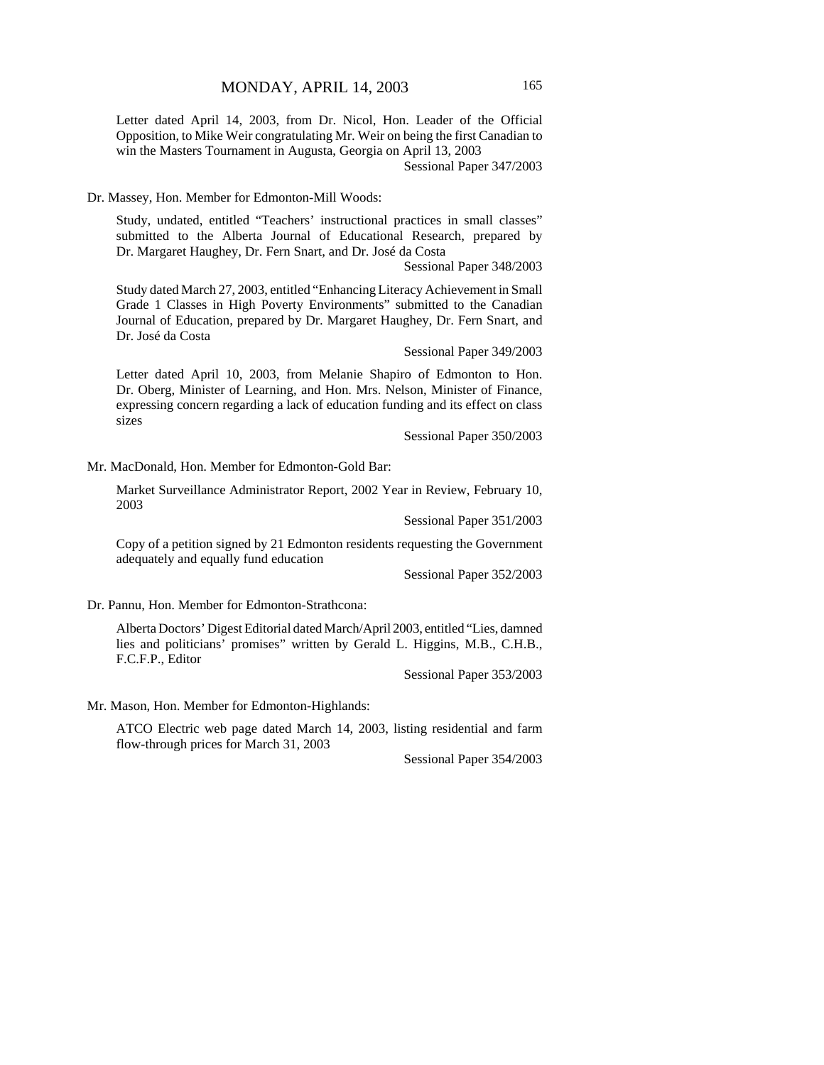Letter dated April 14, 2003, from Dr. Nicol, Hon. Leader of the Official Opposition, to Mike Weir congratulating Mr. Weir on being the first Canadian to win the Masters Tournament in Augusta, Georgia on April 13, 2003

Sessional Paper 347/2003

Dr. Massey, Hon. Member for Edmonton-Mill Woods:

Study, undated, entitled "Teachers' instructional practices in small classes" submitted to the Alberta Journal of Educational Research, prepared by Dr. Margaret Haughey, Dr. Fern Snart, and Dr. José da Costa

Sessional Paper 348/2003

Study dated March 27, 2003, entitled "Enhancing Literacy Achievement in Small Grade 1 Classes in High Poverty Environments" submitted to the Canadian Journal of Education, prepared by Dr. Margaret Haughey, Dr. Fern Snart, and Dr. José da Costa

Sessional Paper 349/2003

Letter dated April 10, 2003, from Melanie Shapiro of Edmonton to Hon. Dr. Oberg, Minister of Learning, and Hon. Mrs. Nelson, Minister of Finance, expressing concern regarding a lack of education funding and its effect on class sizes

Sessional Paper 350/2003

Mr. MacDonald, Hon. Member for Edmonton-Gold Bar:

Market Surveillance Administrator Report, 2002 Year in Review, February 10, 2003

Sessional Paper 351/2003

Copy of a petition signed by 21 Edmonton residents requesting the Government adequately and equally fund education

Sessional Paper 352/2003

Dr. Pannu, Hon. Member for Edmonton-Strathcona:

Alberta Doctors' Digest Editorial dated March/April 2003, entitled "Lies, damned lies and politicians' promises" written by Gerald L. Higgins, M.B., C.H.B., F.C.F.P., Editor

Sessional Paper 353/2003

Mr. Mason, Hon. Member for Edmonton-Highlands:

ATCO Electric web page dated March 14, 2003, listing residential and farm flow-through prices for March 31, 2003

Sessional Paper 354/2003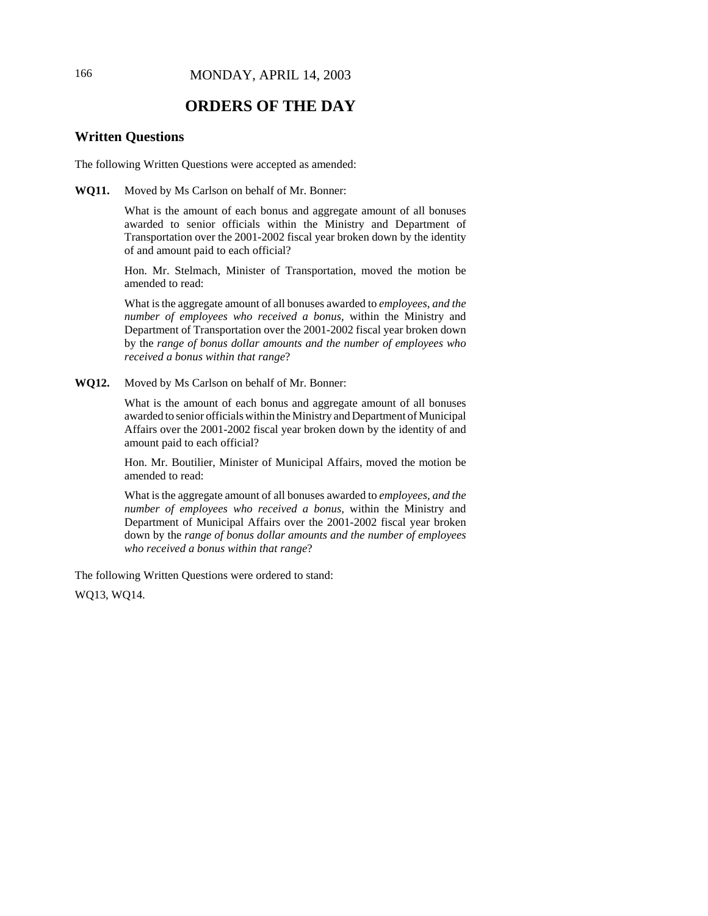# ORDERS OF THE DAY

## Written Questions

The following Written Questions were accepted as amended:

**WQ11.** Moved by Ms Carlson on behalf of Mr. Bonner:

What is the amount of each bonus and aggregate amount of all bonuses awarded to senior officials within the Ministry and Department of Transportation over the 2001-2002 fiscal year broken down by the identity of and amount paid to each official?

Hon. Mr. Stelmach, Minister of Transportation, moved the motion be amended to read:

What is the aggregate amount of all bonuses awarded to *employees, and the number of employees who received a bonus,* within the Ministry and Department of Transportation over the 2001-2002 fiscal year broken down by the *range of bonus dollar amounts and the number of employees who received a bonus within that range*?

**WQ12.** Moved by Ms Carlson on behalf of Mr. Bonner:

What is the amount of each bonus and aggregate amount of all bonuses awarded to senior officials within the Ministry and Department of Municipal Affairs over the 2001-2002 fiscal year broken down by the identity of and amount paid to each official?

Hon. Mr. Boutilier, Minister of Municipal Affairs, moved the motion be amended to read:

What is the aggregate amount of all bonuses awarded to *employees, and the number of employees who received a bonus,* within the Ministry and Department of Municipal Affairs over the 2001-2002 fiscal year broken down by the *range of bonus dollar amounts and the number of employees who received a bonus within that range*?

The following Written Questions were ordered to stand:

WQ13, WQ14.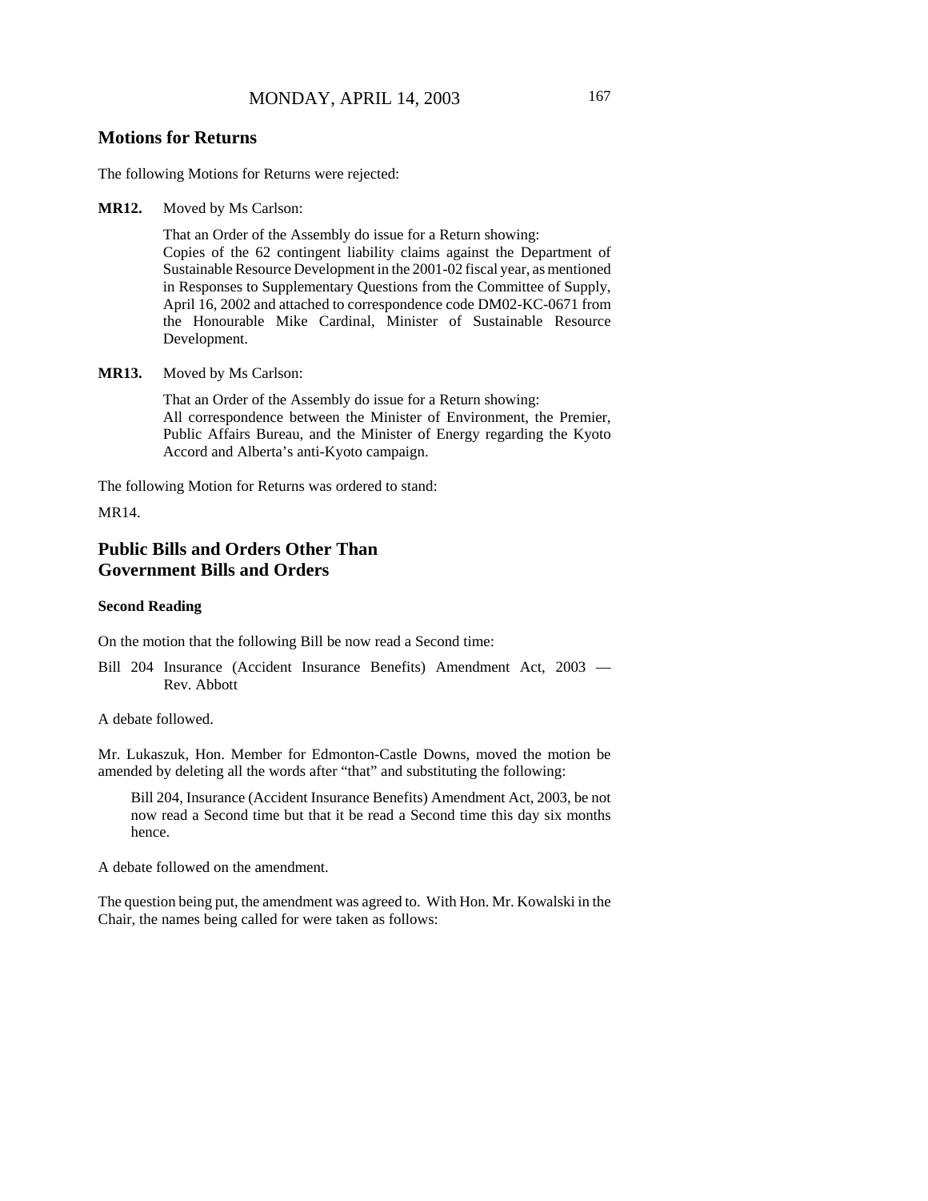## Motions for Returns

The following Motions for Returns were rejected:

**MR12.** Moved by Ms Carlson:

That an Order of the Assembly do issue for a Return showing:
Copies of the 62 contingent liability claims against the Department of Sustainable Resource Development in the 2001-02 fiscal year, as mentioned in Responses to Supplementary Questions from the Committee of Supply, April 16, 2002 and attached to correspondence code DM02-KC-0671 from the Honourable Mike Cardinal, Minister of Sustainable Resource Development.

**MR13.** Moved by Ms Carlson:

That an Order of the Assembly do issue for a Return showing:
All correspondence between the Minister of Environment, the Premier, Public Affairs Bureau, and the Minister of Energy regarding the Kyoto Accord and Alberta's anti-Kyoto campaign.

The following Motion for Returns was ordered to stand:

MR14.

## Public Bills and Orders Other Than Government Bills and Orders

### Second Reading

On the motion that the following Bill be now read a Second time:

Bill 204 Insurance (Accident Insurance Benefits) Amendment Act, 2003 — Rev. Abbott

A debate followed.

Mr. Lukaszuk, Hon. Member for Edmonton-Castle Downs, moved the motion be amended by deleting all the words after "that" and substituting the following:

> Bill 204, Insurance (Accident Insurance Benefits) Amendment Act, 2003, be not now read a Second time but that it be read a Second time this day six months hence.

A debate followed on the amendment.

The question being put, the amendment was agreed to. With Hon. Mr. Kowalski in the Chair, the names being called for were taken as follows: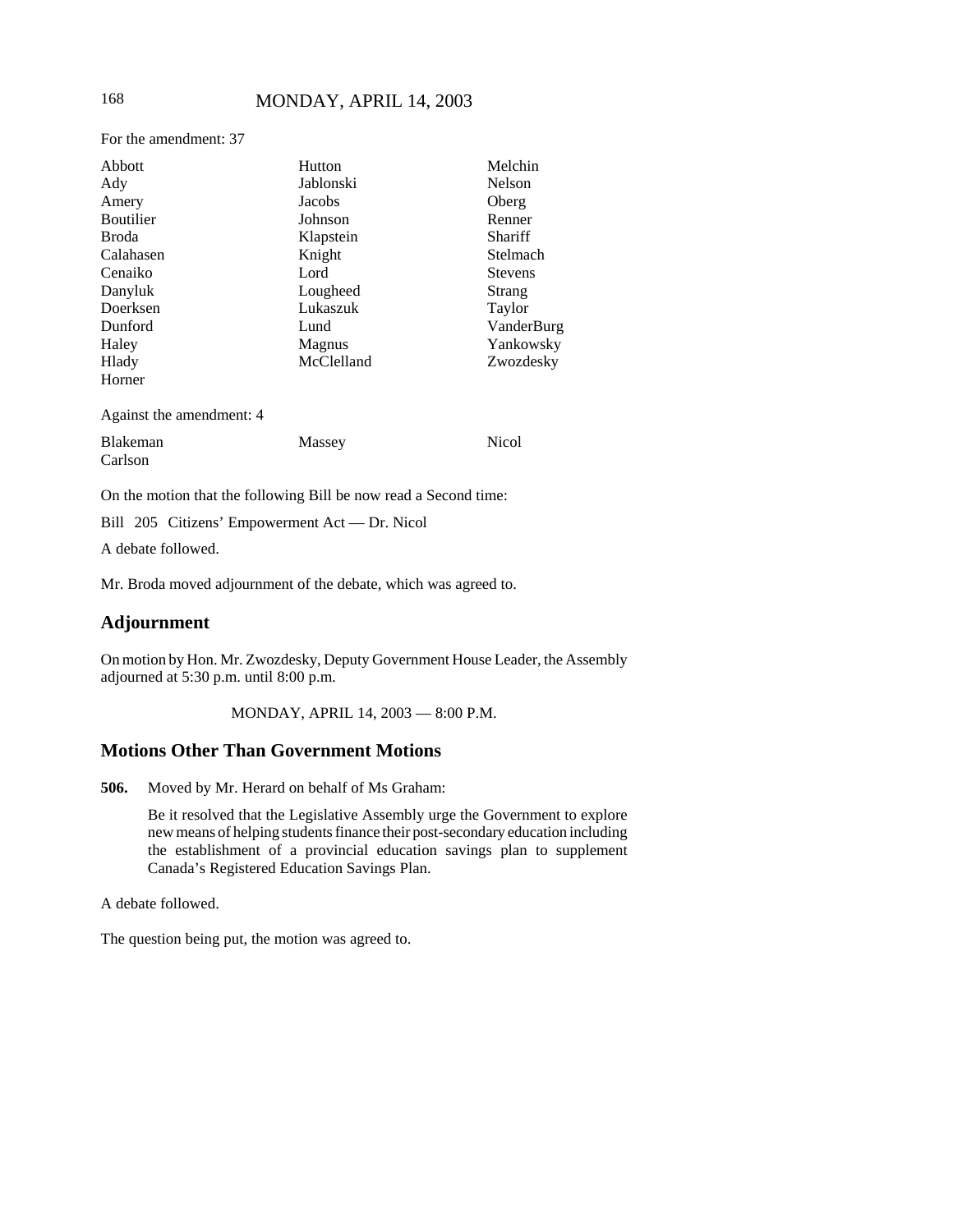For the amendment: 37

| | | |
|---|---|---|
| Abbott | Hutton | Melchin |
| Ady | Jablonski | Nelson |
| Amery | Jacobs | Oberg |
| Boutilier | Johnson | Renner |
| Broda | Klapstein | Shariff |
| Calahasen | Knight | Stelmach |
| Cenaiko | Lord | Stevens |
| Danyluk | Lougheed | Strang |
| Doerksen | Lukaszuk | Taylor |
| Dunford | Lund | VanderBurg |
| Haley | Magnus | Yankowsky |
| Hlady | McClelland | Zwozdesky |
| Horner | | |

Against the amendment: 4

| | | |
|---|---|---|
| Blakeman | Massey | Nicol |
| Carlson | | |

On the motion that the following Bill be now read a Second time:

Bill 205 Citizens' Empowerment Act — Dr. Nicol

A debate followed.

Mr. Broda moved adjournment of the debate, which was agreed to.

## Adjournment

On motion by Hon. Mr. Zwozdesky, Deputy Government House Leader, the Assembly adjourned at 5:30 p.m. until 8:00 p.m.

MONDAY, APRIL 14, 2003 — 8:00 P.M.

## Motions Other Than Government Motions

**506.** Moved by Mr. Herard on behalf of Ms Graham:

Be it resolved that the Legislative Assembly urge the Government to explore new means of helping students finance their post-secondary education including the establishment of a provincial education savings plan to supplement Canada's Registered Education Savings Plan.

A debate followed.

The question being put, the motion was agreed to.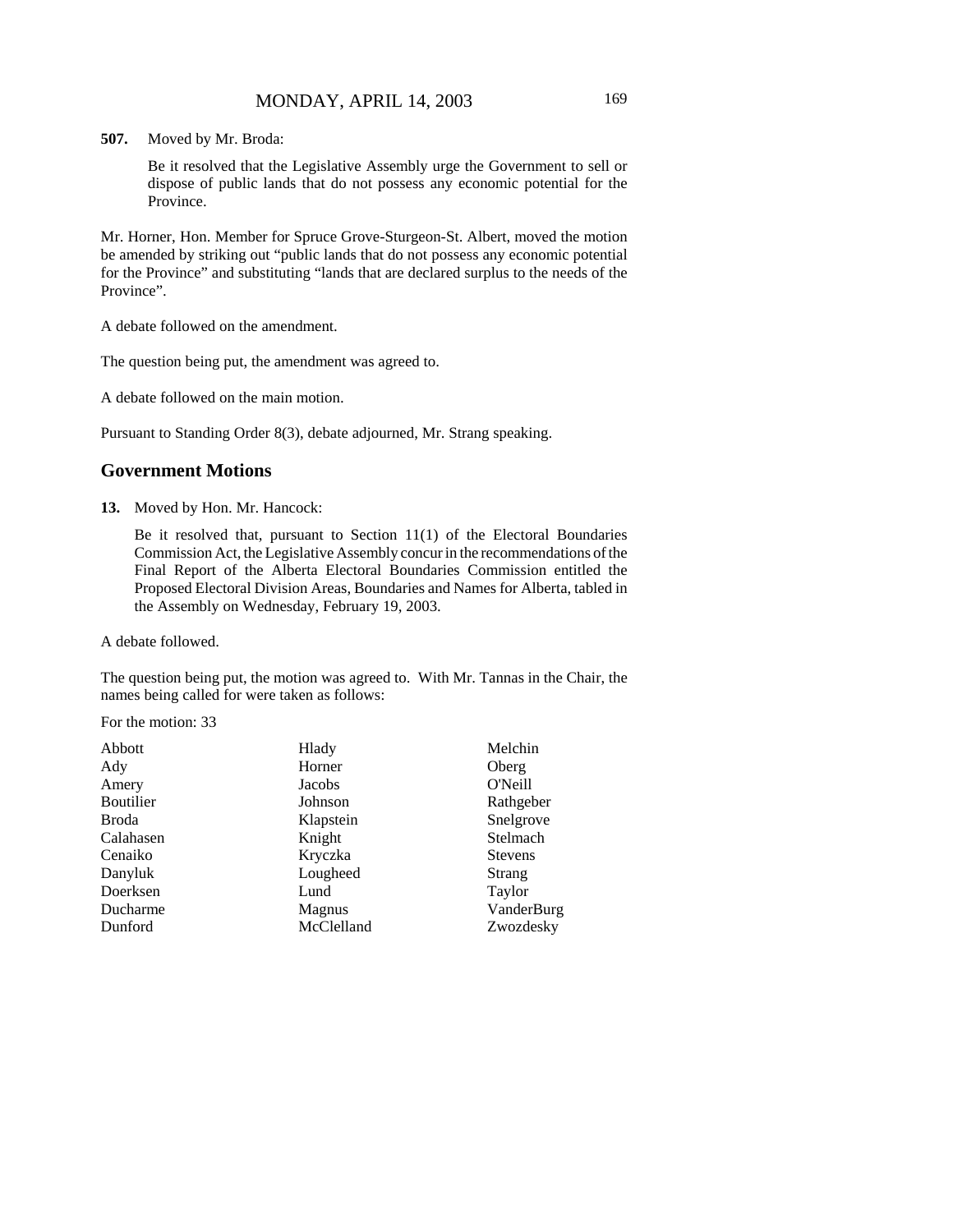**507.** Moved by Mr. Broda:

Be it resolved that the Legislative Assembly urge the Government to sell or dispose of public lands that do not possess any economic potential for the Province.

Mr. Horner, Hon. Member for Spruce Grove-Sturgeon-St. Albert, moved the motion be amended by striking out "public lands that do not possess any economic potential for the Province" and substituting "lands that are declared surplus to the needs of the Province".

A debate followed on the amendment.

The question being put, the amendment was agreed to.

A debate followed on the main motion.

Pursuant to Standing Order 8(3), debate adjourned, Mr. Strang speaking.

## Government Motions

**13.** Moved by Hon. Mr. Hancock:

Be it resolved that, pursuant to Section 11(1) of the Electoral Boundaries Commission Act, the Legislative Assembly concur in the recommendations of the Final Report of the Alberta Electoral Boundaries Commission entitled the Proposed Electoral Division Areas, Boundaries and Names for Alberta, tabled in the Assembly on Wednesday, February 19, 2003.

A debate followed.

The question being put, the motion was agreed to. With Mr. Tannas in the Chair, the names being called for were taken as follows:

For the motion: 33

| | | |
|---|---|---|
| Abbott | Hlady | Melchin |
| Ady | Horner | Oberg |
| Amery | Jacobs | O'Neill |
| Boutilier | Johnson | Rathgeber |
| Broda | Klapstein | Snelgrove |
| Calahasen | Knight | Stelmach |
| Cenaiko | Kryczka | Stevens |
| Danyluk | Lougheed | Strang |
| Doerksen | Lund | Taylor |
| Ducharme | Magnus | VanderBurg |
| Dunford | McClelland | Zwozdesky |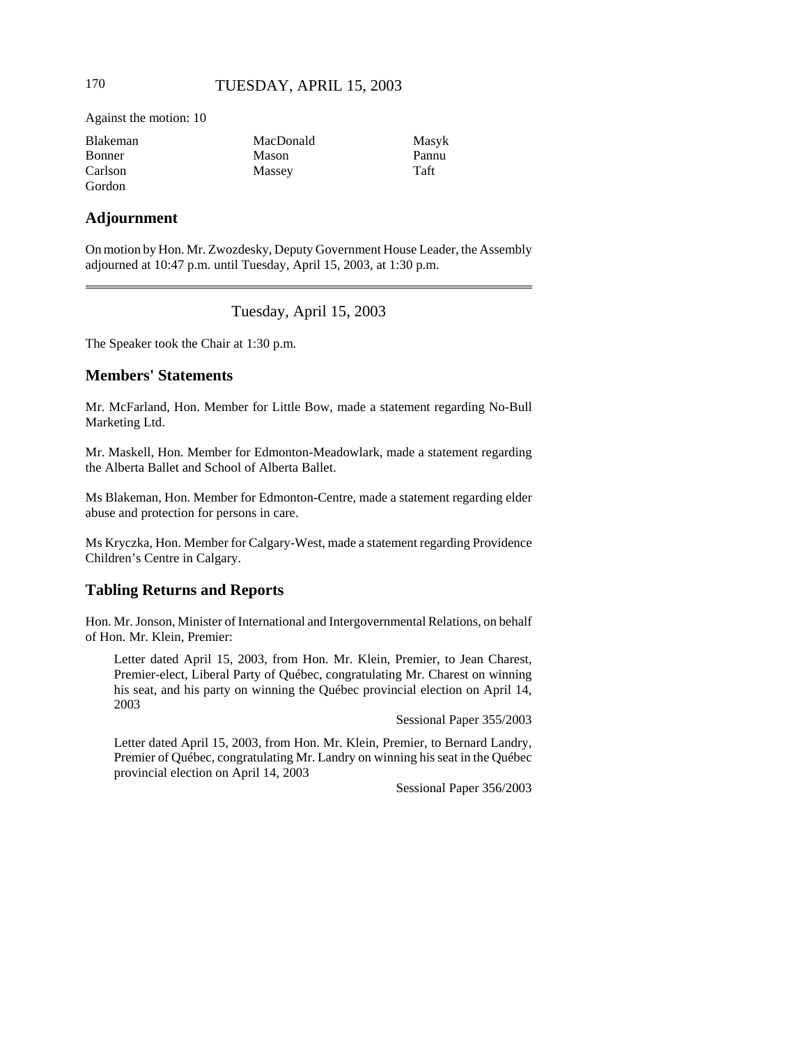Against the motion: 10

| | | |
|---|---|---|
| Blakeman | MacDonald | Masyk |
| Bonner | Mason | Pannu |
| Carlson | Massey | Taft |
| Gordon | | |

## Adjournment

On motion by Hon. Mr. Zwozdesky, Deputy Government House Leader, the Assembly adjourned at 10:47 p.m. until Tuesday, April 15, 2003, at 1:30 p.m.

---

Tuesday, April 15, 2003

The Speaker took the Chair at 1:30 p.m.

## Members' Statements

Mr. McFarland, Hon. Member for Little Bow, made a statement regarding No-Bull Marketing Ltd.

Mr. Maskell, Hon. Member for Edmonton-Meadowlark, made a statement regarding the Alberta Ballet and School of Alberta Ballet.

Ms Blakeman, Hon. Member for Edmonton-Centre, made a statement regarding elder abuse and protection for persons in care.

Ms Kryczka, Hon. Member for Calgary-West, made a statement regarding Providence Children's Centre in Calgary.

## Tabling Returns and Reports

Hon. Mr. Jonson, Minister of International and Intergovernmental Relations, on behalf of Hon. Mr. Klein, Premier:

> Letter dated April 15, 2003, from Hon. Mr. Klein, Premier, to Jean Charest, Premier-elect, Liberal Party of Québec, congratulating Mr. Charest on winning his seat, and his party on winning the Québec provincial election on April 14, 2003
>
> Sessional Paper 355/2003

> Letter dated April 15, 2003, from Hon. Mr. Klein, Premier, to Bernard Landry, Premier of Québec, congratulating Mr. Landry on winning his seat in the Québec provincial election on April 14, 2003
>
> Sessional Paper 356/2003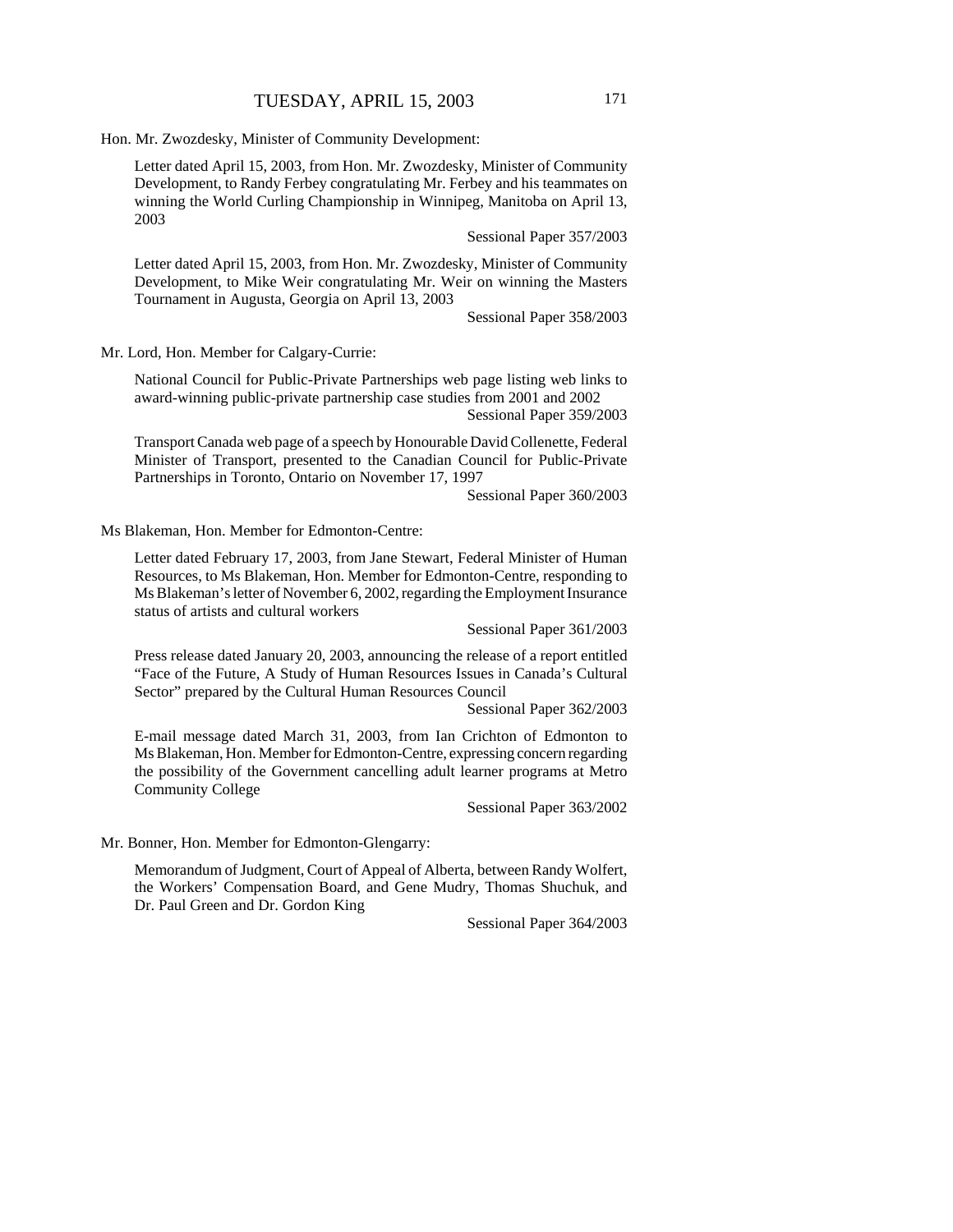Hon. Mr. Zwozdesky, Minister of Community Development:

Letter dated April 15, 2003, from Hon. Mr. Zwozdesky, Minister of Community Development, to Randy Ferbey congratulating Mr. Ferbey and his teammates on winning the World Curling Championship in Winnipeg, Manitoba on April 13, 2003

Sessional Paper 357/2003

Letter dated April 15, 2003, from Hon. Mr. Zwozdesky, Minister of Community Development, to Mike Weir congratulating Mr. Weir on winning the Masters Tournament in Augusta, Georgia on April 13, 2003

Sessional Paper 358/2003

Mr. Lord, Hon. Member for Calgary-Currie:

National Council for Public-Private Partnerships web page listing web links to award-winning public-private partnership case studies from 2001 and 2002

Sessional Paper 359/2003

Transport Canada web page of a speech by Honourable David Collenette, Federal Minister of Transport, presented to the Canadian Council for Public-Private Partnerships in Toronto, Ontario on November 17, 1997

Sessional Paper 360/2003

Ms Blakeman, Hon. Member for Edmonton-Centre:

Letter dated February 17, 2003, from Jane Stewart, Federal Minister of Human Resources, to Ms Blakeman, Hon. Member for Edmonton-Centre, responding to Ms Blakeman's letter of November 6, 2002, regarding the Employment Insurance status of artists and cultural workers

Sessional Paper 361/2003

Press release dated January 20, 2003, announcing the release of a report entitled "Face of the Future, A Study of Human Resources Issues in Canada's Cultural Sector" prepared by the Cultural Human Resources Council

Sessional Paper 362/2003

E-mail message dated March 31, 2003, from Ian Crichton of Edmonton to Ms Blakeman, Hon. Member for Edmonton-Centre, expressing concern regarding the possibility of the Government cancelling adult learner programs at Metro Community College

Sessional Paper 363/2002

Mr. Bonner, Hon. Member for Edmonton-Glengarry:

Memorandum of Judgment, Court of Appeal of Alberta, between Randy Wolfert, the Workers' Compensation Board, and Gene Mudry, Thomas Shuchuk, and Dr. Paul Green and Dr. Gordon King

Sessional Paper 364/2003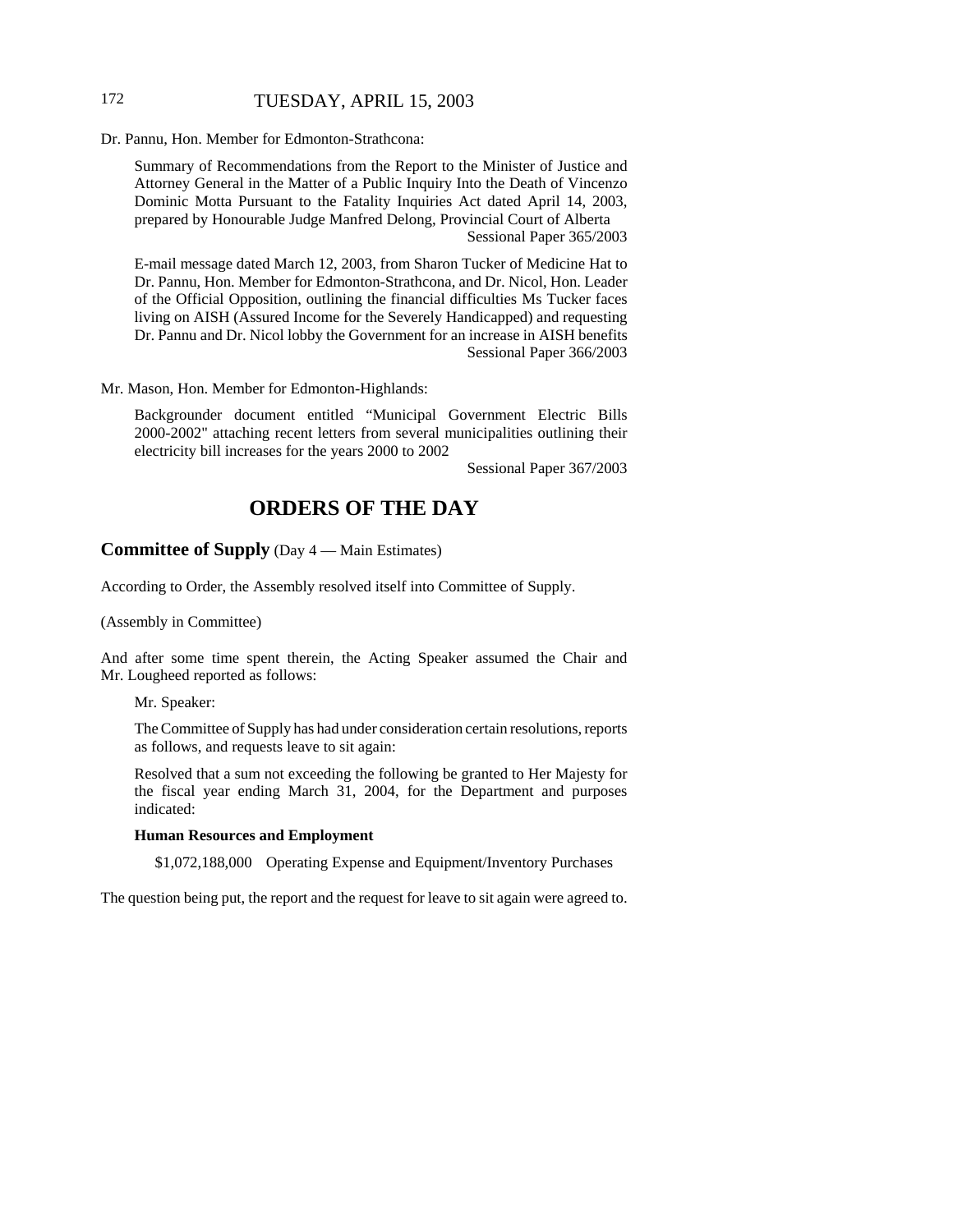Dr. Pannu, Hon. Member for Edmonton-Strathcona:

> Summary of Recommendations from the Report to the Minister of Justice and Attorney General in the Matter of a Public Inquiry Into the Death of Vincenzo Dominic Motta Pursuant to the Fatality Inquiries Act dated April 14, 2003, prepared by Honourable Judge Manfred Delong, Provincial Court of Alberta
> Sessional Paper 365/2003
>
> E-mail message dated March 12, 2003, from Sharon Tucker of Medicine Hat to Dr. Pannu, Hon. Member for Edmonton-Strathcona, and Dr. Nicol, Hon. Leader of the Official Opposition, outlining the financial difficulties Ms Tucker faces living on AISH (Assured Income for the Severely Handicapped) and requesting Dr. Pannu and Dr. Nicol lobby the Government for an increase in AISH benefits
> Sessional Paper 366/2003

Mr. Mason, Hon. Member for Edmonton-Highlands:

> Backgrounder document entitled "Municipal Government Electric Bills 2000-2002" attaching recent letters from several municipalities outlining their electricity bill increases for the years 2000 to 2002
> Sessional Paper 367/2003

# ORDERS OF THE DAY

**Committee of Supply** (Day 4 — Main Estimates)

According to Order, the Assembly resolved itself into Committee of Supply.

(Assembly in Committee)

And after some time spent therein, the Acting Speaker assumed the Chair and Mr. Lougheed reported as follows:

> Mr. Speaker:
>
> The Committee of Supply has had under consideration certain resolutions, reports as follows, and requests leave to sit again:
>
> Resolved that a sum not exceeding the following be granted to Her Majesty for the fiscal year ending March 31, 2004, for the Department and purposes indicated:
>
> **Human Resources and Employment**
>
> $1,072,188,000 Operating Expense and Equipment/Inventory Purchases

The question being put, the report and the request for leave to sit again were agreed to.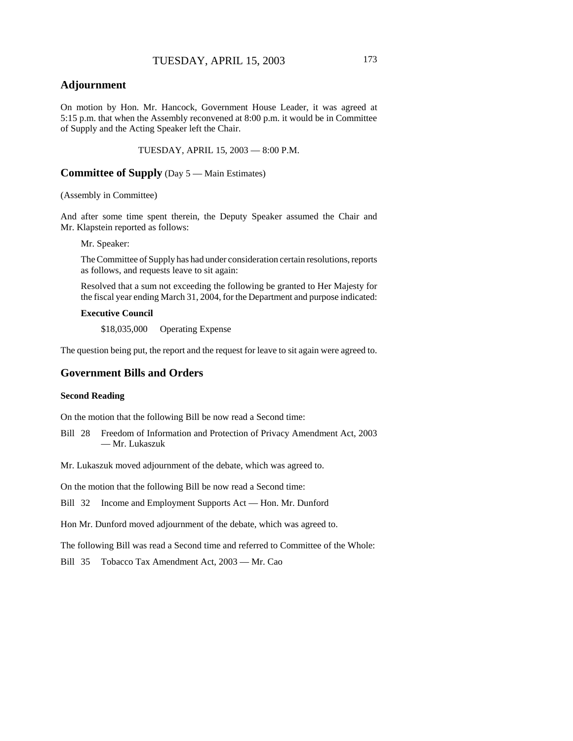## Adjournment

On motion by Hon. Mr. Hancock, Government House Leader, it was agreed at 5:15 p.m. that when the Assembly reconvened at 8:00 p.m. it would be in Committee of Supply and the Acting Speaker left the Chair.

TUESDAY, APRIL 15, 2003 — 8:00 P.M.

## Committee of Supply (Day 5 — Main Estimates)

(Assembly in Committee)

And after some time spent therein, the Deputy Speaker assumed the Chair and Mr. Klapstein reported as follows:

> Mr. Speaker:
>
> The Committee of Supply has had under consideration certain resolutions, reports as follows, and requests leave to sit again:
>
> Resolved that a sum not exceeding the following be granted to Her Majesty for the fiscal year ending March 31, 2004, for the Department and purpose indicated:
>
> **Executive Council**
>
> $18,035,000 Operating Expense

The question being put, the report and the request for leave to sit again were agreed to.

## Government Bills and Orders

### Second Reading

On the motion that the following Bill be now read a Second time:

Bill 28 Freedom of Information and Protection of Privacy Amendment Act, 2003 — Mr. Lukaszuk

Mr. Lukaszuk moved adjournment of the debate, which was agreed to.

On the motion that the following Bill be now read a Second time:

Bill 32 Income and Employment Supports Act — Hon. Mr. Dunford

Hon Mr. Dunford moved adjournment of the debate, which was agreed to.

The following Bill was read a Second time and referred to Committee of the Whole:

Bill 35 Tobacco Tax Amendment Act, 2003 — Mr. Cao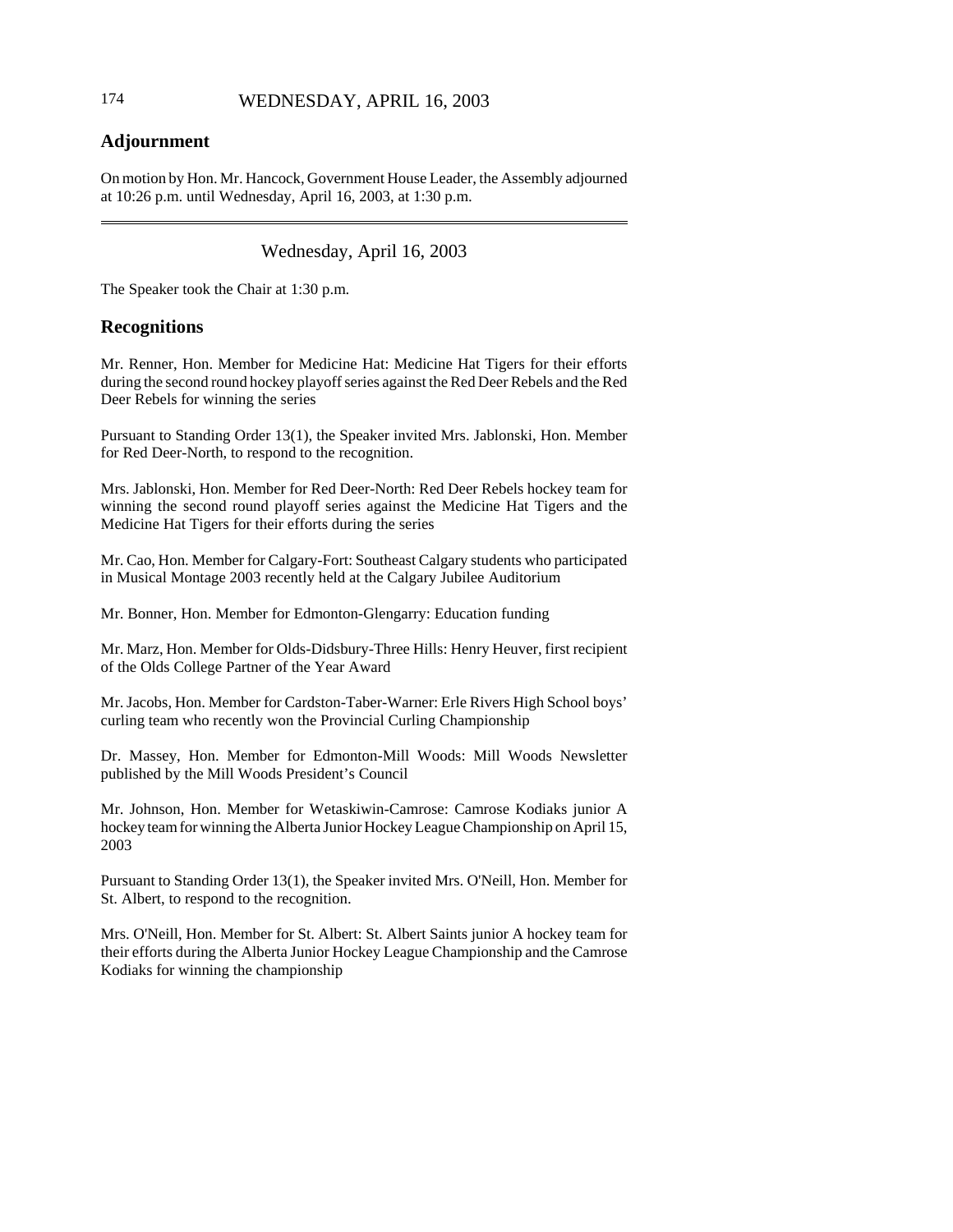## Adjournment

On motion by Hon. Mr. Hancock, Government House Leader, the Assembly adjourned at 10:26 p.m. until Wednesday, April 16, 2003, at 1:30 p.m.

---

Wednesday, April 16, 2003

The Speaker took the Chair at 1:30 p.m.

## Recognitions

Mr. Renner, Hon. Member for Medicine Hat: Medicine Hat Tigers for their efforts during the second round hockey playoff series against the Red Deer Rebels and the Red Deer Rebels for winning the series

Pursuant to Standing Order 13(1), the Speaker invited Mrs. Jablonski, Hon. Member for Red Deer-North, to respond to the recognition.

Mrs. Jablonski, Hon. Member for Red Deer-North: Red Deer Rebels hockey team for winning the second round playoff series against the Medicine Hat Tigers and the Medicine Hat Tigers for their efforts during the series

Mr. Cao, Hon. Member for Calgary-Fort: Southeast Calgary students who participated in Musical Montage 2003 recently held at the Calgary Jubilee Auditorium

Mr. Bonner, Hon. Member for Edmonton-Glengarry: Education funding

Mr. Marz, Hon. Member for Olds-Didsbury-Three Hills: Henry Heuver, first recipient of the Olds College Partner of the Year Award

Mr. Jacobs, Hon. Member for Cardston-Taber-Warner: Erle Rivers High School boys' curling team who recently won the Provincial Curling Championship

Dr. Massey, Hon. Member for Edmonton-Mill Woods: Mill Woods Newsletter published by the Mill Woods President's Council

Mr. Johnson, Hon. Member for Wetaskiwin-Camrose: Camrose Kodiaks junior A hockey team for winning the Alberta Junior Hockey League Championship on April 15, 2003

Pursuant to Standing Order 13(1), the Speaker invited Mrs. O'Neill, Hon. Member for St. Albert, to respond to the recognition.

Mrs. O'Neill, Hon. Member for St. Albert: St. Albert Saints junior A hockey team for their efforts during the Alberta Junior Hockey League Championship and the Camrose Kodiaks for winning the championship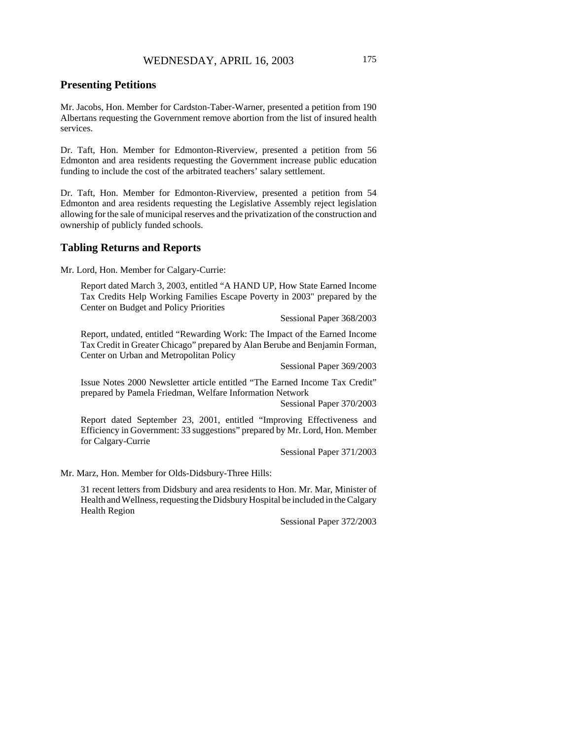## Presenting Petitions

Mr. Jacobs, Hon. Member for Cardston-Taber-Warner, presented a petition from 190 Albertans requesting the Government remove abortion from the list of insured health services.

Dr. Taft, Hon. Member for Edmonton-Riverview, presented a petition from 56 Edmonton and area residents requesting the Government increase public education funding to include the cost of the arbitrated teachers' salary settlement.

Dr. Taft, Hon. Member for Edmonton-Riverview, presented a petition from 54 Edmonton and area residents requesting the Legislative Assembly reject legislation allowing for the sale of municipal reserves and the privatization of the construction and ownership of publicly funded schools.

## Tabling Returns and Reports

Mr. Lord, Hon. Member for Calgary-Currie:

> Report dated March 3, 2003, entitled "A HAND UP, How State Earned Income Tax Credits Help Working Families Escape Poverty in 2003" prepared by the Center on Budget and Policy Priorities
>
> Sessional Paper 368/2003
>
> Report, undated, entitled "Rewarding Work: The Impact of the Earned Income Tax Credit in Greater Chicago" prepared by Alan Berube and Benjamin Forman, Center on Urban and Metropolitan Policy
>
> Sessional Paper 369/2003
>
> Issue Notes 2000 Newsletter article entitled "The Earned Income Tax Credit" prepared by Pamela Friedman, Welfare Information Network
>
> Sessional Paper 370/2003
>
> Report dated September 23, 2001, entitled "Improving Effectiveness and Efficiency in Government: 33 suggestions" prepared by Mr. Lord, Hon. Member for Calgary-Currie
>
> Sessional Paper 371/2003

Mr. Marz, Hon. Member for Olds-Didsbury-Three Hills:

> 31 recent letters from Didsbury and area residents to Hon. Mr. Mar, Minister of Health and Wellness, requesting the Didsbury Hospital be included in the Calgary Health Region
>
> Sessional Paper 372/2003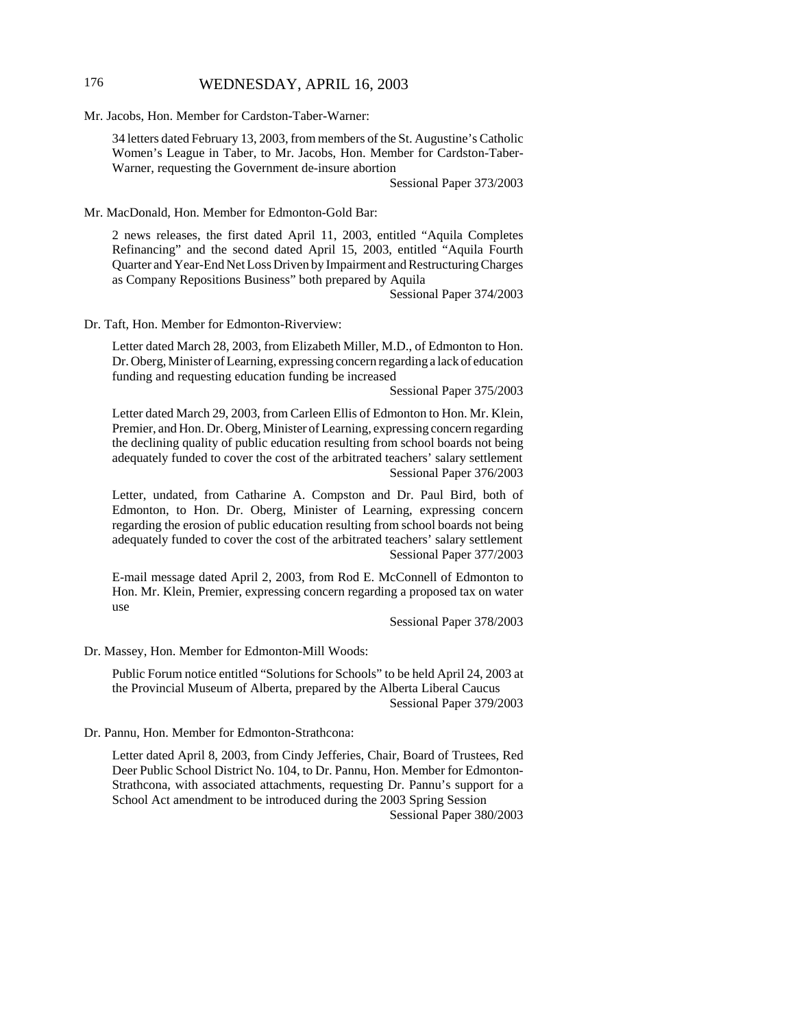Mr. Jacobs, Hon. Member for Cardston-Taber-Warner:

34 letters dated February 13, 2003, from members of the St. Augustine's Catholic Women's League in Taber, to Mr. Jacobs, Hon. Member for Cardston-Taber-Warner, requesting the Government de-insure abortion

Sessional Paper 373/2003

Mr. MacDonald, Hon. Member for Edmonton-Gold Bar:

2 news releases, the first dated April 11, 2003, entitled "Aquila Completes Refinancing" and the second dated April 15, 2003, entitled "Aquila Fourth Quarter and Year-End Net Loss Driven by Impairment and Restructuring Charges as Company Repositions Business" both prepared by Aquila

Sessional Paper 374/2003

Dr. Taft, Hon. Member for Edmonton-Riverview:

Letter dated March 28, 2003, from Elizabeth Miller, M.D., of Edmonton to Hon. Dr. Oberg, Minister of Learning, expressing concern regarding a lack of education funding and requesting education funding be increased

Sessional Paper 375/2003

Letter dated March 29, 2003, from Carleen Ellis of Edmonton to Hon. Mr. Klein, Premier, and Hon. Dr. Oberg, Minister of Learning, expressing concern regarding the declining quality of public education resulting from school boards not being adequately funded to cover the cost of the arbitrated teachers' salary settlement

Sessional Paper 376/2003

Letter, undated, from Catharine A. Compston and Dr. Paul Bird, both of Edmonton, to Hon. Dr. Oberg, Minister of Learning, expressing concern regarding the erosion of public education resulting from school boards not being adequately funded to cover the cost of the arbitrated teachers' salary settlement

Sessional Paper 377/2003

E-mail message dated April 2, 2003, from Rod E. McConnell of Edmonton to Hon. Mr. Klein, Premier, expressing concern regarding a proposed tax on water use

Sessional Paper 378/2003

Dr. Massey, Hon. Member for Edmonton-Mill Woods:

Public Forum notice entitled "Solutions for Schools" to be held April 24, 2003 at the Provincial Museum of Alberta, prepared by the Alberta Liberal Caucus

Sessional Paper 379/2003

Dr. Pannu, Hon. Member for Edmonton-Strathcona:

Letter dated April 8, 2003, from Cindy Jefferies, Chair, Board of Trustees, Red Deer Public School District No. 104, to Dr. Pannu, Hon. Member for Edmonton-Strathcona, with associated attachments, requesting Dr. Pannu's support for a School Act amendment to be introduced during the 2003 Spring Session

Sessional Paper 380/2003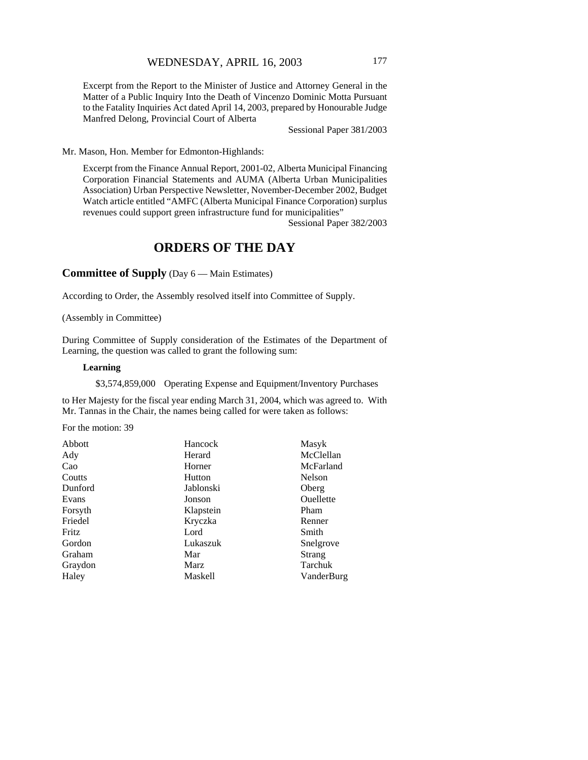Excerpt from the Report to the Minister of Justice and Attorney General in the Matter of a Public Inquiry Into the Death of Vincenzo Dominic Motta Pursuant to the Fatality Inquiries Act dated April 14, 2003, prepared by Honourable Judge Manfred Delong, Provincial Court of Alberta

Sessional Paper 381/2003

Mr. Mason, Hon. Member for Edmonton-Highlands:

Excerpt from the Finance Annual Report, 2001-02, Alberta Municipal Financing Corporation Financial Statements and AUMA (Alberta Urban Municipalities Association) Urban Perspective Newsletter, November-December 2002, Budget Watch article entitled "AMFC (Alberta Municipal Finance Corporation) surplus revenues could support green infrastructure fund for municipalities"

Sessional Paper 382/2003

# ORDERS OF THE DAY

## **Committee of Supply** (Day 6 — Main Estimates)

According to Order, the Assembly resolved itself into Committee of Supply.

(Assembly in Committee)

During Committee of Supply consideration of the Estimates of the Department of Learning, the question was called to grant the following sum:

**Learning**

$3,574,859,000 Operating Expense and Equipment/Inventory Purchases

to Her Majesty for the fiscal year ending March 31, 2004, which was agreed to. With Mr. Tannas in the Chair, the names being called for were taken as follows:

For the motion: 39

| | | |
|---|---|---|
| Abbott | Hancock | Masyk |
| Ady | Herard | McClellan |
| Cao | Horner | McFarland |
| Coutts | Hutton | Nelson |
| Dunford | Jablonski | Oberg |
| Evans | Jonson | Ouellette |
| Forsyth | Klapstein | Pham |
| Friedel | Kryczka | Renner |
| Fritz | Lord | Smith |
| Gordon | Lukaszuk | Snelgrove |
| Graham | Mar | Strang |
| Graydon | Marz | Tarchuk |
| Haley | Maskell | VanderBurg |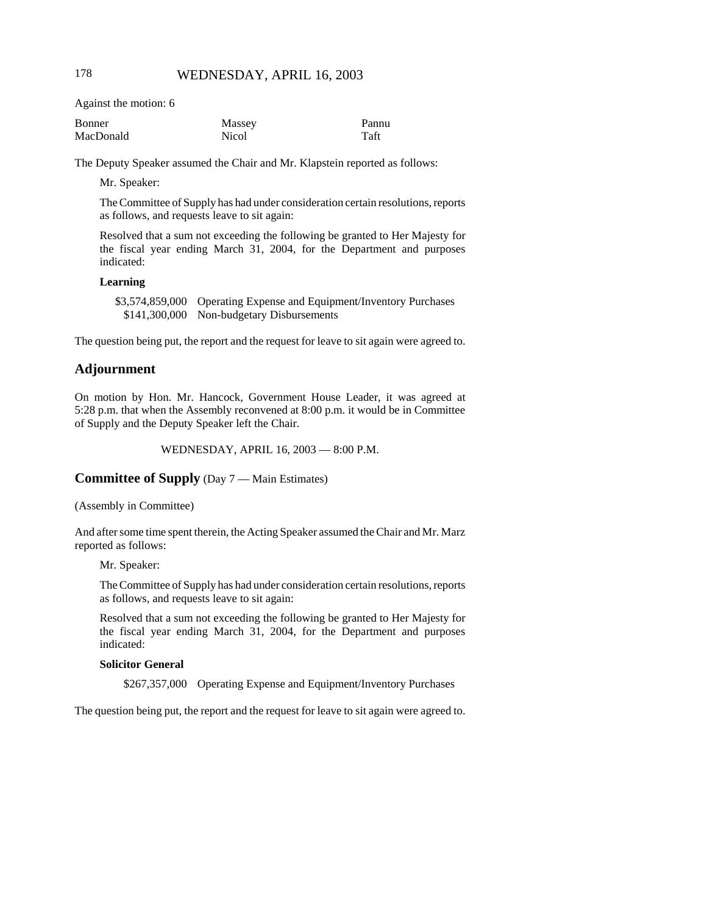Against the motion: 6

| Bonner | Massey | Pannu |
|---|---|---|
| MacDonald | Nicol | Taft |

The Deputy Speaker assumed the Chair and Mr. Klapstein reported as follows:

Mr. Speaker:

The Committee of Supply has had under consideration certain resolutions, reports as follows, and requests leave to sit again:

Resolved that a sum not exceeding the following be granted to Her Majesty for the fiscal year ending March 31, 2004, for the Department and purposes indicated:

**Learning**

$3,574,859,000 Operating Expense and Equipment/Inventory Purchases
$141,300,000 Non-budgetary Disbursements

The question being put, the report and the request for leave to sit again were agreed to.

## Adjournment

On motion by Hon. Mr. Hancock, Government House Leader, it was agreed at 5:28 p.m. that when the Assembly reconvened at 8:00 p.m. it would be in Committee of Supply and the Deputy Speaker left the Chair.

WEDNESDAY, APRIL 16, 2003 — 8:00 P.M.

## Committee of Supply (Day 7 — Main Estimates)

(Assembly in Committee)

And after some time spent therein, the Acting Speaker assumed the Chair and Mr. Marz reported as follows:

Mr. Speaker:

The Committee of Supply has had under consideration certain resolutions, reports as follows, and requests leave to sit again:

Resolved that a sum not exceeding the following be granted to Her Majesty for the fiscal year ending March 31, 2004, for the Department and purposes indicated:

**Solicitor General**

$267,357,000 Operating Expense and Equipment/Inventory Purchases

The question being put, the report and the request for leave to sit again were agreed to.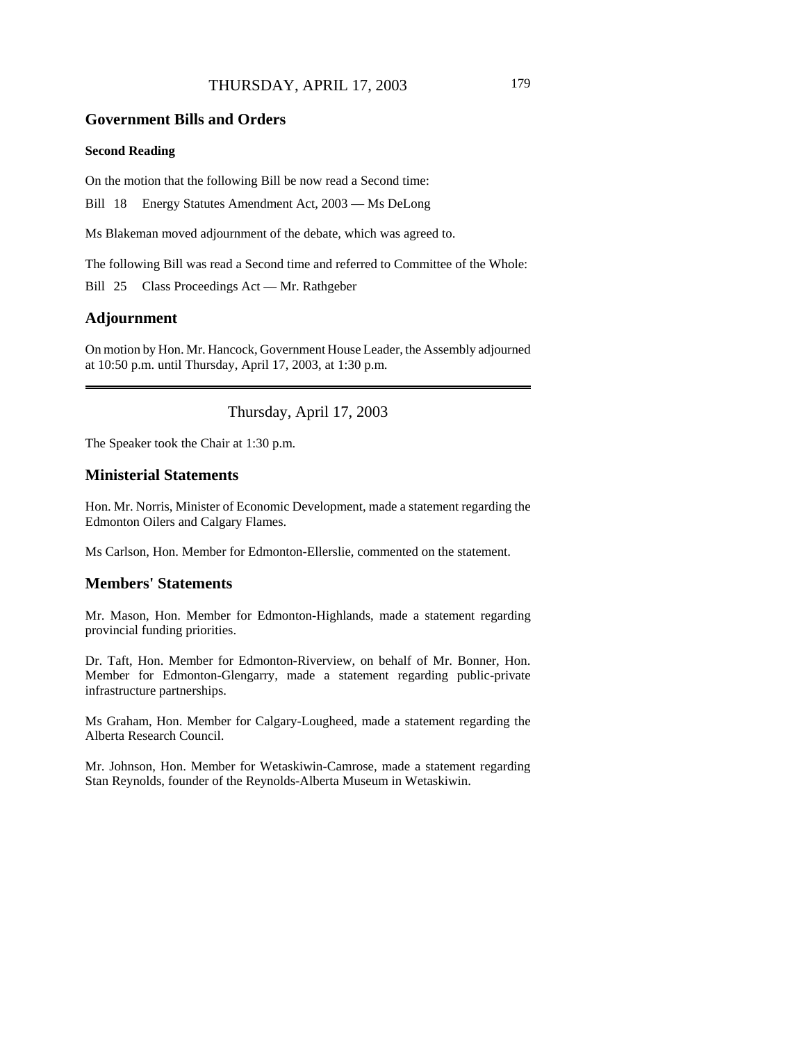## Government Bills and Orders

### Second Reading

On the motion that the following Bill be now read a Second time:

Bill 18 Energy Statutes Amendment Act, 2003 — Ms DeLong

Ms Blakeman moved adjournment of the debate, which was agreed to.

The following Bill was read a Second time and referred to Committee of the Whole:

Bill 25 Class Proceedings Act — Mr. Rathgeber

## Adjournment

On motion by Hon. Mr. Hancock, Government House Leader, the Assembly adjourned at 10:50 p.m. until Thursday, April 17, 2003, at 1:30 p.m.

---

Thursday, April 17, 2003

The Speaker took the Chair at 1:30 p.m.

## Ministerial Statements

Hon. Mr. Norris, Minister of Economic Development, made a statement regarding the Edmonton Oilers and Calgary Flames.

Ms Carlson, Hon. Member for Edmonton-Ellerslie, commented on the statement.

## Members' Statements

Mr. Mason, Hon. Member for Edmonton-Highlands, made a statement regarding provincial funding priorities.

Dr. Taft, Hon. Member for Edmonton-Riverview, on behalf of Mr. Bonner, Hon. Member for Edmonton-Glengarry, made a statement regarding public-private infrastructure partnerships.

Ms Graham, Hon. Member for Calgary-Lougheed, made a statement regarding the Alberta Research Council.

Mr. Johnson, Hon. Member for Wetaskiwin-Camrose, made a statement regarding Stan Reynolds, founder of the Reynolds-Alberta Museum in Wetaskiwin.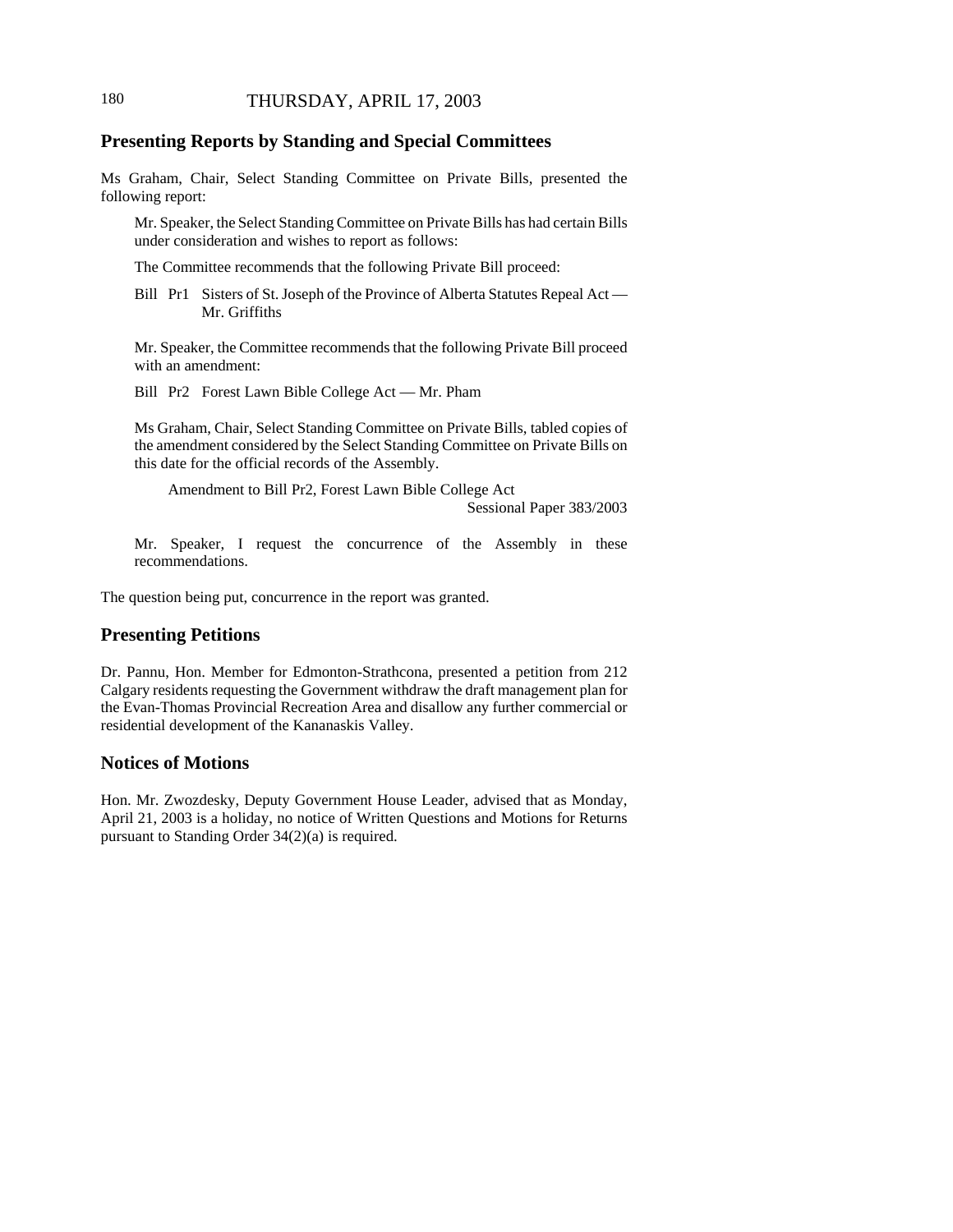# THURSDAY, APRIL 17, 2003

## Presenting Reports by Standing and Special Committees

Ms Graham, Chair, Select Standing Committee on Private Bills, presented the following report:

> Mr. Speaker, the Select Standing Committee on Private Bills has had certain Bills under consideration and wishes to report as follows:
>
> The Committee recommends that the following Private Bill proceed:
>
> Bill Pr1 Sisters of St. Joseph of the Province of Alberta Statutes Repeal Act — Mr. Griffiths
>
> Mr. Speaker, the Committee recommends that the following Private Bill proceed with an amendment:
>
> Bill Pr2 Forest Lawn Bible College Act — Mr. Pham
>
> Ms Graham, Chair, Select Standing Committee on Private Bills, tabled copies of the amendment considered by the Select Standing Committee on Private Bills on this date for the official records of the Assembly.
>
> Amendment to Bill Pr2, Forest Lawn Bible College Act
> Sessional Paper 383/2003
>
> Mr. Speaker, I request the concurrence of the Assembly in these recommendations.

The question being put, concurrence in the report was granted.

## Presenting Petitions

Dr. Pannu, Hon. Member for Edmonton-Strathcona, presented a petition from 212 Calgary residents requesting the Government withdraw the draft management plan for the Evan-Thomas Provincial Recreation Area and disallow any further commercial or residential development of the Kananaskis Valley.

## Notices of Motions

Hon. Mr. Zwozdesky, Deputy Government House Leader, advised that as Monday, April 21, 2003 is a holiday, no notice of Written Questions and Motions for Returns pursuant to Standing Order 34(2)(a) is required.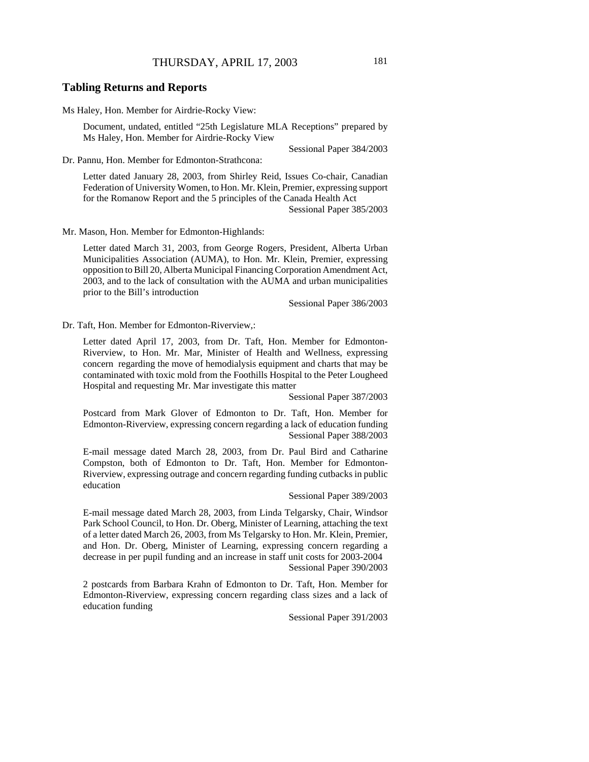## Tabling Returns and Reports

Ms Haley, Hon. Member for Airdrie-Rocky View:

> Document, undated, entitled "25th Legislature MLA Receptions" prepared by Ms Haley, Hon. Member for Airdrie-Rocky View
>
> Sessional Paper 384/2003

Dr. Pannu, Hon. Member for Edmonton-Strathcona:

> Letter dated January 28, 2003, from Shirley Reid, Issues Co-chair, Canadian Federation of University Women, to Hon. Mr. Klein, Premier, expressing support for the Romanow Report and the 5 principles of the Canada Health Act
>
> Sessional Paper 385/2003

Mr. Mason, Hon. Member for Edmonton-Highlands:

> Letter dated March 31, 2003, from George Rogers, President, Alberta Urban Municipalities Association (AUMA), to Hon. Mr. Klein, Premier, expressing opposition to Bill 20, Alberta Municipal Financing Corporation Amendment Act, 2003, and to the lack of consultation with the AUMA and urban municipalities prior to the Bill's introduction
>
> Sessional Paper 386/2003

Dr. Taft, Hon. Member for Edmonton-Riverview,:

> Letter dated April 17, 2003, from Dr. Taft, Hon. Member for Edmonton-Riverview, to Hon. Mr. Mar, Minister of Health and Wellness, expressing concern regarding the move of hemodialysis equipment and charts that may be contaminated with toxic mold from the Foothills Hospital to the Peter Lougheed Hospital and requesting Mr. Mar investigate this matter
>
> Sessional Paper 387/2003
>
> Postcard from Mark Glover of Edmonton to Dr. Taft, Hon. Member for Edmonton-Riverview, expressing concern regarding a lack of education funding
>
> Sessional Paper 388/2003
>
> E-mail message dated March 28, 2003, from Dr. Paul Bird and Catharine Compston, both of Edmonton to Dr. Taft, Hon. Member for Edmonton-Riverview, expressing outrage and concern regarding funding cutbacks in public education
>
> Sessional Paper 389/2003
>
> E-mail message dated March 28, 2003, from Linda Telgarsky, Chair, Windsor Park School Council, to Hon. Dr. Oberg, Minister of Learning, attaching the text of a letter dated March 26, 2003, from Ms Telgarsky to Hon. Mr. Klein, Premier, and Hon. Dr. Oberg, Minister of Learning, expressing concern regarding a decrease in per pupil funding and an increase in staff unit costs for 2003-2004
>
> Sessional Paper 390/2003
>
> 2 postcards from Barbara Krahn of Edmonton to Dr. Taft, Hon. Member for Edmonton-Riverview, expressing concern regarding class sizes and a lack of education funding
>
> Sessional Paper 391/2003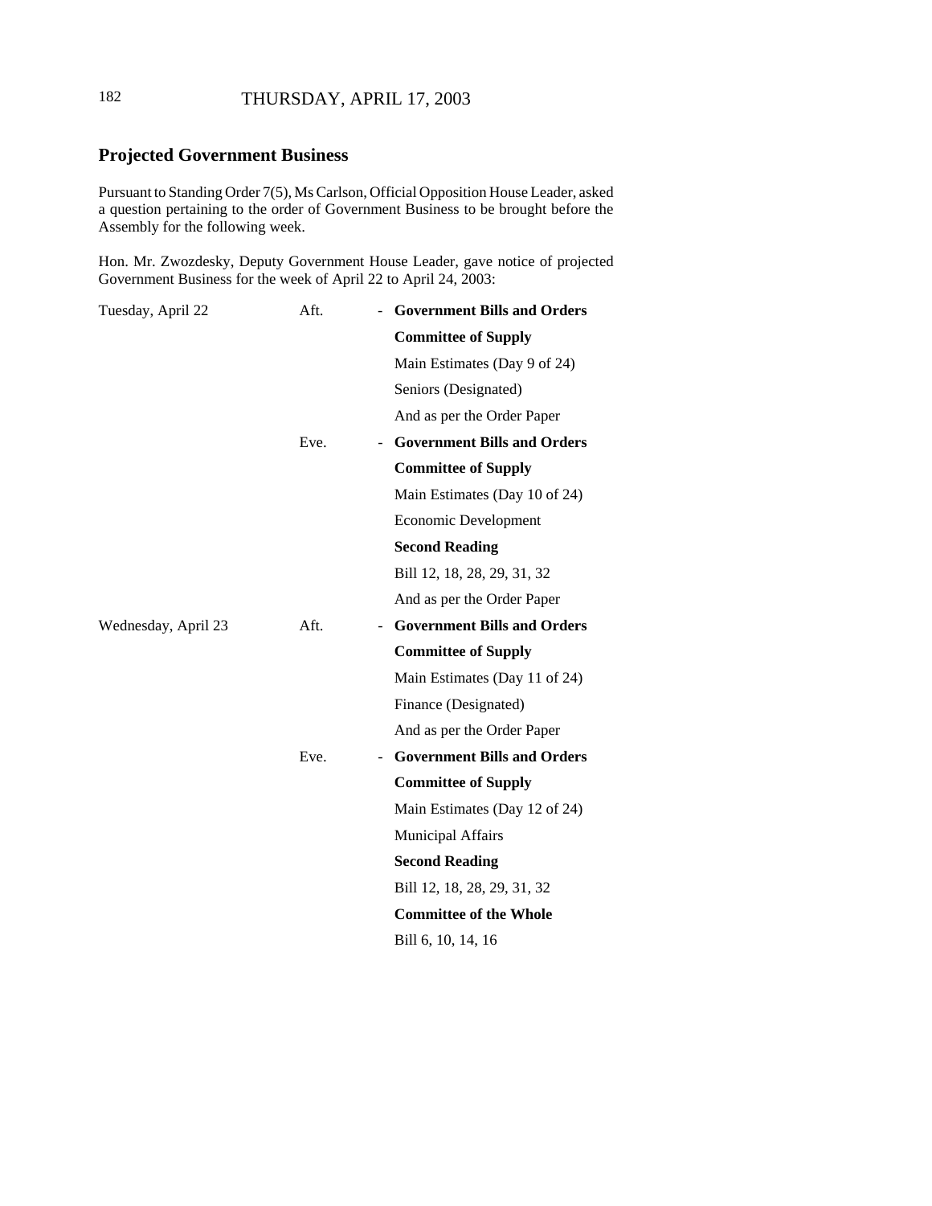## Projected Government Business

Pursuant to Standing Order 7(5), Ms Carlson, Official Opposition House Leader, asked a question pertaining to the order of Government Business to be brought before the Assembly for the following week.

Hon. Mr. Zwozdesky, Deputy Government House Leader, gave notice of projected Government Business for the week of April 22 to April 24, 2003:

| | | |
|---|---|---|
| Tuesday, April 22 | Aft. | - **Government Bills and Orders** |
| | | **Committee of Supply** |
| | | Main Estimates (Day 9 of 24) |
| | | Seniors (Designated) |
| | | And as per the Order Paper |
| | Eve. | - **Government Bills and Orders** |
| | | **Committee of Supply** |
| | | Main Estimates (Day 10 of 24) |
| | | Economic Development |
| | | **Second Reading** |
| | | Bill 12, 18, 28, 29, 31, 32 |
| | | And as per the Order Paper |
| Wednesday, April 23 | Aft. | - **Government Bills and Orders** |
| | | **Committee of Supply** |
| | | Main Estimates (Day 11 of 24) |
| | | Finance (Designated) |
| | | And as per the Order Paper |
| | Eve. | - **Government Bills and Orders** |
| | | **Committee of Supply** |
| | | Main Estimates (Day 12 of 24) |
| | | Municipal Affairs |
| | | **Second Reading** |
| | | Bill 12, 18, 28, 29, 31, 32 |
| | | **Committee of the Whole** |
| | | Bill 6, 10, 14, 16 |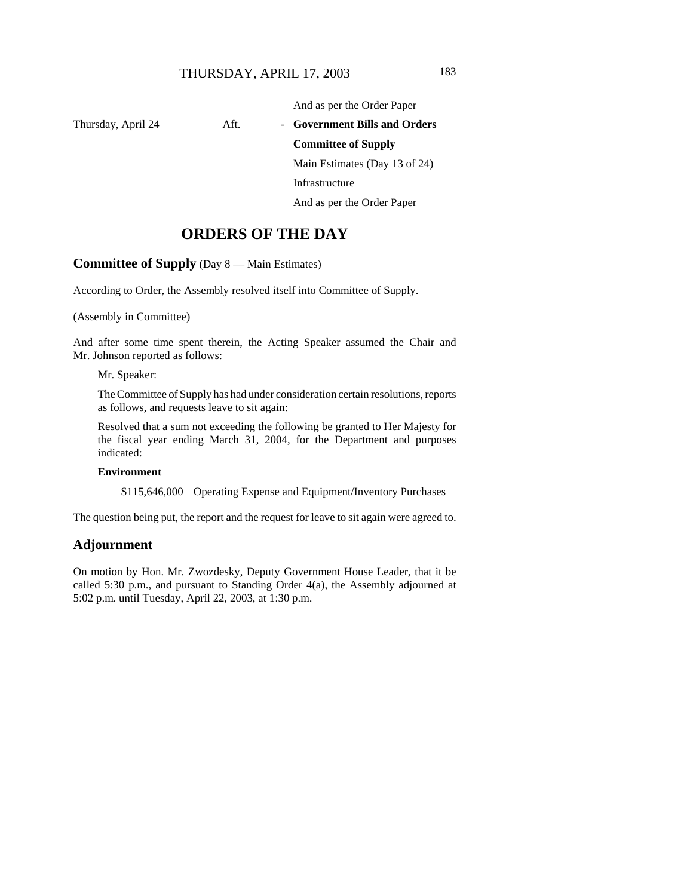| | | |
|---|---|---|
| | | And as per the Order Paper |
| Thursday, April 24 | Aft. | - **Government Bills and Orders** |
| | | **Committee of Supply** |
| | | Main Estimates (Day 13 of 24) |
| | | Infrastructure |
| | | And as per the Order Paper |

# ORDERS OF THE DAY

## Committee of Supply (Day 8 — Main Estimates)

According to Order, the Assembly resolved itself into Committee of Supply.

(Assembly in Committee)

And after some time spent therein, the Acting Speaker assumed the Chair and Mr. Johnson reported as follows:

> Mr. Speaker:
>
> The Committee of Supply has had under consideration certain resolutions, reports as follows, and requests leave to sit again:
>
> Resolved that a sum not exceeding the following be granted to Her Majesty for the fiscal year ending March 31, 2004, for the Department and purposes indicated:
>
> **Environment**
>
> $115,646,000 Operating Expense and Equipment/Inventory Purchases

The question being put, the report and the request for leave to sit again were agreed to.

## Adjournment

On motion by Hon. Mr. Zwozdesky, Deputy Government House Leader, that it be called 5:30 p.m., and pursuant to Standing Order 4(a), the Assembly adjourned at 5:02 p.m. until Tuesday, April 22, 2003, at 1:30 p.m.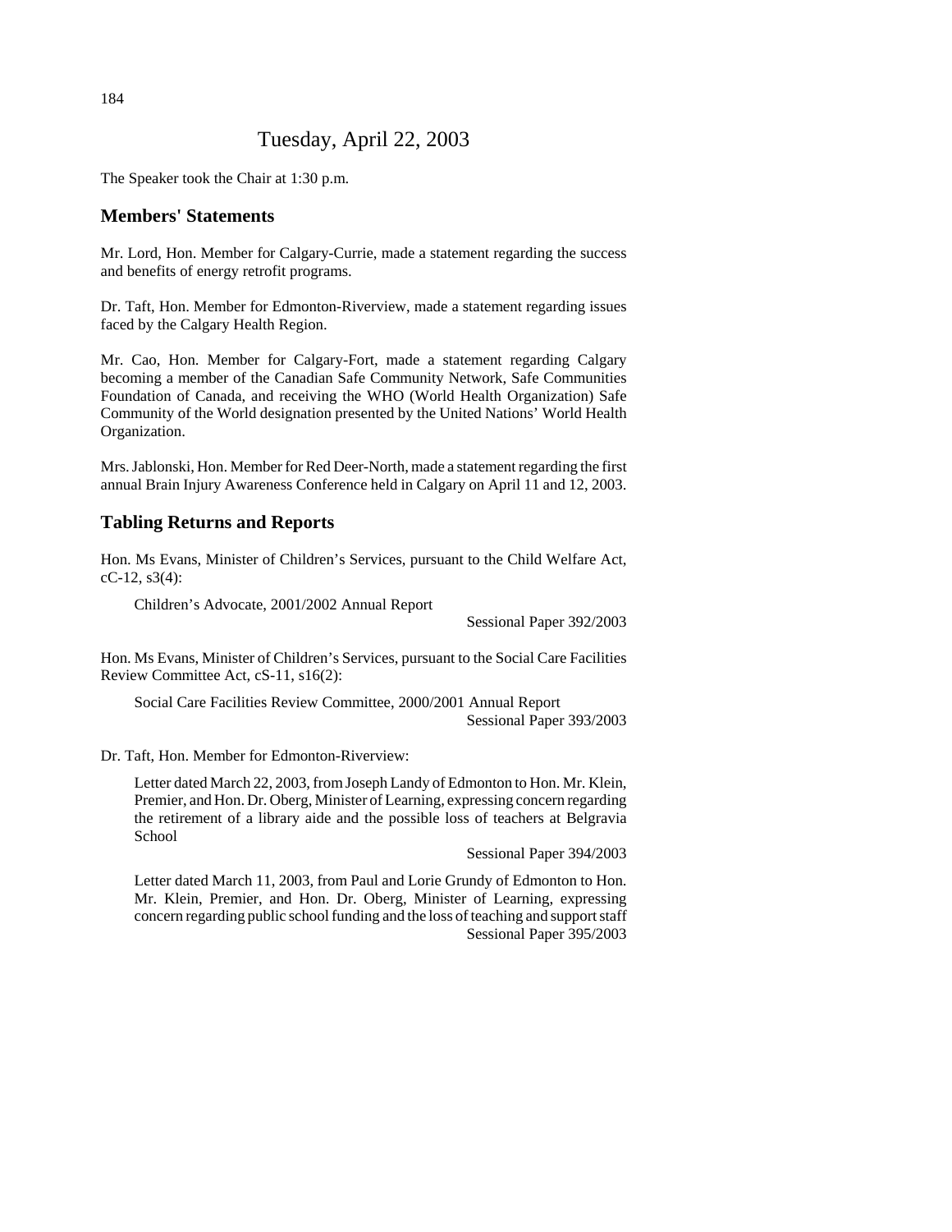# Tuesday, April 22, 2003

The Speaker took the Chair at 1:30 p.m.

## Members' Statements

Mr. Lord, Hon. Member for Calgary-Currie, made a statement regarding the success and benefits of energy retrofit programs.

Dr. Taft, Hon. Member for Edmonton-Riverview, made a statement regarding issues faced by the Calgary Health Region.

Mr. Cao, Hon. Member for Calgary-Fort, made a statement regarding Calgary becoming a member of the Canadian Safe Community Network, Safe Communities Foundation of Canada, and receiving the WHO (World Health Organization) Safe Community of the World designation presented by the United Nations' World Health Organization.

Mrs. Jablonski, Hon. Member for Red Deer-North, made a statement regarding the first annual Brain Injury Awareness Conference held in Calgary on April 11 and 12, 2003.

## Tabling Returns and Reports

Hon. Ms Evans, Minister of Children's Services, pursuant to the Child Welfare Act, cC-12, s3(4):

> Children's Advocate, 2001/2002 Annual Report
>
> Sessional Paper 392/2003

Hon. Ms Evans, Minister of Children's Services, pursuant to the Social Care Facilities Review Committee Act, cS-11, s16(2):

> Social Care Facilities Review Committee, 2000/2001 Annual Report
>
> Sessional Paper 393/2003

Dr. Taft, Hon. Member for Edmonton-Riverview:

> Letter dated March 22, 2003, from Joseph Landy of Edmonton to Hon. Mr. Klein, Premier, and Hon. Dr. Oberg, Minister of Learning, expressing concern regarding the retirement of a library aide and the possible loss of teachers at Belgravia School
>
> Sessional Paper 394/2003

> Letter dated March 11, 2003, from Paul and Lorie Grundy of Edmonton to Hon. Mr. Klein, Premier, and Hon. Dr. Oberg, Minister of Learning, expressing concern regarding public school funding and the loss of teaching and support staff
>
> Sessional Paper 395/2003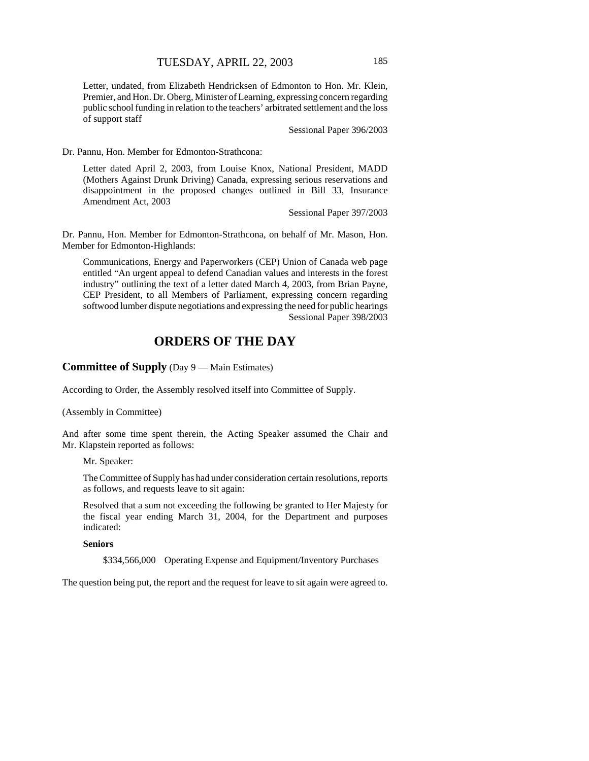Letter, undated, from Elizabeth Hendricksen of Edmonton to Hon. Mr. Klein, Premier, and Hon. Dr. Oberg, Minister of Learning, expressing concern regarding public school funding in relation to the teachers' arbitrated settlement and the loss of support staff

Sessional Paper 396/2003

Dr. Pannu, Hon. Member for Edmonton-Strathcona:

Letter dated April 2, 2003, from Louise Knox, National President, MADD (Mothers Against Drunk Driving) Canada, expressing serious reservations and disappointment in the proposed changes outlined in Bill 33, Insurance Amendment Act, 2003

Sessional Paper 397/2003

Dr. Pannu, Hon. Member for Edmonton-Strathcona, on behalf of Mr. Mason, Hon. Member for Edmonton-Highlands:

Communications, Energy and Paperworkers (CEP) Union of Canada web page entitled "An urgent appeal to defend Canadian values and interests in the forest industry" outlining the text of a letter dated March 4, 2003, from Brian Payne, CEP President, to all Members of Parliament, expressing concern regarding softwood lumber dispute negotiations and expressing the need for public hearings

Sessional Paper 398/2003

# ORDERS OF THE DAY

**Committee of Supply** (Day 9 — Main Estimates)

According to Order, the Assembly resolved itself into Committee of Supply.

(Assembly in Committee)

And after some time spent therein, the Acting Speaker assumed the Chair and Mr. Klapstein reported as follows:

Mr. Speaker:

The Committee of Supply has had under consideration certain resolutions, reports as follows, and requests leave to sit again:

Resolved that a sum not exceeding the following be granted to Her Majesty for the fiscal year ending March 31, 2004, for the Department and purposes indicated:

**Seniors**

$334,566,000 Operating Expense and Equipment/Inventory Purchases

The question being put, the report and the request for leave to sit again were agreed to.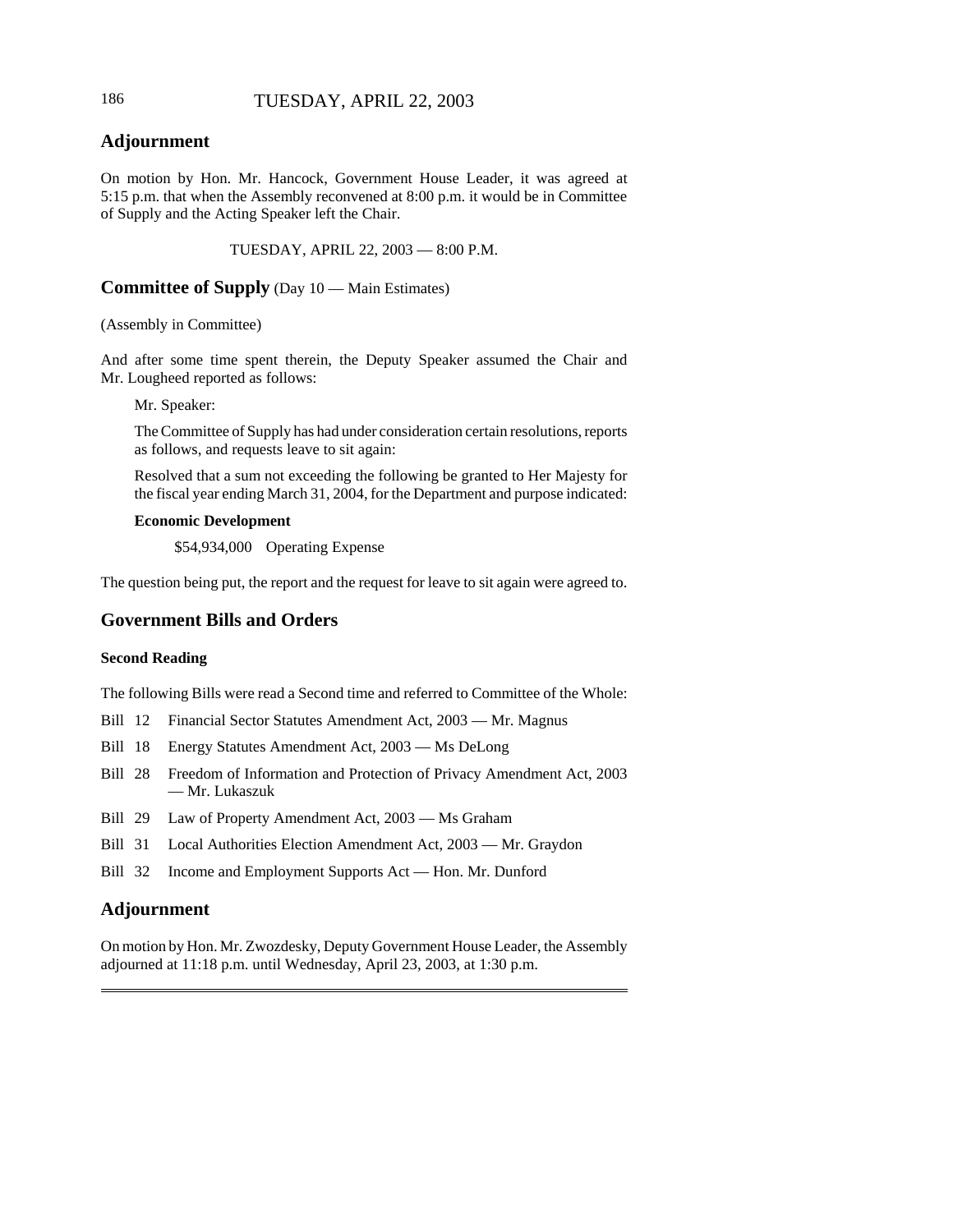## Adjournment

On motion by Hon. Mr. Hancock, Government House Leader, it was agreed at 5:15 p.m. that when the Assembly reconvened at 8:00 p.m. it would be in Committee of Supply and the Acting Speaker left the Chair.

TUESDAY, APRIL 22, 2003 — 8:00 P.M.

## Committee of Supply (Day 10 — Main Estimates)

(Assembly in Committee)

And after some time spent therein, the Deputy Speaker assumed the Chair and Mr. Lougheed reported as follows:

> Mr. Speaker:
>
> The Committee of Supply has had under consideration certain resolutions, reports as follows, and requests leave to sit again:
>
> Resolved that a sum not exceeding the following be granted to Her Majesty for the fiscal year ending March 31, 2004, for the Department and purpose indicated:
>
> **Economic Development**
>
> $54,934,000 Operating Expense

The question being put, the report and the request for leave to sit again were agreed to.

## Government Bills and Orders

### Second Reading

The following Bills were read a Second time and referred to Committee of the Whole:

- Bill 12 Financial Sector Statutes Amendment Act, 2003 — Mr. Magnus
- Bill 18 Energy Statutes Amendment Act, 2003 — Ms DeLong
- Bill 28 Freedom of Information and Protection of Privacy Amendment Act, 2003 — Mr. Lukaszuk
- Bill 29 Law of Property Amendment Act, 2003 — Ms Graham
- Bill 31 Local Authorities Election Amendment Act, 2003 — Mr. Graydon
- Bill 32 Income and Employment Supports Act — Hon. Mr. Dunford

## Adjournment

On motion by Hon. Mr. Zwozdesky, Deputy Government House Leader, the Assembly adjourned at 11:18 p.m. until Wednesday, April 23, 2003, at 1:30 p.m.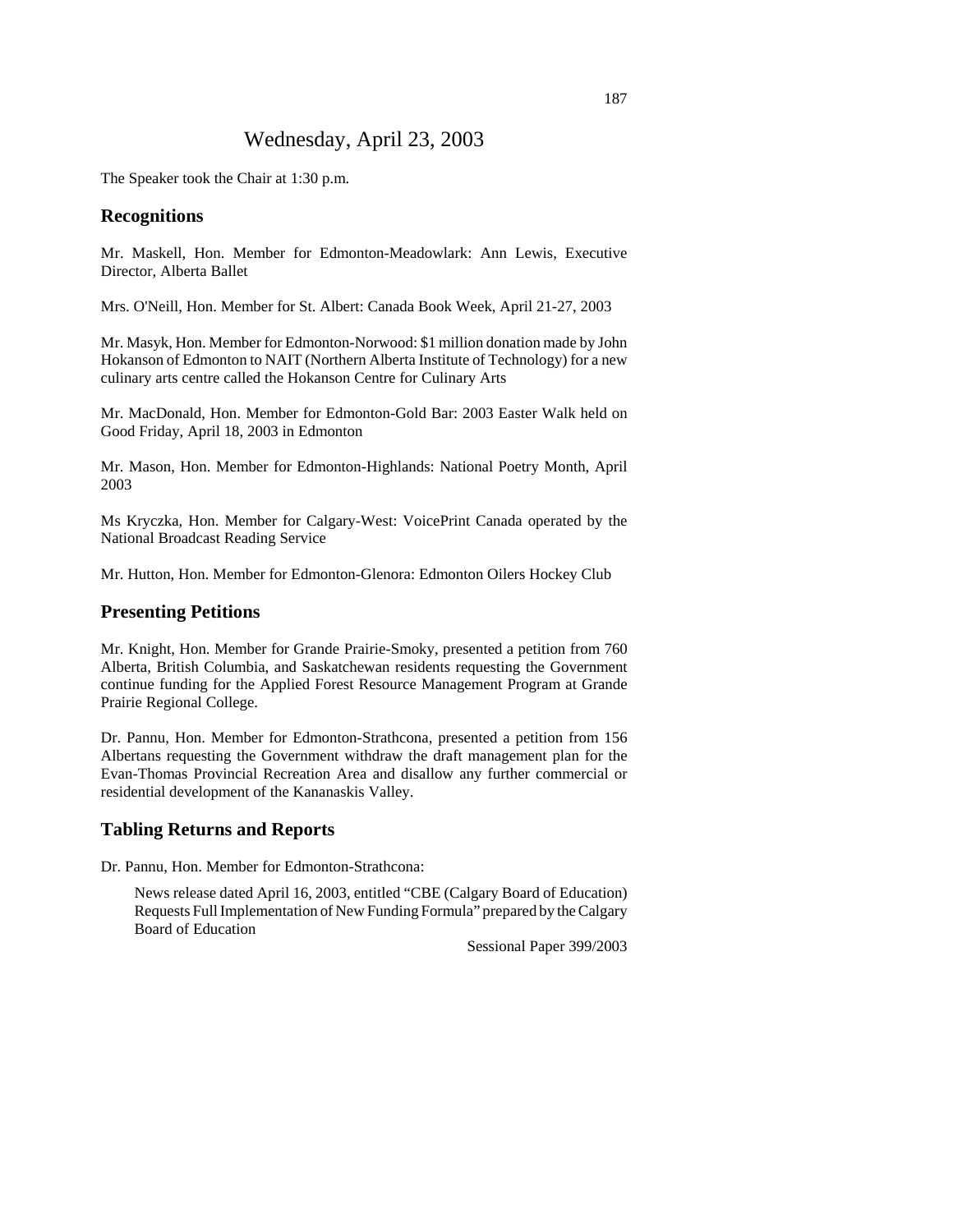# Wednesday, April 23, 2003

The Speaker took the Chair at 1:30 p.m.

## Recognitions

Mr. Maskell, Hon. Member for Edmonton-Meadowlark: Ann Lewis, Executive Director, Alberta Ballet

Mrs. O'Neill, Hon. Member for St. Albert: Canada Book Week, April 21-27, 2003

Mr. Masyk, Hon. Member for Edmonton-Norwood: $1 million donation made by John Hokanson of Edmonton to NAIT (Northern Alberta Institute of Technology) for a new culinary arts centre called the Hokanson Centre for Culinary Arts

Mr. MacDonald, Hon. Member for Edmonton-Gold Bar: 2003 Easter Walk held on Good Friday, April 18, 2003 in Edmonton

Mr. Mason, Hon. Member for Edmonton-Highlands: National Poetry Month, April 2003

Ms Kryczka, Hon. Member for Calgary-West: VoicePrint Canada operated by the National Broadcast Reading Service

Mr. Hutton, Hon. Member for Edmonton-Glenora: Edmonton Oilers Hockey Club

## Presenting Petitions

Mr. Knight, Hon. Member for Grande Prairie-Smoky, presented a petition from 760 Alberta, British Columbia, and Saskatchewan residents requesting the Government continue funding for the Applied Forest Resource Management Program at Grande Prairie Regional College.

Dr. Pannu, Hon. Member for Edmonton-Strathcona, presented a petition from 156 Albertans requesting the Government withdraw the draft management plan for the Evan-Thomas Provincial Recreation Area and disallow any further commercial or residential development of the Kananaskis Valley.

## Tabling Returns and Reports

Dr. Pannu, Hon. Member for Edmonton-Strathcona:

> News release dated April 16, 2003, entitled "CBE (Calgary Board of Education) Requests Full Implementation of New Funding Formula" prepared by the Calgary Board of Education
>
> Sessional Paper 399/2003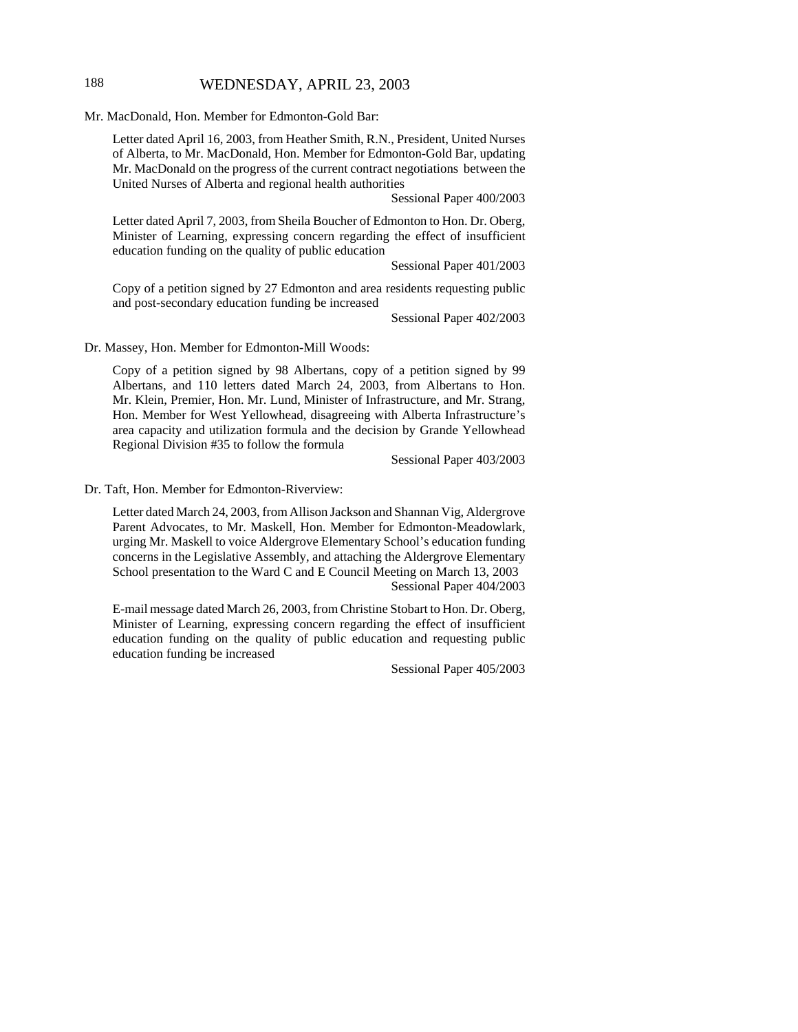Mr. MacDonald, Hon. Member for Edmonton-Gold Bar:

Letter dated April 16, 2003, from Heather Smith, R.N., President, United Nurses of Alberta, to Mr. MacDonald, Hon. Member for Edmonton-Gold Bar, updating Mr. MacDonald on the progress of the current contract negotiations between the United Nurses of Alberta and regional health authorities

Sessional Paper 400/2003

Letter dated April 7, 2003, from Sheila Boucher of Edmonton to Hon. Dr. Oberg, Minister of Learning, expressing concern regarding the effect of insufficient education funding on the quality of public education

Sessional Paper 401/2003

Copy of a petition signed by 27 Edmonton and area residents requesting public and post-secondary education funding be increased

Sessional Paper 402/2003

Dr. Massey, Hon. Member for Edmonton-Mill Woods:

Copy of a petition signed by 98 Albertans, copy of a petition signed by 99 Albertans, and 110 letters dated March 24, 2003, from Albertans to Hon. Mr. Klein, Premier, Hon. Mr. Lund, Minister of Infrastructure, and Mr. Strang, Hon. Member for West Yellowhead, disagreeing with Alberta Infrastructure's area capacity and utilization formula and the decision by Grande Yellowhead Regional Division #35 to follow the formula

Sessional Paper 403/2003

Dr. Taft, Hon. Member for Edmonton-Riverview:

Letter dated March 24, 2003, from Allison Jackson and Shannan Vig, Aldergrove Parent Advocates, to Mr. Maskell, Hon. Member for Edmonton-Meadowlark, urging Mr. Maskell to voice Aldergrove Elementary School's education funding concerns in the Legislative Assembly, and attaching the Aldergrove Elementary School presentation to the Ward C and E Council Meeting on March 13, 2003

Sessional Paper 404/2003

E-mail message dated March 26, 2003, from Christine Stobart to Hon. Dr. Oberg, Minister of Learning, expressing concern regarding the effect of insufficient education funding on the quality of public education and requesting public education funding be increased

Sessional Paper 405/2003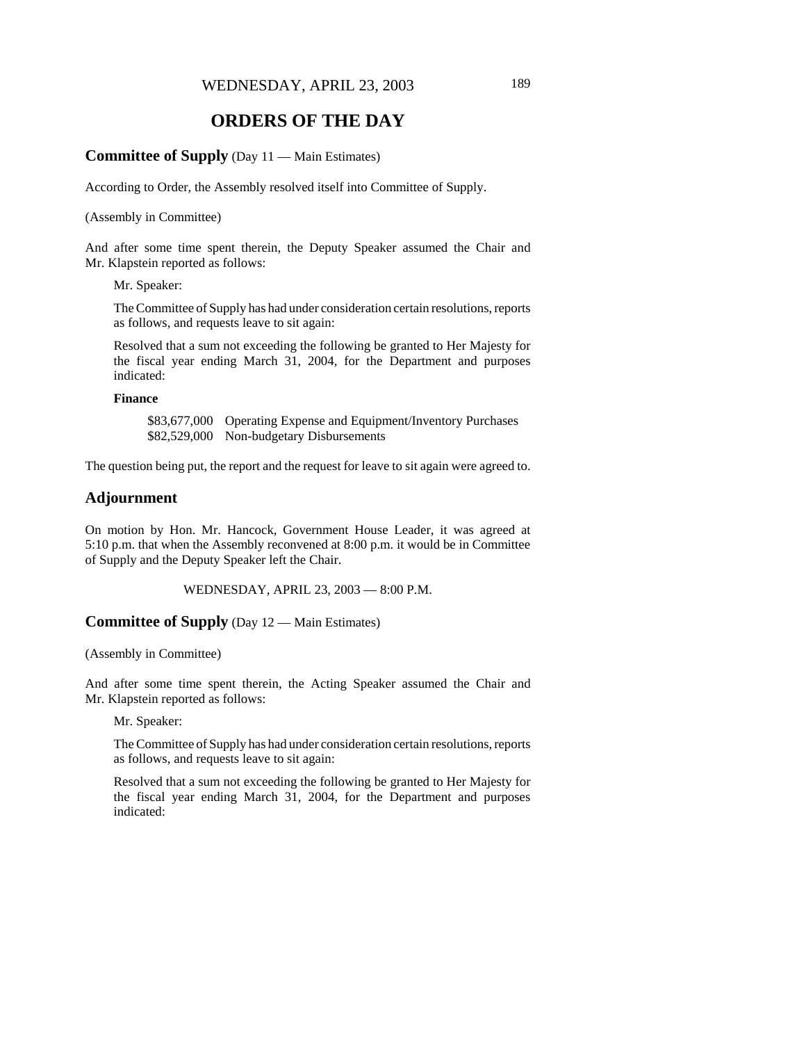WEDNESDAY, APRIL 23, 2003

# ORDERS OF THE DAY

## Committee of Supply (Day 11 — Main Estimates)

According to Order, the Assembly resolved itself into Committee of Supply.

(Assembly in Committee)

And after some time spent therein, the Deputy Speaker assumed the Chair and Mr. Klapstein reported as follows:

> Mr. Speaker:
>
> The Committee of Supply has had under consideration certain resolutions, reports as follows, and requests leave to sit again:
>
> Resolved that a sum not exceeding the following be granted to Her Majesty for the fiscal year ending March 31, 2004, for the Department and purposes indicated:
>
> **Finance**
>
> $83,677,000 Operating Expense and Equipment/Inventory Purchases
> $82,529,000 Non-budgetary Disbursements

The question being put, the report and the request for leave to sit again were agreed to.

## Adjournment

On motion by Hon. Mr. Hancock, Government House Leader, it was agreed at 5:10 p.m. that when the Assembly reconvened at 8:00 p.m. it would be in Committee of Supply and the Deputy Speaker left the Chair.

WEDNESDAY, APRIL 23, 2003 — 8:00 P.M.

## Committee of Supply (Day 12 — Main Estimates)

(Assembly in Committee)

And after some time spent therein, the Acting Speaker assumed the Chair and Mr. Klapstein reported as follows:

> Mr. Speaker:
>
> The Committee of Supply has had under consideration certain resolutions, reports as follows, and requests leave to sit again:
>
> Resolved that a sum not exceeding the following be granted to Her Majesty for the fiscal year ending March 31, 2004, for the Department and purposes indicated: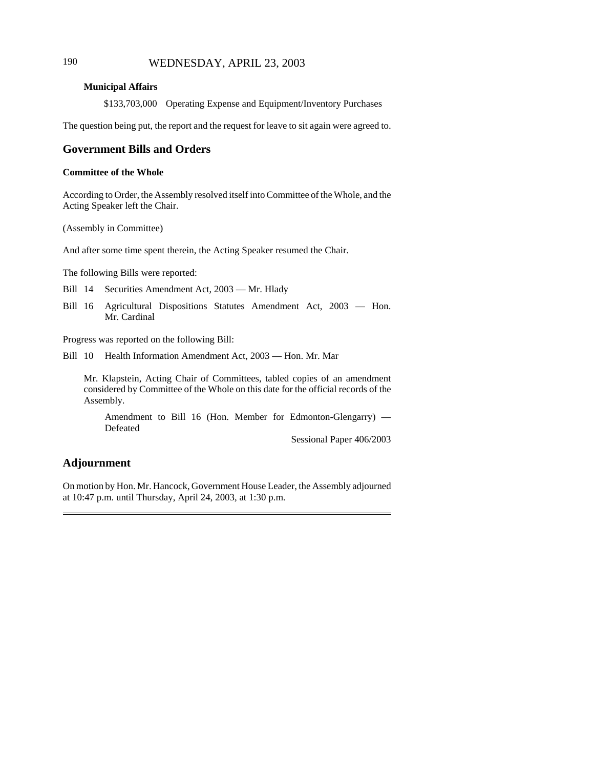**Municipal Affairs**

$133,703,000 Operating Expense and Equipment/Inventory Purchases

The question being put, the report and the request for leave to sit again were agreed to.

## Government Bills and Orders

**Committee of the Whole**

According to Order, the Assembly resolved itself into Committee of the Whole, and the Acting Speaker left the Chair.

(Assembly in Committee)

And after some time spent therein, the Acting Speaker resumed the Chair.

The following Bills were reported:

Bill 14 Securities Amendment Act, 2003 — Mr. Hlady

Bill 16 Agricultural Dispositions Statutes Amendment Act, 2003 — Hon. Mr. Cardinal

Progress was reported on the following Bill:

Bill 10 Health Information Amendment Act, 2003 — Hon. Mr. Mar

Mr. Klapstein, Acting Chair of Committees, tabled copies of an amendment considered by Committee of the Whole on this date for the official records of the Assembly.

Amendment to Bill 16 (Hon. Member for Edmonton-Glengarry) — Defeated

Sessional Paper 406/2003

## Adjournment

On motion by Hon. Mr. Hancock, Government House Leader, the Assembly adjourned at 10:47 p.m. until Thursday, April 24, 2003, at 1:30 p.m.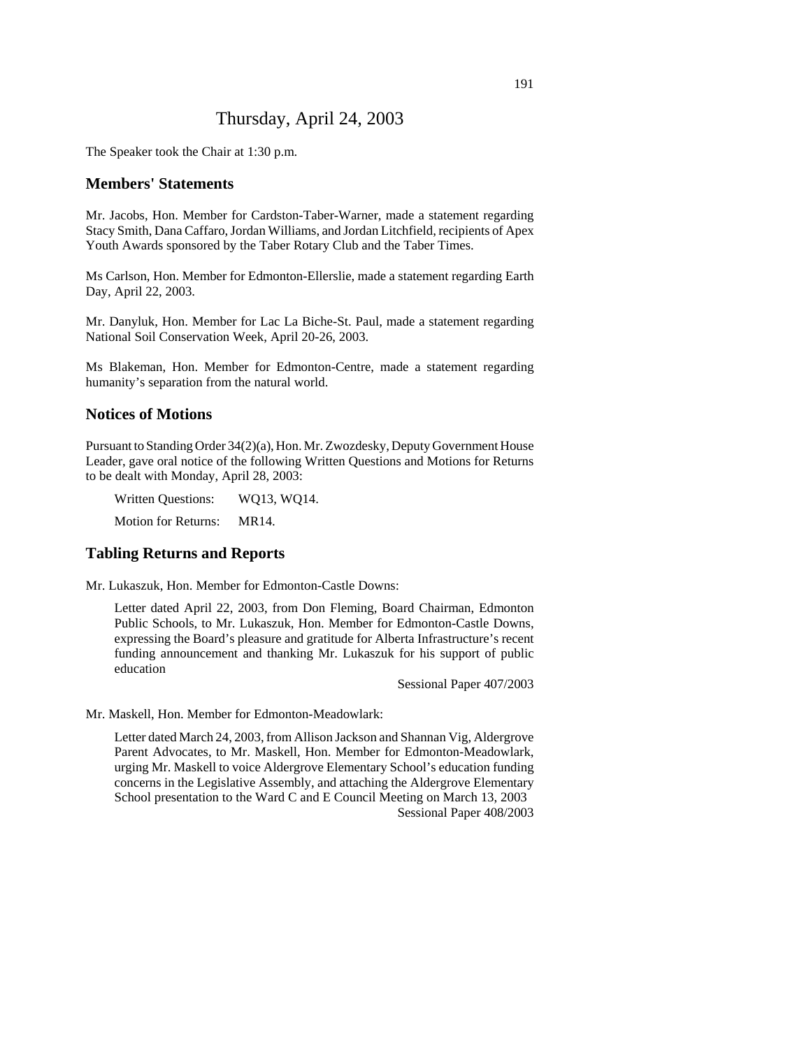# Thursday, April 24, 2003

The Speaker took the Chair at 1:30 p.m.

## Members' Statements

Mr. Jacobs, Hon. Member for Cardston-Taber-Warner, made a statement regarding Stacy Smith, Dana Caffaro, Jordan Williams, and Jordan Litchfield, recipients of Apex Youth Awards sponsored by the Taber Rotary Club and the Taber Times.

Ms Carlson, Hon. Member for Edmonton-Ellerslie, made a statement regarding Earth Day, April 22, 2003.

Mr. Danyluk, Hon. Member for Lac La Biche-St. Paul, made a statement regarding National Soil Conservation Week, April 20-26, 2003.

Ms Blakeman, Hon. Member for Edmonton-Centre, made a statement regarding humanity's separation from the natural world.

## Notices of Motions

Pursuant to Standing Order 34(2)(a), Hon. Mr. Zwozdesky, Deputy Government House Leader, gave oral notice of the following Written Questions and Motions for Returns to be dealt with Monday, April 28, 2003:

Written Questions: WQ13, WQ14.

Motion for Returns: MR14.

## Tabling Returns and Reports

Mr. Lukaszuk, Hon. Member for Edmonton-Castle Downs:

Letter dated April 22, 2003, from Don Fleming, Board Chairman, Edmonton Public Schools, to Mr. Lukaszuk, Hon. Member for Edmonton-Castle Downs, expressing the Board's pleasure and gratitude for Alberta Infrastructure's recent funding announcement and thanking Mr. Lukaszuk for his support of public education

Sessional Paper 407/2003

Mr. Maskell, Hon. Member for Edmonton-Meadowlark:

Letter dated March 24, 2003, from Allison Jackson and Shannan Vig, Aldergrove Parent Advocates, to Mr. Maskell, Hon. Member for Edmonton-Meadowlark, urging Mr. Maskell to voice Aldergrove Elementary School's education funding concerns in the Legislative Assembly, and attaching the Aldergrove Elementary School presentation to the Ward C and E Council Meeting on March 13, 2003

Sessional Paper 408/2003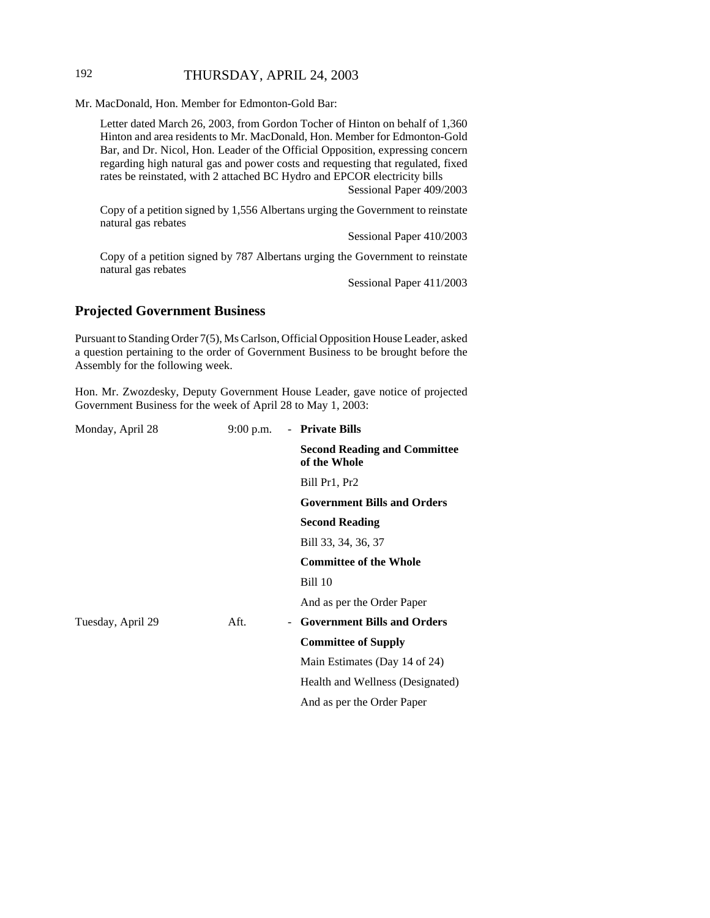Mr. MacDonald, Hon. Member for Edmonton-Gold Bar:

> Letter dated March 26, 2003, from Gordon Tocher of Hinton on behalf of 1,360 Hinton and area residents to Mr. MacDonald, Hon. Member for Edmonton-Gold Bar, and Dr. Nicol, Hon. Leader of the Official Opposition, expressing concern regarding high natural gas and power costs and requesting that regulated, fixed rates be reinstated, with 2 attached BC Hydro and EPCOR electricity bills
>
> Sessional Paper 409/2003
>
> Copy of a petition signed by 1,556 Albertans urging the Government to reinstate natural gas rebates
>
> Sessional Paper 410/2003
>
> Copy of a petition signed by 787 Albertans urging the Government to reinstate natural gas rebates
>
> Sessional Paper 411/2003

## Projected Government Business

Pursuant to Standing Order 7(5), Ms Carlson, Official Opposition House Leader, asked a question pertaining to the order of Government Business to be brought before the Assembly for the following week.

Hon. Mr. Zwozdesky, Deputy Government House Leader, gave notice of projected Government Business for the week of April 28 to May 1, 2003:

| | | |
|---|---|---|
| Monday, April 28 | 9:00 p.m. | - **Private Bills** |
| | | **Second Reading and Committee of the Whole** |
| | | Bill Pr1, Pr2 |
| | | **Government Bills and Orders** |
| | | **Second Reading** |
| | | Bill 33, 34, 36, 37 |
| | | **Committee of the Whole** |
| | | Bill 10 |
| | | And as per the Order Paper |
| Tuesday, April 29 | Aft. | - **Government Bills and Orders** |
| | | **Committee of Supply** |
| | | Main Estimates (Day 14 of 24) |
| | | Health and Wellness (Designated) |
| | | And as per the Order Paper |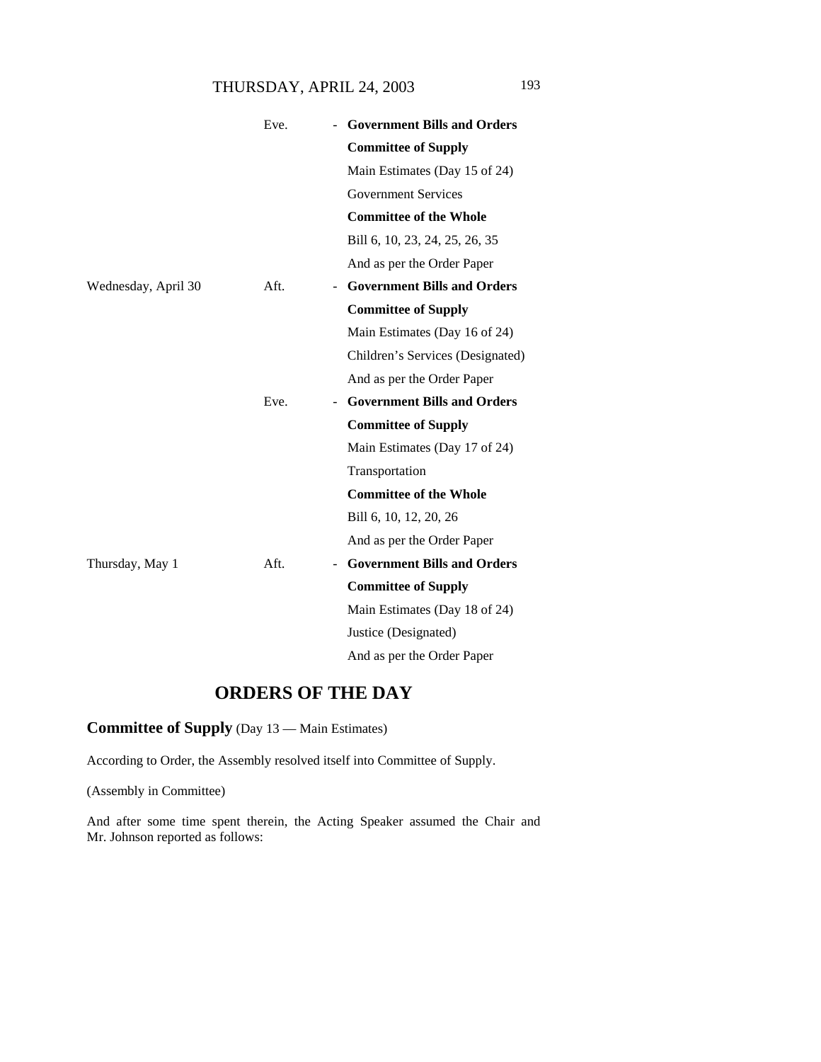| | | | |
|---|---|---|---|
| | Eve. | - | **Government Bills and Orders** |
| | | | **Committee of Supply** |
| | | | Main Estimates (Day 15 of 24) |
| | | | Government Services |
| | | | **Committee of the Whole** |
| | | | Bill 6, 10, 23, 24, 25, 26, 35 |
| | | | And as per the Order Paper |
| Wednesday, April 30 | Aft. | - | **Government Bills and Orders** |
| | | | **Committee of Supply** |
| | | | Main Estimates (Day 16 of 24) |
| | | | Children's Services (Designated) |
| | | | And as per the Order Paper |
| | Eve. | - | **Government Bills and Orders** |
| | | | **Committee of Supply** |
| | | | Main Estimates (Day 17 of 24) |
| | | | Transportation |
| | | | **Committee of the Whole** |
| | | | Bill 6, 10, 12, 20, 26 |
| | | | And as per the Order Paper |
| Thursday, May 1 | Aft. | - | **Government Bills and Orders** |
| | | | **Committee of Supply** |
| | | | Main Estimates (Day 18 of 24) |
| | | | Justice (Designated) |
| | | | And as per the Order Paper |

# ORDERS OF THE DAY

**Committee of Supply** (Day 13 — Main Estimates)

According to Order, the Assembly resolved itself into Committee of Supply.

(Assembly in Committee)

And after some time spent therein, the Acting Speaker assumed the Chair and Mr. Johnson reported as follows: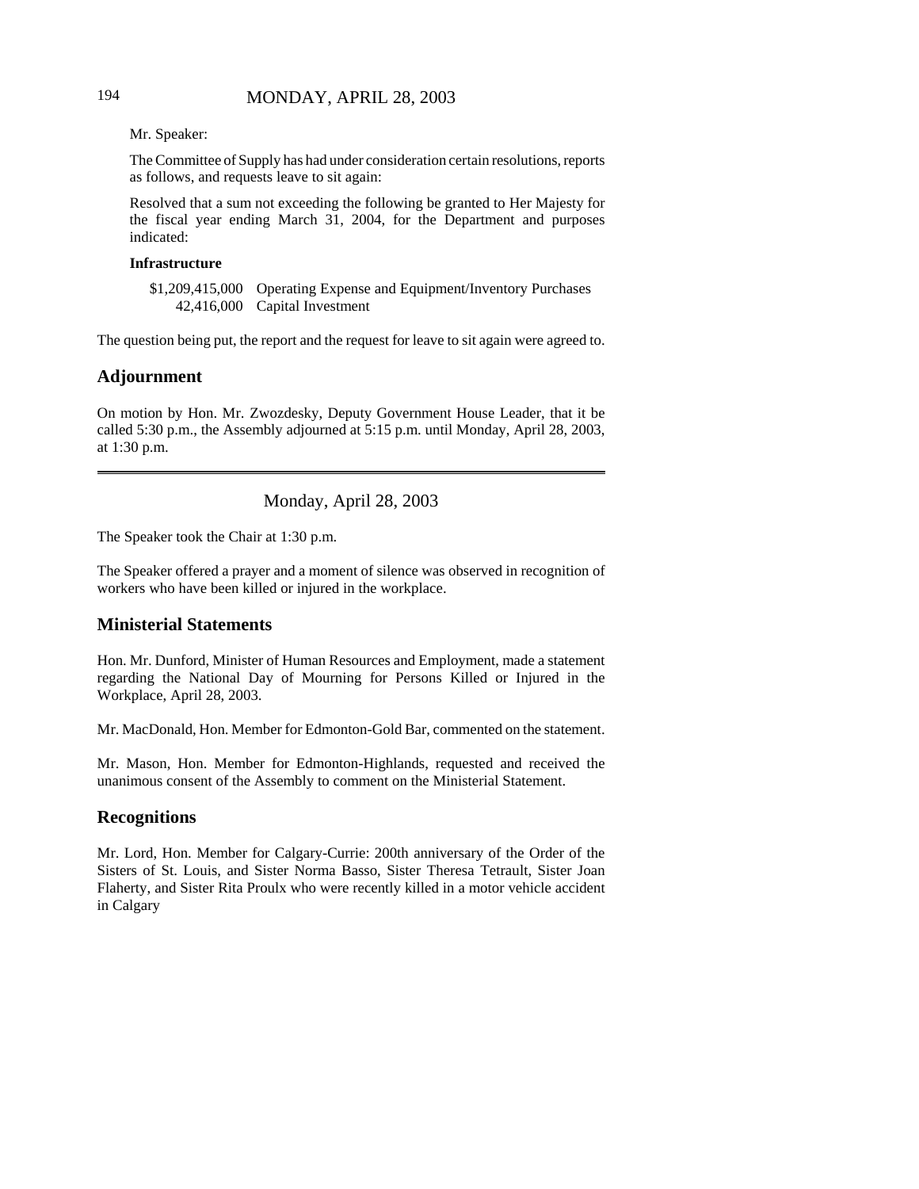Mr. Speaker:

The Committee of Supply has had under consideration certain resolutions, reports as follows, and requests leave to sit again:

Resolved that a sum not exceeding the following be granted to Her Majesty for the fiscal year ending March 31, 2004, for the Department and purposes indicated:

**Infrastructure**

| | |
|---|---|
| $1,209,415,000 | Operating Expense and Equipment/Inventory Purchases |
| 42,416,000 | Capital Investment |

The question being put, the report and the request for leave to sit again were agreed to.

## Adjournment

On motion by Hon. Mr. Zwozdesky, Deputy Government House Leader, that it be called 5:30 p.m., the Assembly adjourned at 5:15 p.m. until Monday, April 28, 2003, at 1:30 p.m.

---

Monday, April 28, 2003

The Speaker took the Chair at 1:30 p.m.

The Speaker offered a prayer and a moment of silence was observed in recognition of workers who have been killed or injured in the workplace.

## Ministerial Statements

Hon. Mr. Dunford, Minister of Human Resources and Employment, made a statement regarding the National Day of Mourning for Persons Killed or Injured in the Workplace, April 28, 2003.

Mr. MacDonald, Hon. Member for Edmonton-Gold Bar, commented on the statement.

Mr. Mason, Hon. Member for Edmonton-Highlands, requested and received the unanimous consent of the Assembly to comment on the Ministerial Statement.

## Recognitions

Mr. Lord, Hon. Member for Calgary-Currie: 200th anniversary of the Order of the Sisters of St. Louis, and Sister Norma Basso, Sister Theresa Tetrault, Sister Joan Flaherty, and Sister Rita Proulx who were recently killed in a motor vehicle accident in Calgary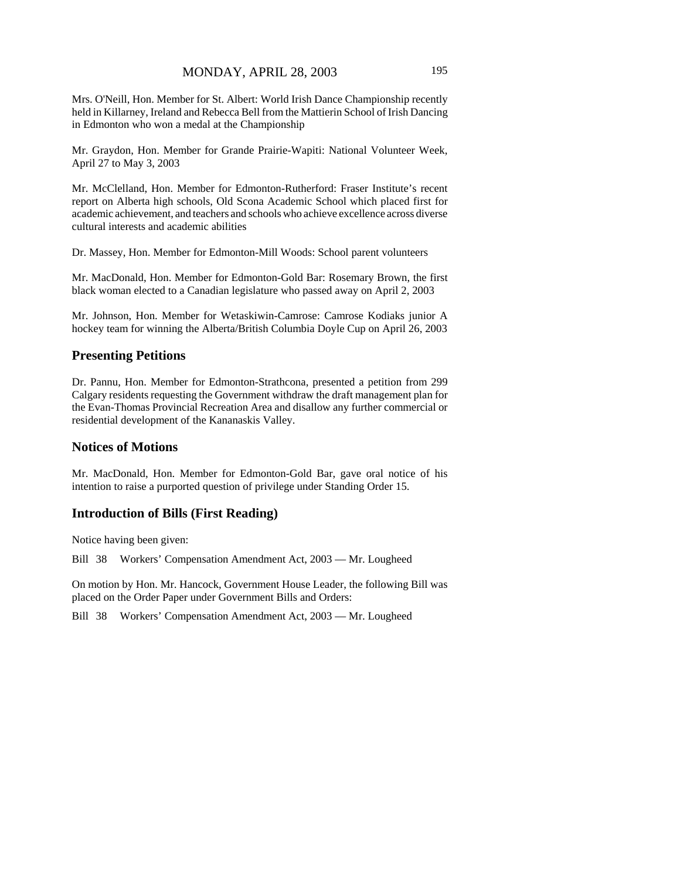Mrs. O'Neill, Hon. Member for St. Albert: World Irish Dance Championship recently held in Killarney, Ireland and Rebecca Bell from the Mattierin School of Irish Dancing in Edmonton who won a medal at the Championship

Mr. Graydon, Hon. Member for Grande Prairie-Wapiti: National Volunteer Week, April 27 to May 3, 2003

Mr. McClelland, Hon. Member for Edmonton-Rutherford: Fraser Institute's recent report on Alberta high schools, Old Scona Academic School which placed first for academic achievement, and teachers and schools who achieve excellence across diverse cultural interests and academic abilities

Dr. Massey, Hon. Member for Edmonton-Mill Woods: School parent volunteers

Mr. MacDonald, Hon. Member for Edmonton-Gold Bar: Rosemary Brown, the first black woman elected to a Canadian legislature who passed away on April 2, 2003

Mr. Johnson, Hon. Member for Wetaskiwin-Camrose: Camrose Kodiaks junior A hockey team for winning the Alberta/British Columbia Doyle Cup on April 26, 2003

## Presenting Petitions

Dr. Pannu, Hon. Member for Edmonton-Strathcona, presented a petition from 299 Calgary residents requesting the Government withdraw the draft management plan for the Evan-Thomas Provincial Recreation Area and disallow any further commercial or residential development of the Kananaskis Valley.

## Notices of Motions

Mr. MacDonald, Hon. Member for Edmonton-Gold Bar, gave oral notice of his intention to raise a purported question of privilege under Standing Order 15.

## Introduction of Bills (First Reading)

Notice having been given:

Bill 38 Workers' Compensation Amendment Act, 2003 — Mr. Lougheed

On motion by Hon. Mr. Hancock, Government House Leader, the following Bill was placed on the Order Paper under Government Bills and Orders:

Bill 38 Workers' Compensation Amendment Act, 2003 — Mr. Lougheed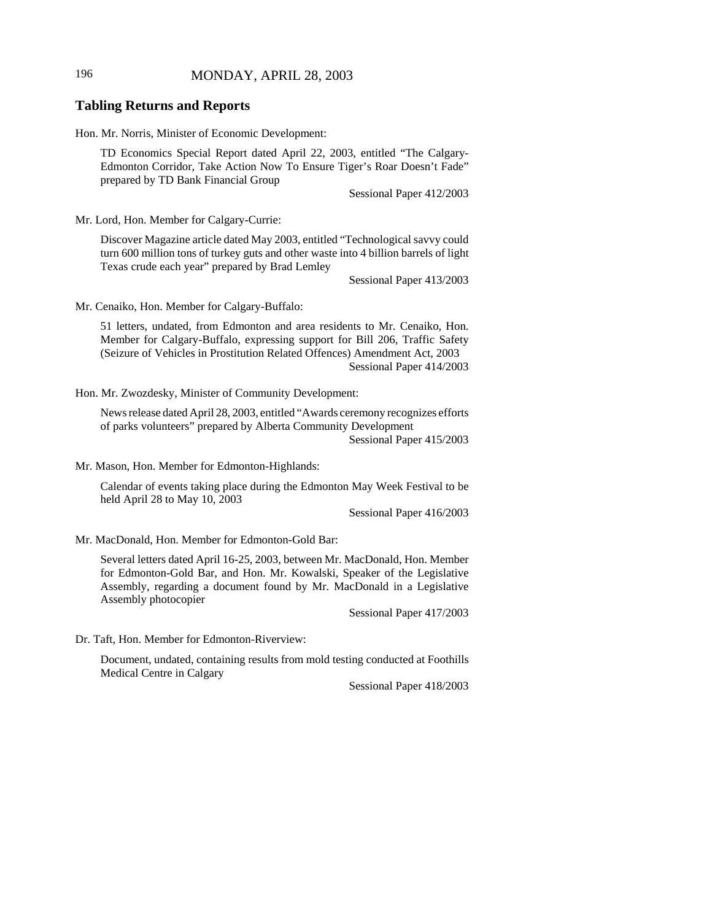## Tabling Returns and Reports

Hon. Mr. Norris, Minister of Economic Development:

> TD Economics Special Report dated April 22, 2003, entitled "The Calgary-Edmonton Corridor, Take Action Now To Ensure Tiger's Roar Doesn't Fade" prepared by TD Bank Financial Group
>
> Sessional Paper 412/2003

Mr. Lord, Hon. Member for Calgary-Currie:

> Discover Magazine article dated May 2003, entitled "Technological savvy could turn 600 million tons of turkey guts and other waste into 4 billion barrels of light Texas crude each year" prepared by Brad Lemley
>
> Sessional Paper 413/2003

Mr. Cenaiko, Hon. Member for Calgary-Buffalo:

> 51 letters, undated, from Edmonton and area residents to Mr. Cenaiko, Hon. Member for Calgary-Buffalo, expressing support for Bill 206, Traffic Safety (Seizure of Vehicles in Prostitution Related Offences) Amendment Act, 2003
>
> Sessional Paper 414/2003

Hon. Mr. Zwozdesky, Minister of Community Development:

> News release dated April 28, 2003, entitled "Awards ceremony recognizes efforts of parks volunteers" prepared by Alberta Community Development
>
> Sessional Paper 415/2003

Mr. Mason, Hon. Member for Edmonton-Highlands:

> Calendar of events taking place during the Edmonton May Week Festival to be held April 28 to May 10, 2003
>
> Sessional Paper 416/2003

Mr. MacDonald, Hon. Member for Edmonton-Gold Bar:

> Several letters dated April 16-25, 2003, between Mr. MacDonald, Hon. Member for Edmonton-Gold Bar, and Hon. Mr. Kowalski, Speaker of the Legislative Assembly, regarding a document found by Mr. MacDonald in a Legislative Assembly photocopier
>
> Sessional Paper 417/2003

Dr. Taft, Hon. Member for Edmonton-Riverview:

> Document, undated, containing results from mold testing conducted at Foothills Medical Centre in Calgary
>
> Sessional Paper 418/2003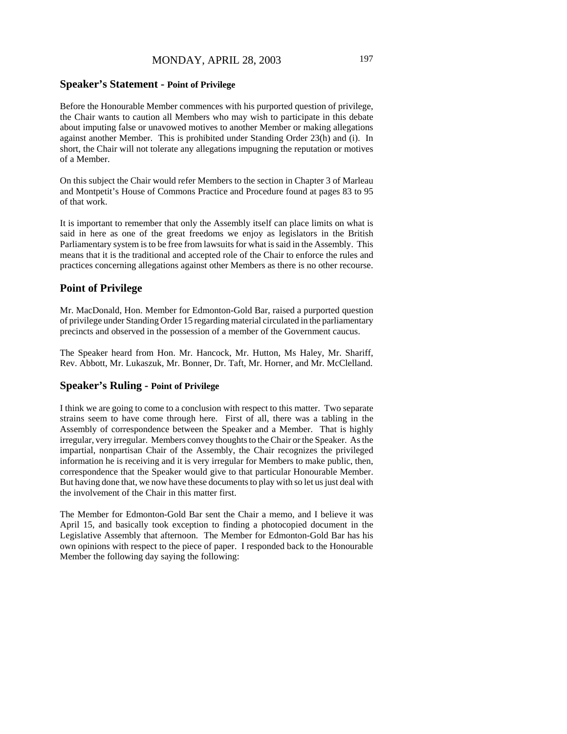## Speaker's Statement - Point of Privilege

Before the Honourable Member commences with his purported question of privilege, the Chair wants to caution all Members who may wish to participate in this debate about imputing false or unavowed motives to another Member or making allegations against another Member. This is prohibited under Standing Order 23(h) and (i). In short, the Chair will not tolerate any allegations impugning the reputation or motives of a Member.

On this subject the Chair would refer Members to the section in Chapter 3 of Marleau and Montpetit's House of Commons Practice and Procedure found at pages 83 to 95 of that work.

It is important to remember that only the Assembly itself can place limits on what is said in here as one of the great freedoms we enjoy as legislators in the British Parliamentary system is to be free from lawsuits for what is said in the Assembly. This means that it is the traditional and accepted role of the Chair to enforce the rules and practices concerning allegations against other Members as there is no other recourse.

## Point of Privilege

Mr. MacDonald, Hon. Member for Edmonton-Gold Bar, raised a purported question of privilege under Standing Order 15 regarding material circulated in the parliamentary precincts and observed in the possession of a member of the Government caucus.

The Speaker heard from Hon. Mr. Hancock, Mr. Hutton, Ms Haley, Mr. Shariff, Rev. Abbott, Mr. Lukaszuk, Mr. Bonner, Dr. Taft, Mr. Horner, and Mr. McClelland.

## Speaker's Ruling - Point of Privilege

I think we are going to come to a conclusion with respect to this matter. Two separate strains seem to have come through here. First of all, there was a tabling in the Assembly of correspondence between the Speaker and a Member. That is highly irregular, very irregular. Members convey thoughts to the Chair or the Speaker. As the impartial, nonpartisan Chair of the Assembly, the Chair recognizes the privileged information he is receiving and it is very irregular for Members to make public, then, correspondence that the Speaker would give to that particular Honourable Member. But having done that, we now have these documents to play with so let us just deal with the involvement of the Chair in this matter first.

The Member for Edmonton-Gold Bar sent the Chair a memo, and I believe it was April 15, and basically took exception to finding a photocopied document in the Legislative Assembly that afternoon. The Member for Edmonton-Gold Bar has his own opinions with respect to the piece of paper. I responded back to the Honourable Member the following day saying the following: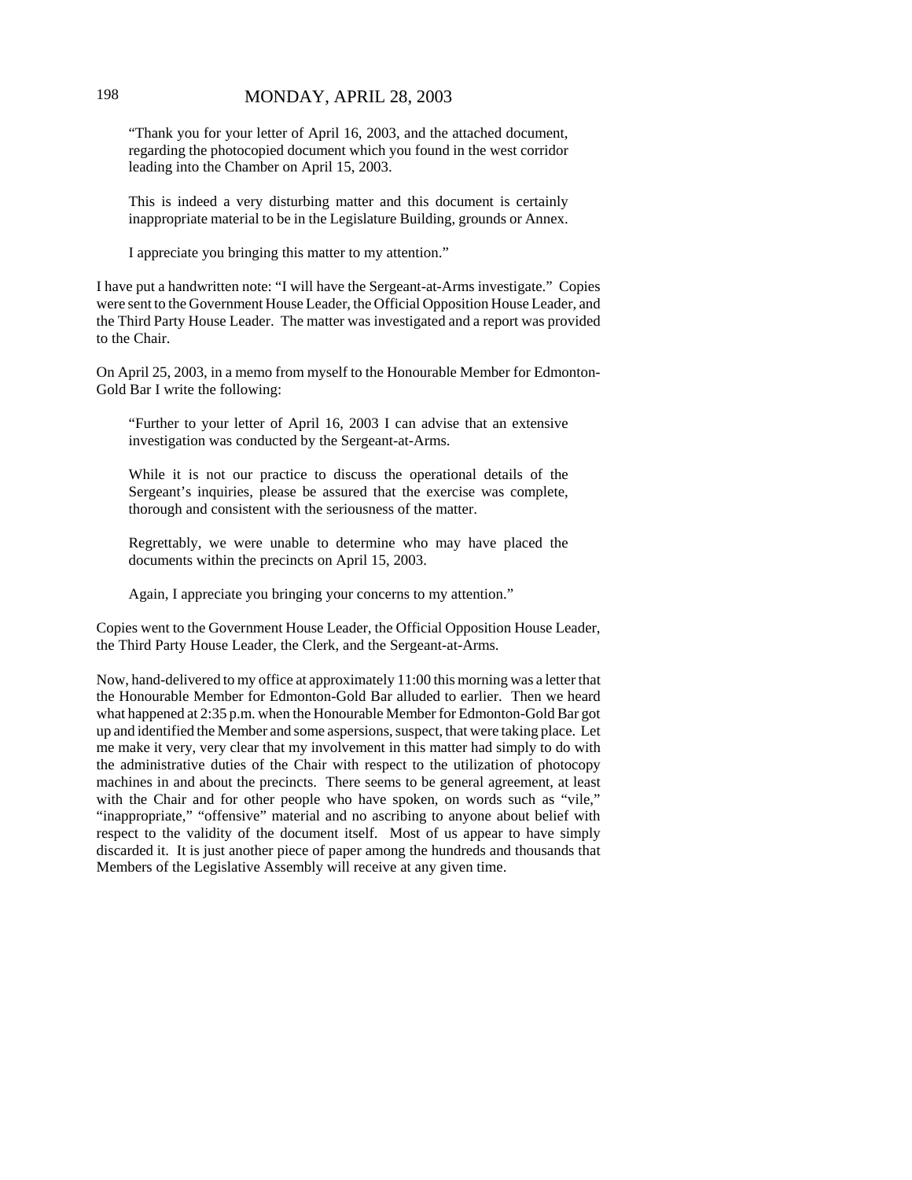"Thank you for your letter of April 16, 2003, and the attached document, regarding the photocopied document which you found in the west corridor leading into the Chamber on April 15, 2003.

This is indeed a very disturbing matter and this document is certainly inappropriate material to be in the Legislature Building, grounds or Annex.

I appreciate you bringing this matter to my attention."

I have put a handwritten note: "I will have the Sergeant-at-Arms investigate." Copies were sent to the Government House Leader, the Official Opposition House Leader, and the Third Party House Leader. The matter was investigated and a report was provided to the Chair.

On April 25, 2003, in a memo from myself to the Honourable Member for Edmonton-Gold Bar I write the following:

"Further to your letter of April 16, 2003 I can advise that an extensive investigation was conducted by the Sergeant-at-Arms.

While it is not our practice to discuss the operational details of the Sergeant's inquiries, please be assured that the exercise was complete, thorough and consistent with the seriousness of the matter.

Regrettably, we were unable to determine who may have placed the documents within the precincts on April 15, 2003.

Again, I appreciate you bringing your concerns to my attention."

Copies went to the Government House Leader, the Official Opposition House Leader, the Third Party House Leader, the Clerk, and the Sergeant-at-Arms.

Now, hand-delivered to my office at approximately 11:00 this morning was a letter that the Honourable Member for Edmonton-Gold Bar alluded to earlier. Then we heard what happened at 2:35 p.m. when the Honourable Member for Edmonton-Gold Bar got up and identified the Member and some aspersions, suspect, that were taking place. Let me make it very, very clear that my involvement in this matter had simply to do with the administrative duties of the Chair with respect to the utilization of photocopy machines in and about the precincts. There seems to be general agreement, at least with the Chair and for other people who have spoken, on words such as "vile," "inappropriate," "offensive" material and no ascribing to anyone about belief with respect to the validity of the document itself. Most of us appear to have simply discarded it. It is just another piece of paper among the hundreds and thousands that Members of the Legislative Assembly will receive at any given time.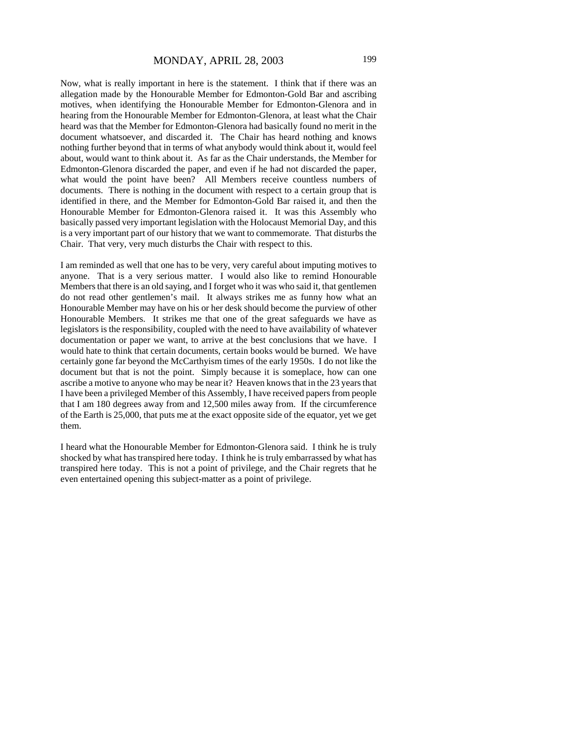Now, what is really important in here is the statement. I think that if there was an allegation made by the Honourable Member for Edmonton-Gold Bar and ascribing motives, when identifying the Honourable Member for Edmonton-Glenora and in hearing from the Honourable Member for Edmonton-Glenora, at least what the Chair heard was that the Member for Edmonton-Glenora had basically found no merit in the document whatsoever, and discarded it. The Chair has heard nothing and knows nothing further beyond that in terms of what anybody would think about it, would feel about, would want to think about it. As far as the Chair understands, the Member for Edmonton-Glenora discarded the paper, and even if he had not discarded the paper, what would the point have been? All Members receive countless numbers of documents. There is nothing in the document with respect to a certain group that is identified in there, and the Member for Edmonton-Gold Bar raised it, and then the Honourable Member for Edmonton-Glenora raised it. It was this Assembly who basically passed very important legislation with the Holocaust Memorial Day, and this is a very important part of our history that we want to commemorate. That disturbs the Chair. That very, very much disturbs the Chair with respect to this.

I am reminded as well that one has to be very, very careful about imputing motives to anyone. That is a very serious matter. I would also like to remind Honourable Members that there is an old saying, and I forget who it was who said it, that gentlemen do not read other gentlemen's mail. It always strikes me as funny how what an Honourable Member may have on his or her desk should become the purview of other Honourable Members. It strikes me that one of the great safeguards we have as legislators is the responsibility, coupled with the need to have availability of whatever documentation or paper we want, to arrive at the best conclusions that we have. I would hate to think that certain documents, certain books would be burned. We have certainly gone far beyond the McCarthyism times of the early 1950s. I do not like the document but that is not the point. Simply because it is someplace, how can one ascribe a motive to anyone who may be near it? Heaven knows that in the 23 years that I have been a privileged Member of this Assembly, I have received papers from people that I am 180 degrees away from and 12,500 miles away from. If the circumference of the Earth is 25,000, that puts me at the exact opposite side of the equator, yet we get them.

I heard what the Honourable Member for Edmonton-Glenora said. I think he is truly shocked by what has transpired here today. I think he is truly embarrassed by what has transpired here today. This is not a point of privilege, and the Chair regrets that he even entertained opening this subject-matter as a point of privilege.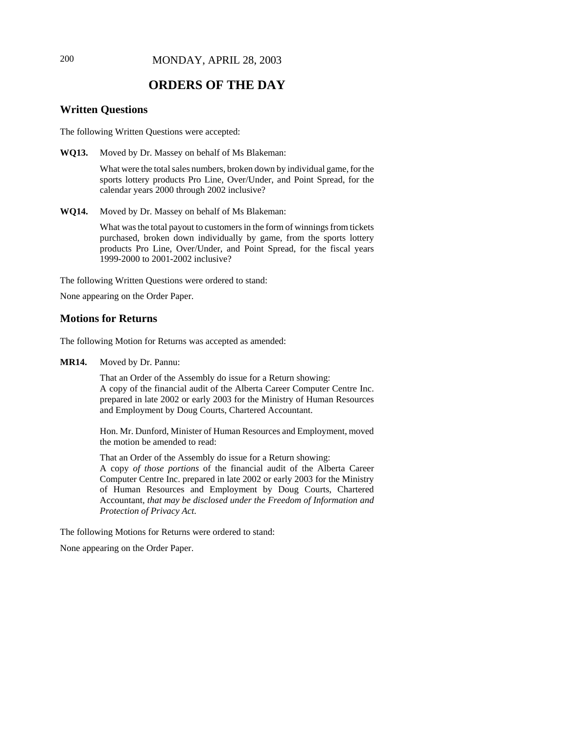# ORDERS OF THE DAY

## Written Questions

The following Written Questions were accepted:

**WQ13.** Moved by Dr. Massey on behalf of Ms Blakeman:

What were the total sales numbers, broken down by individual game, for the sports lottery products Pro Line, Over/Under, and Point Spread, for the calendar years 2000 through 2002 inclusive?

**WQ14.** Moved by Dr. Massey on behalf of Ms Blakeman:

What was the total payout to customers in the form of winnings from tickets purchased, broken down individually by game, from the sports lottery products Pro Line, Over/Under, and Point Spread, for the fiscal years 1999-2000 to 2001-2002 inclusive?

The following Written Questions were ordered to stand:

None appearing on the Order Paper.

## Motions for Returns

The following Motion for Returns was accepted as amended:

**MR14.** Moved by Dr. Pannu:

That an Order of the Assembly do issue for a Return showing:
A copy of the financial audit of the Alberta Career Computer Centre Inc. prepared in late 2002 or early 2003 for the Ministry of Human Resources and Employment by Doug Courts, Chartered Accountant.

Hon. Mr. Dunford, Minister of Human Resources and Employment, moved the motion be amended to read:

That an Order of the Assembly do issue for a Return showing:
A copy *of those portions* of the financial audit of the Alberta Career Computer Centre Inc. prepared in late 2002 or early 2003 for the Ministry of Human Resources and Employment by Doug Courts, Chartered Accountant*, that may be disclosed under the Freedom of Information and Protection of Privacy Act.*

The following Motions for Returns were ordered to stand:

None appearing on the Order Paper.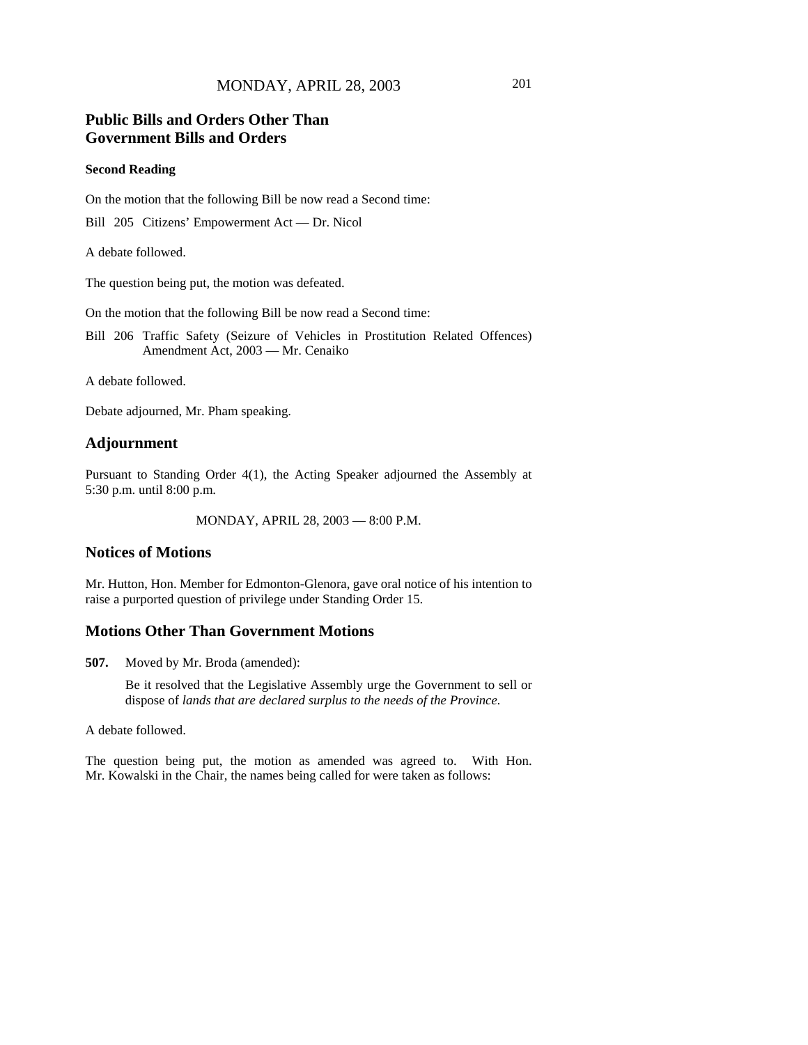## Public Bills and Orders Other Than Government Bills and Orders

**Second Reading**

On the motion that the following Bill be now read a Second time:

Bill 205 Citizens' Empowerment Act — Dr. Nicol

A debate followed.

The question being put, the motion was defeated.

On the motion that the following Bill be now read a Second time:

Bill 206 Traffic Safety (Seizure of Vehicles in Prostitution Related Offences) Amendment Act, 2003 — Mr. Cenaiko

A debate followed.

Debate adjourned, Mr. Pham speaking.

## Adjournment

Pursuant to Standing Order 4(1), the Acting Speaker adjourned the Assembly at 5:30 p.m. until 8:00 p.m.

MONDAY, APRIL 28, 2003 — 8:00 P.M.

## Notices of Motions

Mr. Hutton, Hon. Member for Edmonton-Glenora, gave oral notice of his intention to raise a purported question of privilege under Standing Order 15.

## Motions Other Than Government Motions

**507.** Moved by Mr. Broda (amended):

Be it resolved that the Legislative Assembly urge the Government to sell or dispose of *lands that are declared surplus to the needs of the Province*.

A debate followed.

The question being put, the motion as amended was agreed to. With Hon. Mr. Kowalski in the Chair, the names being called for were taken as follows: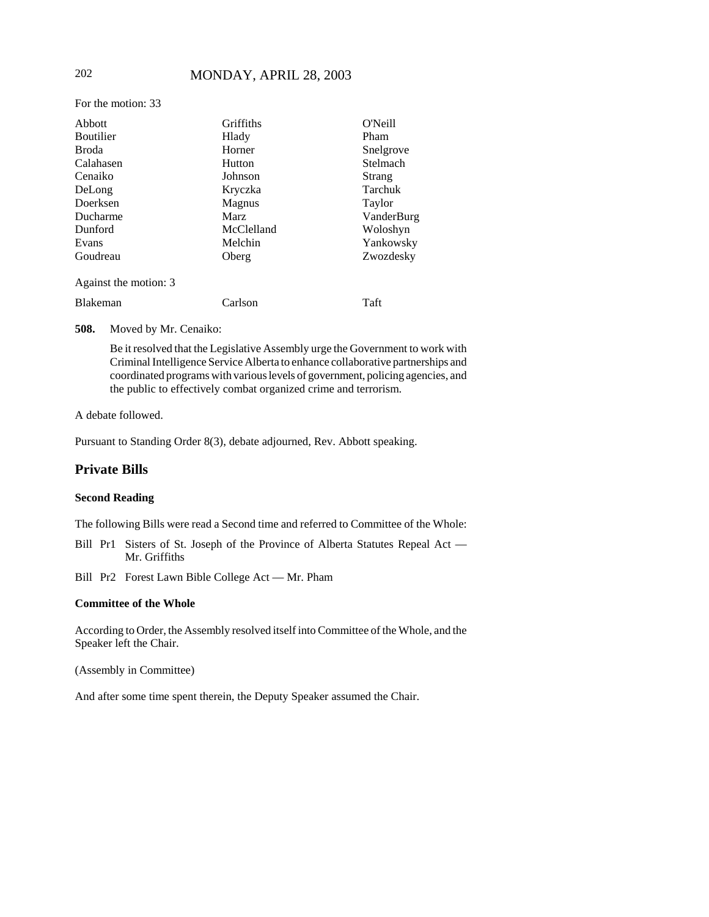For the motion: 33

| | | |
|---|---|---|
| Abbott | Griffiths | O'Neill |
| Boutilier | Hlady | Pham |
| Broda | Horner | Snelgrove |
| Calahasen | Hutton | Stelmach |
| Cenaiko | Johnson | Strang |
| DeLong | Kryczka | Tarchuk |
| Doerksen | Magnus | Taylor |
| Ducharme | Marz | VanderBurg |
| Dunford | McClelland | Woloshyn |
| Evans | Melchin | Yankowsky |
| Goudreau | Oberg | Zwozdesky |

Against the motion: 3

| | | |
|---|---|---|
| Blakeman | Carlson | Taft |

**508.** Moved by Mr. Cenaiko:

Be it resolved that the Legislative Assembly urge the Government to work with Criminal Intelligence Service Alberta to enhance collaborative partnerships and coordinated programs with various levels of government, policing agencies, and the public to effectively combat organized crime and terrorism.

A debate followed.

Pursuant to Standing Order 8(3), debate adjourned, Rev. Abbott speaking.

## Private Bills

### Second Reading

The following Bills were read a Second time and referred to Committee of the Whole:

Bill Pr1 Sisters of St. Joseph of the Province of Alberta Statutes Repeal Act — Mr. Griffiths

Bill Pr2 Forest Lawn Bible College Act — Mr. Pham

### Committee of the Whole

According to Order, the Assembly resolved itself into Committee of the Whole, and the Speaker left the Chair.

(Assembly in Committee)

And after some time spent therein, the Deputy Speaker assumed the Chair.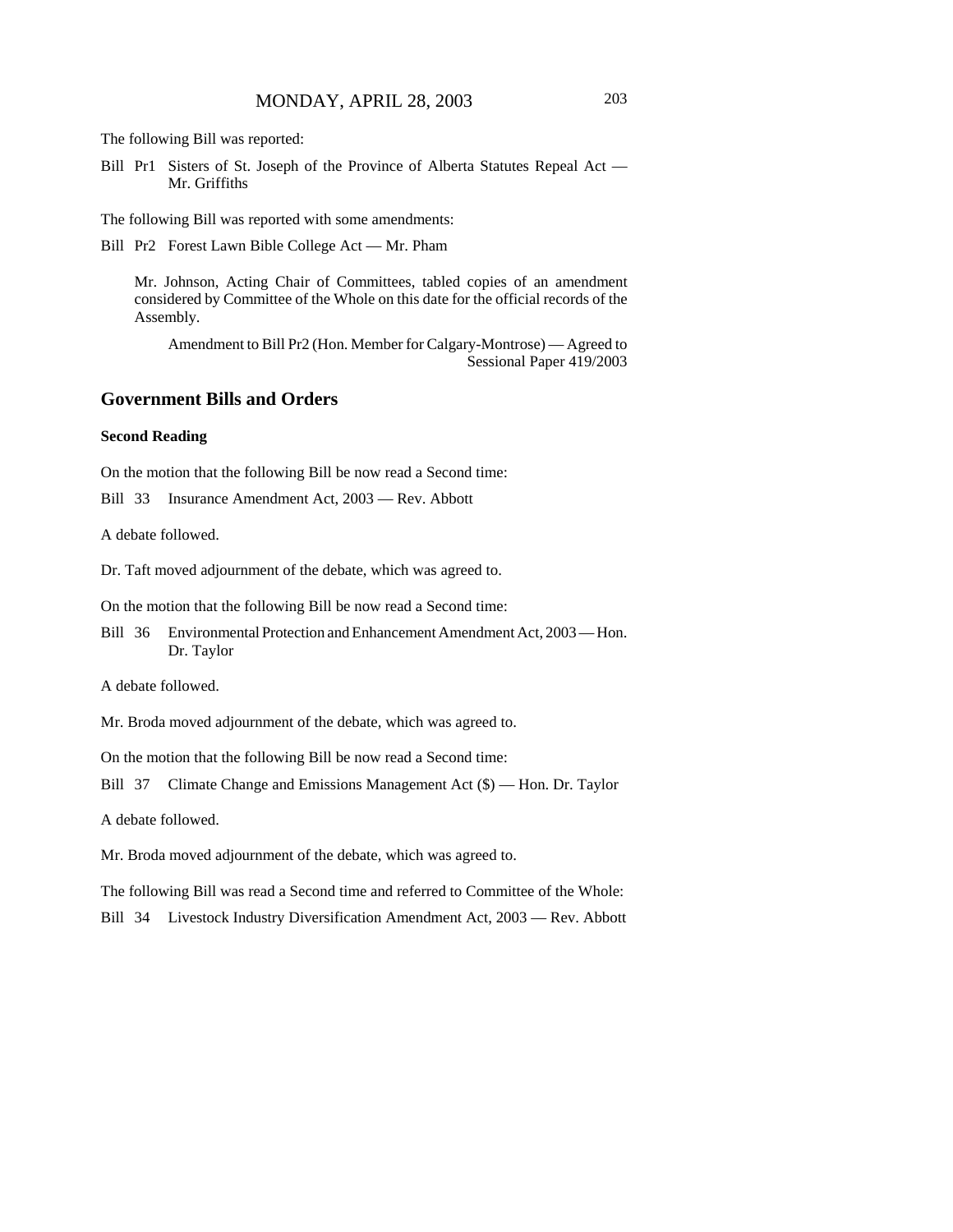The following Bill was reported:

Bill Pr1 Sisters of St. Joseph of the Province of Alberta Statutes Repeal Act — Mr. Griffiths

The following Bill was reported with some amendments:

Bill Pr2 Forest Lawn Bible College Act — Mr. Pham

Mr. Johnson, Acting Chair of Committees, tabled copies of an amendment considered by Committee of the Whole on this date for the official records of the Assembly.

Amendment to Bill Pr2 (Hon. Member for Calgary-Montrose) — Agreed to
Sessional Paper 419/2003

## Government Bills and Orders

### Second Reading

On the motion that the following Bill be now read a Second time:

Bill 33 Insurance Amendment Act, 2003 — Rev. Abbott

A debate followed.

Dr. Taft moved adjournment of the debate, which was agreed to.

On the motion that the following Bill be now read a Second time:

Bill 36 Environmental Protection and Enhancement Amendment Act, 2003 — Hon. Dr. Taylor

A debate followed.

Mr. Broda moved adjournment of the debate, which was agreed to.

On the motion that the following Bill be now read a Second time:

Bill 37 Climate Change and Emissions Management Act ($) — Hon. Dr. Taylor

A debate followed.

Mr. Broda moved adjournment of the debate, which was agreed to.

The following Bill was read a Second time and referred to Committee of the Whole:

Bill 34 Livestock Industry Diversification Amendment Act, 2003 — Rev. Abbott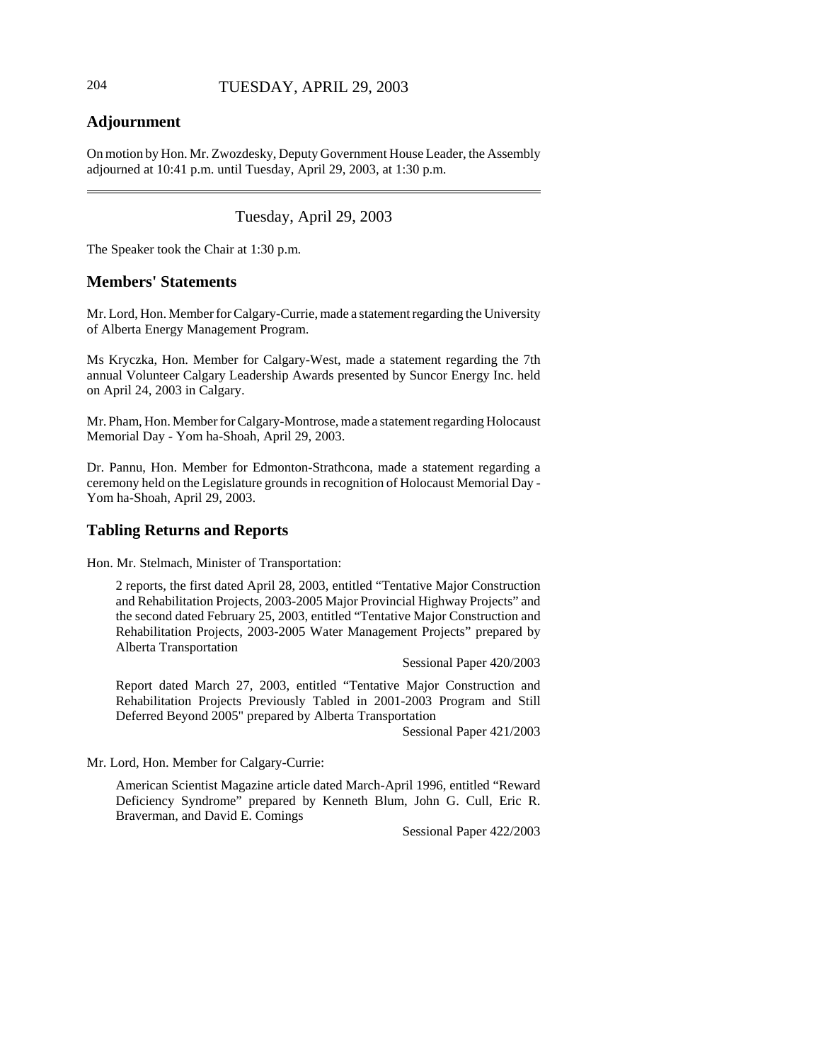## Adjournment

On motion by Hon. Mr. Zwozdesky, Deputy Government House Leader, the Assembly adjourned at 10:41 p.m. until Tuesday, April 29, 2003, at 1:30 p.m.

---

Tuesday, April 29, 2003

The Speaker took the Chair at 1:30 p.m.

## Members' Statements

Mr. Lord, Hon. Member for Calgary-Currie, made a statement regarding the University of Alberta Energy Management Program.

Ms Kryczka, Hon. Member for Calgary-West, made a statement regarding the 7th annual Volunteer Calgary Leadership Awards presented by Suncor Energy Inc. held on April 24, 2003 in Calgary.

Mr. Pham, Hon. Member for Calgary-Montrose, made a statement regarding Holocaust Memorial Day - Yom ha-Shoah, April 29, 2003.

Dr. Pannu, Hon. Member for Edmonton-Strathcona, made a statement regarding a ceremony held on the Legislature grounds in recognition of Holocaust Memorial Day - Yom ha-Shoah, April 29, 2003.

## Tabling Returns and Reports

Hon. Mr. Stelmach, Minister of Transportation:

> 2 reports, the first dated April 28, 2003, entitled "Tentative Major Construction and Rehabilitation Projects, 2003-2005 Major Provincial Highway Projects" and the second dated February 25, 2003, entitled "Tentative Major Construction and Rehabilitation Projects, 2003-2005 Water Management Projects" prepared by Alberta Transportation
>
> Sessional Paper 420/2003
>
> Report dated March 27, 2003, entitled "Tentative Major Construction and Rehabilitation Projects Previously Tabled in 2001-2003 Program and Still Deferred Beyond 2005" prepared by Alberta Transportation
>
> Sessional Paper 421/2003

Mr. Lord, Hon. Member for Calgary-Currie:

> American Scientist Magazine article dated March-April 1996, entitled "Reward Deficiency Syndrome" prepared by Kenneth Blum, John G. Cull, Eric R. Braverman, and David E. Comings
>
> Sessional Paper 422/2003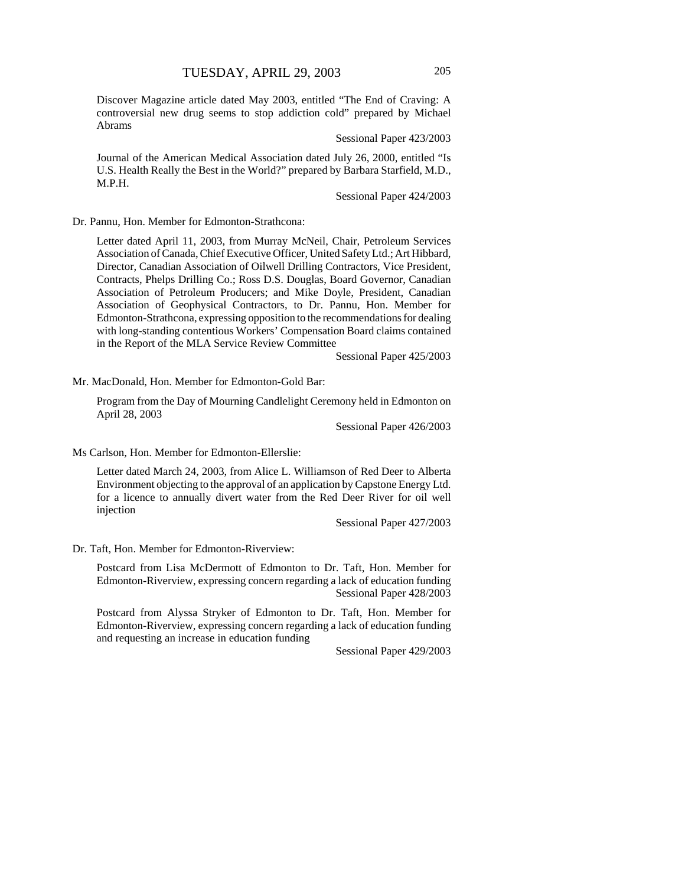Discover Magazine article dated May 2003, entitled "The End of Craving: A controversial new drug seems to stop addiction cold" prepared by Michael Abrams

Sessional Paper 423/2003

Journal of the American Medical Association dated July 26, 2000, entitled "Is U.S. Health Really the Best in the World?" prepared by Barbara Starfield, M.D., M.P.H.

Sessional Paper 424/2003

Dr. Pannu, Hon. Member for Edmonton-Strathcona:

Letter dated April 11, 2003, from Murray McNeil, Chair, Petroleum Services Association of Canada, Chief Executive Officer, United Safety Ltd.; Art Hibbard, Director, Canadian Association of Oilwell Drilling Contractors, Vice President, Contracts, Phelps Drilling Co.; Ross D.S. Douglas, Board Governor, Canadian Association of Petroleum Producers; and Mike Doyle, President, Canadian Association of Geophysical Contractors, to Dr. Pannu, Hon. Member for Edmonton-Strathcona, expressing opposition to the recommendations for dealing with long-standing contentious Workers' Compensation Board claims contained in the Report of the MLA Service Review Committee

Sessional Paper 425/2003

Mr. MacDonald, Hon. Member for Edmonton-Gold Bar:

Program from the Day of Mourning Candlelight Ceremony held in Edmonton on April 28, 2003

Sessional Paper 426/2003

Ms Carlson, Hon. Member for Edmonton-Ellerslie:

Letter dated March 24, 2003, from Alice L. Williamson of Red Deer to Alberta Environment objecting to the approval of an application by Capstone Energy Ltd. for a licence to annually divert water from the Red Deer River for oil well injection

Sessional Paper 427/2003

Dr. Taft, Hon. Member for Edmonton-Riverview:

Postcard from Lisa McDermott of Edmonton to Dr. Taft, Hon. Member for Edmonton-Riverview, expressing concern regarding a lack of education funding

Sessional Paper 428/2003

Postcard from Alyssa Stryker of Edmonton to Dr. Taft, Hon. Member for Edmonton-Riverview, expressing concern regarding a lack of education funding and requesting an increase in education funding

Sessional Paper 429/2003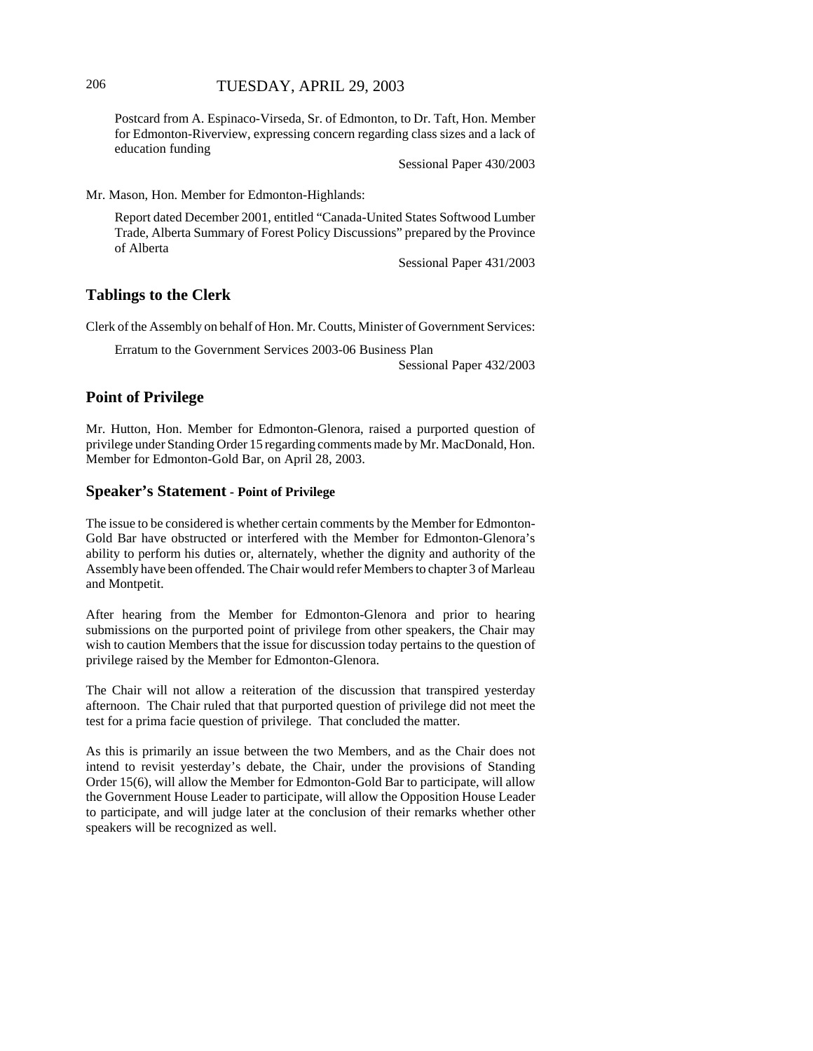Postcard from A. Espinaco-Virseda, Sr. of Edmonton, to Dr. Taft, Hon. Member for Edmonton-Riverview, expressing concern regarding class sizes and a lack of education funding

Sessional Paper 430/2003

Mr. Mason, Hon. Member for Edmonton-Highlands:

Report dated December 2001, entitled "Canada-United States Softwood Lumber Trade, Alberta Summary of Forest Policy Discussions" prepared by the Province of Alberta

Sessional Paper 431/2003

## Tablings to the Clerk

Clerk of the Assembly on behalf of Hon. Mr. Coutts, Minister of Government Services:

Erratum to the Government Services 2003-06 Business Plan

Sessional Paper 432/2003

## Point of Privilege

Mr. Hutton, Hon. Member for Edmonton-Glenora, raised a purported question of privilege under Standing Order 15 regarding comments made by Mr. MacDonald, Hon. Member for Edmonton-Gold Bar, on April 28, 2003.

## Speaker's Statement - Point of Privilege

The issue to be considered is whether certain comments by the Member for Edmonton-Gold Bar have obstructed or interfered with the Member for Edmonton-Glenora's ability to perform his duties or, alternately, whether the dignity and authority of the Assembly have been offended. The Chair would refer Members to chapter 3 of Marleau and Montpetit.

After hearing from the Member for Edmonton-Glenora and prior to hearing submissions on the purported point of privilege from other speakers, the Chair may wish to caution Members that the issue for discussion today pertains to the question of privilege raised by the Member for Edmonton-Glenora.

The Chair will not allow a reiteration of the discussion that transpired yesterday afternoon. The Chair ruled that that purported question of privilege did not meet the test for a prima facie question of privilege. That concluded the matter.

As this is primarily an issue between the two Members, and as the Chair does not intend to revisit yesterday's debate, the Chair, under the provisions of Standing Order 15(6), will allow the Member for Edmonton-Gold Bar to participate, will allow the Government House Leader to participate, will allow the Opposition House Leader to participate, and will judge later at the conclusion of their remarks whether other speakers will be recognized as well.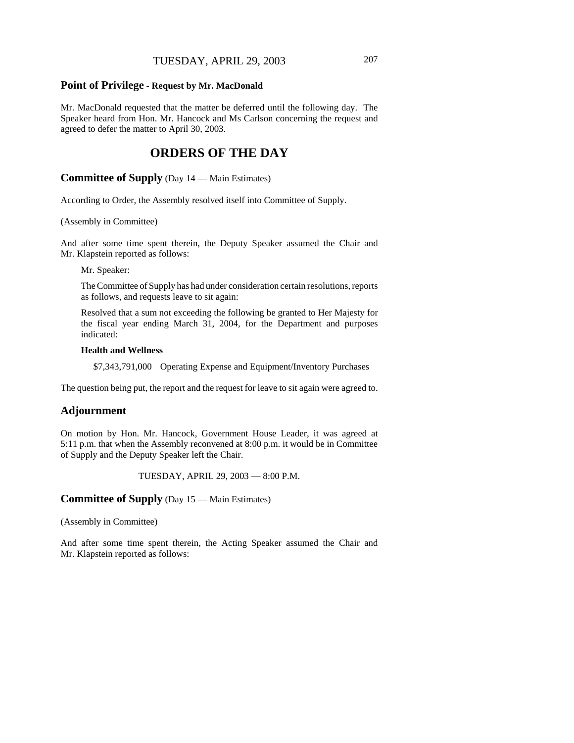## Point of Privilege - Request by Mr. MacDonald

Mr. MacDonald requested that the matter be deferred until the following day. The Speaker heard from Hon. Mr. Hancock and Ms Carlson concerning the request and agreed to defer the matter to April 30, 2003.

# ORDERS OF THE DAY

## Committee of Supply (Day 14 — Main Estimates)

According to Order, the Assembly resolved itself into Committee of Supply.

(Assembly in Committee)

And after some time spent therein, the Deputy Speaker assumed the Chair and Mr. Klapstein reported as follows:

> Mr. Speaker:
>
> The Committee of Supply has had under consideration certain resolutions, reports as follows, and requests leave to sit again:
>
> Resolved that a sum not exceeding the following be granted to Her Majesty for the fiscal year ending March 31, 2004, for the Department and purposes indicated:
>
> **Health and Wellness**
>
> $7,343,791,000 Operating Expense and Equipment/Inventory Purchases

The question being put, the report and the request for leave to sit again were agreed to.

## Adjournment

On motion by Hon. Mr. Hancock, Government House Leader, it was agreed at 5:11 p.m. that when the Assembly reconvened at 8:00 p.m. it would be in Committee of Supply and the Deputy Speaker left the Chair.

TUESDAY, APRIL 29, 2003 — 8:00 P.M.

## Committee of Supply (Day 15 — Main Estimates)

(Assembly in Committee)

And after some time spent therein, the Acting Speaker assumed the Chair and Mr. Klapstein reported as follows: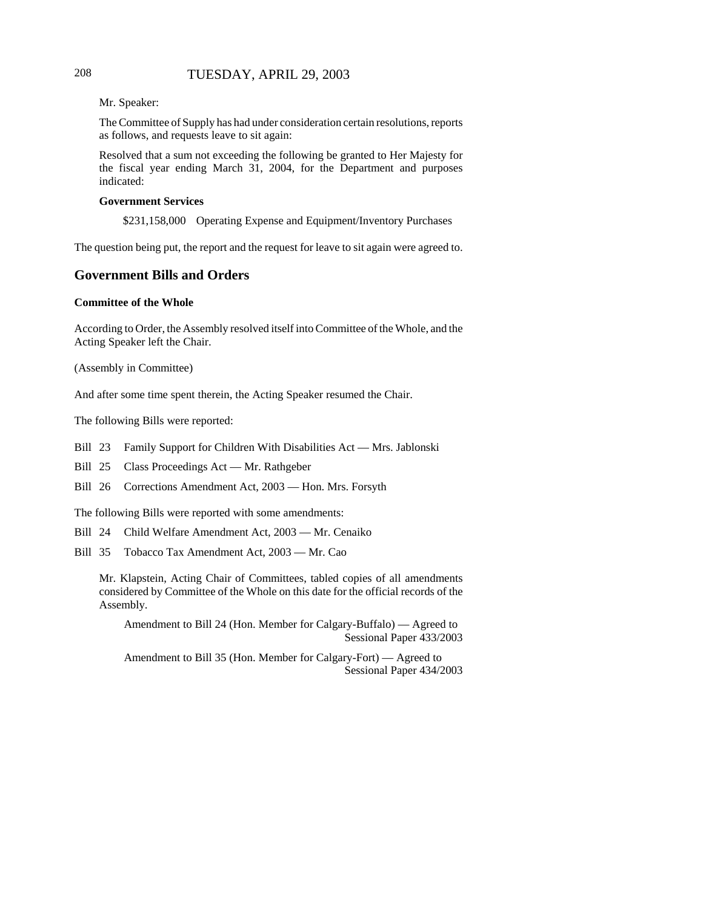Mr. Speaker:

The Committee of Supply has had under consideration certain resolutions, reports as follows, and requests leave to sit again:

Resolved that a sum not exceeding the following be granted to Her Majesty for the fiscal year ending March 31, 2004, for the Department and purposes indicated:

**Government Services**

$231,158,000 Operating Expense and Equipment/Inventory Purchases

The question being put, the report and the request for leave to sit again were agreed to.

## Government Bills and Orders

### Committee of the Whole

According to Order, the Assembly resolved itself into Committee of the Whole, and the Acting Speaker left the Chair.

(Assembly in Committee)

And after some time spent therein, the Acting Speaker resumed the Chair.

The following Bills were reported:

Bill 23 Family Support for Children With Disabilities Act — Mrs. Jablonski

Bill 25 Class Proceedings Act — Mr. Rathgeber

Bill 26 Corrections Amendment Act, 2003 — Hon. Mrs. Forsyth

The following Bills were reported with some amendments:

Bill 24 Child Welfare Amendment Act, 2003 — Mr. Cenaiko

Bill 35 Tobacco Tax Amendment Act, 2003 — Mr. Cao

Mr. Klapstein, Acting Chair of Committees, tabled copies of all amendments considered by Committee of the Whole on this date for the official records of the Assembly.

Amendment to Bill 24 (Hon. Member for Calgary-Buffalo) — Agreed to
Sessional Paper 433/2003

Amendment to Bill 35 (Hon. Member for Calgary-Fort) — Agreed to
Sessional Paper 434/2003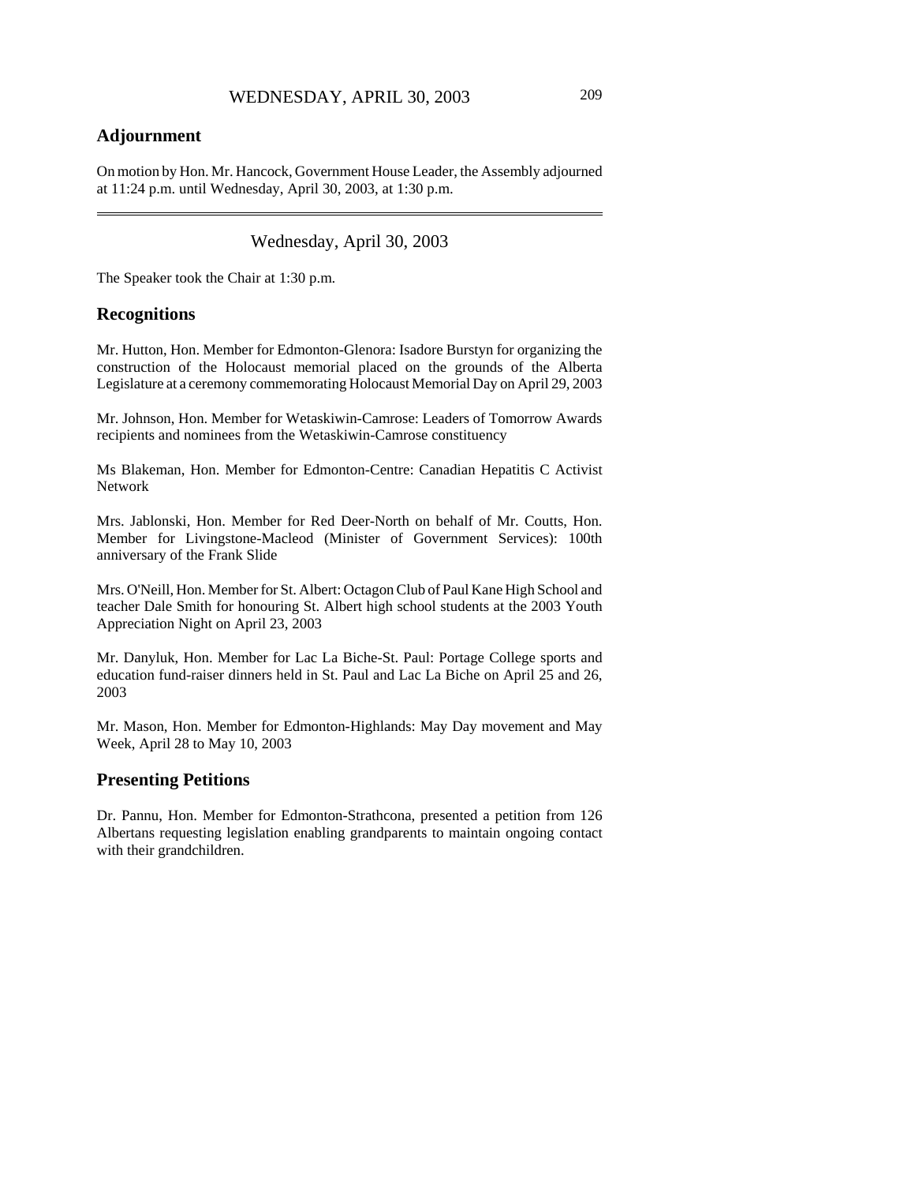## Adjournment

On motion by Hon. Mr. Hancock, Government House Leader, the Assembly adjourned at 11:24 p.m. until Wednesday, April 30, 2003, at 1:30 p.m.

---

Wednesday, April 30, 2003

The Speaker took the Chair at 1:30 p.m.

## Recognitions

Mr. Hutton, Hon. Member for Edmonton-Glenora: Isadore Burstyn for organizing the construction of the Holocaust memorial placed on the grounds of the Alberta Legislature at a ceremony commemorating Holocaust Memorial Day on April 29, 2003

Mr. Johnson, Hon. Member for Wetaskiwin-Camrose: Leaders of Tomorrow Awards recipients and nominees from the Wetaskiwin-Camrose constituency

Ms Blakeman, Hon. Member for Edmonton-Centre: Canadian Hepatitis C Activist Network

Mrs. Jablonski, Hon. Member for Red Deer-North on behalf of Mr. Coutts, Hon. Member for Livingstone-Macleod (Minister of Government Services): 100th anniversary of the Frank Slide

Mrs. O'Neill, Hon. Member for St. Albert: Octagon Club of Paul Kane High School and teacher Dale Smith for honouring St. Albert high school students at the 2003 Youth Appreciation Night on April 23, 2003

Mr. Danyluk, Hon. Member for Lac La Biche-St. Paul: Portage College sports and education fund-raiser dinners held in St. Paul and Lac La Biche on April 25 and 26, 2003

Mr. Mason, Hon. Member for Edmonton-Highlands: May Day movement and May Week, April 28 to May 10, 2003

## Presenting Petitions

Dr. Pannu, Hon. Member for Edmonton-Strathcona, presented a petition from 126 Albertans requesting legislation enabling grandparents to maintain ongoing contact with their grandchildren.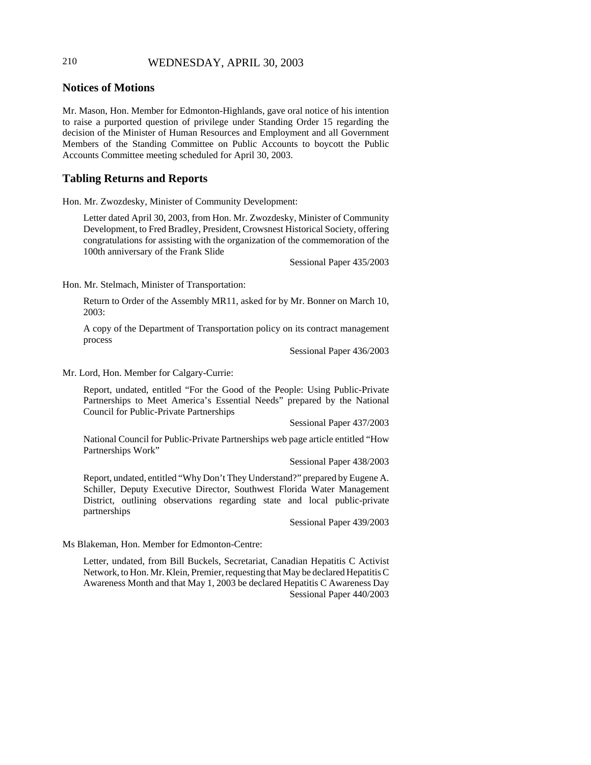## Notices of Motions

Mr. Mason, Hon. Member for Edmonton-Highlands, gave oral notice of his intention to raise a purported question of privilege under Standing Order 15 regarding the decision of the Minister of Human Resources and Employment and all Government Members of the Standing Committee on Public Accounts to boycott the Public Accounts Committee meeting scheduled for April 30, 2003.

## Tabling Returns and Reports

Hon. Mr. Zwozdesky, Minister of Community Development:

> Letter dated April 30, 2003, from Hon. Mr. Zwozdesky, Minister of Community Development, to Fred Bradley, President, Crowsnest Historical Society, offering congratulations for assisting with the organization of the commemoration of the 100th anniversary of the Frank Slide
>
> Sessional Paper 435/2003

Hon. Mr. Stelmach, Minister of Transportation:

> Return to Order of the Assembly MR11, asked for by Mr. Bonner on March 10, 2003:
>
> A copy of the Department of Transportation policy on its contract management process
>
> Sessional Paper 436/2003

Mr. Lord, Hon. Member for Calgary-Currie:

> Report, undated, entitled "For the Good of the People: Using Public-Private Partnerships to Meet America's Essential Needs" prepared by the National Council for Public-Private Partnerships
>
> Sessional Paper 437/2003
>
> National Council for Public-Private Partnerships web page article entitled "How Partnerships Work"
>
> Sessional Paper 438/2003
>
> Report, undated, entitled "Why Don't They Understand?" prepared by Eugene A. Schiller, Deputy Executive Director, Southwest Florida Water Management District, outlining observations regarding state and local public-private partnerships
>
> Sessional Paper 439/2003

Ms Blakeman, Hon. Member for Edmonton-Centre:

> Letter, undated, from Bill Buckels, Secretariat, Canadian Hepatitis C Activist Network, to Hon. Mr. Klein, Premier, requesting that May be declared Hepatitis C Awareness Month and that May 1, 2003 be declared Hepatitis C Awareness Day
>
> Sessional Paper 440/2003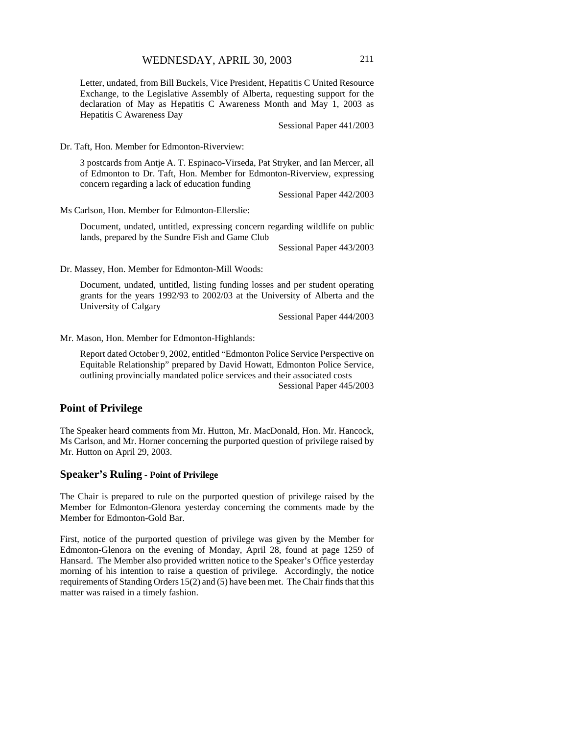Letter, undated, from Bill Buckels, Vice President, Hepatitis C United Resource Exchange, to the Legislative Assembly of Alberta, requesting support for the declaration of May as Hepatitis C Awareness Month and May 1, 2003 as Hepatitis C Awareness Day

Sessional Paper 441/2003

Dr. Taft, Hon. Member for Edmonton-Riverview:

3 postcards from Antje A. T. Espinaco-Virseda, Pat Stryker, and Ian Mercer, all of Edmonton to Dr. Taft, Hon. Member for Edmonton-Riverview, expressing concern regarding a lack of education funding

Sessional Paper 442/2003

Ms Carlson, Hon. Member for Edmonton-Ellerslie:

Document, undated, untitled, expressing concern regarding wildlife on public lands, prepared by the Sundre Fish and Game Club

Sessional Paper 443/2003

Dr. Massey, Hon. Member for Edmonton-Mill Woods:

Document, undated, untitled, listing funding losses and per student operating grants for the years 1992/93 to 2002/03 at the University of Alberta and the University of Calgary

Sessional Paper 444/2003

Mr. Mason, Hon. Member for Edmonton-Highlands:

Report dated October 9, 2002, entitled "Edmonton Police Service Perspective on Equitable Relationship" prepared by David Howatt, Edmonton Police Service, outlining provincially mandated police services and their associated costs

Sessional Paper 445/2003

## Point of Privilege

The Speaker heard comments from Mr. Hutton, Mr. MacDonald, Hon. Mr. Hancock, Ms Carlson, and Mr. Horner concerning the purported question of privilege raised by Mr. Hutton on April 29, 2003.

## Speaker's Ruling - Point of Privilege

The Chair is prepared to rule on the purported question of privilege raised by the Member for Edmonton-Glenora yesterday concerning the comments made by the Member for Edmonton-Gold Bar.

First, notice of the purported question of privilege was given by the Member for Edmonton-Glenora on the evening of Monday, April 28, found at page 1259 of Hansard. The Member also provided written notice to the Speaker's Office yesterday morning of his intention to raise a question of privilege. Accordingly, the notice requirements of Standing Orders 15(2) and (5) have been met. The Chair finds that this matter was raised in a timely fashion.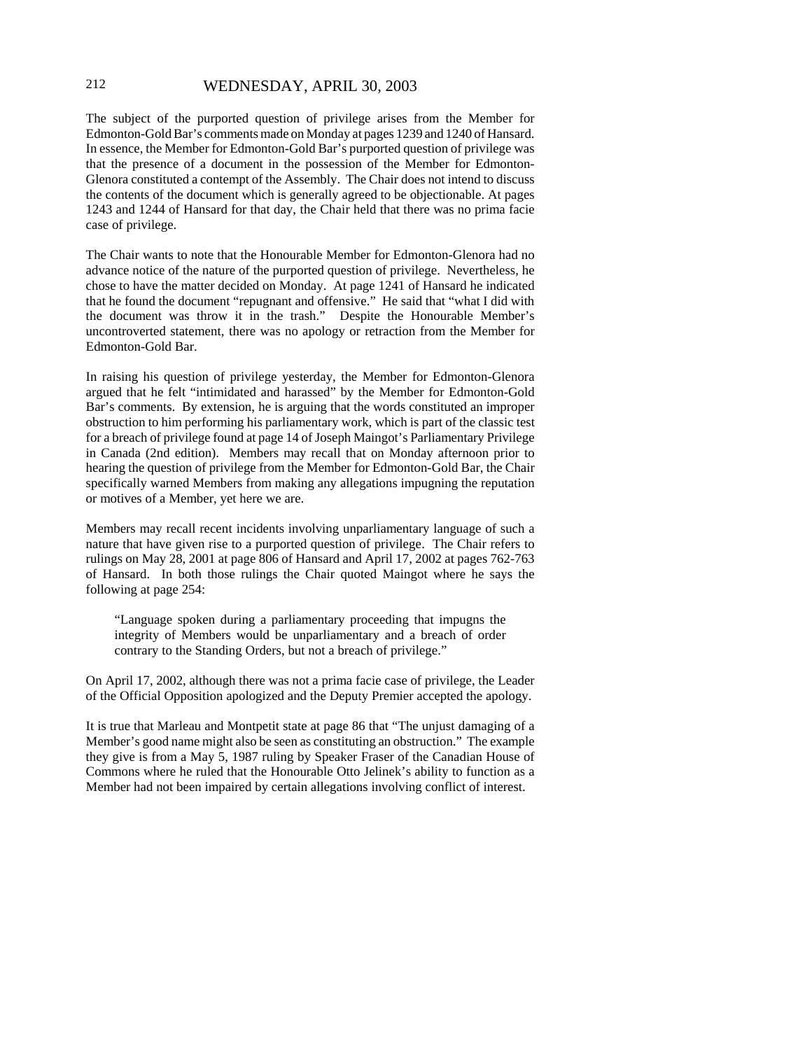The subject of the purported question of privilege arises from the Member for Edmonton-Gold Bar's comments made on Monday at pages 1239 and 1240 of Hansard. In essence, the Member for Edmonton-Gold Bar's purported question of privilege was that the presence of a document in the possession of the Member for Edmonton-Glenora constituted a contempt of the Assembly. The Chair does not intend to discuss the contents of the document which is generally agreed to be objectionable. At pages 1243 and 1244 of Hansard for that day, the Chair held that there was no prima facie case of privilege.

The Chair wants to note that the Honourable Member for Edmonton-Glenora had no advance notice of the nature of the purported question of privilege. Nevertheless, he chose to have the matter decided on Monday. At page 1241 of Hansard he indicated that he found the document "repugnant and offensive." He said that "what I did with the document was throw it in the trash." Despite the Honourable Member's uncontroverted statement, there was no apology or retraction from the Member for Edmonton-Gold Bar.

In raising his question of privilege yesterday, the Member for Edmonton-Glenora argued that he felt "intimidated and harassed" by the Member for Edmonton-Gold Bar's comments. By extension, he is arguing that the words constituted an improper obstruction to him performing his parliamentary work, which is part of the classic test for a breach of privilege found at page 14 of Joseph Maingot's Parliamentary Privilege in Canada (2nd edition). Members may recall that on Monday afternoon prior to hearing the question of privilege from the Member for Edmonton-Gold Bar, the Chair specifically warned Members from making any allegations impugning the reputation or motives of a Member, yet here we are.

Members may recall recent incidents involving unparliamentary language of such a nature that have given rise to a purported question of privilege. The Chair refers to rulings on May 28, 2001 at page 806 of Hansard and April 17, 2002 at pages 762-763 of Hansard. In both those rulings the Chair quoted Maingot where he says the following at page 254:

> "Language spoken during a parliamentary proceeding that impugns the integrity of Members would be unparliamentary and a breach of order contrary to the Standing Orders, but not a breach of privilege."

On April 17, 2002, although there was not a prima facie case of privilege, the Leader of the Official Opposition apologized and the Deputy Premier accepted the apology.

It is true that Marleau and Montpetit state at page 86 that "The unjust damaging of a Member's good name might also be seen as constituting an obstruction." The example they give is from a May 5, 1987 ruling by Speaker Fraser of the Canadian House of Commons where he ruled that the Honourable Otto Jelinek's ability to function as a Member had not been impaired by certain allegations involving conflict of interest.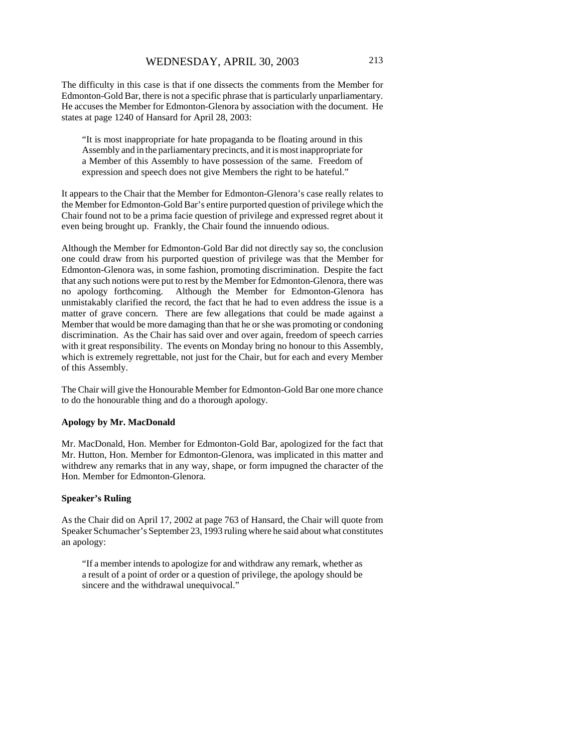The difficulty in this case is that if one dissects the comments from the Member for Edmonton-Gold Bar, there is not a specific phrase that is particularly unparliamentary. He accuses the Member for Edmonton-Glenora by association with the document. He states at page 1240 of Hansard for April 28, 2003:

> "It is most inappropriate for hate propaganda to be floating around in this Assembly and in the parliamentary precincts, and it is most inappropriate for a Member of this Assembly to have possession of the same. Freedom of expression and speech does not give Members the right to be hateful."

It appears to the Chair that the Member for Edmonton-Glenora's case really relates to the Member for Edmonton-Gold Bar's entire purported question of privilege which the Chair found not to be a prima facie question of privilege and expressed regret about it even being brought up. Frankly, the Chair found the innuendo odious.

Although the Member for Edmonton-Gold Bar did not directly say so, the conclusion one could draw from his purported question of privilege was that the Member for Edmonton-Glenora was, in some fashion, promoting discrimination. Despite the fact that any such notions were put to rest by the Member for Edmonton-Glenora, there was no apology forthcoming. Although the Member for Edmonton-Glenora has unmistakably clarified the record, the fact that he had to even address the issue is a matter of grave concern. There are few allegations that could be made against a Member that would be more damaging than that he or she was promoting or condoning discrimination. As the Chair has said over and over again, freedom of speech carries with it great responsibility. The events on Monday bring no honour to this Assembly, which is extremely regrettable, not just for the Chair, but for each and every Member of this Assembly.

The Chair will give the Honourable Member for Edmonton-Gold Bar one more chance to do the honourable thing and do a thorough apology.

**Apology by Mr. MacDonald**

Mr. MacDonald, Hon. Member for Edmonton-Gold Bar, apologized for the fact that Mr. Hutton, Hon. Member for Edmonton-Glenora, was implicated in this matter and withdrew any remarks that in any way, shape, or form impugned the character of the Hon. Member for Edmonton-Glenora.

**Speaker's Ruling**

As the Chair did on April 17, 2002 at page 763 of Hansard, the Chair will quote from Speaker Schumacher's September 23, 1993 ruling where he said about what constitutes an apology:

> "If a member intends to apologize for and withdraw any remark, whether as a result of a point of order or a question of privilege, the apology should be sincere and the withdrawal unequivocal."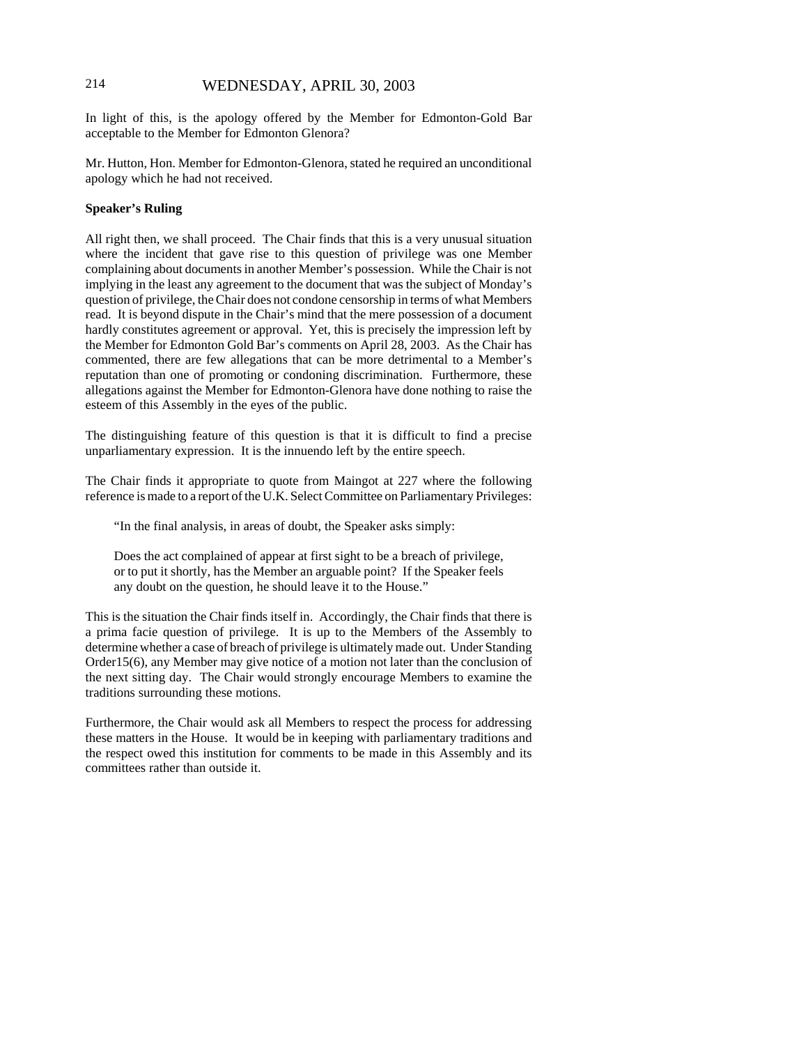In light of this, is the apology offered by the Member for Edmonton-Gold Bar acceptable to the Member for Edmonton Glenora?

Mr. Hutton, Hon. Member for Edmonton-Glenora, stated he required an unconditional apology which he had not received.

**Speaker's Ruling**

All right then, we shall proceed. The Chair finds that this is a very unusual situation where the incident that gave rise to this question of privilege was one Member complaining about documents in another Member's possession. While the Chair is not implying in the least any agreement to the document that was the subject of Monday's question of privilege, the Chair does not condone censorship in terms of what Members read. It is beyond dispute in the Chair's mind that the mere possession of a document hardly constitutes agreement or approval. Yet, this is precisely the impression left by the Member for Edmonton Gold Bar's comments on April 28, 2003. As the Chair has commented, there are few allegations that can be more detrimental to a Member's reputation than one of promoting or condoning discrimination. Furthermore, these allegations against the Member for Edmonton-Glenora have done nothing to raise the esteem of this Assembly in the eyes of the public.

The distinguishing feature of this question is that it is difficult to find a precise unparliamentary expression. It is the innuendo left by the entire speech.

The Chair finds it appropriate to quote from Maingot at 227 where the following reference is made to a report of the U.K. Select Committee on Parliamentary Privileges:

> "In the final analysis, in areas of doubt, the Speaker asks simply:
>
> Does the act complained of appear at first sight to be a breach of privilege, or to put it shortly, has the Member an arguable point? If the Speaker feels any doubt on the question, he should leave it to the House."

This is the situation the Chair finds itself in. Accordingly, the Chair finds that there is a prima facie question of privilege. It is up to the Members of the Assembly to determine whether a case of breach of privilege is ultimately made out. Under Standing Order15(6), any Member may give notice of a motion not later than the conclusion of the next sitting day. The Chair would strongly encourage Members to examine the traditions surrounding these motions.

Furthermore, the Chair would ask all Members to respect the process for addressing these matters in the House. It would be in keeping with parliamentary traditions and the respect owed this institution for comments to be made in this Assembly and its committees rather than outside it.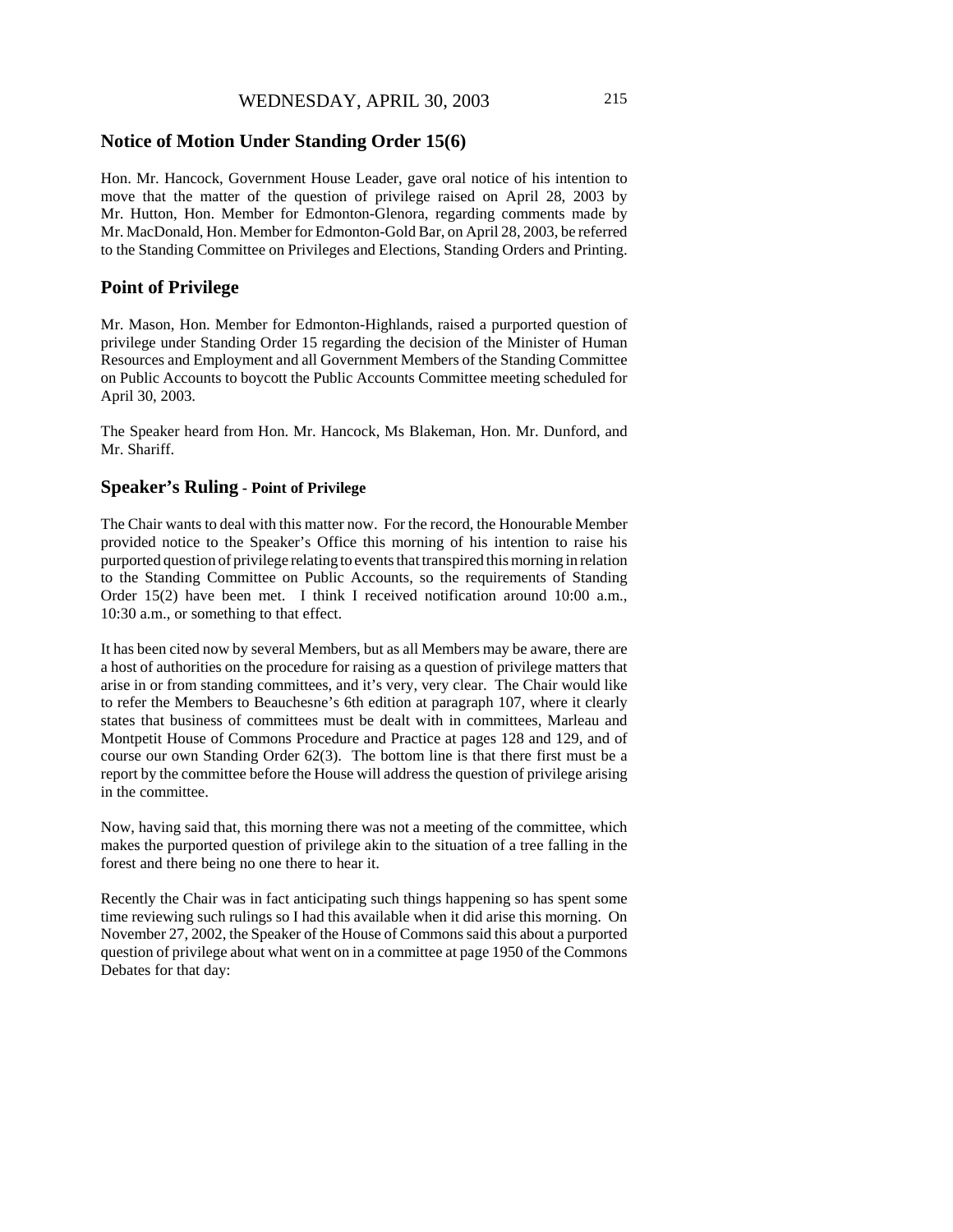## Notice of Motion Under Standing Order 15(6)

Hon. Mr. Hancock, Government House Leader, gave oral notice of his intention to move that the matter of the question of privilege raised on April 28, 2003 by Mr. Hutton, Hon. Member for Edmonton-Glenora, regarding comments made by Mr. MacDonald, Hon. Member for Edmonton-Gold Bar, on April 28, 2003, be referred to the Standing Committee on Privileges and Elections, Standing Orders and Printing.

## Point of Privilege

Mr. Mason, Hon. Member for Edmonton-Highlands, raised a purported question of privilege under Standing Order 15 regarding the decision of the Minister of Human Resources and Employment and all Government Members of the Standing Committee on Public Accounts to boycott the Public Accounts Committee meeting scheduled for April 30, 2003.

The Speaker heard from Hon. Mr. Hancock, Ms Blakeman, Hon. Mr. Dunford, and Mr. Shariff.

## Speaker's Ruling - Point of Privilege

The Chair wants to deal with this matter now. For the record, the Honourable Member provided notice to the Speaker's Office this morning of his intention to raise his purported question of privilege relating to events that transpired this morning in relation to the Standing Committee on Public Accounts, so the requirements of Standing Order 15(2) have been met. I think I received notification around 10:00 a.m., 10:30 a.m., or something to that effect.

It has been cited now by several Members, but as all Members may be aware, there are a host of authorities on the procedure for raising as a question of privilege matters that arise in or from standing committees, and it's very, very clear. The Chair would like to refer the Members to Beauchesne's 6th edition at paragraph 107, where it clearly states that business of committees must be dealt with in committees, Marleau and Montpetit House of Commons Procedure and Practice at pages 128 and 129, and of course our own Standing Order 62(3). The bottom line is that there first must be a report by the committee before the House will address the question of privilege arising in the committee.

Now, having said that, this morning there was not a meeting of the committee, which makes the purported question of privilege akin to the situation of a tree falling in the forest and there being no one there to hear it.

Recently the Chair was in fact anticipating such things happening so has spent some time reviewing such rulings so I had this available when it did arise this morning. On November 27, 2002, the Speaker of the House of Commons said this about a purported question of privilege about what went on in a committee at page 1950 of the Commons Debates for that day: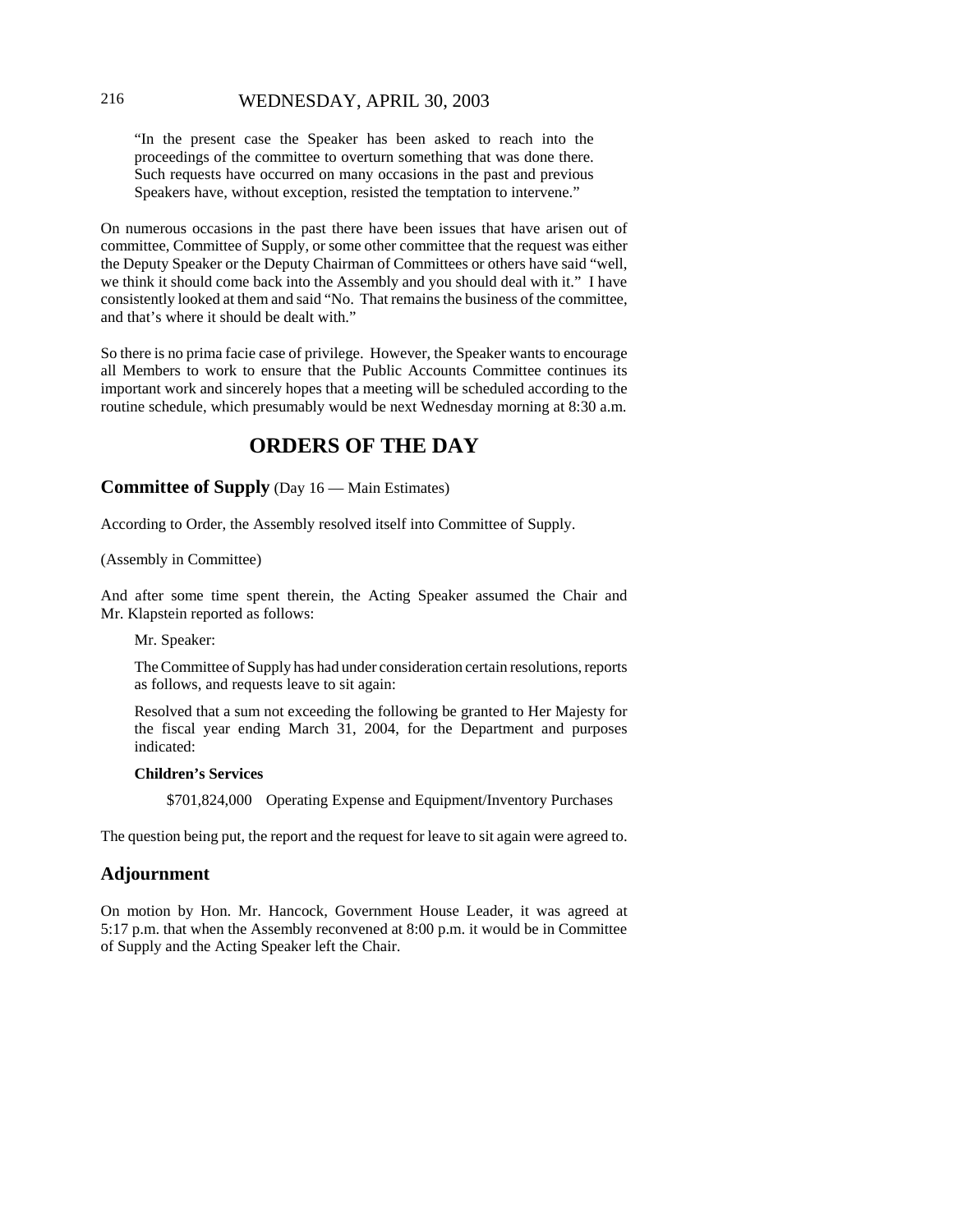> "In the present case the Speaker has been asked to reach into the proceedings of the committee to overturn something that was done there. Such requests have occurred on many occasions in the past and previous Speakers have, without exception, resisted the temptation to intervene."

On numerous occasions in the past there have been issues that have arisen out of committee, Committee of Supply, or some other committee that the request was either the Deputy Speaker or the Deputy Chairman of Committees or others have said "well, we think it should come back into the Assembly and you should deal with it." I have consistently looked at them and said "No. That remains the business of the committee, and that's where it should be dealt with."

So there is no prima facie case of privilege. However, the Speaker wants to encourage all Members to work to ensure that the Public Accounts Committee continues its important work and sincerely hopes that a meeting will be scheduled according to the routine schedule, which presumably would be next Wednesday morning at 8:30 a.m.

# ORDERS OF THE DAY

## Committee of Supply (Day 16 — Main Estimates)

According to Order, the Assembly resolved itself into Committee of Supply.

(Assembly in Committee)

And after some time spent therein, the Acting Speaker assumed the Chair and Mr. Klapstein reported as follows:

> Mr. Speaker:
>
> The Committee of Supply has had under consideration certain resolutions, reports as follows, and requests leave to sit again:
>
> Resolved that a sum not exceeding the following be granted to Her Majesty for the fiscal year ending March 31, 2004, for the Department and purposes indicated:
>
> **Children's Services**
>
> $701,824,000 Operating Expense and Equipment/Inventory Purchases

The question being put, the report and the request for leave to sit again were agreed to.

## Adjournment

On motion by Hon. Mr. Hancock, Government House Leader, it was agreed at 5:17 p.m. that when the Assembly reconvened at 8:00 p.m. it would be in Committee of Supply and the Acting Speaker left the Chair.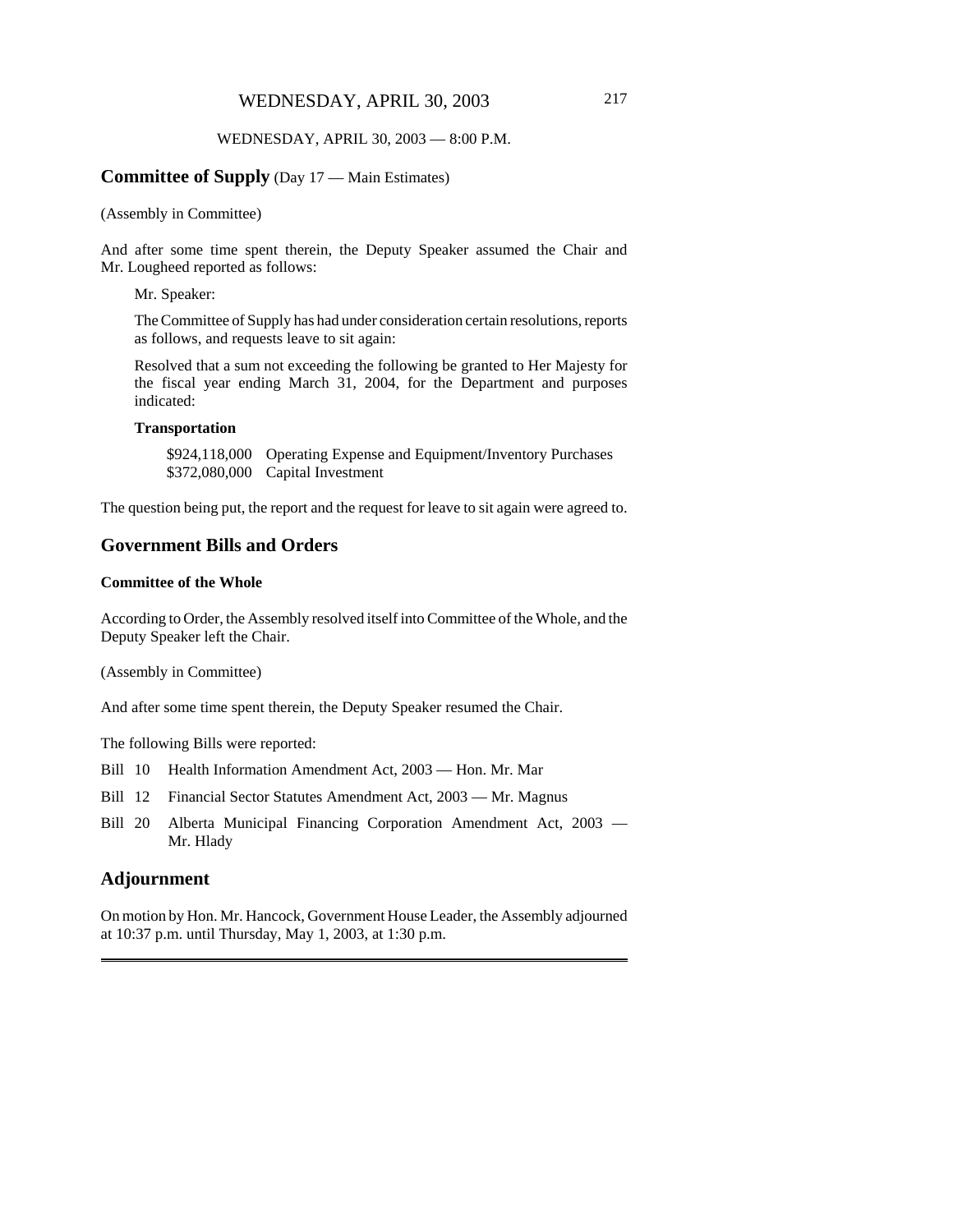WEDNESDAY, APRIL 30, 2003 — 8:00 P.M.

## **Committee of Supply** (Day 17 — Main Estimates)

(Assembly in Committee)

And after some time spent therein, the Deputy Speaker assumed the Chair and Mr. Lougheed reported as follows:

> Mr. Speaker:
>
> The Committee of Supply has had under consideration certain resolutions, reports as follows, and requests leave to sit again:
>
> Resolved that a sum not exceeding the following be granted to Her Majesty for the fiscal year ending March 31, 2004, for the Department and purposes indicated:
>
> **Transportation**
>
> $924,118,000 Operating Expense and Equipment/Inventory Purchases
> $372,080,000 Capital Investment

The question being put, the report and the request for leave to sit again were agreed to.

## Government Bills and Orders

### Committee of the Whole

According to Order, the Assembly resolved itself into Committee of the Whole, and the Deputy Speaker left the Chair.

(Assembly in Committee)

And after some time spent therein, the Deputy Speaker resumed the Chair.

The following Bills were reported:

- Bill 10 Health Information Amendment Act, 2003 — Hon. Mr. Mar
- Bill 12 Financial Sector Statutes Amendment Act, 2003 — Mr. Magnus
- Bill 20 Alberta Municipal Financing Corporation Amendment Act, 2003 — Mr. Hlady

## Adjournment

On motion by Hon. Mr. Hancock, Government House Leader, the Assembly adjourned at 10:37 p.m. until Thursday, May 1, 2003, at 1:30 p.m.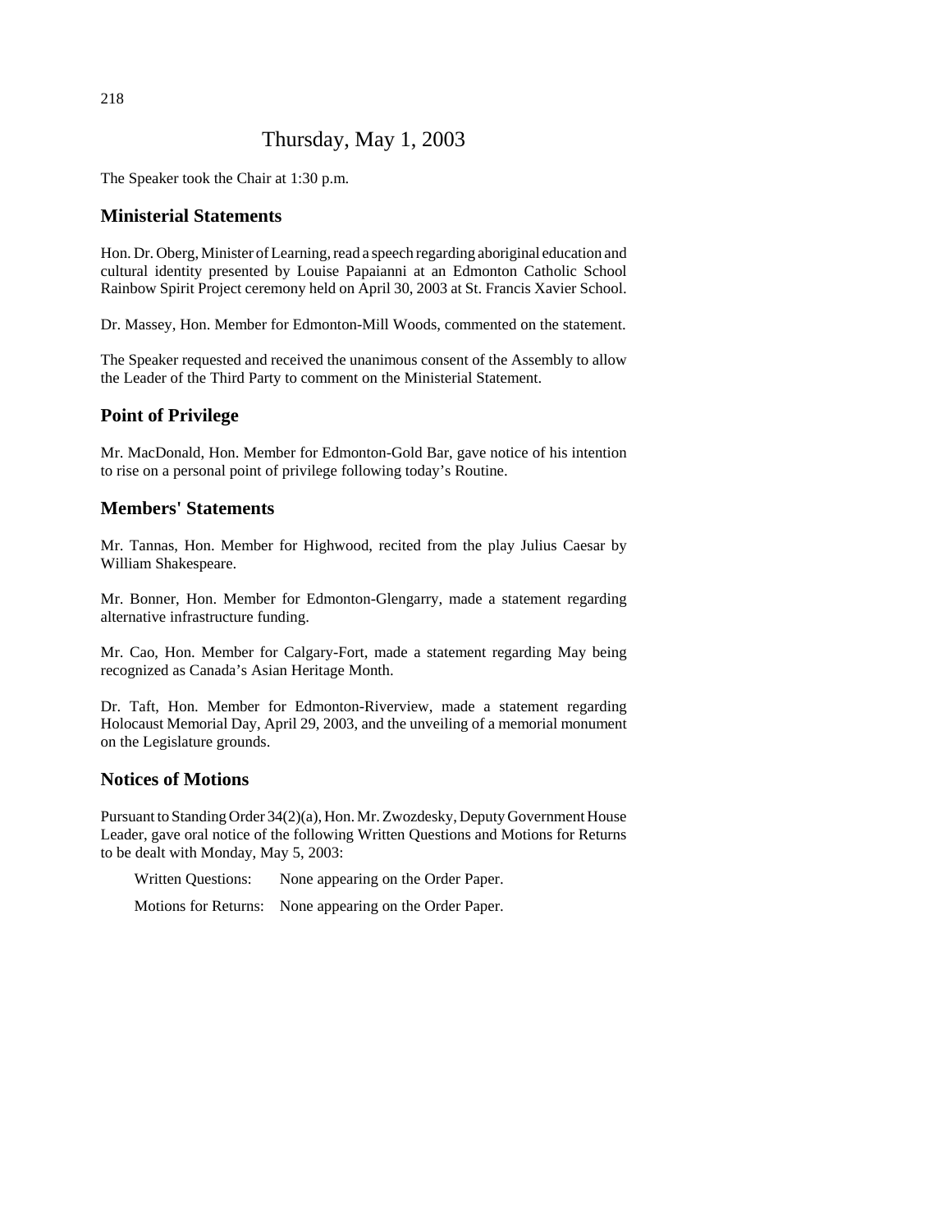# Thursday, May 1, 2003

The Speaker took the Chair at 1:30 p.m.

## Ministerial Statements

Hon. Dr. Oberg, Minister of Learning, read a speech regarding aboriginal education and cultural identity presented by Louise Papaianni at an Edmonton Catholic School Rainbow Spirit Project ceremony held on April 30, 2003 at St. Francis Xavier School.

Dr. Massey, Hon. Member for Edmonton-Mill Woods, commented on the statement.

The Speaker requested and received the unanimous consent of the Assembly to allow the Leader of the Third Party to comment on the Ministerial Statement.

## Point of Privilege

Mr. MacDonald, Hon. Member for Edmonton-Gold Bar, gave notice of his intention to rise on a personal point of privilege following today's Routine.

## Members' Statements

Mr. Tannas, Hon. Member for Highwood, recited from the play Julius Caesar by William Shakespeare.

Mr. Bonner, Hon. Member for Edmonton-Glengarry, made a statement regarding alternative infrastructure funding.

Mr. Cao, Hon. Member for Calgary-Fort, made a statement regarding May being recognized as Canada's Asian Heritage Month.

Dr. Taft, Hon. Member for Edmonton-Riverview, made a statement regarding Holocaust Memorial Day, April 29, 2003, and the unveiling of a memorial monument on the Legislature grounds.

## Notices of Motions

Pursuant to Standing Order 34(2)(a), Hon. Mr. Zwozdesky, Deputy Government House Leader, gave oral notice of the following Written Questions and Motions for Returns to be dealt with Monday, May 5, 2003:

Written Questions: None appearing on the Order Paper.

Motions for Returns: None appearing on the Order Paper.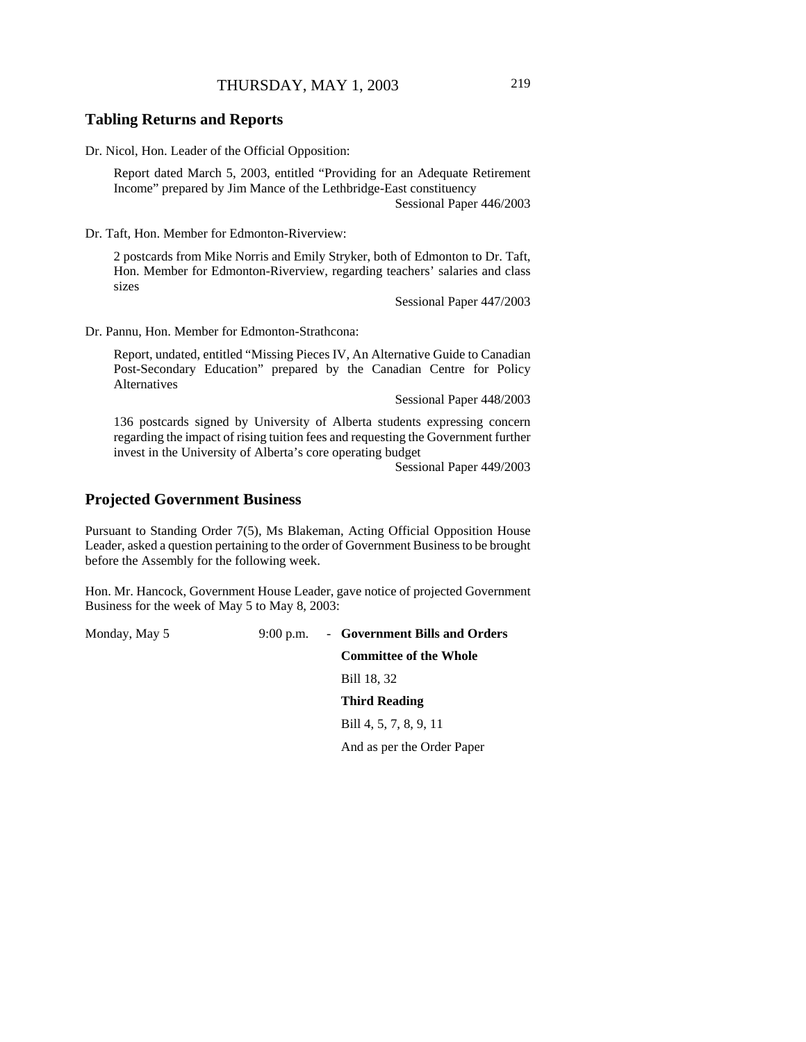## Tabling Returns and Reports

Dr. Nicol, Hon. Leader of the Official Opposition:

Report dated March 5, 2003, entitled "Providing for an Adequate Retirement Income" prepared by Jim Mance of the Lethbridge-East constituency
Sessional Paper 446/2003

Dr. Taft, Hon. Member for Edmonton-Riverview:

2 postcards from Mike Norris and Emily Stryker, both of Edmonton to Dr. Taft, Hon. Member for Edmonton-Riverview, regarding teachers' salaries and class sizes
Sessional Paper 447/2003

Dr. Pannu, Hon. Member for Edmonton-Strathcona:

Report, undated, entitled "Missing Pieces IV, An Alternative Guide to Canadian Post-Secondary Education" prepared by the Canadian Centre for Policy Alternatives
Sessional Paper 448/2003

136 postcards signed by University of Alberta students expressing concern regarding the impact of rising tuition fees and requesting the Government further invest in the University of Alberta's core operating budget
Sessional Paper 449/2003

## Projected Government Business

Pursuant to Standing Order 7(5), Ms Blakeman, Acting Official Opposition House Leader, asked a question pertaining to the order of Government Business to be brought before the Assembly for the following week.

Hon. Mr. Hancock, Government House Leader, gave notice of projected Government Business for the week of May 5 to May 8, 2003:

Monday, May 5 — 9:00 p.m. - **Government Bills and Orders**

**Committee of the Whole**

Bill 18, 32

**Third Reading**

Bill 4, 5, 7, 8, 9, 11

And as per the Order Paper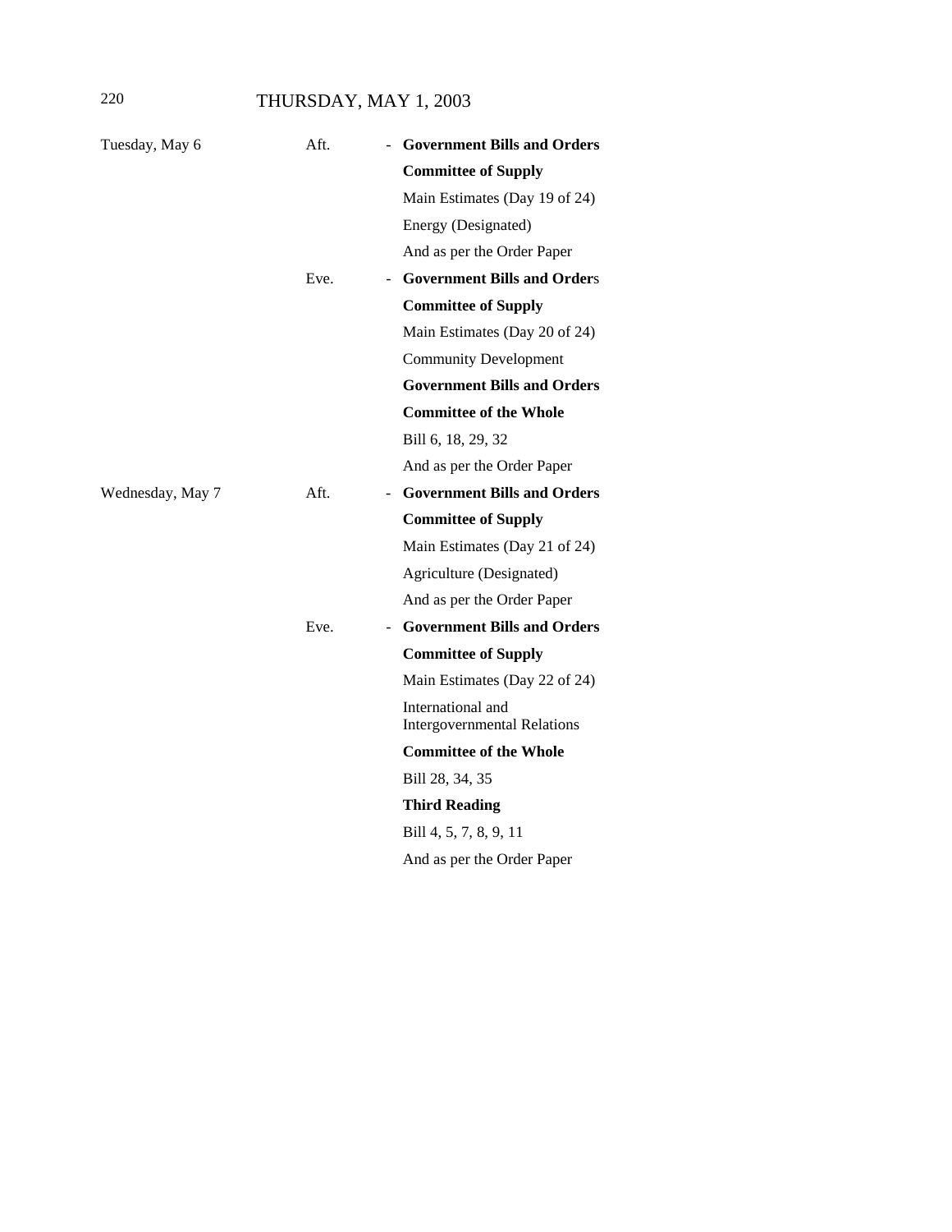THURSDAY, MAY 1, 2003

| | | | |
|---|---|---|---|
| Tuesday, May 6 | Aft. | - | **Government Bills and Orders** |
| | | | **Committee of Supply** |
| | | | Main Estimates (Day 19 of 24) |
| | | | Energy (Designated) |
| | | | And as per the Order Paper |
| | Eve. | - | **Government Bills and Orders** |
| | | | **Committee of Supply** |
| | | | Main Estimates (Day 20 of 24) |
| | | | Community Development |
| | | | **Government Bills and Orders** |
| | | | **Committee of the Whole** |
| | | | Bill 6, 18, 29, 32 |
| | | | And as per the Order Paper |
| Wednesday, May 7 | Aft. | - | **Government Bills and Orders** |
| | | | **Committee of Supply** |
| | | | Main Estimates (Day 21 of 24) |
| | | | Agriculture (Designated) |
| | | | And as per the Order Paper |
| | Eve. | - | **Government Bills and Orders** |
| | | | **Committee of Supply** |
| | | | Main Estimates (Day 22 of 24) |
| | | | International and Intergovernmental Relations |
| | | | **Committee of the Whole** |
| | | | Bill 28, 34, 35 |
| | | | **Third Reading** |
| | | | Bill 4, 5, 7, 8, 9, 11 |
| | | | And as per the Order Paper |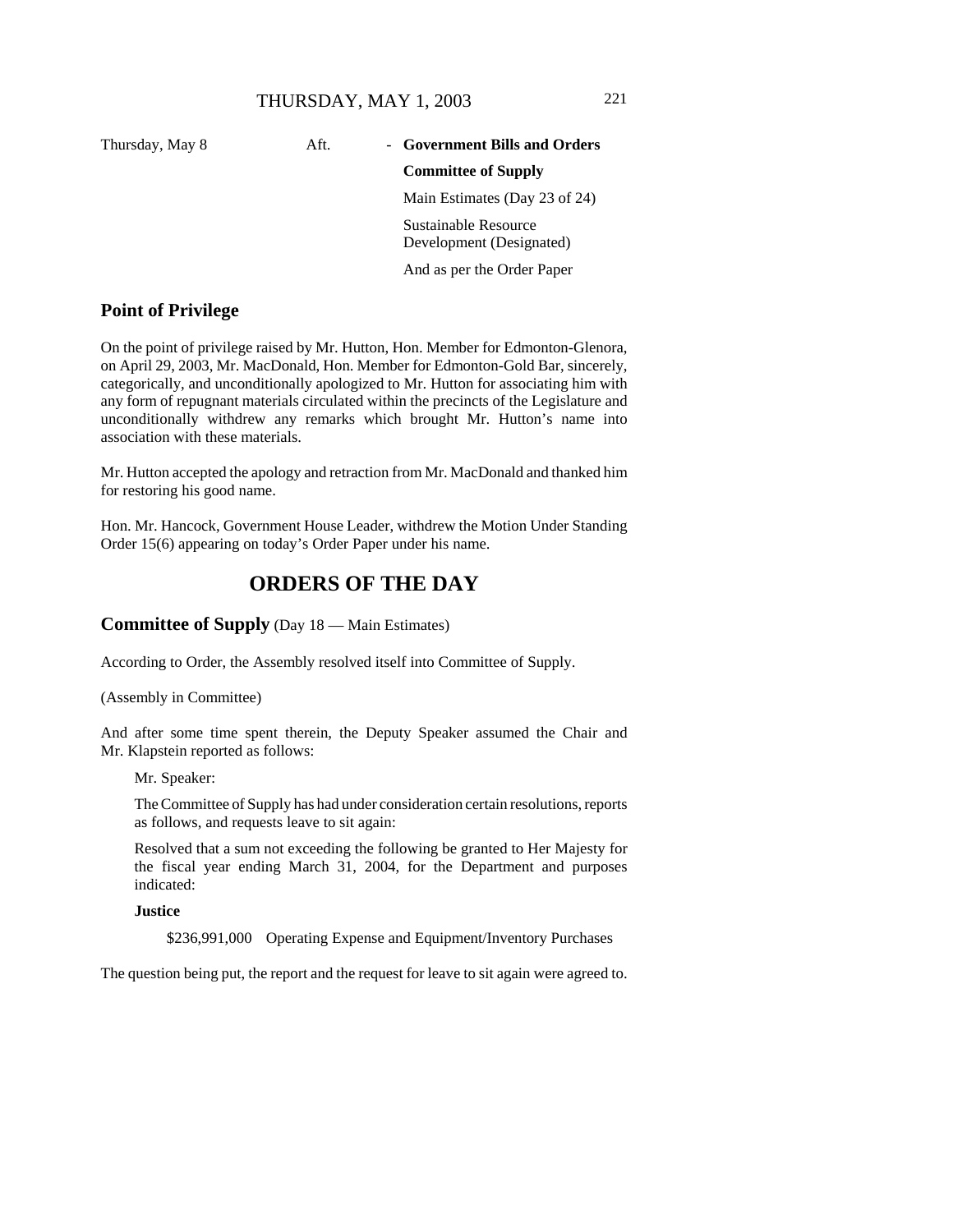| | | | |
|---|---|---|---|
| Thursday, May 8 | Aft. | - | **Government Bills and Orders** |
| | | | **Committee of Supply** |
| | | | Main Estimates (Day 23 of 24) |
| | | | Sustainable Resource Development (Designated) |
| | | | And as per the Order Paper |

## Point of Privilege

On the point of privilege raised by Mr. Hutton, Hon. Member for Edmonton-Glenora, on April 29, 2003, Mr. MacDonald, Hon. Member for Edmonton-Gold Bar, sincerely, categorically, and unconditionally apologized to Mr. Hutton for associating him with any form of repugnant materials circulated within the precincts of the Legislature and unconditionally withdrew any remarks which brought Mr. Hutton's name into association with these materials.

Mr. Hutton accepted the apology and retraction from Mr. MacDonald and thanked him for restoring his good name.

Hon. Mr. Hancock, Government House Leader, withdrew the Motion Under Standing Order 15(6) appearing on today's Order Paper under his name.

# ORDERS OF THE DAY

## Committee of Supply (Day 18 — Main Estimates)

According to Order, the Assembly resolved itself into Committee of Supply.

(Assembly in Committee)

And after some time spent therein, the Deputy Speaker assumed the Chair and Mr. Klapstein reported as follows:

Mr. Speaker:

The Committee of Supply has had under consideration certain resolutions, reports as follows, and requests leave to sit again:

Resolved that a sum not exceeding the following be granted to Her Majesty for the fiscal year ending March 31, 2004, for the Department and purposes indicated:

**Justice**

$236,991,000 Operating Expense and Equipment/Inventory Purchases

The question being put, the report and the request for leave to sit again were agreed to.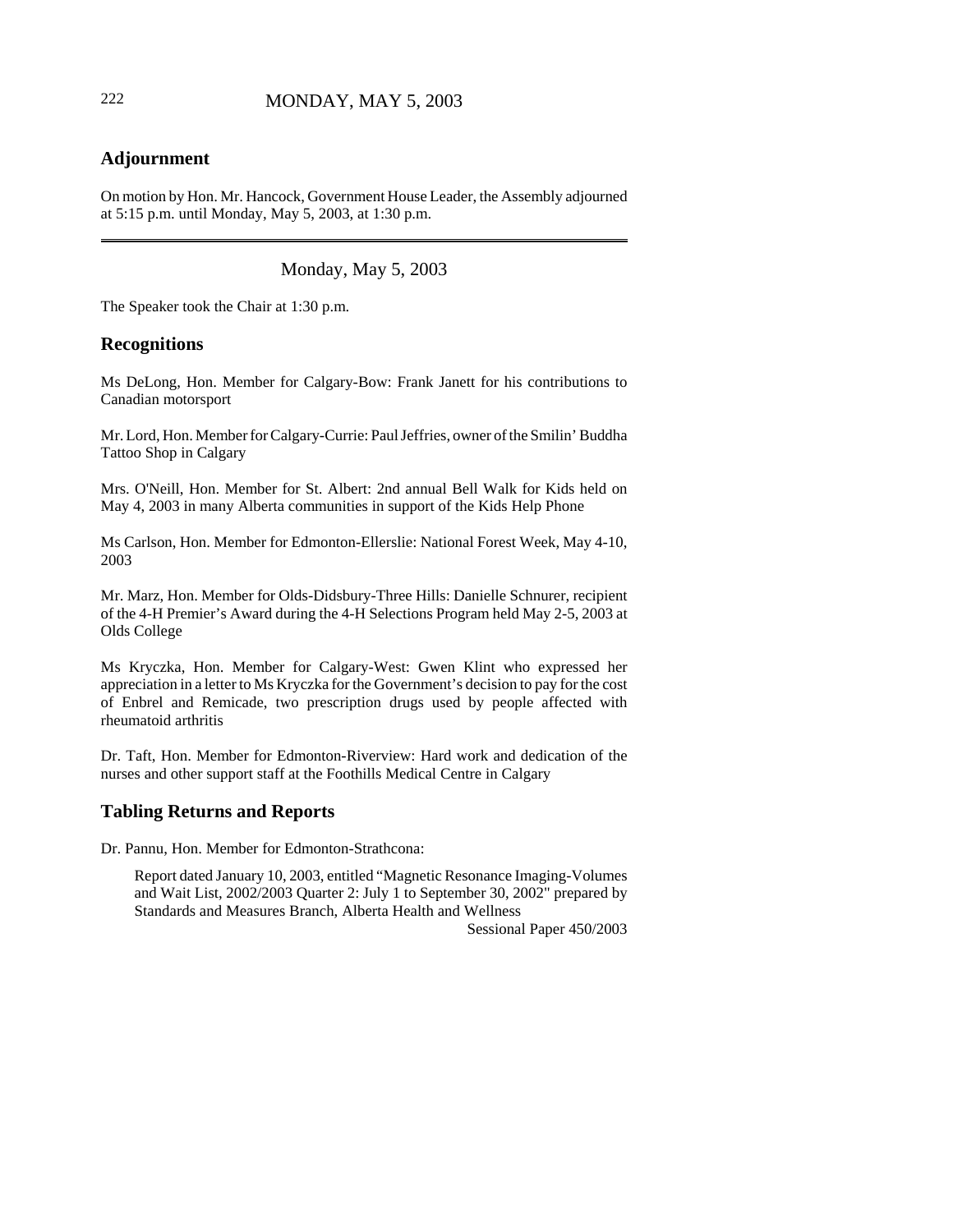## Adjournment

On motion by Hon. Mr. Hancock, Government House Leader, the Assembly adjourned at 5:15 p.m. until Monday, May 5, 2003, at 1:30 p.m.

---

Monday, May 5, 2003

The Speaker took the Chair at 1:30 p.m.

## Recognitions

Ms DeLong, Hon. Member for Calgary-Bow: Frank Janett for his contributions to Canadian motorsport

Mr. Lord, Hon. Member for Calgary-Currie: Paul Jeffries, owner of the Smilin' Buddha Tattoo Shop in Calgary

Mrs. O'Neill, Hon. Member for St. Albert: 2nd annual Bell Walk for Kids held on May 4, 2003 in many Alberta communities in support of the Kids Help Phone

Ms Carlson, Hon. Member for Edmonton-Ellerslie: National Forest Week, May 4-10, 2003

Mr. Marz, Hon. Member for Olds-Didsbury-Three Hills: Danielle Schnurer, recipient of the 4-H Premier's Award during the 4-H Selections Program held May 2-5, 2003 at Olds College

Ms Kryczka, Hon. Member for Calgary-West: Gwen Klint who expressed her appreciation in a letter to Ms Kryczka for the Government's decision to pay for the cost of Enbrel and Remicade, two prescription drugs used by people affected with rheumatoid arthritis

Dr. Taft, Hon. Member for Edmonton-Riverview: Hard work and dedication of the nurses and other support staff at the Foothills Medical Centre in Calgary

## Tabling Returns and Reports

Dr. Pannu, Hon. Member for Edmonton-Strathcona:

> Report dated January 10, 2003, entitled "Magnetic Resonance Imaging-Volumes and Wait List, 2002/2003 Quarter 2: July 1 to September 30, 2002" prepared by Standards and Measures Branch, Alberta Health and Wellness
>
> Sessional Paper 450/2003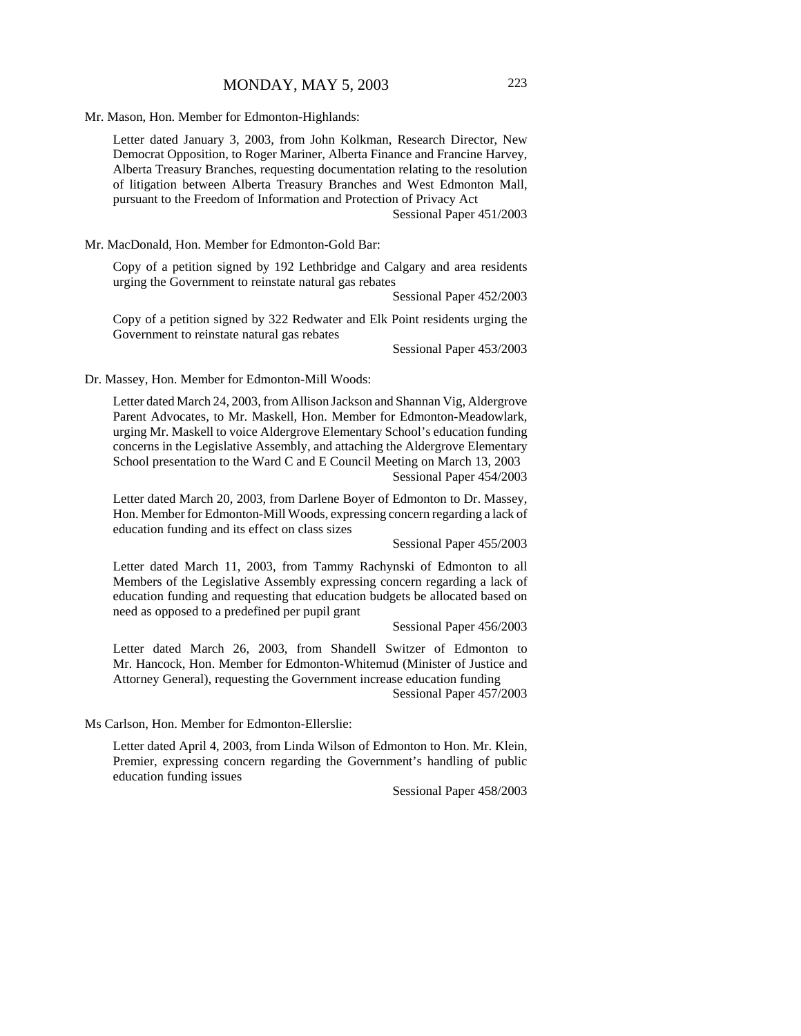Mr. Mason, Hon. Member for Edmonton-Highlands:

Letter dated January 3, 2003, from John Kolkman, Research Director, New Democrat Opposition, to Roger Mariner, Alberta Finance and Francine Harvey, Alberta Treasury Branches, requesting documentation relating to the resolution of litigation between Alberta Treasury Branches and West Edmonton Mall, pursuant to the Freedom of Information and Protection of Privacy Act

Sessional Paper 451/2003

Mr. MacDonald, Hon. Member for Edmonton-Gold Bar:

Copy of a petition signed by 192 Lethbridge and Calgary and area residents urging the Government to reinstate natural gas rebates

Sessional Paper 452/2003

Copy of a petition signed by 322 Redwater and Elk Point residents urging the Government to reinstate natural gas rebates

Sessional Paper 453/2003

Dr. Massey, Hon. Member for Edmonton-Mill Woods:

Letter dated March 24, 2003, from Allison Jackson and Shannan Vig, Aldergrove Parent Advocates, to Mr. Maskell, Hon. Member for Edmonton-Meadowlark, urging Mr. Maskell to voice Aldergrove Elementary School's education funding concerns in the Legislative Assembly, and attaching the Aldergrove Elementary School presentation to the Ward C and E Council Meeting on March 13, 2003

Sessional Paper 454/2003

Letter dated March 20, 2003, from Darlene Boyer of Edmonton to Dr. Massey, Hon. Member for Edmonton-Mill Woods, expressing concern regarding a lack of education funding and its effect on class sizes

Sessional Paper 455/2003

Letter dated March 11, 2003, from Tammy Rachynski of Edmonton to all Members of the Legislative Assembly expressing concern regarding a lack of education funding and requesting that education budgets be allocated based on need as opposed to a predefined per pupil grant

Sessional Paper 456/2003

Letter dated March 26, 2003, from Shandell Switzer of Edmonton to Mr. Hancock, Hon. Member for Edmonton-Whitemud (Minister of Justice and Attorney General), requesting the Government increase education funding

Sessional Paper 457/2003

Ms Carlson, Hon. Member for Edmonton-Ellerslie:

Letter dated April 4, 2003, from Linda Wilson of Edmonton to Hon. Mr. Klein, Premier, expressing concern regarding the Government's handling of public education funding issues

Sessional Paper 458/2003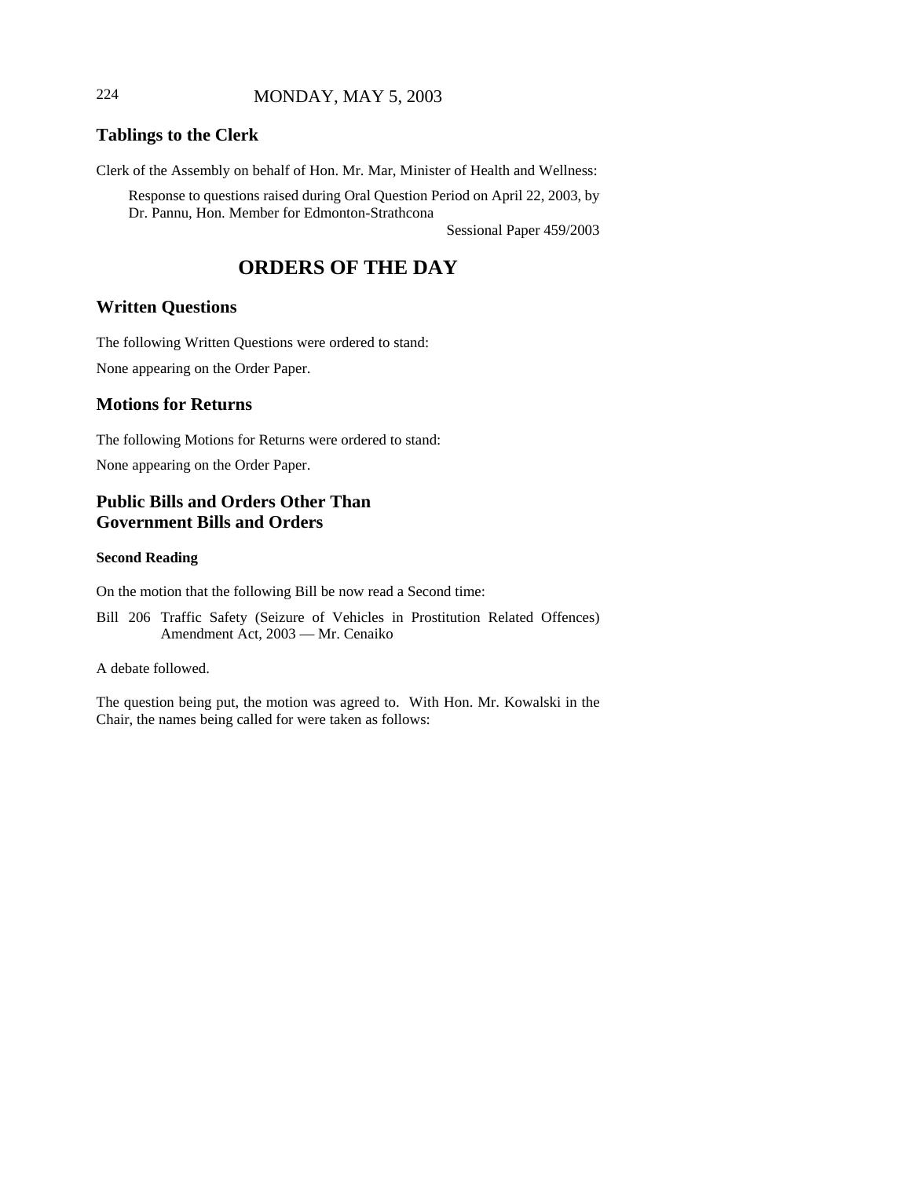## Tablings to the Clerk

Clerk of the Assembly on behalf of Hon. Mr. Mar, Minister of Health and Wellness:

> Response to questions raised during Oral Question Period on April 22, 2003, by Dr. Pannu, Hon. Member for Edmonton-Strathcona
>
> Sessional Paper 459/2003

# ORDERS OF THE DAY

## Written Questions

The following Written Questions were ordered to stand:

None appearing on the Order Paper.

## Motions for Returns

The following Motions for Returns were ordered to stand:

None appearing on the Order Paper.

## Public Bills and Orders Other Than Government Bills and Orders

### Second Reading

On the motion that the following Bill be now read a Second time:

Bill 206 Traffic Safety (Seizure of Vehicles in Prostitution Related Offences) Amendment Act, 2003 — Mr. Cenaiko

A debate followed.

The question being put, the motion was agreed to. With Hon. Mr. Kowalski in the Chair, the names being called for were taken as follows: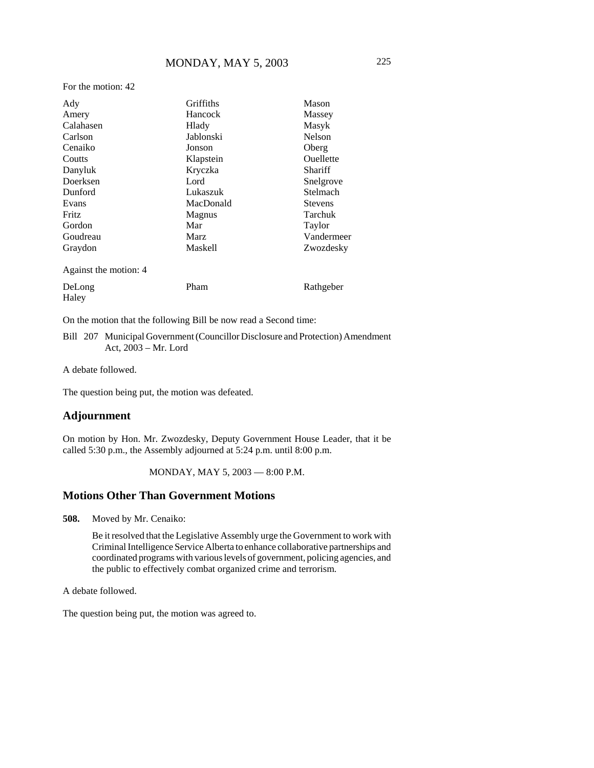For the motion: 42

| | | |
|---|---|---|
| Ady | Griffiths | Mason |
| Amery | Hancock | Massey |
| Calahasen | Hlady | Masyk |
| Carlson | Jablonski | Nelson |
| Cenaiko | Jonson | Oberg |
| Coutts | Klapstein | Ouellette |
| Danyluk | Kryczka | Shariff |
| Doerksen | Lord | Snelgrove |
| Dunford | Lukaszuk | Stelmach |
| Evans | MacDonald | Stevens |
| Fritz | Magnus | Tarchuk |
| Gordon | Mar | Taylor |
| Goudreau | Marz | Vandermeer |
| Graydon | Maskell | Zwozdesky |

Against the motion: 4

| | | |
|---|---|---|
| DeLong | Pham | Rathgeber |
| Haley | | |

On the motion that the following Bill be now read a Second time:

Bill 207 Municipal Government (Councillor Disclosure and Protection) Amendment Act, 2003 – Mr. Lord

A debate followed.

The question being put, the motion was defeated.

## Adjournment

On motion by Hon. Mr. Zwozdesky, Deputy Government House Leader, that it be called 5:30 p.m., the Assembly adjourned at 5:24 p.m. until 8:00 p.m.

MONDAY, MAY 5, 2003 — 8:00 P.M.

## Motions Other Than Government Motions

**508.** Moved by Mr. Cenaiko:

Be it resolved that the Legislative Assembly urge the Government to work with Criminal Intelligence Service Alberta to enhance collaborative partnerships and coordinated programs with various levels of government, policing agencies, and the public to effectively combat organized crime and terrorism.

A debate followed.

The question being put, the motion was agreed to.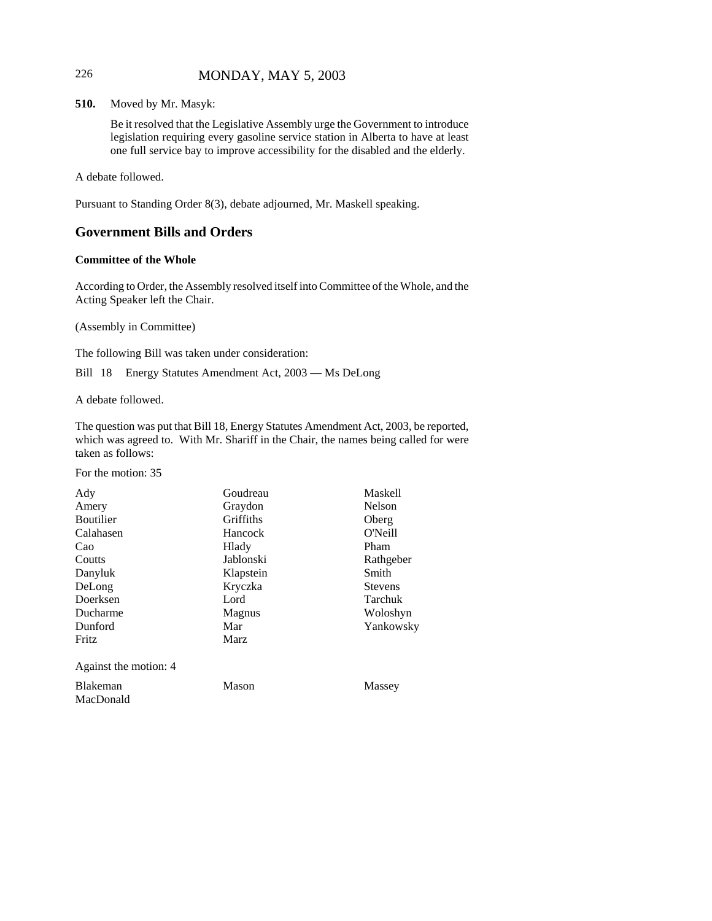**510.** Moved by Mr. Masyk:

Be it resolved that the Legislative Assembly urge the Government to introduce legislation requiring every gasoline service station in Alberta to have at least one full service bay to improve accessibility for the disabled and the elderly.

A debate followed.

Pursuant to Standing Order 8(3), debate adjourned, Mr. Maskell speaking.

## Government Bills and Orders

### Committee of the Whole

According to Order, the Assembly resolved itself into Committee of the Whole, and the Acting Speaker left the Chair.

(Assembly in Committee)

The following Bill was taken under consideration:

Bill 18 Energy Statutes Amendment Act, 2003 — Ms DeLong

A debate followed.

The question was put that Bill 18, Energy Statutes Amendment Act, 2003, be reported, which was agreed to. With Mr. Shariff in the Chair, the names being called for were taken as follows:

For the motion: 35

| | | |
|---|---|---|
| Ady | Goudreau | Maskell |
| Amery | Graydon | Nelson |
| Boutilier | Griffiths | Oberg |
| Calahasen | Hancock | O'Neill |
| Cao | Hlady | Pham |
| Coutts | Jablonski | Rathgeber |
| Danyluk | Klapstein | Smith |
| DeLong | Kryczka | Stevens |
| Doerksen | Lord | Tarchuk |
| Ducharme | Magnus | Woloshyn |
| Dunford | Mar | Yankowsky |
| Fritz | Marz | |

Against the motion: 4

| | | |
|---|---|---|
| Blakeman | Mason | Massey |
| MacDonald | | |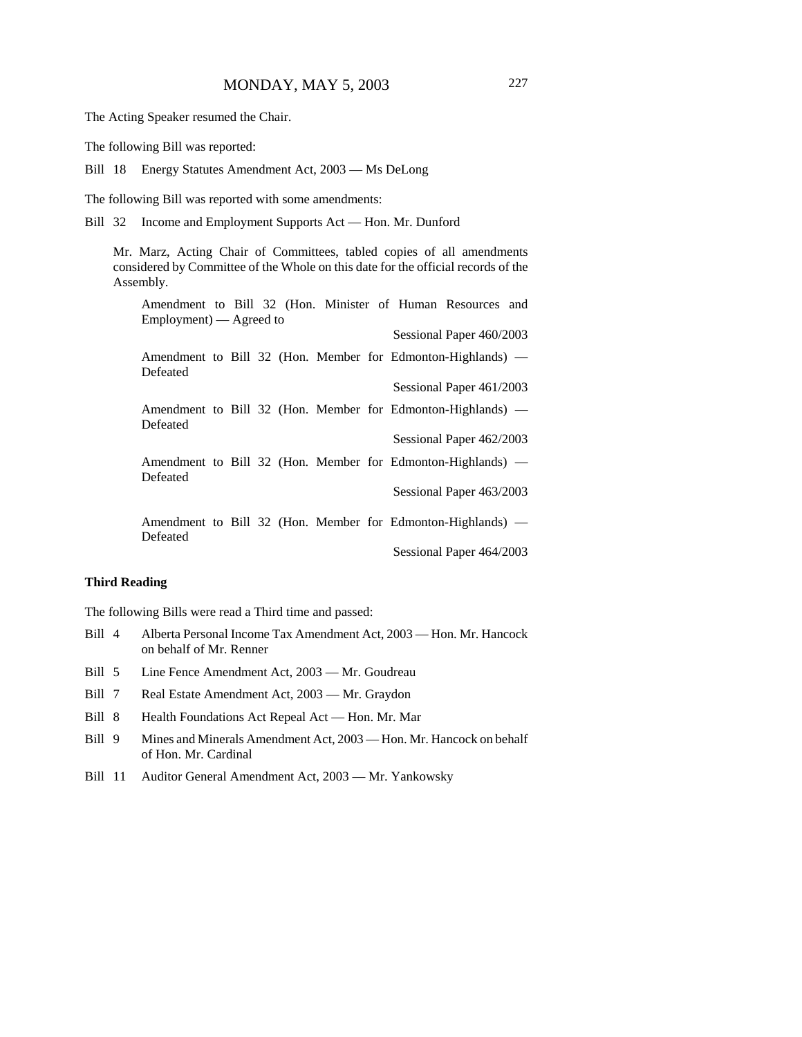The Acting Speaker resumed the Chair.

The following Bill was reported:

Bill 18 Energy Statutes Amendment Act, 2003 — Ms DeLong

The following Bill was reported with some amendments:

Bill 32 Income and Employment Supports Act — Hon. Mr. Dunford

Mr. Marz, Acting Chair of Committees, tabled copies of all amendments considered by Committee of the Whole on this date for the official records of the Assembly.

Amendment to Bill 32 (Hon. Minister of Human Resources and Employment) — Agreed to

Sessional Paper 460/2003

Amendment to Bill 32 (Hon. Member for Edmonton-Highlands) — Defeated

Sessional Paper 461/2003

Amendment to Bill 32 (Hon. Member for Edmonton-Highlands) — Defeated

Sessional Paper 462/2003

Amendment to Bill 32 (Hon. Member for Edmonton-Highlands) — Defeated

Sessional Paper 463/2003

Amendment to Bill 32 (Hon. Member for Edmonton-Highlands) — Defeated

Sessional Paper 464/2003

**Third Reading**

The following Bills were read a Third time and passed:

Bill 4 Alberta Personal Income Tax Amendment Act, 2003 — Hon. Mr. Hancock on behalf of Mr. Renner

Bill 5 Line Fence Amendment Act, 2003 — Mr. Goudreau

Bill 7 Real Estate Amendment Act, 2003 — Mr. Graydon

Bill 8 Health Foundations Act Repeal Act — Hon. Mr. Mar

Bill 9 Mines and Minerals Amendment Act, 2003 — Hon. Mr. Hancock on behalf of Hon. Mr. Cardinal

Bill 11 Auditor General Amendment Act, 2003 — Mr. Yankowsky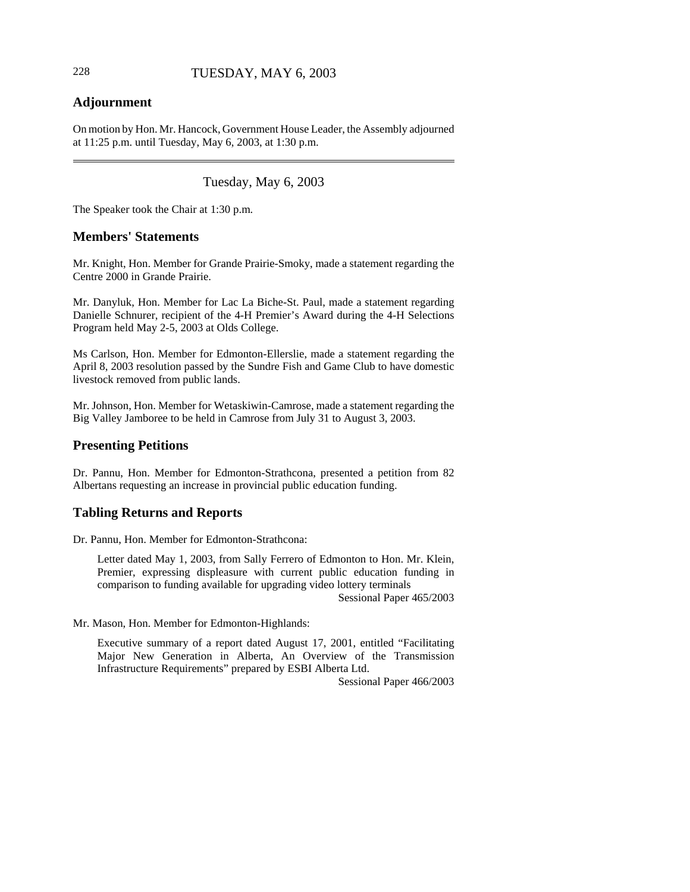## Adjournment

On motion by Hon. Mr. Hancock, Government House Leader, the Assembly adjourned at 11:25 p.m. until Tuesday, May 6, 2003, at 1:30 p.m.

---

Tuesday, May 6, 2003

The Speaker took the Chair at 1:30 p.m.

## Members' Statements

Mr. Knight, Hon. Member for Grande Prairie-Smoky, made a statement regarding the Centre 2000 in Grande Prairie.

Mr. Danyluk, Hon. Member for Lac La Biche-St. Paul, made a statement regarding Danielle Schnurer, recipient of the 4-H Premier's Award during the 4-H Selections Program held May 2-5, 2003 at Olds College.

Ms Carlson, Hon. Member for Edmonton-Ellerslie, made a statement regarding the April 8, 2003 resolution passed by the Sundre Fish and Game Club to have domestic livestock removed from public lands.

Mr. Johnson, Hon. Member for Wetaskiwin-Camrose, made a statement regarding the Big Valley Jamboree to be held in Camrose from July 31 to August 3, 2003.

## Presenting Petitions

Dr. Pannu, Hon. Member for Edmonton-Strathcona, presented a petition from 82 Albertans requesting an increase in provincial public education funding.

## Tabling Returns and Reports

Dr. Pannu, Hon. Member for Edmonton-Strathcona:

> Letter dated May 1, 2003, from Sally Ferrero of Edmonton to Hon. Mr. Klein, Premier, expressing displeasure with current public education funding in comparison to funding available for upgrading video lottery terminals
>
> Sessional Paper 465/2003

Mr. Mason, Hon. Member for Edmonton-Highlands:

> Executive summary of a report dated August 17, 2001, entitled "Facilitating Major New Generation in Alberta, An Overview of the Transmission Infrastructure Requirements" prepared by ESBI Alberta Ltd.
>
> Sessional Paper 466/2003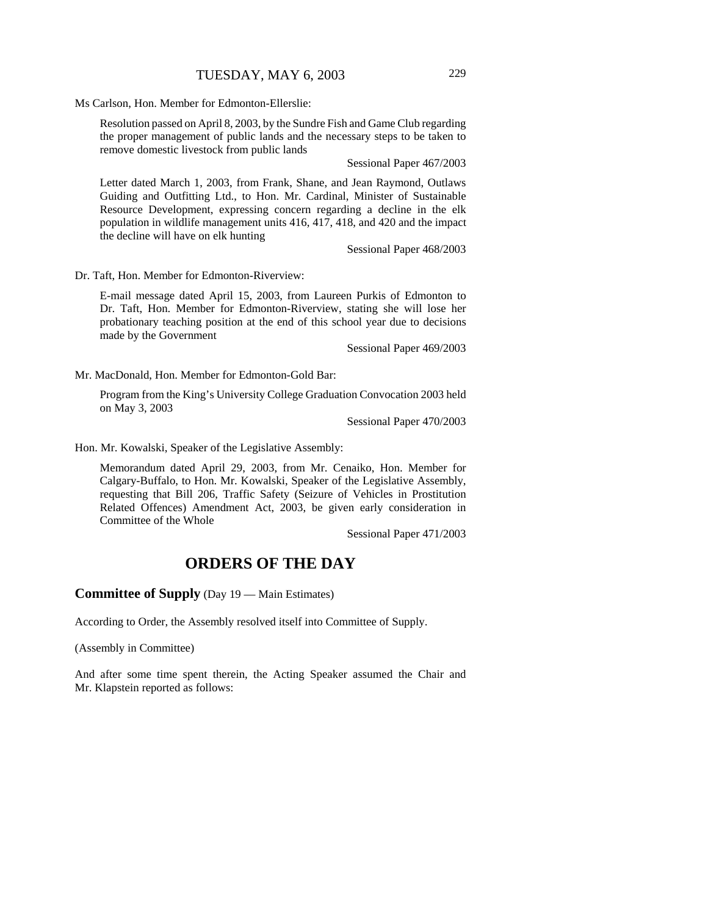Ms Carlson, Hon. Member for Edmonton-Ellerslie:

> Resolution passed on April 8, 2003, by the Sundre Fish and Game Club regarding the proper management of public lands and the necessary steps to be taken to remove domestic livestock from public lands
>
> Sessional Paper 467/2003
>
> Letter dated March 1, 2003, from Frank, Shane, and Jean Raymond, Outlaws Guiding and Outfitting Ltd., to Hon. Mr. Cardinal, Minister of Sustainable Resource Development, expressing concern regarding a decline in the elk population in wildlife management units 416, 417, 418, and 420 and the impact the decline will have on elk hunting
>
> Sessional Paper 468/2003

Dr. Taft, Hon. Member for Edmonton-Riverview:

> E-mail message dated April 15, 2003, from Laureen Purkis of Edmonton to Dr. Taft, Hon. Member for Edmonton-Riverview, stating she will lose her probationary teaching position at the end of this school year due to decisions made by the Government
>
> Sessional Paper 469/2003

Mr. MacDonald, Hon. Member for Edmonton-Gold Bar:

> Program from the King's University College Graduation Convocation 2003 held on May 3, 2003
>
> Sessional Paper 470/2003

Hon. Mr. Kowalski, Speaker of the Legislative Assembly:

> Memorandum dated April 29, 2003, from Mr. Cenaiko, Hon. Member for Calgary-Buffalo, to Hon. Mr. Kowalski, Speaker of the Legislative Assembly, requesting that Bill 206, Traffic Safety (Seizure of Vehicles in Prostitution Related Offences) Amendment Act, 2003, be given early consideration in Committee of the Whole
>
> Sessional Paper 471/2003

# ORDERS OF THE DAY

**Committee of Supply** (Day 19 — Main Estimates)

According to Order, the Assembly resolved itself into Committee of Supply.

(Assembly in Committee)

And after some time spent therein, the Acting Speaker assumed the Chair and Mr. Klapstein reported as follows: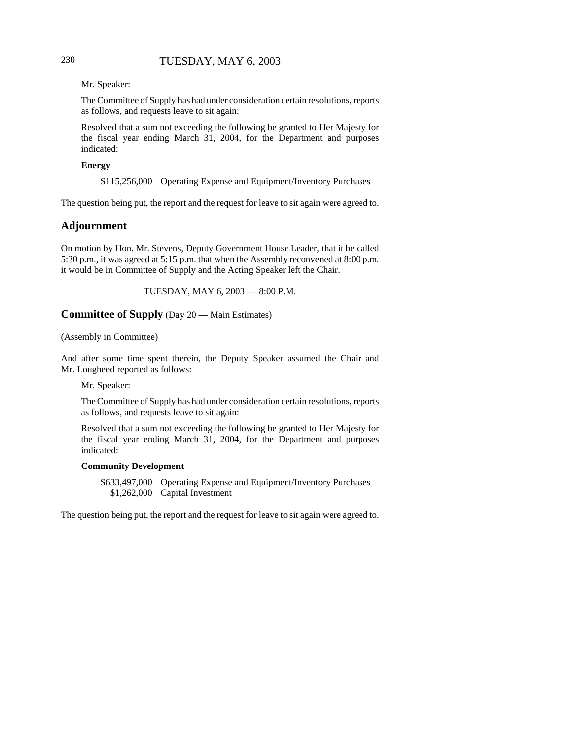Mr. Speaker:

The Committee of Supply has had under consideration certain resolutions, reports as follows, and requests leave to sit again:

Resolved that a sum not exceeding the following be granted to Her Majesty for the fiscal year ending March 31, 2004, for the Department and purposes indicated:

**Energy**

$115,256,000 Operating Expense and Equipment/Inventory Purchases

The question being put, the report and the request for leave to sit again were agreed to.

## Adjournment

On motion by Hon. Mr. Stevens, Deputy Government House Leader, that it be called 5:30 p.m., it was agreed at 5:15 p.m. that when the Assembly reconvened at 8:00 p.m. it would be in Committee of Supply and the Acting Speaker left the Chair.

TUESDAY, MAY 6, 2003 — 8:00 P.M.

## Committee of Supply (Day 20 — Main Estimates)

(Assembly in Committee)

And after some time spent therein, the Deputy Speaker assumed the Chair and Mr. Lougheed reported as follows:

Mr. Speaker:

The Committee of Supply has had under consideration certain resolutions, reports as follows, and requests leave to sit again:

Resolved that a sum not exceeding the following be granted to Her Majesty for the fiscal year ending March 31, 2004, for the Department and purposes indicated:

**Community Development**

$633,497,000 Operating Expense and Equipment/Inventory Purchases
$1,262,000 Capital Investment

The question being put, the report and the request for leave to sit again were agreed to.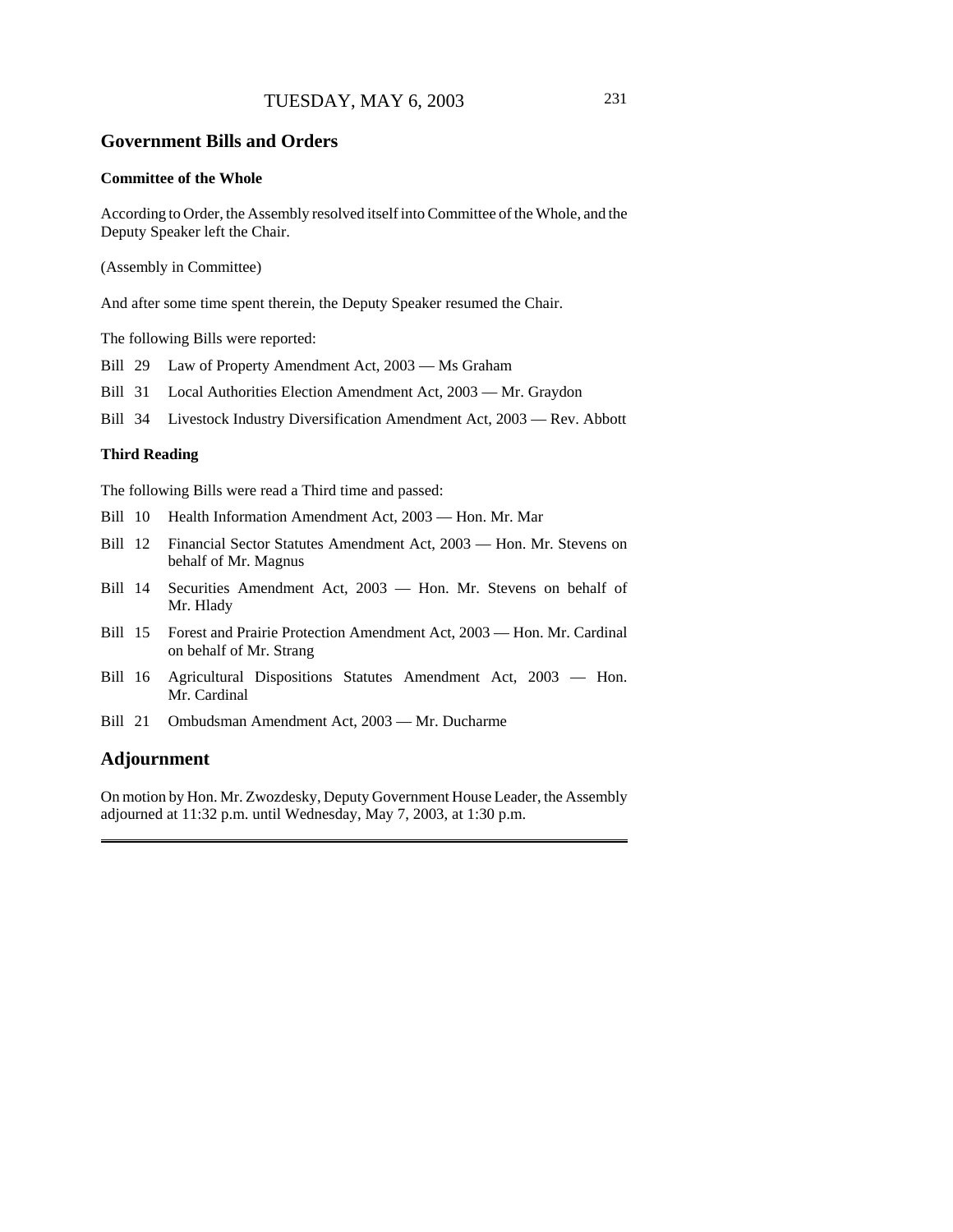## Government Bills and Orders

### Committee of the Whole

According to Order, the Assembly resolved itself into Committee of the Whole, and the Deputy Speaker left the Chair.

(Assembly in Committee)

And after some time spent therein, the Deputy Speaker resumed the Chair.

The following Bills were reported:

- Bill 29 Law of Property Amendment Act, 2003 — Ms Graham
- Bill 31 Local Authorities Election Amendment Act, 2003 — Mr. Graydon
- Bill 34 Livestock Industry Diversification Amendment Act, 2003 — Rev. Abbott

### Third Reading

The following Bills were read a Third time and passed:

- Bill 10 Health Information Amendment Act, 2003 — Hon. Mr. Mar
- Bill 12 Financial Sector Statutes Amendment Act, 2003 — Hon. Mr. Stevens on behalf of Mr. Magnus
- Bill 14 Securities Amendment Act, 2003 — Hon. Mr. Stevens on behalf of Mr. Hlady
- Bill 15 Forest and Prairie Protection Amendment Act, 2003 — Hon. Mr. Cardinal on behalf of Mr. Strang
- Bill 16 Agricultural Dispositions Statutes Amendment Act, 2003 — Hon. Mr. Cardinal
- Bill 21 Ombudsman Amendment Act, 2003 — Mr. Ducharme

## Adjournment

On motion by Hon. Mr. Zwozdesky, Deputy Government House Leader, the Assembly adjourned at 11:32 p.m. until Wednesday, May 7, 2003, at 1:30 p.m.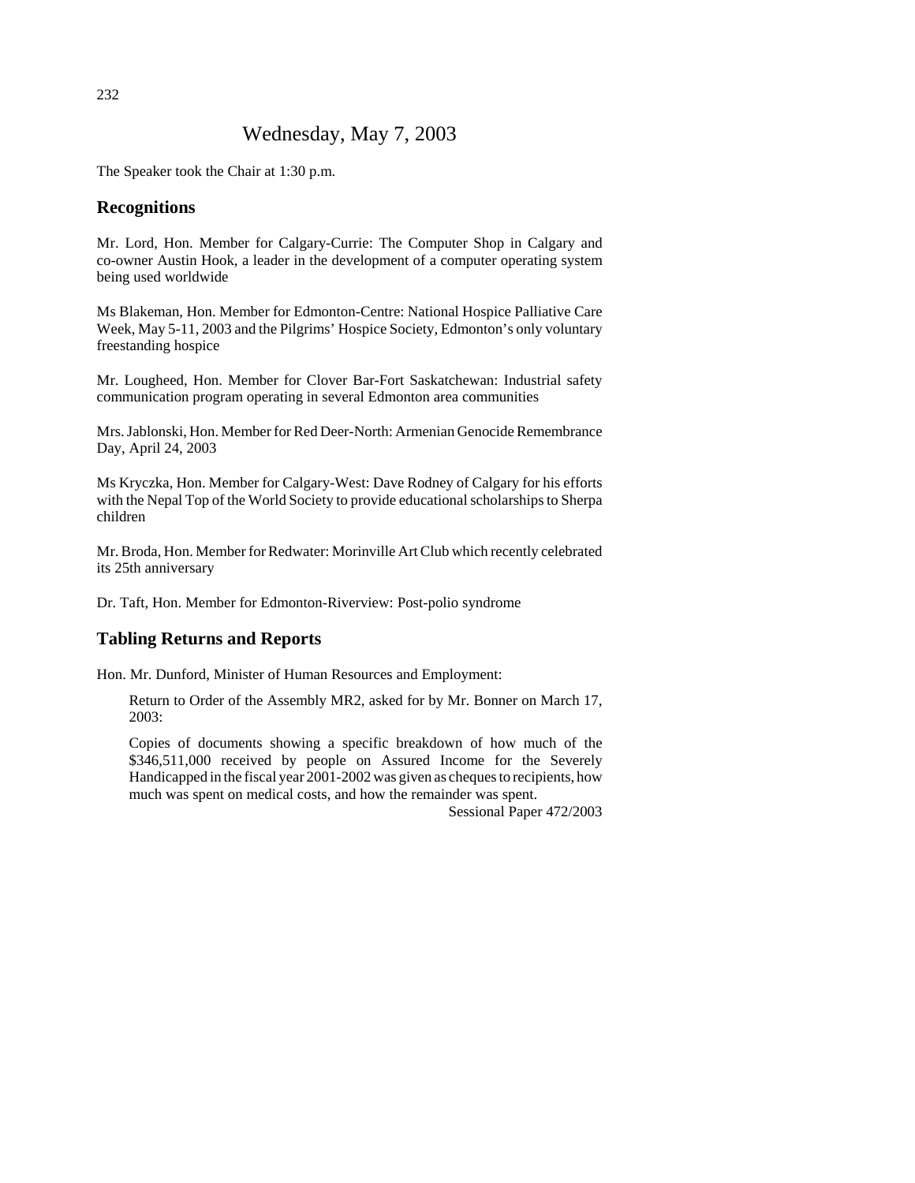# Wednesday, May 7, 2003

The Speaker took the Chair at 1:30 p.m.

## Recognitions

Mr. Lord, Hon. Member for Calgary-Currie: The Computer Shop in Calgary and co-owner Austin Hook, a leader in the development of a computer operating system being used worldwide

Ms Blakeman, Hon. Member for Edmonton-Centre: National Hospice Palliative Care Week, May 5-11, 2003 and the Pilgrims' Hospice Society, Edmonton's only voluntary freestanding hospice

Mr. Lougheed, Hon. Member for Clover Bar-Fort Saskatchewan: Industrial safety communication program operating in several Edmonton area communities

Mrs. Jablonski, Hon. Member for Red Deer-North: Armenian Genocide Remembrance Day, April 24, 2003

Ms Kryczka, Hon. Member for Calgary-West: Dave Rodney of Calgary for his efforts with the Nepal Top of the World Society to provide educational scholarships to Sherpa children

Mr. Broda, Hon. Member for Redwater: Morinville Art Club which recently celebrated its 25th anniversary

Dr. Taft, Hon. Member for Edmonton-Riverview: Post-polio syndrome

## Tabling Returns and Reports

Hon. Mr. Dunford, Minister of Human Resources and Employment:

> Return to Order of the Assembly MR2, asked for by Mr. Bonner on March 17, 2003:
>
> Copies of documents showing a specific breakdown of how much of the $346,511,000 received by people on Assured Income for the Severely Handicapped in the fiscal year 2001-2002 was given as cheques to recipients, how much was spent on medical costs, and how the remainder was spent.
>
> Sessional Paper 472/2003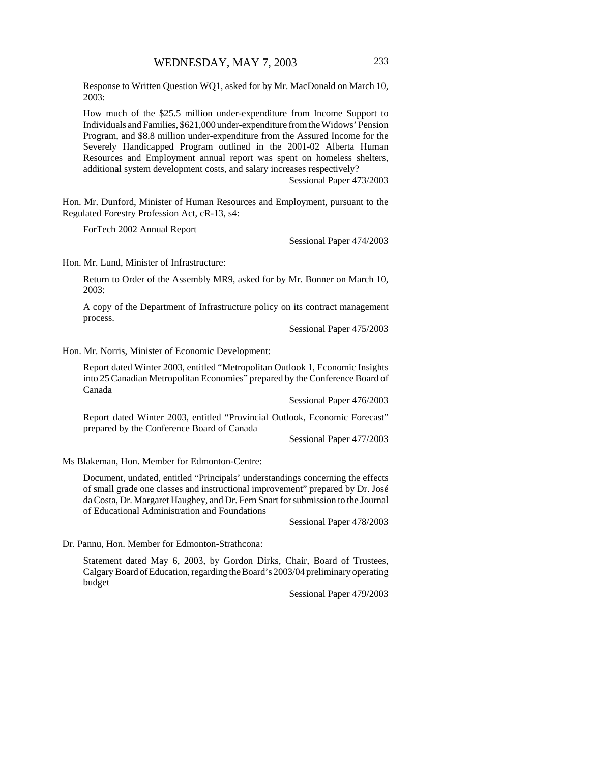Response to Written Question WQ1, asked for by Mr. MacDonald on March 10, 2003:

How much of the $25.5 million under-expenditure from Income Support to Individuals and Families, $621,000 under-expenditure from the Widows' Pension Program, and $8.8 million under-expenditure from the Assured Income for the Severely Handicapped Program outlined in the 2001-02 Alberta Human Resources and Employment annual report was spent on homeless shelters, additional system development costs, and salary increases respectively?

Sessional Paper 473/2003

Hon. Mr. Dunford, Minister of Human Resources and Employment, pursuant to the Regulated Forestry Profession Act, cR-13, s4:

ForTech 2002 Annual Report

Sessional Paper 474/2003

Hon. Mr. Lund, Minister of Infrastructure:

Return to Order of the Assembly MR9, asked for by Mr. Bonner on March 10, 2003:

A copy of the Department of Infrastructure policy on its contract management process.

Sessional Paper 475/2003

Hon. Mr. Norris, Minister of Economic Development:

Report dated Winter 2003, entitled "Metropolitan Outlook 1, Economic Insights into 25 Canadian Metropolitan Economies" prepared by the Conference Board of Canada

Sessional Paper 476/2003

Report dated Winter 2003, entitled "Provincial Outlook, Economic Forecast" prepared by the Conference Board of Canada

Sessional Paper 477/2003

Ms Blakeman, Hon. Member for Edmonton-Centre:

Document, undated, entitled "Principals' understandings concerning the effects of small grade one classes and instructional improvement" prepared by Dr. José da Costa, Dr. Margaret Haughey, and Dr. Fern Snart for submission to the Journal of Educational Administration and Foundations

Sessional Paper 478/2003

Dr. Pannu, Hon. Member for Edmonton-Strathcona:

Statement dated May 6, 2003, by Gordon Dirks, Chair, Board of Trustees, Calgary Board of Education, regarding the Board's 2003/04 preliminary operating budget

Sessional Paper 479/2003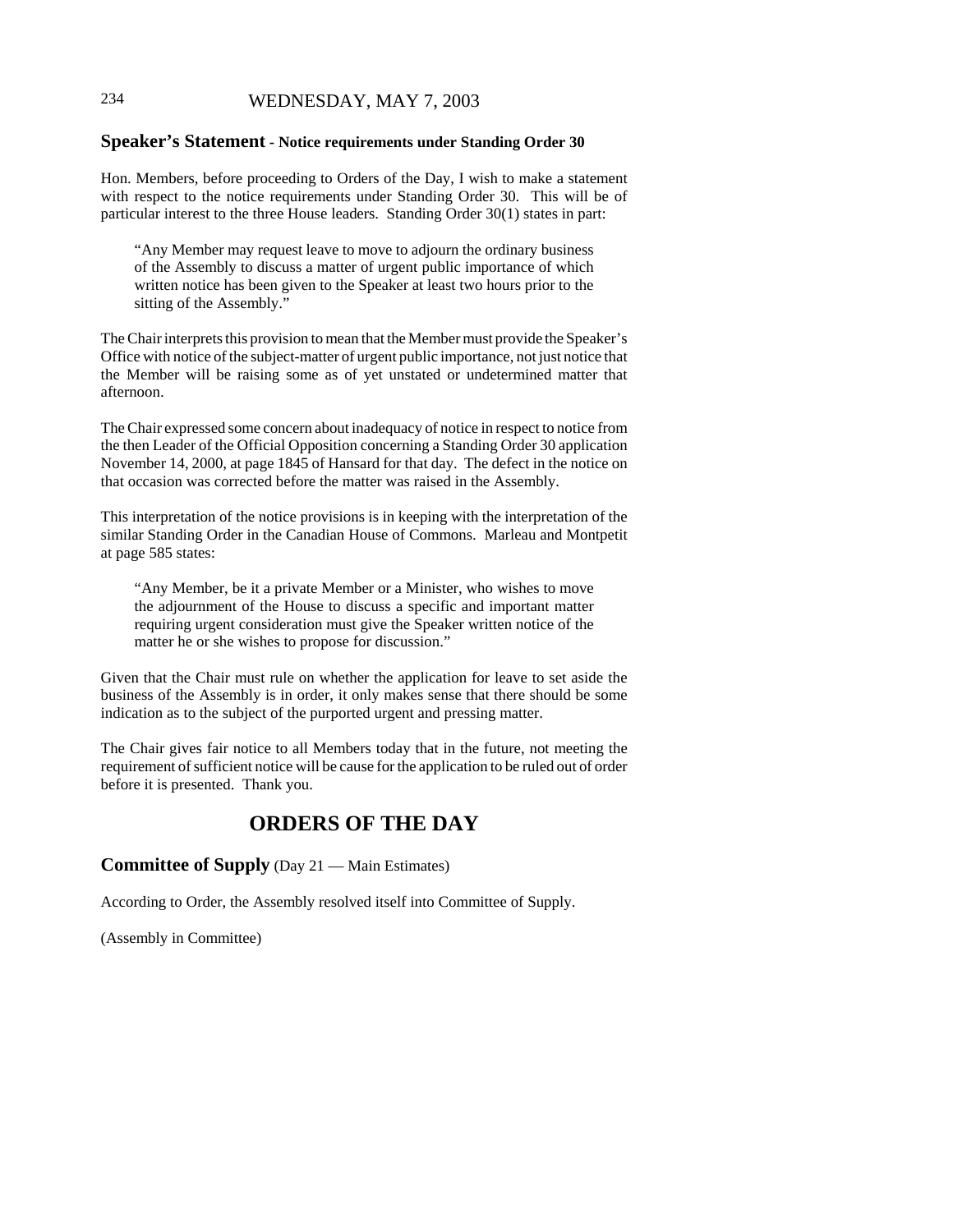## Speaker's Statement - Notice requirements under Standing Order 30

Hon. Members, before proceeding to Orders of the Day, I wish to make a statement with respect to the notice requirements under Standing Order 30. This will be of particular interest to the three House leaders. Standing Order 30(1) states in part:

> "Any Member may request leave to move to adjourn the ordinary business of the Assembly to discuss a matter of urgent public importance of which written notice has been given to the Speaker at least two hours prior to the sitting of the Assembly."

The Chair interprets this provision to mean that the Member must provide the Speaker's Office with notice of the subject-matter of urgent public importance, not just notice that the Member will be raising some as of yet unstated or undetermined matter that afternoon.

The Chair expressed some concern about inadequacy of notice in respect to notice from the then Leader of the Official Opposition concerning a Standing Order 30 application November 14, 2000, at page 1845 of Hansard for that day. The defect in the notice on that occasion was corrected before the matter was raised in the Assembly.

This interpretation of the notice provisions is in keeping with the interpretation of the similar Standing Order in the Canadian House of Commons. Marleau and Montpetit at page 585 states:

> "Any Member, be it a private Member or a Minister, who wishes to move the adjournment of the House to discuss a specific and important matter requiring urgent consideration must give the Speaker written notice of the matter he or she wishes to propose for discussion."

Given that the Chair must rule on whether the application for leave to set aside the business of the Assembly is in order, it only makes sense that there should be some indication as to the subject of the purported urgent and pressing matter.

The Chair gives fair notice to all Members today that in the future, not meeting the requirement of sufficient notice will be cause for the application to be ruled out of order before it is presented. Thank you.

# ORDERS OF THE DAY

## Committee of Supply (Day 21 — Main Estimates)

According to Order, the Assembly resolved itself into Committee of Supply.

(Assembly in Committee)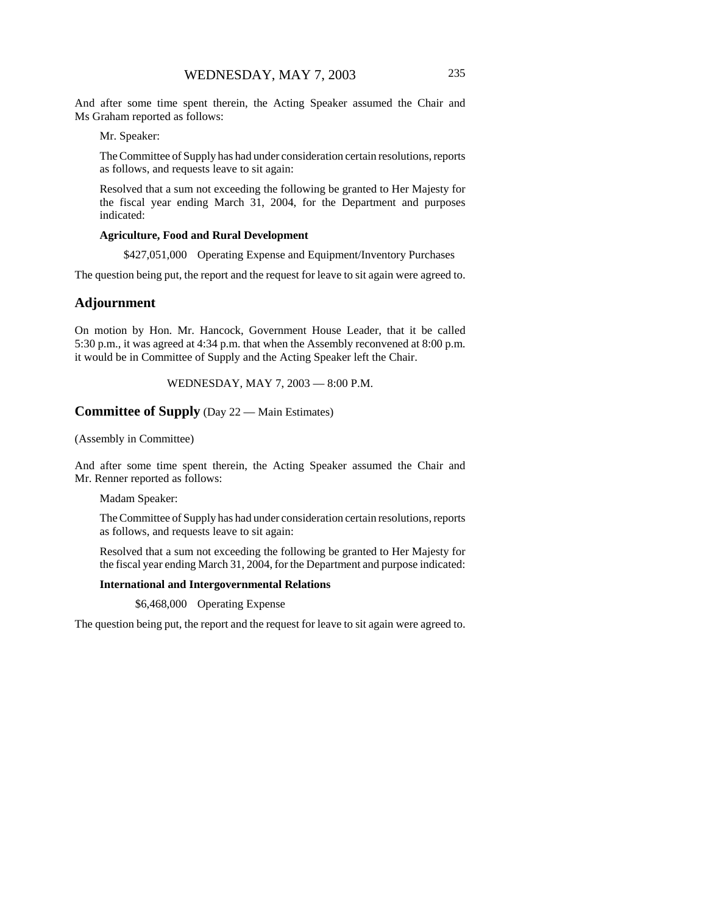And after some time spent therein, the Acting Speaker assumed the Chair and Ms Graham reported as follows:

> Mr. Speaker:
>
> The Committee of Supply has had under consideration certain resolutions, reports as follows, and requests leave to sit again:
>
> Resolved that a sum not exceeding the following be granted to Her Majesty for the fiscal year ending March 31, 2004, for the Department and purposes indicated:
>
> **Agriculture, Food and Rural Development**
>
> $427,051,000 Operating Expense and Equipment/Inventory Purchases

The question being put, the report and the request for leave to sit again were agreed to.

## Adjournment

On motion by Hon. Mr. Hancock, Government House Leader, that it be called 5:30 p.m., it was agreed at 4:34 p.m. that when the Assembly reconvened at 8:00 p.m. it would be in Committee of Supply and the Acting Speaker left the Chair.

WEDNESDAY, MAY 7, 2003 — 8:00 P.M.

## Committee of Supply (Day 22 — Main Estimates)

(Assembly in Committee)

And after some time spent therein, the Acting Speaker assumed the Chair and Mr. Renner reported as follows:

> Madam Speaker:
>
> The Committee of Supply has had under consideration certain resolutions, reports as follows, and requests leave to sit again:
>
> Resolved that a sum not exceeding the following be granted to Her Majesty for the fiscal year ending March 31, 2004, for the Department and purpose indicated:
>
> **International and Intergovernmental Relations**
>
> $6,468,000 Operating Expense

The question being put, the report and the request for leave to sit again were agreed to.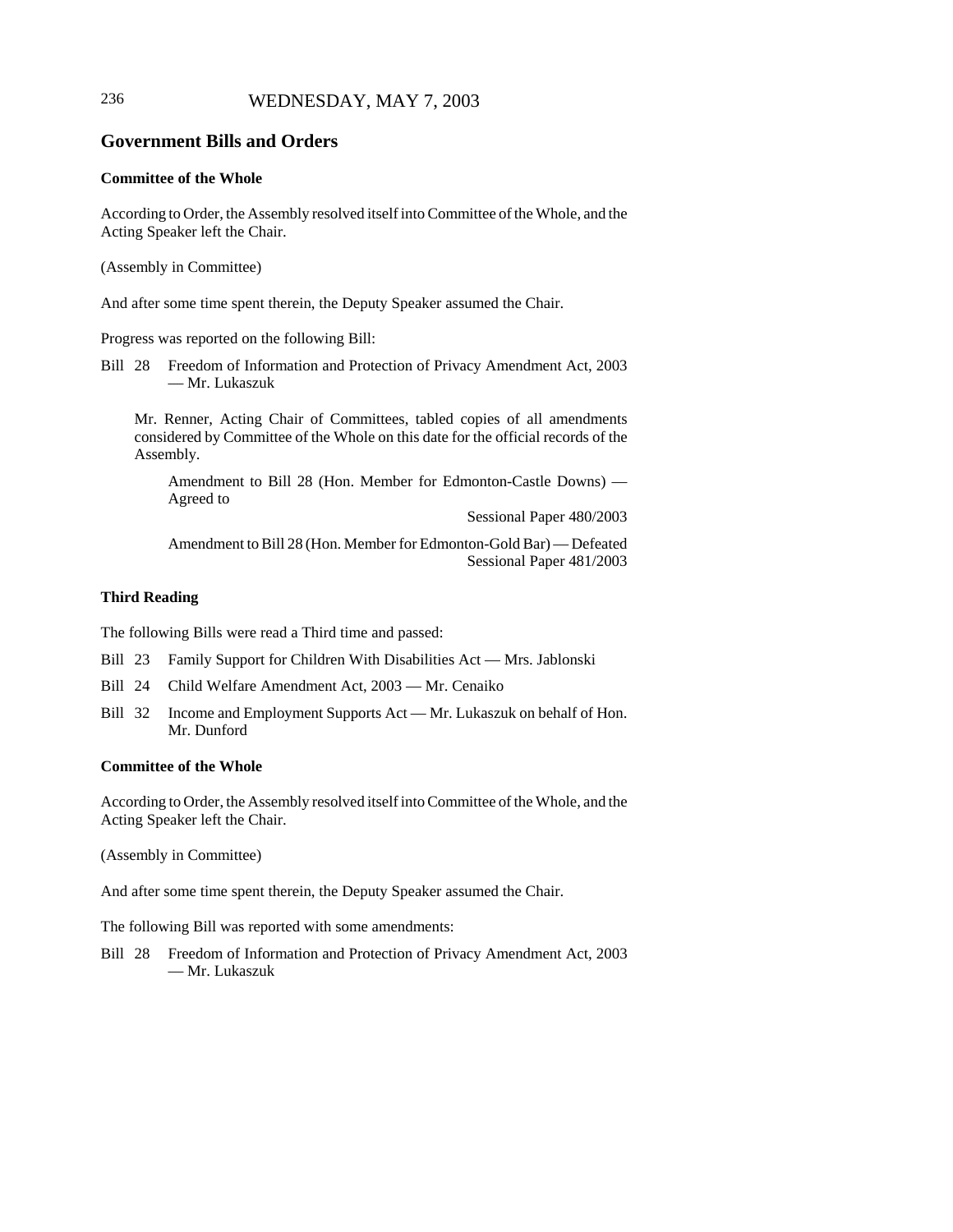## Government Bills and Orders

### Committee of the Whole

According to Order, the Assembly resolved itself into Committee of the Whole, and the Acting Speaker left the Chair.

(Assembly in Committee)

And after some time spent therein, the Deputy Speaker assumed the Chair.

Progress was reported on the following Bill:

Bill 28 Freedom of Information and Protection of Privacy Amendment Act, 2003 — Mr. Lukaszuk

Mr. Renner, Acting Chair of Committees, tabled copies of all amendments considered by Committee of the Whole on this date for the official records of the Assembly.

Amendment to Bill 28 (Hon. Member for Edmonton-Castle Downs) — Agreed to
Sessional Paper 480/2003

Amendment to Bill 28 (Hon. Member for Edmonton-Gold Bar) — Defeated
Sessional Paper 481/2003

### Third Reading

The following Bills were read a Third time and passed:

Bill 23 Family Support for Children With Disabilities Act — Mrs. Jablonski

Bill 24 Child Welfare Amendment Act, 2003 — Mr. Cenaiko

Bill 32 Income and Employment Supports Act — Mr. Lukaszuk on behalf of Hon. Mr. Dunford

### Committee of the Whole

According to Order, the Assembly resolved itself into Committee of the Whole, and the Acting Speaker left the Chair.

(Assembly in Committee)

And after some time spent therein, the Deputy Speaker assumed the Chair.

The following Bill was reported with some amendments:

Bill 28 Freedom of Information and Protection of Privacy Amendment Act, 2003 — Mr. Lukaszuk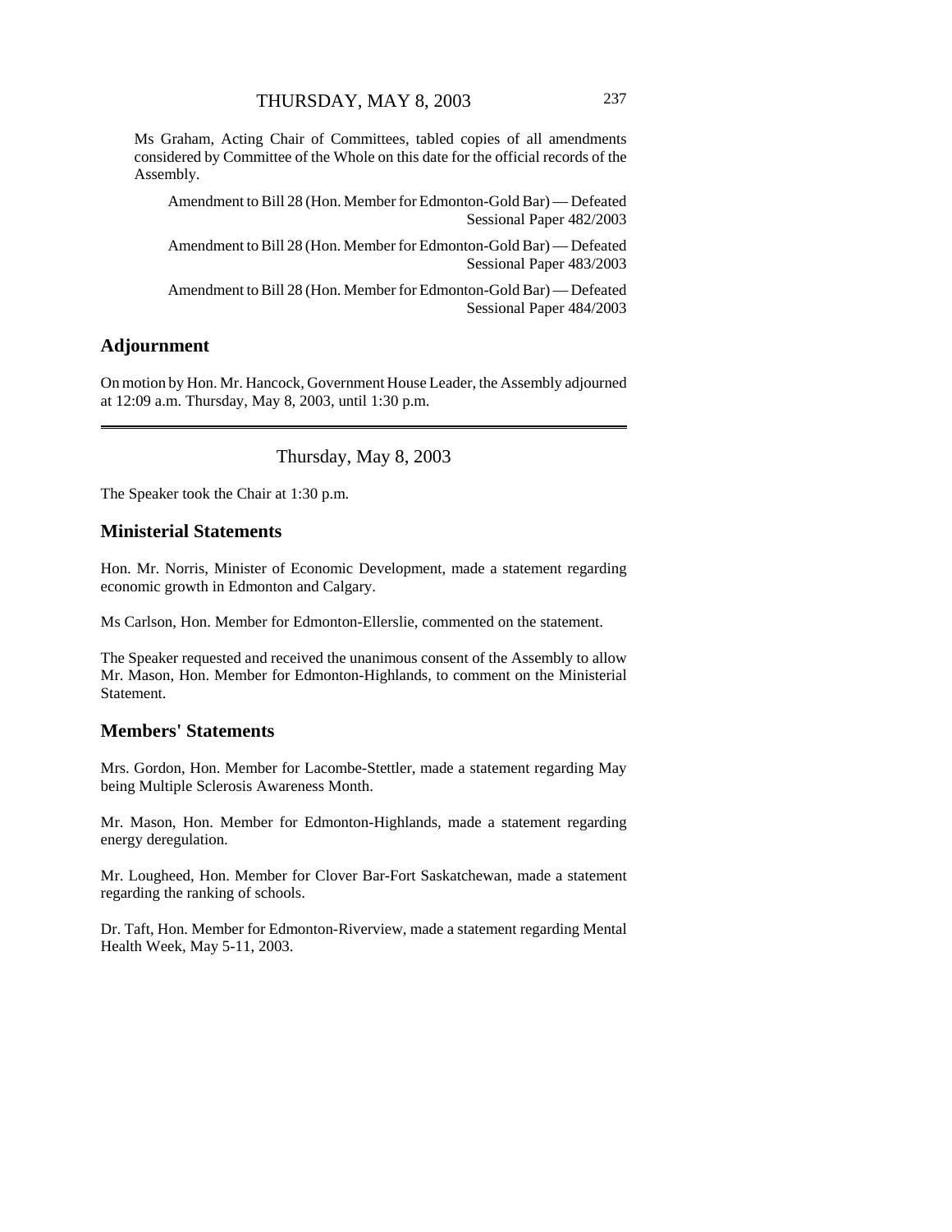Ms Graham, Acting Chair of Committees, tabled copies of all amendments considered by Committee of the Whole on this date for the official records of the Assembly.

Amendment to Bill 28 (Hon. Member for Edmonton-Gold Bar) — Defeated
Sessional Paper 482/2003

Amendment to Bill 28 (Hon. Member for Edmonton-Gold Bar) — Defeated
Sessional Paper 483/2003

Amendment to Bill 28 (Hon. Member for Edmonton-Gold Bar) — Defeated
Sessional Paper 484/2003

## Adjournment

On motion by Hon. Mr. Hancock, Government House Leader, the Assembly adjourned at 12:09 a.m. Thursday, May 8, 2003, until 1:30 p.m.

---

Thursday, May 8, 2003

The Speaker took the Chair at 1:30 p.m.

## Ministerial Statements

Hon. Mr. Norris, Minister of Economic Development, made a statement regarding economic growth in Edmonton and Calgary.

Ms Carlson, Hon. Member for Edmonton-Ellerslie, commented on the statement.

The Speaker requested and received the unanimous consent of the Assembly to allow Mr. Mason, Hon. Member for Edmonton-Highlands, to comment on the Ministerial Statement.

## Members' Statements

Mrs. Gordon, Hon. Member for Lacombe-Stettler, made a statement regarding May being Multiple Sclerosis Awareness Month.

Mr. Mason, Hon. Member for Edmonton-Highlands, made a statement regarding energy deregulation.

Mr. Lougheed, Hon. Member for Clover Bar-Fort Saskatchewan, made a statement regarding the ranking of schools.

Dr. Taft, Hon. Member for Edmonton-Riverview, made a statement regarding Mental Health Week, May 5-11, 2003.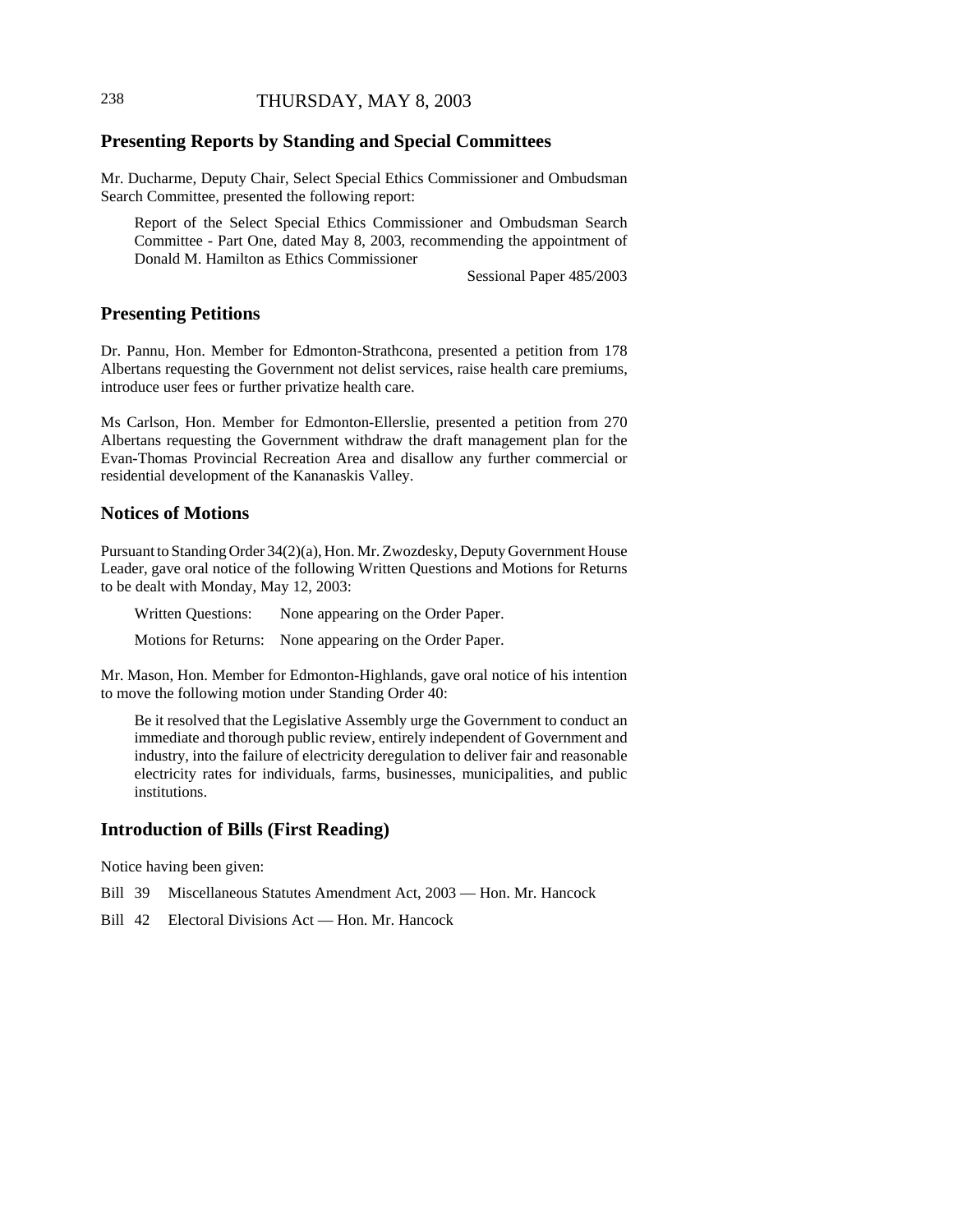## Presenting Reports by Standing and Special Committees

Mr. Ducharme, Deputy Chair, Select Special Ethics Commissioner and Ombudsman Search Committee, presented the following report:

> Report of the Select Special Ethics Commissioner and Ombudsman Search Committee - Part One, dated May 8, 2003, recommending the appointment of Donald M. Hamilton as Ethics Commissioner
>
> Sessional Paper 485/2003

## Presenting Petitions

Dr. Pannu, Hon. Member for Edmonton-Strathcona, presented a petition from 178 Albertans requesting the Government not delist services, raise health care premiums, introduce user fees or further privatize health care.

Ms Carlson, Hon. Member for Edmonton-Ellerslie, presented a petition from 270 Albertans requesting the Government withdraw the draft management plan for the Evan-Thomas Provincial Recreation Area and disallow any further commercial or residential development of the Kananaskis Valley.

## Notices of Motions

Pursuant to Standing Order 34(2)(a), Hon. Mr. Zwozdesky, Deputy Government House Leader, gave oral notice of the following Written Questions and Motions for Returns to be dealt with Monday, May 12, 2003:

> Written Questions: None appearing on the Order Paper.
>
> Motions for Returns: None appearing on the Order Paper.

Mr. Mason, Hon. Member for Edmonton-Highlands, gave oral notice of his intention to move the following motion under Standing Order 40:

> Be it resolved that the Legislative Assembly urge the Government to conduct an immediate and thorough public review, entirely independent of Government and industry, into the failure of electricity deregulation to deliver fair and reasonable electricity rates for individuals, farms, businesses, municipalities, and public institutions.

## Introduction of Bills (First Reading)

Notice having been given:

Bill 39 Miscellaneous Statutes Amendment Act, 2003 — Hon. Mr. Hancock

Bill 42 Electoral Divisions Act — Hon. Mr. Hancock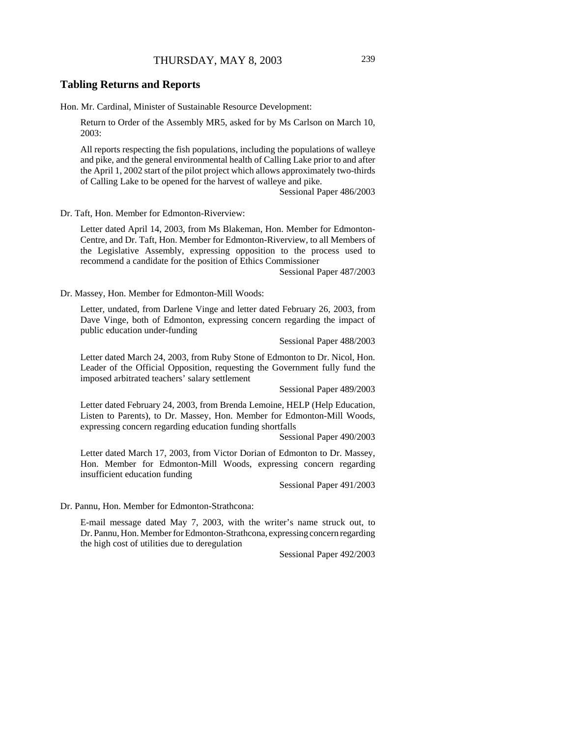## Tabling Returns and Reports

Hon. Mr. Cardinal, Minister of Sustainable Resource Development:

Return to Order of the Assembly MR5, asked for by Ms Carlson on March 10, 2003:

All reports respecting the fish populations, including the populations of walleye and pike, and the general environmental health of Calling Lake prior to and after the April 1, 2002 start of the pilot project which allows approximately two-thirds of Calling Lake to be opened for the harvest of walleye and pike.

Sessional Paper 486/2003

Dr. Taft, Hon. Member for Edmonton-Riverview:

Letter dated April 14, 2003, from Ms Blakeman, Hon. Member for Edmonton-Centre, and Dr. Taft, Hon. Member for Edmonton-Riverview, to all Members of the Legislative Assembly, expressing opposition to the process used to recommend a candidate for the position of Ethics Commissioner

Sessional Paper 487/2003

Dr. Massey, Hon. Member for Edmonton-Mill Woods:

Letter, undated, from Darlene Vinge and letter dated February 26, 2003, from Dave Vinge, both of Edmonton, expressing concern regarding the impact of public education under-funding

Sessional Paper 488/2003

Letter dated March 24, 2003, from Ruby Stone of Edmonton to Dr. Nicol, Hon. Leader of the Official Opposition, requesting the Government fully fund the imposed arbitrated teachers' salary settlement

Sessional Paper 489/2003

Letter dated February 24, 2003, from Brenda Lemoine, HELP (Help Education, Listen to Parents), to Dr. Massey, Hon. Member for Edmonton-Mill Woods, expressing concern regarding education funding shortfalls

Sessional Paper 490/2003

Letter dated March 17, 2003, from Victor Dorian of Edmonton to Dr. Massey, Hon. Member for Edmonton-Mill Woods, expressing concern regarding insufficient education funding

Sessional Paper 491/2003

Dr. Pannu, Hon. Member for Edmonton-Strathcona:

E-mail message dated May 7, 2003, with the writer's name struck out, to Dr. Pannu, Hon. Member for Edmonton-Strathcona, expressing concern regarding the high cost of utilities due to deregulation

Sessional Paper 492/2003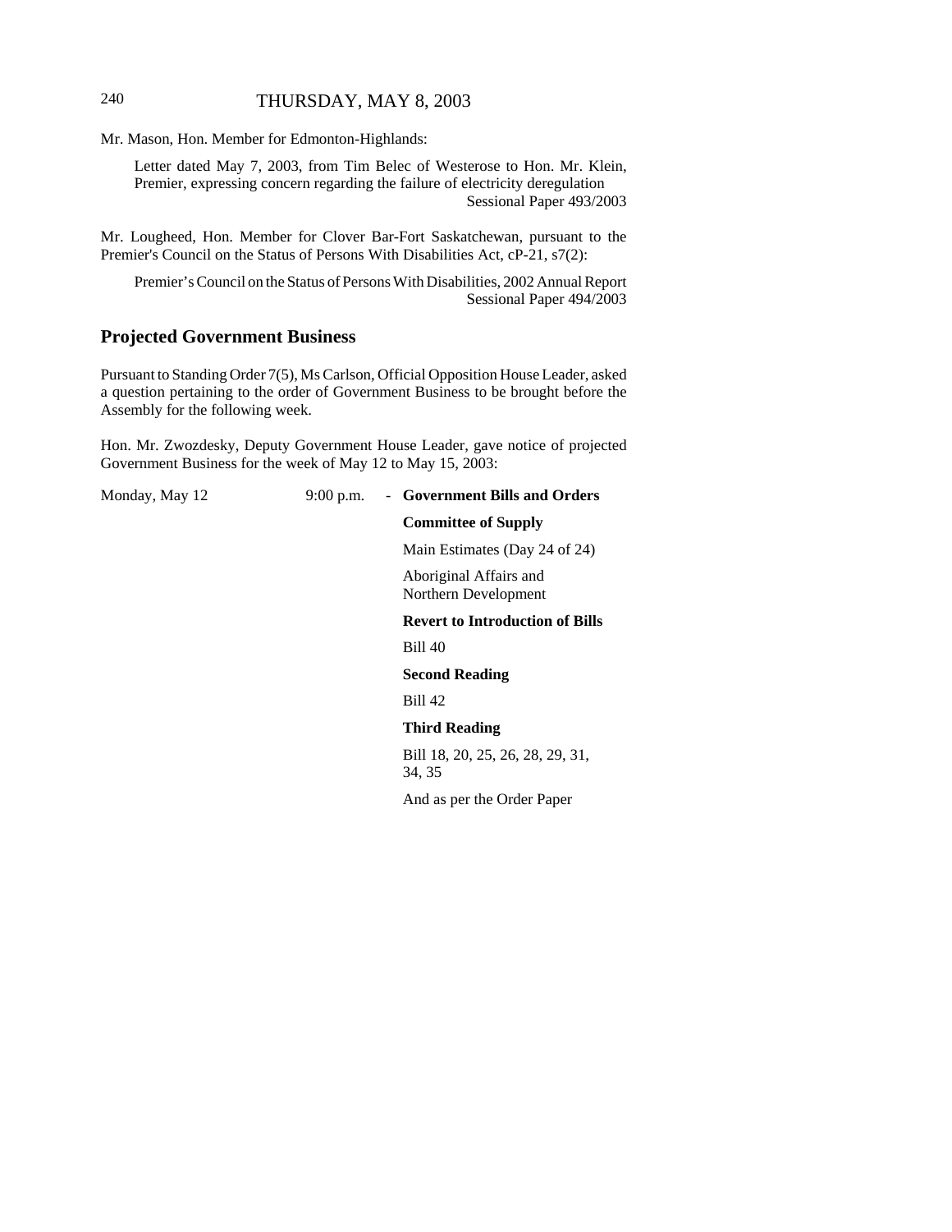Mr. Mason, Hon. Member for Edmonton-Highlands:

> Letter dated May 7, 2003, from Tim Belec of Westerose to Hon. Mr. Klein, Premier, expressing concern regarding the failure of electricity deregulation
> Sessional Paper 493/2003

Mr. Lougheed, Hon. Member for Clover Bar-Fort Saskatchewan, pursuant to the Premier's Council on the Status of Persons With Disabilities Act, cP-21, s7(2):

> Premier's Council on the Status of Persons With Disabilities, 2002 Annual Report
> Sessional Paper 494/2003

## Projected Government Business

Pursuant to Standing Order 7(5), Ms Carlson, Official Opposition House Leader, asked a question pertaining to the order of Government Business to be brought before the Assembly for the following week.

Hon. Mr. Zwozdesky, Deputy Government House Leader, gave notice of projected Government Business for the week of May 12 to May 15, 2003:

Monday, May 12 — 9:00 p.m. - **Government Bills and Orders**

**Committee of Supply**

Main Estimates (Day 24 of 24)

Aboriginal Affairs and Northern Development

**Revert to Introduction of Bills**

Bill 40

**Second Reading**

Bill 42

**Third Reading**

Bill 18, 20, 25, 26, 28, 29, 31, 34, 35

And as per the Order Paper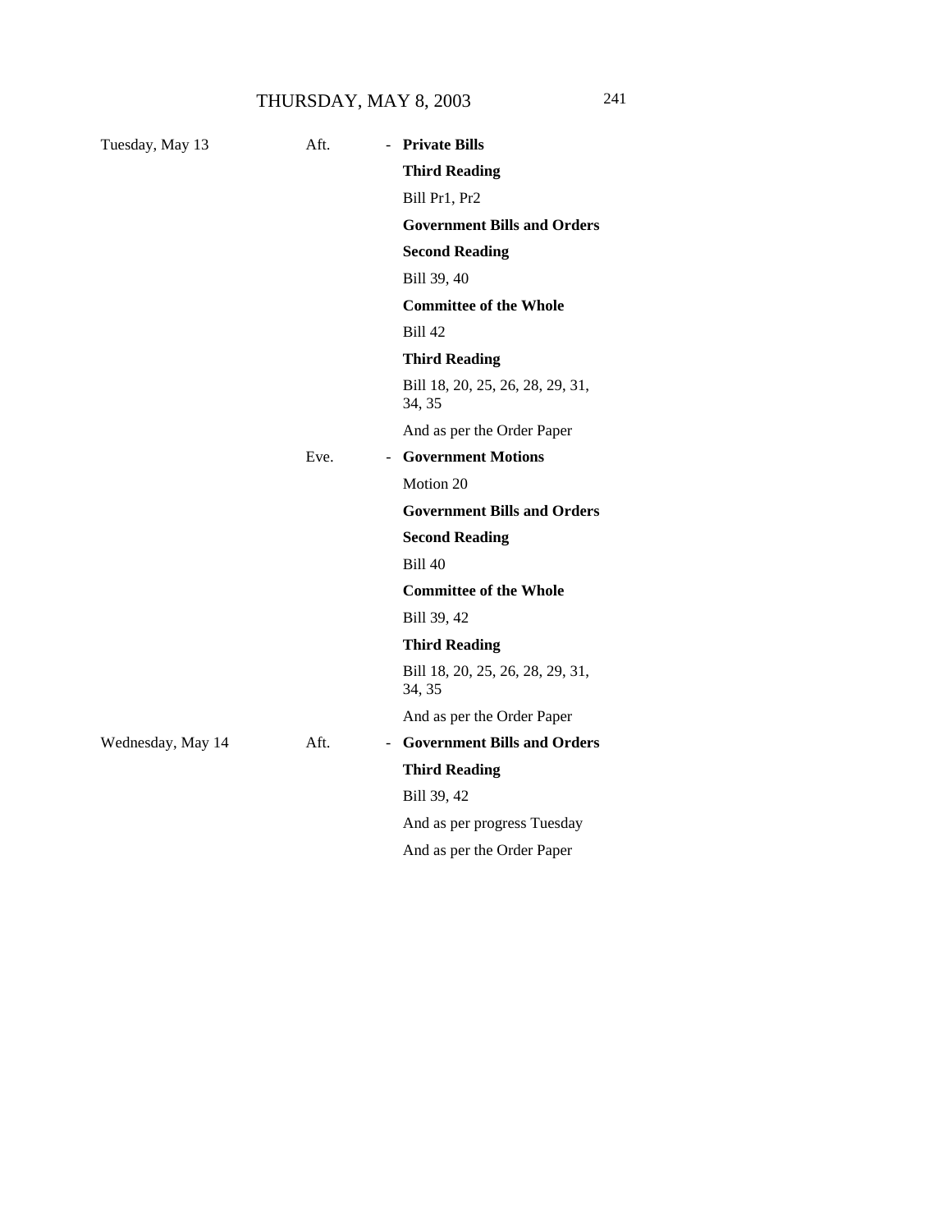| | | | |
|---|---|---|---|
| Tuesday, May 13 | Aft. | - | **Private Bills** |
| | | | **Third Reading** |
| | | | Bill Pr1, Pr2 |
| | | | **Government Bills and Orders** |
| | | | **Second Reading** |
| | | | Bill 39, 40 |
| | | | **Committee of the Whole** |
| | | | Bill 42 |
| | | | **Third Reading** |
| | | | Bill 18, 20, 25, 26, 28, 29, 31, 34, 35 |
| | | | And as per the Order Paper |
| | Eve. | - | **Government Motions** |
| | | | Motion 20 |
| | | | **Government Bills and Orders** |
| | | | **Second Reading** |
| | | | Bill 40 |
| | | | **Committee of the Whole** |
| | | | Bill 39, 42 |
| | | | **Third Reading** |
| | | | Bill 18, 20, 25, 26, 28, 29, 31, 34, 35 |
| | | | And as per the Order Paper |
| Wednesday, May 14 | Aft. | - | **Government Bills and Orders** |
| | | | **Third Reading** |
| | | | Bill 39, 42 |
| | | | And as per progress Tuesday |
| | | | And as per the Order Paper |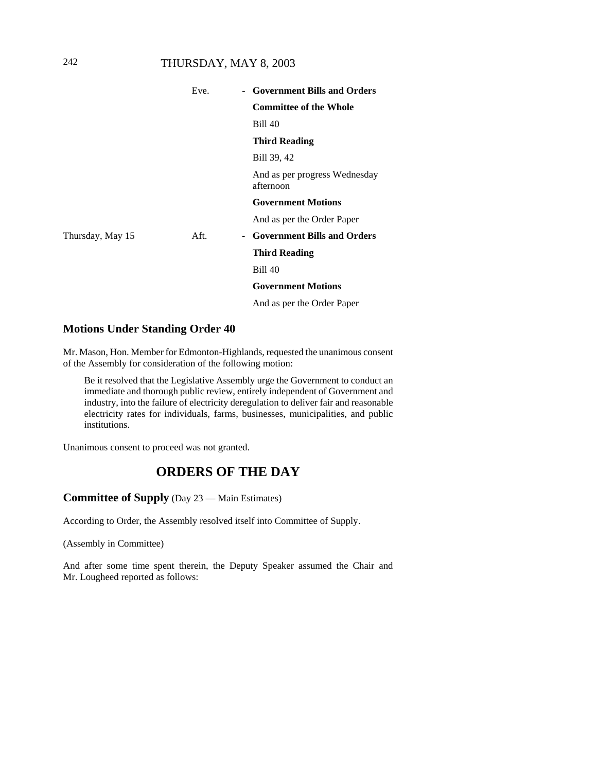| | | | |
|---|---|---|---|
| | Eve. | - | **Government Bills and Orders** |
| | | | **Committee of the Whole** |
| | | | Bill 40 |
| | | | **Third Reading** |
| | | | Bill 39, 42 |
| | | | And as per progress Wednesday afternoon |
| | | | **Government Motions** |
| | | | And as per the Order Paper |
| Thursday, May 15 | Aft. | - | **Government Bills and Orders** |
| | | | **Third Reading** |
| | | | Bill 40 |
| | | | **Government Motions** |
| | | | And as per the Order Paper |

## Motions Under Standing Order 40

Mr. Mason, Hon. Member for Edmonton-Highlands, requested the unanimous consent of the Assembly for consideration of the following motion:

> Be it resolved that the Legislative Assembly urge the Government to conduct an immediate and thorough public review, entirely independent of Government and industry, into the failure of electricity deregulation to deliver fair and reasonable electricity rates for individuals, farms, businesses, municipalities, and public institutions.

Unanimous consent to proceed was not granted.

# ORDERS OF THE DAY

## Committee of Supply (Day 23 — Main Estimates)

According to Order, the Assembly resolved itself into Committee of Supply.

(Assembly in Committee)

And after some time spent therein, the Deputy Speaker assumed the Chair and Mr. Lougheed reported as follows: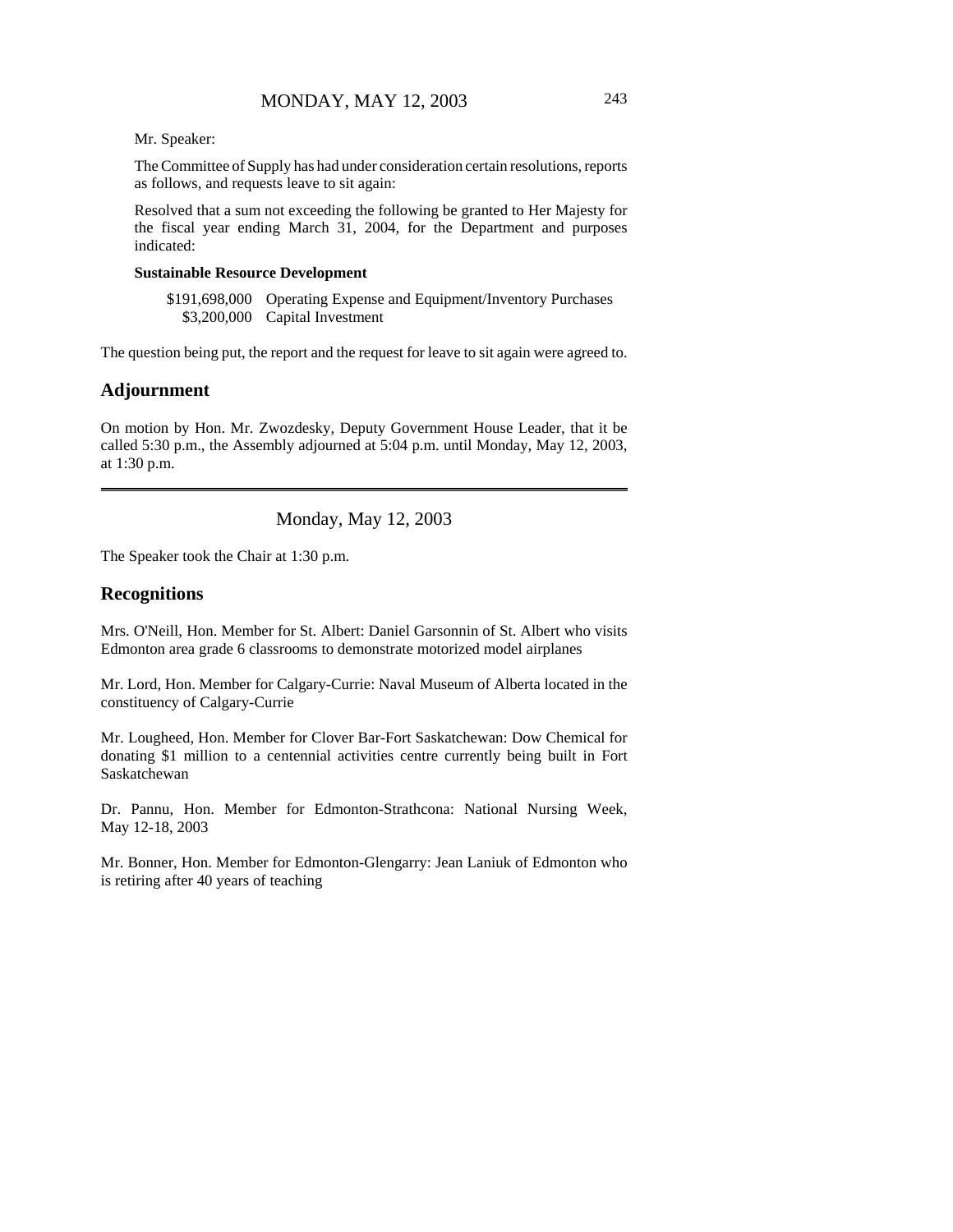Mr. Speaker:

The Committee of Supply has had under consideration certain resolutions, reports as follows, and requests leave to sit again:

Resolved that a sum not exceeding the following be granted to Her Majesty for the fiscal year ending March 31, 2004, for the Department and purposes indicated:

**Sustainable Resource Development**

| | |
|---|---|
| \$191,698,000 | Operating Expense and Equipment/Inventory Purchases |
| \$3,200,000 | Capital Investment |

The question being put, the report and the request for leave to sit again were agreed to.

## Adjournment

On motion by Hon. Mr. Zwozdesky, Deputy Government House Leader, that it be called 5:30 p.m., the Assembly adjourned at 5:04 p.m. until Monday, May 12, 2003, at 1:30 p.m.

---

# Monday, May 12, 2003

The Speaker took the Chair at 1:30 p.m.

## Recognitions

Mrs. O'Neill, Hon. Member for St. Albert: Daniel Garsonnin of St. Albert who visits Edmonton area grade 6 classrooms to demonstrate motorized model airplanes

Mr. Lord, Hon. Member for Calgary-Currie: Naval Museum of Alberta located in the constituency of Calgary-Currie

Mr. Lougheed, Hon. Member for Clover Bar-Fort Saskatchewan: Dow Chemical for donating \$1 million to a centennial activities centre currently being built in Fort Saskatchewan

Dr. Pannu, Hon. Member for Edmonton-Strathcona: National Nursing Week, May 12-18, 2003

Mr. Bonner, Hon. Member for Edmonton-Glengarry: Jean Laniuk of Edmonton who is retiring after 40 years of teaching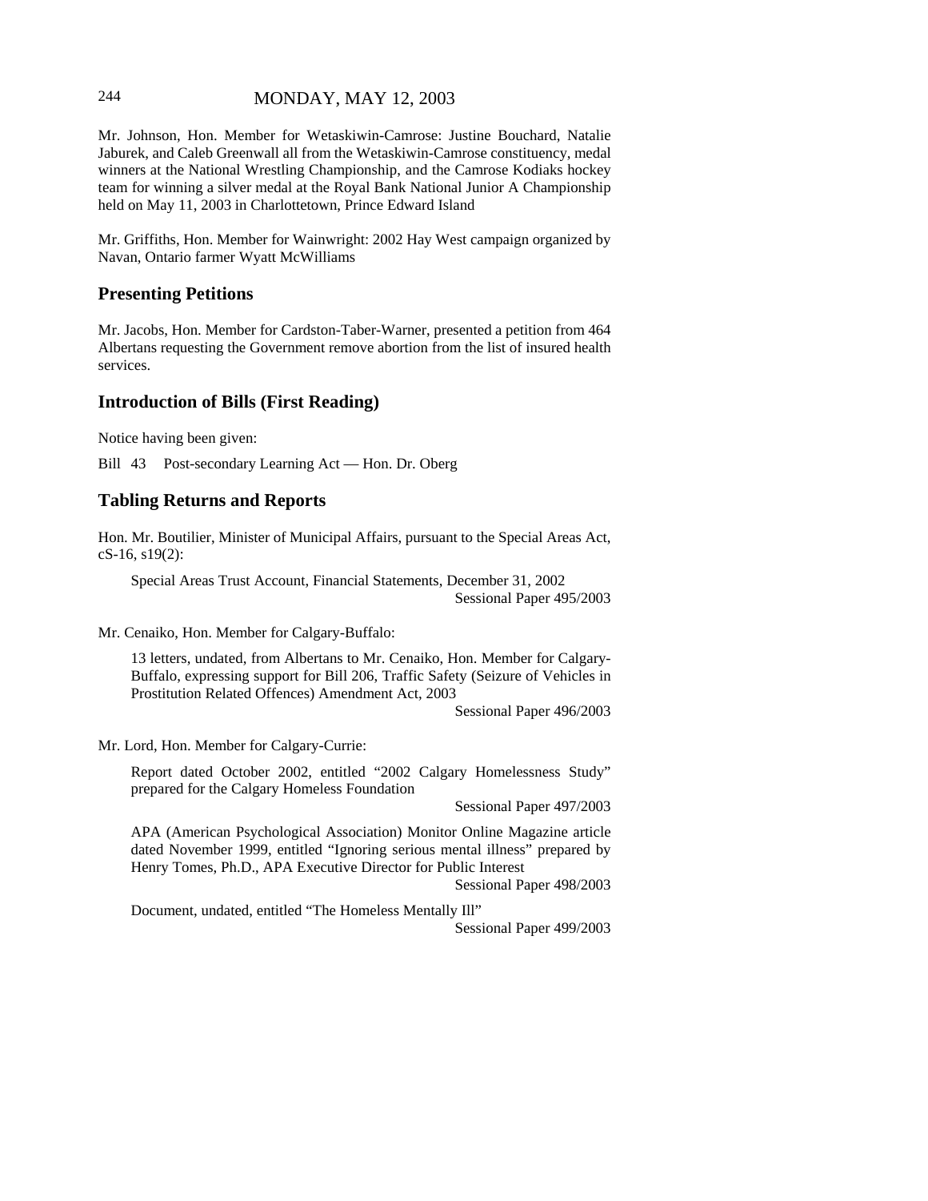Mr. Johnson, Hon. Member for Wetaskiwin-Camrose: Justine Bouchard, Natalie Jaburek, and Caleb Greenwall all from the Wetaskiwin-Camrose constituency, medal winners at the National Wrestling Championship, and the Camrose Kodiaks hockey team for winning a silver medal at the Royal Bank National Junior A Championship held on May 11, 2003 in Charlottetown, Prince Edward Island

Mr. Griffiths, Hon. Member for Wainwright: 2002 Hay West campaign organized by Navan, Ontario farmer Wyatt McWilliams

## Presenting Petitions

Mr. Jacobs, Hon. Member for Cardston-Taber-Warner, presented a petition from 464 Albertans requesting the Government remove abortion from the list of insured health services.

## Introduction of Bills (First Reading)

Notice having been given:

Bill 43 Post-secondary Learning Act — Hon. Dr. Oberg

## Tabling Returns and Reports

Hon. Mr. Boutilier, Minister of Municipal Affairs, pursuant to the Special Areas Act, cS-16, s19(2):

Special Areas Trust Account, Financial Statements, December 31, 2002
Sessional Paper 495/2003

Mr. Cenaiko, Hon. Member for Calgary-Buffalo:

13 letters, undated, from Albertans to Mr. Cenaiko, Hon. Member for Calgary-Buffalo, expressing support for Bill 206, Traffic Safety (Seizure of Vehicles in Prostitution Related Offences) Amendment Act, 2003
Sessional Paper 496/2003

Mr. Lord, Hon. Member for Calgary-Currie:

Report dated October 2002, entitled "2002 Calgary Homelessness Study" prepared for the Calgary Homeless Foundation
Sessional Paper 497/2003

APA (American Psychological Association) Monitor Online Magazine article dated November 1999, entitled "Ignoring serious mental illness" prepared by Henry Tomes, Ph.D., APA Executive Director for Public Interest
Sessional Paper 498/2003

Document, undated, entitled "The Homeless Mentally Ill"
Sessional Paper 499/2003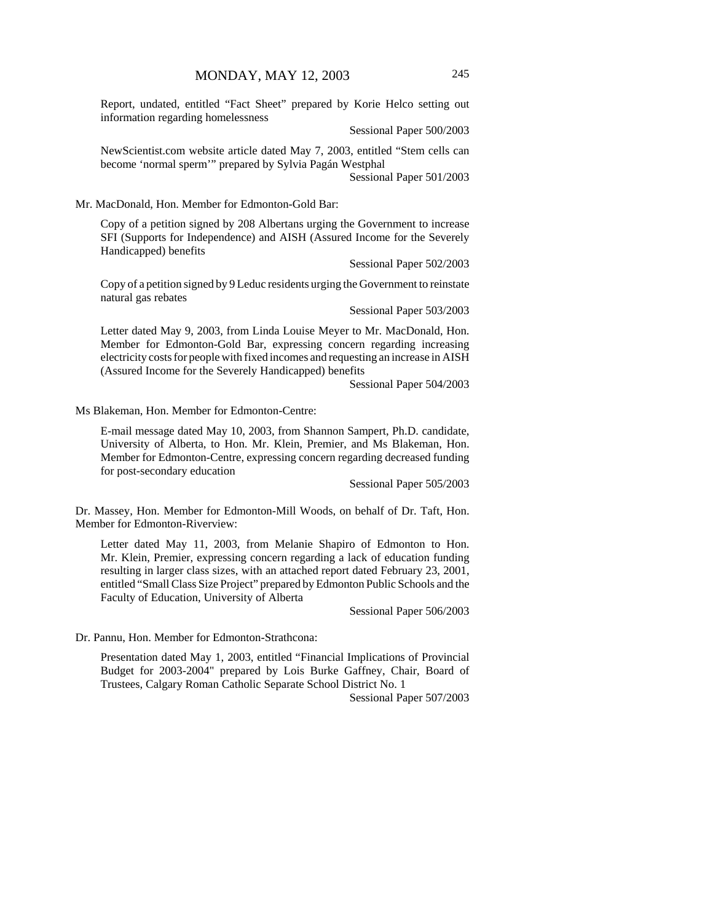Report, undated, entitled "Fact Sheet" prepared by Korie Helco setting out information regarding homelessness

Sessional Paper 500/2003

NewScientist.com website article dated May 7, 2003, entitled "Stem cells can become 'normal sperm'" prepared by Sylvia Pagán Westphal

Sessional Paper 501/2003

Mr. MacDonald, Hon. Member for Edmonton-Gold Bar:

Copy of a petition signed by 208 Albertans urging the Government to increase SFI (Supports for Independence) and AISH (Assured Income for the Severely Handicapped) benefits

Sessional Paper 502/2003

Copy of a petition signed by 9 Leduc residents urging the Government to reinstate natural gas rebates

Sessional Paper 503/2003

Letter dated May 9, 2003, from Linda Louise Meyer to Mr. MacDonald, Hon. Member for Edmonton-Gold Bar, expressing concern regarding increasing electricity costs for people with fixed incomes and requesting an increase in AISH (Assured Income for the Severely Handicapped) benefits

Sessional Paper 504/2003

Ms Blakeman, Hon. Member for Edmonton-Centre:

E-mail message dated May 10, 2003, from Shannon Sampert, Ph.D. candidate, University of Alberta, to Hon. Mr. Klein, Premier, and Ms Blakeman, Hon. Member for Edmonton-Centre, expressing concern regarding decreased funding for post-secondary education

Sessional Paper 505/2003

Dr. Massey, Hon. Member for Edmonton-Mill Woods, on behalf of Dr. Taft, Hon. Member for Edmonton-Riverview:

Letter dated May 11, 2003, from Melanie Shapiro of Edmonton to Hon. Mr. Klein, Premier, expressing concern regarding a lack of education funding resulting in larger class sizes, with an attached report dated February 23, 2001, entitled "Small Class Size Project" prepared by Edmonton Public Schools and the Faculty of Education, University of Alberta

Sessional Paper 506/2003

Dr. Pannu, Hon. Member for Edmonton-Strathcona:

Presentation dated May 1, 2003, entitled "Financial Implications of Provincial Budget for 2003-2004" prepared by Lois Burke Gaffney, Chair, Board of Trustees, Calgary Roman Catholic Separate School District No. 1

Sessional Paper 507/2003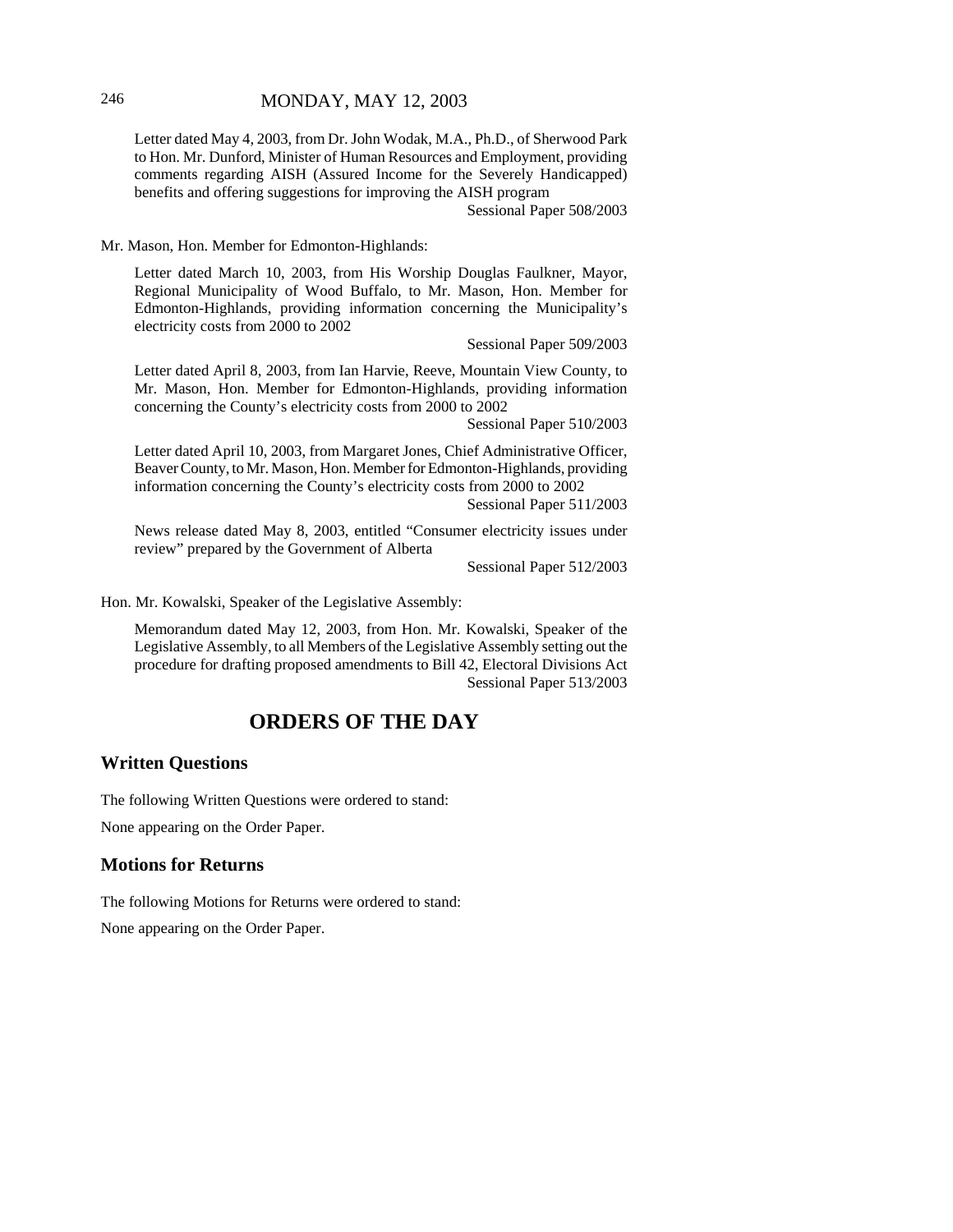Letter dated May 4, 2003, from Dr. John Wodak, M.A., Ph.D., of Sherwood Park to Hon. Mr. Dunford, Minister of Human Resources and Employment, providing comments regarding AISH (Assured Income for the Severely Handicapped) benefits and offering suggestions for improving the AISH program

Sessional Paper 508/2003

Mr. Mason, Hon. Member for Edmonton-Highlands:

Letter dated March 10, 2003, from His Worship Douglas Faulkner, Mayor, Regional Municipality of Wood Buffalo, to Mr. Mason, Hon. Member for Edmonton-Highlands, providing information concerning the Municipality's electricity costs from 2000 to 2002

Sessional Paper 509/2003

Letter dated April 8, 2003, from Ian Harvie, Reeve, Mountain View County, to Mr. Mason, Hon. Member for Edmonton-Highlands, providing information concerning the County's electricity costs from 2000 to 2002

Sessional Paper 510/2003

Letter dated April 10, 2003, from Margaret Jones, Chief Administrative Officer, Beaver County, to Mr. Mason, Hon. Member for Edmonton-Highlands, providing information concerning the County's electricity costs from 2000 to 2002

Sessional Paper 511/2003

News release dated May 8, 2003, entitled "Consumer electricity issues under review" prepared by the Government of Alberta

Sessional Paper 512/2003

Hon. Mr. Kowalski, Speaker of the Legislative Assembly:

Memorandum dated May 12, 2003, from Hon. Mr. Kowalski, Speaker of the Legislative Assembly, to all Members of the Legislative Assembly setting out the procedure for drafting proposed amendments to Bill 42, Electoral Divisions Act

Sessional Paper 513/2003

# ORDERS OF THE DAY

## Written Questions

The following Written Questions were ordered to stand:

None appearing on the Order Paper.

## Motions for Returns

The following Motions for Returns were ordered to stand:

None appearing on the Order Paper.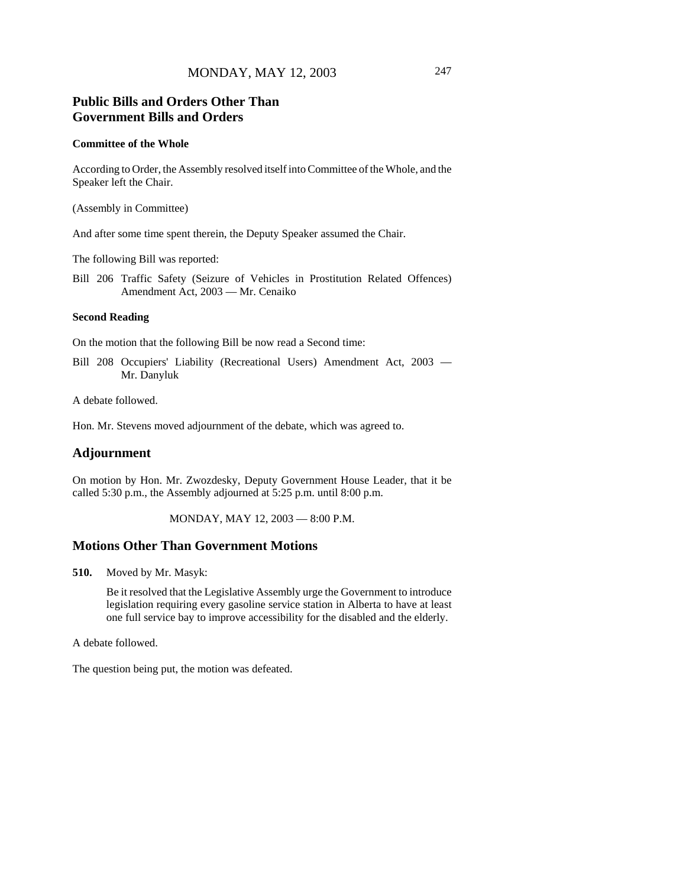## Public Bills and Orders Other Than Government Bills and Orders

**Committee of the Whole**

According to Order, the Assembly resolved itself into Committee of the Whole, and the Speaker left the Chair.

(Assembly in Committee)

And after some time spent therein, the Deputy Speaker assumed the Chair.

The following Bill was reported:

Bill 206 Traffic Safety (Seizure of Vehicles in Prostitution Related Offences) Amendment Act, 2003 — Mr. Cenaiko

**Second Reading**

On the motion that the following Bill be now read a Second time:

Bill 208 Occupiers' Liability (Recreational Users) Amendment Act, 2003 — Mr. Danyluk

A debate followed.

Hon. Mr. Stevens moved adjournment of the debate, which was agreed to.

## Adjournment

On motion by Hon. Mr. Zwozdesky, Deputy Government House Leader, that it be called 5:30 p.m., the Assembly adjourned at 5:25 p.m. until 8:00 p.m.

MONDAY, MAY 12, 2003 — 8:00 P.M.

## Motions Other Than Government Motions

**510.** Moved by Mr. Masyk:

Be it resolved that the Legislative Assembly urge the Government to introduce legislation requiring every gasoline service station in Alberta to have at least one full service bay to improve accessibility for the disabled and the elderly.

A debate followed.

The question being put, the motion was defeated.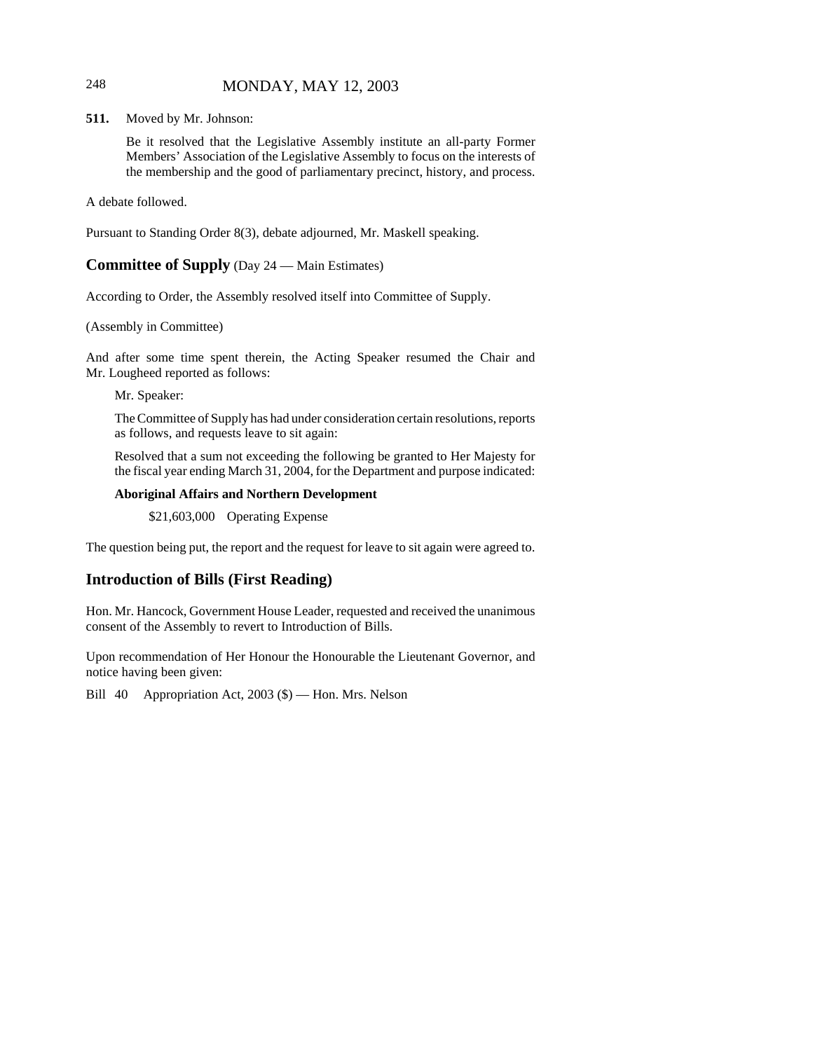**511.** Moved by Mr. Johnson:

Be it resolved that the Legislative Assembly institute an all-party Former Members' Association of the Legislative Assembly to focus on the interests of the membership and the good of parliamentary precinct, history, and process.

A debate followed.

Pursuant to Standing Order 8(3), debate adjourned, Mr. Maskell speaking.

## **Committee of Supply** (Day 24 — Main Estimates)

According to Order, the Assembly resolved itself into Committee of Supply.

(Assembly in Committee)

And after some time spent therein, the Acting Speaker resumed the Chair and Mr. Lougheed reported as follows:

Mr. Speaker:

The Committee of Supply has had under consideration certain resolutions, reports as follows, and requests leave to sit again:

Resolved that a sum not exceeding the following be granted to Her Majesty for the fiscal year ending March 31, 2004, for the Department and purpose indicated:

**Aboriginal Affairs and Northern Development**

$21,603,000 Operating Expense

The question being put, the report and the request for leave to sit again were agreed to.

## **Introduction of Bills (First Reading)**

Hon. Mr. Hancock, Government House Leader, requested and received the unanimous consent of the Assembly to revert to Introduction of Bills.

Upon recommendation of Her Honour the Honourable the Lieutenant Governor, and notice having been given:

Bill 40 Appropriation Act, 2003 ($) — Hon. Mrs. Nelson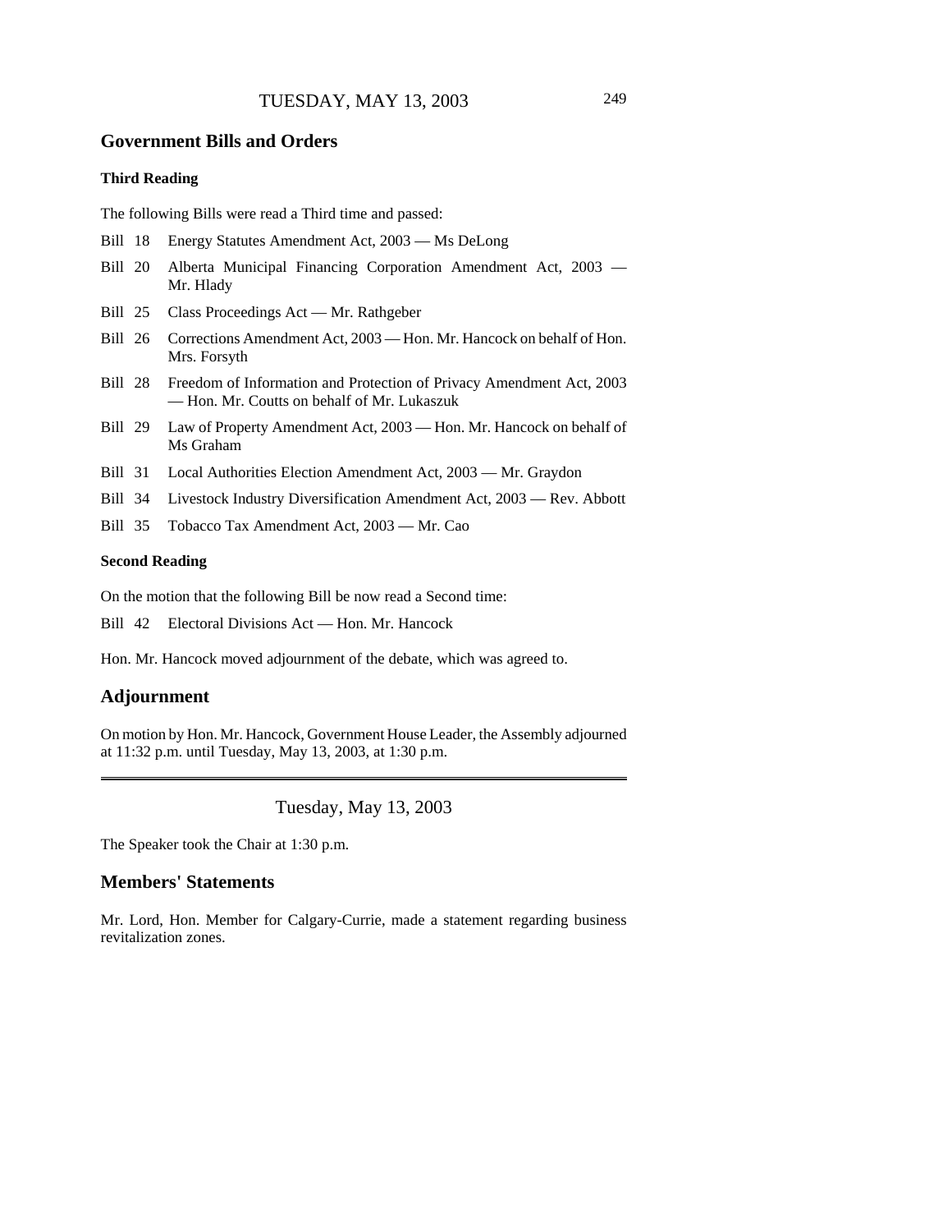## Government Bills and Orders

### Third Reading

The following Bills were read a Third time and passed:

- Bill 18 Energy Statutes Amendment Act, 2003 — Ms DeLong
- Bill 20 Alberta Municipal Financing Corporation Amendment Act, 2003 — Mr. Hlady
- Bill 25 Class Proceedings Act — Mr. Rathgeber
- Bill 26 Corrections Amendment Act, 2003 — Hon. Mr. Hancock on behalf of Hon. Mrs. Forsyth
- Bill 28 Freedom of Information and Protection of Privacy Amendment Act, 2003 — Hon. Mr. Coutts on behalf of Mr. Lukaszuk
- Bill 29 Law of Property Amendment Act, 2003 — Hon. Mr. Hancock on behalf of Ms Graham
- Bill 31 Local Authorities Election Amendment Act, 2003 — Mr. Graydon
- Bill 34 Livestock Industry Diversification Amendment Act, 2003 — Rev. Abbott
- Bill 35 Tobacco Tax Amendment Act, 2003 — Mr. Cao

### Second Reading

On the motion that the following Bill be now read a Second time:

- Bill 42 Electoral Divisions Act — Hon. Mr. Hancock

Hon. Mr. Hancock moved adjournment of the debate, which was agreed to.

## Adjournment

On motion by Hon. Mr. Hancock, Government House Leader, the Assembly adjourned at 11:32 p.m. until Tuesday, May 13, 2003, at 1:30 p.m.

---

# Tuesday, May 13, 2003

The Speaker took the Chair at 1:30 p.m.

## Members' Statements

Mr. Lord, Hon. Member for Calgary-Currie, made a statement regarding business revitalization zones.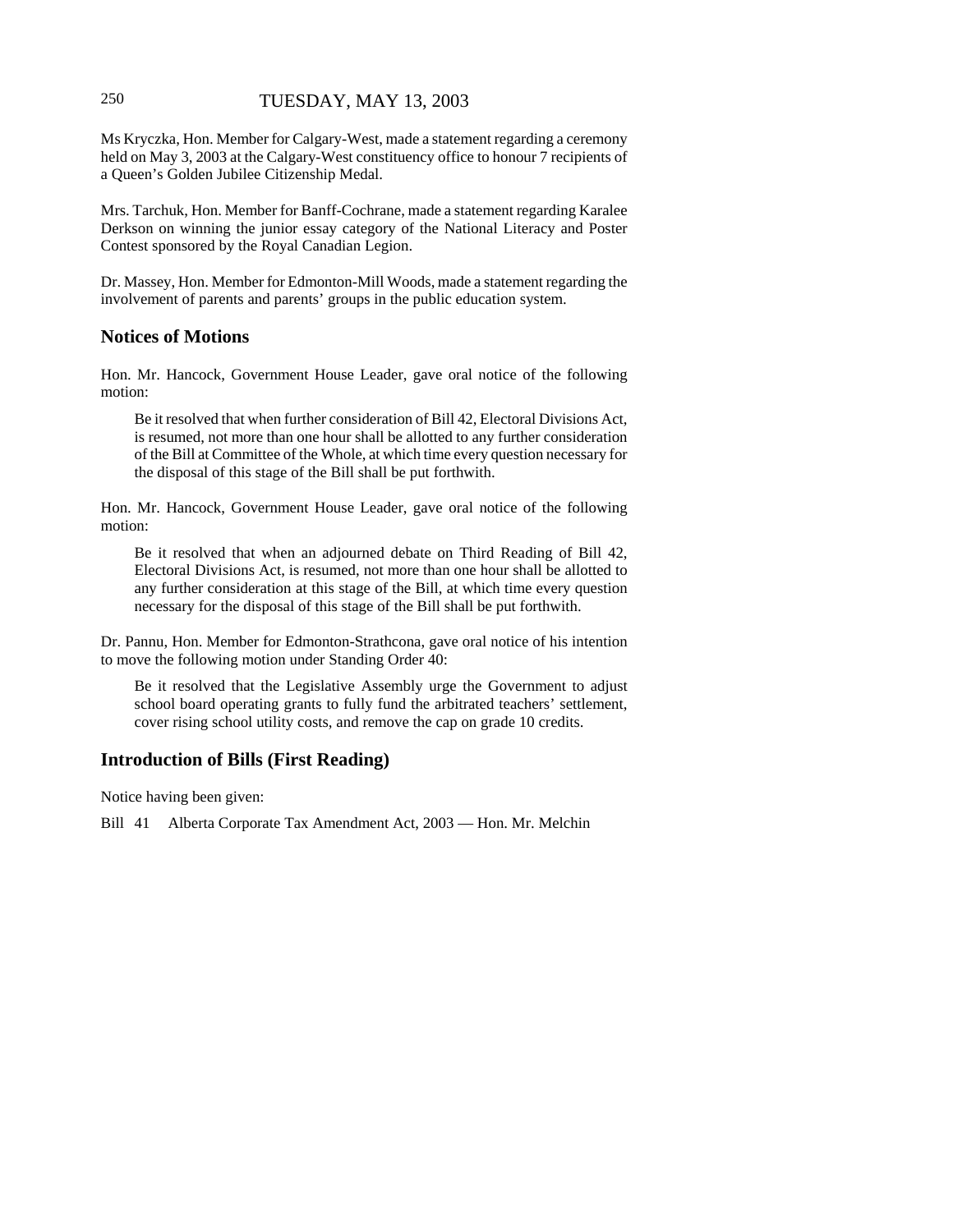Ms Kryczka, Hon. Member for Calgary-West, made a statement regarding a ceremony held on May 3, 2003 at the Calgary-West constituency office to honour 7 recipients of a Queen's Golden Jubilee Citizenship Medal.

Mrs. Tarchuk, Hon. Member for Banff-Cochrane, made a statement regarding Karalee Derkson on winning the junior essay category of the National Literacy and Poster Contest sponsored by the Royal Canadian Legion.

Dr. Massey, Hon. Member for Edmonton-Mill Woods, made a statement regarding the involvement of parents and parents' groups in the public education system.

## Notices of Motions

Hon. Mr. Hancock, Government House Leader, gave oral notice of the following motion:

> Be it resolved that when further consideration of Bill 42, Electoral Divisions Act, is resumed, not more than one hour shall be allotted to any further consideration of the Bill at Committee of the Whole, at which time every question necessary for the disposal of this stage of the Bill shall be put forthwith.

Hon. Mr. Hancock, Government House Leader, gave oral notice of the following motion:

> Be it resolved that when an adjourned debate on Third Reading of Bill 42, Electoral Divisions Act, is resumed, not more than one hour shall be allotted to any further consideration at this stage of the Bill, at which time every question necessary for the disposal of this stage of the Bill shall be put forthwith.

Dr. Pannu, Hon. Member for Edmonton-Strathcona, gave oral notice of his intention to move the following motion under Standing Order 40:

> Be it resolved that the Legislative Assembly urge the Government to adjust school board operating grants to fully fund the arbitrated teachers' settlement, cover rising school utility costs, and remove the cap on grade 10 credits.

## Introduction of Bills (First Reading)

Notice having been given:

Bill 41 Alberta Corporate Tax Amendment Act, 2003 — Hon. Mr. Melchin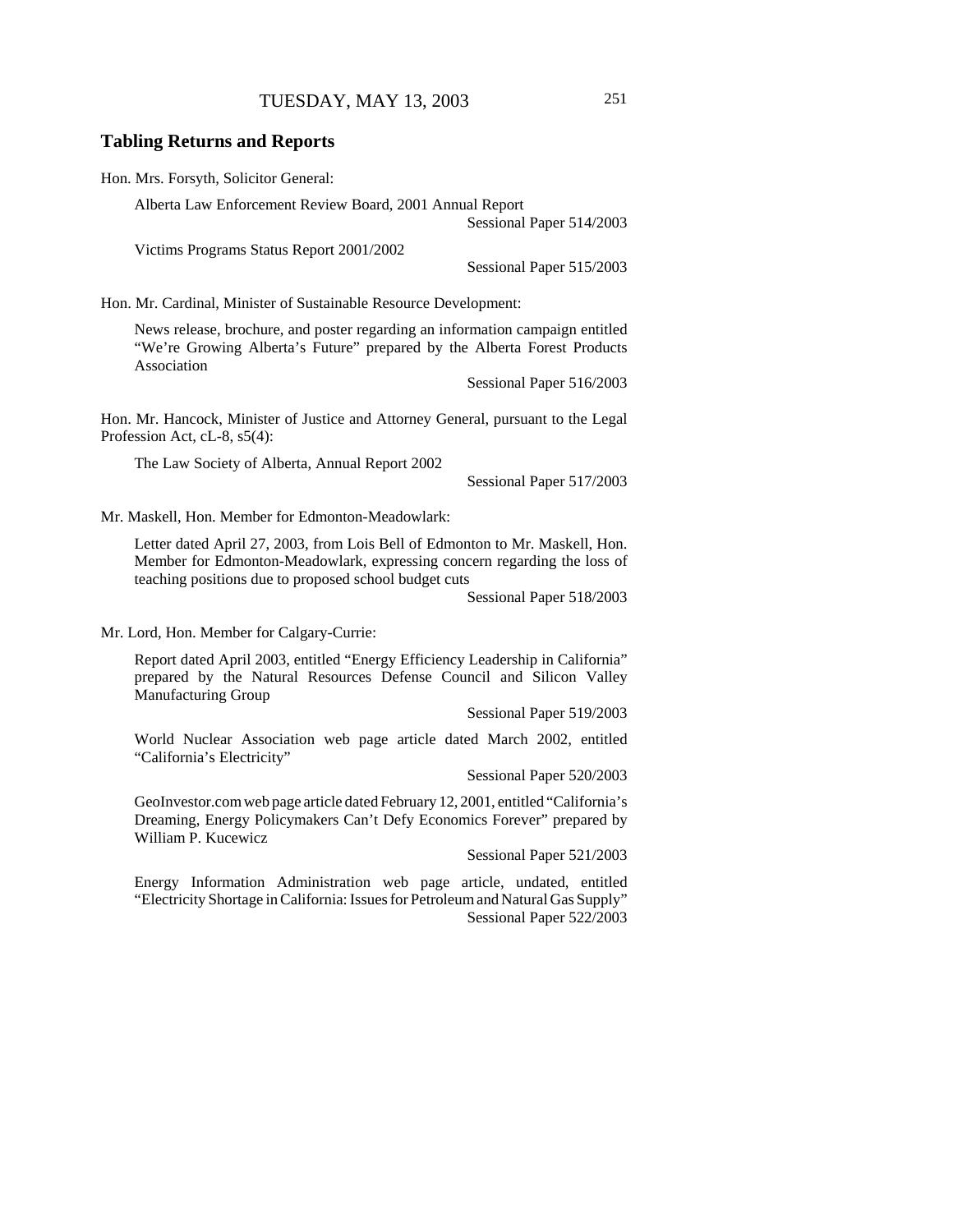## Tabling Returns and Reports

Hon. Mrs. Forsyth, Solicitor General:

Alberta Law Enforcement Review Board, 2001 Annual Report
Sessional Paper 514/2003

Victims Programs Status Report 2001/2002
Sessional Paper 515/2003

Hon. Mr. Cardinal, Minister of Sustainable Resource Development:

News release, brochure, and poster regarding an information campaign entitled "We're Growing Alberta's Future" prepared by the Alberta Forest Products Association
Sessional Paper 516/2003

Hon. Mr. Hancock, Minister of Justice and Attorney General, pursuant to the Legal Profession Act, cL-8, s5(4):

The Law Society of Alberta, Annual Report 2002
Sessional Paper 517/2003

Mr. Maskell, Hon. Member for Edmonton-Meadowlark:

Letter dated April 27, 2003, from Lois Bell of Edmonton to Mr. Maskell, Hon. Member for Edmonton-Meadowlark, expressing concern regarding the loss of teaching positions due to proposed school budget cuts
Sessional Paper 518/2003

Mr. Lord, Hon. Member for Calgary-Currie:

Report dated April 2003, entitled "Energy Efficiency Leadership in California" prepared by the Natural Resources Defense Council and Silicon Valley Manufacturing Group
Sessional Paper 519/2003

World Nuclear Association web page article dated March 2002, entitled "California's Electricity"
Sessional Paper 520/2003

GeoInvestor.com web page article dated February 12, 2001, entitled "California's Dreaming, Energy Policymakers Can't Defy Economics Forever" prepared by William P. Kucewicz
Sessional Paper 521/2003

Energy Information Administration web page article, undated, entitled "Electricity Shortage in California: Issues for Petroleum and Natural Gas Supply"
Sessional Paper 522/2003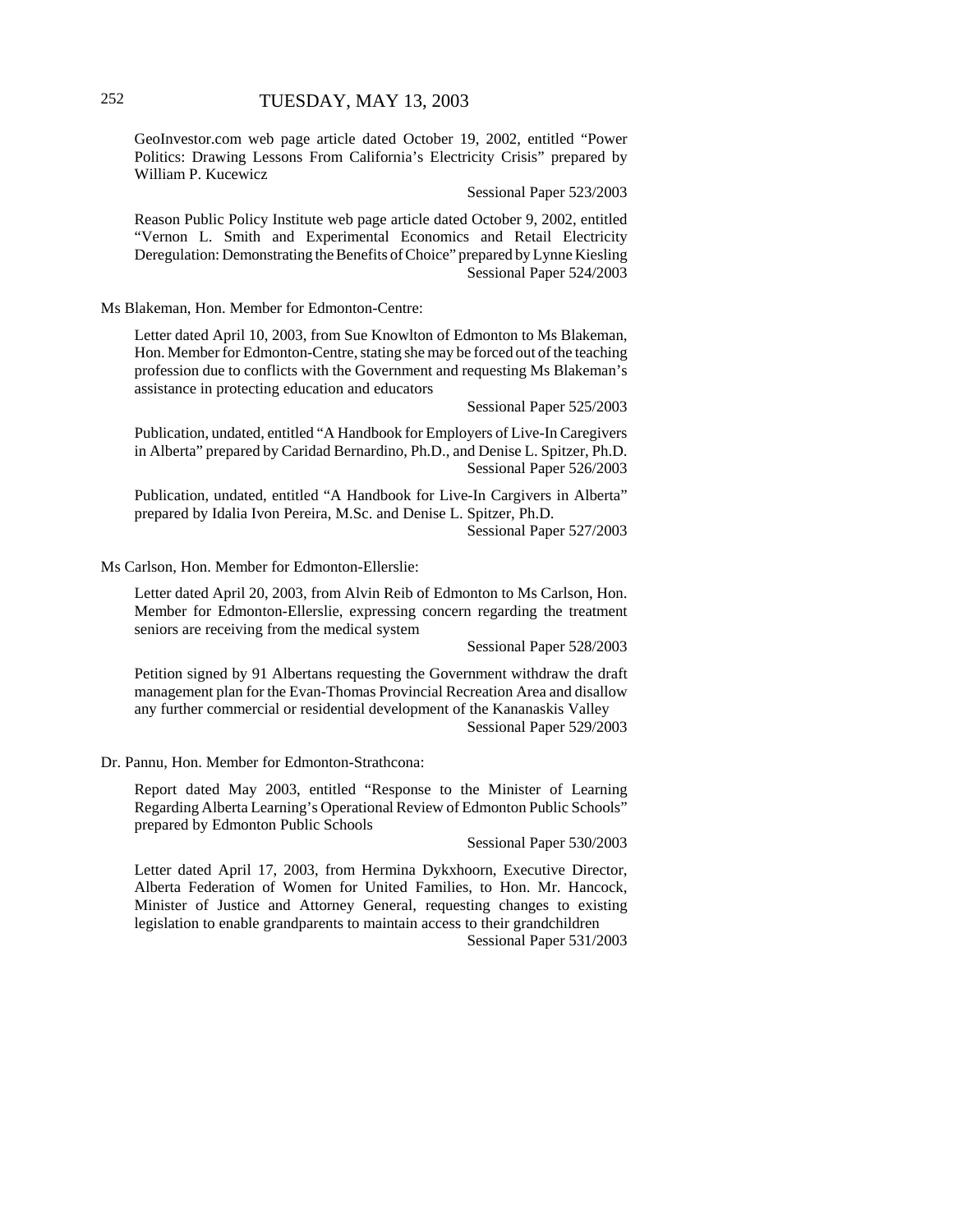GeoInvestor.com web page article dated October 19, 2002, entitled "Power Politics: Drawing Lessons From California's Electricity Crisis" prepared by William P. Kucewicz

Sessional Paper 523/2003

Reason Public Policy Institute web page article dated October 9, 2002, entitled "Vernon L. Smith and Experimental Economics and Retail Electricity Deregulation: Demonstrating the Benefits of Choice" prepared by Lynne Kiesling

Sessional Paper 524/2003

Ms Blakeman, Hon. Member for Edmonton-Centre:

Letter dated April 10, 2003, from Sue Knowlton of Edmonton to Ms Blakeman, Hon. Member for Edmonton-Centre, stating she may be forced out of the teaching profession due to conflicts with the Government and requesting Ms Blakeman's assistance in protecting education and educators

Sessional Paper 525/2003

Publication, undated, entitled "A Handbook for Employers of Live-In Caregivers in Alberta" prepared by Caridad Bernardino, Ph.D., and Denise L. Spitzer, Ph.D.

Sessional Paper 526/2003

Publication, undated, entitled "A Handbook for Live-In Cargivers in Alberta" prepared by Idalia Ivon Pereira, M.Sc. and Denise L. Spitzer, Ph.D.

Sessional Paper 527/2003

Ms Carlson, Hon. Member for Edmonton-Ellerslie:

Letter dated April 20, 2003, from Alvin Reib of Edmonton to Ms Carlson, Hon. Member for Edmonton-Ellerslie, expressing concern regarding the treatment seniors are receiving from the medical system

Sessional Paper 528/2003

Petition signed by 91 Albertans requesting the Government withdraw the draft management plan for the Evan-Thomas Provincial Recreation Area and disallow any further commercial or residential development of the Kananaskis Valley

Sessional Paper 529/2003

Dr. Pannu, Hon. Member for Edmonton-Strathcona:

Report dated May 2003, entitled "Response to the Minister of Learning Regarding Alberta Learning's Operational Review of Edmonton Public Schools" prepared by Edmonton Public Schools

Sessional Paper 530/2003

Letter dated April 17, 2003, from Hermina Dykxhoorn, Executive Director, Alberta Federation of Women for United Families, to Hon. Mr. Hancock, Minister of Justice and Attorney General, requesting changes to existing legislation to enable grandparents to maintain access to their grandchildren

Sessional Paper 531/2003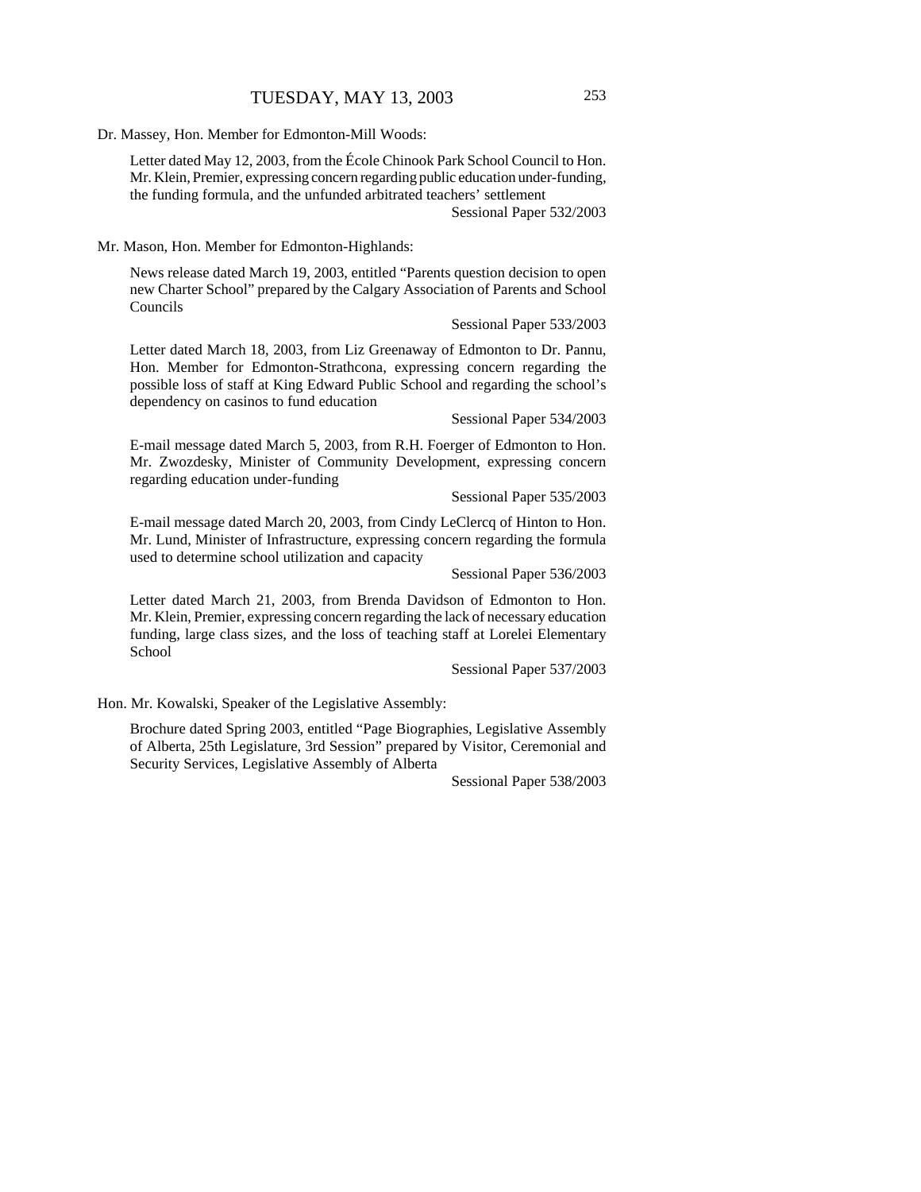Dr. Massey, Hon. Member for Edmonton-Mill Woods:

> Letter dated May 12, 2003, from the École Chinook Park School Council to Hon. Mr. Klein, Premier, expressing concern regarding public education under-funding, the funding formula, and the unfunded arbitrated teachers' settlement
>
> Sessional Paper 532/2003

Mr. Mason, Hon. Member for Edmonton-Highlands:

> News release dated March 19, 2003, entitled "Parents question decision to open new Charter School" prepared by the Calgary Association of Parents and School Councils
>
> Sessional Paper 533/2003

> Letter dated March 18, 2003, from Liz Greenaway of Edmonton to Dr. Pannu, Hon. Member for Edmonton-Strathcona, expressing concern regarding the possible loss of staff at King Edward Public School and regarding the school's dependency on casinos to fund education
>
> Sessional Paper 534/2003

> E-mail message dated March 5, 2003, from R.H. Foerger of Edmonton to Hon. Mr. Zwozdesky, Minister of Community Development, expressing concern regarding education under-funding
>
> Sessional Paper 535/2003

> E-mail message dated March 20, 2003, from Cindy LeClercq of Hinton to Hon. Mr. Lund, Minister of Infrastructure, expressing concern regarding the formula used to determine school utilization and capacity
>
> Sessional Paper 536/2003

> Letter dated March 21, 2003, from Brenda Davidson of Edmonton to Hon. Mr. Klein, Premier, expressing concern regarding the lack of necessary education funding, large class sizes, and the loss of teaching staff at Lorelei Elementary School
>
> Sessional Paper 537/2003

Hon. Mr. Kowalski, Speaker of the Legislative Assembly:

> Brochure dated Spring 2003, entitled "Page Biographies, Legislative Assembly of Alberta, 25th Legislature, 3rd Session" prepared by Visitor, Ceremonial and Security Services, Legislative Assembly of Alberta
>
> Sessional Paper 538/2003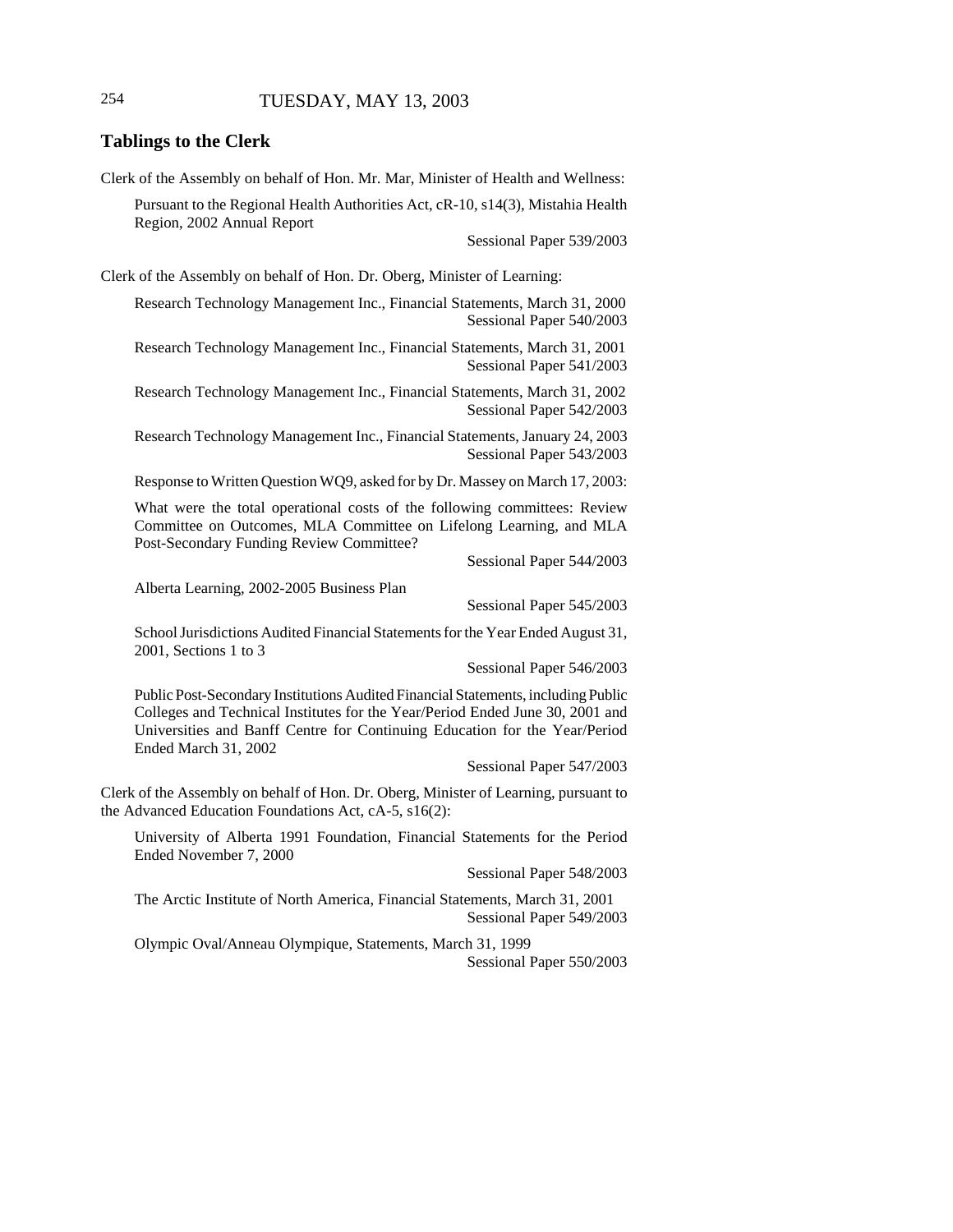## Tablings to the Clerk

Clerk of the Assembly on behalf of Hon. Mr. Mar, Minister of Health and Wellness:

> Pursuant to the Regional Health Authorities Act, cR-10, s14(3), Mistahia Health Region, 2002 Annual Report
>
> Sessional Paper 539/2003

Clerk of the Assembly on behalf of Hon. Dr. Oberg, Minister of Learning:

> Research Technology Management Inc., Financial Statements, March 31, 2000
>
> Sessional Paper 540/2003
>
> Research Technology Management Inc., Financial Statements, March 31, 2001
>
> Sessional Paper 541/2003
>
> Research Technology Management Inc., Financial Statements, March 31, 2002
>
> Sessional Paper 542/2003
>
> Research Technology Management Inc., Financial Statements, January 24, 2003
>
> Sessional Paper 543/2003
>
> Response to Written Question WQ9, asked for by Dr. Massey on March 17, 2003:
>
> What were the total operational costs of the following committees: Review Committee on Outcomes, MLA Committee on Lifelong Learning, and MLA Post-Secondary Funding Review Committee?
>
> Sessional Paper 544/2003
>
> Alberta Learning, 2002-2005 Business Plan
>
> Sessional Paper 545/2003
>
> School Jurisdictions Audited Financial Statements for the Year Ended August 31, 2001, Sections 1 to 3
>
> Sessional Paper 546/2003
>
> Public Post-Secondary Institutions Audited Financial Statements, including Public Colleges and Technical Institutes for the Year/Period Ended June 30, 2001 and Universities and Banff Centre for Continuing Education for the Year/Period Ended March 31, 2002
>
> Sessional Paper 547/2003

Clerk of the Assembly on behalf of Hon. Dr. Oberg, Minister of Learning, pursuant to the Advanced Education Foundations Act, cA-5, s16(2):

> University of Alberta 1991 Foundation, Financial Statements for the Period Ended November 7, 2000
>
> Sessional Paper 548/2003
>
> The Arctic Institute of North America, Financial Statements, March 31, 2001
>
> Sessional Paper 549/2003
>
> Olympic Oval/Anneau Olympique, Statements, March 31, 1999
>
> Sessional Paper 550/2003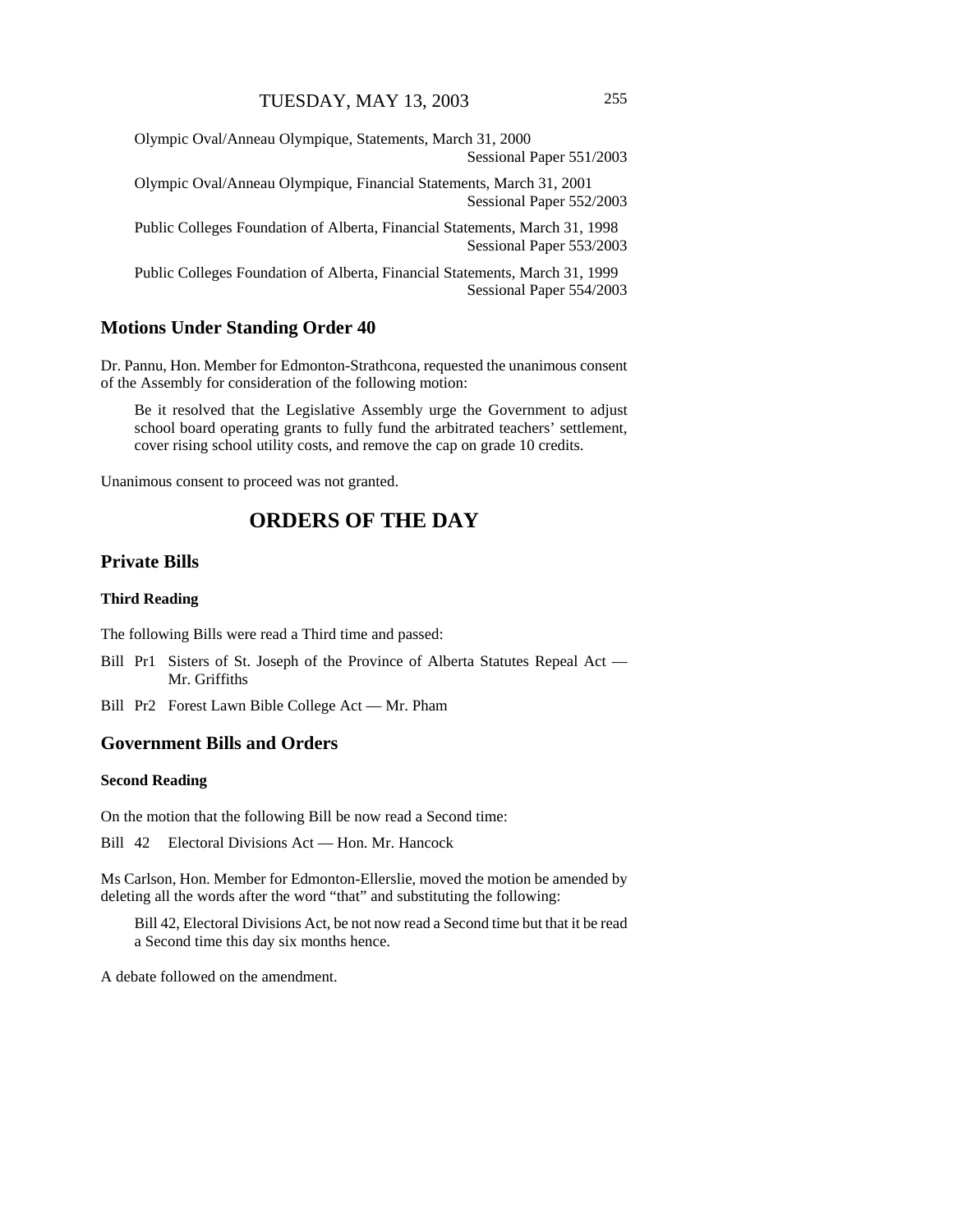Olympic Oval/Anneau Olympique, Statements, March 31, 2000
Sessional Paper 551/2003

Olympic Oval/Anneau Olympique, Financial Statements, March 31, 2001
Sessional Paper 552/2003

Public Colleges Foundation of Alberta, Financial Statements, March 31, 1998
Sessional Paper 553/2003

Public Colleges Foundation of Alberta, Financial Statements, March 31, 1999
Sessional Paper 554/2003

## Motions Under Standing Order 40

Dr. Pannu, Hon. Member for Edmonton-Strathcona, requested the unanimous consent of the Assembly for consideration of the following motion:

> Be it resolved that the Legislative Assembly urge the Government to adjust school board operating grants to fully fund the arbitrated teachers' settlement, cover rising school utility costs, and remove the cap on grade 10 credits.

Unanimous consent to proceed was not granted.

# ORDERS OF THE DAY

## Private Bills

### Third Reading

The following Bills were read a Third time and passed:

Bill Pr1 Sisters of St. Joseph of the Province of Alberta Statutes Repeal Act — Mr. Griffiths

Bill Pr2 Forest Lawn Bible College Act — Mr. Pham

## Government Bills and Orders

### Second Reading

On the motion that the following Bill be now read a Second time:

Bill 42 Electoral Divisions Act — Hon. Mr. Hancock

Ms Carlson, Hon. Member for Edmonton-Ellerslie, moved the motion be amended by deleting all the words after the word "that" and substituting the following:

> Bill 42, Electoral Divisions Act, be not now read a Second time but that it be read a Second time this day six months hence.

A debate followed on the amendment.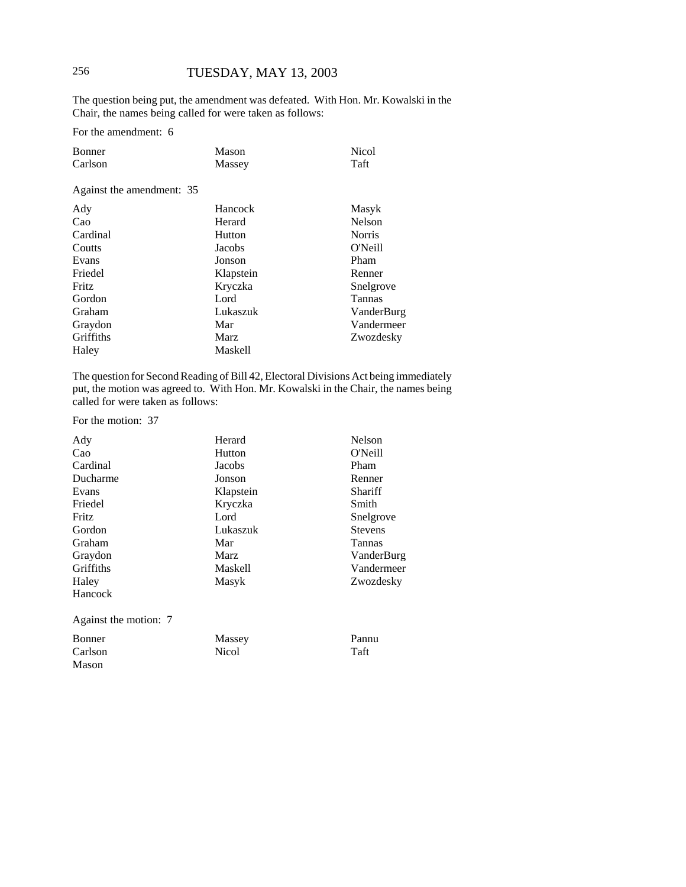The question being put, the amendment was defeated. With Hon. Mr. Kowalski in the Chair, the names being called for were taken as follows:

For the amendment: 6

| | | |
|---|---|---|
| Bonner | Mason | Nicol |
| Carlson | Massey | Taft |

Against the amendment: 35

| | | |
|---|---|---|
| Ady | Hancock | Masyk |
| Cao | Herard | Nelson |
| Cardinal | Hutton | Norris |
| Coutts | Jacobs | O'Neill |
| Evans | Jonson | Pham |
| Friedel | Klapstein | Renner |
| Fritz | Kryczka | Snelgrove |
| Gordon | Lord | Tannas |
| Graham | Lukaszuk | VanderBurg |
| Graydon | Mar | Vandermeer |
| Griffiths | Marz | Zwozdesky |
| Haley | Maskell | |

The question for Second Reading of Bill 42, Electoral Divisions Act being immediately put, the motion was agreed to. With Hon. Mr. Kowalski in the Chair, the names being called for were taken as follows:

For the motion: 37

| | | |
|---|---|---|
| Ady | Herard | Nelson |
| Cao | Hutton | O'Neill |
| Cardinal | Jacobs | Pham |
| Ducharme | Jonson | Renner |
| Evans | Klapstein | Shariff |
| Friedel | Kryczka | Smith |
| Fritz | Lord | Snelgrove |
| Gordon | Lukaszuk | Stevens |
| Graham | Mar | Tannas |
| Graydon | Marz | VanderBurg |
| Griffiths | Maskell | Vandermeer |
| Haley | Masyk | Zwozdesky |
| Hancock | | |

Against the motion: 7

| | | |
|---|---|---|
| Bonner | Massey | Pannu |
| Carlson | Nicol | Taft |
| Mason | | |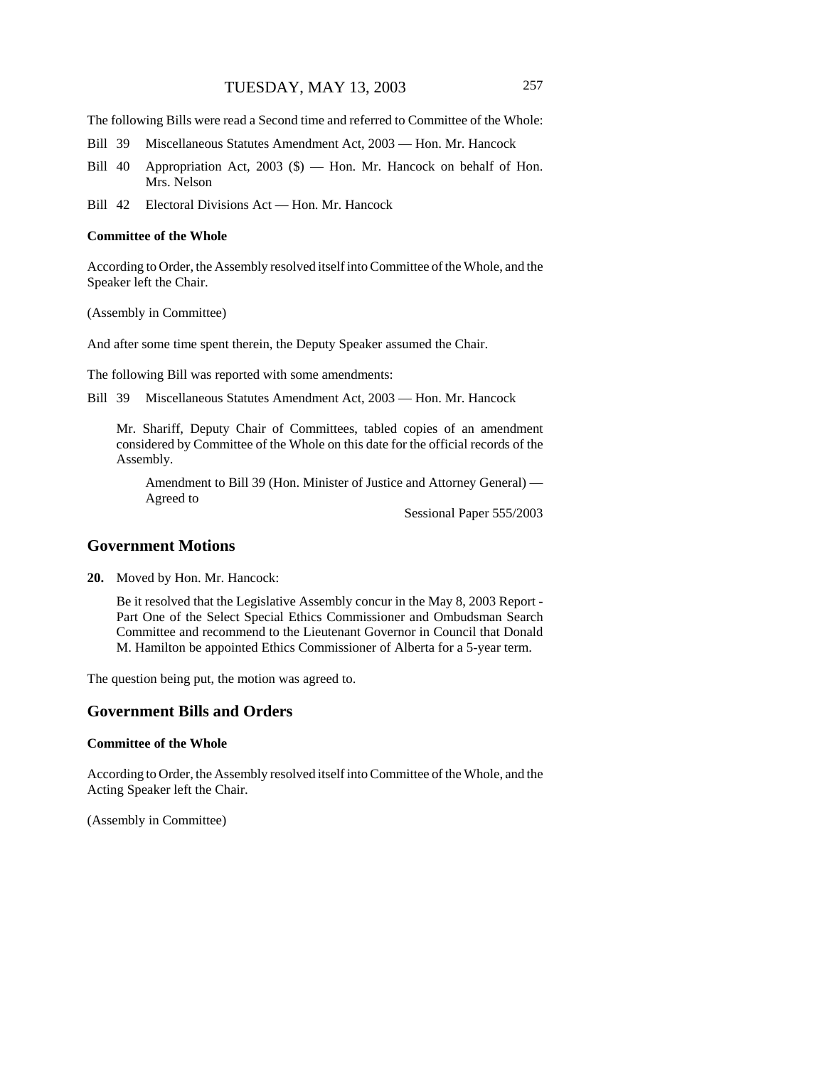The following Bills were read a Second time and referred to Committee of the Whole:

Bill 39 Miscellaneous Statutes Amendment Act, 2003 — Hon. Mr. Hancock

Bill 40 Appropriation Act, 2003 ($) — Hon. Mr. Hancock on behalf of Hon. Mrs. Nelson

Bill 42 Electoral Divisions Act — Hon. Mr. Hancock

**Committee of the Whole**

According to Order, the Assembly resolved itself into Committee of the Whole, and the Speaker left the Chair.

(Assembly in Committee)

And after some time spent therein, the Deputy Speaker assumed the Chair.

The following Bill was reported with some amendments:

Bill 39 Miscellaneous Statutes Amendment Act, 2003 — Hon. Mr. Hancock

Mr. Shariff, Deputy Chair of Committees, tabled copies of an amendment considered by Committee of the Whole on this date for the official records of the Assembly.

Amendment to Bill 39 (Hon. Minister of Justice and Attorney General) — Agreed to

Sessional Paper 555/2003

## Government Motions

**20.** Moved by Hon. Mr. Hancock:

Be it resolved that the Legislative Assembly concur in the May 8, 2003 Report - Part One of the Select Special Ethics Commissioner and Ombudsman Search Committee and recommend to the Lieutenant Governor in Council that Donald M. Hamilton be appointed Ethics Commissioner of Alberta for a 5-year term.

The question being put, the motion was agreed to.

## Government Bills and Orders

**Committee of the Whole**

According to Order, the Assembly resolved itself into Committee of the Whole, and the Acting Speaker left the Chair.

(Assembly in Committee)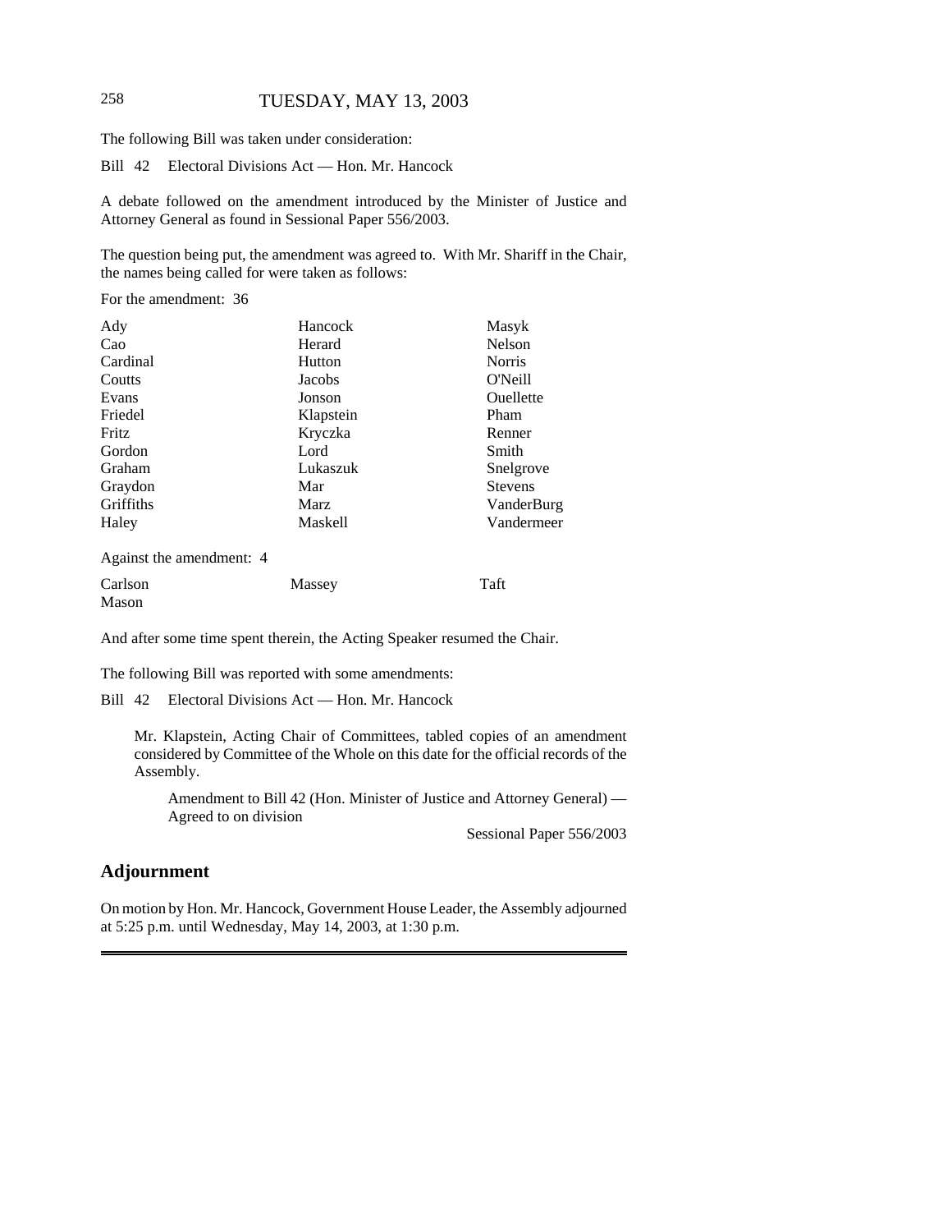The following Bill was taken under consideration:

Bill 42 Electoral Divisions Act — Hon. Mr. Hancock

A debate followed on the amendment introduced by the Minister of Justice and Attorney General as found in Sessional Paper 556/2003.

The question being put, the amendment was agreed to. With Mr. Shariff in the Chair, the names being called for were taken as follows:

For the amendment: 36

| | | |
|---|---|---|
| Ady | Hancock | Masyk |
| Cao | Herard | Nelson |
| Cardinal | Hutton | Norris |
| Coutts | Jacobs | O'Neill |
| Evans | Jonson | Ouellette |
| Friedel | Klapstein | Pham |
| Fritz | Kryczka | Renner |
| Gordon | Lord | Smith |
| Graham | Lukaszuk | Snelgrove |
| Graydon | Mar | Stevens |
| Griffiths | Marz | VanderBurg |
| Haley | Maskell | Vandermeer |

Against the amendment: 4

| | | |
|---|---|---|
| Carlson | Massey | Taft |
| Mason | | |

And after some time spent therein, the Acting Speaker resumed the Chair.

The following Bill was reported with some amendments:

Bill 42 Electoral Divisions Act — Hon. Mr. Hancock

Mr. Klapstein, Acting Chair of Committees, tabled copies of an amendment considered by Committee of the Whole on this date for the official records of the Assembly.

Amendment to Bill 42 (Hon. Minister of Justice and Attorney General) — Agreed to on division

Sessional Paper 556/2003

## Adjournment

On motion by Hon. Mr. Hancock, Government House Leader, the Assembly adjourned at 5:25 p.m. until Wednesday, May 14, 2003, at 1:30 p.m.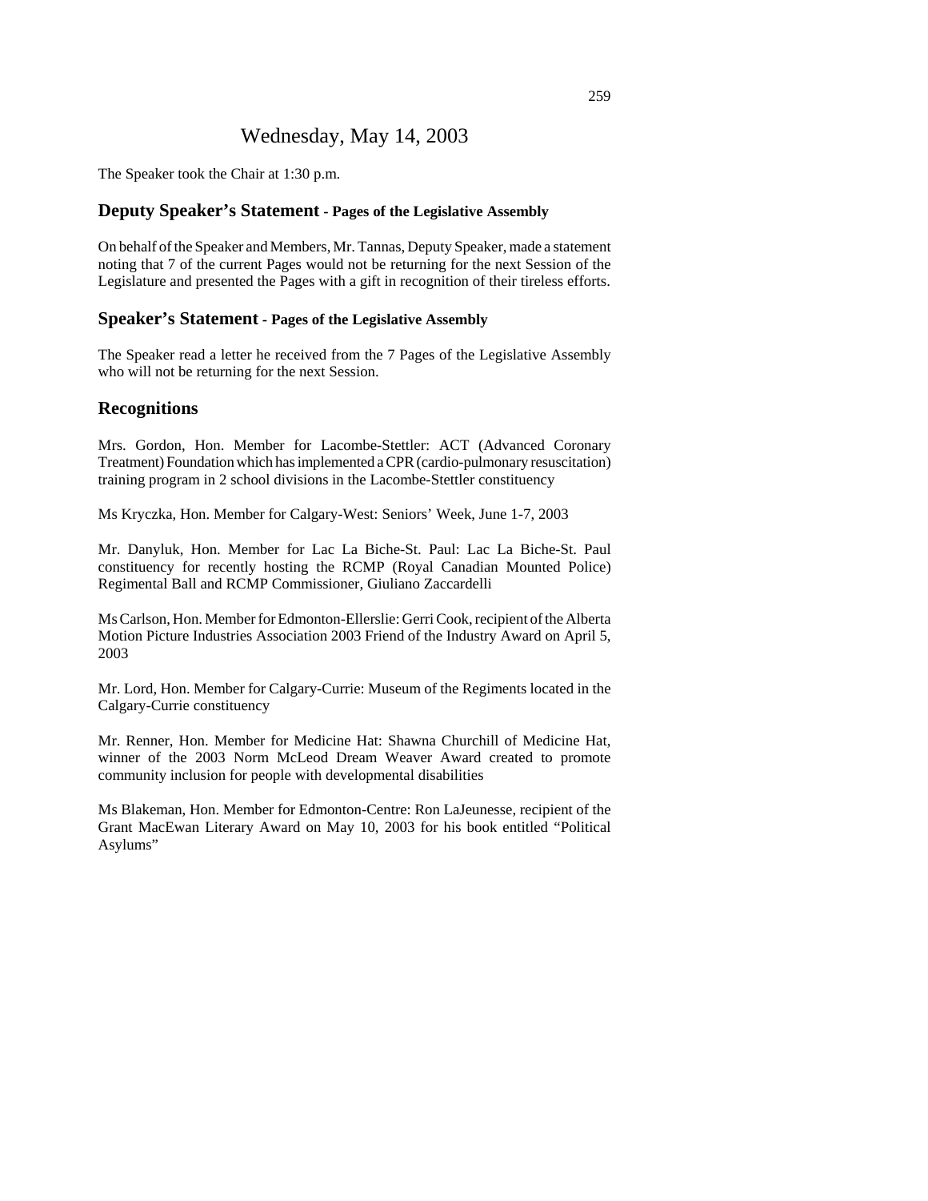# Wednesday, May 14, 2003

The Speaker took the Chair at 1:30 p.m.

## Deputy Speaker's Statement - Pages of the Legislative Assembly

On behalf of the Speaker and Members, Mr. Tannas, Deputy Speaker, made a statement noting that 7 of the current Pages would not be returning for the next Session of the Legislature and presented the Pages with a gift in recognition of their tireless efforts.

## Speaker's Statement - Pages of the Legislative Assembly

The Speaker read a letter he received from the 7 Pages of the Legislative Assembly who will not be returning for the next Session.

## Recognitions

Mrs. Gordon, Hon. Member for Lacombe-Stettler: ACT (Advanced Coronary Treatment) Foundation which has implemented a CPR (cardio-pulmonary resuscitation) training program in 2 school divisions in the Lacombe-Stettler constituency

Ms Kryczka, Hon. Member for Calgary-West: Seniors' Week, June 1-7, 2003

Mr. Danyluk, Hon. Member for Lac La Biche-St. Paul: Lac La Biche-St. Paul constituency for recently hosting the RCMP (Royal Canadian Mounted Police) Regimental Ball and RCMP Commissioner, Giuliano Zaccardelli

Ms Carlson, Hon. Member for Edmonton-Ellerslie: Gerri Cook, recipient of the Alberta Motion Picture Industries Association 2003 Friend of the Industry Award on April 5, 2003

Mr. Lord, Hon. Member for Calgary-Currie: Museum of the Regiments located in the Calgary-Currie constituency

Mr. Renner, Hon. Member for Medicine Hat: Shawna Churchill of Medicine Hat, winner of the 2003 Norm McLeod Dream Weaver Award created to promote community inclusion for people with developmental disabilities

Ms Blakeman, Hon. Member for Edmonton-Centre: Ron LaJeunesse, recipient of the Grant MacEwan Literary Award on May 10, 2003 for his book entitled "Political Asylums"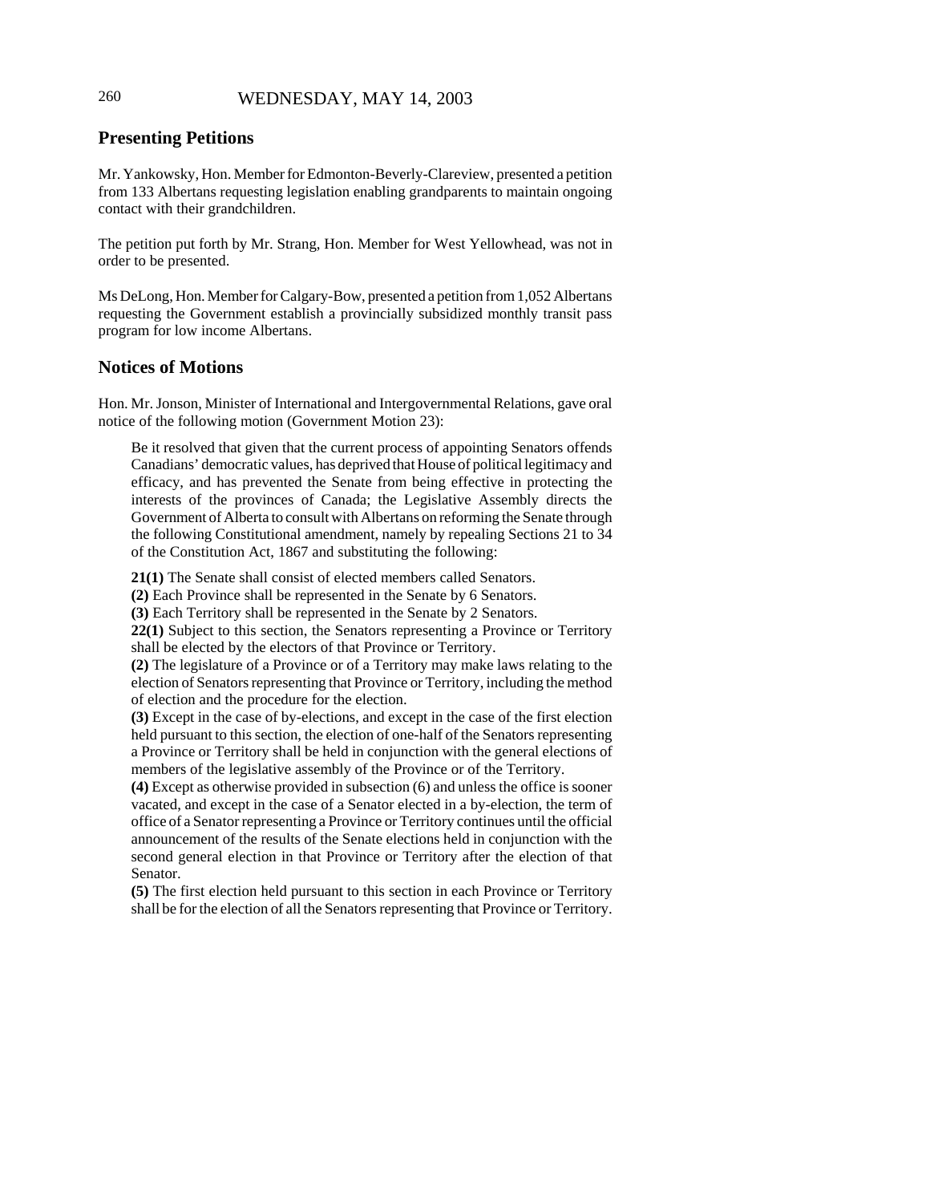## Presenting Petitions

Mr. Yankowsky, Hon. Member for Edmonton-Beverly-Clareview, presented a petition from 133 Albertans requesting legislation enabling grandparents to maintain ongoing contact with their grandchildren.

The petition put forth by Mr. Strang, Hon. Member for West Yellowhead, was not in order to be presented.

Ms DeLong, Hon. Member for Calgary-Bow, presented a petition from 1,052 Albertans requesting the Government establish a provincially subsidized monthly transit pass program for low income Albertans.

## Notices of Motions

Hon. Mr. Jonson, Minister of International and Intergovernmental Relations, gave oral notice of the following motion (Government Motion 23):

> Be it resolved that given that the current process of appointing Senators offends Canadians' democratic values, has deprived that House of political legitimacy and efficacy, and has prevented the Senate from being effective in protecting the interests of the provinces of Canada; the Legislative Assembly directs the Government of Alberta to consult with Albertans on reforming the Senate through the following Constitutional amendment, namely by repealing Sections 21 to 34 of the Constitution Act, 1867 and substituting the following:
>
> **21(1)** The Senate shall consist of elected members called Senators.
> **(2)** Each Province shall be represented in the Senate by 6 Senators.
> **(3)** Each Territory shall be represented in the Senate by 2 Senators.
> **22(1)** Subject to this section, the Senators representing a Province or Territory shall be elected by the electors of that Province or Territory.
> **(2)** The legislature of a Province or of a Territory may make laws relating to the election of Senators representing that Province or Territory, including the method of election and the procedure for the election.
> **(3)** Except in the case of by-elections, and except in the case of the first election held pursuant to this section, the election of one-half of the Senators representing a Province or Territory shall be held in conjunction with the general elections of members of the legislative assembly of the Province or of the Territory.
> **(4)** Except as otherwise provided in subsection (6) and unless the office is sooner vacated, and except in the case of a Senator elected in a by-election, the term of office of a Senator representing a Province or Territory continues until the official announcement of the results of the Senate elections held in conjunction with the second general election in that Province or Territory after the election of that Senator.
> **(5)** The first election held pursuant to this section in each Province or Territory shall be for the election of all the Senators representing that Province or Territory.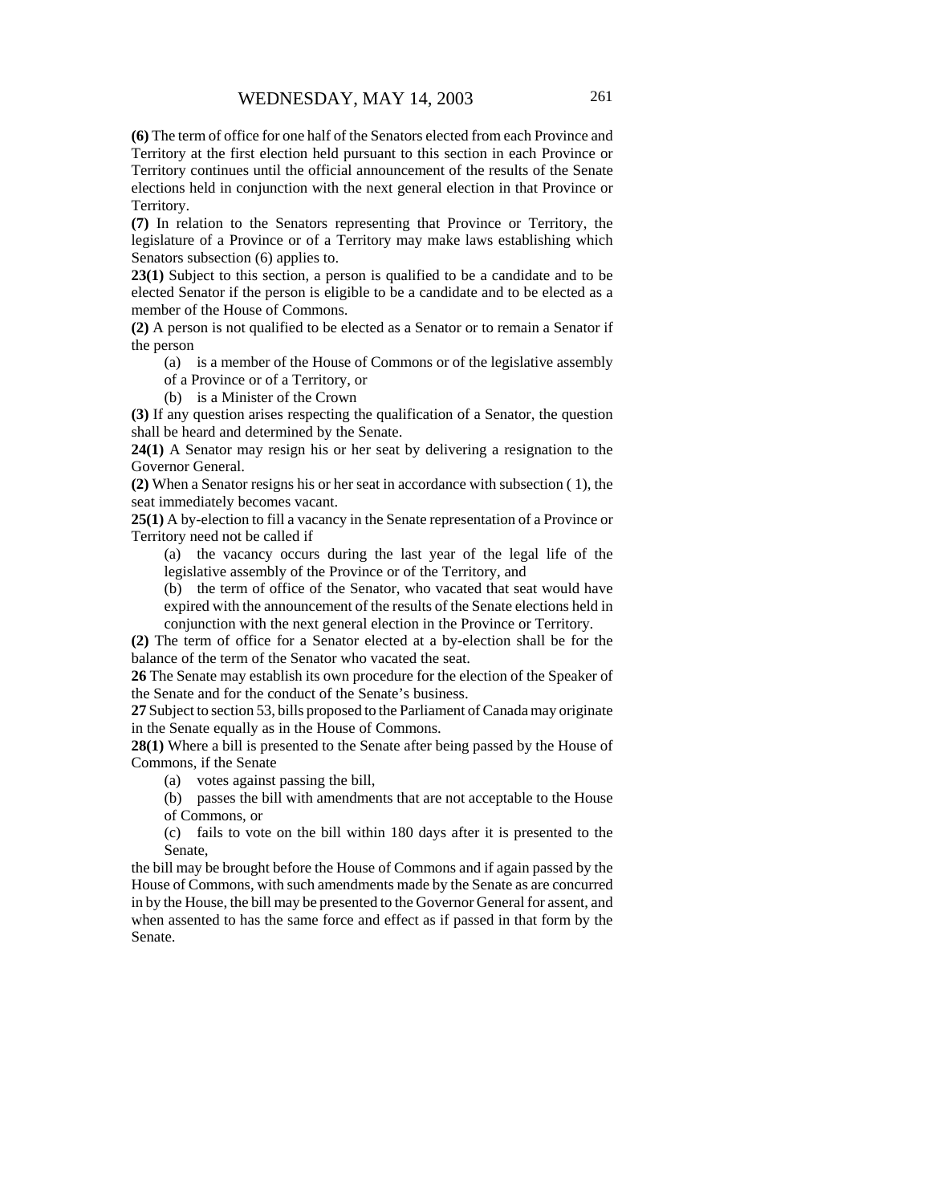**(6)** The term of office for one half of the Senators elected from each Province and Territory at the first election held pursuant to this section in each Province or Territory continues until the official announcement of the results of the Senate elections held in conjunction with the next general election in that Province or Territory.

**(7)** In relation to the Senators representing that Province or Territory, the legislature of a Province or of a Territory may make laws establishing which Senators subsection (6) applies to.

**23(1)** Subject to this section, a person is qualified to be a candidate and to be elected Senator if the person is eligible to be a candidate and to be elected as a member of the House of Commons.

**(2)** A person is not qualified to be elected as a Senator or to remain a Senator if the person

(a) is a member of the House of Commons or of the legislative assembly of a Province or of a Territory, or

(b) is a Minister of the Crown

**(3)** If any question arises respecting the qualification of a Senator, the question shall be heard and determined by the Senate.

**24(1)** A Senator may resign his or her seat by delivering a resignation to the Governor General.

**(2)** When a Senator resigns his or her seat in accordance with subsection ( 1), the seat immediately becomes vacant.

**25(1)** A by-election to fill a vacancy in the Senate representation of a Province or Territory need not be called if

(a) the vacancy occurs during the last year of the legal life of the legislative assembly of the Province or of the Territory, and

(b) the term of office of the Senator, who vacated that seat would have expired with the announcement of the results of the Senate elections held in conjunction with the next general election in the Province or Territory.

**(2)** The term of office for a Senator elected at a by-election shall be for the balance of the term of the Senator who vacated the seat.

**26** The Senate may establish its own procedure for the election of the Speaker of the Senate and for the conduct of the Senate's business.

**27** Subject to section 53, bills proposed to the Parliament of Canada may originate in the Senate equally as in the House of Commons.

**28(1)** Where a bill is presented to the Senate after being passed by the House of Commons, if the Senate

(a) votes against passing the bill,

(b) passes the bill with amendments that are not acceptable to the House of Commons, or

(c) fails to vote on the bill within 180 days after it is presented to the Senate,

the bill may be brought before the House of Commons and if again passed by the House of Commons, with such amendments made by the Senate as are concurred in by the House, the bill may be presented to the Governor General for assent, and when assented to has the same force and effect as if passed in that form by the Senate.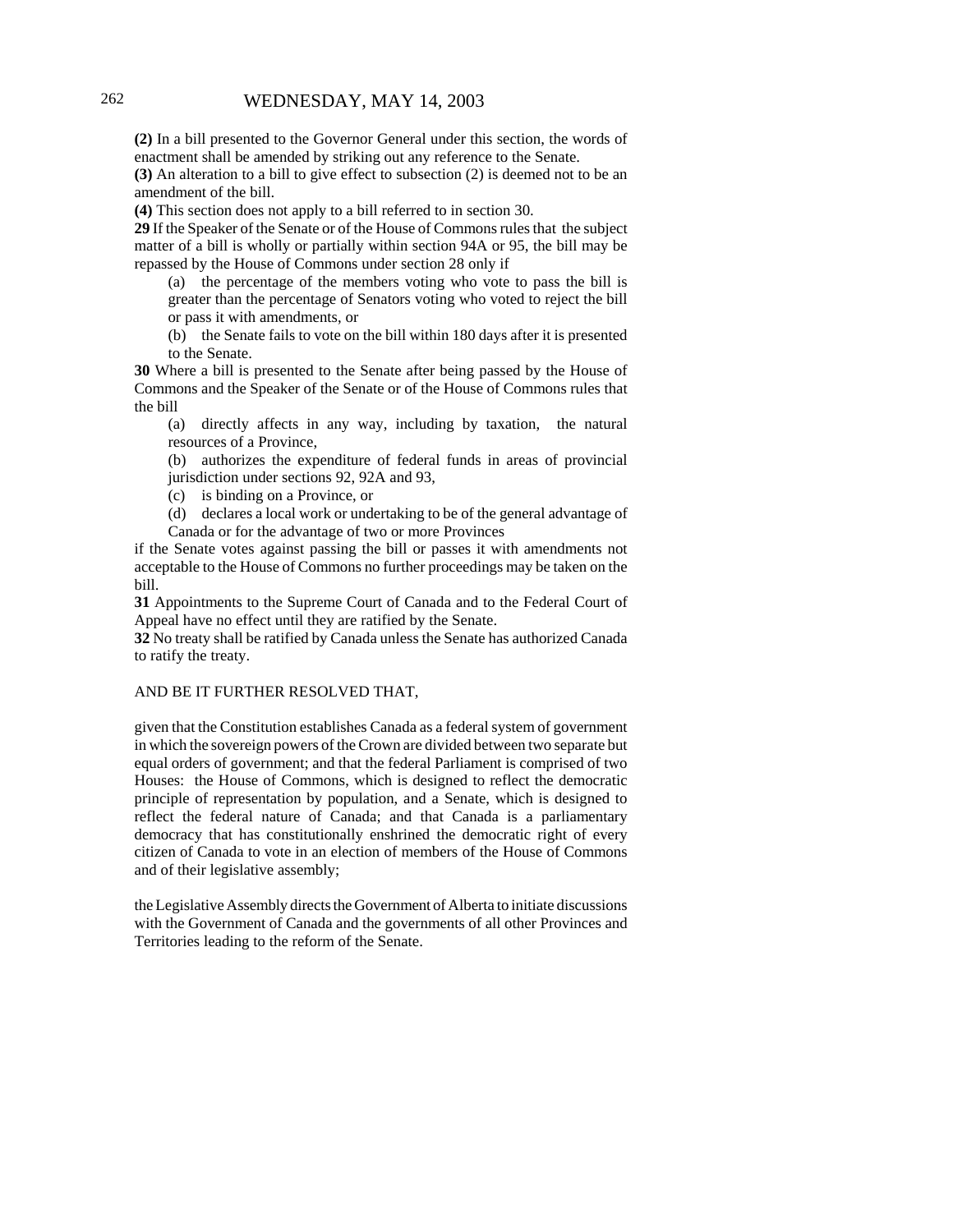**(2)** In a bill presented to the Governor General under this section, the words of enactment shall be amended by striking out any reference to the Senate.

**(3)** An alteration to a bill to give effect to subsection (2) is deemed not to be an amendment of the bill.

**(4)** This section does not apply to a bill referred to in section 30.

**29** If the Speaker of the Senate or of the House of Commons rules that the subject matter of a bill is wholly or partially within section 94A or 95, the bill may be repassed by the House of Commons under section 28 only if

(a) the percentage of the members voting who vote to pass the bill is greater than the percentage of Senators voting who voted to reject the bill or pass it with amendments, or

(b) the Senate fails to vote on the bill within 180 days after it is presented to the Senate.

**30** Where a bill is presented to the Senate after being passed by the House of Commons and the Speaker of the Senate or of the House of Commons rules that the bill

(a) directly affects in any way, including by taxation, the natural resources of a Province,

(b) authorizes the expenditure of federal funds in areas of provincial jurisdiction under sections 92, 92A and 93,

(c) is binding on a Province, or

(d) declares a local work or undertaking to be of the general advantage of Canada or for the advantage of two or more Provinces

if the Senate votes against passing the bill or passes it with amendments not acceptable to the House of Commons no further proceedings may be taken on the bill.

**31** Appointments to the Supreme Court of Canada and to the Federal Court of Appeal have no effect until they are ratified by the Senate.

**32** No treaty shall be ratified by Canada unless the Senate has authorized Canada to ratify the treaty.

AND BE IT FURTHER RESOLVED THAT,

given that the Constitution establishes Canada as a federal system of government in which the sovereign powers of the Crown are divided between two separate but equal orders of government; and that the federal Parliament is comprised of two Houses: the House of Commons, which is designed to reflect the democratic principle of representation by population, and a Senate, which is designed to reflect the federal nature of Canada; and that Canada is a parliamentary democracy that has constitutionally enshrined the democratic right of every citizen of Canada to vote in an election of members of the House of Commons and of their legislative assembly;

the Legislative Assembly directs the Government of Alberta to initiate discussions with the Government of Canada and the governments of all other Provinces and Territories leading to the reform of the Senate.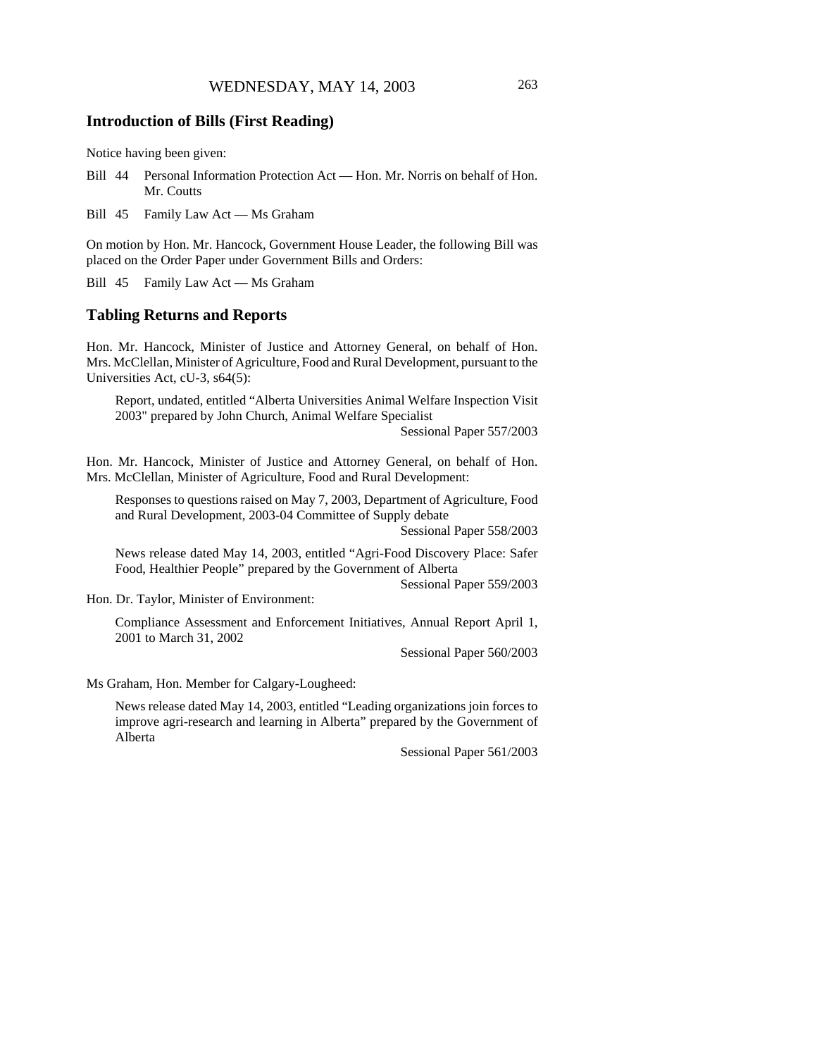WEDNESDAY, MAY 14, 2003

## Introduction of Bills (First Reading)

Notice having been given:

Bill 44 Personal Information Protection Act — Hon. Mr. Norris on behalf of Hon. Mr. Coutts

Bill 45 Family Law Act — Ms Graham

On motion by Hon. Mr. Hancock, Government House Leader, the following Bill was placed on the Order Paper under Government Bills and Orders:

Bill 45 Family Law Act — Ms Graham

## Tabling Returns and Reports

Hon. Mr. Hancock, Minister of Justice and Attorney General, on behalf of Hon. Mrs. McClellan, Minister of Agriculture, Food and Rural Development, pursuant to the Universities Act, cU-3, s64(5):

> Report, undated, entitled "Alberta Universities Animal Welfare Inspection Visit 2003" prepared by John Church, Animal Welfare Specialist
>
> Sessional Paper 557/2003

Hon. Mr. Hancock, Minister of Justice and Attorney General, on behalf of Hon. Mrs. McClellan, Minister of Agriculture, Food and Rural Development:

> Responses to questions raised on May 7, 2003, Department of Agriculture, Food and Rural Development, 2003-04 Committee of Supply debate
>
> Sessional Paper 558/2003

> News release dated May 14, 2003, entitled "Agri-Food Discovery Place: Safer Food, Healthier People" prepared by the Government of Alberta
>
> Sessional Paper 559/2003

Hon. Dr. Taylor, Minister of Environment:

> Compliance Assessment and Enforcement Initiatives, Annual Report April 1, 2001 to March 31, 2002
>
> Sessional Paper 560/2003

Ms Graham, Hon. Member for Calgary-Lougheed:

> News release dated May 14, 2003, entitled "Leading organizations join forces to improve agri-research and learning in Alberta" prepared by the Government of Alberta
>
> Sessional Paper 561/2003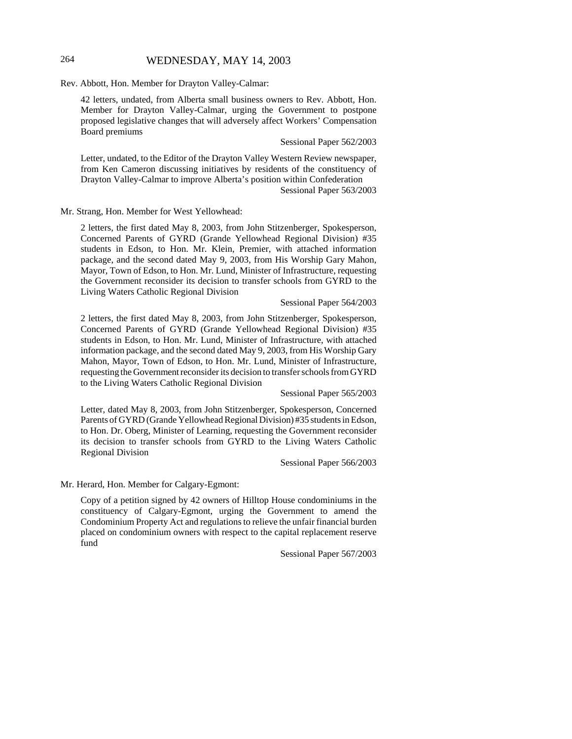Rev. Abbott, Hon. Member for Drayton Valley-Calmar:

42 letters, undated, from Alberta small business owners to Rev. Abbott, Hon. Member for Drayton Valley-Calmar, urging the Government to postpone proposed legislative changes that will adversely affect Workers' Compensation Board premiums

Sessional Paper 562/2003

Letter, undated, to the Editor of the Drayton Valley Western Review newspaper, from Ken Cameron discussing initiatives by residents of the constituency of Drayton Valley-Calmar to improve Alberta's position within Confederation

Sessional Paper 563/2003

Mr. Strang, Hon. Member for West Yellowhead:

2 letters, the first dated May 8, 2003, from John Stitzenberger, Spokesperson, Concerned Parents of GYRD (Grande Yellowhead Regional Division) #35 students in Edson, to Hon. Mr. Klein, Premier, with attached information package, and the second dated May 9, 2003, from His Worship Gary Mahon, Mayor, Town of Edson, to Hon. Mr. Lund, Minister of Infrastructure, requesting the Government reconsider its decision to transfer schools from GYRD to the Living Waters Catholic Regional Division

Sessional Paper 564/2003

2 letters, the first dated May 8, 2003, from John Stitzenberger, Spokesperson, Concerned Parents of GYRD (Grande Yellowhead Regional Division) #35 students in Edson, to Hon. Mr. Lund, Minister of Infrastructure, with attached information package, and the second dated May 9, 2003, from His Worship Gary Mahon, Mayor, Town of Edson, to Hon. Mr. Lund, Minister of Infrastructure, requesting the Government reconsider its decision to transfer schools from GYRD to the Living Waters Catholic Regional Division

Sessional Paper 565/2003

Letter, dated May 8, 2003, from John Stitzenberger, Spokesperson, Concerned Parents of GYRD (Grande Yellowhead Regional Division) #35 students in Edson, to Hon. Dr. Oberg, Minister of Learning, requesting the Government reconsider its decision to transfer schools from GYRD to the Living Waters Catholic Regional Division

Sessional Paper 566/2003

Mr. Herard, Hon. Member for Calgary-Egmont:

Copy of a petition signed by 42 owners of Hilltop House condominiums in the constituency of Calgary-Egmont, urging the Government to amend the Condominium Property Act and regulations to relieve the unfair financial burden placed on condominium owners with respect to the capital replacement reserve fund

Sessional Paper 567/2003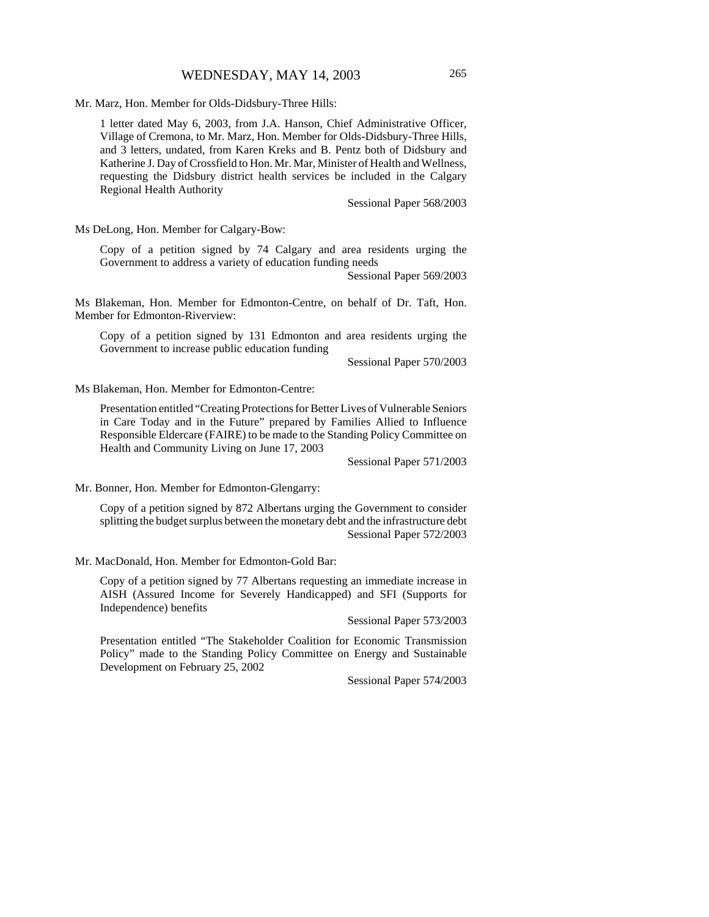Mr. Marz, Hon. Member for Olds-Didsbury-Three Hills:

> 1 letter dated May 6, 2003, from J.A. Hanson, Chief Administrative Officer, Village of Cremona, to Mr. Marz, Hon. Member for Olds-Didsbury-Three Hills, and 3 letters, undated, from Karen Kreks and B. Pentz both of Didsbury and Katherine J. Day of Crossfield to Hon. Mr. Mar, Minister of Health and Wellness, requesting the Didsbury district health services be included in the Calgary Regional Health Authority
>
> Sessional Paper 568/2003

Ms DeLong, Hon. Member for Calgary-Bow:

> Copy of a petition signed by 74 Calgary and area residents urging the Government to address a variety of education funding needs
>
> Sessional Paper 569/2003

Ms Blakeman, Hon. Member for Edmonton-Centre, on behalf of Dr. Taft, Hon. Member for Edmonton-Riverview:

> Copy of a petition signed by 131 Edmonton and area residents urging the Government to increase public education funding
>
> Sessional Paper 570/2003

Ms Blakeman, Hon. Member for Edmonton-Centre:

> Presentation entitled "Creating Protections for Better Lives of Vulnerable Seniors in Care Today and in the Future" prepared by Families Allied to Influence Responsible Eldercare (FAIRE) to be made to the Standing Policy Committee on Health and Community Living on June 17, 2003
>
> Sessional Paper 571/2003

Mr. Bonner, Hon. Member for Edmonton-Glengarry:

> Copy of a petition signed by 872 Albertans urging the Government to consider splitting the budget surplus between the monetary debt and the infrastructure debt
>
> Sessional Paper 572/2003

Mr. MacDonald, Hon. Member for Edmonton-Gold Bar:

> Copy of a petition signed by 77 Albertans requesting an immediate increase in AISH (Assured Income for Severely Handicapped) and SFI (Supports for Independence) benefits
>
> Sessional Paper 573/2003
>
> Presentation entitled "The Stakeholder Coalition for Economic Transmission Policy" made to the Standing Policy Committee on Energy and Sustainable Development on February 25, 2002
>
> Sessional Paper 574/2003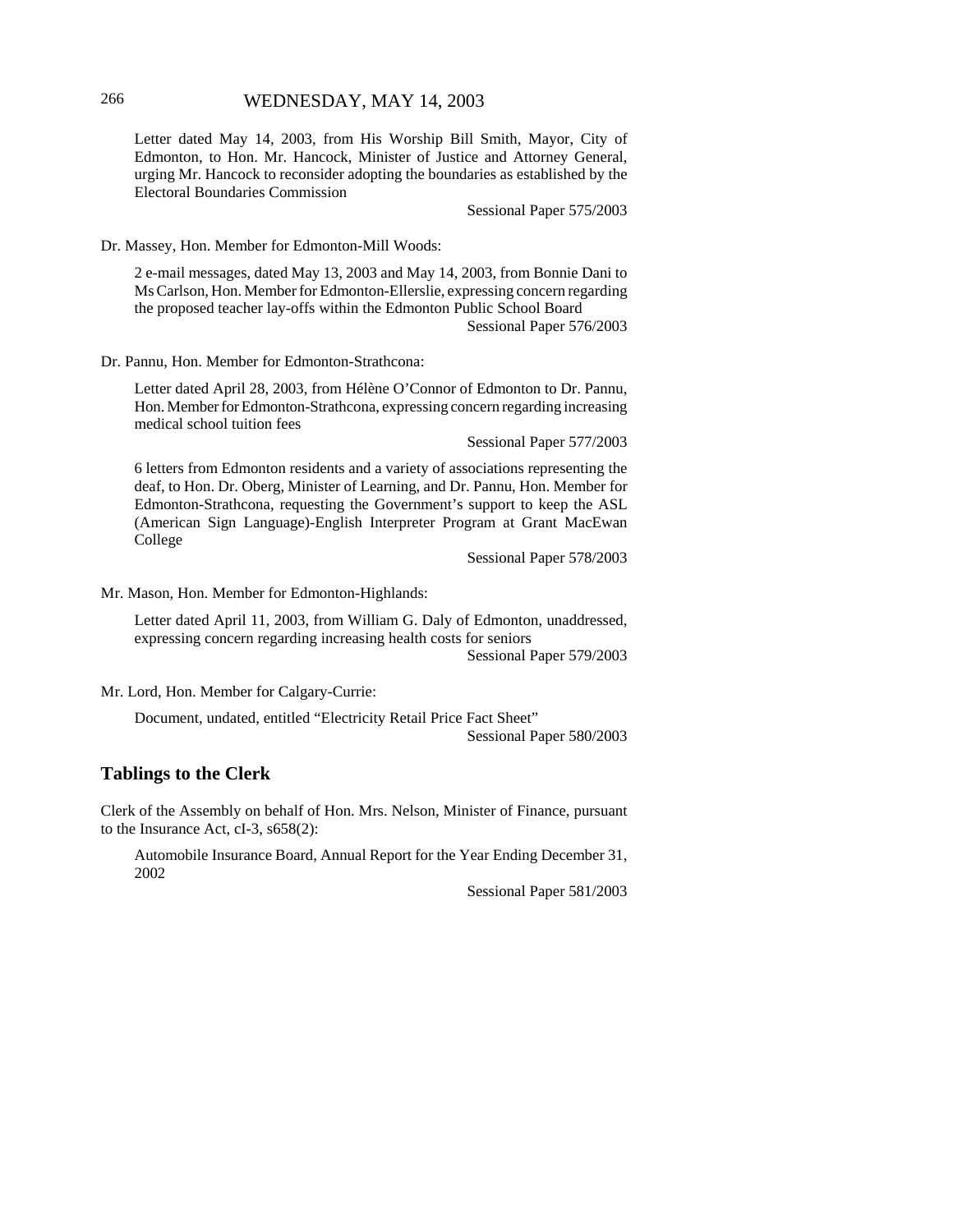Letter dated May 14, 2003, from His Worship Bill Smith, Mayor, City of Edmonton, to Hon. Mr. Hancock, Minister of Justice and Attorney General, urging Mr. Hancock to reconsider adopting the boundaries as established by the Electoral Boundaries Commission

Sessional Paper 575/2003

Dr. Massey, Hon. Member for Edmonton-Mill Woods:

2 e-mail messages, dated May 13, 2003 and May 14, 2003, from Bonnie Dani to Ms Carlson, Hon. Member for Edmonton-Ellerslie, expressing concern regarding the proposed teacher lay-offs within the Edmonton Public School Board

Sessional Paper 576/2003

Dr. Pannu, Hon. Member for Edmonton-Strathcona:

Letter dated April 28, 2003, from Hélène O'Connor of Edmonton to Dr. Pannu, Hon. Member for Edmonton-Strathcona, expressing concern regarding increasing medical school tuition fees

Sessional Paper 577/2003

6 letters from Edmonton residents and a variety of associations representing the deaf, to Hon. Dr. Oberg, Minister of Learning, and Dr. Pannu, Hon. Member for Edmonton-Strathcona, requesting the Government's support to keep the ASL (American Sign Language)-English Interpreter Program at Grant MacEwan College

Sessional Paper 578/2003

Mr. Mason, Hon. Member for Edmonton-Highlands:

Letter dated April 11, 2003, from William G. Daly of Edmonton, unaddressed, expressing concern regarding increasing health costs for seniors

Sessional Paper 579/2003

Mr. Lord, Hon. Member for Calgary-Currie:

Document, undated, entitled "Electricity Retail Price Fact Sheet"

Sessional Paper 580/2003

## Tablings to the Clerk

Clerk of the Assembly on behalf of Hon. Mrs. Nelson, Minister of Finance, pursuant to the Insurance Act, cI-3, s658(2):

Automobile Insurance Board, Annual Report for the Year Ending December 31, 2002

Sessional Paper 581/2003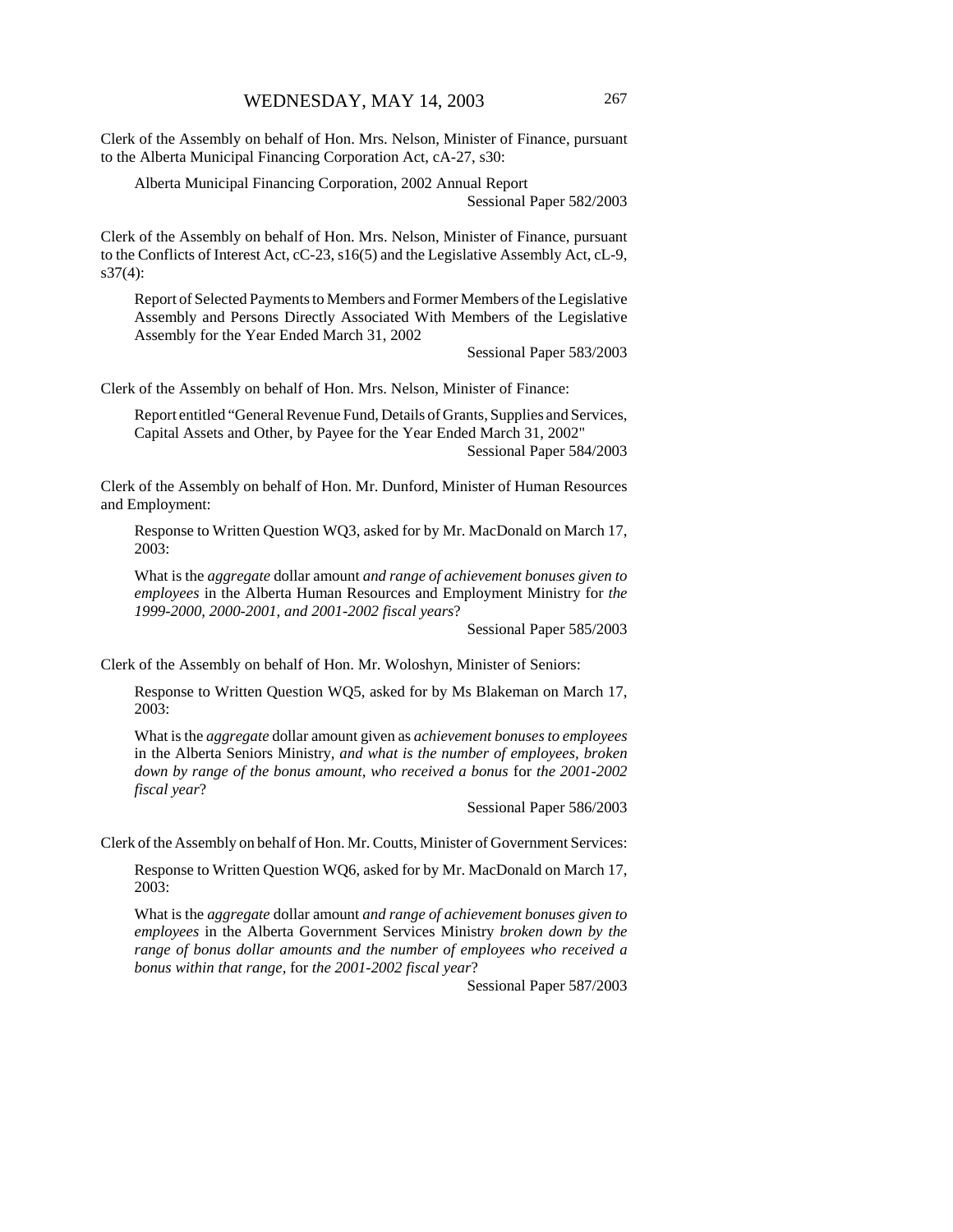Clerk of the Assembly on behalf of Hon. Mrs. Nelson, Minister of Finance, pursuant to the Alberta Municipal Financing Corporation Act, cA-27, s30:

> Alberta Municipal Financing Corporation, 2002 Annual Report
> Sessional Paper 582/2003

Clerk of the Assembly on behalf of Hon. Mrs. Nelson, Minister of Finance, pursuant to the Conflicts of Interest Act, cC-23, s16(5) and the Legislative Assembly Act, cL-9, s37(4):

> Report of Selected Payments to Members and Former Members of the Legislative Assembly and Persons Directly Associated With Members of the Legislative Assembly for the Year Ended March 31, 2002
> Sessional Paper 583/2003

Clerk of the Assembly on behalf of Hon. Mrs. Nelson, Minister of Finance:

> Report entitled "General Revenue Fund, Details of Grants, Supplies and Services, Capital Assets and Other, by Payee for the Year Ended March 31, 2002"
> Sessional Paper 584/2003

Clerk of the Assembly on behalf of Hon. Mr. Dunford, Minister of Human Resources and Employment:

> Response to Written Question WQ3, asked for by Mr. MacDonald on March 17, 2003:
>
> What is the *aggregate* dollar amount *and range of achievement bonuses given to employees* in the Alberta Human Resources and Employment Ministry for *the 1999-2000, 2000-2001, and 2001-2002 fiscal years*?
> Sessional Paper 585/2003

Clerk of the Assembly on behalf of Hon. Mr. Woloshyn, Minister of Seniors:

> Response to Written Question WQ5, asked for by Ms Blakeman on March 17, 2003:
>
> What is the *aggregate* dollar amount given as *achievement bonuses to employees* in the Alberta Seniors Ministry*, and what is the number of employees, broken down by range of the bonus amount, who received a bonus* for *the 2001-2002 fiscal year*?
> Sessional Paper 586/2003

Clerk of the Assembly on behalf of Hon. Mr. Coutts, Minister of Government Services:

> Response to Written Question WQ6, asked for by Mr. MacDonald on March 17, 2003:
>
> What is the *aggregate* dollar amount *and range of achievement bonuses given to employees* in the Alberta Government Services Ministry *broken down by the range of bonus dollar amounts and the number of employees who received a bonus within that range,* for *the 2001-2002 fiscal year*?
> Sessional Paper 587/2003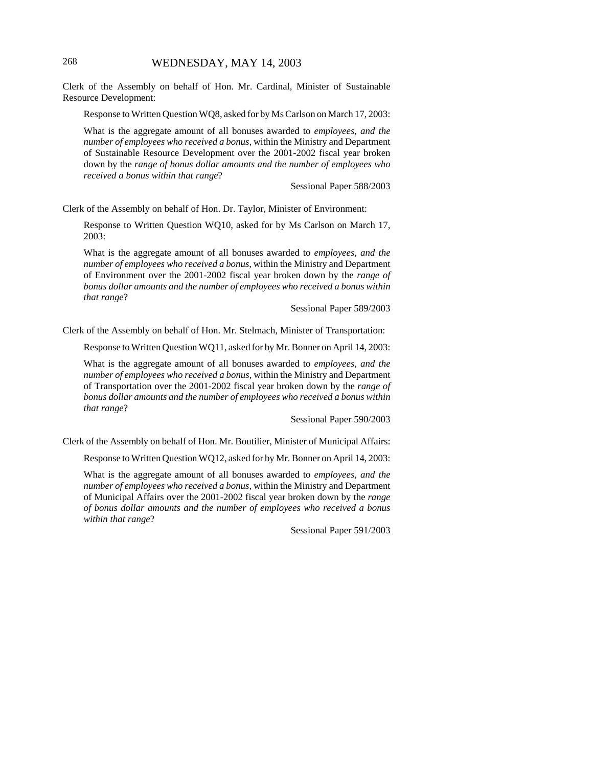Clerk of the Assembly on behalf of Hon. Mr. Cardinal, Minister of Sustainable Resource Development:

> Response to Written Question WQ8, asked for by Ms Carlson on March 17, 2003:
>
> What is the aggregate amount of all bonuses awarded to *employees, and the number of employees who received a bonus,* within the Ministry and Department of Sustainable Resource Development over the 2001-2002 fiscal year broken down by the *range of bonus dollar amounts and the number of employees who received a bonus within that range*?
>
> Sessional Paper 588/2003

Clerk of the Assembly on behalf of Hon. Dr. Taylor, Minister of Environment:

> Response to Written Question WQ10, asked for by Ms Carlson on March 17, 2003:
>
> What is the aggregate amount of all bonuses awarded to *employees, and the number of employees who received a bonus,* within the Ministry and Department of Environment over the 2001-2002 fiscal year broken down by the *range of bonus dollar amounts and the number of employees who received a bonus within that range*?
>
> Sessional Paper 589/2003

Clerk of the Assembly on behalf of Hon. Mr. Stelmach, Minister of Transportation:

> Response to Written Question WQ11, asked for by Mr. Bonner on April 14, 2003:
>
> What is the aggregate amount of all bonuses awarded to *employees, and the number of employees who received a bonus,* within the Ministry and Department of Transportation over the 2001-2002 fiscal year broken down by the *range of bonus dollar amounts and the number of employees who received a bonus within that range*?
>
> Sessional Paper 590/2003

Clerk of the Assembly on behalf of Hon. Mr. Boutilier, Minister of Municipal Affairs:

> Response to Written Question WQ12, asked for by Mr. Bonner on April 14, 2003:
>
> What is the aggregate amount of all bonuses awarded to *employees, and the number of employees who received a bonus,* within the Ministry and Department of Municipal Affairs over the 2001-2002 fiscal year broken down by the *range of bonus dollar amounts and the number of employees who received a bonus within that range*?
>
> Sessional Paper 591/2003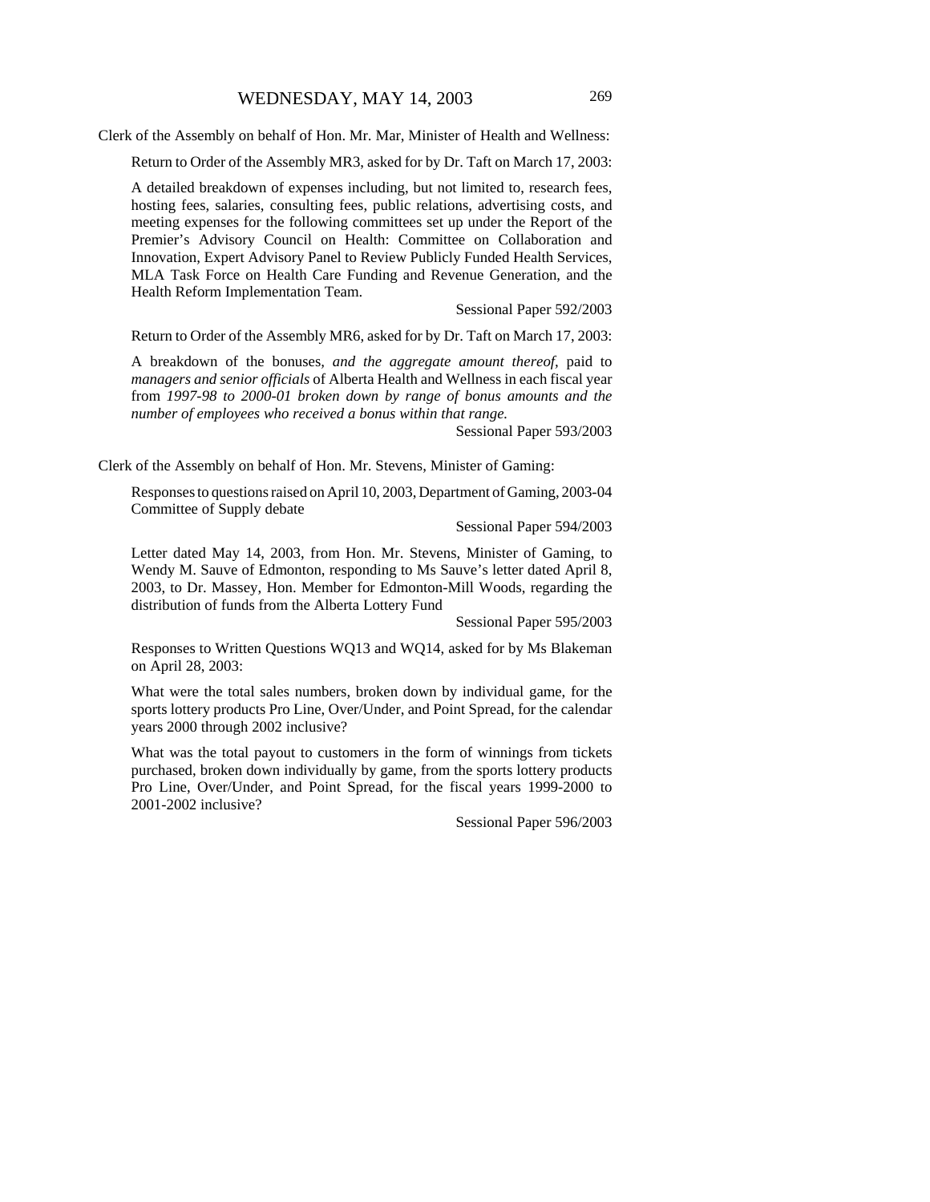Clerk of the Assembly on behalf of Hon. Mr. Mar, Minister of Health and Wellness:

Return to Order of the Assembly MR3, asked for by Dr. Taft on March 17, 2003:

A detailed breakdown of expenses including, but not limited to, research fees, hosting fees, salaries, consulting fees, public relations, advertising costs, and meeting expenses for the following committees set up under the Report of the Premier's Advisory Council on Health: Committee on Collaboration and Innovation, Expert Advisory Panel to Review Publicly Funded Health Services, MLA Task Force on Health Care Funding and Revenue Generation, and the Health Reform Implementation Team.

Sessional Paper 592/2003

Return to Order of the Assembly MR6, asked for by Dr. Taft on March 17, 2003:

A breakdown of the bonuses, *and the aggregate amount thereof,* paid to *managers and senior officials* of Alberta Health and Wellness in each fiscal year from *1997-98 to 2000-01 broken down by range of bonus amounts and the number of employees who received a bonus within that range.*

Sessional Paper 593/2003

Clerk of the Assembly on behalf of Hon. Mr. Stevens, Minister of Gaming:

Responses to questions raised on April 10, 2003, Department of Gaming, 2003-04 Committee of Supply debate

Sessional Paper 594/2003

Letter dated May 14, 2003, from Hon. Mr. Stevens, Minister of Gaming, to Wendy M. Sauve of Edmonton, responding to Ms Sauve's letter dated April 8, 2003, to Dr. Massey, Hon. Member for Edmonton-Mill Woods, regarding the distribution of funds from the Alberta Lottery Fund

Sessional Paper 595/2003

Responses to Written Questions WQ13 and WQ14, asked for by Ms Blakeman on April 28, 2003:

What were the total sales numbers, broken down by individual game, for the sports lottery products Pro Line, Over/Under, and Point Spread, for the calendar years 2000 through 2002 inclusive?

What was the total payout to customers in the form of winnings from tickets purchased, broken down individually by game, from the sports lottery products Pro Line, Over/Under, and Point Spread, for the fiscal years 1999-2000 to 2001-2002 inclusive?

Sessional Paper 596/2003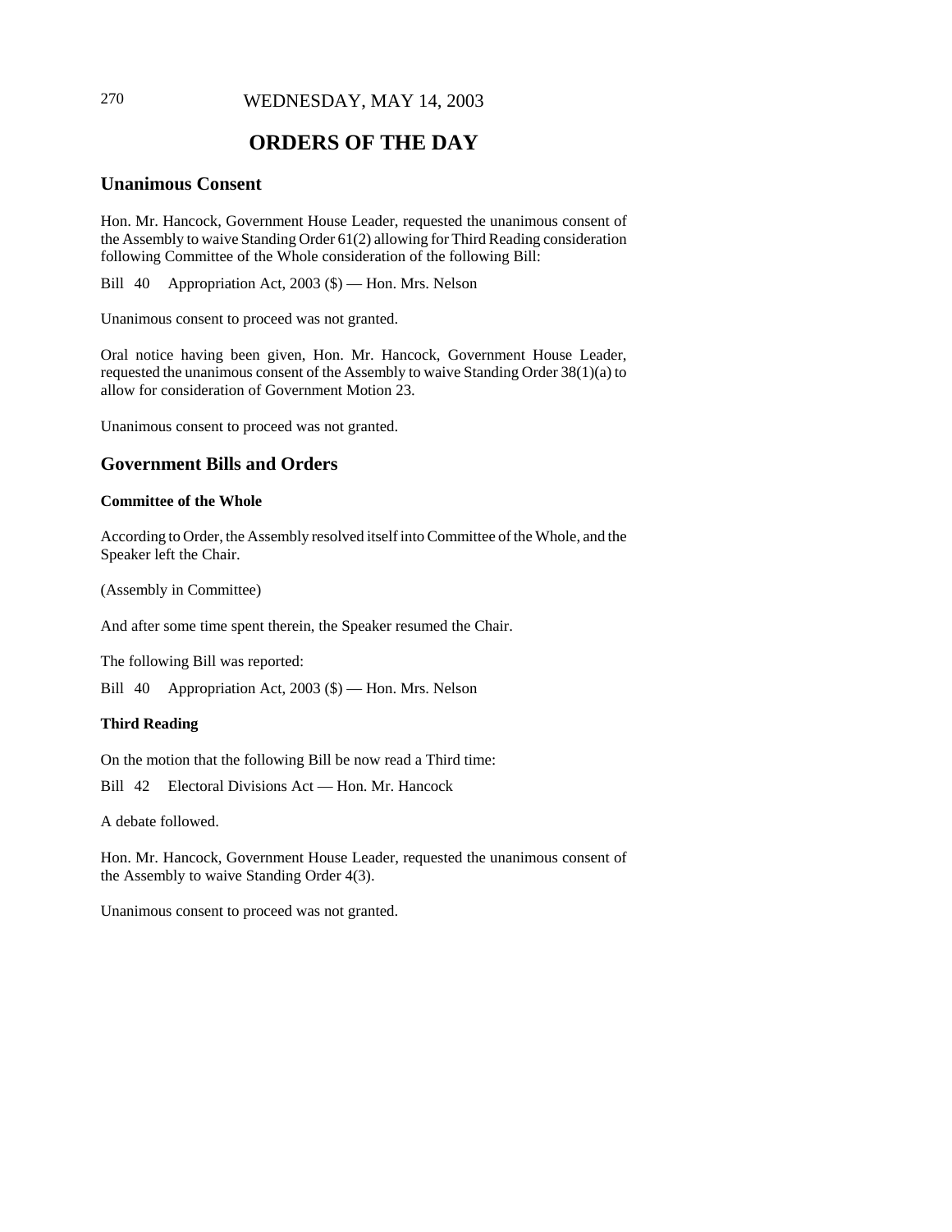# ORDERS OF THE DAY

## Unanimous Consent

Hon. Mr. Hancock, Government House Leader, requested the unanimous consent of the Assembly to waive Standing Order 61(2) allowing for Third Reading consideration following Committee of the Whole consideration of the following Bill:

Bill 40 Appropriation Act, 2003 ($) — Hon. Mrs. Nelson

Unanimous consent to proceed was not granted.

Oral notice having been given, Hon. Mr. Hancock, Government House Leader, requested the unanimous consent of the Assembly to waive Standing Order 38(1)(a) to allow for consideration of Government Motion 23.

Unanimous consent to proceed was not granted.

## Government Bills and Orders

### Committee of the Whole

According to Order, the Assembly resolved itself into Committee of the Whole, and the Speaker left the Chair.

(Assembly in Committee)

And after some time spent therein, the Speaker resumed the Chair.

The following Bill was reported:

Bill 40 Appropriation Act, 2003 ($) — Hon. Mrs. Nelson

### Third Reading

On the motion that the following Bill be now read a Third time:

Bill 42 Electoral Divisions Act — Hon. Mr. Hancock

A debate followed.

Hon. Mr. Hancock, Government House Leader, requested the unanimous consent of the Assembly to waive Standing Order 4(3).

Unanimous consent to proceed was not granted.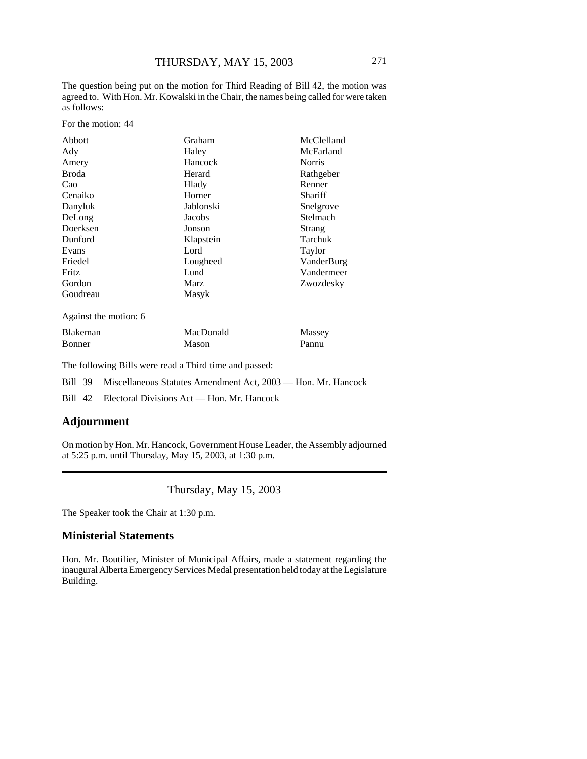The question being put on the motion for Third Reading of Bill 42, the motion was agreed to. With Hon. Mr. Kowalski in the Chair, the names being called for were taken as follows:

For the motion: 44

| | | |
|---|---|---|
| Abbott | Graham | McClelland |
| Ady | Haley | McFarland |
| Amery | Hancock | Norris |
| Broda | Herard | Rathgeber |
| Cao | Hlady | Renner |
| Cenaiko | Horner | Shariff |
| Danyluk | Jablonski | Snelgrove |
| DeLong | Jacobs | Stelmach |
| Doerksen | Jonson | Strang |
| Dunford | Klapstein | Tarchuk |
| Evans | Lord | Taylor |
| Friedel | Lougheed | VanderBurg |
| Fritz | Lund | Vandermeer |
| Gordon | Marz | Zwozdesky |
| Goudreau | Masyk | |

Against the motion: 6

| | | |
|---|---|---|
| Blakeman | MacDonald | Massey |
| Bonner | Mason | Pannu |

The following Bills were read a Third time and passed:

Bill 39 Miscellaneous Statutes Amendment Act, 2003 — Hon. Mr. Hancock

Bill 42 Electoral Divisions Act — Hon. Mr. Hancock

## Adjournment

On motion by Hon. Mr. Hancock, Government House Leader, the Assembly adjourned at 5:25 p.m. until Thursday, May 15, 2003, at 1:30 p.m.

---

Thursday, May 15, 2003

The Speaker took the Chair at 1:30 p.m.

## Ministerial Statements

Hon. Mr. Boutilier, Minister of Municipal Affairs, made a statement regarding the inaugural Alberta Emergency Services Medal presentation held today at the Legislature Building.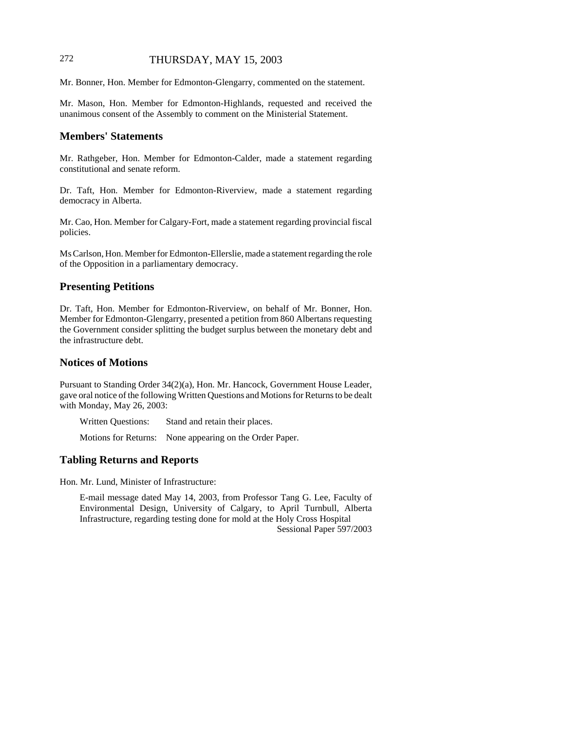Mr. Bonner, Hon. Member for Edmonton-Glengarry, commented on the statement.

Mr. Mason, Hon. Member for Edmonton-Highlands, requested and received the unanimous consent of the Assembly to comment on the Ministerial Statement.

## Members' Statements

Mr. Rathgeber, Hon. Member for Edmonton-Calder, made a statement regarding constitutional and senate reform.

Dr. Taft, Hon. Member for Edmonton-Riverview, made a statement regarding democracy in Alberta.

Mr. Cao, Hon. Member for Calgary-Fort, made a statement regarding provincial fiscal policies.

Ms Carlson, Hon. Member for Edmonton-Ellerslie, made a statement regarding the role of the Opposition in a parliamentary democracy.

## Presenting Petitions

Dr. Taft, Hon. Member for Edmonton-Riverview, on behalf of Mr. Bonner, Hon. Member for Edmonton-Glengarry, presented a petition from 860 Albertans requesting the Government consider splitting the budget surplus between the monetary debt and the infrastructure debt.

## Notices of Motions

Pursuant to Standing Order 34(2)(a), Hon. Mr. Hancock, Government House Leader, gave oral notice of the following Written Questions and Motions for Returns to be dealt with Monday, May 26, 2003:

Written Questions: Stand and retain their places.

Motions for Returns: None appearing on the Order Paper.

## Tabling Returns and Reports

Hon. Mr. Lund, Minister of Infrastructure:

E-mail message dated May 14, 2003, from Professor Tang G. Lee, Faculty of Environmental Design, University of Calgary, to April Turnbull, Alberta Infrastructure, regarding testing done for mold at the Holy Cross Hospital
Sessional Paper 597/2003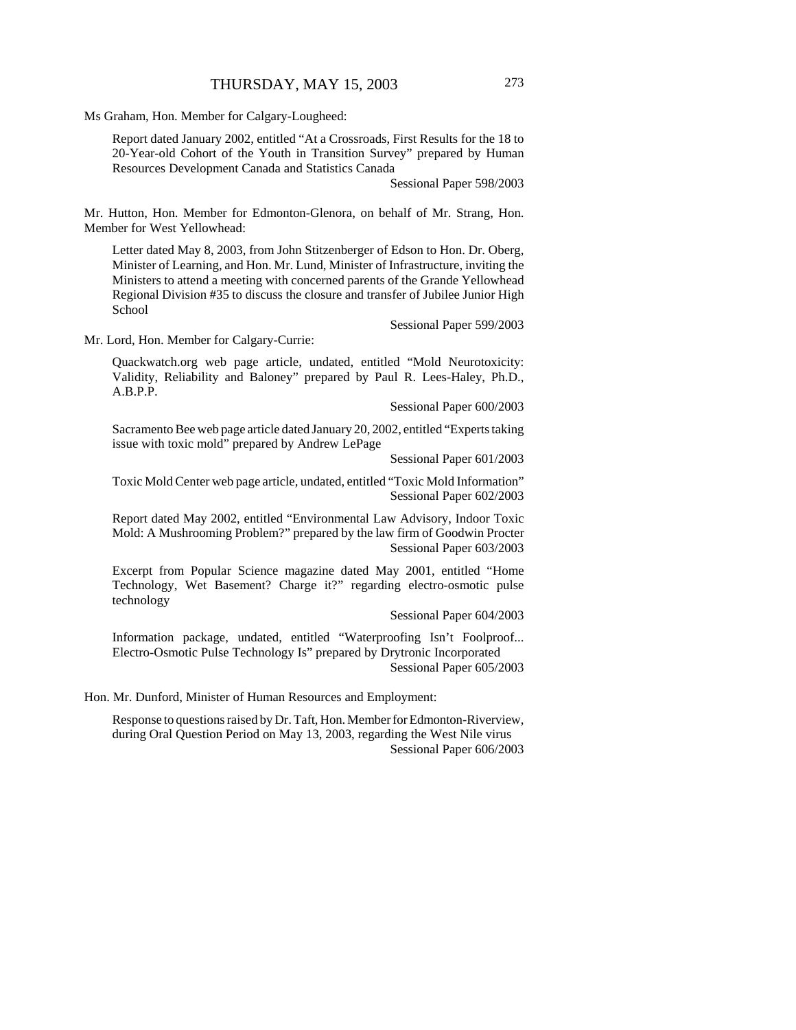Ms Graham, Hon. Member for Calgary-Lougheed:

Report dated January 2002, entitled "At a Crossroads, First Results for the 18 to 20-Year-old Cohort of the Youth in Transition Survey" prepared by Human Resources Development Canada and Statistics Canada

Sessional Paper 598/2003

Mr. Hutton, Hon. Member for Edmonton-Glenora, on behalf of Mr. Strang, Hon. Member for West Yellowhead:

Letter dated May 8, 2003, from John Stitzenberger of Edson to Hon. Dr. Oberg, Minister of Learning, and Hon. Mr. Lund, Minister of Infrastructure, inviting the Ministers to attend a meeting with concerned parents of the Grande Yellowhead Regional Division #35 to discuss the closure and transfer of Jubilee Junior High School

Sessional Paper 599/2003

Mr. Lord, Hon. Member for Calgary-Currie:

Quackwatch.org web page article, undated, entitled "Mold Neurotoxicity: Validity, Reliability and Baloney" prepared by Paul R. Lees-Haley, Ph.D., A.B.P.P.

Sessional Paper 600/2003

Sacramento Bee web page article dated January 20, 2002, entitled "Experts taking issue with toxic mold" prepared by Andrew LePage

Sessional Paper 601/2003

Toxic Mold Center web page article, undated, entitled "Toxic Mold Information"

Sessional Paper 602/2003

Report dated May 2002, entitled "Environmental Law Advisory, Indoor Toxic Mold: A Mushrooming Problem?" prepared by the law firm of Goodwin Procter

Sessional Paper 603/2003

Excerpt from Popular Science magazine dated May 2001, entitled "Home Technology, Wet Basement? Charge it?" regarding electro-osmotic pulse technology

Sessional Paper 604/2003

Information package, undated, entitled "Waterproofing Isn't Foolproof... Electro-Osmotic Pulse Technology Is" prepared by Drytronic Incorporated

Sessional Paper 605/2003

Hon. Mr. Dunford, Minister of Human Resources and Employment:

Response to questions raised by Dr. Taft, Hon. Member for Edmonton-Riverview, during Oral Question Period on May 13, 2003, regarding the West Nile virus

Sessional Paper 606/2003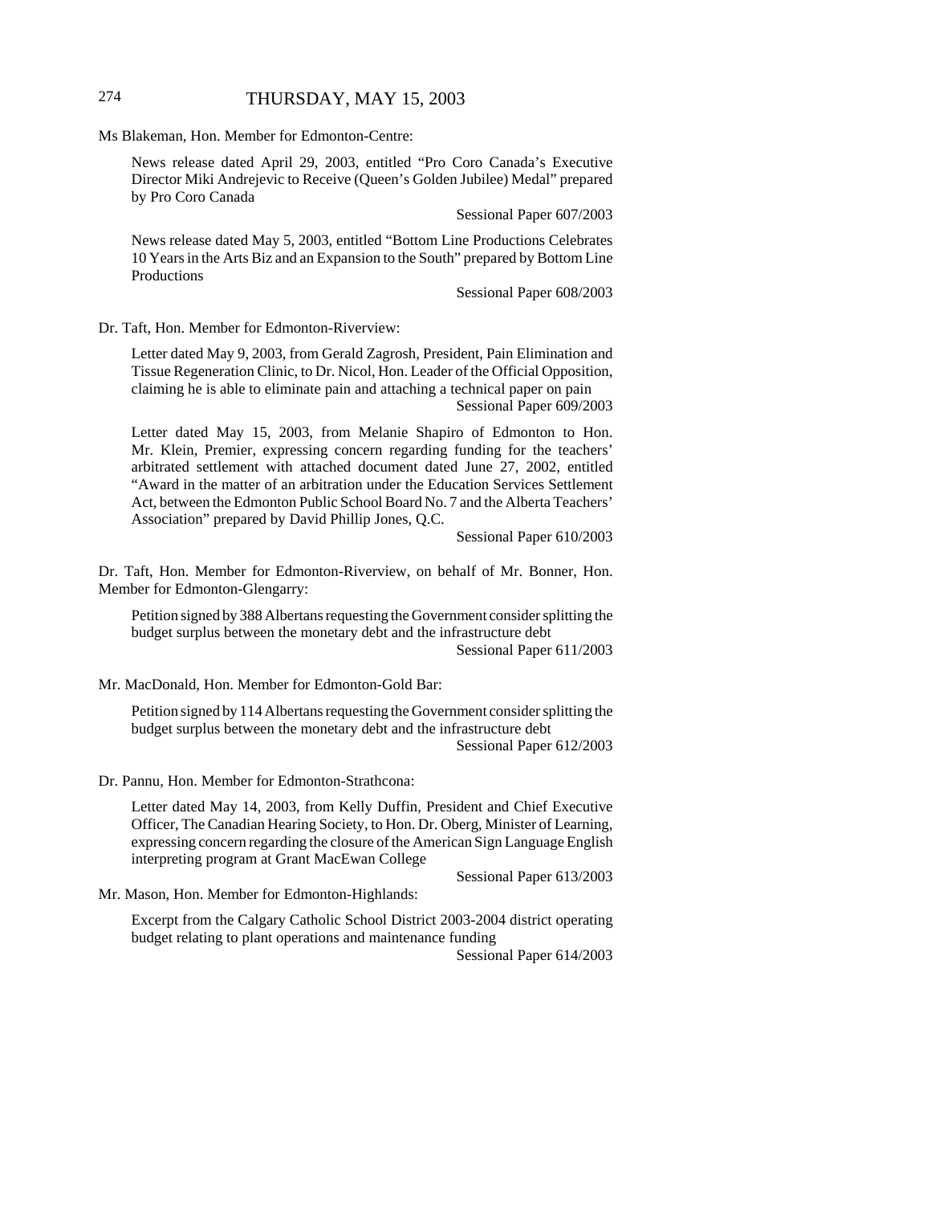Ms Blakeman, Hon. Member for Edmonton-Centre:

News release dated April 29, 2003, entitled "Pro Coro Canada's Executive Director Miki Andrejevic to Receive (Queen's Golden Jubilee) Medal" prepared by Pro Coro Canada

Sessional Paper 607/2003

News release dated May 5, 2003, entitled "Bottom Line Productions Celebrates 10 Years in the Arts Biz and an Expansion to the South" prepared by Bottom Line Productions

Sessional Paper 608/2003

Dr. Taft, Hon. Member for Edmonton-Riverview:

Letter dated May 9, 2003, from Gerald Zagrosh, President, Pain Elimination and Tissue Regeneration Clinic, to Dr. Nicol, Hon. Leader of the Official Opposition, claiming he is able to eliminate pain and attaching a technical paper on pain

Sessional Paper 609/2003

Letter dated May 15, 2003, from Melanie Shapiro of Edmonton to Hon. Mr. Klein, Premier, expressing concern regarding funding for the teachers' arbitrated settlement with attached document dated June 27, 2002, entitled "Award in the matter of an arbitration under the Education Services Settlement Act, between the Edmonton Public School Board No. 7 and the Alberta Teachers' Association" prepared by David Phillip Jones, Q.C.

Sessional Paper 610/2003

Dr. Taft, Hon. Member for Edmonton-Riverview, on behalf of Mr. Bonner, Hon. Member for Edmonton-Glengarry:

Petition signed by 388 Albertans requesting the Government consider splitting the budget surplus between the monetary debt and the infrastructure debt

Sessional Paper 611/2003

Mr. MacDonald, Hon. Member for Edmonton-Gold Bar:

Petition signed by 114 Albertans requesting the Government consider splitting the budget surplus between the monetary debt and the infrastructure debt

Sessional Paper 612/2003

Dr. Pannu, Hon. Member for Edmonton-Strathcona:

Letter dated May 14, 2003, from Kelly Duffin, President and Chief Executive Officer, The Canadian Hearing Society, to Hon. Dr. Oberg, Minister of Learning, expressing concern regarding the closure of the American Sign Language English interpreting program at Grant MacEwan College

Sessional Paper 613/2003

Mr. Mason, Hon. Member for Edmonton-Highlands:

Excerpt from the Calgary Catholic School District 2003-2004 district operating budget relating to plant operations and maintenance funding

Sessional Paper 614/2003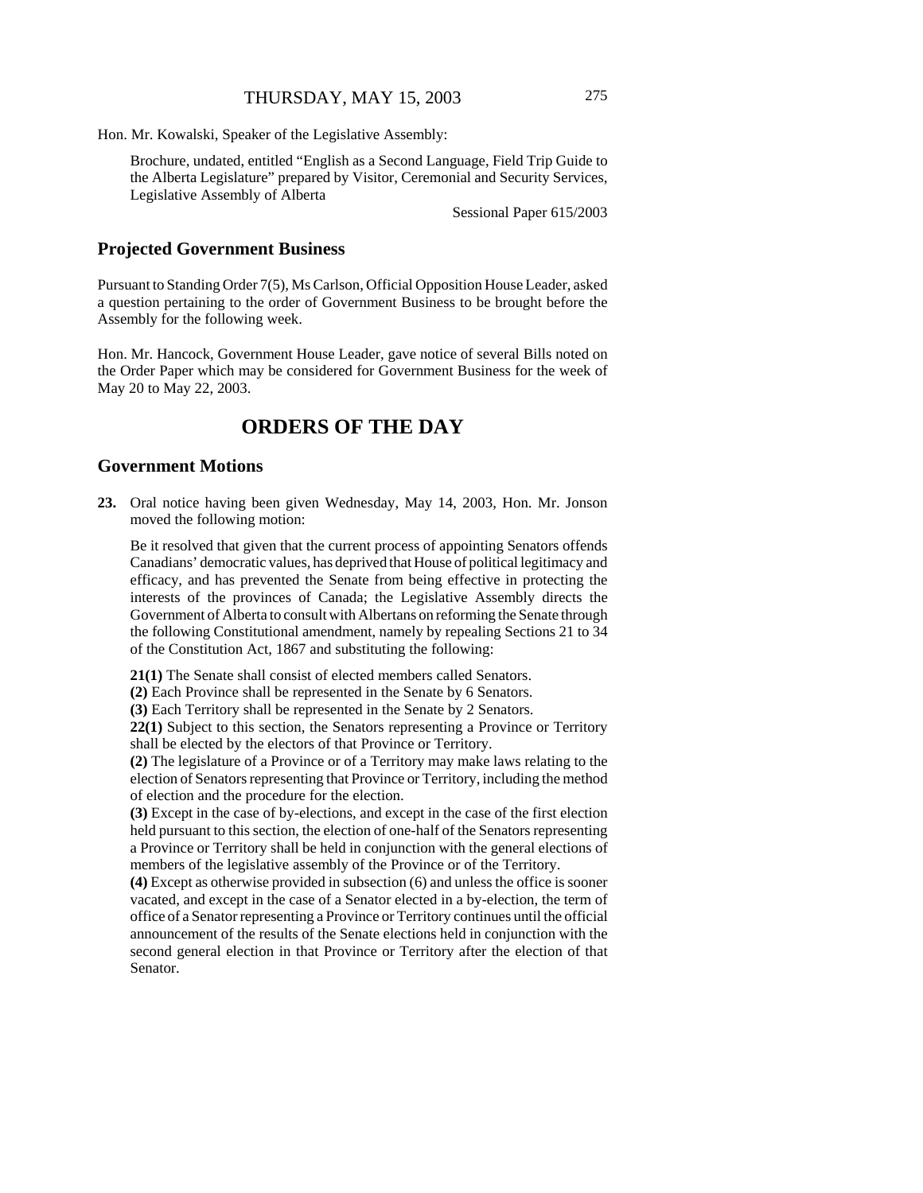Hon. Mr. Kowalski, Speaker of the Legislative Assembly:

> Brochure, undated, entitled "English as a Second Language, Field Trip Guide to the Alberta Legislature" prepared by Visitor, Ceremonial and Security Services, Legislative Assembly of Alberta
>
> Sessional Paper 615/2003

## Projected Government Business

Pursuant to Standing Order 7(5), Ms Carlson, Official Opposition House Leader, asked a question pertaining to the order of Government Business to be brought before the Assembly for the following week.

Hon. Mr. Hancock, Government House Leader, gave notice of several Bills noted on the Order Paper which may be considered for Government Business for the week of May 20 to May 22, 2003.

# ORDERS OF THE DAY

## Government Motions

**23.** Oral notice having been given Wednesday, May 14, 2003, Hon. Mr. Jonson moved the following motion:

Be it resolved that given that the current process of appointing Senators offends Canadians' democratic values, has deprived that House of political legitimacy and efficacy, and has prevented the Senate from being effective in protecting the interests of the provinces of Canada; the Legislative Assembly directs the Government of Alberta to consult with Albertans on reforming the Senate through the following Constitutional amendment, namely by repealing Sections 21 to 34 of the Constitution Act, 1867 and substituting the following:

**21(1)** The Senate shall consist of elected members called Senators.
**(2)** Each Province shall be represented in the Senate by 6 Senators.
**(3)** Each Territory shall be represented in the Senate by 2 Senators.
**22(1)** Subject to this section, the Senators representing a Province or Territory shall be elected by the electors of that Province or Territory.
**(2)** The legislature of a Province or of a Territory may make laws relating to the election of Senators representing that Province or Territory, including the method of election and the procedure for the election.
**(3)** Except in the case of by-elections, and except in the case of the first election held pursuant to this section, the election of one-half of the Senators representing a Province or Territory shall be held in conjunction with the general elections of members of the legislative assembly of the Province or of the Territory.
**(4)** Except as otherwise provided in subsection (6) and unless the office is sooner vacated, and except in the case of a Senator elected in a by-election, the term of office of a Senator representing a Province or Territory continues until the official announcement of the results of the Senate elections held in conjunction with the second general election in that Province or Territory after the election of that Senator.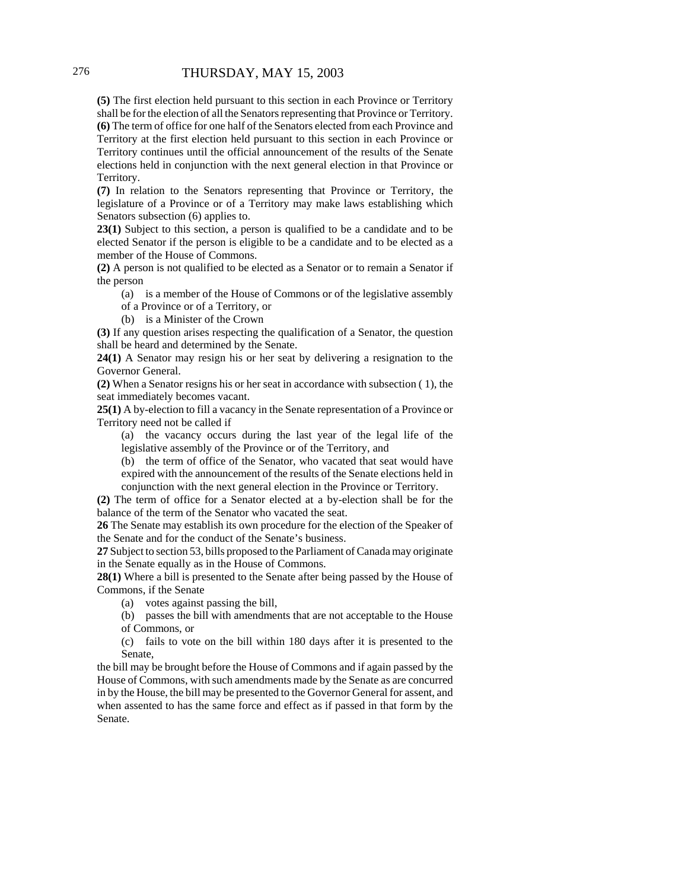**(5)** The first election held pursuant to this section in each Province or Territory shall be for the election of all the Senators representing that Province or Territory.
**(6)** The term of office for one half of the Senators elected from each Province and Territory at the first election held pursuant to this section in each Province or Territory continues until the official announcement of the results of the Senate elections held in conjunction with the next general election in that Province or Territory.
**(7)** In relation to the Senators representing that Province or Territory, the legislature of a Province or of a Territory may make laws establishing which Senators subsection (6) applies to.
**23(1)** Subject to this section, a person is qualified to be a candidate and to be elected Senator if the person is eligible to be a candidate and to be elected as a member of the House of Commons.
**(2)** A person is not qualified to be elected as a Senator or to remain a Senator if the person

(a) is a member of the House of Commons or of the legislative assembly of a Province or of a Territory, or

(b) is a Minister of the Crown

**(3)** If any question arises respecting the qualification of a Senator, the question shall be heard and determined by the Senate.
**24(1)** A Senator may resign his or her seat by delivering a resignation to the Governor General.
**(2)** When a Senator resigns his or her seat in accordance with subsection ( 1), the seat immediately becomes vacant.
**25(1)** A by-election to fill a vacancy in the Senate representation of a Province or Territory need not be called if

(a) the vacancy occurs during the last year of the legal life of the legislative assembly of the Province or of the Territory, and

(b) the term of office of the Senator, who vacated that seat would have expired with the announcement of the results of the Senate elections held in conjunction with the next general election in the Province or Territory.

**(2)** The term of office for a Senator elected at a by-election shall be for the balance of the term of the Senator who vacated the seat.
**26** The Senate may establish its own procedure for the election of the Speaker of the Senate and for the conduct of the Senate's business.
**27** Subject to section 53, bills proposed to the Parliament of Canada may originate in the Senate equally as in the House of Commons.
**28(1)** Where a bill is presented to the Senate after being passed by the House of Commons, if the Senate

(a) votes against passing the bill,

(b) passes the bill with amendments that are not acceptable to the House of Commons, or

(c) fails to vote on the bill within 180 days after it is presented to the Senate,

the bill may be brought before the House of Commons and if again passed by the House of Commons, with such amendments made by the Senate as are concurred in by the House, the bill may be presented to the Governor General for assent, and when assented to has the same force and effect as if passed in that form by the Senate.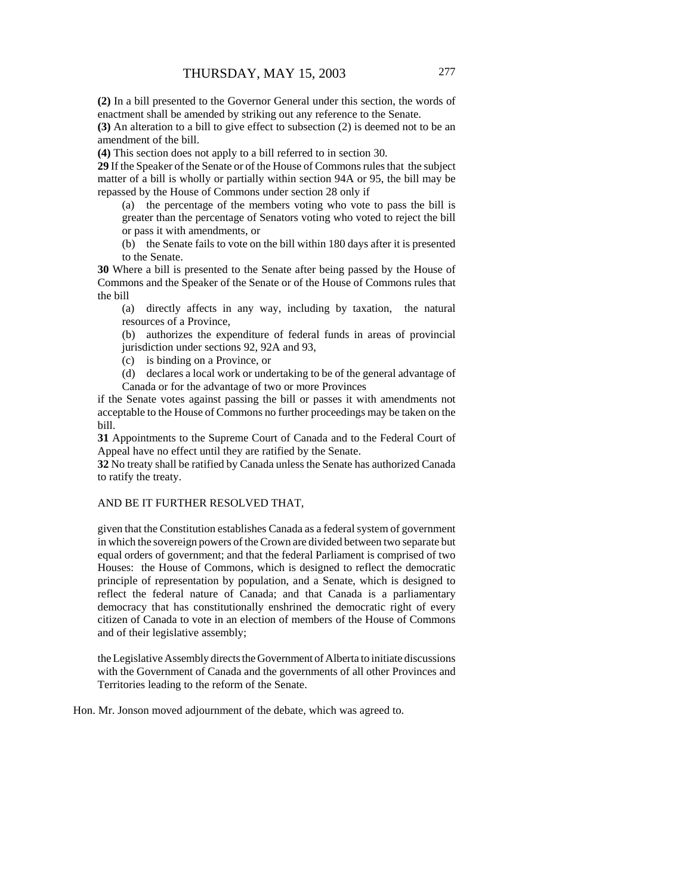**(2)** In a bill presented to the Governor General under this section, the words of enactment shall be amended by striking out any reference to the Senate.

**(3)** An alteration to a bill to give effect to subsection (2) is deemed not to be an amendment of the bill.

**(4)** This section does not apply to a bill referred to in section 30.

**29** If the Speaker of the Senate or of the House of Commons rules that the subject matter of a bill is wholly or partially within section 94A or 95, the bill may be repassed by the House of Commons under section 28 only if

(a) the percentage of the members voting who vote to pass the bill is greater than the percentage of Senators voting who voted to reject the bill or pass it with amendments, or

(b) the Senate fails to vote on the bill within 180 days after it is presented to the Senate.

**30** Where a bill is presented to the Senate after being passed by the House of Commons and the Speaker of the Senate or of the House of Commons rules that the bill

(a) directly affects in any way, including by taxation, the natural resources of a Province,

(b) authorizes the expenditure of federal funds in areas of provincial jurisdiction under sections 92, 92A and 93,

(c) is binding on a Province, or

(d) declares a local work or undertaking to be of the general advantage of Canada or for the advantage of two or more Provinces

if the Senate votes against passing the bill or passes it with amendments not acceptable to the House of Commons no further proceedings may be taken on the bill.

**31** Appointments to the Supreme Court of Canada and to the Federal Court of Appeal have no effect until they are ratified by the Senate.

**32** No treaty shall be ratified by Canada unless the Senate has authorized Canada to ratify the treaty.

AND BE IT FURTHER RESOLVED THAT,

given that the Constitution establishes Canada as a federal system of government in which the sovereign powers of the Crown are divided between two separate but equal orders of government; and that the federal Parliament is comprised of two Houses: the House of Commons, which is designed to reflect the democratic principle of representation by population, and a Senate, which is designed to reflect the federal nature of Canada; and that Canada is a parliamentary democracy that has constitutionally enshrined the democratic right of every citizen of Canada to vote in an election of members of the House of Commons and of their legislative assembly;

the Legislative Assembly directs the Government of Alberta to initiate discussions with the Government of Canada and the governments of all other Provinces and Territories leading to the reform of the Senate.

Hon. Mr. Jonson moved adjournment of the debate, which was agreed to.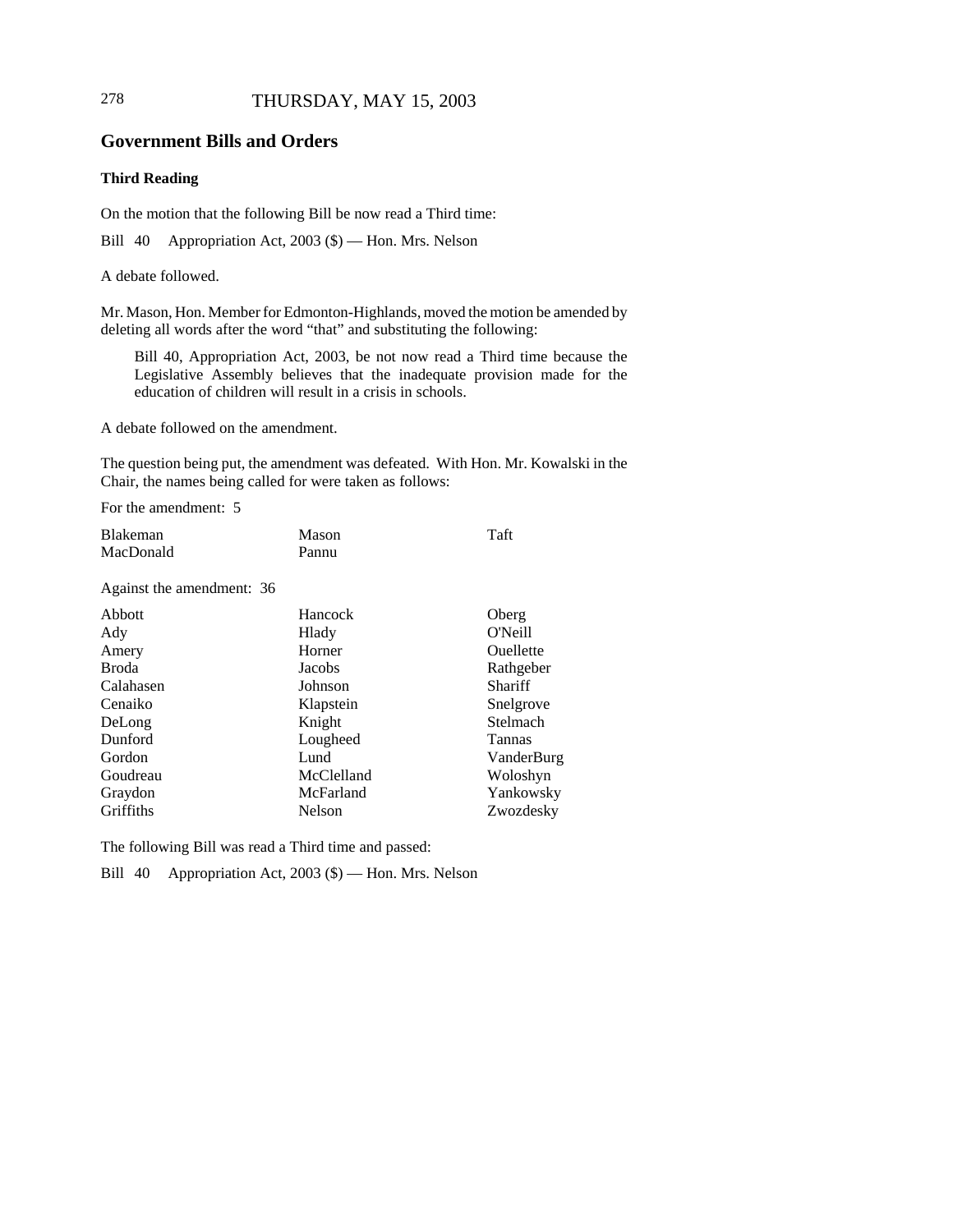THURSDAY, MAY 15, 2003

## Government Bills and Orders

### Third Reading

On the motion that the following Bill be now read a Third time:

Bill 40 Appropriation Act, 2003 ($) — Hon. Mrs. Nelson

A debate followed.

Mr. Mason, Hon. Member for Edmonton-Highlands, moved the motion be amended by deleting all words after the word "that" and substituting the following:

> Bill 40, Appropriation Act, 2003, be not now read a Third time because the Legislative Assembly believes that the inadequate provision made for the education of children will result in a crisis in schools.

A debate followed on the amendment.

The question being put, the amendment was defeated. With Hon. Mr. Kowalski in the Chair, the names being called for were taken as follows:

For the amendment: 5

| | | |
|---|---|---|
| Blakeman | Mason | Taft |
| MacDonald | Pannu | |

Against the amendment: 36

| | | |
|---|---|---|
| Abbott | Hancock | Oberg |
| Ady | Hlady | O'Neill |
| Amery | Horner | Ouellette |
| Broda | Jacobs | Rathgeber |
| Calahasen | Johnson | Shariff |
| Cenaiko | Klapstein | Snelgrove |
| DeLong | Knight | Stelmach |
| Dunford | Lougheed | Tannas |
| Gordon | Lund | VanderBurg |
| Goudreau | McClelland | Woloshyn |
| Graydon | McFarland | Yankowsky |
| Griffiths | Nelson | Zwozdesky |

The following Bill was read a Third time and passed:

Bill 40 Appropriation Act, 2003 ($) — Hon. Mrs. Nelson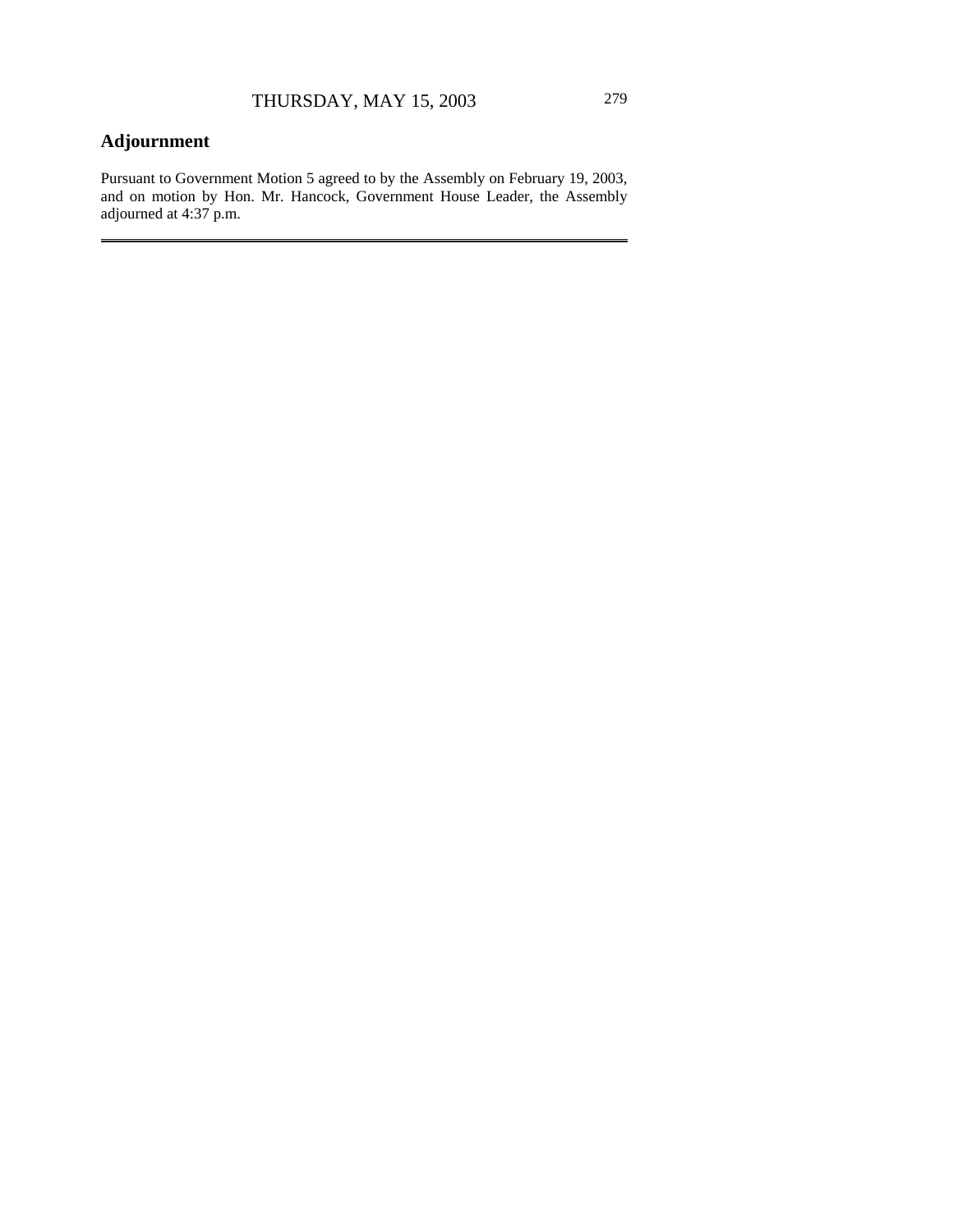## Adjournment

Pursuant to Government Motion 5 agreed to by the Assembly on February 19, 2003, and on motion by Hon. Mr. Hancock, Government House Leader, the Assembly adjourned at 4:37 p.m.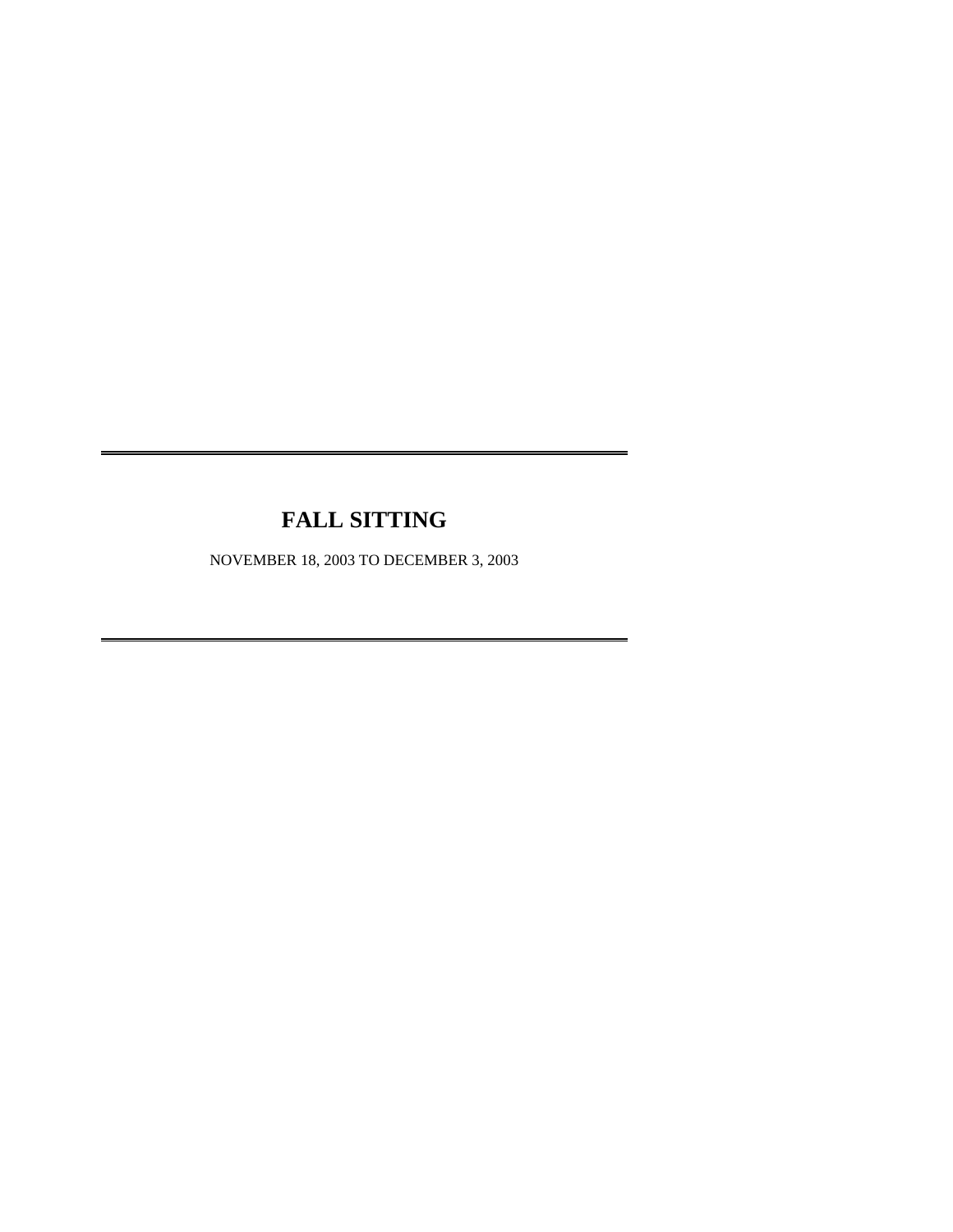# FALL SITTING

NOVEMBER 18, 2003 TO DECEMBER 3, 2003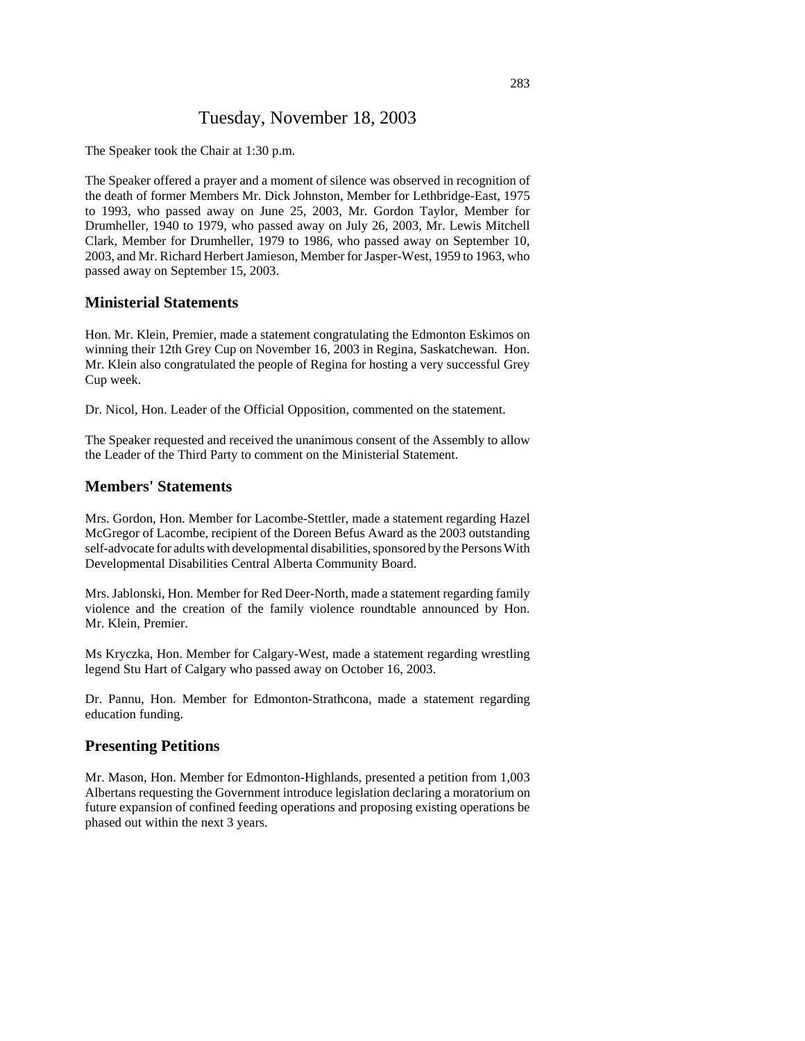# Tuesday, November 18, 2003

The Speaker took the Chair at 1:30 p.m.

The Speaker offered a prayer and a moment of silence was observed in recognition of the death of former Members Mr. Dick Johnston, Member for Lethbridge-East, 1975 to 1993, who passed away on June 25, 2003, Mr. Gordon Taylor, Member for Drumheller, 1940 to 1979, who passed away on July 26, 2003, Mr. Lewis Mitchell Clark, Member for Drumheller, 1979 to 1986, who passed away on September 10, 2003, and Mr. Richard Herbert Jamieson, Member for Jasper-West, 1959 to 1963, who passed away on September 15, 2003.

## Ministerial Statements

Hon. Mr. Klein, Premier, made a statement congratulating the Edmonton Eskimos on winning their 12th Grey Cup on November 16, 2003 in Regina, Saskatchewan. Hon. Mr. Klein also congratulated the people of Regina for hosting a very successful Grey Cup week.

Dr. Nicol, Hon. Leader of the Official Opposition, commented on the statement.

The Speaker requested and received the unanimous consent of the Assembly to allow the Leader of the Third Party to comment on the Ministerial Statement.

## Members' Statements

Mrs. Gordon, Hon. Member for Lacombe-Stettler, made a statement regarding Hazel McGregor of Lacombe, recipient of the Doreen Befus Award as the 2003 outstanding self-advocate for adults with developmental disabilities, sponsored by the Persons With Developmental Disabilities Central Alberta Community Board.

Mrs. Jablonski, Hon. Member for Red Deer-North, made a statement regarding family violence and the creation of the family violence roundtable announced by Hon. Mr. Klein, Premier.

Ms Kryczka, Hon. Member for Calgary-West, made a statement regarding wrestling legend Stu Hart of Calgary who passed away on October 16, 2003.

Dr. Pannu, Hon. Member for Edmonton-Strathcona, made a statement regarding education funding.

## Presenting Petitions

Mr. Mason, Hon. Member for Edmonton-Highlands, presented a petition from 1,003 Albertans requesting the Government introduce legislation declaring a moratorium on future expansion of confined feeding operations and proposing existing operations be phased out within the next 3 years.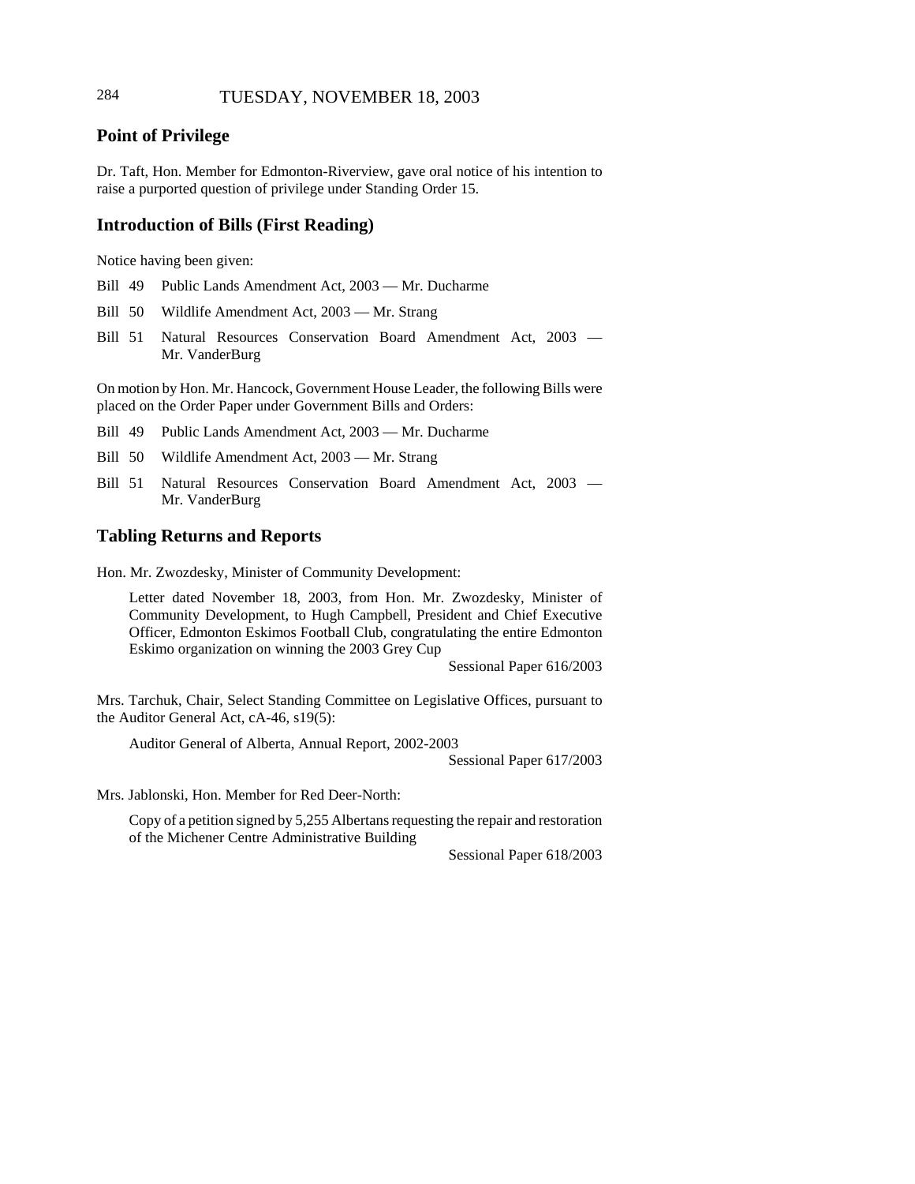## Point of Privilege

Dr. Taft, Hon. Member for Edmonton-Riverview, gave oral notice of his intention to raise a purported question of privilege under Standing Order 15.

## Introduction of Bills (First Reading)

Notice having been given:

Bill 49 Public Lands Amendment Act, 2003 — Mr. Ducharme

Bill 50 Wildlife Amendment Act, 2003 — Mr. Strang

Bill 51 Natural Resources Conservation Board Amendment Act, 2003 — Mr. VanderBurg

On motion by Hon. Mr. Hancock, Government House Leader, the following Bills were placed on the Order Paper under Government Bills and Orders:

Bill 49 Public Lands Amendment Act, 2003 — Mr. Ducharme

Bill 50 Wildlife Amendment Act, 2003 — Mr. Strang

Bill 51 Natural Resources Conservation Board Amendment Act, 2003 — Mr. VanderBurg

## Tabling Returns and Reports

Hon. Mr. Zwozdesky, Minister of Community Development:

> Letter dated November 18, 2003, from Hon. Mr. Zwozdesky, Minister of Community Development, to Hugh Campbell, President and Chief Executive Officer, Edmonton Eskimos Football Club, congratulating the entire Edmonton Eskimo organization on winning the 2003 Grey Cup
>
> Sessional Paper 616/2003

Mrs. Tarchuk, Chair, Select Standing Committee on Legislative Offices, pursuant to the Auditor General Act, cA-46, s19(5):

> Auditor General of Alberta, Annual Report, 2002-2003
>
> Sessional Paper 617/2003

Mrs. Jablonski, Hon. Member for Red Deer-North:

> Copy of a petition signed by 5,255 Albertans requesting the repair and restoration of the Michener Centre Administrative Building
>
> Sessional Paper 618/2003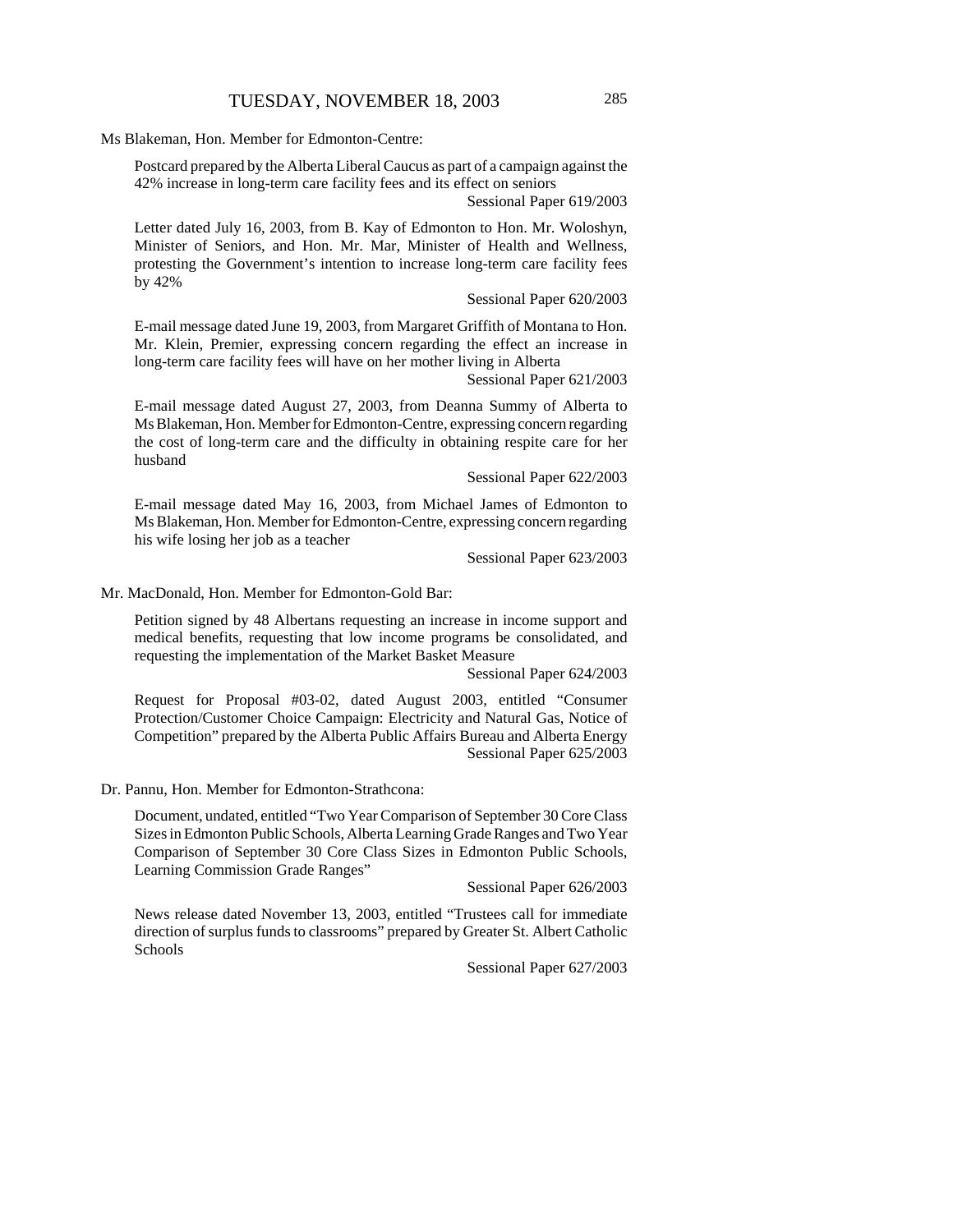Ms Blakeman, Hon. Member for Edmonton-Centre:

Postcard prepared by the Alberta Liberal Caucus as part of a campaign against the 42% increase in long-term care facility fees and its effect on seniors

Sessional Paper 619/2003

Letter dated July 16, 2003, from B. Kay of Edmonton to Hon. Mr. Woloshyn, Minister of Seniors, and Hon. Mr. Mar, Minister of Health and Wellness, protesting the Government's intention to increase long-term care facility fees by 42%

Sessional Paper 620/2003

E-mail message dated June 19, 2003, from Margaret Griffith of Montana to Hon. Mr. Klein, Premier, expressing concern regarding the effect an increase in long-term care facility fees will have on her mother living in Alberta

Sessional Paper 621/2003

E-mail message dated August 27, 2003, from Deanna Summy of Alberta to Ms Blakeman, Hon. Member for Edmonton-Centre, expressing concern regarding the cost of long-term care and the difficulty in obtaining respite care for her husband

Sessional Paper 622/2003

E-mail message dated May 16, 2003, from Michael James of Edmonton to Ms Blakeman, Hon. Member for Edmonton-Centre, expressing concern regarding his wife losing her job as a teacher

Sessional Paper 623/2003

Mr. MacDonald, Hon. Member for Edmonton-Gold Bar:

Petition signed by 48 Albertans requesting an increase in income support and medical benefits, requesting that low income programs be consolidated, and requesting the implementation of the Market Basket Measure

Sessional Paper 624/2003

Request for Proposal #03-02, dated August 2003, entitled "Consumer Protection/Customer Choice Campaign: Electricity and Natural Gas, Notice of Competition" prepared by the Alberta Public Affairs Bureau and Alberta Energy

Sessional Paper 625/2003

Dr. Pannu, Hon. Member for Edmonton-Strathcona:

Document, undated, entitled "Two Year Comparison of September 30 Core Class Sizes in Edmonton Public Schools, Alberta Learning Grade Ranges and Two Year Comparison of September 30 Core Class Sizes in Edmonton Public Schools, Learning Commission Grade Ranges"

Sessional Paper 626/2003

News release dated November 13, 2003, entitled "Trustees call for immediate direction of surplus funds to classrooms" prepared by Greater St. Albert Catholic Schools

Sessional Paper 627/2003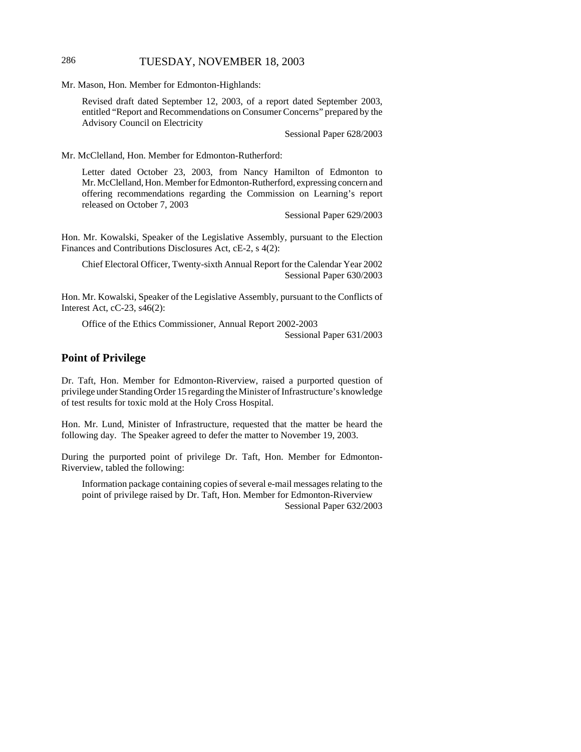Mr. Mason, Hon. Member for Edmonton-Highlands:

> Revised draft dated September 12, 2003, of a report dated September 2003, entitled "Report and Recommendations on Consumer Concerns" prepared by the Advisory Council on Electricity
>
> Sessional Paper 628/2003

Mr. McClelland, Hon. Member for Edmonton-Rutherford:

> Letter dated October 23, 2003, from Nancy Hamilton of Edmonton to Mr. McClelland, Hon. Member for Edmonton-Rutherford, expressing concern and offering recommendations regarding the Commission on Learning's report released on October 7, 2003
>
> Sessional Paper 629/2003

Hon. Mr. Kowalski, Speaker of the Legislative Assembly, pursuant to the Election Finances and Contributions Disclosures Act, cE-2, s 4(2):

> Chief Electoral Officer, Twenty-sixth Annual Report for the Calendar Year 2002
>
> Sessional Paper 630/2003

Hon. Mr. Kowalski, Speaker of the Legislative Assembly, pursuant to the Conflicts of Interest Act, cC-23, s46(2):

> Office of the Ethics Commissioner, Annual Report 2002-2003
>
> Sessional Paper 631/2003

## Point of Privilege

Dr. Taft, Hon. Member for Edmonton-Riverview, raised a purported question of privilege under Standing Order 15 regarding the Minister of Infrastructure's knowledge of test results for toxic mold at the Holy Cross Hospital.

Hon. Mr. Lund, Minister of Infrastructure, requested that the matter be heard the following day. The Speaker agreed to defer the matter to November 19, 2003.

During the purported point of privilege Dr. Taft, Hon. Member for Edmonton-Riverview, tabled the following:

> Information package containing copies of several e-mail messages relating to the point of privilege raised by Dr. Taft, Hon. Member for Edmonton-Riverview
>
> Sessional Paper 632/2003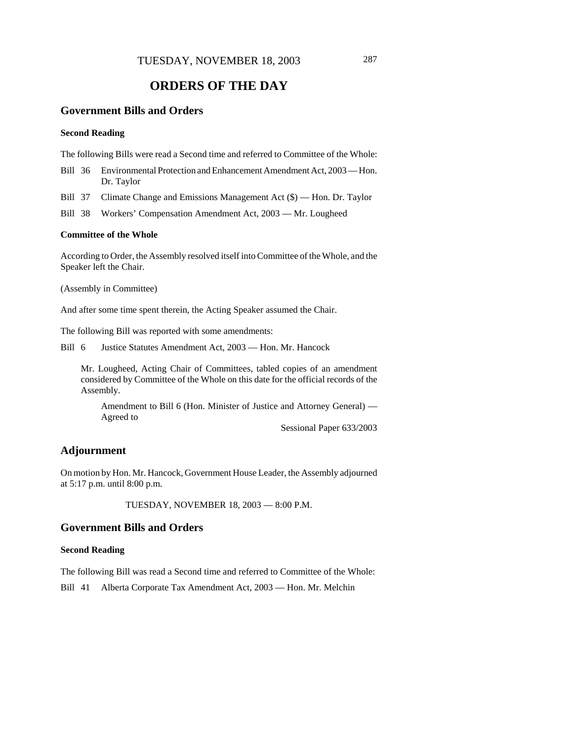TUESDAY, NOVEMBER 18, 2003

# ORDERS OF THE DAY

## Government Bills and Orders

### Second Reading

The following Bills were read a Second time and referred to Committee of the Whole:

Bill 36 Environmental Protection and Enhancement Amendment Act, 2003 — Hon. Dr. Taylor

Bill 37 Climate Change and Emissions Management Act ($) — Hon. Dr. Taylor

Bill 38 Workers' Compensation Amendment Act, 2003 — Mr. Lougheed

### Committee of the Whole

According to Order, the Assembly resolved itself into Committee of the Whole, and the Speaker left the Chair.

(Assembly in Committee)

And after some time spent therein, the Acting Speaker assumed the Chair.

The following Bill was reported with some amendments:

Bill 6 Justice Statutes Amendment Act, 2003 — Hon. Mr. Hancock

Mr. Lougheed, Acting Chair of Committees, tabled copies of an amendment considered by Committee of the Whole on this date for the official records of the Assembly.

Amendment to Bill 6 (Hon. Minister of Justice and Attorney General) — Agreed to

Sessional Paper 633/2003

## Adjournment

On motion by Hon. Mr. Hancock, Government House Leader, the Assembly adjourned at 5:17 p.m. until 8:00 p.m.

TUESDAY, NOVEMBER 18, 2003 — 8:00 P.M.

## Government Bills and Orders

### Second Reading

The following Bill was read a Second time and referred to Committee of the Whole:

Bill 41 Alberta Corporate Tax Amendment Act, 2003 — Hon. Mr. Melchin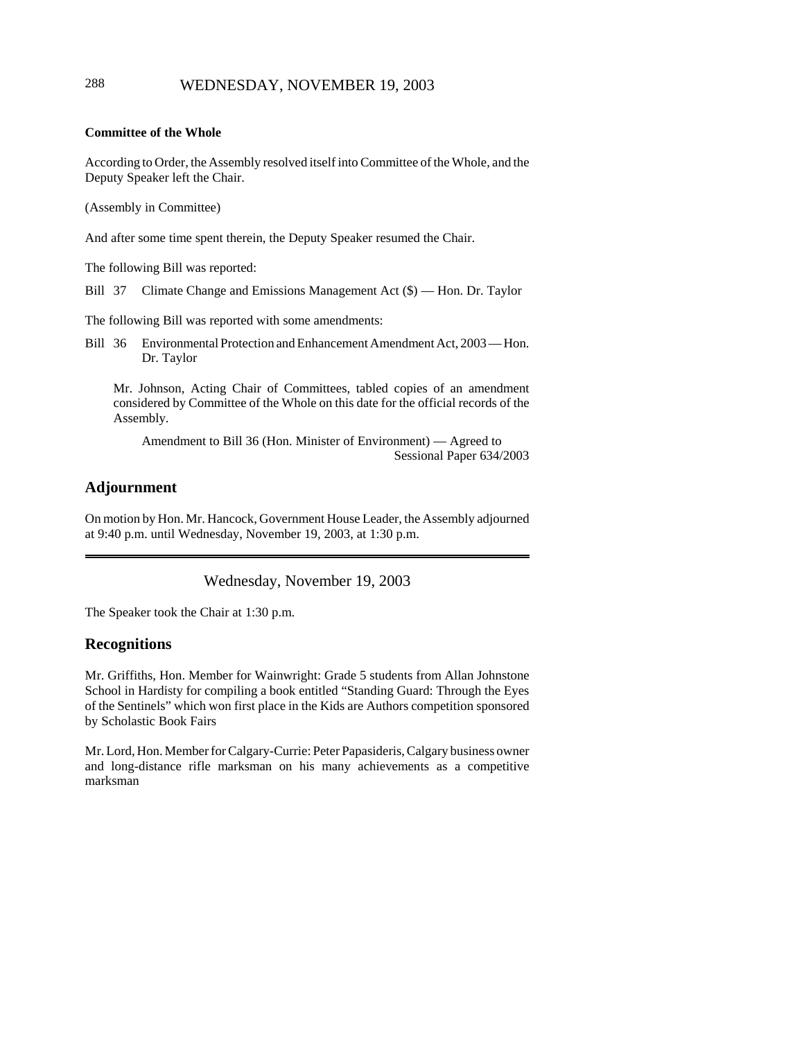**Committee of the Whole**

According to Order, the Assembly resolved itself into Committee of the Whole, and the Deputy Speaker left the Chair.

(Assembly in Committee)

And after some time spent therein, the Deputy Speaker resumed the Chair.

The following Bill was reported:

Bill 37 Climate Change and Emissions Management Act ($) — Hon. Dr. Taylor

The following Bill was reported with some amendments:

Bill 36 Environmental Protection and Enhancement Amendment Act, 2003 — Hon. Dr. Taylor

Mr. Johnson, Acting Chair of Committees, tabled copies of an amendment considered by Committee of the Whole on this date for the official records of the Assembly.

Amendment to Bill 36 (Hon. Minister of Environment) — Agreed to
Sessional Paper 634/2003

## Adjournment

On motion by Hon. Mr. Hancock, Government House Leader, the Assembly adjourned at 9:40 p.m. until Wednesday, November 19, 2003, at 1:30 p.m.

---

Wednesday, November 19, 2003

The Speaker took the Chair at 1:30 p.m.

## Recognitions

Mr. Griffiths, Hon. Member for Wainwright: Grade 5 students from Allan Johnstone School in Hardisty for compiling a book entitled "Standing Guard: Through the Eyes of the Sentinels" which won first place in the Kids are Authors competition sponsored by Scholastic Book Fairs

Mr. Lord, Hon. Member for Calgary-Currie: Peter Papasideris, Calgary business owner and long-distance rifle marksman on his many achievements as a competitive marksman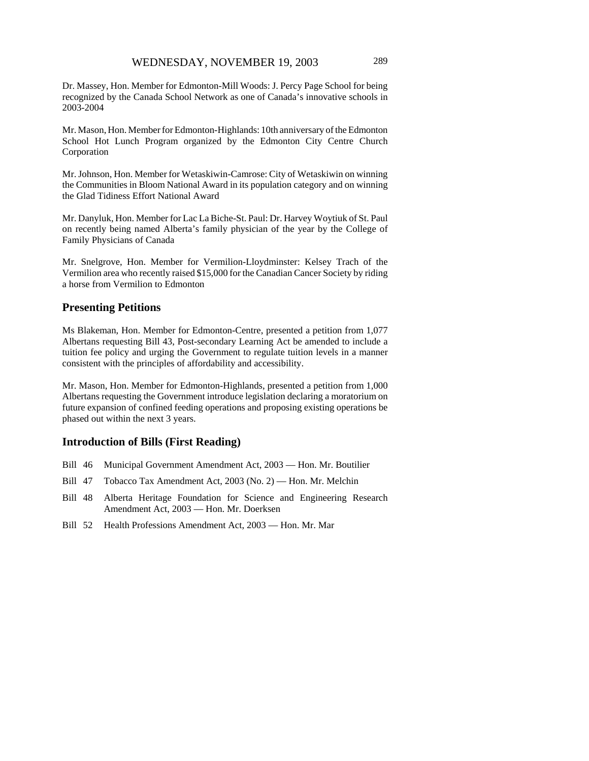Dr. Massey, Hon. Member for Edmonton-Mill Woods: J. Percy Page School for being recognized by the Canada School Network as one of Canada's innovative schools in 2003-2004

Mr. Mason, Hon. Member for Edmonton-Highlands: 10th anniversary of the Edmonton School Hot Lunch Program organized by the Edmonton City Centre Church Corporation

Mr. Johnson, Hon. Member for Wetaskiwin-Camrose: City of Wetaskiwin on winning the Communities in Bloom National Award in its population category and on winning the Glad Tidiness Effort National Award

Mr. Danyluk, Hon. Member for Lac La Biche-St. Paul: Dr. Harvey Woytiuk of St. Paul on recently being named Alberta's family physician of the year by the College of Family Physicians of Canada

Mr. Snelgrove, Hon. Member for Vermilion-Lloydminster: Kelsey Trach of the Vermilion area who recently raised $15,000 for the Canadian Cancer Society by riding a horse from Vermilion to Edmonton

## Presenting Petitions

Ms Blakeman, Hon. Member for Edmonton-Centre, presented a petition from 1,077 Albertans requesting Bill 43, Post-secondary Learning Act be amended to include a tuition fee policy and urging the Government to regulate tuition levels in a manner consistent with the principles of affordability and accessibility.

Mr. Mason, Hon. Member for Edmonton-Highlands, presented a petition from 1,000 Albertans requesting the Government introduce legislation declaring a moratorium on future expansion of confined feeding operations and proposing existing operations be phased out within the next 3 years.

## Introduction of Bills (First Reading)

Bill 46 Municipal Government Amendment Act, 2003 — Hon. Mr. Boutilier

Bill 47 Tobacco Tax Amendment Act, 2003 (No. 2) — Hon. Mr. Melchin

Bill 48 Alberta Heritage Foundation for Science and Engineering Research Amendment Act, 2003 — Hon. Mr. Doerksen

Bill 52 Health Professions Amendment Act, 2003 — Hon. Mr. Mar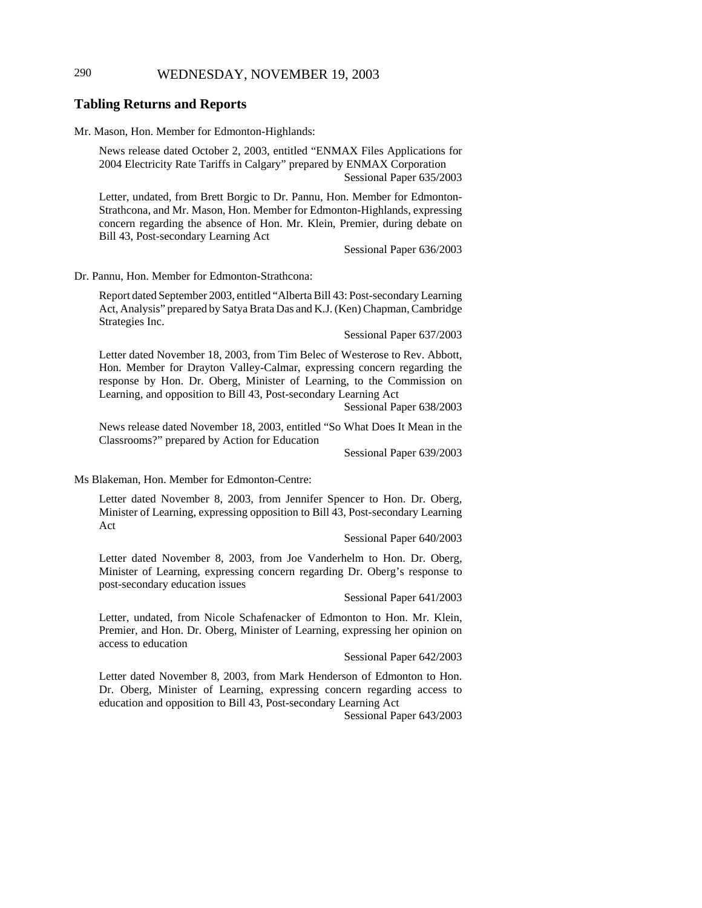## Tabling Returns and Reports

Mr. Mason, Hon. Member for Edmonton-Highlands:

News release dated October 2, 2003, entitled "ENMAX Files Applications for 2004 Electricity Rate Tariffs in Calgary" prepared by ENMAX Corporation
Sessional Paper 635/2003

Letter, undated, from Brett Borgic to Dr. Pannu, Hon. Member for Edmonton-Strathcona, and Mr. Mason, Hon. Member for Edmonton-Highlands, expressing concern regarding the absence of Hon. Mr. Klein, Premier, during debate on Bill 43, Post-secondary Learning Act
Sessional Paper 636/2003

Dr. Pannu, Hon. Member for Edmonton-Strathcona:

Report dated September 2003, entitled "Alberta Bill 43: Post-secondary Learning Act, Analysis" prepared by Satya Brata Das and K.J. (Ken) Chapman, Cambridge Strategies Inc.
Sessional Paper 637/2003

Letter dated November 18, 2003, from Tim Belec of Westerose to Rev. Abbott, Hon. Member for Drayton Valley-Calmar, expressing concern regarding the response by Hon. Dr. Oberg, Minister of Learning, to the Commission on Learning, and opposition to Bill 43, Post-secondary Learning Act
Sessional Paper 638/2003

News release dated November 18, 2003, entitled "So What Does It Mean in the Classrooms?" prepared by Action for Education
Sessional Paper 639/2003

Ms Blakeman, Hon. Member for Edmonton-Centre:

Letter dated November 8, 2003, from Jennifer Spencer to Hon. Dr. Oberg, Minister of Learning, expressing opposition to Bill 43, Post-secondary Learning Act
Sessional Paper 640/2003

Letter dated November 8, 2003, from Joe Vanderhelm to Hon. Dr. Oberg, Minister of Learning, expressing concern regarding Dr. Oberg's response to post-secondary education issues
Sessional Paper 641/2003

Letter, undated, from Nicole Schafenacker of Edmonton to Hon. Mr. Klein, Premier, and Hon. Dr. Oberg, Minister of Learning, expressing her opinion on access to education
Sessional Paper 642/2003

Letter dated November 8, 2003, from Mark Henderson of Edmonton to Hon. Dr. Oberg, Minister of Learning, expressing concern regarding access to education and opposition to Bill 43, Post-secondary Learning Act
Sessional Paper 643/2003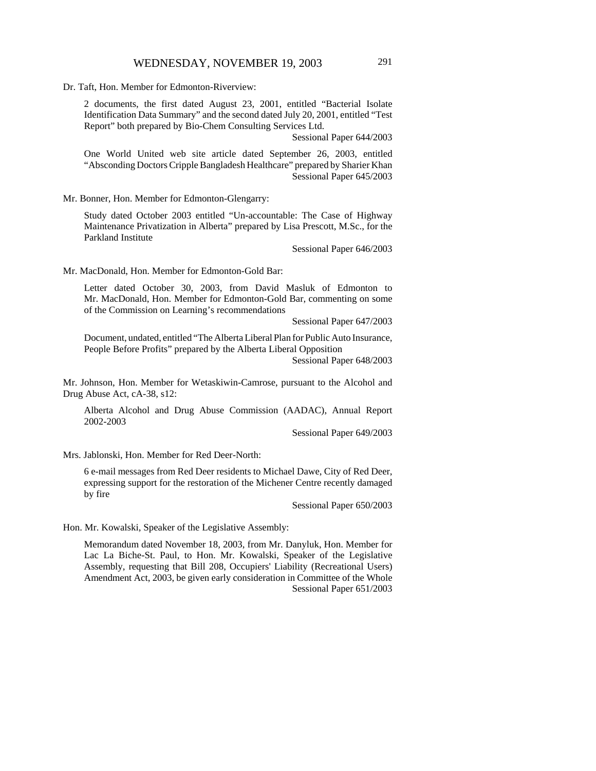Dr. Taft, Hon. Member for Edmonton-Riverview:

2 documents, the first dated August 23, 2001, entitled "Bacterial Isolate Identification Data Summary" and the second dated July 20, 2001, entitled "Test Report" both prepared by Bio-Chem Consulting Services Ltd.

Sessional Paper 644/2003

One World United web site article dated September 26, 2003, entitled "Absconding Doctors Cripple Bangladesh Healthcare" prepared by Sharier Khan

Sessional Paper 645/2003

Mr. Bonner, Hon. Member for Edmonton-Glengarry:

Study dated October 2003 entitled "Un-accountable: The Case of Highway Maintenance Privatization in Alberta" prepared by Lisa Prescott, M.Sc., for the Parkland Institute

Sessional Paper 646/2003

Mr. MacDonald, Hon. Member for Edmonton-Gold Bar:

Letter dated October 30, 2003, from David Masluk of Edmonton to Mr. MacDonald, Hon. Member for Edmonton-Gold Bar, commenting on some of the Commission on Learning's recommendations

Sessional Paper 647/2003

Document, undated, entitled "The Alberta Liberal Plan for Public Auto Insurance, People Before Profits" prepared by the Alberta Liberal Opposition

Sessional Paper 648/2003

Mr. Johnson, Hon. Member for Wetaskiwin-Camrose, pursuant to the Alcohol and Drug Abuse Act, cA-38, s12:

Alberta Alcohol and Drug Abuse Commission (AADAC), Annual Report 2002-2003

Sessional Paper 649/2003

Mrs. Jablonski, Hon. Member for Red Deer-North:

6 e-mail messages from Red Deer residents to Michael Dawe, City of Red Deer, expressing support for the restoration of the Michener Centre recently damaged by fire

Sessional Paper 650/2003

Hon. Mr. Kowalski, Speaker of the Legislative Assembly:

Memorandum dated November 18, 2003, from Mr. Danyluk, Hon. Member for Lac La Biche-St. Paul, to Hon. Mr. Kowalski, Speaker of the Legislative Assembly, requesting that Bill 208, Occupiers' Liability (Recreational Users) Amendment Act, 2003, be given early consideration in Committee of the Whole

Sessional Paper 651/2003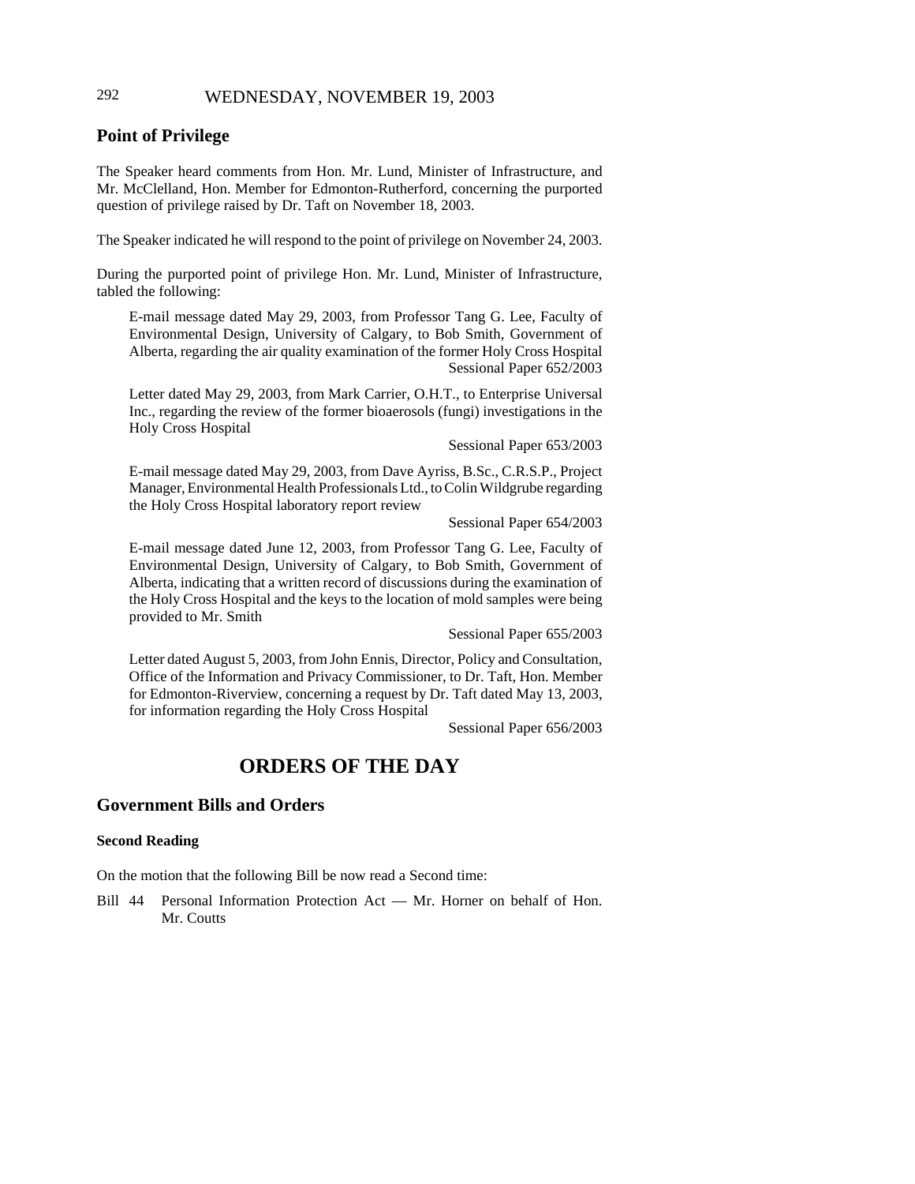## Point of Privilege

The Speaker heard comments from Hon. Mr. Lund, Minister of Infrastructure, and Mr. McClelland, Hon. Member for Edmonton-Rutherford, concerning the purported question of privilege raised by Dr. Taft on November 18, 2003.

The Speaker indicated he will respond to the point of privilege on November 24, 2003.

During the purported point of privilege Hon. Mr. Lund, Minister of Infrastructure, tabled the following:

> E-mail message dated May 29, 2003, from Professor Tang G. Lee, Faculty of Environmental Design, University of Calgary, to Bob Smith, Government of Alberta, regarding the air quality examination of the former Holy Cross Hospital
> Sessional Paper 652/2003
>
> Letter dated May 29, 2003, from Mark Carrier, O.H.T., to Enterprise Universal Inc., regarding the review of the former bioaerosols (fungi) investigations in the Holy Cross Hospital
> Sessional Paper 653/2003
>
> E-mail message dated May 29, 2003, from Dave Ayriss, B.Sc., C.R.S.P., Project Manager, Environmental Health Professionals Ltd., to Colin Wildgrube regarding the Holy Cross Hospital laboratory report review
> Sessional Paper 654/2003
>
> E-mail message dated June 12, 2003, from Professor Tang G. Lee, Faculty of Environmental Design, University of Calgary, to Bob Smith, Government of Alberta, indicating that a written record of discussions during the examination of the Holy Cross Hospital and the keys to the location of mold samples were being provided to Mr. Smith
> Sessional Paper 655/2003
>
> Letter dated August 5, 2003, from John Ennis, Director, Policy and Consultation, Office of the Information and Privacy Commissioner, to Dr. Taft, Hon. Member for Edmonton-Riverview, concerning a request by Dr. Taft dated May 13, 2003, for information regarding the Holy Cross Hospital
> Sessional Paper 656/2003

# ORDERS OF THE DAY

## Government Bills and Orders

### Second Reading

On the motion that the following Bill be now read a Second time:

Bill 44 Personal Information Protection Act — Mr. Horner on behalf of Hon. Mr. Coutts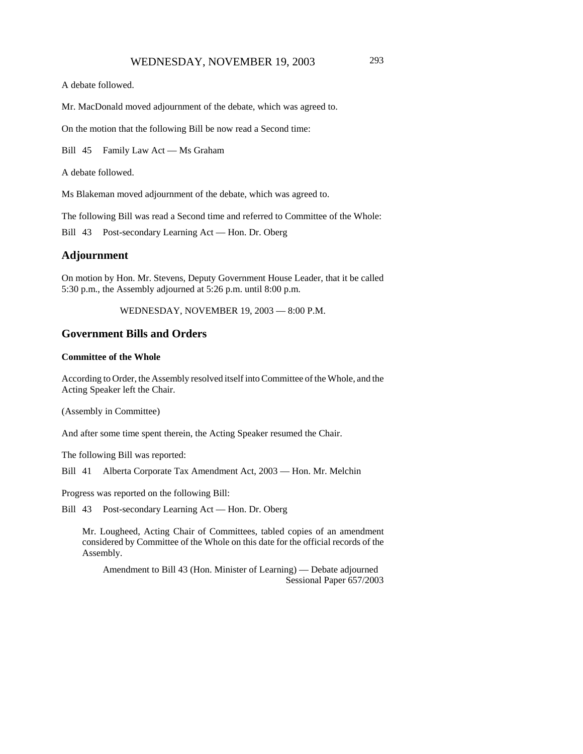A debate followed.

Mr. MacDonald moved adjournment of the debate, which was agreed to.

On the motion that the following Bill be now read a Second time:

Bill 45 Family Law Act — Ms Graham

A debate followed.

Ms Blakeman moved adjournment of the debate, which was agreed to.

The following Bill was read a Second time and referred to Committee of the Whole:

Bill 43 Post-secondary Learning Act — Hon. Dr. Oberg

## Adjournment

On motion by Hon. Mr. Stevens, Deputy Government House Leader, that it be called 5:30 p.m., the Assembly adjourned at 5:26 p.m. until 8:00 p.m.

WEDNESDAY, NOVEMBER 19, 2003 — 8:00 P.M.

## Government Bills and Orders

### Committee of the Whole

According to Order, the Assembly resolved itself into Committee of the Whole, and the Acting Speaker left the Chair.

(Assembly in Committee)

And after some time spent therein, the Acting Speaker resumed the Chair.

The following Bill was reported:

Bill 41 Alberta Corporate Tax Amendment Act, 2003 — Hon. Mr. Melchin

Progress was reported on the following Bill:

Bill 43 Post-secondary Learning Act — Hon. Dr. Oberg

Mr. Lougheed, Acting Chair of Committees, tabled copies of an amendment considered by Committee of the Whole on this date for the official records of the Assembly.

Amendment to Bill 43 (Hon. Minister of Learning) — Debate adjourned
Sessional Paper 657/2003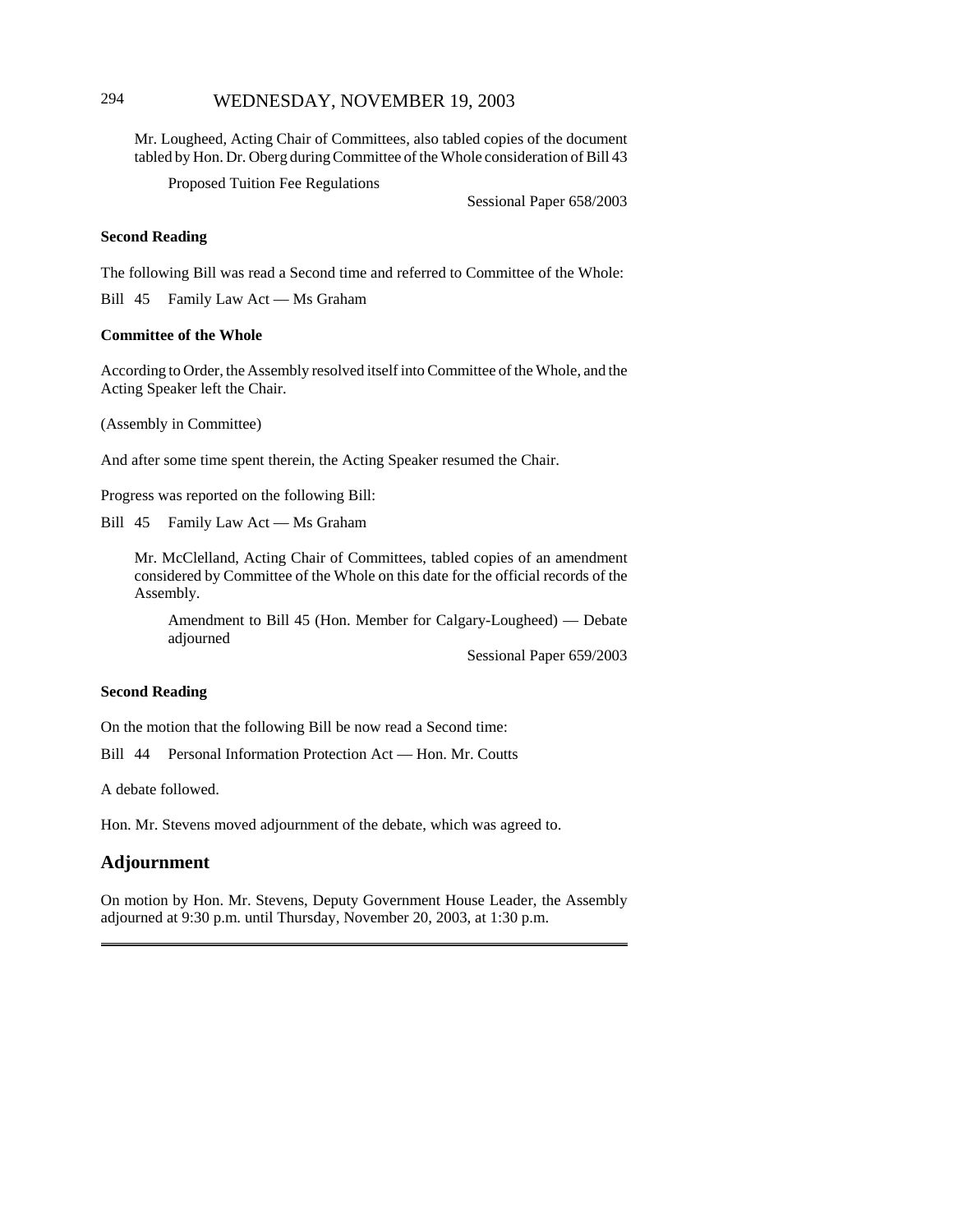Mr. Lougheed, Acting Chair of Committees, also tabled copies of the document tabled by Hon. Dr. Oberg during Committee of the Whole consideration of Bill 43

Proposed Tuition Fee Regulations

Sessional Paper 658/2003

**Second Reading**

The following Bill was read a Second time and referred to Committee of the Whole:

Bill 45 Family Law Act — Ms Graham

**Committee of the Whole**

According to Order, the Assembly resolved itself into Committee of the Whole, and the Acting Speaker left the Chair.

(Assembly in Committee)

And after some time spent therein, the Acting Speaker resumed the Chair.

Progress was reported on the following Bill:

Bill 45 Family Law Act — Ms Graham

Mr. McClelland, Acting Chair of Committees, tabled copies of an amendment considered by Committee of the Whole on this date for the official records of the Assembly.

Amendment to Bill 45 (Hon. Member for Calgary-Lougheed) — Debate adjourned

Sessional Paper 659/2003

**Second Reading**

On the motion that the following Bill be now read a Second time:

Bill 44 Personal Information Protection Act — Hon. Mr. Coutts

A debate followed.

Hon. Mr. Stevens moved adjournment of the debate, which was agreed to.

## Adjournment

On motion by Hon. Mr. Stevens, Deputy Government House Leader, the Assembly adjourned at 9:30 p.m. until Thursday, November 20, 2003, at 1:30 p.m.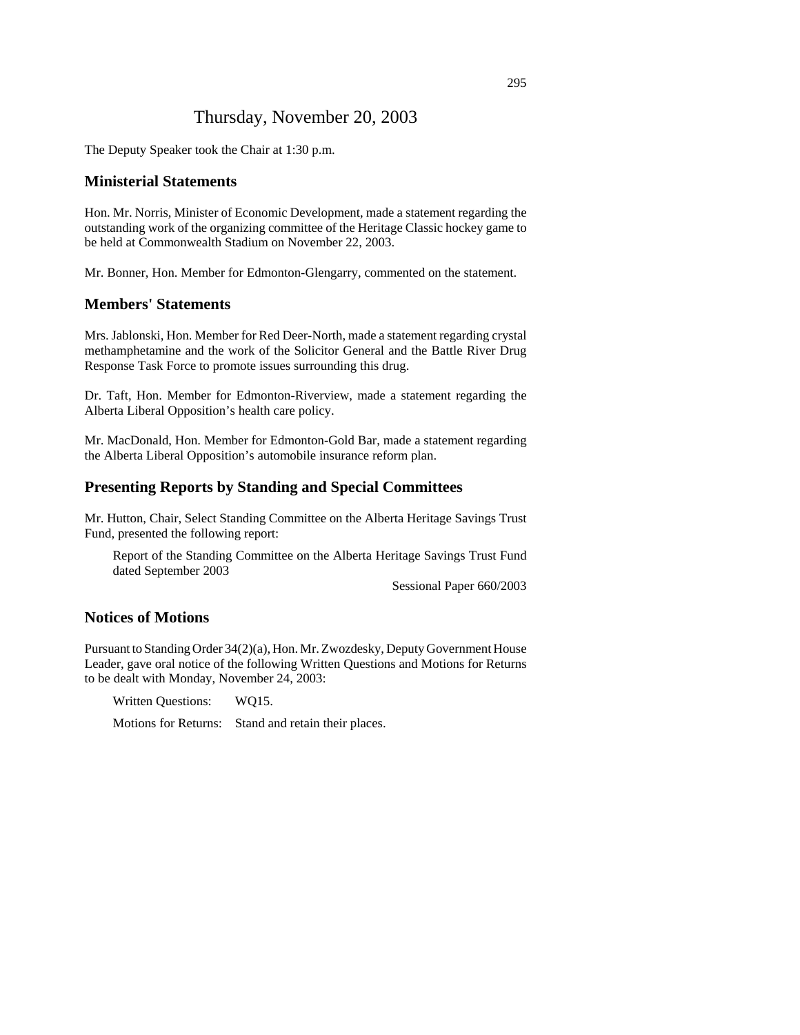# Thursday, November 20, 2003

The Deputy Speaker took the Chair at 1:30 p.m.

## Ministerial Statements

Hon. Mr. Norris, Minister of Economic Development, made a statement regarding the outstanding work of the organizing committee of the Heritage Classic hockey game to be held at Commonwealth Stadium on November 22, 2003.

Mr. Bonner, Hon. Member for Edmonton-Glengarry, commented on the statement.

## Members' Statements

Mrs. Jablonski, Hon. Member for Red Deer-North, made a statement regarding crystal methamphetamine and the work of the Solicitor General and the Battle River Drug Response Task Force to promote issues surrounding this drug.

Dr. Taft, Hon. Member for Edmonton-Riverview, made a statement regarding the Alberta Liberal Opposition's health care policy.

Mr. MacDonald, Hon. Member for Edmonton-Gold Bar, made a statement regarding the Alberta Liberal Opposition's automobile insurance reform plan.

## Presenting Reports by Standing and Special Committees

Mr. Hutton, Chair, Select Standing Committee on the Alberta Heritage Savings Trust Fund, presented the following report:

> Report of the Standing Committee on the Alberta Heritage Savings Trust Fund dated September 2003
>
> Sessional Paper 660/2003

## Notices of Motions

Pursuant to Standing Order 34(2)(a), Hon. Mr. Zwozdesky, Deputy Government House Leader, gave oral notice of the following Written Questions and Motions for Returns to be dealt with Monday, November 24, 2003:

Written Questions: WQ15.

Motions for Returns: Stand and retain their places.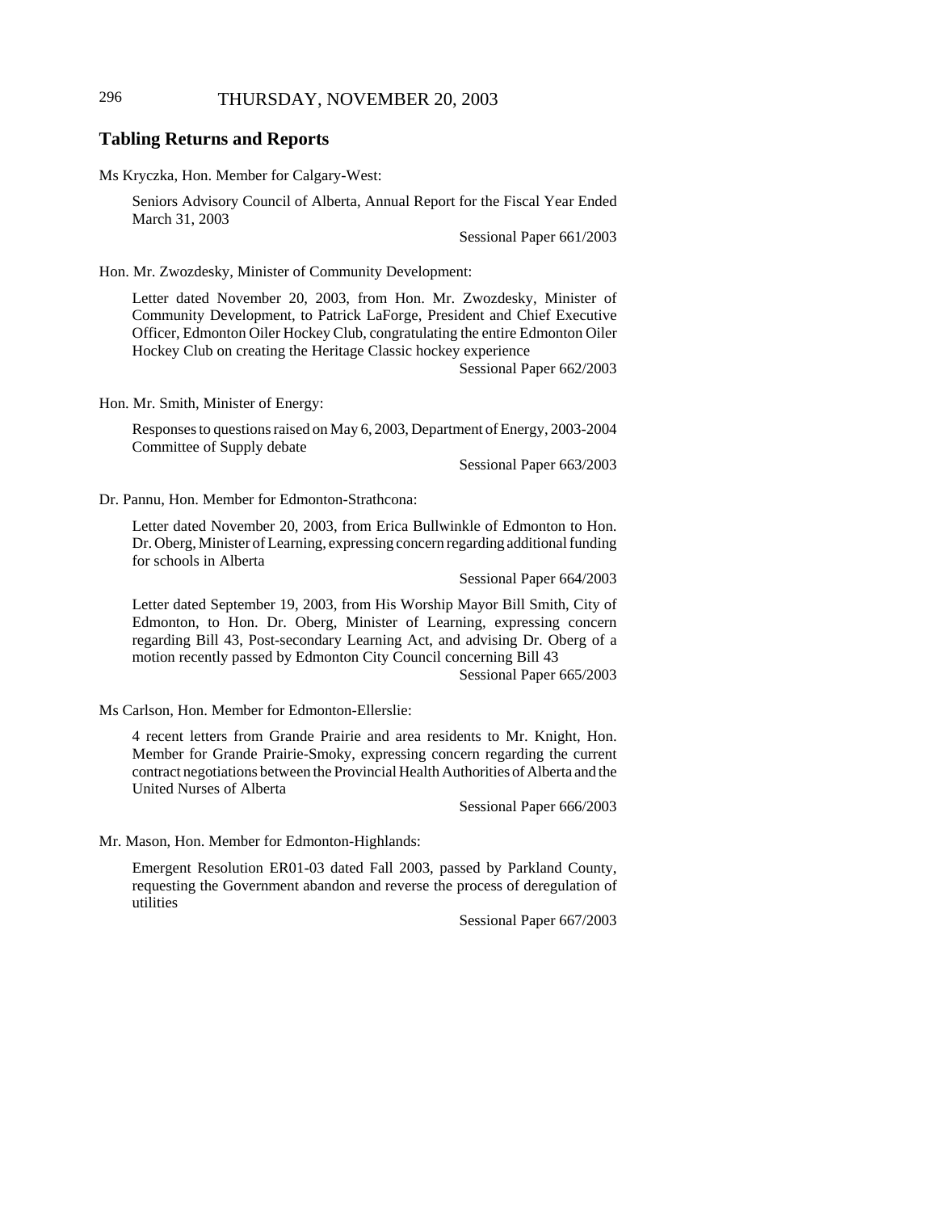## Tabling Returns and Reports

Ms Kryczka, Hon. Member for Calgary-West:

Seniors Advisory Council of Alberta, Annual Report for the Fiscal Year Ended March 31, 2003

Sessional Paper 661/2003

Hon. Mr. Zwozdesky, Minister of Community Development:

Letter dated November 20, 2003, from Hon. Mr. Zwozdesky, Minister of Community Development, to Patrick LaForge, President and Chief Executive Officer, Edmonton Oiler Hockey Club, congratulating the entire Edmonton Oiler Hockey Club on creating the Heritage Classic hockey experience

Sessional Paper 662/2003

Hon. Mr. Smith, Minister of Energy:

Responses to questions raised on May 6, 2003, Department of Energy, 2003-2004 Committee of Supply debate

Sessional Paper 663/2003

Dr. Pannu, Hon. Member for Edmonton-Strathcona:

Letter dated November 20, 2003, from Erica Bullwinkle of Edmonton to Hon. Dr. Oberg, Minister of Learning, expressing concern regarding additional funding for schools in Alberta

Sessional Paper 664/2003

Letter dated September 19, 2003, from His Worship Mayor Bill Smith, City of Edmonton, to Hon. Dr. Oberg, Minister of Learning, expressing concern regarding Bill 43, Post-secondary Learning Act, and advising Dr. Oberg of a motion recently passed by Edmonton City Council concerning Bill 43

Sessional Paper 665/2003

Ms Carlson, Hon. Member for Edmonton-Ellerslie:

4 recent letters from Grande Prairie and area residents to Mr. Knight, Hon. Member for Grande Prairie-Smoky, expressing concern regarding the current contract negotiations between the Provincial Health Authorities of Alberta and the United Nurses of Alberta

Sessional Paper 666/2003

Mr. Mason, Hon. Member for Edmonton-Highlands:

Emergent Resolution ER01-03 dated Fall 2003, passed by Parkland County, requesting the Government abandon and reverse the process of deregulation of utilities

Sessional Paper 667/2003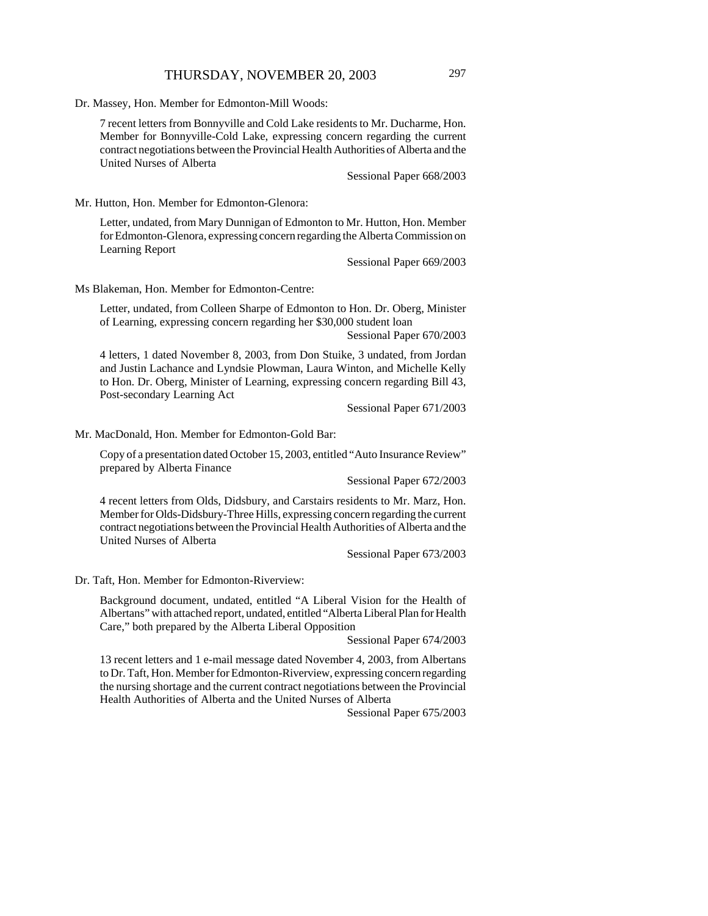Dr. Massey, Hon. Member for Edmonton-Mill Woods:

7 recent letters from Bonnyville and Cold Lake residents to Mr. Ducharme, Hon. Member for Bonnyville-Cold Lake, expressing concern regarding the current contract negotiations between the Provincial Health Authorities of Alberta and the United Nurses of Alberta

Sessional Paper 668/2003

Mr. Hutton, Hon. Member for Edmonton-Glenora:

Letter, undated, from Mary Dunnigan of Edmonton to Mr. Hutton, Hon. Member for Edmonton-Glenora, expressing concern regarding the Alberta Commission on Learning Report

Sessional Paper 669/2003

Ms Blakeman, Hon. Member for Edmonton-Centre:

Letter, undated, from Colleen Sharpe of Edmonton to Hon. Dr. Oberg, Minister of Learning, expressing concern regarding her $30,000 student loan

Sessional Paper 670/2003

4 letters, 1 dated November 8, 2003, from Don Stuike, 3 undated, from Jordan and Justin Lachance and Lyndsie Plowman, Laura Winton, and Michelle Kelly to Hon. Dr. Oberg, Minister of Learning, expressing concern regarding Bill 43, Post-secondary Learning Act

Sessional Paper 671/2003

Mr. MacDonald, Hon. Member for Edmonton-Gold Bar:

Copy of a presentation dated October 15, 2003, entitled "Auto Insurance Review" prepared by Alberta Finance

Sessional Paper 672/2003

4 recent letters from Olds, Didsbury, and Carstairs residents to Mr. Marz, Hon. Member for Olds-Didsbury-Three Hills, expressing concern regarding the current contract negotiations between the Provincial Health Authorities of Alberta and the United Nurses of Alberta

Sessional Paper 673/2003

Dr. Taft, Hon. Member for Edmonton-Riverview:

Background document, undated, entitled "A Liberal Vision for the Health of Albertans" with attached report, undated, entitled "Alberta Liberal Plan for Health Care," both prepared by the Alberta Liberal Opposition

Sessional Paper 674/2003

13 recent letters and 1 e-mail message dated November 4, 2003, from Albertans to Dr. Taft, Hon. Member for Edmonton-Riverview, expressing concern regarding the nursing shortage and the current contract negotiations between the Provincial Health Authorities of Alberta and the United Nurses of Alberta

Sessional Paper 675/2003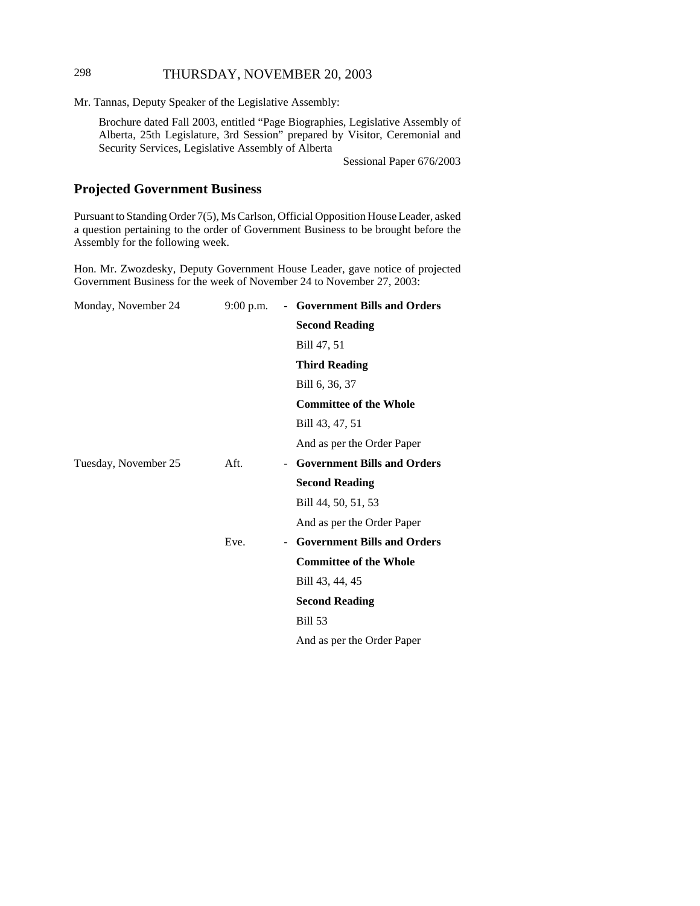Mr. Tannas, Deputy Speaker of the Legislative Assembly:

> Brochure dated Fall 2003, entitled "Page Biographies, Legislative Assembly of Alberta, 25th Legislature, 3rd Session" prepared by Visitor, Ceremonial and Security Services, Legislative Assembly of Alberta
>
> Sessional Paper 676/2003

## Projected Government Business

Pursuant to Standing Order 7(5), Ms Carlson, Official Opposition House Leader, asked a question pertaining to the order of Government Business to be brought before the Assembly for the following week.

Hon. Mr. Zwozdesky, Deputy Government House Leader, gave notice of projected Government Business for the week of November 24 to November 27, 2003:

| | | | |
|---|---|---|---|
| Monday, November 24 | 9:00 p.m. | - | **Government Bills and Orders** |
| | | | **Second Reading** |
| | | | Bill 47, 51 |
| | | | **Third Reading** |
| | | | Bill 6, 36, 37 |
| | | | **Committee of the Whole** |
| | | | Bill 43, 47, 51 |
| | | | And as per the Order Paper |
| Tuesday, November 25 | Aft. | - | **Government Bills and Orders** |
| | | | **Second Reading** |
| | | | Bill 44, 50, 51, 53 |
| | | | And as per the Order Paper |
| | Eve. | - | **Government Bills and Orders** |
| | | | **Committee of the Whole** |
| | | | Bill 43, 44, 45 |
| | | | **Second Reading** |
| | | | Bill 53 |
| | | | And as per the Order Paper |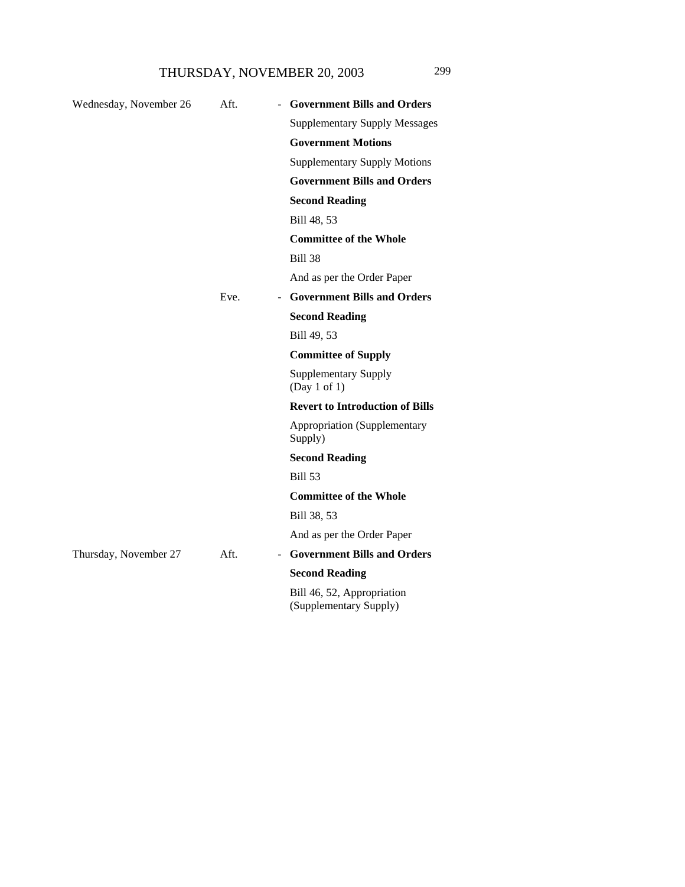| | | | |
|---|---|---|---|
| Wednesday, November 26 | Aft. | - | **Government Bills and Orders** |
| | | | Supplementary Supply Messages |
| | | | **Government Motions** |
| | | | Supplementary Supply Motions |
| | | | **Government Bills and Orders** |
| | | | **Second Reading** |
| | | | Bill 48, 53 |
| | | | **Committee of the Whole** |
| | | | Bill 38 |
| | | | And as per the Order Paper |
| | Eve. | - | **Government Bills and Orders** |
| | | | **Second Reading** |
| | | | Bill 49, 53 |
| | | | **Committee of Supply** |
| | | | Supplementary Supply (Day 1 of 1) |
| | | | **Revert to Introduction of Bills** |
| | | | Appropriation (Supplementary Supply) |
| | | | **Second Reading** |
| | | | Bill 53 |
| | | | **Committee of the Whole** |
| | | | Bill 38, 53 |
| | | | And as per the Order Paper |
| Thursday, November 27 | Aft. | - | **Government Bills and Orders** |
| | | | **Second Reading** |
| | | | Bill 46, 52, Appropriation (Supplementary Supply) |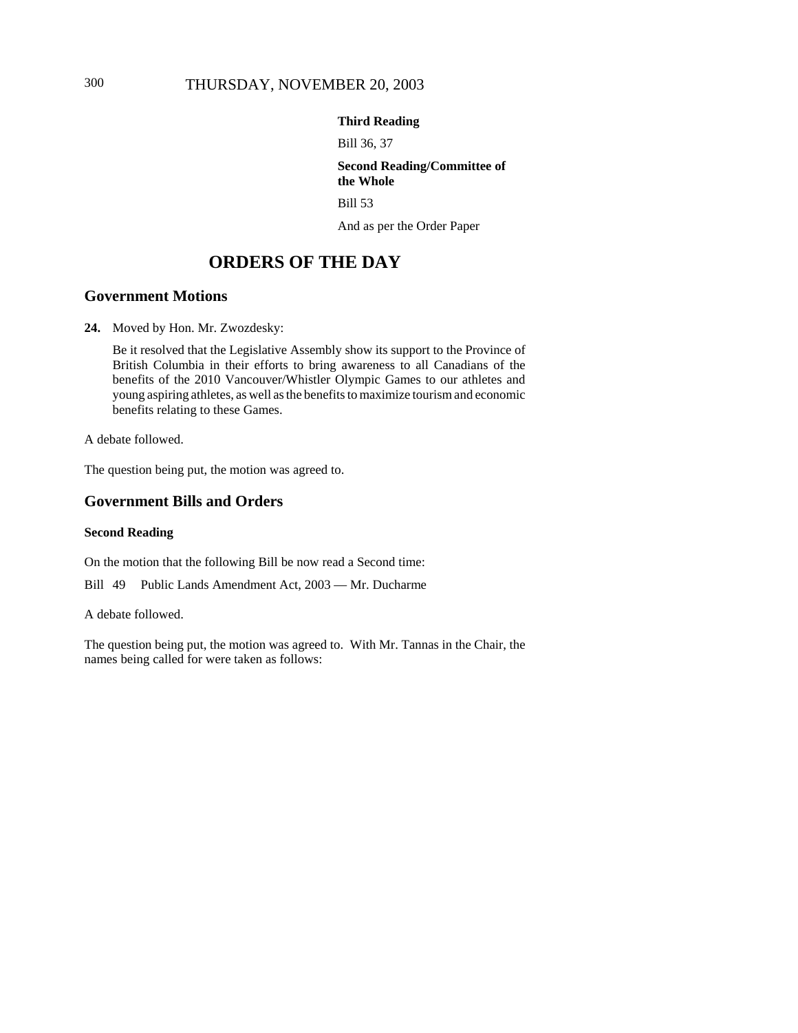**Third Reading**

Bill 36, 37

**Second Reading/Committee of the Whole**

Bill 53

And as per the Order Paper

# ORDERS OF THE DAY

## Government Motions

**24.** Moved by Hon. Mr. Zwozdesky:

Be it resolved that the Legislative Assembly show its support to the Province of British Columbia in their efforts to bring awareness to all Canadians of the benefits of the 2010 Vancouver/Whistler Olympic Games to our athletes and young aspiring athletes, as well as the benefits to maximize tourism and economic benefits relating to these Games.

A debate followed.

The question being put, the motion was agreed to.

## Government Bills and Orders

### Second Reading

On the motion that the following Bill be now read a Second time:

Bill 49 Public Lands Amendment Act, 2003 — Mr. Ducharme

A debate followed.

The question being put, the motion was agreed to. With Mr. Tannas in the Chair, the names being called for were taken as follows: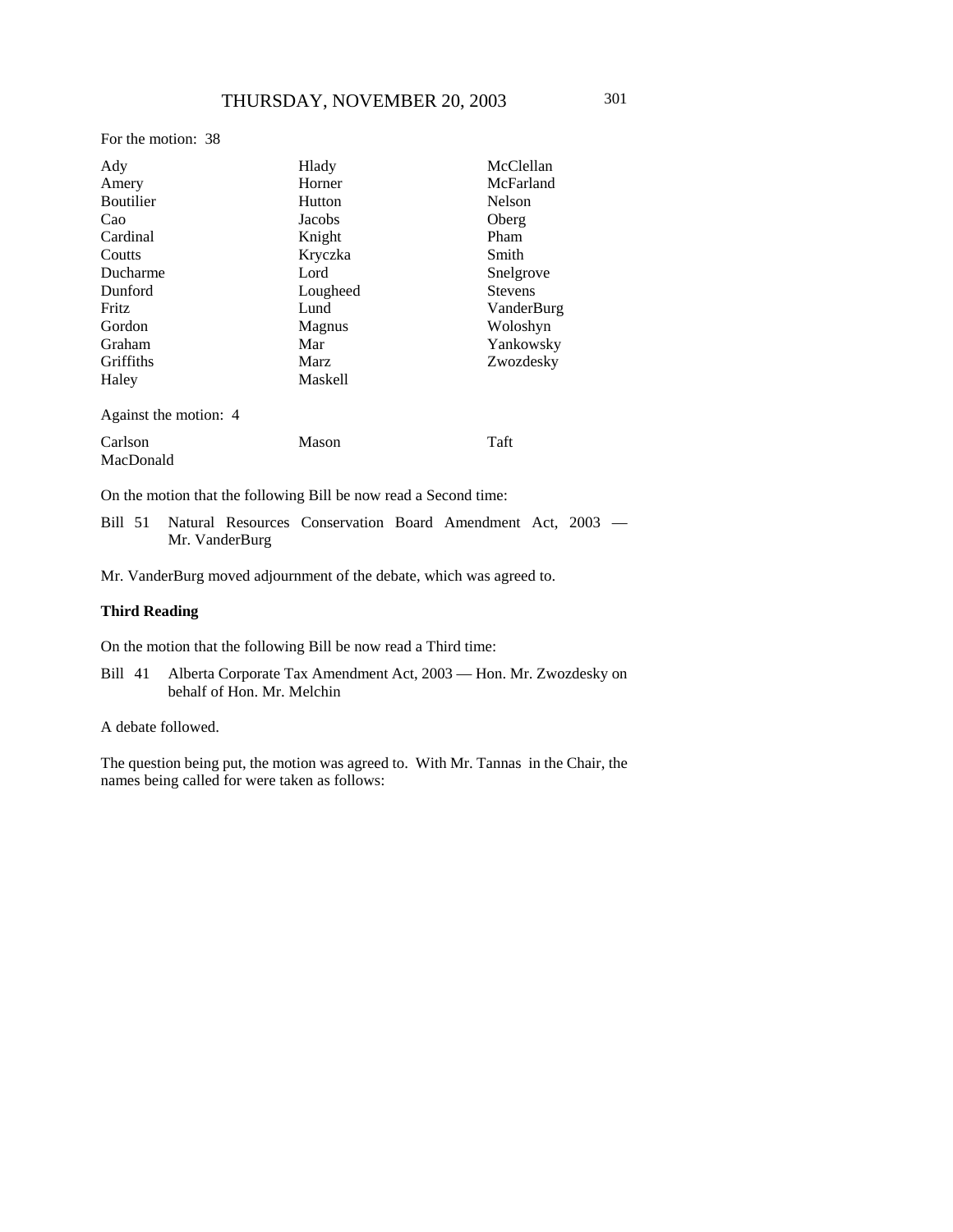For the motion: 38

| | | |
|---|---|---|
| Ady | Hlady | McClellan |
| Amery | Horner | McFarland |
| Boutilier | Hutton | Nelson |
| Cao | Jacobs | Oberg |
| Cardinal | Knight | Pham |
| Coutts | Kryczka | Smith |
| Ducharme | Lord | Snelgrove |
| Dunford | Lougheed | Stevens |
| Fritz | Lund | VanderBurg |
| Gordon | Magnus | Woloshyn |
| Graham | Mar | Yankowsky |
| Griffiths | Marz | Zwozdesky |
| Haley | Maskell | |

Against the motion: 4

| | | |
|---|---|---|
| Carlson | Mason | Taft |
| MacDonald | | |

On the motion that the following Bill be now read a Second time:

Bill 51 Natural Resources Conservation Board Amendment Act, 2003 — Mr. VanderBurg

Mr. VanderBurg moved adjournment of the debate, which was agreed to.

**Third Reading**

On the motion that the following Bill be now read a Third time:

Bill 41 Alberta Corporate Tax Amendment Act, 2003 — Hon. Mr. Zwozdesky on behalf of Hon. Mr. Melchin

A debate followed.

The question being put, the motion was agreed to. With Mr. Tannas in the Chair, the names being called for were taken as follows: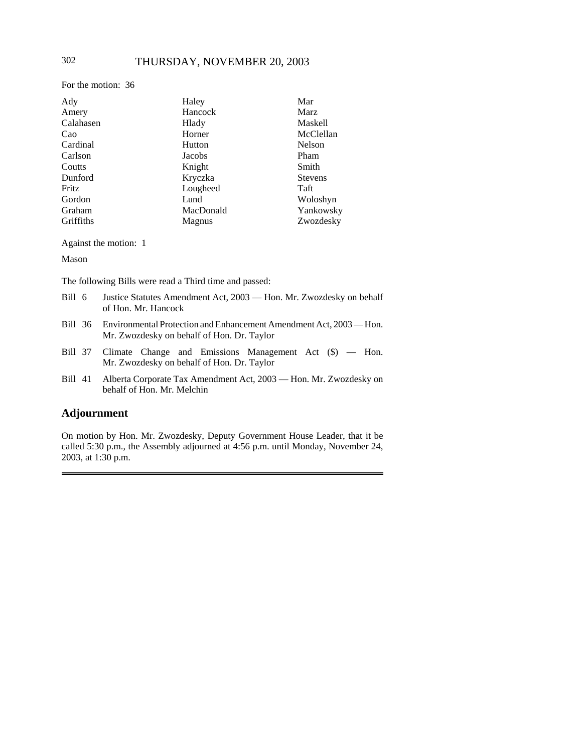For the motion: 36

| | | |
|---|---|---|
| Ady | Haley | Mar |
| Amery | Hancock | Marz |
| Calahasen | Hlady | Maskell |
| Cao | Horner | McClellan |
| Cardinal | Hutton | Nelson |
| Carlson | Jacobs | Pham |
| Coutts | Knight | Smith |
| Dunford | Kryczka | Stevens |
| Fritz | Lougheed | Taft |
| Gordon | Lund | Woloshyn |
| Graham | MacDonald | Yankowsky |
| Griffiths | Magnus | Zwozdesky |

Against the motion: 1

Mason

The following Bills were read a Third time and passed:

Bill 6 Justice Statutes Amendment Act, 2003 — Hon. Mr. Zwozdesky on behalf of Hon. Mr. Hancock

Bill 36 Environmental Protection and Enhancement Amendment Act, 2003 — Hon. Mr. Zwozdesky on behalf of Hon. Dr. Taylor

Bill 37 Climate Change and Emissions Management Act ($) — Hon. Mr. Zwozdesky on behalf of Hon. Dr. Taylor

Bill 41 Alberta Corporate Tax Amendment Act, 2003 — Hon. Mr. Zwozdesky on behalf of Hon. Mr. Melchin

## Adjournment

On motion by Hon. Mr. Zwozdesky, Deputy Government House Leader, that it be called 5:30 p.m., the Assembly adjourned at 4:56 p.m. until Monday, November 24, 2003, at 1:30 p.m.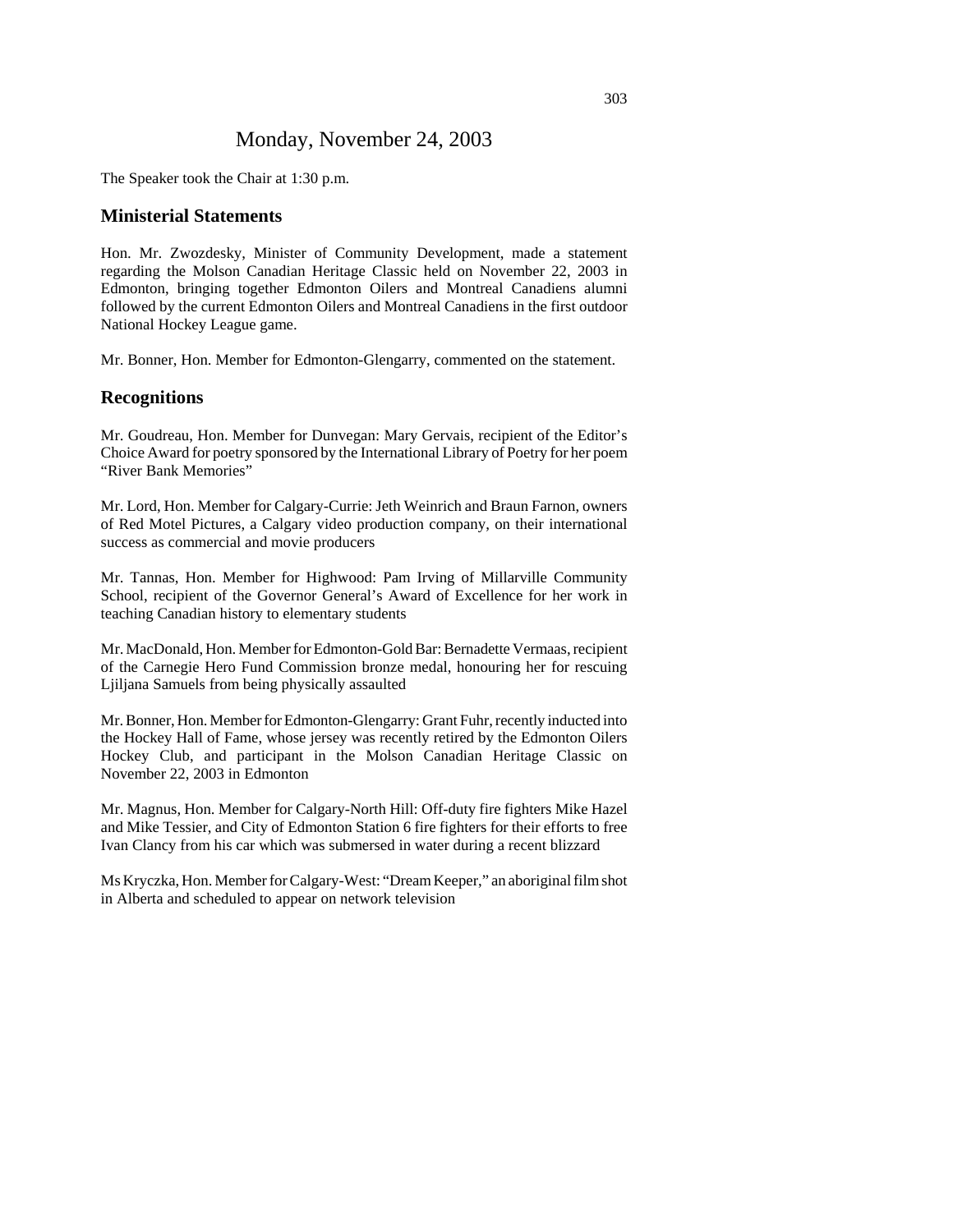# Monday, November 24, 2003

The Speaker took the Chair at 1:30 p.m.

## Ministerial Statements

Hon. Mr. Zwozdesky, Minister of Community Development, made a statement regarding the Molson Canadian Heritage Classic held on November 22, 2003 in Edmonton, bringing together Edmonton Oilers and Montreal Canadiens alumni followed by the current Edmonton Oilers and Montreal Canadiens in the first outdoor National Hockey League game.

Mr. Bonner, Hon. Member for Edmonton-Glengarry, commented on the statement.

## Recognitions

Mr. Goudreau, Hon. Member for Dunvegan: Mary Gervais, recipient of the Editor's Choice Award for poetry sponsored by the International Library of Poetry for her poem "River Bank Memories"

Mr. Lord, Hon. Member for Calgary-Currie: Jeth Weinrich and Braun Farnon, owners of Red Motel Pictures, a Calgary video production company, on their international success as commercial and movie producers

Mr. Tannas, Hon. Member for Highwood: Pam Irving of Millarville Community School, recipient of the Governor General's Award of Excellence for her work in teaching Canadian history to elementary students

Mr. MacDonald, Hon. Member for Edmonton-Gold Bar: Bernadette Vermaas, recipient of the Carnegie Hero Fund Commission bronze medal, honouring her for rescuing Ljiljana Samuels from being physically assaulted

Mr. Bonner, Hon. Member for Edmonton-Glengarry: Grant Fuhr, recently inducted into the Hockey Hall of Fame, whose jersey was recently retired by the Edmonton Oilers Hockey Club, and participant in the Molson Canadian Heritage Classic on November 22, 2003 in Edmonton

Mr. Magnus, Hon. Member for Calgary-North Hill: Off-duty fire fighters Mike Hazel and Mike Tessier, and City of Edmonton Station 6 fire fighters for their efforts to free Ivan Clancy from his car which was submersed in water during a recent blizzard

Ms Kryczka, Hon. Member for Calgary-West: "Dream Keeper," an aboriginal film shot in Alberta and scheduled to appear on network television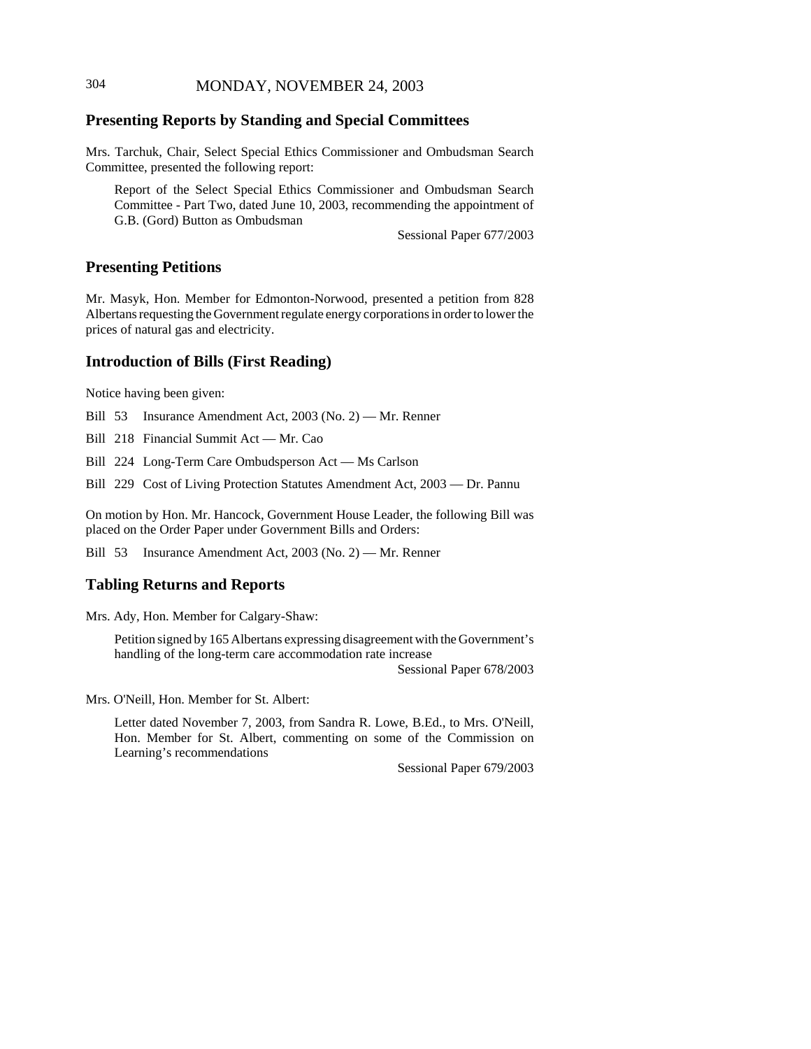## Presenting Reports by Standing and Special Committees

Mrs. Tarchuk, Chair, Select Special Ethics Commissioner and Ombudsman Search Committee, presented the following report:

> Report of the Select Special Ethics Commissioner and Ombudsman Search Committee - Part Two, dated June 10, 2003, recommending the appointment of G.B. (Gord) Button as Ombudsman
>
> Sessional Paper 677/2003

## Presenting Petitions

Mr. Masyk, Hon. Member for Edmonton-Norwood, presented a petition from 828 Albertans requesting the Government regulate energy corporations in order to lower the prices of natural gas and electricity.

## Introduction of Bills (First Reading)

Notice having been given:

Bill 53 Insurance Amendment Act, 2003 (No. 2) — Mr. Renner

Bill 218 Financial Summit Act — Mr. Cao

Bill 224 Long-Term Care Ombudsperson Act — Ms Carlson

Bill 229 Cost of Living Protection Statutes Amendment Act, 2003 — Dr. Pannu

On motion by Hon. Mr. Hancock, Government House Leader, the following Bill was placed on the Order Paper under Government Bills and Orders:

Bill 53 Insurance Amendment Act, 2003 (No. 2) — Mr. Renner

## Tabling Returns and Reports

Mrs. Ady, Hon. Member for Calgary-Shaw:

> Petition signed by 165 Albertans expressing disagreement with the Government's handling of the long-term care accommodation rate increase
>
> Sessional Paper 678/2003

Mrs. O'Neill, Hon. Member for St. Albert:

> Letter dated November 7, 2003, from Sandra R. Lowe, B.Ed., to Mrs. O'Neill, Hon. Member for St. Albert, commenting on some of the Commission on Learning's recommendations
>
> Sessional Paper 679/2003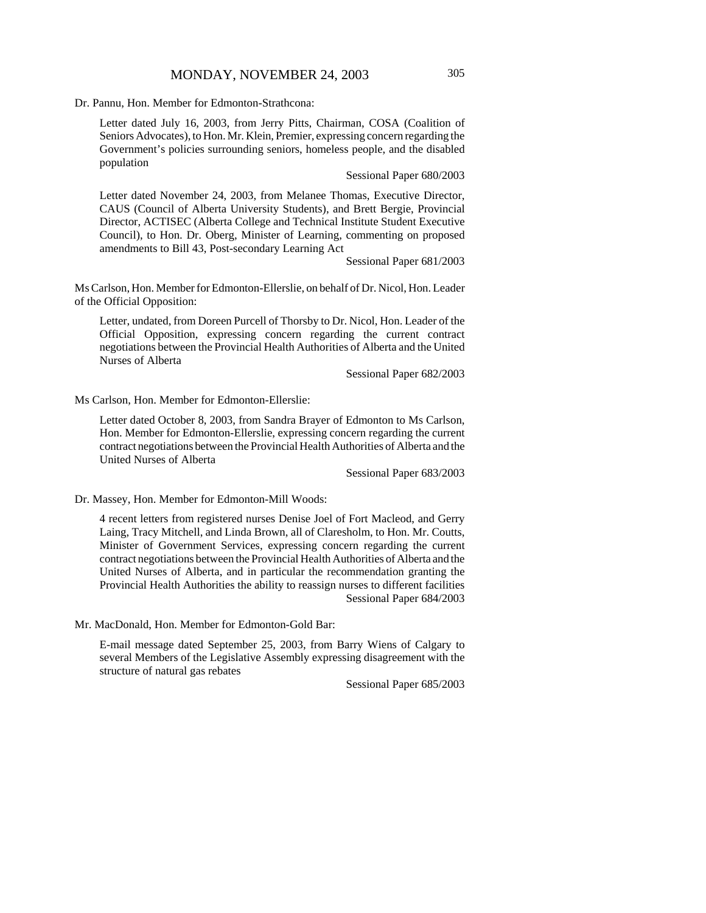Dr. Pannu, Hon. Member for Edmonton-Strathcona:

> Letter dated July 16, 2003, from Jerry Pitts, Chairman, COSA (Coalition of Seniors Advocates), to Hon. Mr. Klein, Premier, expressing concern regarding the Government's policies surrounding seniors, homeless people, and the disabled population
>
> Sessional Paper 680/2003

> Letter dated November 24, 2003, from Melanee Thomas, Executive Director, CAUS (Council of Alberta University Students), and Brett Bergie, Provincial Director, ACTISEC (Alberta College and Technical Institute Student Executive Council), to Hon. Dr. Oberg, Minister of Learning, commenting on proposed amendments to Bill 43, Post-secondary Learning Act
>
> Sessional Paper 681/2003

Ms Carlson, Hon. Member for Edmonton-Ellerslie, on behalf of Dr. Nicol, Hon. Leader of the Official Opposition:

> Letter, undated, from Doreen Purcell of Thorsby to Dr. Nicol, Hon. Leader of the Official Opposition, expressing concern regarding the current contract negotiations between the Provincial Health Authorities of Alberta and the United Nurses of Alberta
>
> Sessional Paper 682/2003

Ms Carlson, Hon. Member for Edmonton-Ellerslie:

> Letter dated October 8, 2003, from Sandra Brayer of Edmonton to Ms Carlson, Hon. Member for Edmonton-Ellerslie, expressing concern regarding the current contract negotiations between the Provincial Health Authorities of Alberta and the United Nurses of Alberta
>
> Sessional Paper 683/2003

Dr. Massey, Hon. Member for Edmonton-Mill Woods:

> 4 recent letters from registered nurses Denise Joel of Fort Macleod, and Gerry Laing, Tracy Mitchell, and Linda Brown, all of Claresholm, to Hon. Mr. Coutts, Minister of Government Services, expressing concern regarding the current contract negotiations between the Provincial Health Authorities of Alberta and the United Nurses of Alberta, and in particular the recommendation granting the Provincial Health Authorities the ability to reassign nurses to different facilities
>
> Sessional Paper 684/2003

Mr. MacDonald, Hon. Member for Edmonton-Gold Bar:

> E-mail message dated September 25, 2003, from Barry Wiens of Calgary to several Members of the Legislative Assembly expressing disagreement with the structure of natural gas rebates
>
> Sessional Paper 685/2003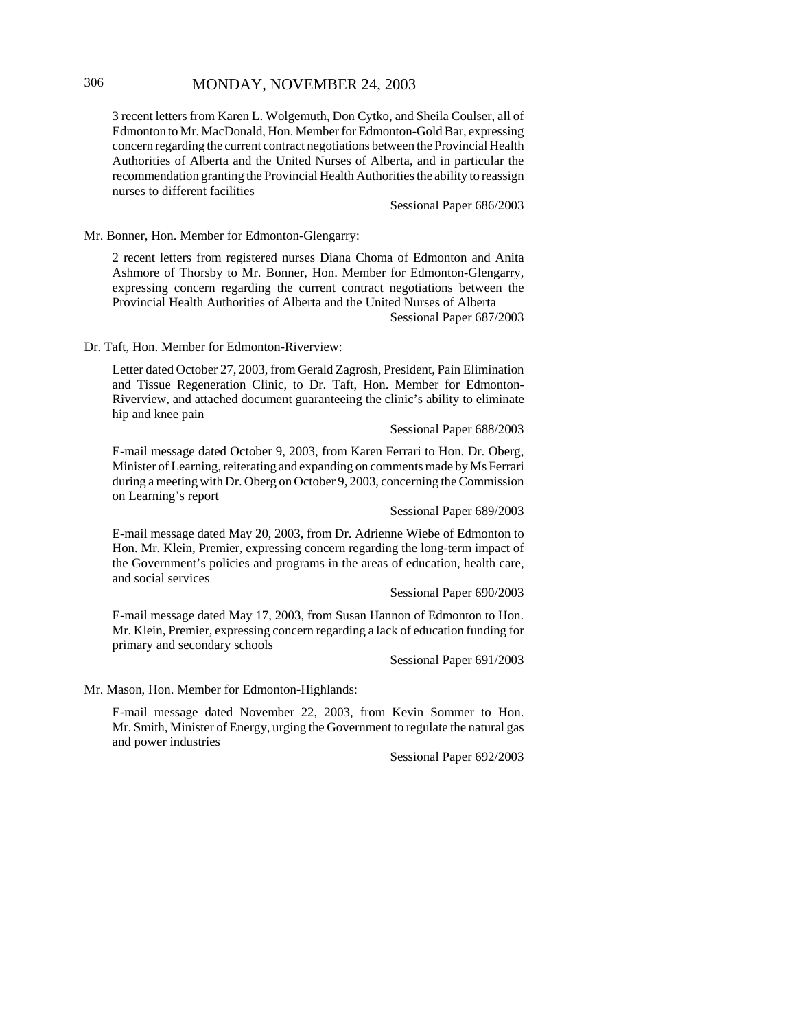3 recent letters from Karen L. Wolgemuth, Don Cytko, and Sheila Coulser, all of Edmonton to Mr. MacDonald, Hon. Member for Edmonton-Gold Bar, expressing concern regarding the current contract negotiations between the Provincial Health Authorities of Alberta and the United Nurses of Alberta, and in particular the recommendation granting the Provincial Health Authorities the ability to reassign nurses to different facilities

Sessional Paper 686/2003

Mr. Bonner, Hon. Member for Edmonton-Glengarry:

2 recent letters from registered nurses Diana Choma of Edmonton and Anita Ashmore of Thorsby to Mr. Bonner, Hon. Member for Edmonton-Glengarry, expressing concern regarding the current contract negotiations between the Provincial Health Authorities of Alberta and the United Nurses of Alberta

Sessional Paper 687/2003

Dr. Taft, Hon. Member for Edmonton-Riverview:

Letter dated October 27, 2003, from Gerald Zagrosh, President, Pain Elimination and Tissue Regeneration Clinic, to Dr. Taft, Hon. Member for Edmonton-Riverview, and attached document guaranteeing the clinic's ability to eliminate hip and knee pain

Sessional Paper 688/2003

E-mail message dated October 9, 2003, from Karen Ferrari to Hon. Dr. Oberg, Minister of Learning, reiterating and expanding on comments made by Ms Ferrari during a meeting with Dr. Oberg on October 9, 2003, concerning the Commission on Learning's report

Sessional Paper 689/2003

E-mail message dated May 20, 2003, from Dr. Adrienne Wiebe of Edmonton to Hon. Mr. Klein, Premier, expressing concern regarding the long-term impact of the Government's policies and programs in the areas of education, health care, and social services

Sessional Paper 690/2003

E-mail message dated May 17, 2003, from Susan Hannon of Edmonton to Hon. Mr. Klein, Premier, expressing concern regarding a lack of education funding for primary and secondary schools

Sessional Paper 691/2003

Mr. Mason, Hon. Member for Edmonton-Highlands:

E-mail message dated November 22, 2003, from Kevin Sommer to Hon. Mr. Smith, Minister of Energy, urging the Government to regulate the natural gas and power industries

Sessional Paper 692/2003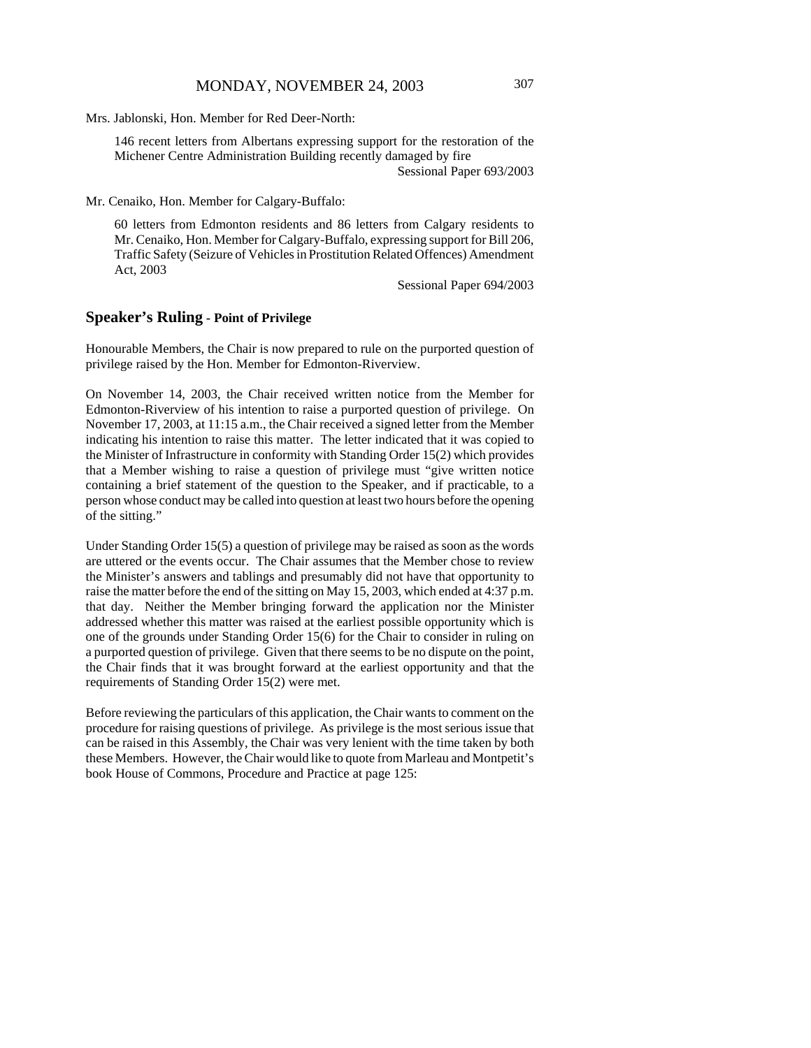Mrs. Jablonski, Hon. Member for Red Deer-North:

> 146 recent letters from Albertans expressing support for the restoration of the Michener Centre Administration Building recently damaged by fire
>
> Sessional Paper 693/2003

Mr. Cenaiko, Hon. Member for Calgary-Buffalo:

> 60 letters from Edmonton residents and 86 letters from Calgary residents to Mr. Cenaiko, Hon. Member for Calgary-Buffalo, expressing support for Bill 206, Traffic Safety (Seizure of Vehicles in Prostitution Related Offences) Amendment Act, 2003
>
> Sessional Paper 694/2003

## Speaker's Ruling - Point of Privilege

Honourable Members, the Chair is now prepared to rule on the purported question of privilege raised by the Hon. Member for Edmonton-Riverview.

On November 14, 2003, the Chair received written notice from the Member for Edmonton-Riverview of his intention to raise a purported question of privilege. On November 17, 2003, at 11:15 a.m., the Chair received a signed letter from the Member indicating his intention to raise this matter. The letter indicated that it was copied to the Minister of Infrastructure in conformity with Standing Order 15(2) which provides that a Member wishing to raise a question of privilege must "give written notice containing a brief statement of the question to the Speaker, and if practicable, to a person whose conduct may be called into question at least two hours before the opening of the sitting."

Under Standing Order 15(5) a question of privilege may be raised as soon as the words are uttered or the events occur. The Chair assumes that the Member chose to review the Minister's answers and tablings and presumably did not have that opportunity to raise the matter before the end of the sitting on May 15, 2003, which ended at 4:37 p.m. that day. Neither the Member bringing forward the application nor the Minister addressed whether this matter was raised at the earliest possible opportunity which is one of the grounds under Standing Order 15(6) for the Chair to consider in ruling on a purported question of privilege. Given that there seems to be no dispute on the point, the Chair finds that it was brought forward at the earliest opportunity and that the requirements of Standing Order 15(2) were met.

Before reviewing the particulars of this application, the Chair wants to comment on the procedure for raising questions of privilege. As privilege is the most serious issue that can be raised in this Assembly, the Chair was very lenient with the time taken by both these Members. However, the Chair would like to quote from Marleau and Montpetit's book House of Commons, Procedure and Practice at page 125: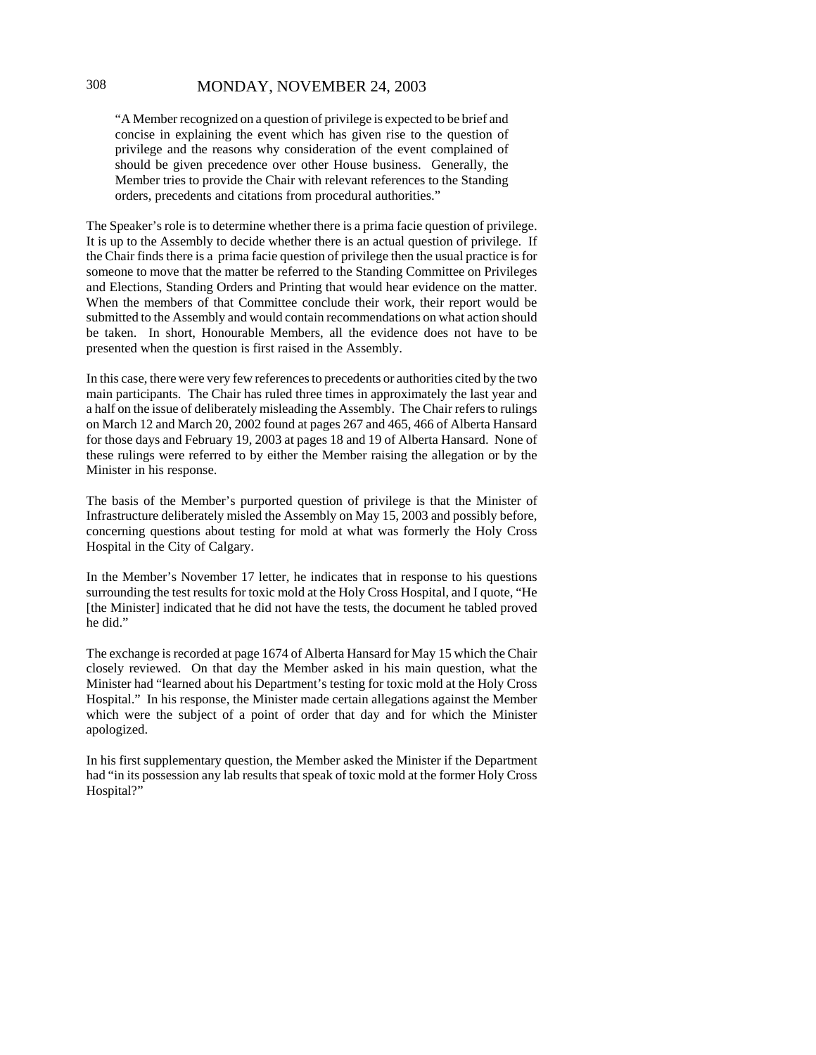> "A Member recognized on a question of privilege is expected to be brief and concise in explaining the event which has given rise to the question of privilege and the reasons why consideration of the event complained of should be given precedence over other House business. Generally, the Member tries to provide the Chair with relevant references to the Standing orders, precedents and citations from procedural authorities."

The Speaker's role is to determine whether there is a prima facie question of privilege. It is up to the Assembly to decide whether there is an actual question of privilege. If the Chair finds there is a prima facie question of privilege then the usual practice is for someone to move that the matter be referred to the Standing Committee on Privileges and Elections, Standing Orders and Printing that would hear evidence on the matter. When the members of that Committee conclude their work, their report would be submitted to the Assembly and would contain recommendations on what action should be taken. In short, Honourable Members, all the evidence does not have to be presented when the question is first raised in the Assembly.

In this case, there were very few references to precedents or authorities cited by the two main participants. The Chair has ruled three times in approximately the last year and a half on the issue of deliberately misleading the Assembly. The Chair refers to rulings on March 12 and March 20, 2002 found at pages 267 and 465, 466 of Alberta Hansard for those days and February 19, 2003 at pages 18 and 19 of Alberta Hansard. None of these rulings were referred to by either the Member raising the allegation or by the Minister in his response.

The basis of the Member's purported question of privilege is that the Minister of Infrastructure deliberately misled the Assembly on May 15, 2003 and possibly before, concerning questions about testing for mold at what was formerly the Holy Cross Hospital in the City of Calgary.

In the Member's November 17 letter, he indicates that in response to his questions surrounding the test results for toxic mold at the Holy Cross Hospital, and I quote, "He [the Minister] indicated that he did not have the tests, the document he tabled proved he did."

The exchange is recorded at page 1674 of Alberta Hansard for May 15 which the Chair closely reviewed. On that day the Member asked in his main question, what the Minister had "learned about his Department's testing for toxic mold at the Holy Cross Hospital." In his response, the Minister made certain allegations against the Member which were the subject of a point of order that day and for which the Minister apologized.

In his first supplementary question, the Member asked the Minister if the Department had "in its possession any lab results that speak of toxic mold at the former Holy Cross Hospital?"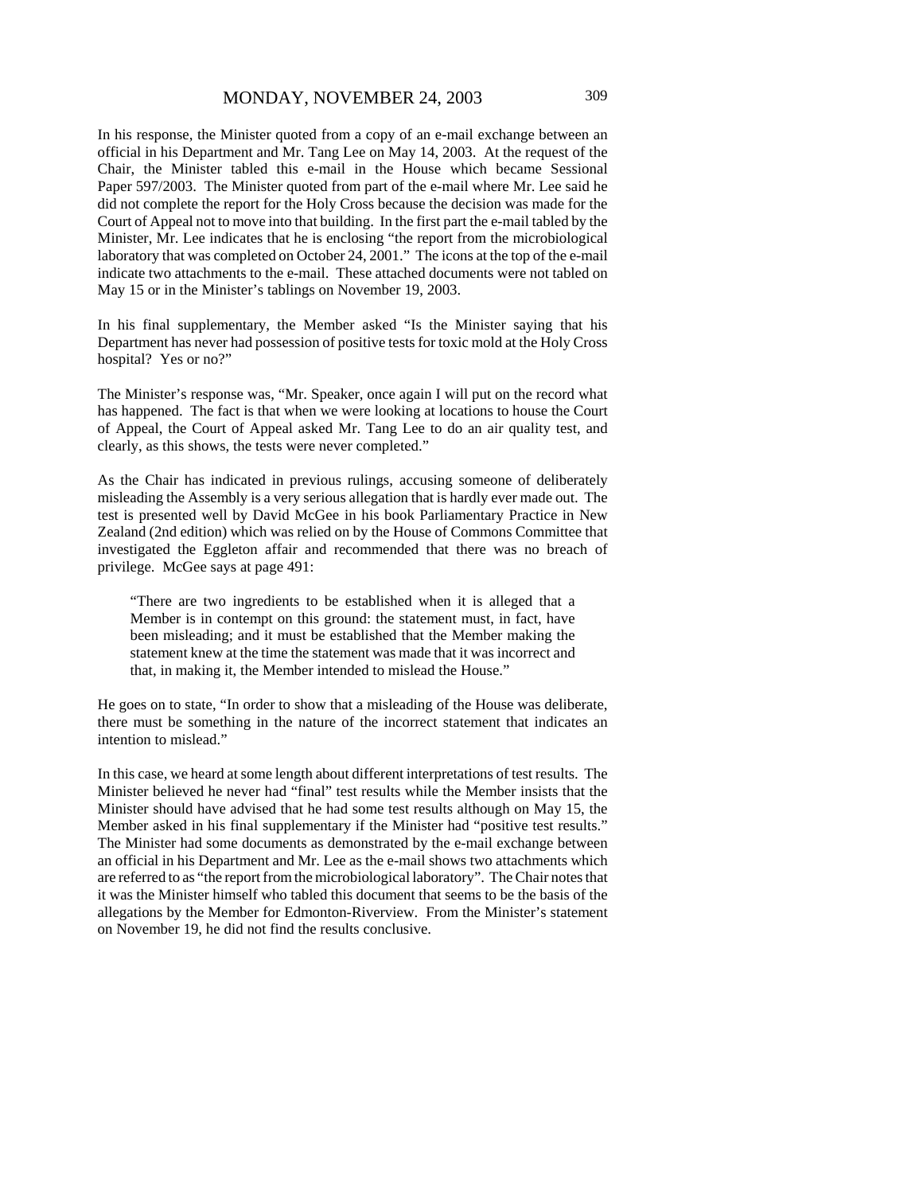In his response, the Minister quoted from a copy of an e-mail exchange between an official in his Department and Mr. Tang Lee on May 14, 2003. At the request of the Chair, the Minister tabled this e-mail in the House which became Sessional Paper 597/2003. The Minister quoted from part of the e-mail where Mr. Lee said he did not complete the report for the Holy Cross because the decision was made for the Court of Appeal not to move into that building. In the first part the e-mail tabled by the Minister, Mr. Lee indicates that he is enclosing "the report from the microbiological laboratory that was completed on October 24, 2001." The icons at the top of the e-mail indicate two attachments to the e-mail. These attached documents were not tabled on May 15 or in the Minister's tablings on November 19, 2003.

In his final supplementary, the Member asked "Is the Minister saying that his Department has never had possession of positive tests for toxic mold at the Holy Cross hospital? Yes or no?"

The Minister's response was, "Mr. Speaker, once again I will put on the record what has happened. The fact is that when we were looking at locations to house the Court of Appeal, the Court of Appeal asked Mr. Tang Lee to do an air quality test, and clearly, as this shows, the tests were never completed."

As the Chair has indicated in previous rulings, accusing someone of deliberately misleading the Assembly is a very serious allegation that is hardly ever made out. The test is presented well by David McGee in his book Parliamentary Practice in New Zealand (2nd edition) which was relied on by the House of Commons Committee that investigated the Eggleton affair and recommended that there was no breach of privilege. McGee says at page 491:

> "There are two ingredients to be established when it is alleged that a Member is in contempt on this ground: the statement must, in fact, have been misleading; and it must be established that the Member making the statement knew at the time the statement was made that it was incorrect and that, in making it, the Member intended to mislead the House."

He goes on to state, "In order to show that a misleading of the House was deliberate, there must be something in the nature of the incorrect statement that indicates an intention to mislead."

In this case, we heard at some length about different interpretations of test results. The Minister believed he never had "final" test results while the Member insists that the Minister should have advised that he had some test results although on May 15, the Member asked in his final supplementary if the Minister had "positive test results." The Minister had some documents as demonstrated by the e-mail exchange between an official in his Department and Mr. Lee as the e-mail shows two attachments which are referred to as "the report from the microbiological laboratory". The Chair notes that it was the Minister himself who tabled this document that seems to be the basis of the allegations by the Member for Edmonton-Riverview. From the Minister's statement on November 19, he did not find the results conclusive.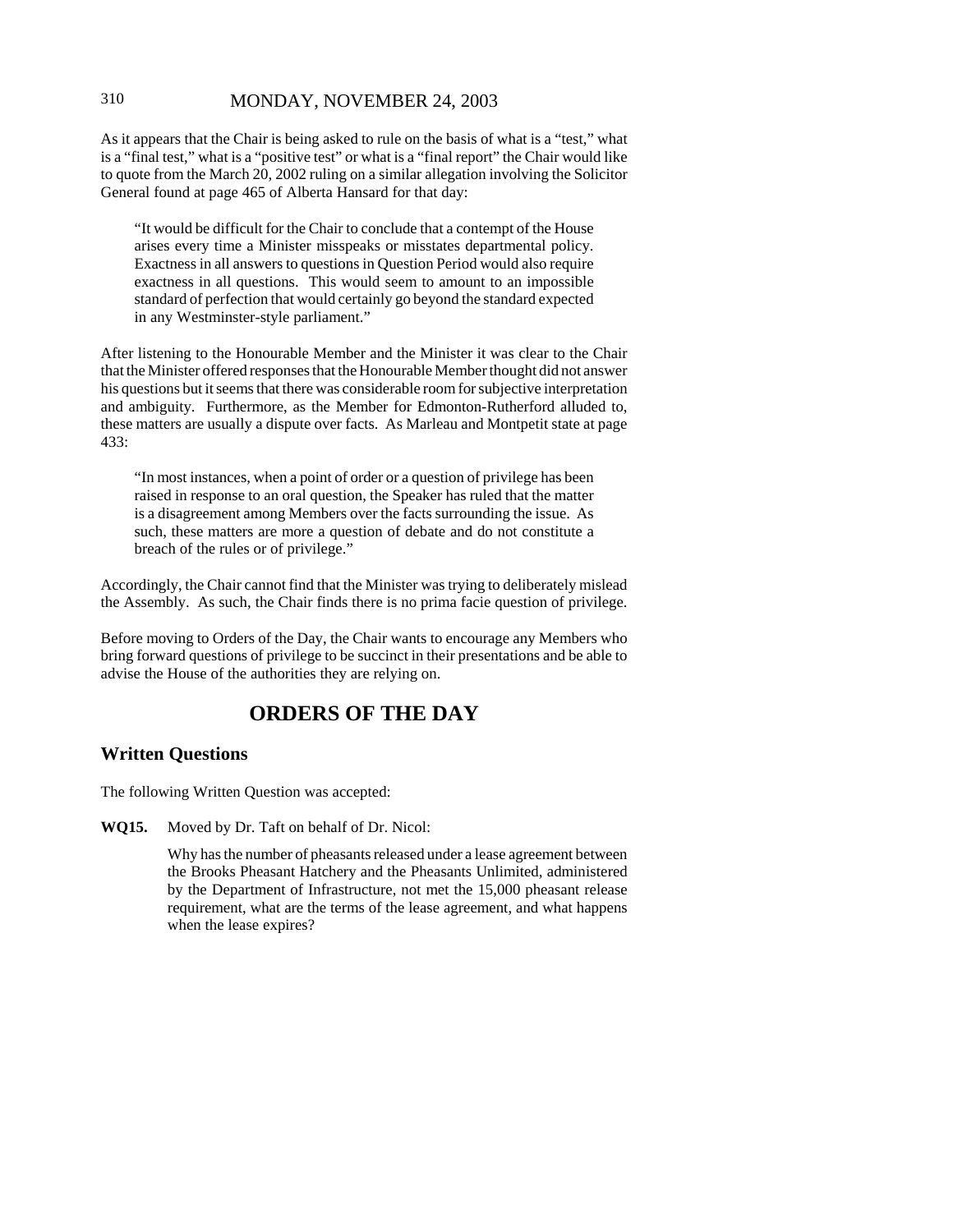As it appears that the Chair is being asked to rule on the basis of what is a "test," what is a "final test," what is a "positive test" or what is a "final report" the Chair would like to quote from the March 20, 2002 ruling on a similar allegation involving the Solicitor General found at page 465 of Alberta Hansard for that day:

> "It would be difficult for the Chair to conclude that a contempt of the House arises every time a Minister misspeaks or misstates departmental policy. Exactness in all answers to questions in Question Period would also require exactness in all questions. This would seem to amount to an impossible standard of perfection that would certainly go beyond the standard expected in any Westminster-style parliament."

After listening to the Honourable Member and the Minister it was clear to the Chair that the Minister offered responses that the Honourable Member thought did not answer his questions but it seems that there was considerable room for subjective interpretation and ambiguity. Furthermore, as the Member for Edmonton-Rutherford alluded to, these matters are usually a dispute over facts. As Marleau and Montpetit state at page 433:

> "In most instances, when a point of order or a question of privilege has been raised in response to an oral question, the Speaker has ruled that the matter is a disagreement among Members over the facts surrounding the issue. As such, these matters are more a question of debate and do not constitute a breach of the rules or of privilege."

Accordingly, the Chair cannot find that the Minister was trying to deliberately mislead the Assembly. As such, the Chair finds there is no prima facie question of privilege.

Before moving to Orders of the Day, the Chair wants to encourage any Members who bring forward questions of privilege to be succinct in their presentations and be able to advise the House of the authorities they are relying on.

# ORDERS OF THE DAY

## Written Questions

The following Written Question was accepted:

**WQ15.** Moved by Dr. Taft on behalf of Dr. Nicol:

Why has the number of pheasants released under a lease agreement between the Brooks Pheasant Hatchery and the Pheasants Unlimited, administered by the Department of Infrastructure, not met the 15,000 pheasant release requirement, what are the terms of the lease agreement, and what happens when the lease expires?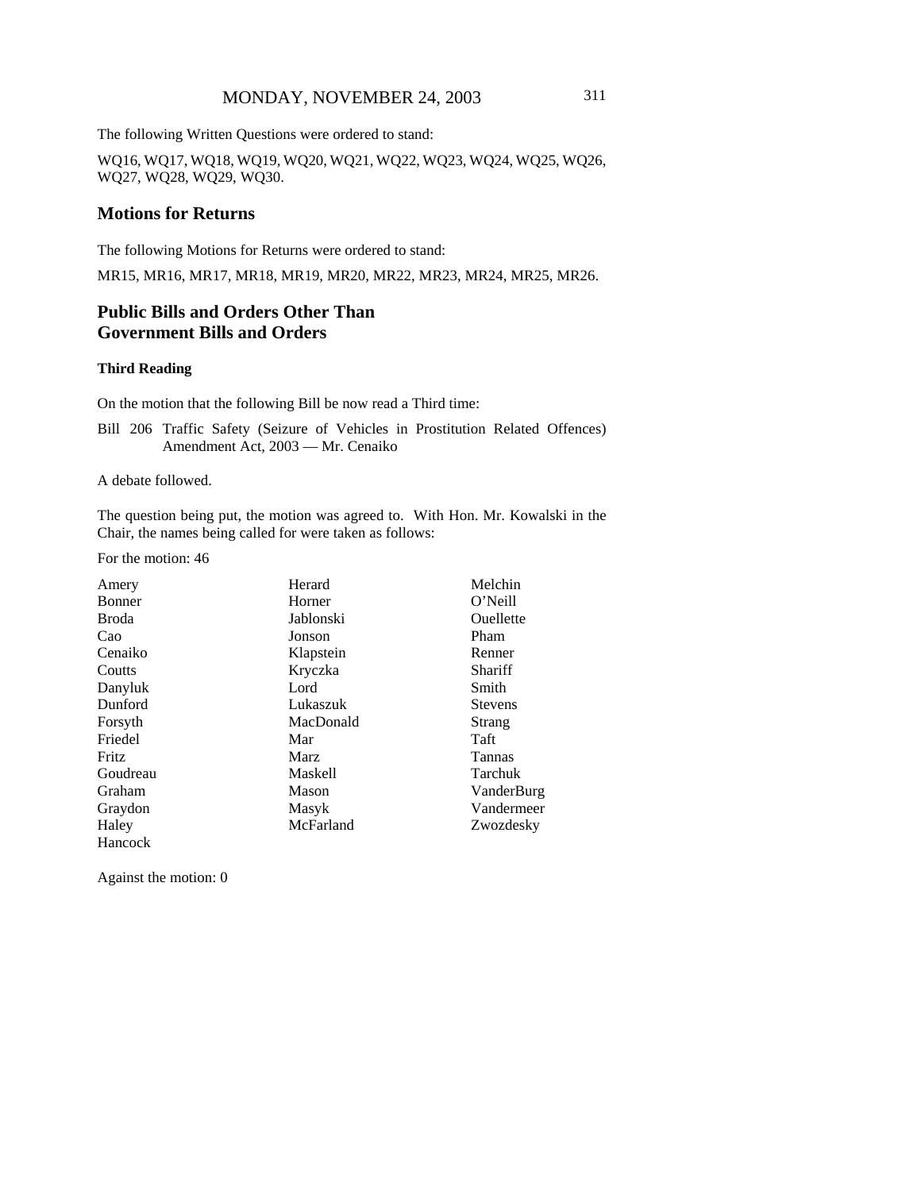The following Written Questions were ordered to stand:

WQ16, WQ17, WQ18, WQ19, WQ20, WQ21, WQ22, WQ23, WQ24, WQ25, WQ26, WQ27, WQ28, WQ29, WQ30.

## Motions for Returns

The following Motions for Returns were ordered to stand:

MR15, MR16, MR17, MR18, MR19, MR20, MR22, MR23, MR24, MR25, MR26.

## Public Bills and Orders Other Than Government Bills and Orders

### Third Reading

On the motion that the following Bill be now read a Third time:

Bill 206 Traffic Safety (Seizure of Vehicles in Prostitution Related Offences) Amendment Act, 2003 — Mr. Cenaiko

A debate followed.

The question being put, the motion was agreed to. With Hon. Mr. Kowalski in the Chair, the names being called for were taken as follows:

For the motion: 46

| | | |
|---|---|---|
| Amery | Herard | Melchin |
| Bonner | Horner | O'Neill |
| Broda | Jablonski | Ouellette |
| Cao | Jonson | Pham |
| Cenaiko | Klapstein | Renner |
| Coutts | Kryczka | Shariff |
| Danyluk | Lord | Smith |
| Dunford | Lukaszuk | Stevens |
| Forsyth | MacDonald | Strang |
| Friedel | Mar | Taft |
| Fritz | Marz | Tannas |
| Goudreau | Maskell | Tarchuk |
| Graham | Mason | VanderBurg |
| Graydon | Masyk | Vandermeer |
| Haley | McFarland | Zwozdesky |
| Hancock | | |

Against the motion: 0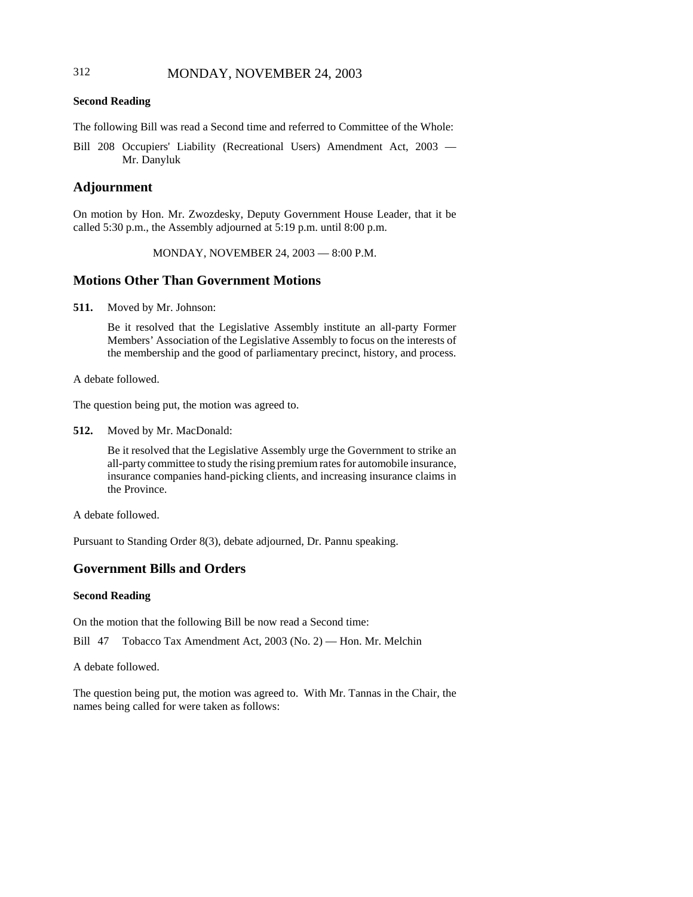**Second Reading**

The following Bill was read a Second time and referred to Committee of the Whole:

Bill 208 Occupiers' Liability (Recreational Users) Amendment Act, 2003 — Mr. Danyluk

## Adjournment

On motion by Hon. Mr. Zwozdesky, Deputy Government House Leader, that it be called 5:30 p.m., the Assembly adjourned at 5:19 p.m. until 8:00 p.m.

MONDAY, NOVEMBER 24, 2003 — 8:00 P.M.

## Motions Other Than Government Motions

**511.** Moved by Mr. Johnson:

Be it resolved that the Legislative Assembly institute an all-party Former Members' Association of the Legislative Assembly to focus on the interests of the membership and the good of parliamentary precinct, history, and process.

A debate followed.

The question being put, the motion was agreed to.

**512.** Moved by Mr. MacDonald:

Be it resolved that the Legislative Assembly urge the Government to strike an all-party committee to study the rising premium rates for automobile insurance, insurance companies hand-picking clients, and increasing insurance claims in the Province.

A debate followed.

Pursuant to Standing Order 8(3), debate adjourned, Dr. Pannu speaking.

## Government Bills and Orders

**Second Reading**

On the motion that the following Bill be now read a Second time:

Bill 47 Tobacco Tax Amendment Act, 2003 (No. 2) — Hon. Mr. Melchin

A debate followed.

The question being put, the motion was agreed to. With Mr. Tannas in the Chair, the names being called for were taken as follows: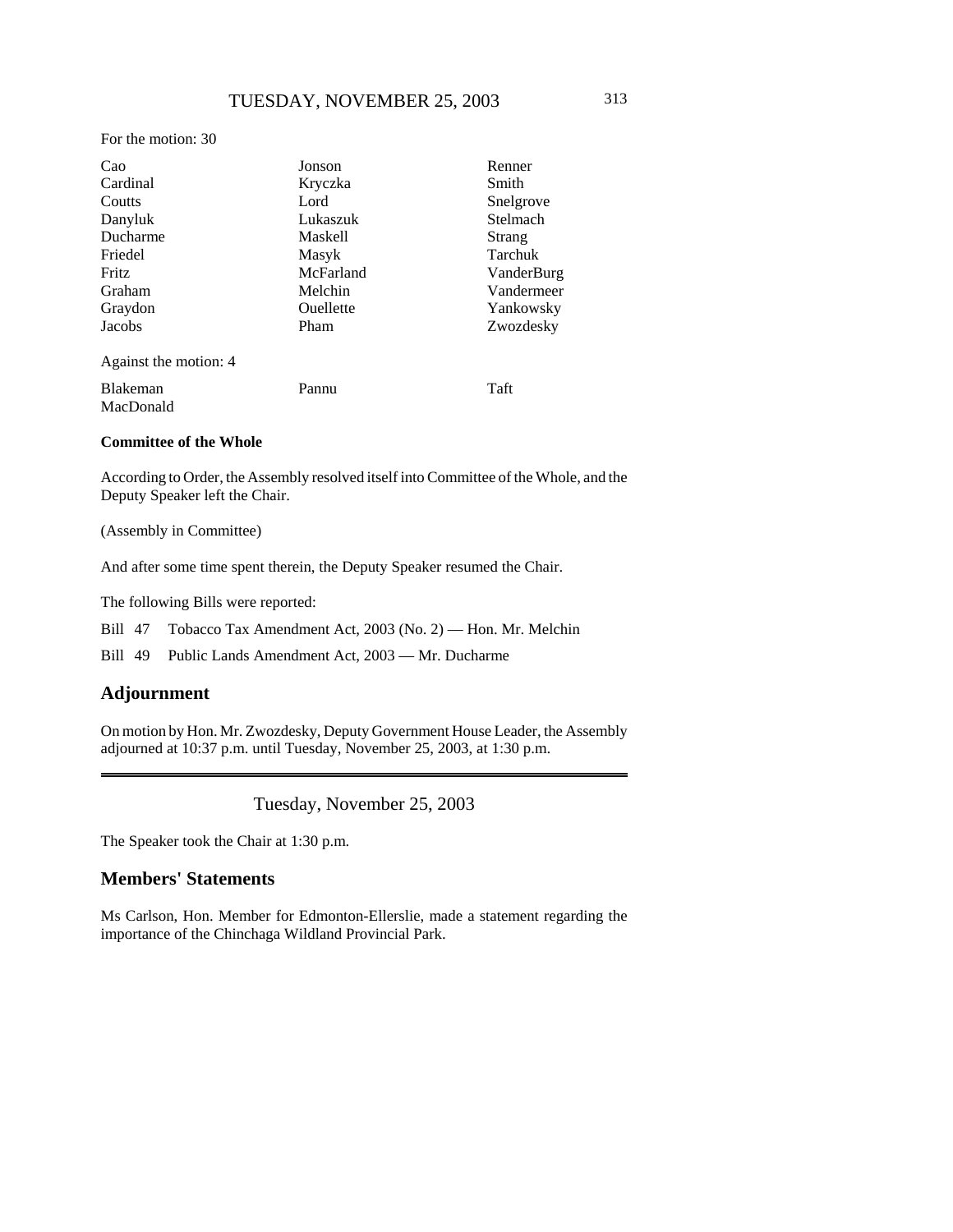For the motion: 30

| | | |
|---|---|---|
| Cao | Jonson | Renner |
| Cardinal | Kryczka | Smith |
| Coutts | Lord | Snelgrove |
| Danyluk | Lukaszuk | Stelmach |
| Ducharme | Maskell | Strang |
| Friedel | Masyk | Tarchuk |
| Fritz | McFarland | VanderBurg |
| Graham | Melchin | Vandermeer |
| Graydon | Ouellette | Yankowsky |
| Jacobs | Pham | Zwozdesky |

Against the motion: 4

| | | |
|---|---|---|
| Blakeman | Pannu | Taft |
| MacDonald | | |

**Committee of the Whole**

According to Order, the Assembly resolved itself into Committee of the Whole, and the Deputy Speaker left the Chair.

(Assembly in Committee)

And after some time spent therein, the Deputy Speaker resumed the Chair.

The following Bills were reported:

Bill 47 Tobacco Tax Amendment Act, 2003 (No. 2) — Hon. Mr. Melchin

Bill 49 Public Lands Amendment Act, 2003 — Mr. Ducharme

## Adjournment

On motion by Hon. Mr. Zwozdesky, Deputy Government House Leader, the Assembly adjourned at 10:37 p.m. until Tuesday, November 25, 2003, at 1:30 p.m.

---

Tuesday, November 25, 2003

The Speaker took the Chair at 1:30 p.m.

## Members' Statements

Ms Carlson, Hon. Member for Edmonton-Ellerslie, made a statement regarding the importance of the Chinchaga Wildland Provincial Park.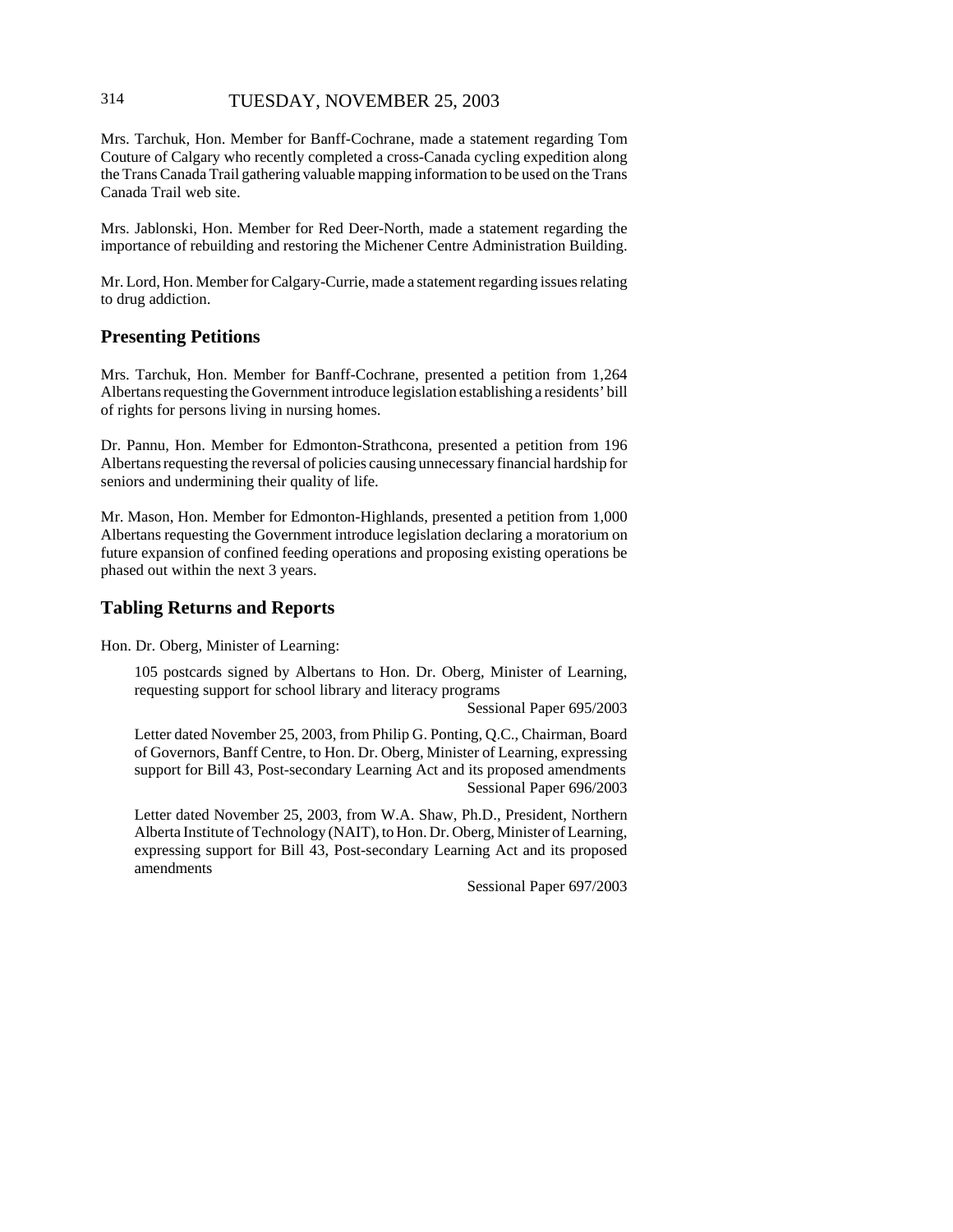Mrs. Tarchuk, Hon. Member for Banff-Cochrane, made a statement regarding Tom Couture of Calgary who recently completed a cross-Canada cycling expedition along the Trans Canada Trail gathering valuable mapping information to be used on the Trans Canada Trail web site.

Mrs. Jablonski, Hon. Member for Red Deer-North, made a statement regarding the importance of rebuilding and restoring the Michener Centre Administration Building.

Mr. Lord, Hon. Member for Calgary-Currie, made a statement regarding issues relating to drug addiction.

## Presenting Petitions

Mrs. Tarchuk, Hon. Member for Banff-Cochrane, presented a petition from 1,264 Albertans requesting the Government introduce legislation establishing a residents' bill of rights for persons living in nursing homes.

Dr. Pannu, Hon. Member for Edmonton-Strathcona, presented a petition from 196 Albertans requesting the reversal of policies causing unnecessary financial hardship for seniors and undermining their quality of life.

Mr. Mason, Hon. Member for Edmonton-Highlands, presented a petition from 1,000 Albertans requesting the Government introduce legislation declaring a moratorium on future expansion of confined feeding operations and proposing existing operations be phased out within the next 3 years.

## Tabling Returns and Reports

Hon. Dr. Oberg, Minister of Learning:

105 postcards signed by Albertans to Hon. Dr. Oberg, Minister of Learning, requesting support for school library and literacy programs
Sessional Paper 695/2003

Letter dated November 25, 2003, from Philip G. Ponting, Q.C., Chairman, Board of Governors, Banff Centre, to Hon. Dr. Oberg, Minister of Learning, expressing support for Bill 43, Post-secondary Learning Act and its proposed amendments
Sessional Paper 696/2003

Letter dated November 25, 2003, from W.A. Shaw, Ph.D., President, Northern Alberta Institute of Technology (NAIT), to Hon. Dr. Oberg, Minister of Learning, expressing support for Bill 43, Post-secondary Learning Act and its proposed amendments
Sessional Paper 697/2003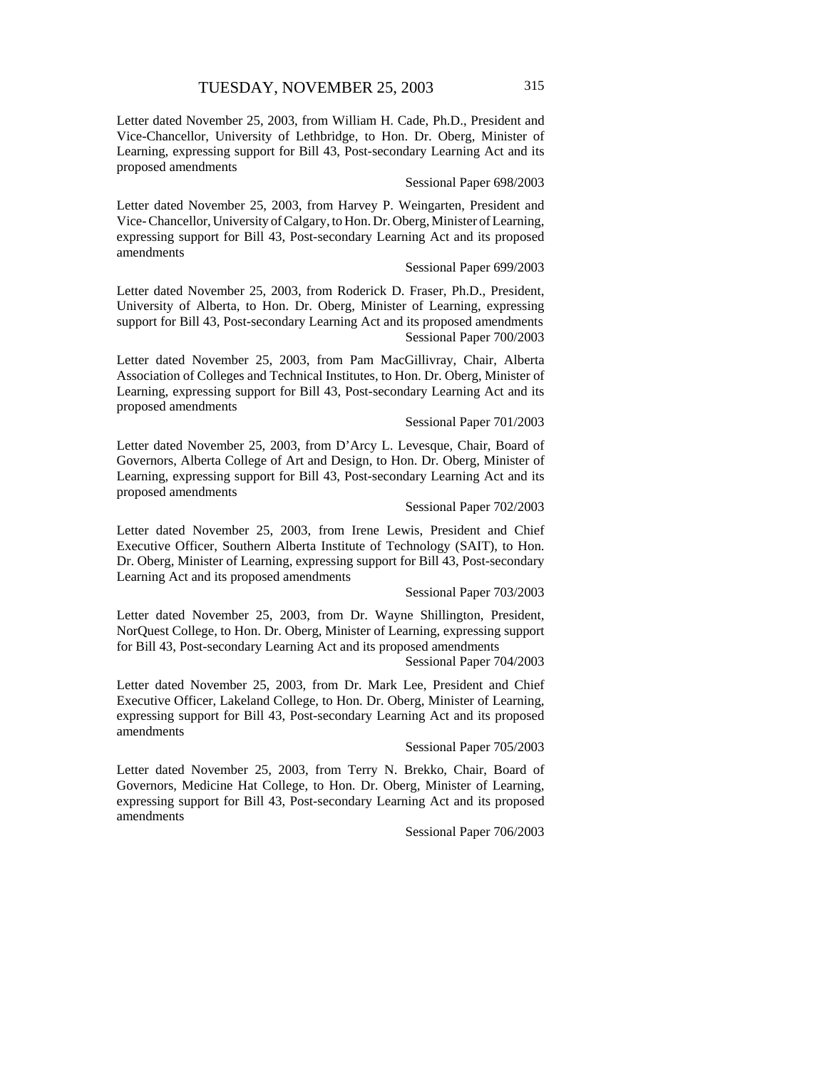Letter dated November 25, 2003, from William H. Cade, Ph.D., President and Vice-Chancellor, University of Lethbridge, to Hon. Dr. Oberg, Minister of Learning, expressing support for Bill 43, Post-secondary Learning Act and its proposed amendments

Sessional Paper 698/2003

Letter dated November 25, 2003, from Harvey P. Weingarten, President and Vice- Chancellor, University of Calgary, to Hon. Dr. Oberg, Minister of Learning, expressing support for Bill 43, Post-secondary Learning Act and its proposed amendments

Sessional Paper 699/2003

Letter dated November 25, 2003, from Roderick D. Fraser, Ph.D., President, University of Alberta, to Hon. Dr. Oberg, Minister of Learning, expressing support for Bill 43, Post-secondary Learning Act and its proposed amendments

Sessional Paper 700/2003

Letter dated November 25, 2003, from Pam MacGillivray, Chair, Alberta Association of Colleges and Technical Institutes, to Hon. Dr. Oberg, Minister of Learning, expressing support for Bill 43, Post-secondary Learning Act and its proposed amendments

Sessional Paper 701/2003

Letter dated November 25, 2003, from D'Arcy L. Levesque, Chair, Board of Governors, Alberta College of Art and Design, to Hon. Dr. Oberg, Minister of Learning, expressing support for Bill 43, Post-secondary Learning Act and its proposed amendments

Sessional Paper 702/2003

Letter dated November 25, 2003, from Irene Lewis, President and Chief Executive Officer, Southern Alberta Institute of Technology (SAIT), to Hon. Dr. Oberg, Minister of Learning, expressing support for Bill 43, Post-secondary Learning Act and its proposed amendments

Sessional Paper 703/2003

Letter dated November 25, 2003, from Dr. Wayne Shillington, President, NorQuest College, to Hon. Dr. Oberg, Minister of Learning, expressing support for Bill 43, Post-secondary Learning Act and its proposed amendments

Sessional Paper 704/2003

Letter dated November 25, 2003, from Dr. Mark Lee, President and Chief Executive Officer, Lakeland College, to Hon. Dr. Oberg, Minister of Learning, expressing support for Bill 43, Post-secondary Learning Act and its proposed amendments

Sessional Paper 705/2003

Letter dated November 25, 2003, from Terry N. Brekko, Chair, Board of Governors, Medicine Hat College, to Hon. Dr. Oberg, Minister of Learning, expressing support for Bill 43, Post-secondary Learning Act and its proposed amendments

Sessional Paper 706/2003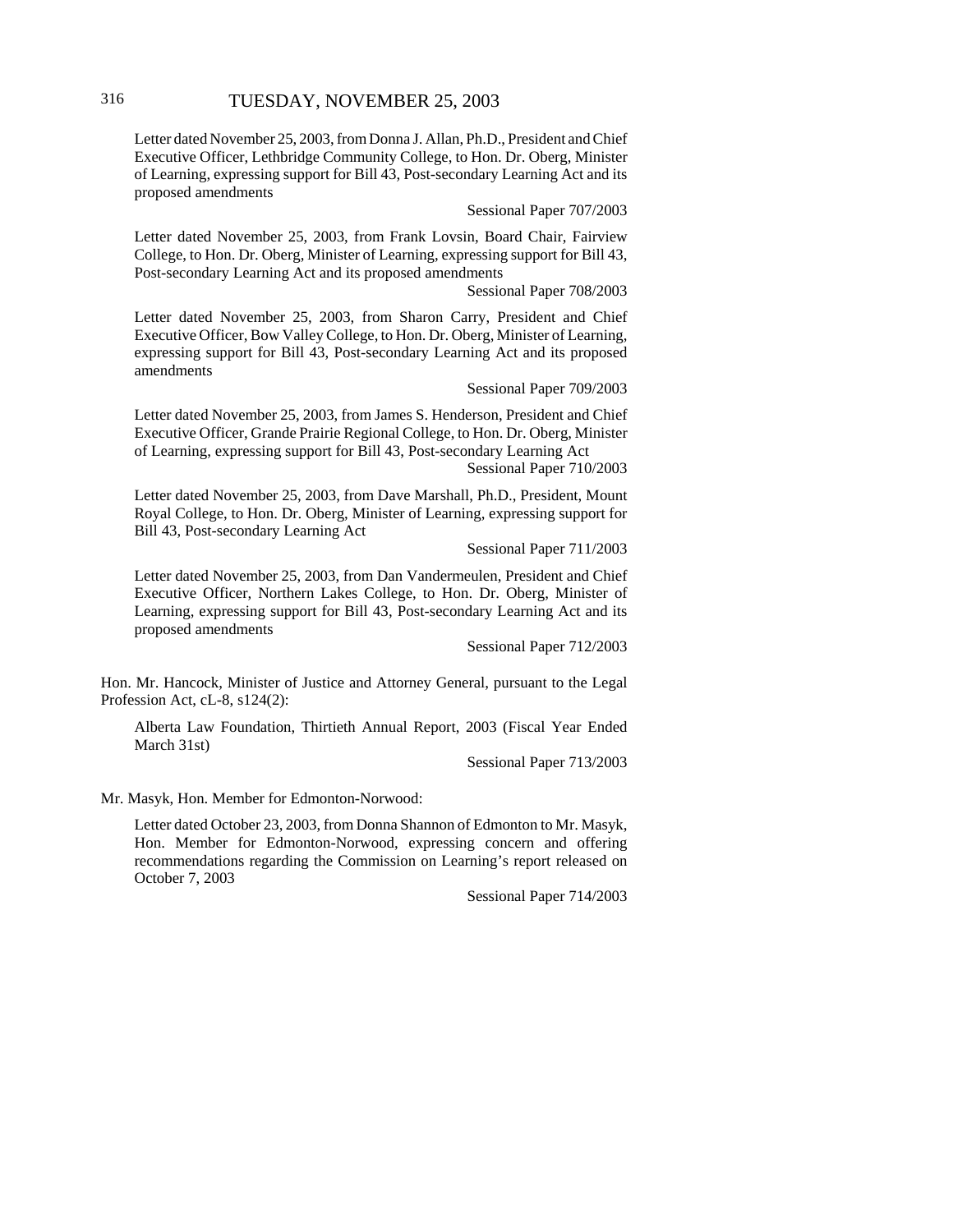Letter dated November 25, 2003, from Donna J. Allan, Ph.D., President and Chief Executive Officer, Lethbridge Community College, to Hon. Dr. Oberg, Minister of Learning, expressing support for Bill 43, Post-secondary Learning Act and its proposed amendments

Sessional Paper 707/2003

Letter dated November 25, 2003, from Frank Lovsin, Board Chair, Fairview College, to Hon. Dr. Oberg, Minister of Learning, expressing support for Bill 43, Post-secondary Learning Act and its proposed amendments

Sessional Paper 708/2003

Letter dated November 25, 2003, from Sharon Carry, President and Chief Executive Officer, Bow Valley College, to Hon. Dr. Oberg, Minister of Learning, expressing support for Bill 43, Post-secondary Learning Act and its proposed amendments

Sessional Paper 709/2003

Letter dated November 25, 2003, from James S. Henderson, President and Chief Executive Officer, Grande Prairie Regional College, to Hon. Dr. Oberg, Minister of Learning, expressing support for Bill 43, Post-secondary Learning Act

Sessional Paper 710/2003

Letter dated November 25, 2003, from Dave Marshall, Ph.D., President, Mount Royal College, to Hon. Dr. Oberg, Minister of Learning, expressing support for Bill 43, Post-secondary Learning Act

Sessional Paper 711/2003

Letter dated November 25, 2003, from Dan Vandermeulen, President and Chief Executive Officer, Northern Lakes College, to Hon. Dr. Oberg, Minister of Learning, expressing support for Bill 43, Post-secondary Learning Act and its proposed amendments

Sessional Paper 712/2003

Hon. Mr. Hancock, Minister of Justice and Attorney General, pursuant to the Legal Profession Act, cL-8, s124(2):

Alberta Law Foundation, Thirtieth Annual Report, 2003 (Fiscal Year Ended March 31st)

Sessional Paper 713/2003

Mr. Masyk, Hon. Member for Edmonton-Norwood:

Letter dated October 23, 2003, from Donna Shannon of Edmonton to Mr. Masyk, Hon. Member for Edmonton-Norwood, expressing concern and offering recommendations regarding the Commission on Learning's report released on October 7, 2003

Sessional Paper 714/2003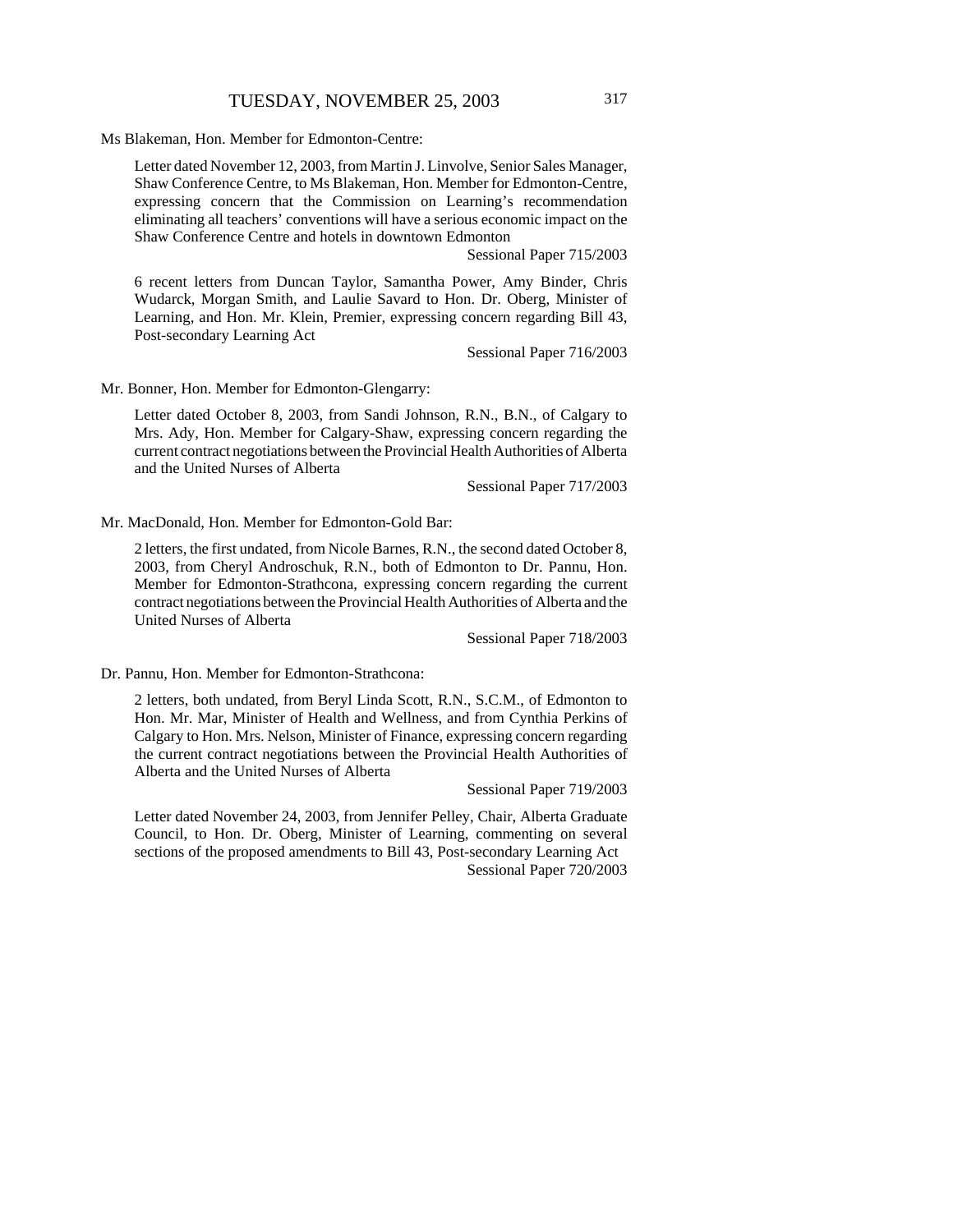Ms Blakeman, Hon. Member for Edmonton-Centre:

Letter dated November 12, 2003, from Martin J. Linvolve, Senior Sales Manager, Shaw Conference Centre, to Ms Blakeman, Hon. Member for Edmonton-Centre, expressing concern that the Commission on Learning's recommendation eliminating all teachers' conventions will have a serious economic impact on the Shaw Conference Centre and hotels in downtown Edmonton

Sessional Paper 715/2003

6 recent letters from Duncan Taylor, Samantha Power, Amy Binder, Chris Wudarck, Morgan Smith, and Laulie Savard to Hon. Dr. Oberg, Minister of Learning, and Hon. Mr. Klein, Premier, expressing concern regarding Bill 43, Post-secondary Learning Act

Sessional Paper 716/2003

Mr. Bonner, Hon. Member for Edmonton-Glengarry:

Letter dated October 8, 2003, from Sandi Johnson, R.N., B.N., of Calgary to Mrs. Ady, Hon. Member for Calgary-Shaw, expressing concern regarding the current contract negotiations between the Provincial Health Authorities of Alberta and the United Nurses of Alberta

Sessional Paper 717/2003

Mr. MacDonald, Hon. Member for Edmonton-Gold Bar:

2 letters, the first undated, from Nicole Barnes, R.N., the second dated October 8, 2003, from Cheryl Androschuk, R.N., both of Edmonton to Dr. Pannu, Hon. Member for Edmonton-Strathcona, expressing concern regarding the current contract negotiations between the Provincial Health Authorities of Alberta and the United Nurses of Alberta

Sessional Paper 718/2003

Dr. Pannu, Hon. Member for Edmonton-Strathcona:

2 letters, both undated, from Beryl Linda Scott, R.N., S.C.M., of Edmonton to Hon. Mr. Mar, Minister of Health and Wellness, and from Cynthia Perkins of Calgary to Hon. Mrs. Nelson, Minister of Finance, expressing concern regarding the current contract negotiations between the Provincial Health Authorities of Alberta and the United Nurses of Alberta

Sessional Paper 719/2003

Letter dated November 24, 2003, from Jennifer Pelley, Chair, Alberta Graduate Council, to Hon. Dr. Oberg, Minister of Learning, commenting on several sections of the proposed amendments to Bill 43, Post-secondary Learning Act

Sessional Paper 720/2003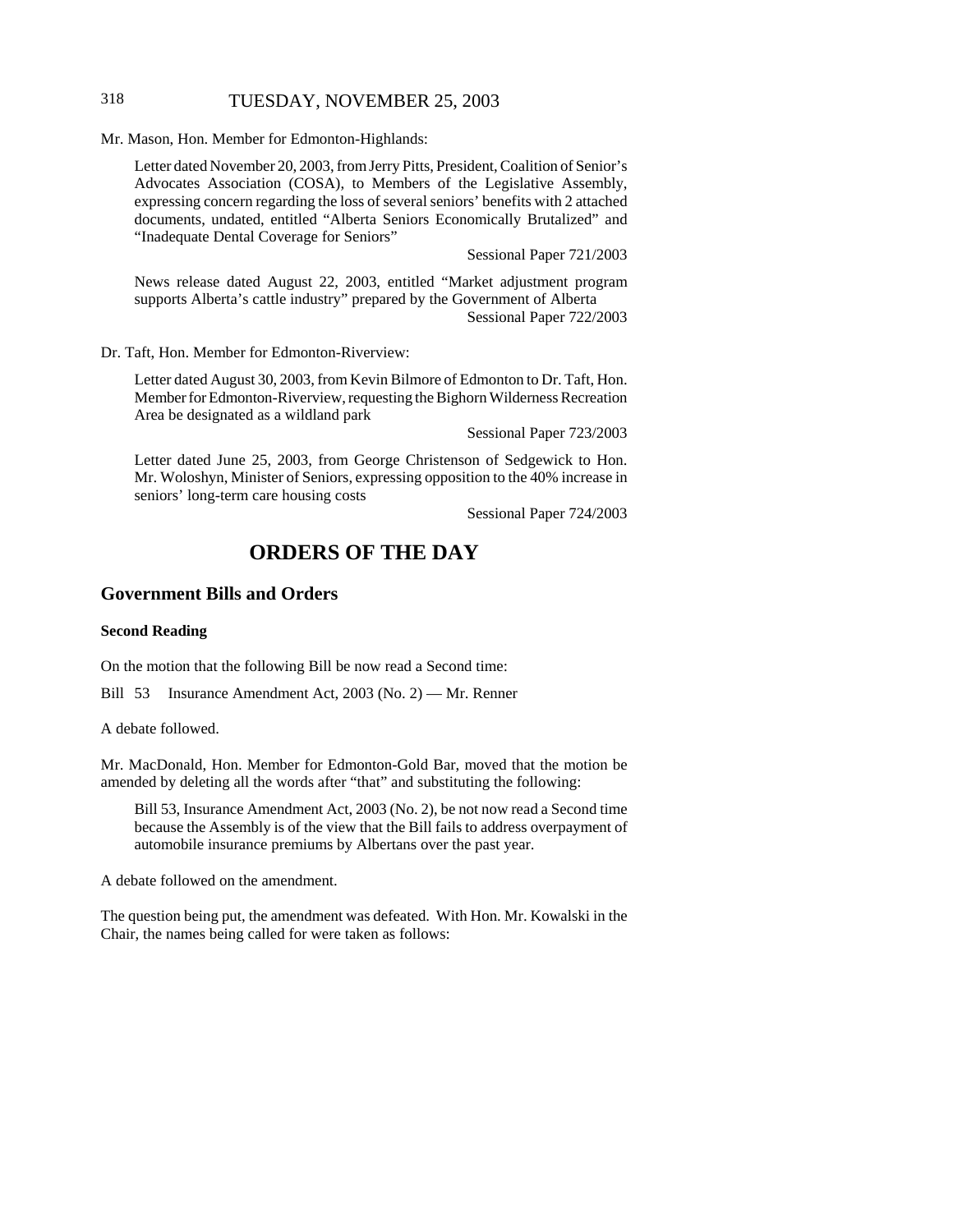Mr. Mason, Hon. Member for Edmonton-Highlands:

> Letter dated November 20, 2003, from Jerry Pitts, President, Coalition of Senior's Advocates Association (COSA), to Members of the Legislative Assembly, expressing concern regarding the loss of several seniors' benefits with 2 attached documents, undated, entitled "Alberta Seniors Economically Brutalized" and "Inadequate Dental Coverage for Seniors"
>
> Sessional Paper 721/2003
>
> News release dated August 22, 2003, entitled "Market adjustment program supports Alberta's cattle industry" prepared by the Government of Alberta
>
> Sessional Paper 722/2003

Dr. Taft, Hon. Member for Edmonton-Riverview:

> Letter dated August 30, 2003, from Kevin Bilmore of Edmonton to Dr. Taft, Hon. Member for Edmonton-Riverview, requesting the Bighorn Wilderness Recreation Area be designated as a wildland park
>
> Sessional Paper 723/2003
>
> Letter dated June 25, 2003, from George Christenson of Sedgewick to Hon. Mr. Woloshyn, Minister of Seniors, expressing opposition to the 40% increase in seniors' long-term care housing costs
>
> Sessional Paper 724/2003

# ORDERS OF THE DAY

## Government Bills and Orders

### Second Reading

On the motion that the following Bill be now read a Second time:

Bill 53 Insurance Amendment Act, 2003 (No. 2) — Mr. Renner

A debate followed.

Mr. MacDonald, Hon. Member for Edmonton-Gold Bar, moved that the motion be amended by deleting all the words after "that" and substituting the following:

> Bill 53, Insurance Amendment Act, 2003 (No. 2), be not now read a Second time because the Assembly is of the view that the Bill fails to address overpayment of automobile insurance premiums by Albertans over the past year.

A debate followed on the amendment.

The question being put, the amendment was defeated. With Hon. Mr. Kowalski in the Chair, the names being called for were taken as follows: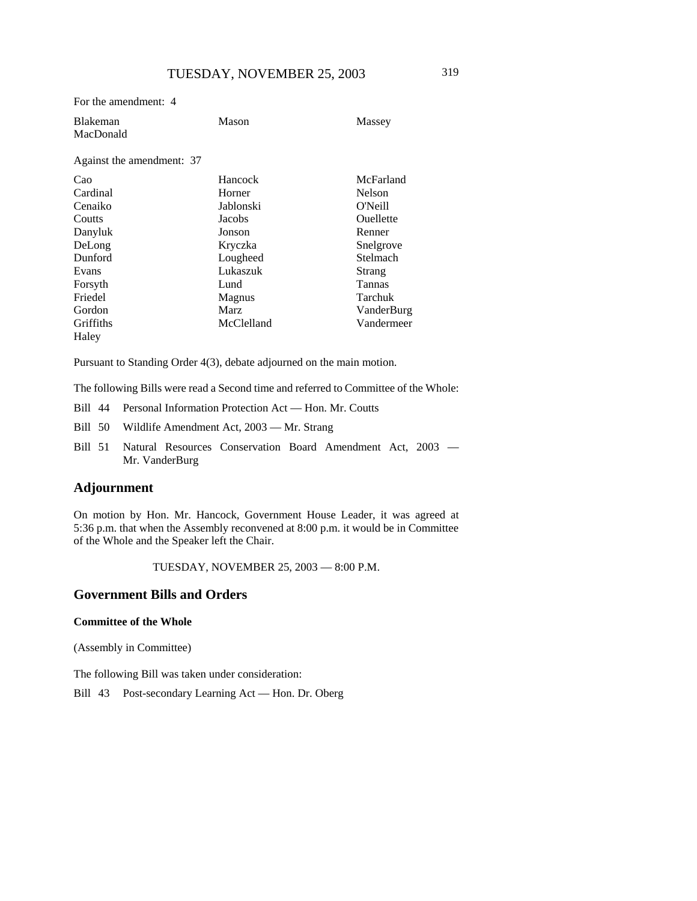For the amendment: 4

| | | |
|---|---|---|
| Blakeman | Mason | Massey |
| MacDonald | | |

Against the amendment: 37

| | | |
|---|---|---|
| Cao | Hancock | McFarland |
| Cardinal | Horner | Nelson |
| Cenaiko | Jablonski | O'Neill |
| Coutts | Jacobs | Ouellette |
| Danyluk | Jonson | Renner |
| DeLong | Kryczka | Snelgrove |
| Dunford | Lougheed | Stelmach |
| Evans | Lukaszuk | Strang |
| Forsyth | Lund | Tannas |
| Friedel | Magnus | Tarchuk |
| Gordon | Marz | VanderBurg |
| Griffiths | McClelland | Vandermeer |
| Haley | | |

Pursuant to Standing Order 4(3), debate adjourned on the main motion.

The following Bills were read a Second time and referred to Committee of the Whole:

Bill 44 Personal Information Protection Act — Hon. Mr. Coutts

Bill 50 Wildlife Amendment Act, 2003 — Mr. Strang

Bill 51 Natural Resources Conservation Board Amendment Act, 2003 — Mr. VanderBurg

## Adjournment

On motion by Hon. Mr. Hancock, Government House Leader, it was agreed at 5:36 p.m. that when the Assembly reconvened at 8:00 p.m. it would be in Committee of the Whole and the Speaker left the Chair.

TUESDAY, NOVEMBER 25, 2003 — 8:00 P.M.

## Government Bills and Orders

### Committee of the Whole

(Assembly in Committee)

The following Bill was taken under consideration:

Bill 43 Post-secondary Learning Act — Hon. Dr. Oberg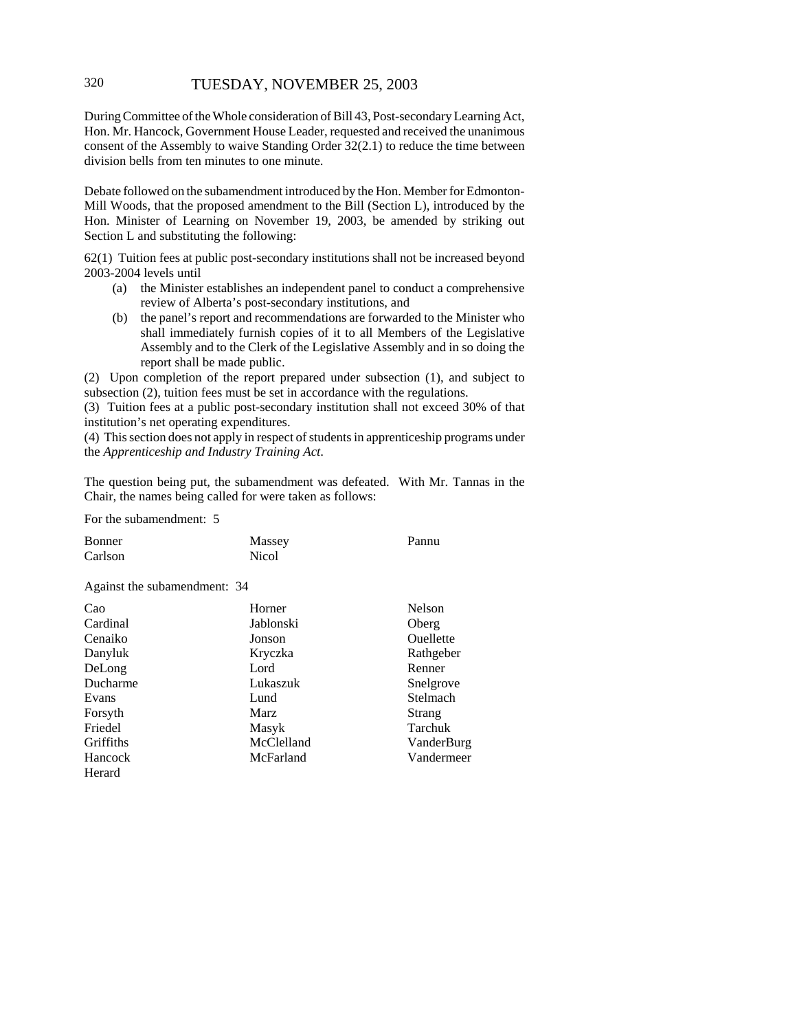During Committee of the Whole consideration of Bill 43, Post-secondary Learning Act, Hon. Mr. Hancock, Government House Leader, requested and received the unanimous consent of the Assembly to waive Standing Order 32(2.1) to reduce the time between division bells from ten minutes to one minute.

Debate followed on the subamendment introduced by the Hon. Member for Edmonton-Mill Woods, that the proposed amendment to the Bill (Section L), introduced by the Hon. Minister of Learning on November 19, 2003, be amended by striking out Section L and substituting the following:

62(1) Tuition fees at public post-secondary institutions shall not be increased beyond 2003-2004 levels until

- (a) the Minister establishes an independent panel to conduct a comprehensive review of Alberta's post-secondary institutions, and
- (b) the panel's report and recommendations are forwarded to the Minister who shall immediately furnish copies of it to all Members of the Legislative Assembly and to the Clerk of the Legislative Assembly and in so doing the report shall be made public.

(2) Upon completion of the report prepared under subsection (1), and subject to subsection (2), tuition fees must be set in accordance with the regulations.

(3) Tuition fees at a public post-secondary institution shall not exceed 30% of that institution's net operating expenditures.

(4) This section does not apply in respect of students in apprenticeship programs under the *Apprenticeship and Industry Training Act*.

The question being put, the subamendment was defeated. With Mr. Tannas in the Chair, the names being called for were taken as follows:

For the subamendment: 5

| | | |
|---|---|---|
| Bonner | Massey | Pannu |
| Carlson | Nicol | |

Against the subamendment: 34

| | | |
|---|---|---|
| Cao | Horner | Nelson |
| Cardinal | Jablonski | Oberg |
| Cenaiko | Jonson | Ouellette |
| Danyluk | Kryczka | Rathgeber |
| DeLong | Lord | Renner |
| Ducharme | Lukaszuk | Snelgrove |
| Evans | Lund | Stelmach |
| Forsyth | Marz | Strang |
| Friedel | Masyk | Tarchuk |
| Griffiths | McClelland | VanderBurg |
| Hancock | McFarland | Vandermeer |
| Herard | | |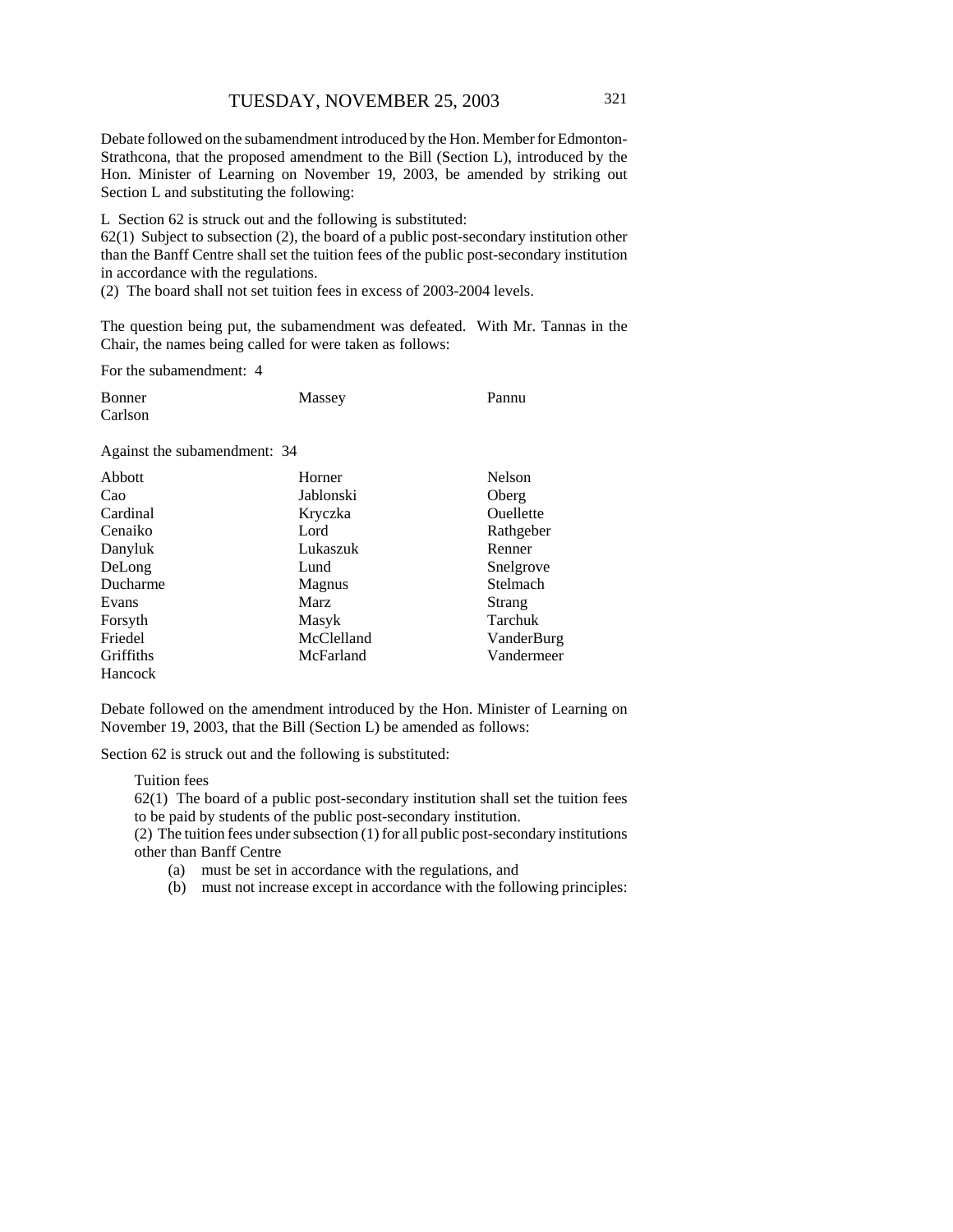Debate followed on the subamendment introduced by the Hon. Member for Edmonton-Strathcona, that the proposed amendment to the Bill (Section L), introduced by the Hon. Minister of Learning on November 19, 2003, be amended by striking out Section L and substituting the following:

L Section 62 is struck out and the following is substituted:
62(1) Subject to subsection (2), the board of a public post-secondary institution other than the Banff Centre shall set the tuition fees of the public post-secondary institution in accordance with the regulations.
(2) The board shall not set tuition fees in excess of 2003-2004 levels.

The question being put, the subamendment was defeated. With Mr. Tannas in the Chair, the names being called for were taken as follows:

For the subamendment: 4

| | | |
|---|---|---|
| Bonner | Massey | Pannu |
| Carlson | | |

Against the subamendment: 34

| | | |
|---|---|---|
| Abbott | Horner | Nelson |
| Cao | Jablonski | Oberg |
| Cardinal | Kryczka | Ouellette |
| Cenaiko | Lord | Rathgeber |
| Danyluk | Lukaszuk | Renner |
| DeLong | Lund | Snelgrove |
| Ducharme | Magnus | Stelmach |
| Evans | Marz | Strang |
| Forsyth | Masyk | Tarchuk |
| Friedel | McClelland | VanderBurg |
| Griffiths | McFarland | Vandermeer |
| Hancock | | |

Debate followed on the amendment introduced by the Hon. Minister of Learning on November 19, 2003, that the Bill (Section L) be amended as follows:

Section 62 is struck out and the following is substituted:

> Tuition fees
> 62(1) The board of a public post-secondary institution shall set the tuition fees to be paid by students of the public post-secondary institution.
> (2) The tuition fees under subsection (1) for all public post-secondary institutions other than Banff Centre
>
> (a) must be set in accordance with the regulations, and
> (b) must not increase except in accordance with the following principles: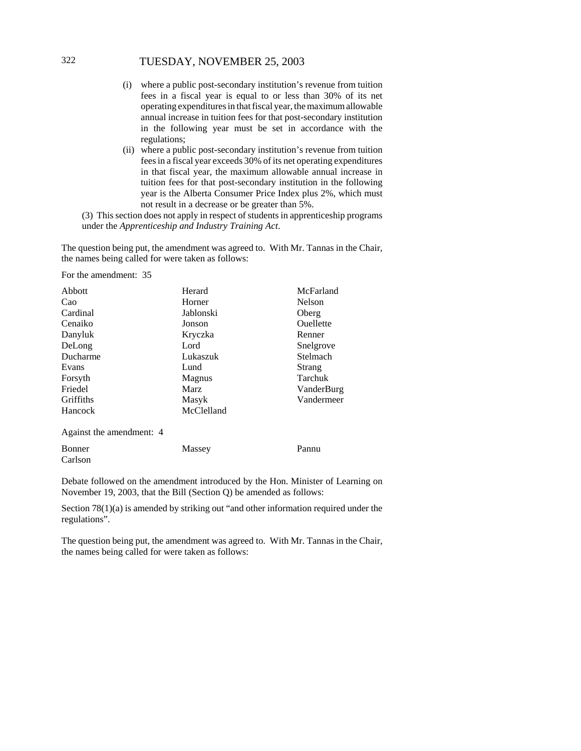(i) where a public post-secondary institution's revenue from tuition fees in a fiscal year is equal to or less than 30% of its net operating expenditures in that fiscal year, the maximum allowable annual increase in tuition fees for that post-secondary institution in the following year must be set in accordance with the regulations;

(ii) where a public post-secondary institution's revenue from tuition fees in a fiscal year exceeds 30% of its net operating expenditures in that fiscal year, the maximum allowable annual increase in tuition fees for that post-secondary institution in the following year is the Alberta Consumer Price Index plus 2%, which must not result in a decrease or be greater than 5%.

(3) This section does not apply in respect of students in apprenticeship programs under the *Apprenticeship and Industry Training Act*.

The question being put, the amendment was agreed to. With Mr. Tannas in the Chair, the names being called for were taken as follows:

For the amendment: 35

| | | |
|---|---|---|
| Abbott | Herard | McFarland |
| Cao | Horner | Nelson |
| Cardinal | Jablonski | Oberg |
| Cenaiko | Jonson | Ouellette |
| Danyluk | Kryczka | Renner |
| DeLong | Lord | Snelgrove |
| Ducharme | Lukaszuk | Stelmach |
| Evans | Lund | Strang |
| Forsyth | Magnus | Tarchuk |
| Friedel | Marz | VanderBurg |
| Griffiths | Masyk | Vandermeer |
| Hancock | McClelland | |

Against the amendment: 4

| | | |
|---|---|---|
| Bonner | Massey | Pannu |
| Carlson | | |

Debate followed on the amendment introduced by the Hon. Minister of Learning on November 19, 2003, that the Bill (Section Q) be amended as follows:

Section 78(1)(a) is amended by striking out "and other information required under the regulations".

The question being put, the amendment was agreed to. With Mr. Tannas in the Chair, the names being called for were taken as follows: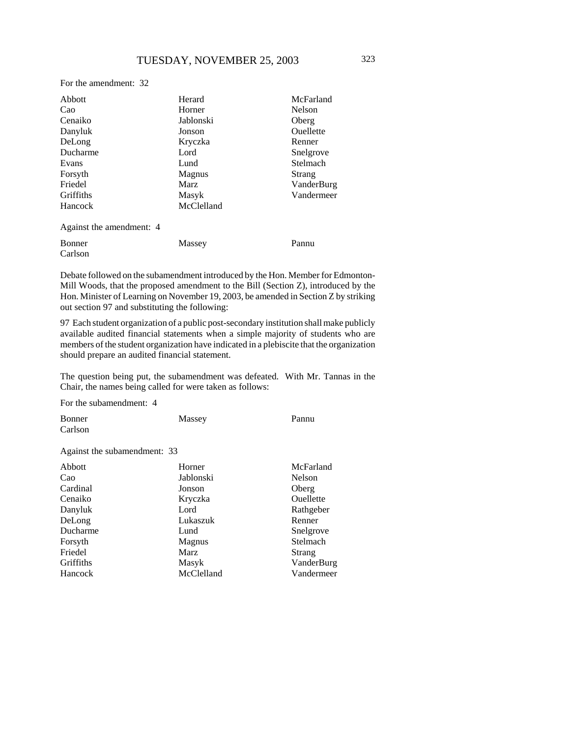For the amendment: 32

| | | |
|---|---|---|
| Abbott | Herard | McFarland |
| Cao | Horner | Nelson |
| Cenaiko | Jablonski | Oberg |
| Danyluk | Jonson | Ouellette |
| DeLong | Kryczka | Renner |
| Ducharme | Lord | Snelgrove |
| Evans | Lund | Stelmach |
| Forsyth | Magnus | Strang |
| Friedel | Marz | VanderBurg |
| Griffiths | Masyk | Vandermeer |
| Hancock | McClelland | |

Against the amendment: 4

| | | |
|---|---|---|
| Bonner | Massey | Pannu |
| Carlson | | |

Debate followed on the subamendment introduced by the Hon. Member for Edmonton-Mill Woods, that the proposed amendment to the Bill (Section Z), introduced by the Hon. Minister of Learning on November 19, 2003, be amended in Section Z by striking out section 97 and substituting the following:

97 Each student organization of a public post-secondary institution shall make publicly available audited financial statements when a simple majority of students who are members of the student organization have indicated in a plebiscite that the organization should prepare an audited financial statement.

The question being put, the subamendment was defeated. With Mr. Tannas in the Chair, the names being called for were taken as follows:

For the subamendment: 4

| | | |
|---|---|---|
| Bonner | Massey | Pannu |
| Carlson | | |

Against the subamendment: 33

| | | |
|---|---|---|
| Abbott | Horner | McFarland |
| Cao | Jablonski | Nelson |
| Cardinal | Jonson | Oberg |
| Cenaiko | Kryczka | Ouellette |
| Danyluk | Lord | Rathgeber |
| DeLong | Lukaszuk | Renner |
| Ducharme | Lund | Snelgrove |
| Forsyth | Magnus | Stelmach |
| Friedel | Marz | Strang |
| Griffiths | Masyk | VanderBurg |
| Hancock | McClelland | Vandermeer |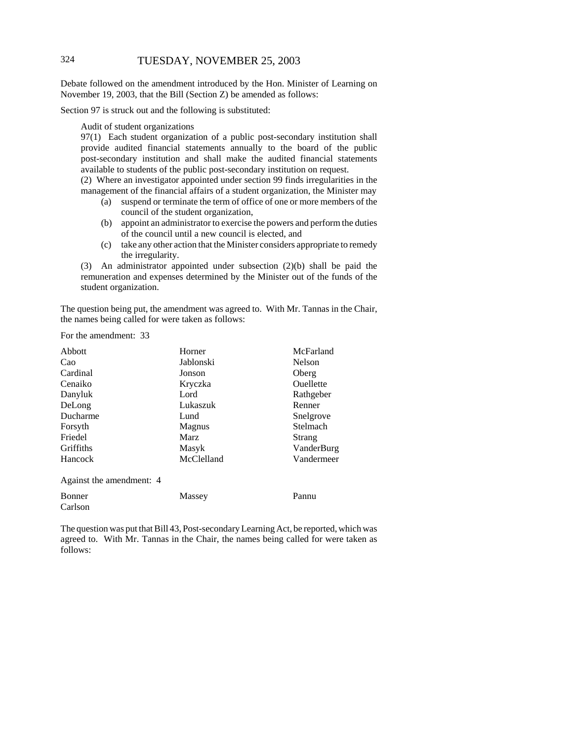Debate followed on the amendment introduced by the Hon. Minister of Learning on November 19, 2003, that the Bill (Section Z) be amended as follows:

Section 97 is struck out and the following is substituted:

> Audit of student organizations
>
> 97(1) Each student organization of a public post-secondary institution shall provide audited financial statements annually to the board of the public post-secondary institution and shall make the audited financial statements available to students of the public post-secondary institution on request.
>
> (2) Where an investigator appointed under section 99 finds irregularities in the management of the financial affairs of a student organization, the Minister may
>
> (a) suspend or terminate the term of office of one or more members of the council of the student organization,
>
> (b) appoint an administrator to exercise the powers and perform the duties of the council until a new council is elected, and
>
> (c) take any other action that the Minister considers appropriate to remedy the irregularity.
>
> (3) An administrator appointed under subsection (2)(b) shall be paid the remuneration and expenses determined by the Minister out of the funds of the student organization.

The question being put, the amendment was agreed to. With Mr. Tannas in the Chair, the names being called for were taken as follows:

For the amendment: 33

| | | |
|---|---|---|
| Abbott | Horner | McFarland |
| Cao | Jablonski | Nelson |
| Cardinal | Jonson | Oberg |
| Cenaiko | Kryczka | Ouellette |
| Danyluk | Lord | Rathgeber |
| DeLong | Lukaszuk | Renner |
| Ducharme | Lund | Snelgrove |
| Forsyth | Magnus | Stelmach |
| Friedel | Marz | Strang |
| Griffiths | Masyk | VanderBurg |
| Hancock | McClelland | Vandermeer |

Against the amendment: 4

| | | |
|---|---|---|
| Bonner | Massey | Pannu |
| Carlson | | |

The question was put that Bill 43, Post-secondary Learning Act, be reported, which was agreed to. With Mr. Tannas in the Chair, the names being called for were taken as follows: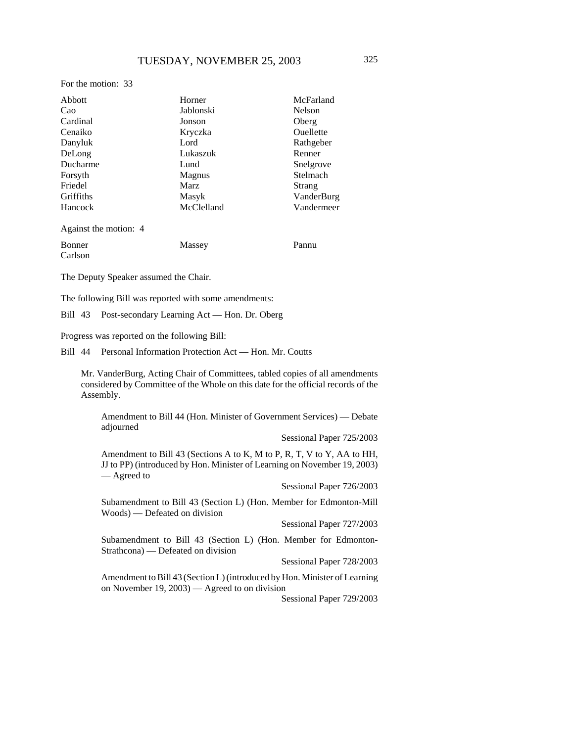For the motion: 33

| | | |
|---|---|---|
| Abbott | Horner | McFarland |
| Cao | Jablonski | Nelson |
| Cardinal | Jonson | Oberg |
| Cenaiko | Kryczka | Ouellette |
| Danyluk | Lord | Rathgeber |
| DeLong | Lukaszuk | Renner |
| Ducharme | Lund | Snelgrove |
| Forsyth | Magnus | Stelmach |
| Friedel | Marz | Strang |
| Griffiths | Masyk | VanderBurg |
| Hancock | McClelland | Vandermeer |

Against the motion: 4

| | | |
|---|---|---|
| Bonner | Massey | Pannu |
| Carlson | | |

The Deputy Speaker assumed the Chair.

The following Bill was reported with some amendments:

Bill 43 Post-secondary Learning Act — Hon. Dr. Oberg

Progress was reported on the following Bill:

Bill 44 Personal Information Protection Act — Hon. Mr. Coutts

Mr. VanderBurg, Acting Chair of Committees, tabled copies of all amendments considered by Committee of the Whole on this date for the official records of the Assembly.

Amendment to Bill 44 (Hon. Minister of Government Services) — Debate adjourned

Sessional Paper 725/2003

Amendment to Bill 43 (Sections A to K, M to P, R, T, V to Y, AA to HH, JJ to PP) (introduced by Hon. Minister of Learning on November 19, 2003) — Agreed to

Sessional Paper 726/2003

Subamendment to Bill 43 (Section L) (Hon. Member for Edmonton-Mill Woods) — Defeated on division

Sessional Paper 727/2003

Subamendment to Bill 43 (Section L) (Hon. Member for Edmonton-Strathcona) — Defeated on division

Sessional Paper 728/2003

Amendment to Bill 43 (Section L) (introduced by Hon. Minister of Learning on November 19, 2003) — Agreed to on division

Sessional Paper 729/2003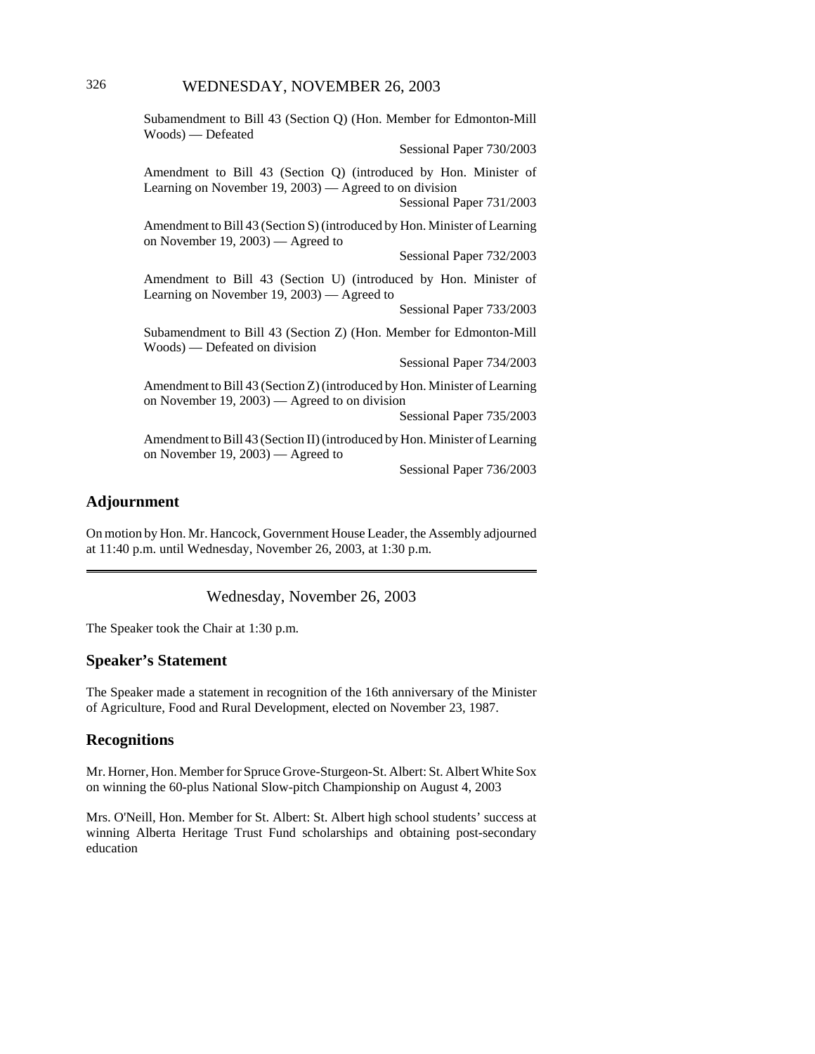Subamendment to Bill 43 (Section Q) (Hon. Member for Edmonton-Mill Woods) — Defeated

Sessional Paper 730/2003

Amendment to Bill 43 (Section Q) (introduced by Hon. Minister of Learning on November 19, 2003) — Agreed to on division

Sessional Paper 731/2003

Amendment to Bill 43 (Section S) (introduced by Hon. Minister of Learning on November 19, 2003) — Agreed to

Sessional Paper 732/2003

Amendment to Bill 43 (Section U) (introduced by Hon. Minister of Learning on November 19, 2003) — Agreed to

Sessional Paper 733/2003

Subamendment to Bill 43 (Section Z) (Hon. Member for Edmonton-Mill Woods) — Defeated on division

Sessional Paper 734/2003

Amendment to Bill 43 (Section Z) (introduced by Hon. Minister of Learning on November 19, 2003) — Agreed to on division

Sessional Paper 735/2003

Amendment to Bill 43 (Section II) (introduced by Hon. Minister of Learning on November 19, 2003) — Agreed to

Sessional Paper 736/2003

## Adjournment

On motion by Hon. Mr. Hancock, Government House Leader, the Assembly adjourned at 11:40 p.m. until Wednesday, November 26, 2003, at 1:30 p.m.

---

Wednesday, November 26, 2003

The Speaker took the Chair at 1:30 p.m.

## Speaker's Statement

The Speaker made a statement in recognition of the 16th anniversary of the Minister of Agriculture, Food and Rural Development, elected on November 23, 1987.

## Recognitions

Mr. Horner, Hon. Member for Spruce Grove-Sturgeon-St. Albert: St. Albert White Sox on winning the 60-plus National Slow-pitch Championship on August 4, 2003

Mrs. O'Neill, Hon. Member for St. Albert: St. Albert high school students' success at winning Alberta Heritage Trust Fund scholarships and obtaining post-secondary education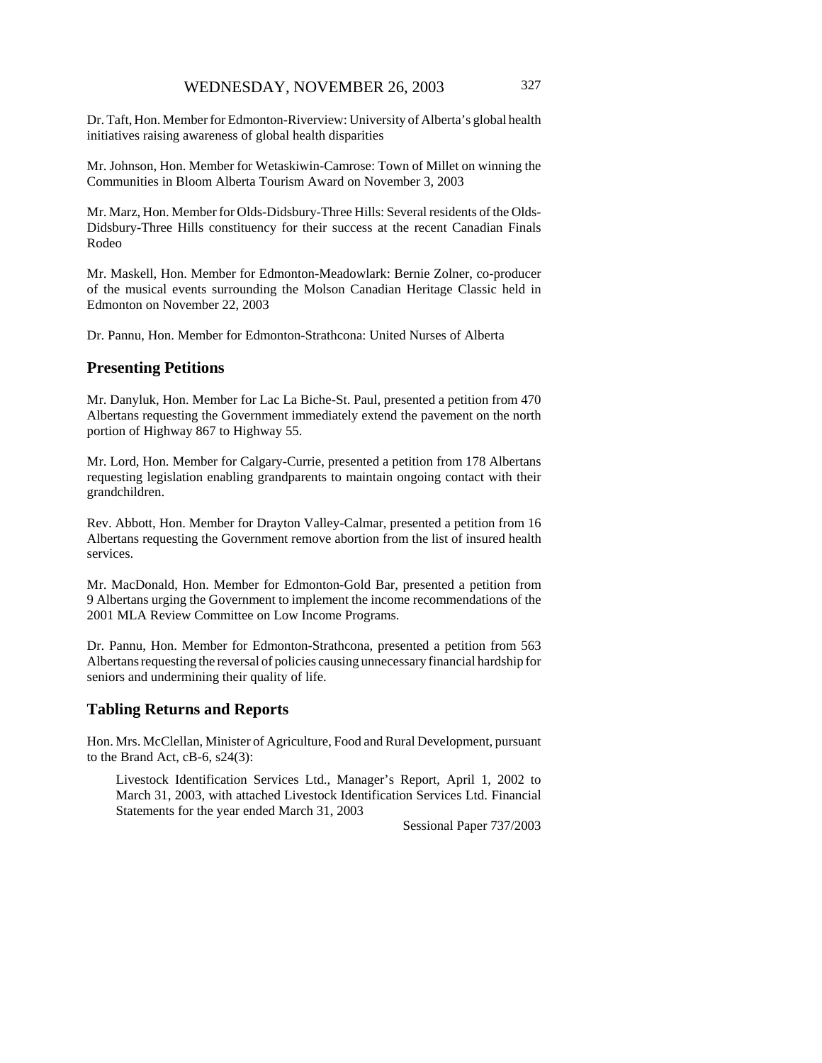Dr. Taft, Hon. Member for Edmonton-Riverview: University of Alberta's global health initiatives raising awareness of global health disparities

Mr. Johnson, Hon. Member for Wetaskiwin-Camrose: Town of Millet on winning the Communities in Bloom Alberta Tourism Award on November 3, 2003

Mr. Marz, Hon. Member for Olds-Didsbury-Three Hills: Several residents of the Olds-Didsbury-Three Hills constituency for their success at the recent Canadian Finals Rodeo

Mr. Maskell, Hon. Member for Edmonton-Meadowlark: Bernie Zolner, co-producer of the musical events surrounding the Molson Canadian Heritage Classic held in Edmonton on November 22, 2003

Dr. Pannu, Hon. Member for Edmonton-Strathcona: United Nurses of Alberta

## Presenting Petitions

Mr. Danyluk, Hon. Member for Lac La Biche-St. Paul, presented a petition from 470 Albertans requesting the Government immediately extend the pavement on the north portion of Highway 867 to Highway 55.

Mr. Lord, Hon. Member for Calgary-Currie, presented a petition from 178 Albertans requesting legislation enabling grandparents to maintain ongoing contact with their grandchildren.

Rev. Abbott, Hon. Member for Drayton Valley-Calmar, presented a petition from 16 Albertans requesting the Government remove abortion from the list of insured health services.

Mr. MacDonald, Hon. Member for Edmonton-Gold Bar, presented a petition from 9 Albertans urging the Government to implement the income recommendations of the 2001 MLA Review Committee on Low Income Programs.

Dr. Pannu, Hon. Member for Edmonton-Strathcona, presented a petition from 563 Albertans requesting the reversal of policies causing unnecessary financial hardship for seniors and undermining their quality of life.

## Tabling Returns and Reports

Hon. Mrs. McClellan, Minister of Agriculture, Food and Rural Development, pursuant to the Brand Act, cB-6, s24(3):

> Livestock Identification Services Ltd., Manager's Report, April 1, 2002 to March 31, 2003, with attached Livestock Identification Services Ltd. Financial Statements for the year ended March 31, 2003
>
> Sessional Paper 737/2003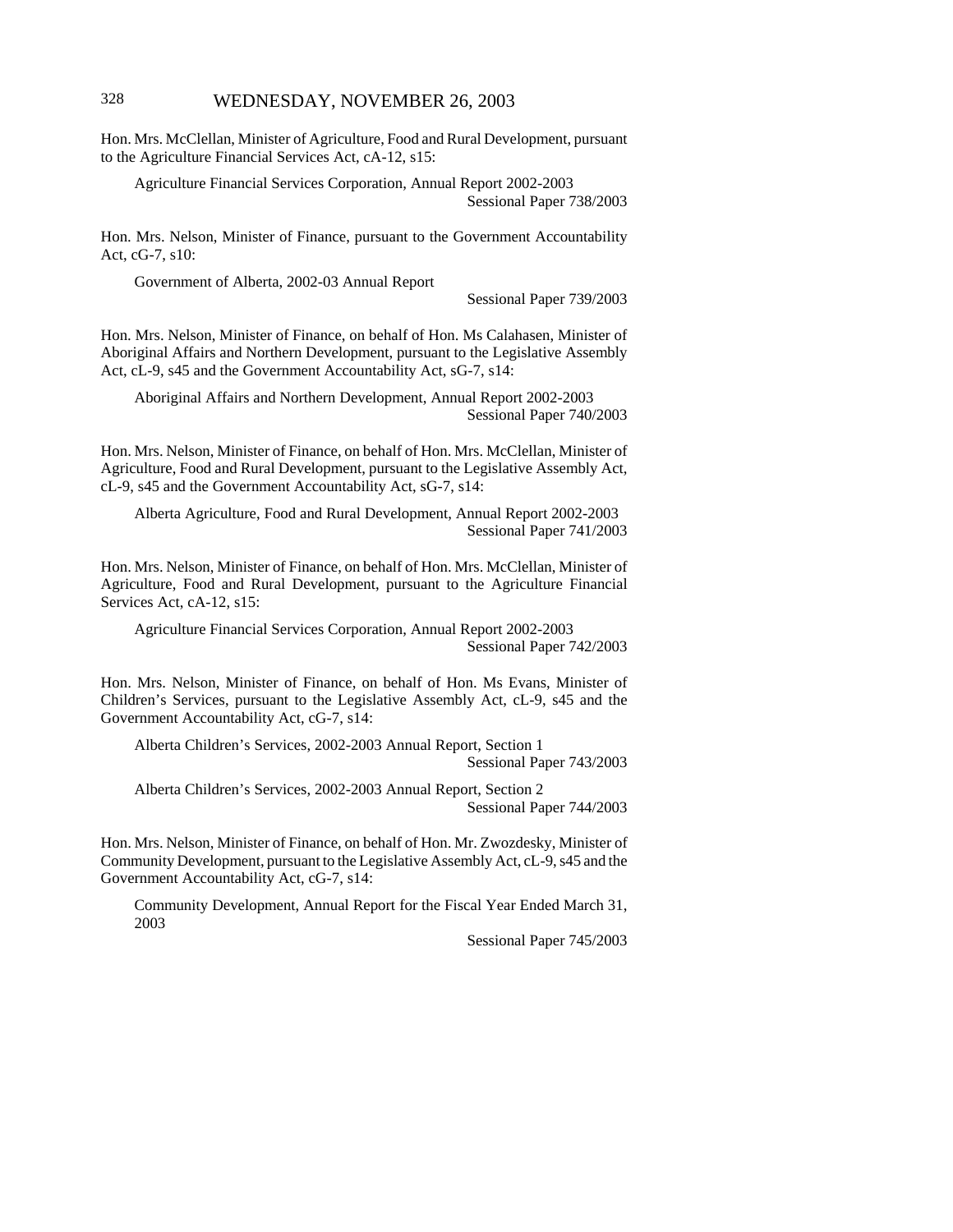Hon. Mrs. McClellan, Minister of Agriculture, Food and Rural Development, pursuant to the Agriculture Financial Services Act, cA-12, s15:

Agriculture Financial Services Corporation, Annual Report 2002-2003
Sessional Paper 738/2003

Hon. Mrs. Nelson, Minister of Finance, pursuant to the Government Accountability Act, cG-7, s10:

Government of Alberta, 2002-03 Annual Report
Sessional Paper 739/2003

Hon. Mrs. Nelson, Minister of Finance, on behalf of Hon. Ms Calahasen, Minister of Aboriginal Affairs and Northern Development, pursuant to the Legislative Assembly Act, cL-9, s45 and the Government Accountability Act, sG-7, s14:

Aboriginal Affairs and Northern Development, Annual Report 2002-2003
Sessional Paper 740/2003

Hon. Mrs. Nelson, Minister of Finance, on behalf of Hon. Mrs. McClellan, Minister of Agriculture, Food and Rural Development, pursuant to the Legislative Assembly Act, cL-9, s45 and the Government Accountability Act, sG-7, s14:

Alberta Agriculture, Food and Rural Development, Annual Report 2002-2003
Sessional Paper 741/2003

Hon. Mrs. Nelson, Minister of Finance, on behalf of Hon. Mrs. McClellan, Minister of Agriculture, Food and Rural Development, pursuant to the Agriculture Financial Services Act, cA-12, s15:

Agriculture Financial Services Corporation, Annual Report 2002-2003
Sessional Paper 742/2003

Hon. Mrs. Nelson, Minister of Finance, on behalf of Hon. Ms Evans, Minister of Children's Services, pursuant to the Legislative Assembly Act, cL-9, s45 and the Government Accountability Act, cG-7, s14:

Alberta Children's Services, 2002-2003 Annual Report, Section 1
Sessional Paper 743/2003

Alberta Children's Services, 2002-2003 Annual Report, Section 2
Sessional Paper 744/2003

Hon. Mrs. Nelson, Minister of Finance, on behalf of Hon. Mr. Zwozdesky, Minister of Community Development, pursuant to the Legislative Assembly Act, cL-9, s45 and the Government Accountability Act, cG-7, s14:

Community Development, Annual Report for the Fiscal Year Ended March 31, 2003
Sessional Paper 745/2003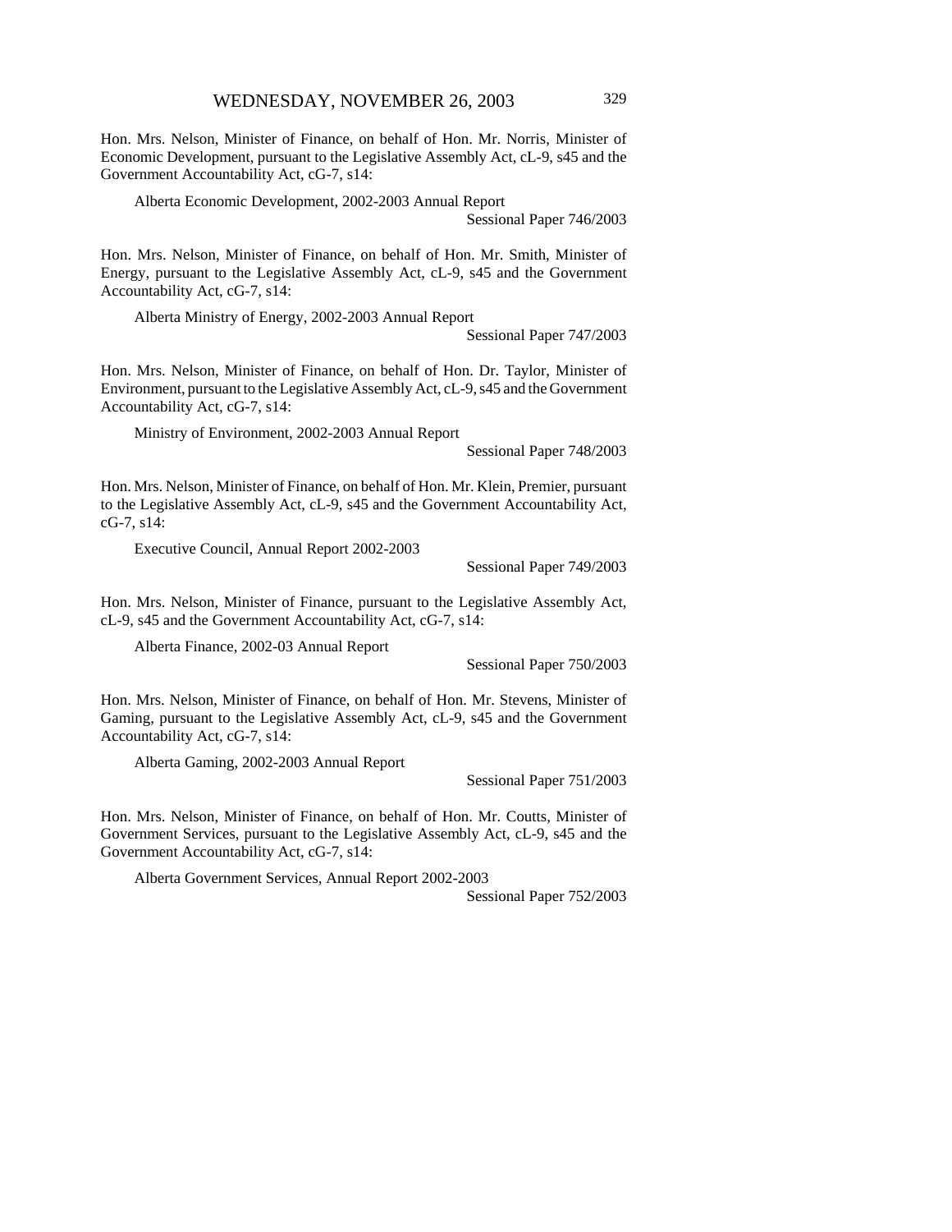Hon. Mrs. Nelson, Minister of Finance, on behalf of Hon. Mr. Norris, Minister of Economic Development, pursuant to the Legislative Assembly Act, cL-9, s45 and the Government Accountability Act, cG-7, s14:

Alberta Economic Development, 2002-2003 Annual Report
Sessional Paper 746/2003

Hon. Mrs. Nelson, Minister of Finance, on behalf of Hon. Mr. Smith, Minister of Energy, pursuant to the Legislative Assembly Act, cL-9, s45 and the Government Accountability Act, cG-7, s14:

Alberta Ministry of Energy, 2002-2003 Annual Report
Sessional Paper 747/2003

Hon. Mrs. Nelson, Minister of Finance, on behalf of Hon. Dr. Taylor, Minister of Environment, pursuant to the Legislative Assembly Act, cL-9, s45 and the Government Accountability Act, cG-7, s14:

Ministry of Environment, 2002-2003 Annual Report
Sessional Paper 748/2003

Hon. Mrs. Nelson, Minister of Finance, on behalf of Hon. Mr. Klein, Premier, pursuant to the Legislative Assembly Act, cL-9, s45 and the Government Accountability Act, cG-7, s14:

Executive Council, Annual Report 2002-2003
Sessional Paper 749/2003

Hon. Mrs. Nelson, Minister of Finance, pursuant to the Legislative Assembly Act, cL-9, s45 and the Government Accountability Act, cG-7, s14:

Alberta Finance, 2002-03 Annual Report
Sessional Paper 750/2003

Hon. Mrs. Nelson, Minister of Finance, on behalf of Hon. Mr. Stevens, Minister of Gaming, pursuant to the Legislative Assembly Act, cL-9, s45 and the Government Accountability Act, cG-7, s14:

Alberta Gaming, 2002-2003 Annual Report
Sessional Paper 751/2003

Hon. Mrs. Nelson, Minister of Finance, on behalf of Hon. Mr. Coutts, Minister of Government Services, pursuant to the Legislative Assembly Act, cL-9, s45 and the Government Accountability Act, cG-7, s14:

Alberta Government Services, Annual Report 2002-2003
Sessional Paper 752/2003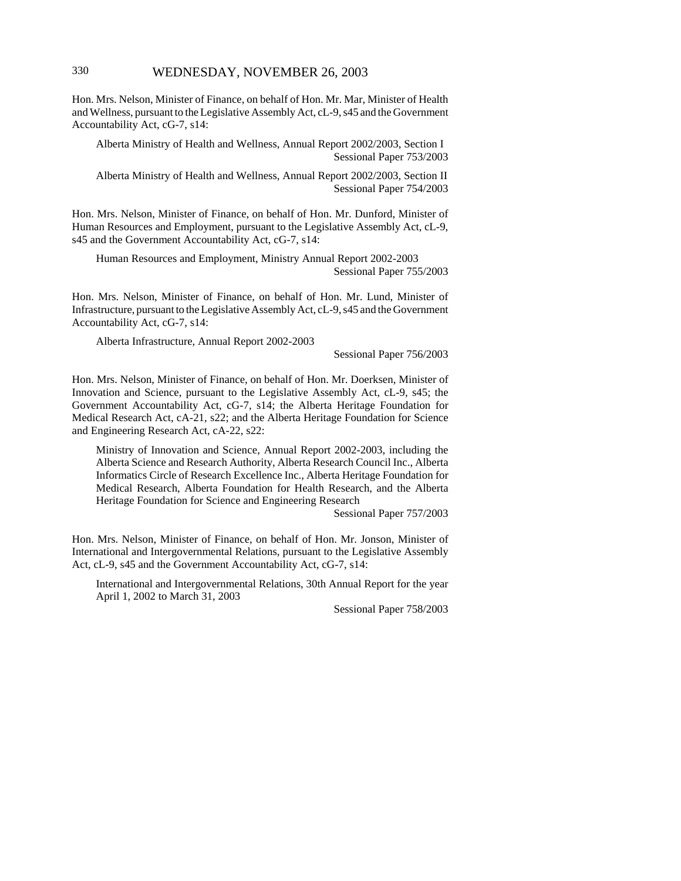Hon. Mrs. Nelson, Minister of Finance, on behalf of Hon. Mr. Mar, Minister of Health and Wellness, pursuant to the Legislative Assembly Act, cL-9, s45 and the Government Accountability Act, cG-7, s14:

> Alberta Ministry of Health and Wellness, Annual Report 2002/2003, Section I
> Sessional Paper 753/2003
>
> Alberta Ministry of Health and Wellness, Annual Report 2002/2003, Section II
> Sessional Paper 754/2003

Hon. Mrs. Nelson, Minister of Finance, on behalf of Hon. Mr. Dunford, Minister of Human Resources and Employment, pursuant to the Legislative Assembly Act, cL-9, s45 and the Government Accountability Act, cG-7, s14:

> Human Resources and Employment, Ministry Annual Report 2002-2003
> Sessional Paper 755/2003

Hon. Mrs. Nelson, Minister of Finance, on behalf of Hon. Mr. Lund, Minister of Infrastructure, pursuant to the Legislative Assembly Act, cL-9, s45 and the Government Accountability Act, cG-7, s14:

> Alberta Infrastructure, Annual Report 2002-2003
> Sessional Paper 756/2003

Hon. Mrs. Nelson, Minister of Finance, on behalf of Hon. Mr. Doerksen, Minister of Innovation and Science, pursuant to the Legislative Assembly Act, cL-9, s45; the Government Accountability Act, cG-7, s14; the Alberta Heritage Foundation for Medical Research Act, cA-21, s22; and the Alberta Heritage Foundation for Science and Engineering Research Act, cA-22, s22:

> Ministry of Innovation and Science, Annual Report 2002-2003, including the Alberta Science and Research Authority, Alberta Research Council Inc., Alberta Informatics Circle of Research Excellence Inc., Alberta Heritage Foundation for Medical Research, Alberta Foundation for Health Research, and the Alberta Heritage Foundation for Science and Engineering Research
> Sessional Paper 757/2003

Hon. Mrs. Nelson, Minister of Finance, on behalf of Hon. Mr. Jonson, Minister of International and Intergovernmental Relations, pursuant to the Legislative Assembly Act, cL-9, s45 and the Government Accountability Act, cG-7, s14:

> International and Intergovernmental Relations, 30th Annual Report for the year April 1, 2002 to March 31, 2003
> Sessional Paper 758/2003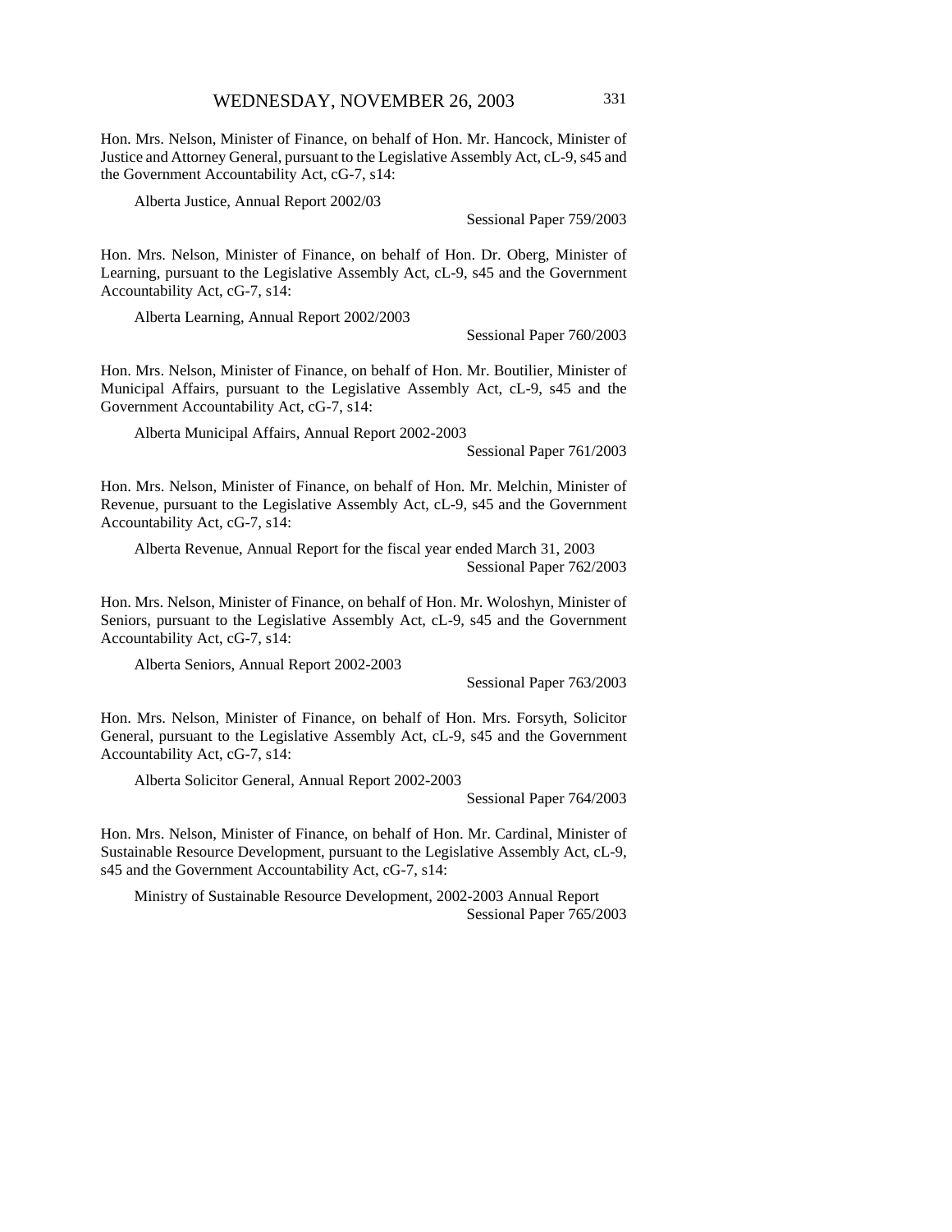Hon. Mrs. Nelson, Minister of Finance, on behalf of Hon. Mr. Hancock, Minister of Justice and Attorney General, pursuant to the Legislative Assembly Act, cL-9, s45 and the Government Accountability Act, cG-7, s14:

Alberta Justice, Annual Report 2002/03

Sessional Paper 759/2003

Hon. Mrs. Nelson, Minister of Finance, on behalf of Hon. Dr. Oberg, Minister of Learning, pursuant to the Legislative Assembly Act, cL-9, s45 and the Government Accountability Act, cG-7, s14:

Alberta Learning, Annual Report 2002/2003

Sessional Paper 760/2003

Hon. Mrs. Nelson, Minister of Finance, on behalf of Hon. Mr. Boutilier, Minister of Municipal Affairs, pursuant to the Legislative Assembly Act, cL-9, s45 and the Government Accountability Act, cG-7, s14:

Alberta Municipal Affairs, Annual Report 2002-2003

Sessional Paper 761/2003

Hon. Mrs. Nelson, Minister of Finance, on behalf of Hon. Mr. Melchin, Minister of Revenue, pursuant to the Legislative Assembly Act, cL-9, s45 and the Government Accountability Act, cG-7, s14:

Alberta Revenue, Annual Report for the fiscal year ended March 31, 2003

Sessional Paper 762/2003

Hon. Mrs. Nelson, Minister of Finance, on behalf of Hon. Mr. Woloshyn, Minister of Seniors, pursuant to the Legislative Assembly Act, cL-9, s45 and the Government Accountability Act, cG-7, s14:

Alberta Seniors, Annual Report 2002-2003

Sessional Paper 763/2003

Hon. Mrs. Nelson, Minister of Finance, on behalf of Hon. Mrs. Forsyth, Solicitor General, pursuant to the Legislative Assembly Act, cL-9, s45 and the Government Accountability Act, cG-7, s14:

Alberta Solicitor General, Annual Report 2002-2003

Sessional Paper 764/2003

Hon. Mrs. Nelson, Minister of Finance, on behalf of Hon. Mr. Cardinal, Minister of Sustainable Resource Development, pursuant to the Legislative Assembly Act, cL-9, s45 and the Government Accountability Act, cG-7, s14:

Ministry of Sustainable Resource Development, 2002-2003 Annual Report

Sessional Paper 765/2003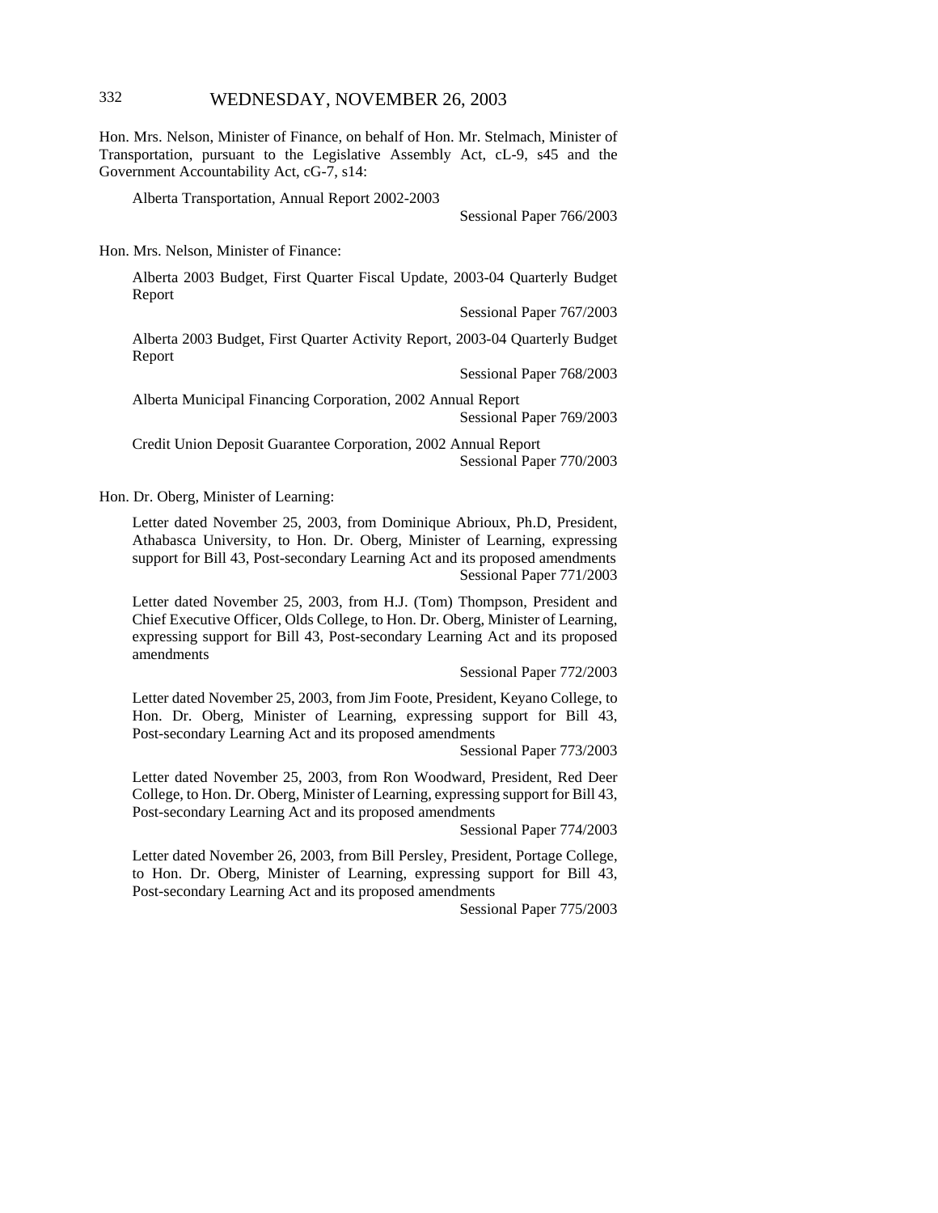Hon. Mrs. Nelson, Minister of Finance, on behalf of Hon. Mr. Stelmach, Minister of Transportation, pursuant to the Legislative Assembly Act, cL-9, s45 and the Government Accountability Act, cG-7, s14:

Alberta Transportation, Annual Report 2002-2003
Sessional Paper 766/2003

Hon. Mrs. Nelson, Minister of Finance:

Alberta 2003 Budget, First Quarter Fiscal Update, 2003-04 Quarterly Budget Report
Sessional Paper 767/2003

Alberta 2003 Budget, First Quarter Activity Report, 2003-04 Quarterly Budget Report
Sessional Paper 768/2003

Alberta Municipal Financing Corporation, 2002 Annual Report
Sessional Paper 769/2003

Credit Union Deposit Guarantee Corporation, 2002 Annual Report
Sessional Paper 770/2003

Hon. Dr. Oberg, Minister of Learning:

Letter dated November 25, 2003, from Dominique Abrioux, Ph.D, President, Athabasca University, to Hon. Dr. Oberg, Minister of Learning, expressing support for Bill 43, Post-secondary Learning Act and its proposed amendments
Sessional Paper 771/2003

Letter dated November 25, 2003, from H.J. (Tom) Thompson, President and Chief Executive Officer, Olds College, to Hon. Dr. Oberg, Minister of Learning, expressing support for Bill 43, Post-secondary Learning Act and its proposed amendments
Sessional Paper 772/2003

Letter dated November 25, 2003, from Jim Foote, President, Keyano College, to Hon. Dr. Oberg, Minister of Learning, expressing support for Bill 43, Post-secondary Learning Act and its proposed amendments
Sessional Paper 773/2003

Letter dated November 25, 2003, from Ron Woodward, President, Red Deer College, to Hon. Dr. Oberg, Minister of Learning, expressing support for Bill 43, Post-secondary Learning Act and its proposed amendments
Sessional Paper 774/2003

Letter dated November 26, 2003, from Bill Persley, President, Portage College, to Hon. Dr. Oberg, Minister of Learning, expressing support for Bill 43, Post-secondary Learning Act and its proposed amendments
Sessional Paper 775/2003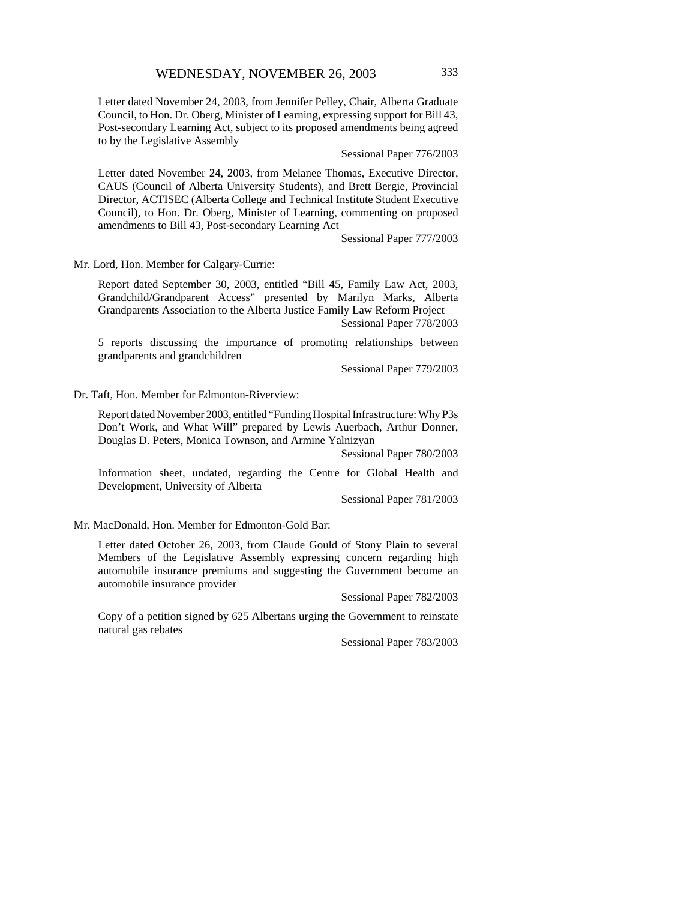Letter dated November 24, 2003, from Jennifer Pelley, Chair, Alberta Graduate Council, to Hon. Dr. Oberg, Minister of Learning, expressing support for Bill 43, Post-secondary Learning Act, subject to its proposed amendments being agreed to by the Legislative Assembly

Sessional Paper 776/2003

Letter dated November 24, 2003, from Melanee Thomas, Executive Director, CAUS (Council of Alberta University Students), and Brett Bergie, Provincial Director, ACTISEC (Alberta College and Technical Institute Student Executive Council), to Hon. Dr. Oberg, Minister of Learning, commenting on proposed amendments to Bill 43, Post-secondary Learning Act

Sessional Paper 777/2003

Mr. Lord, Hon. Member for Calgary-Currie:

Report dated September 30, 2003, entitled "Bill 45, Family Law Act, 2003, Grandchild/Grandparent Access" presented by Marilyn Marks, Alberta Grandparents Association to the Alberta Justice Family Law Reform Project

Sessional Paper 778/2003

5 reports discussing the importance of promoting relationships between grandparents and grandchildren

Sessional Paper 779/2003

Dr. Taft, Hon. Member for Edmonton-Riverview:

Report dated November 2003, entitled "Funding Hospital Infrastructure: Why P3s Don't Work, and What Will" prepared by Lewis Auerbach, Arthur Donner, Douglas D. Peters, Monica Townson, and Armine Yalnizyan

Sessional Paper 780/2003

Information sheet, undated, regarding the Centre for Global Health and Development, University of Alberta

Sessional Paper 781/2003

Mr. MacDonald, Hon. Member for Edmonton-Gold Bar:

Letter dated October 26, 2003, from Claude Gould of Stony Plain to several Members of the Legislative Assembly expressing concern regarding high automobile insurance premiums and suggesting the Government become an automobile insurance provider

Sessional Paper 782/2003

Copy of a petition signed by 625 Albertans urging the Government to reinstate natural gas rebates

Sessional Paper 783/2003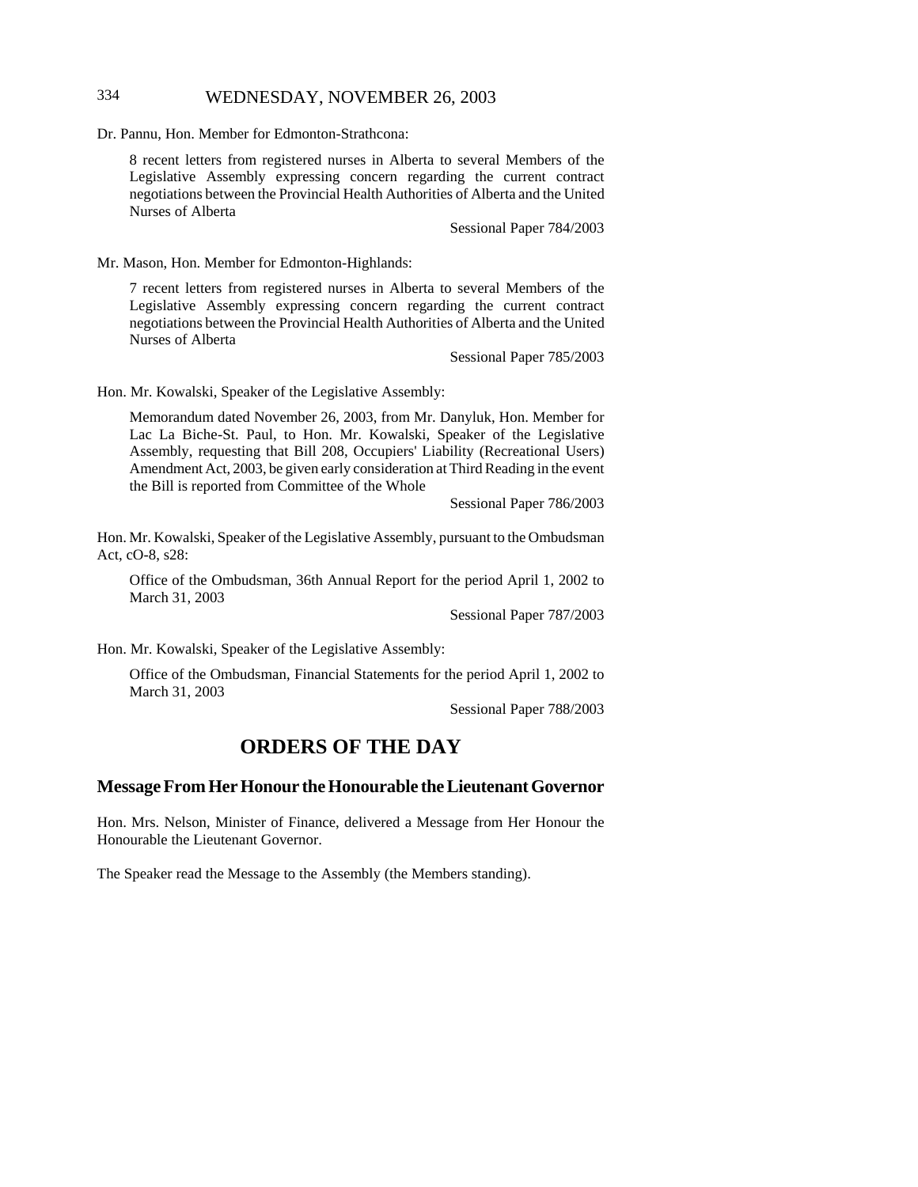Dr. Pannu, Hon. Member for Edmonton-Strathcona:

8 recent letters from registered nurses in Alberta to several Members of the Legislative Assembly expressing concern regarding the current contract negotiations between the Provincial Health Authorities of Alberta and the United Nurses of Alberta

Sessional Paper 784/2003

Mr. Mason, Hon. Member for Edmonton-Highlands:

7 recent letters from registered nurses in Alberta to several Members of the Legislative Assembly expressing concern regarding the current contract negotiations between the Provincial Health Authorities of Alberta and the United Nurses of Alberta

Sessional Paper 785/2003

Hon. Mr. Kowalski, Speaker of the Legislative Assembly:

Memorandum dated November 26, 2003, from Mr. Danyluk, Hon. Member for Lac La Biche-St. Paul, to Hon. Mr. Kowalski, Speaker of the Legislative Assembly, requesting that Bill 208, Occupiers' Liability (Recreational Users) Amendment Act, 2003, be given early consideration at Third Reading in the event the Bill is reported from Committee of the Whole

Sessional Paper 786/2003

Hon. Mr. Kowalski, Speaker of the Legislative Assembly, pursuant to the Ombudsman Act, cO-8, s28:

Office of the Ombudsman, 36th Annual Report for the period April 1, 2002 to March 31, 2003

Sessional Paper 787/2003

Hon. Mr. Kowalski, Speaker of the Legislative Assembly:

Office of the Ombudsman, Financial Statements for the period April 1, 2002 to March 31, 2003

Sessional Paper 788/2003

# ORDERS OF THE DAY

## Message From Her Honour the Honourable the Lieutenant Governor

Hon. Mrs. Nelson, Minister of Finance, delivered a Message from Her Honour the Honourable the Lieutenant Governor.

The Speaker read the Message to the Assembly (the Members standing).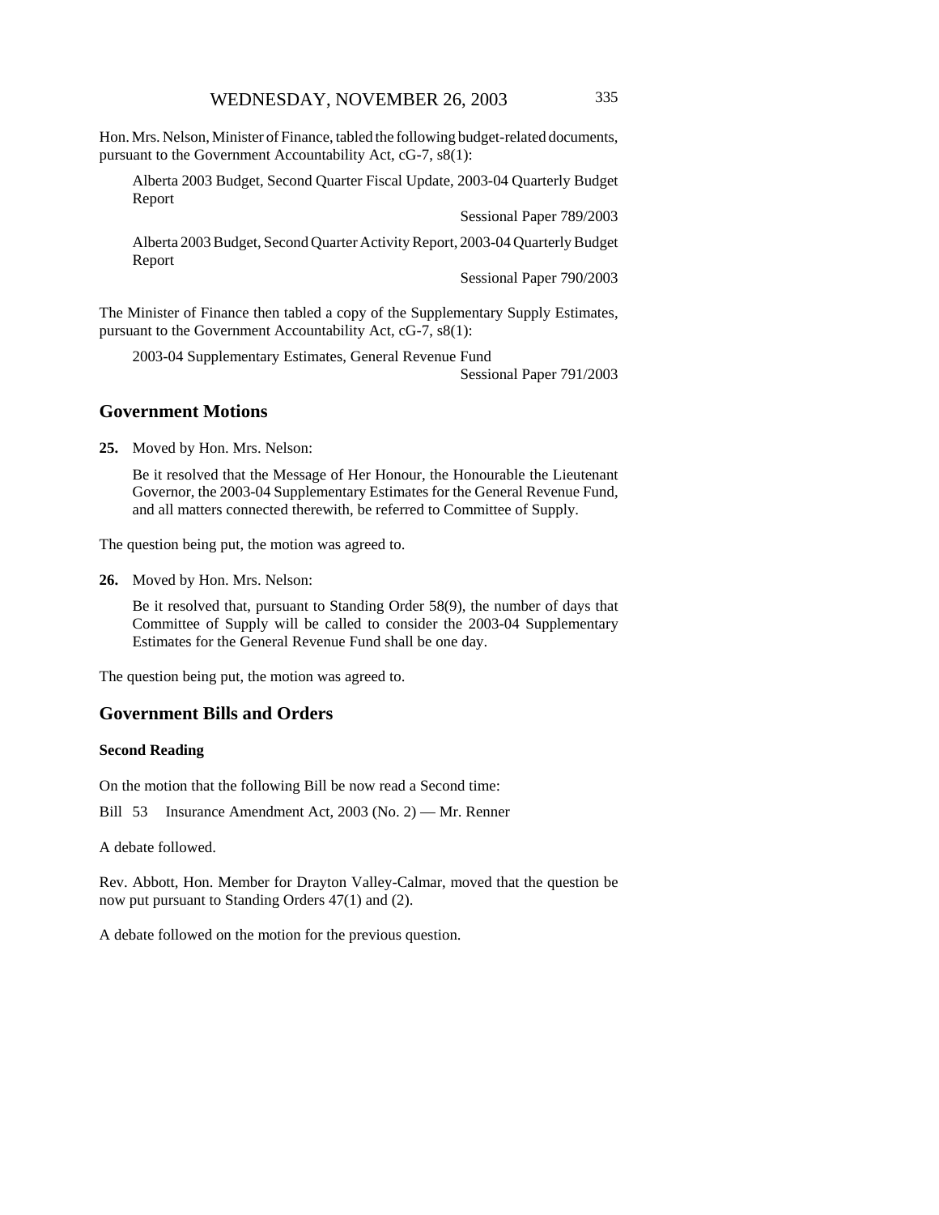Hon. Mrs. Nelson, Minister of Finance, tabled the following budget-related documents, pursuant to the Government Accountability Act, cG-7, s8(1):

Alberta 2003 Budget, Second Quarter Fiscal Update, 2003-04 Quarterly Budget Report

Sessional Paper 789/2003

Alberta 2003 Budget, Second Quarter Activity Report, 2003-04 Quarterly Budget Report

Sessional Paper 790/2003

The Minister of Finance then tabled a copy of the Supplementary Supply Estimates, pursuant to the Government Accountability Act, cG-7, s8(1):

2003-04 Supplementary Estimates, General Revenue Fund

Sessional Paper 791/2003

## Government Motions

**25.** Moved by Hon. Mrs. Nelson:

Be it resolved that the Message of Her Honour, the Honourable the Lieutenant Governor, the 2003-04 Supplementary Estimates for the General Revenue Fund, and all matters connected therewith, be referred to Committee of Supply.

The question being put, the motion was agreed to.

**26.** Moved by Hon. Mrs. Nelson:

Be it resolved that, pursuant to Standing Order 58(9), the number of days that Committee of Supply will be called to consider the 2003-04 Supplementary Estimates for the General Revenue Fund shall be one day.

The question being put, the motion was agreed to.

## Government Bills and Orders

### Second Reading

On the motion that the following Bill be now read a Second time:

Bill 53 Insurance Amendment Act, 2003 (No. 2) — Mr. Renner

A debate followed.

Rev. Abbott, Hon. Member for Drayton Valley-Calmar, moved that the question be now put pursuant to Standing Orders 47(1) and (2).

A debate followed on the motion for the previous question.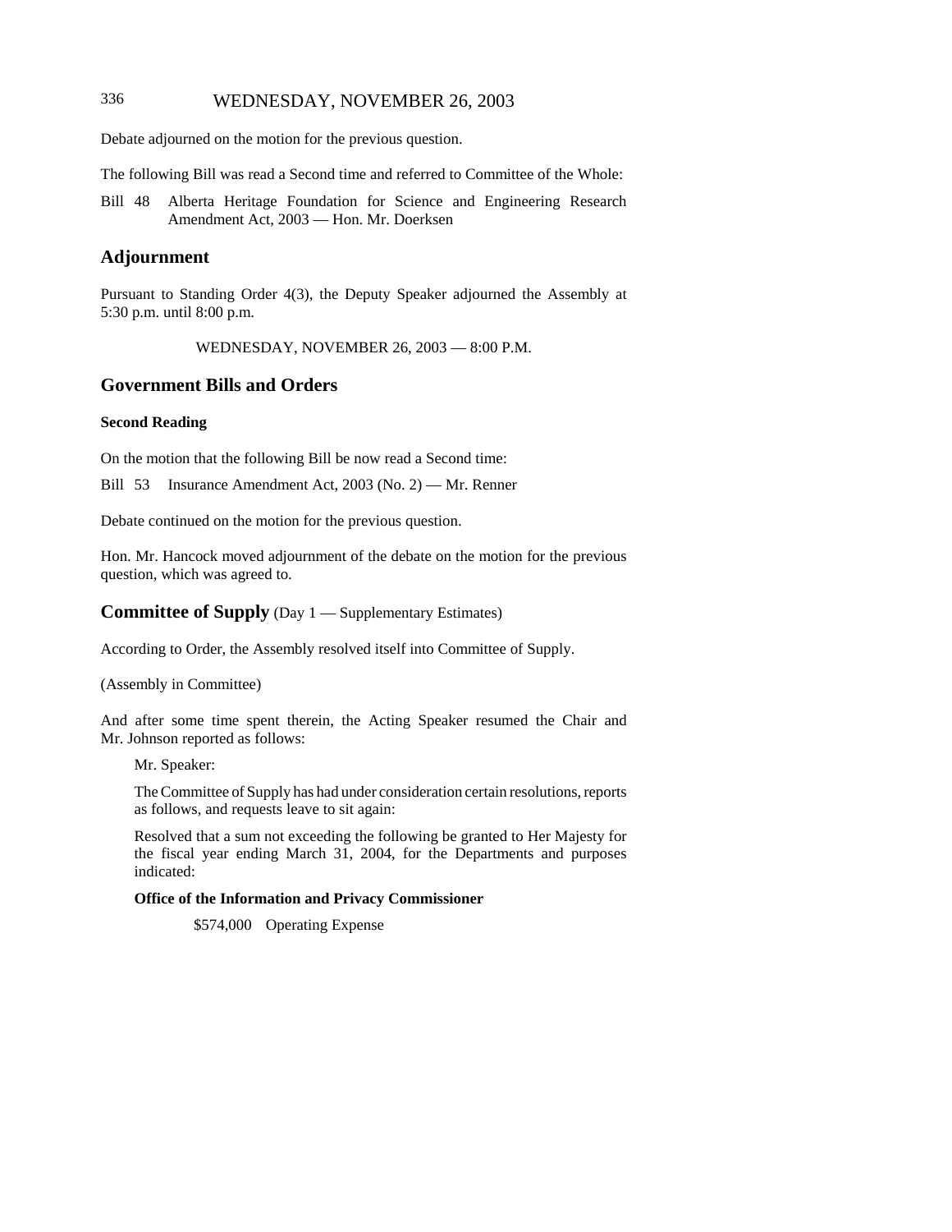Debate adjourned on the motion for the previous question.

The following Bill was read a Second time and referred to Committee of the Whole:

Bill 48 Alberta Heritage Foundation for Science and Engineering Research Amendment Act, 2003 — Hon. Mr. Doerksen

## Adjournment

Pursuant to Standing Order 4(3), the Deputy Speaker adjourned the Assembly at 5:30 p.m. until 8:00 p.m.

WEDNESDAY, NOVEMBER 26, 2003 — 8:00 P.M.

## Government Bills and Orders

### Second Reading

On the motion that the following Bill be now read a Second time:

Bill 53 Insurance Amendment Act, 2003 (No. 2) — Mr. Renner

Debate continued on the motion for the previous question.

Hon. Mr. Hancock moved adjournment of the debate on the motion for the previous question, which was agreed to.

## Committee of Supply (Day 1 — Supplementary Estimates)

According to Order, the Assembly resolved itself into Committee of Supply.

(Assembly in Committee)

And after some time spent therein, the Acting Speaker resumed the Chair and Mr. Johnson reported as follows:

Mr. Speaker:

The Committee of Supply has had under consideration certain resolutions, reports as follows, and requests leave to sit again:

Resolved that a sum not exceeding the following be granted to Her Majesty for the fiscal year ending March 31, 2004, for the Departments and purposes indicated:

**Office of the Information and Privacy Commissioner**

$574,000 Operating Expense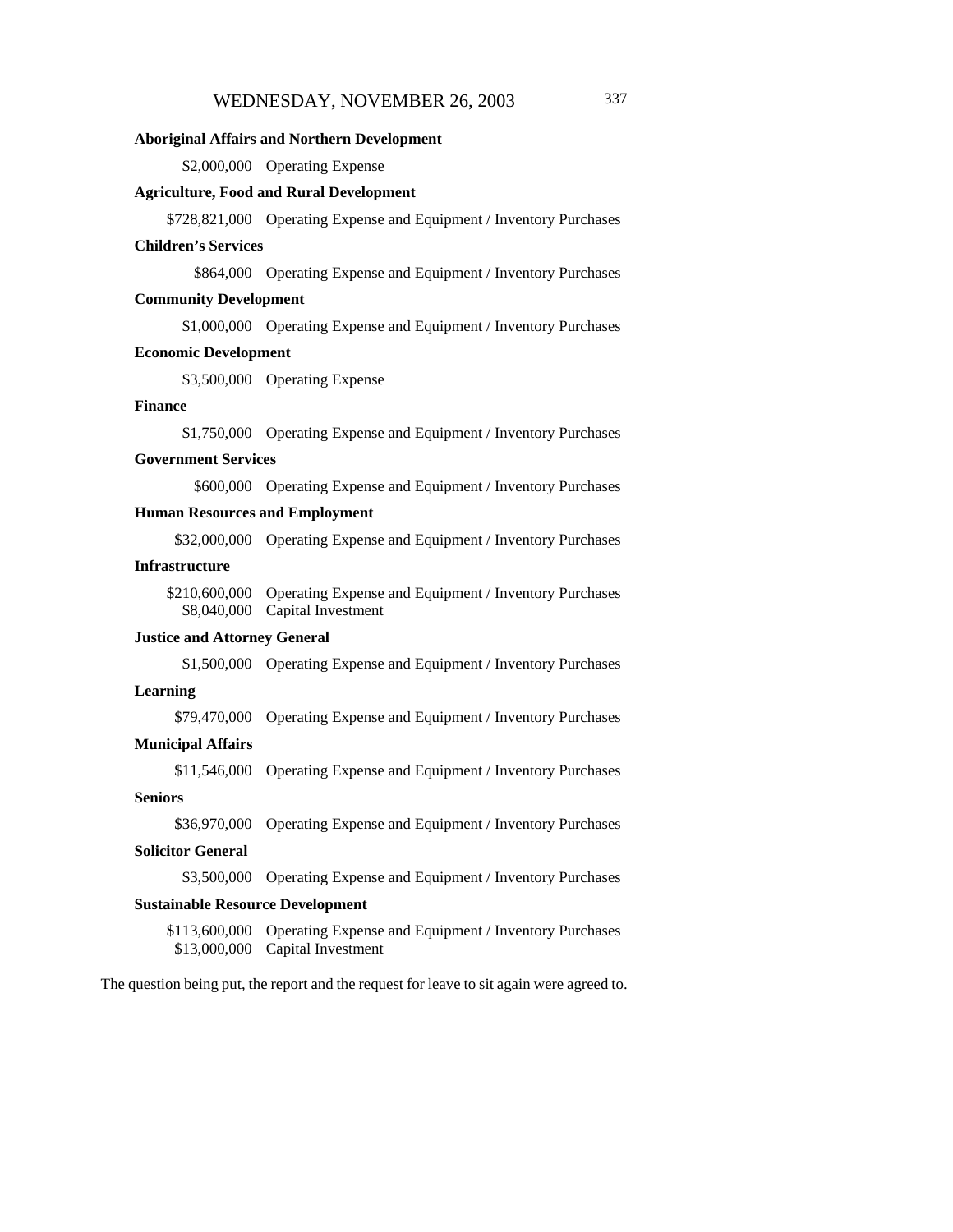**Aboriginal Affairs and Northern Development**

$2,000,000 Operating Expense

**Agriculture, Food and Rural Development**

$728,821,000 Operating Expense and Equipment / Inventory Purchases

**Children's Services**

$864,000 Operating Expense and Equipment / Inventory Purchases

**Community Development**

$1,000,000 Operating Expense and Equipment / Inventory Purchases

**Economic Development**

$3,500,000 Operating Expense

**Finance**

$1,750,000 Operating Expense and Equipment / Inventory Purchases

**Government Services**

$600,000 Operating Expense and Equipment / Inventory Purchases

**Human Resources and Employment**

$32,000,000 Operating Expense and Equipment / Inventory Purchases

**Infrastructure**

$210,600,000 Operating Expense and Equipment / Inventory Purchases
$8,040,000 Capital Investment

**Justice and Attorney General**

$1,500,000 Operating Expense and Equipment / Inventory Purchases

**Learning**

$79,470,000 Operating Expense and Equipment / Inventory Purchases

**Municipal Affairs**

$11,546,000 Operating Expense and Equipment / Inventory Purchases

**Seniors**

$36,970,000 Operating Expense and Equipment / Inventory Purchases

**Solicitor General**

$3,500,000 Operating Expense and Equipment / Inventory Purchases

**Sustainable Resource Development**

$113,600,000 Operating Expense and Equipment / Inventory Purchases
$13,000,000 Capital Investment

The question being put, the report and the request for leave to sit again were agreed to.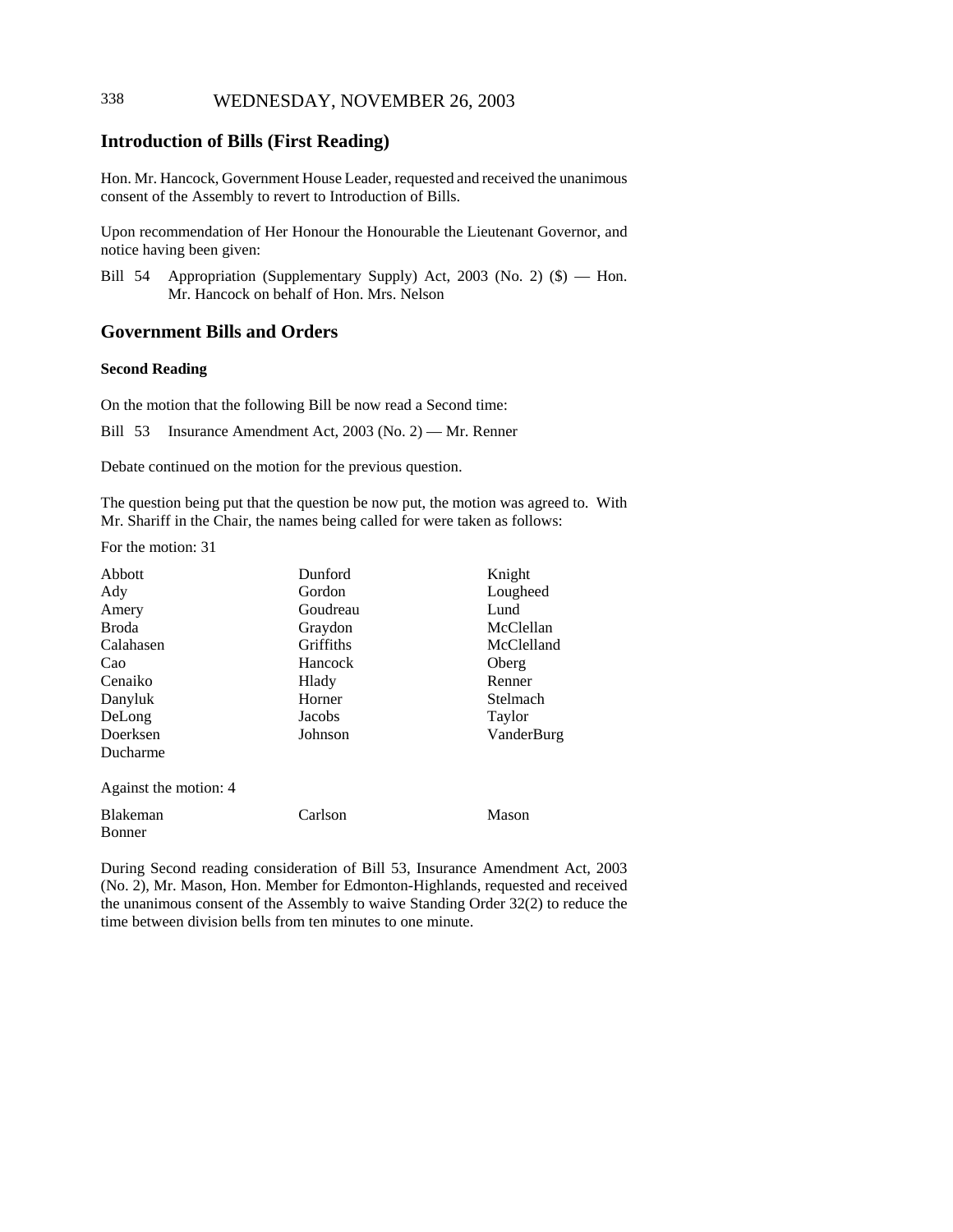## Introduction of Bills (First Reading)

Hon. Mr. Hancock, Government House Leader, requested and received the unanimous consent of the Assembly to revert to Introduction of Bills.

Upon recommendation of Her Honour the Honourable the Lieutenant Governor, and notice having been given:

Bill 54 Appropriation (Supplementary Supply) Act, 2003 (No. 2) ($) — Hon. Mr. Hancock on behalf of Hon. Mrs. Nelson

## Government Bills and Orders

### Second Reading

On the motion that the following Bill be now read a Second time:

Bill 53 Insurance Amendment Act, 2003 (No. 2) — Mr. Renner

Debate continued on the motion for the previous question.

The question being put that the question be now put, the motion was agreed to. With Mr. Shariff in the Chair, the names being called for were taken as follows:

For the motion: 31

| | | |
|---|---|---|
| Abbott | Dunford | Knight |
| Ady | Gordon | Lougheed |
| Amery | Goudreau | Lund |
| Broda | Graydon | McClellan |
| Calahasen | Griffiths | McClelland |
| Cao | Hancock | Oberg |
| Cenaiko | Hlady | Renner |
| Danyluk | Horner | Stelmach |
| DeLong | Jacobs | Taylor |
| Doerksen | Johnson | VanderBurg |
| Ducharme | | |

Against the motion: 4

| | | |
|---|---|---|
| Blakeman | Carlson | Mason |
| Bonner | | |

During Second reading consideration of Bill 53, Insurance Amendment Act, 2003 (No. 2), Mr. Mason, Hon. Member for Edmonton-Highlands, requested and received the unanimous consent of the Assembly to waive Standing Order 32(2) to reduce the time between division bells from ten minutes to one minute.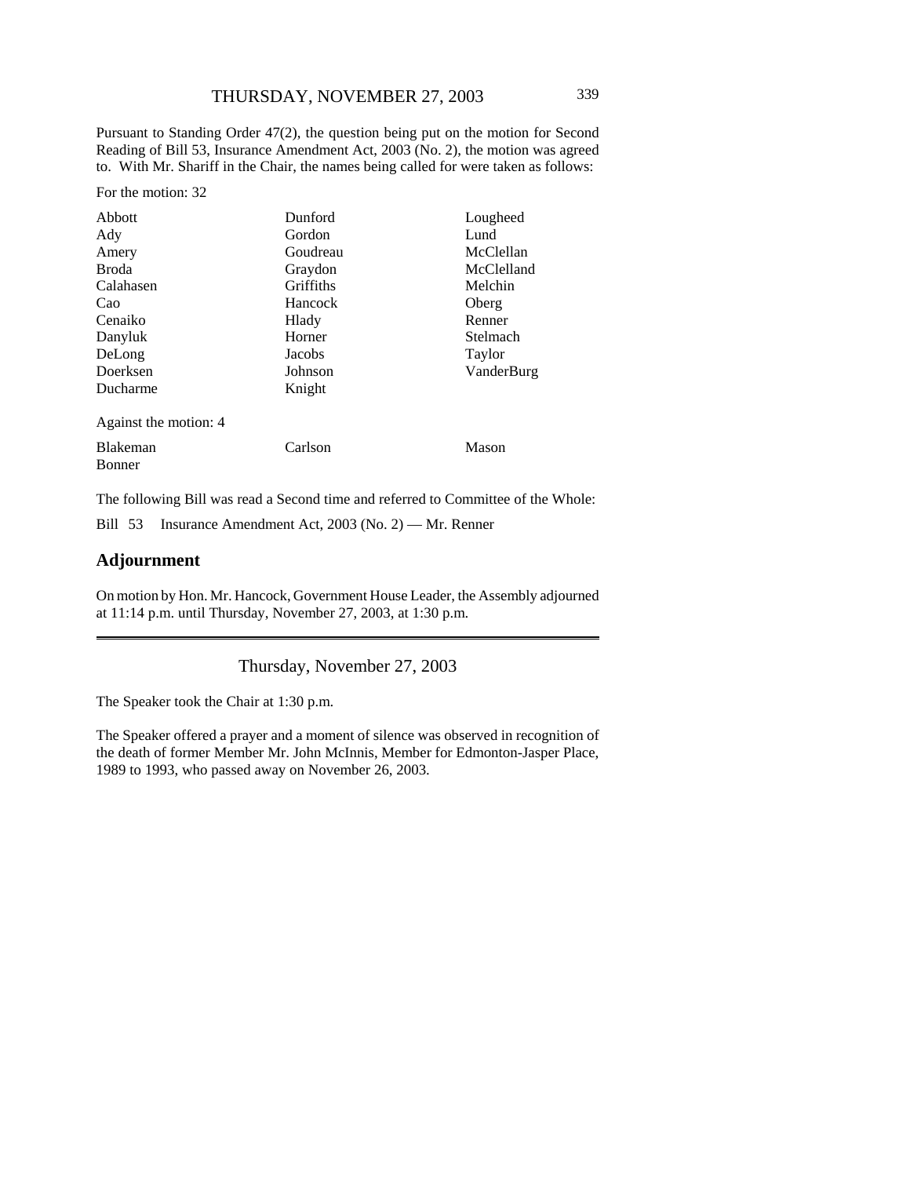Pursuant to Standing Order 47(2), the question being put on the motion for Second Reading of Bill 53, Insurance Amendment Act, 2003 (No. 2), the motion was agreed to. With Mr. Shariff in the Chair, the names being called for were taken as follows:

For the motion: 32

| | | |
|---|---|---|
| Abbott | Dunford | Lougheed |
| Ady | Gordon | Lund |
| Amery | Goudreau | McClellan |
| Broda | Graydon | McClelland |
| Calahasen | Griffiths | Melchin |
| Cao | Hancock | Oberg |
| Cenaiko | Hlady | Renner |
| Danyluk | Horner | Stelmach |
| DeLong | Jacobs | Taylor |
| Doerksen | Johnson | VanderBurg |
| Ducharme | Knight | |

Against the motion: 4

| | | |
|---|---|---|
| Blakeman | Carlson | Mason |
| Bonner | | |

The following Bill was read a Second time and referred to Committee of the Whole:

Bill 53 Insurance Amendment Act, 2003 (No. 2) — Mr. Renner

## Adjournment

On motion by Hon. Mr. Hancock, Government House Leader, the Assembly adjourned at 11:14 p.m. until Thursday, November 27, 2003, at 1:30 p.m.

---

Thursday, November 27, 2003

The Speaker took the Chair at 1:30 p.m.

The Speaker offered a prayer and a moment of silence was observed in recognition of the death of former Member Mr. John McInnis, Member for Edmonton-Jasper Place, 1989 to 1993, who passed away on November 26, 2003.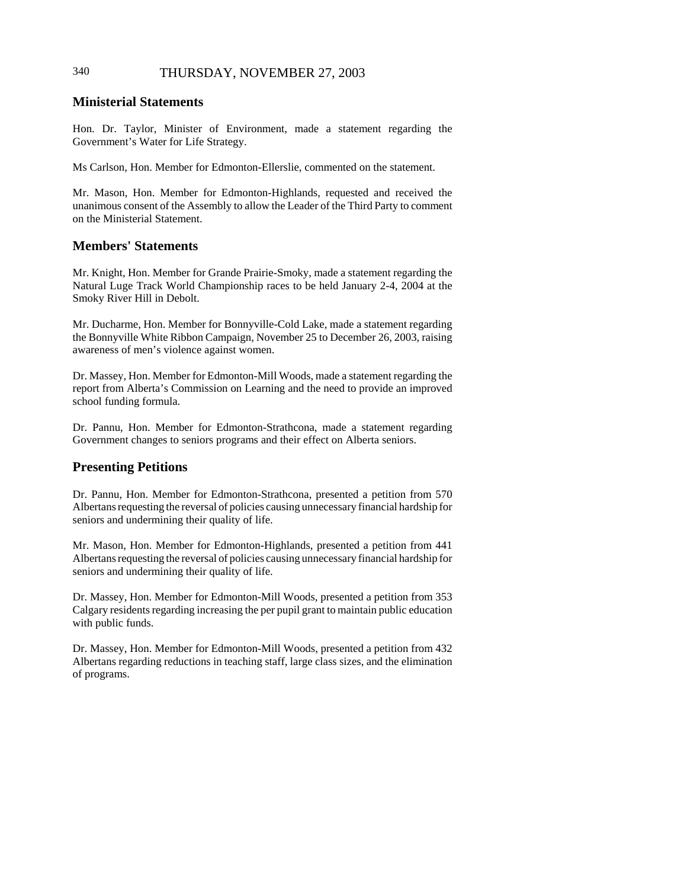## Ministerial Statements

Hon. Dr. Taylor, Minister of Environment, made a statement regarding the Government's Water for Life Strategy.

Ms Carlson, Hon. Member for Edmonton-Ellerslie, commented on the statement.

Mr. Mason, Hon. Member for Edmonton-Highlands, requested and received the unanimous consent of the Assembly to allow the Leader of the Third Party to comment on the Ministerial Statement.

## Members' Statements

Mr. Knight, Hon. Member for Grande Prairie-Smoky, made a statement regarding the Natural Luge Track World Championship races to be held January 2-4, 2004 at the Smoky River Hill in Debolt.

Mr. Ducharme, Hon. Member for Bonnyville-Cold Lake, made a statement regarding the Bonnyville White Ribbon Campaign, November 25 to December 26, 2003, raising awareness of men's violence against women.

Dr. Massey, Hon. Member for Edmonton-Mill Woods, made a statement regarding the report from Alberta's Commission on Learning and the need to provide an improved school funding formula.

Dr. Pannu, Hon. Member for Edmonton-Strathcona, made a statement regarding Government changes to seniors programs and their effect on Alberta seniors.

## Presenting Petitions

Dr. Pannu, Hon. Member for Edmonton-Strathcona, presented a petition from 570 Albertans requesting the reversal of policies causing unnecessary financial hardship for seniors and undermining their quality of life.

Mr. Mason, Hon. Member for Edmonton-Highlands, presented a petition from 441 Albertans requesting the reversal of policies causing unnecessary financial hardship for seniors and undermining their quality of life.

Dr. Massey, Hon. Member for Edmonton-Mill Woods, presented a petition from 353 Calgary residents regarding increasing the per pupil grant to maintain public education with public funds.

Dr. Massey, Hon. Member for Edmonton-Mill Woods, presented a petition from 432 Albertans regarding reductions in teaching staff, large class sizes, and the elimination of programs.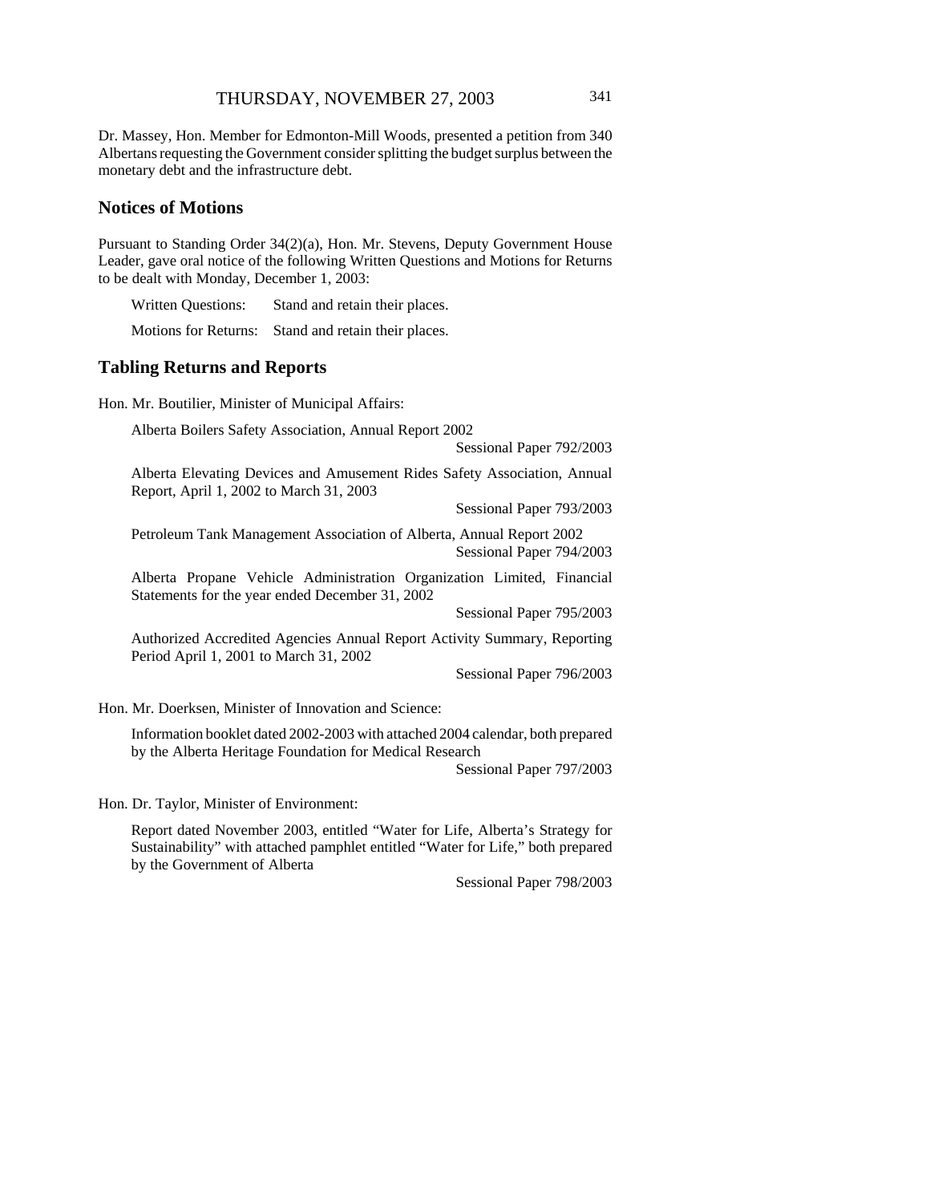Dr. Massey, Hon. Member for Edmonton-Mill Woods, presented a petition from 340 Albertans requesting the Government consider splitting the budget surplus between the monetary debt and the infrastructure debt.

## Notices of Motions

Pursuant to Standing Order 34(2)(a), Hon. Mr. Stevens, Deputy Government House Leader, gave oral notice of the following Written Questions and Motions for Returns to be dealt with Monday, December 1, 2003:

Written Questions: Stand and retain their places.

Motions for Returns: Stand and retain their places.

## Tabling Returns and Reports

Hon. Mr. Boutilier, Minister of Municipal Affairs:

Alberta Boilers Safety Association, Annual Report 2002
Sessional Paper 792/2003

Alberta Elevating Devices and Amusement Rides Safety Association, Annual Report, April 1, 2002 to March 31, 2003
Sessional Paper 793/2003

Petroleum Tank Management Association of Alberta, Annual Report 2002
Sessional Paper 794/2003

Alberta Propane Vehicle Administration Organization Limited, Financial Statements for the year ended December 31, 2002
Sessional Paper 795/2003

Authorized Accredited Agencies Annual Report Activity Summary, Reporting Period April 1, 2001 to March 31, 2002
Sessional Paper 796/2003

Hon. Mr. Doerksen, Minister of Innovation and Science:

Information booklet dated 2002-2003 with attached 2004 calendar, both prepared by the Alberta Heritage Foundation for Medical Research
Sessional Paper 797/2003

Hon. Dr. Taylor, Minister of Environment:

Report dated November 2003, entitled "Water for Life, Alberta's Strategy for Sustainability" with attached pamphlet entitled "Water for Life," both prepared by the Government of Alberta
Sessional Paper 798/2003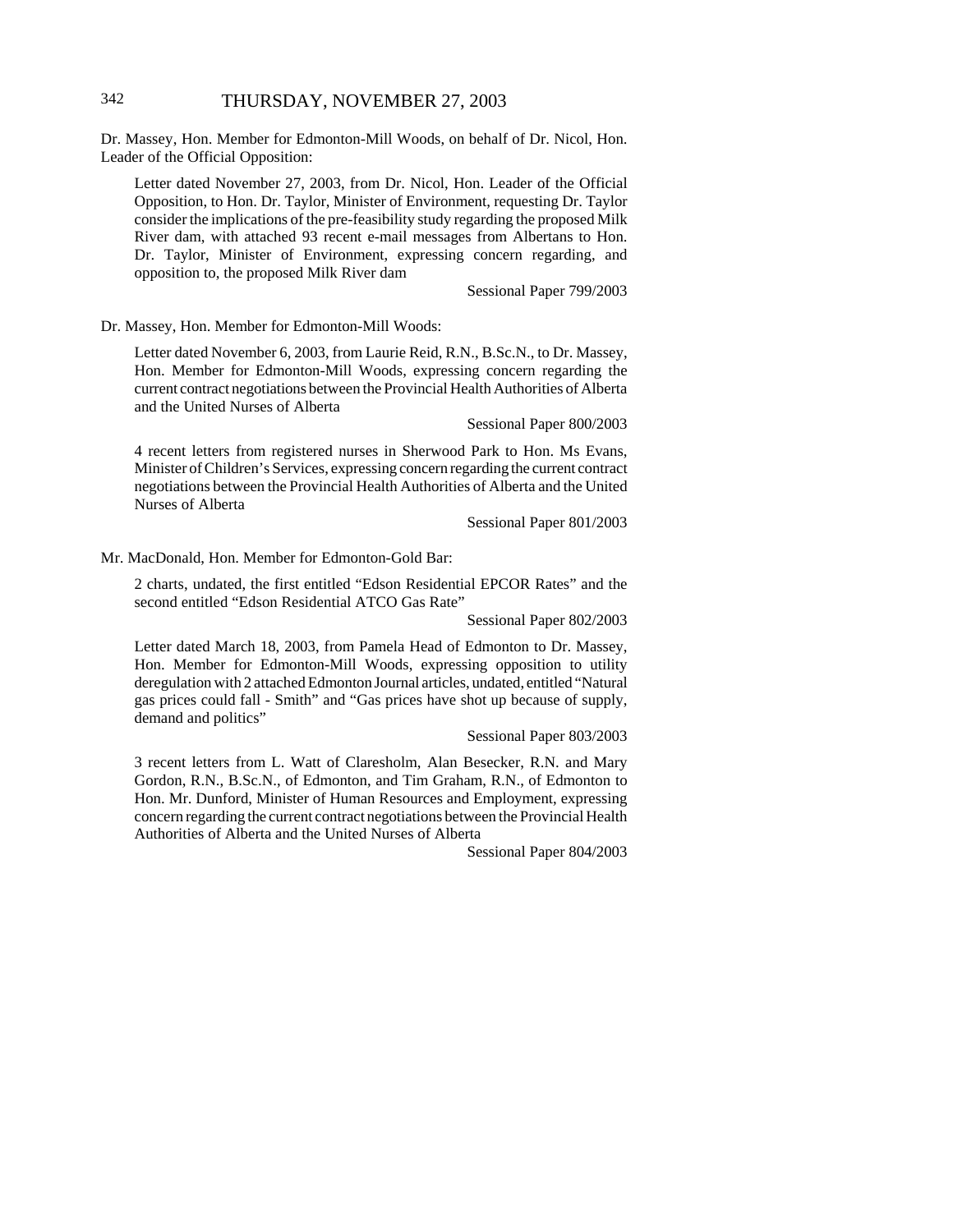Dr. Massey, Hon. Member for Edmonton-Mill Woods, on behalf of Dr. Nicol, Hon. Leader of the Official Opposition:

> Letter dated November 27, 2003, from Dr. Nicol, Hon. Leader of the Official Opposition, to Hon. Dr. Taylor, Minister of Environment, requesting Dr. Taylor consider the implications of the pre-feasibility study regarding the proposed Milk River dam, with attached 93 recent e-mail messages from Albertans to Hon. Dr. Taylor, Minister of Environment, expressing concern regarding, and opposition to, the proposed Milk River dam
>
> Sessional Paper 799/2003

Dr. Massey, Hon. Member for Edmonton-Mill Woods:

> Letter dated November 6, 2003, from Laurie Reid, R.N., B.Sc.N., to Dr. Massey, Hon. Member for Edmonton-Mill Woods, expressing concern regarding the current contract negotiations between the Provincial Health Authorities of Alberta and the United Nurses of Alberta
>
> Sessional Paper 800/2003
>
> 4 recent letters from registered nurses in Sherwood Park to Hon. Ms Evans, Minister of Children's Services, expressing concern regarding the current contract negotiations between the Provincial Health Authorities of Alberta and the United Nurses of Alberta
>
> Sessional Paper 801/2003

Mr. MacDonald, Hon. Member for Edmonton-Gold Bar:

> 2 charts, undated, the first entitled "Edson Residential EPCOR Rates" and the second entitled "Edson Residential ATCO Gas Rate"
>
> Sessional Paper 802/2003
>
> Letter dated March 18, 2003, from Pamela Head of Edmonton to Dr. Massey, Hon. Member for Edmonton-Mill Woods, expressing opposition to utility deregulation with 2 attached Edmonton Journal articles, undated, entitled "Natural gas prices could fall - Smith" and "Gas prices have shot up because of supply, demand and politics"
>
> Sessional Paper 803/2003
>
> 3 recent letters from L. Watt of Claresholm, Alan Besecker, R.N. and Mary Gordon, R.N., B.Sc.N., of Edmonton, and Tim Graham, R.N., of Edmonton to Hon. Mr. Dunford, Minister of Human Resources and Employment, expressing concern regarding the current contract negotiations between the Provincial Health Authorities of Alberta and the United Nurses of Alberta
>
> Sessional Paper 804/2003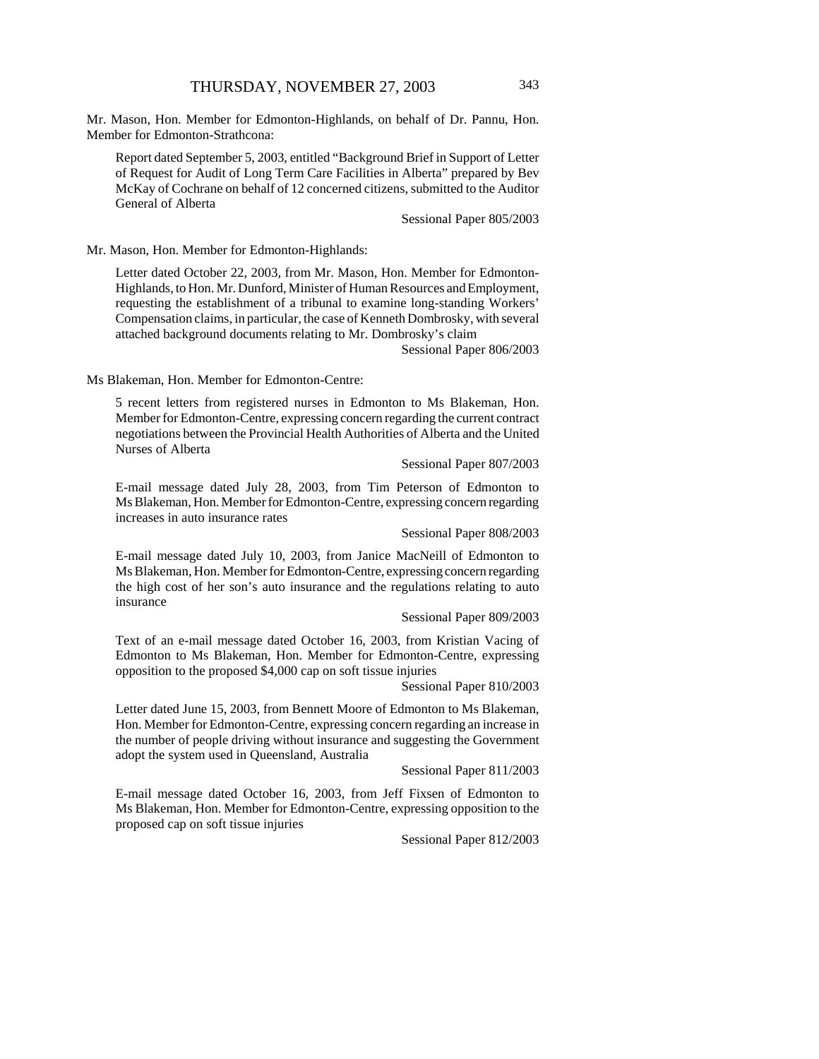Mr. Mason, Hon. Member for Edmonton-Highlands, on behalf of Dr. Pannu, Hon. Member for Edmonton-Strathcona:

Report dated September 5, 2003, entitled "Background Brief in Support of Letter of Request for Audit of Long Term Care Facilities in Alberta" prepared by Bev McKay of Cochrane on behalf of 12 concerned citizens, submitted to the Auditor General of Alberta

Sessional Paper 805/2003

Mr. Mason, Hon. Member for Edmonton-Highlands:

Letter dated October 22, 2003, from Mr. Mason, Hon. Member for Edmonton-Highlands, to Hon. Mr. Dunford, Minister of Human Resources and Employment, requesting the establishment of a tribunal to examine long-standing Workers' Compensation claims, in particular, the case of Kenneth Dombrosky, with several attached background documents relating to Mr. Dombrosky's claim

Sessional Paper 806/2003

Ms Blakeman, Hon. Member for Edmonton-Centre:

5 recent letters from registered nurses in Edmonton to Ms Blakeman, Hon. Member for Edmonton-Centre, expressing concern regarding the current contract negotiations between the Provincial Health Authorities of Alberta and the United Nurses of Alberta

Sessional Paper 807/2003

E-mail message dated July 28, 2003, from Tim Peterson of Edmonton to Ms Blakeman, Hon. Member for Edmonton-Centre, expressing concern regarding increases in auto insurance rates

Sessional Paper 808/2003

E-mail message dated July 10, 2003, from Janice MacNeill of Edmonton to Ms Blakeman, Hon. Member for Edmonton-Centre, expressing concern regarding the high cost of her son's auto insurance and the regulations relating to auto insurance

Sessional Paper 809/2003

Text of an e-mail message dated October 16, 2003, from Kristian Vacing of Edmonton to Ms Blakeman, Hon. Member for Edmonton-Centre, expressing opposition to the proposed $4,000 cap on soft tissue injuries

Sessional Paper 810/2003

Letter dated June 15, 2003, from Bennett Moore of Edmonton to Ms Blakeman, Hon. Member for Edmonton-Centre, expressing concern regarding an increase in the number of people driving without insurance and suggesting the Government adopt the system used in Queensland, Australia

Sessional Paper 811/2003

E-mail message dated October 16, 2003, from Jeff Fixsen of Edmonton to Ms Blakeman, Hon. Member for Edmonton-Centre, expressing opposition to the proposed cap on soft tissue injuries

Sessional Paper 812/2003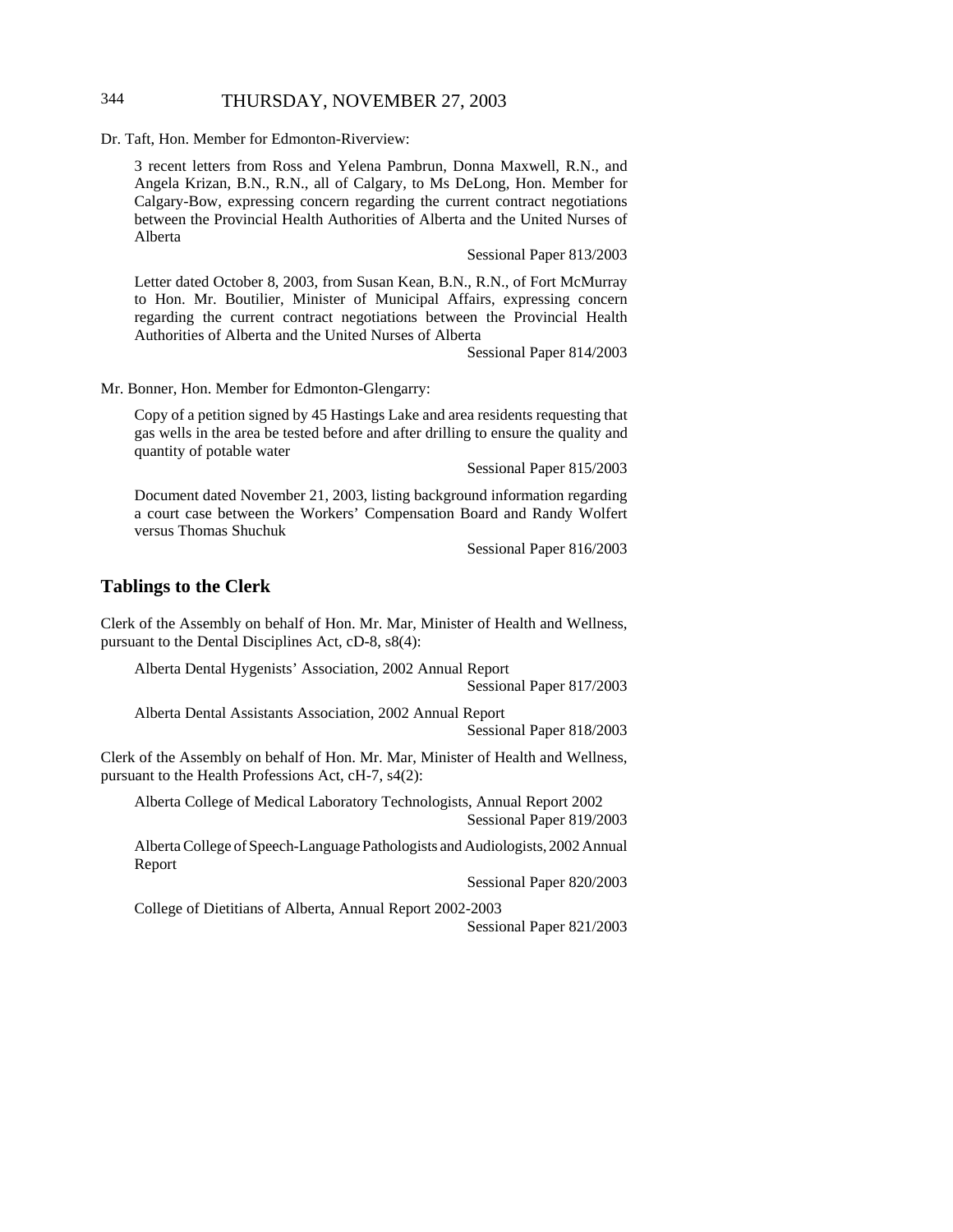Dr. Taft, Hon. Member for Edmonton-Riverview:

3 recent letters from Ross and Yelena Pambrun, Donna Maxwell, R.N., and Angela Krizan, B.N., R.N., all of Calgary, to Ms DeLong, Hon. Member for Calgary-Bow, expressing concern regarding the current contract negotiations between the Provincial Health Authorities of Alberta and the United Nurses of Alberta

Sessional Paper 813/2003

Letter dated October 8, 2003, from Susan Kean, B.N., R.N., of Fort McMurray to Hon. Mr. Boutilier, Minister of Municipal Affairs, expressing concern regarding the current contract negotiations between the Provincial Health Authorities of Alberta and the United Nurses of Alberta

Sessional Paper 814/2003

Mr. Bonner, Hon. Member for Edmonton-Glengarry:

Copy of a petition signed by 45 Hastings Lake and area residents requesting that gas wells in the area be tested before and after drilling to ensure the quality and quantity of potable water

Sessional Paper 815/2003

Document dated November 21, 2003, listing background information regarding a court case between the Workers' Compensation Board and Randy Wolfert versus Thomas Shuchuk

Sessional Paper 816/2003

## Tablings to the Clerk

Clerk of the Assembly on behalf of Hon. Mr. Mar, Minister of Health and Wellness, pursuant to the Dental Disciplines Act, cD-8, s8(4):

Alberta Dental Hygenists' Association, 2002 Annual Report

Sessional Paper 817/2003

Alberta Dental Assistants Association, 2002 Annual Report

Sessional Paper 818/2003

Clerk of the Assembly on behalf of Hon. Mr. Mar, Minister of Health and Wellness, pursuant to the Health Professions Act, cH-7, s4(2):

Alberta College of Medical Laboratory Technologists, Annual Report 2002

Sessional Paper 819/2003

Alberta College of Speech-Language Pathologists and Audiologists, 2002 Annual Report

Sessional Paper 820/2003

College of Dietitians of Alberta, Annual Report 2002-2003

Sessional Paper 821/2003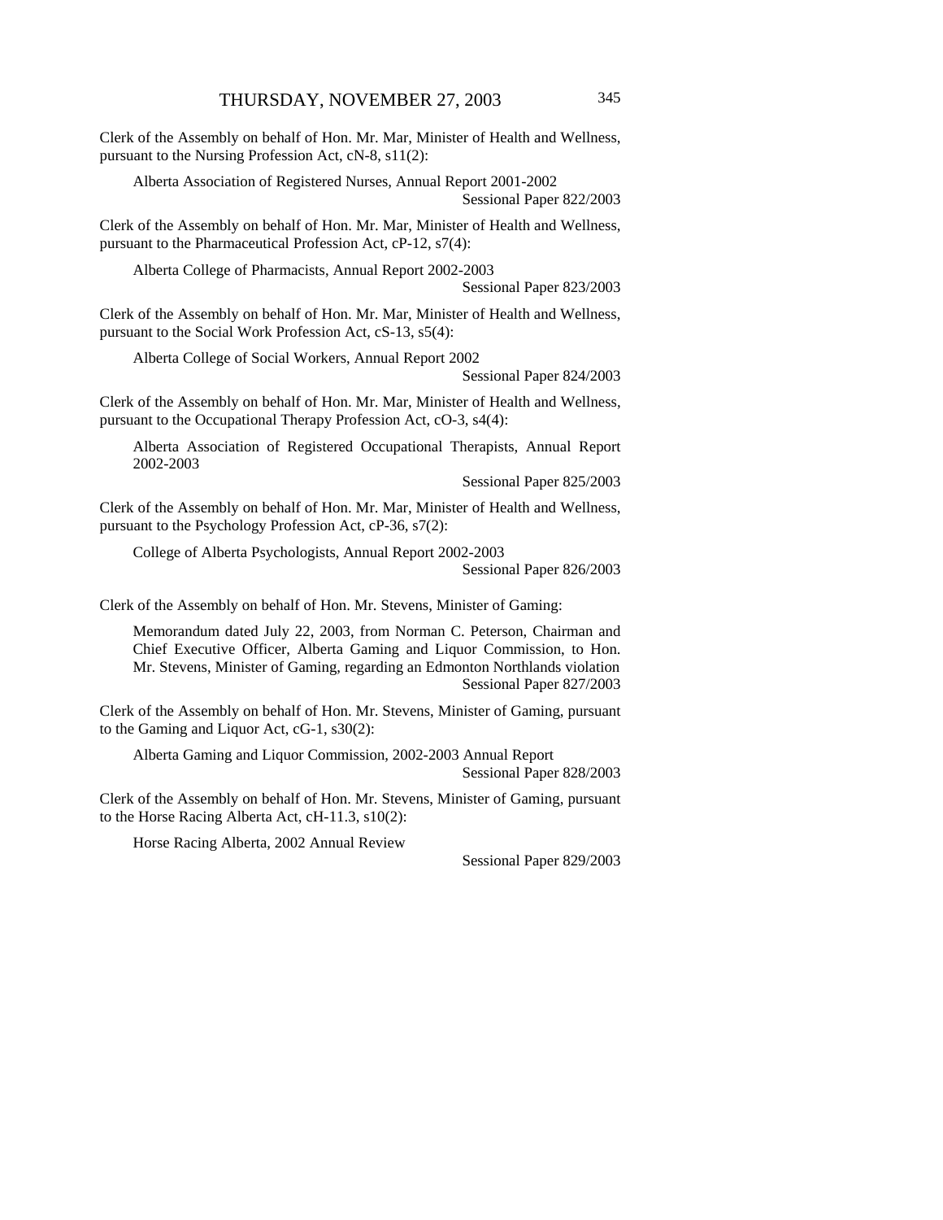Clerk of the Assembly on behalf of Hon. Mr. Mar, Minister of Health and Wellness, pursuant to the Nursing Profession Act, cN-8, s11(2):

> Alberta Association of Registered Nurses, Annual Report 2001-2002
> Sessional Paper 822/2003

Clerk of the Assembly on behalf of Hon. Mr. Mar, Minister of Health and Wellness, pursuant to the Pharmaceutical Profession Act, cP-12, s7(4):

> Alberta College of Pharmacists, Annual Report 2002-2003
> Sessional Paper 823/2003

Clerk of the Assembly on behalf of Hon. Mr. Mar, Minister of Health and Wellness, pursuant to the Social Work Profession Act, cS-13, s5(4):

> Alberta College of Social Workers, Annual Report 2002
> Sessional Paper 824/2003

Clerk of the Assembly on behalf of Hon. Mr. Mar, Minister of Health and Wellness, pursuant to the Occupational Therapy Profession Act, cO-3, s4(4):

> Alberta Association of Registered Occupational Therapists, Annual Report 2002-2003
> Sessional Paper 825/2003

Clerk of the Assembly on behalf of Hon. Mr. Mar, Minister of Health and Wellness, pursuant to the Psychology Profession Act, cP-36, s7(2):

> College of Alberta Psychologists, Annual Report 2002-2003
> Sessional Paper 826/2003

Clerk of the Assembly on behalf of Hon. Mr. Stevens, Minister of Gaming:

> Memorandum dated July 22, 2003, from Norman C. Peterson, Chairman and Chief Executive Officer, Alberta Gaming and Liquor Commission, to Hon. Mr. Stevens, Minister of Gaming, regarding an Edmonton Northlands violation
> Sessional Paper 827/2003

Clerk of the Assembly on behalf of Hon. Mr. Stevens, Minister of Gaming, pursuant to the Gaming and Liquor Act, cG-1, s30(2):

> Alberta Gaming and Liquor Commission, 2002-2003 Annual Report
> Sessional Paper 828/2003

Clerk of the Assembly on behalf of Hon. Mr. Stevens, Minister of Gaming, pursuant to the Horse Racing Alberta Act, cH-11.3, s10(2):

> Horse Racing Alberta, 2002 Annual Review
> Sessional Paper 829/2003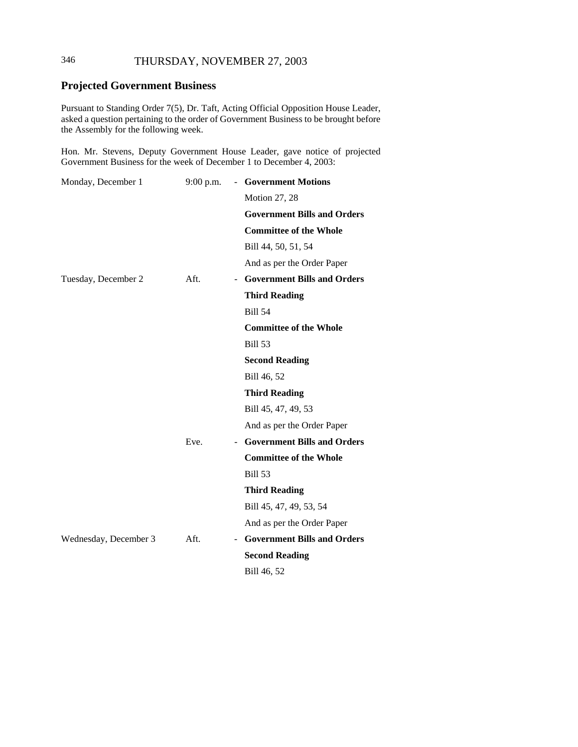## Projected Government Business

Pursuant to Standing Order 7(5), Dr. Taft, Acting Official Opposition House Leader, asked a question pertaining to the order of Government Business to be brought before the Assembly for the following week.

Hon. Mr. Stevens, Deputy Government House Leader, gave notice of projected Government Business for the week of December 1 to December 4, 2003:

| | | | |
|---|---|---|---|
| Monday, December 1 | 9:00 p.m. | - | **Government Motions** |
| | | | Motion 27, 28 |
| | | | **Government Bills and Orders** |
| | | | **Committee of the Whole** |
| | | | Bill 44, 50, 51, 54 |
| | | | And as per the Order Paper |
| Tuesday, December 2 | Aft. | - | **Government Bills and Orders** |
| | | | **Third Reading** |
| | | | Bill 54 |
| | | | **Committee of the Whole** |
| | | | Bill 53 |
| | | | **Second Reading** |
| | | | Bill 46, 52 |
| | | | **Third Reading** |
| | | | Bill 45, 47, 49, 53 |
| | | | And as per the Order Paper |
| | Eve. | - | **Government Bills and Orders** |
| | | | **Committee of the Whole** |
| | | | Bill 53 |
| | | | **Third Reading** |
| | | | Bill 45, 47, 49, 53, 54 |
| | | | And as per the Order Paper |
| Wednesday, December 3 | Aft. | - | **Government Bills and Orders** |
| | | | **Second Reading** |
| | | | Bill 46, 52 |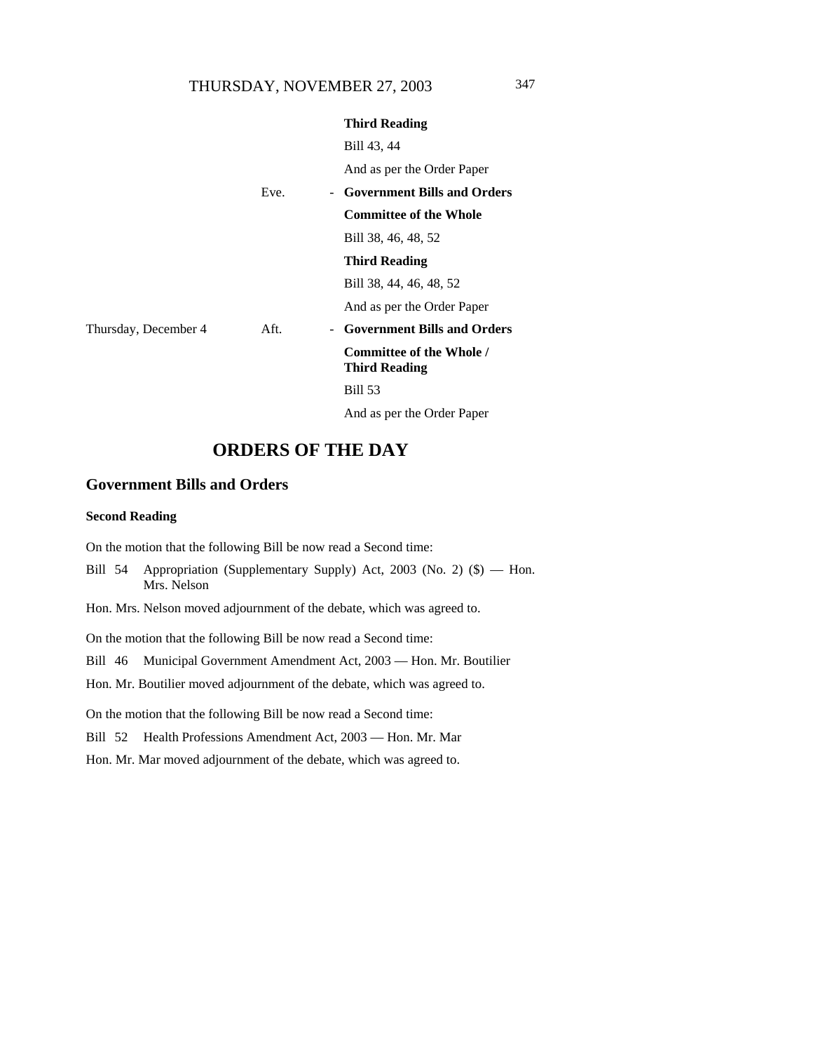| | | | |
|---|---|---|---|
| | | | **Third Reading** |
| | | | Bill 43, 44 |
| | | | And as per the Order Paper |
| | Eve. | - | **Government Bills and Orders** |
| | | | **Committee of the Whole** |
| | | | Bill 38, 46, 48, 52 |
| | | | **Third Reading** |
| | | | Bill 38, 44, 46, 48, 52 |
| | | | And as per the Order Paper |
| Thursday, December 4 | Aft. | - | **Government Bills and Orders** |
| | | | **Committee of the Whole / Third Reading** |
| | | | Bill 53 |
| | | | And as per the Order Paper |

# ORDERS OF THE DAY

## Government Bills and Orders

### Second Reading

On the motion that the following Bill be now read a Second time:

Bill 54 Appropriation (Supplementary Supply) Act, 2003 (No. 2) ($) — Hon. Mrs. Nelson

Hon. Mrs. Nelson moved adjournment of the debate, which was agreed to.

On the motion that the following Bill be now read a Second time:

Bill 46 Municipal Government Amendment Act, 2003 — Hon. Mr. Boutilier

Hon. Mr. Boutilier moved adjournment of the debate, which was agreed to.

On the motion that the following Bill be now read a Second time:

Bill 52 Health Professions Amendment Act, 2003 — Hon. Mr. Mar

Hon. Mr. Mar moved adjournment of the debate, which was agreed to.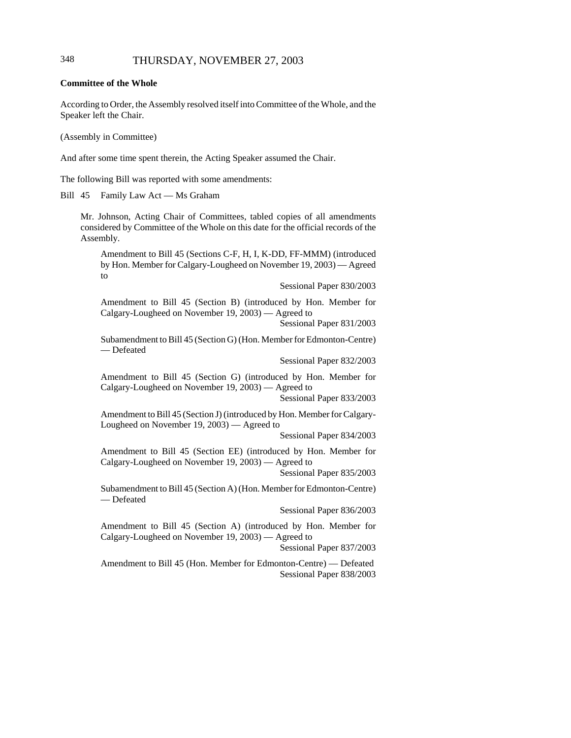**Committee of the Whole**

According to Order, the Assembly resolved itself into Committee of the Whole, and the Speaker left the Chair.

(Assembly in Committee)

And after some time spent therein, the Acting Speaker assumed the Chair.

The following Bill was reported with some amendments:

Bill 45 Family Law Act — Ms Graham

Mr. Johnson, Acting Chair of Committees, tabled copies of all amendments considered by Committee of the Whole on this date for the official records of the Assembly.

Amendment to Bill 45 (Sections C-F, H, I, K-DD, FF-MMM) (introduced by Hon. Member for Calgary-Lougheed on November 19, 2003) — Agreed to
Sessional Paper 830/2003

Amendment to Bill 45 (Section B) (introduced by Hon. Member for Calgary-Lougheed on November 19, 2003) — Agreed to
Sessional Paper 831/2003

Subamendment to Bill 45 (Section G) (Hon. Member for Edmonton-Centre) — Defeated
Sessional Paper 832/2003

Amendment to Bill 45 (Section G) (introduced by Hon. Member for Calgary-Lougheed on November 19, 2003) — Agreed to
Sessional Paper 833/2003

Amendment to Bill 45 (Section J) (introduced by Hon. Member for Calgary-Lougheed on November 19, 2003) — Agreed to
Sessional Paper 834/2003

Amendment to Bill 45 (Section EE) (introduced by Hon. Member for Calgary-Lougheed on November 19, 2003) — Agreed to
Sessional Paper 835/2003

Subamendment to Bill 45 (Section A) (Hon. Member for Edmonton-Centre) — Defeated
Sessional Paper 836/2003

Amendment to Bill 45 (Section A) (introduced by Hon. Member for Calgary-Lougheed on November 19, 2003) — Agreed to
Sessional Paper 837/2003

Amendment to Bill 45 (Hon. Member for Edmonton-Centre) — Defeated
Sessional Paper 838/2003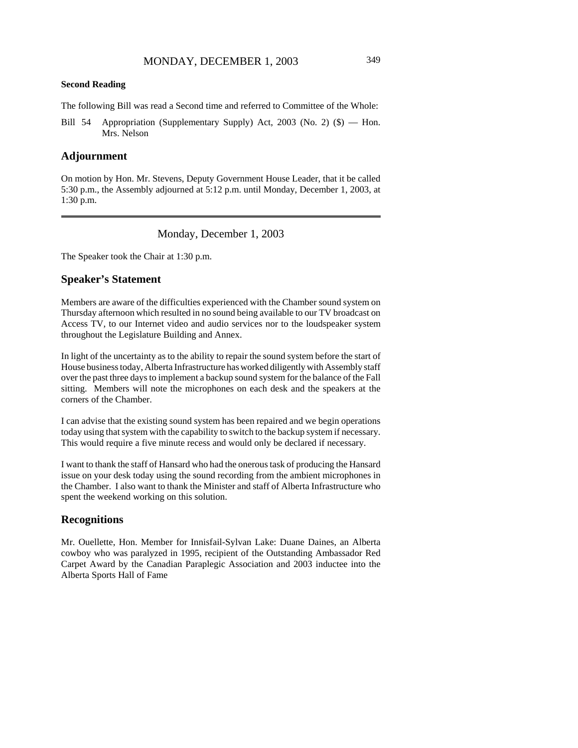**Second Reading**

The following Bill was read a Second time and referred to Committee of the Whole:

Bill 54 Appropriation (Supplementary Supply) Act, 2003 (No. 2) ($) — Hon. Mrs. Nelson

## Adjournment

On motion by Hon. Mr. Stevens, Deputy Government House Leader, that it be called 5:30 p.m., the Assembly adjourned at 5:12 p.m. until Monday, December 1, 2003, at 1:30 p.m.

---

Monday, December 1, 2003

The Speaker took the Chair at 1:30 p.m.

## Speaker's Statement

Members are aware of the difficulties experienced with the Chamber sound system on Thursday afternoon which resulted in no sound being available to our TV broadcast on Access TV, to our Internet video and audio services nor to the loudspeaker system throughout the Legislature Building and Annex.

In light of the uncertainty as to the ability to repair the sound system before the start of House business today, Alberta Infrastructure has worked diligently with Assembly staff over the past three days to implement a backup sound system for the balance of the Fall sitting. Members will note the microphones on each desk and the speakers at the corners of the Chamber.

I can advise that the existing sound system has been repaired and we begin operations today using that system with the capability to switch to the backup system if necessary. This would require a five minute recess and would only be declared if necessary.

I want to thank the staff of Hansard who had the onerous task of producing the Hansard issue on your desk today using the sound recording from the ambient microphones in the Chamber. I also want to thank the Minister and staff of Alberta Infrastructure who spent the weekend working on this solution.

## Recognitions

Mr. Ouellette, Hon. Member for Innisfail-Sylvan Lake: Duane Daines, an Alberta cowboy who was paralyzed in 1995, recipient of the Outstanding Ambassador Red Carpet Award by the Canadian Paraplegic Association and 2003 inductee into the Alberta Sports Hall of Fame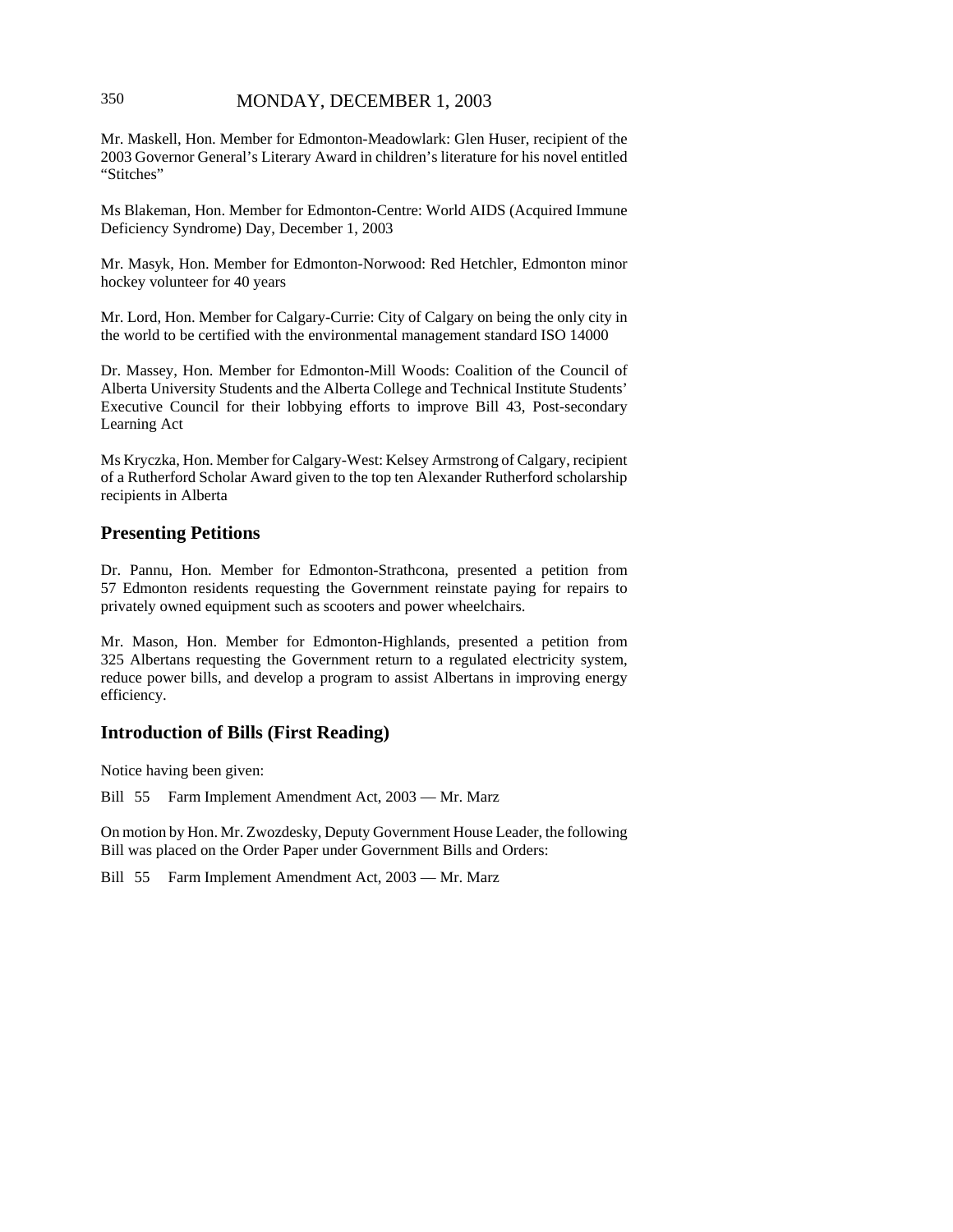Mr. Maskell, Hon. Member for Edmonton-Meadowlark: Glen Huser, recipient of the 2003 Governor General's Literary Award in children's literature for his novel entitled "Stitches"

Ms Blakeman, Hon. Member for Edmonton-Centre: World AIDS (Acquired Immune Deficiency Syndrome) Day, December 1, 2003

Mr. Masyk, Hon. Member for Edmonton-Norwood: Red Hetchler, Edmonton minor hockey volunteer for 40 years

Mr. Lord, Hon. Member for Calgary-Currie: City of Calgary on being the only city in the world to be certified with the environmental management standard ISO 14000

Dr. Massey, Hon. Member for Edmonton-Mill Woods: Coalition of the Council of Alberta University Students and the Alberta College and Technical Institute Students' Executive Council for their lobbying efforts to improve Bill 43, Post-secondary Learning Act

Ms Kryczka, Hon. Member for Calgary-West: Kelsey Armstrong of Calgary, recipient of a Rutherford Scholar Award given to the top ten Alexander Rutherford scholarship recipients in Alberta

## Presenting Petitions

Dr. Pannu, Hon. Member for Edmonton-Strathcona, presented a petition from 57 Edmonton residents requesting the Government reinstate paying for repairs to privately owned equipment such as scooters and power wheelchairs.

Mr. Mason, Hon. Member for Edmonton-Highlands, presented a petition from 325 Albertans requesting the Government return to a regulated electricity system, reduce power bills, and develop a program to assist Albertans in improving energy efficiency.

## Introduction of Bills (First Reading)

Notice having been given:

Bill 55 Farm Implement Amendment Act, 2003 — Mr. Marz

On motion by Hon. Mr. Zwozdesky, Deputy Government House Leader, the following Bill was placed on the Order Paper under Government Bills and Orders:

Bill 55 Farm Implement Amendment Act, 2003 — Mr. Marz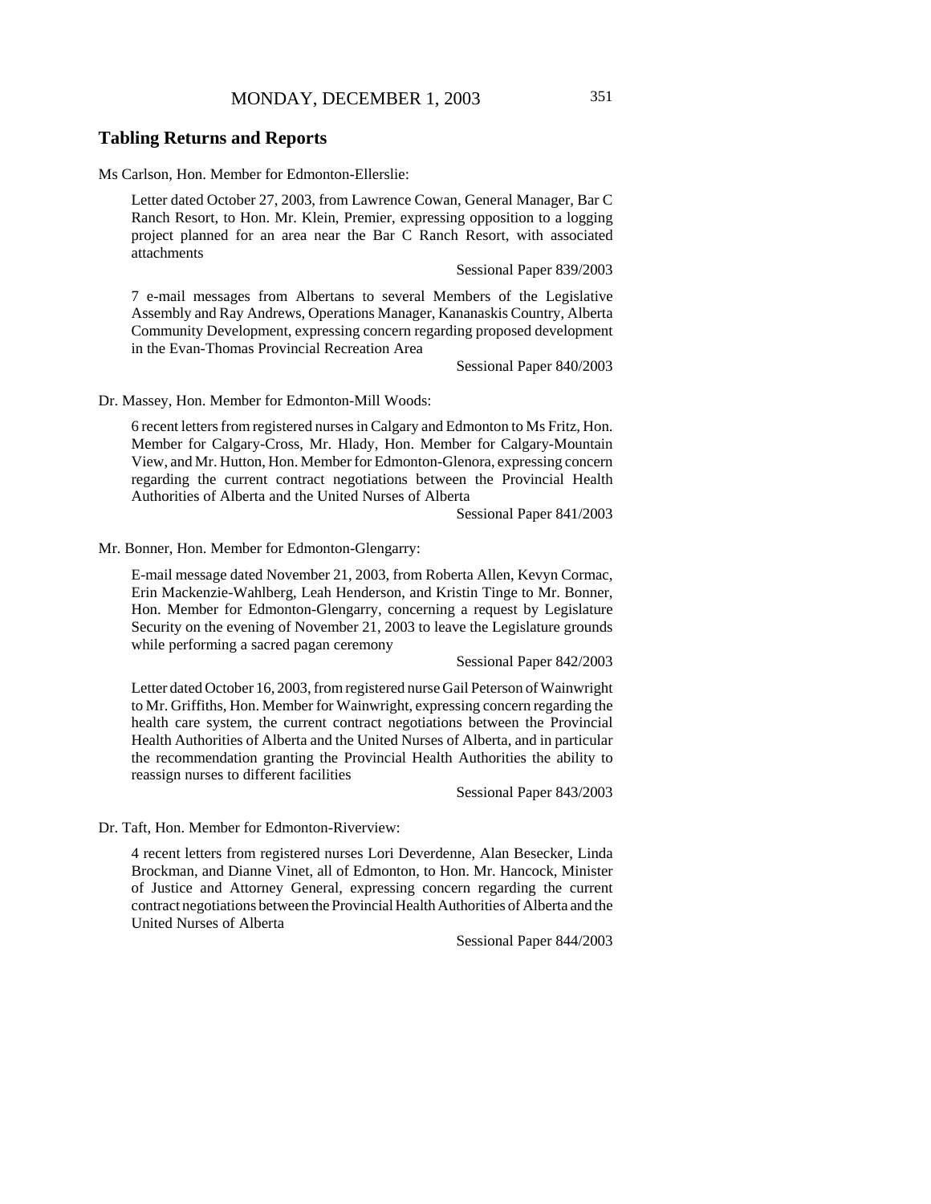## Tabling Returns and Reports

Ms Carlson, Hon. Member for Edmonton-Ellerslie:

> Letter dated October 27, 2003, from Lawrence Cowan, General Manager, Bar C Ranch Resort, to Hon. Mr. Klein, Premier, expressing opposition to a logging project planned for an area near the Bar C Ranch Resort, with associated attachments
>
> Sessional Paper 839/2003
>
> 7 e-mail messages from Albertans to several Members of the Legislative Assembly and Ray Andrews, Operations Manager, Kananaskis Country, Alberta Community Development, expressing concern regarding proposed development in the Evan-Thomas Provincial Recreation Area
>
> Sessional Paper 840/2003

Dr. Massey, Hon. Member for Edmonton-Mill Woods:

> 6 recent letters from registered nurses in Calgary and Edmonton to Ms Fritz, Hon. Member for Calgary-Cross, Mr. Hlady, Hon. Member for Calgary-Mountain View, and Mr. Hutton, Hon. Member for Edmonton-Glenora, expressing concern regarding the current contract negotiations between the Provincial Health Authorities of Alberta and the United Nurses of Alberta
>
> Sessional Paper 841/2003

Mr. Bonner, Hon. Member for Edmonton-Glengarry:

> E-mail message dated November 21, 2003, from Roberta Allen, Kevyn Cormac, Erin Mackenzie-Wahlberg, Leah Henderson, and Kristin Tinge to Mr. Bonner, Hon. Member for Edmonton-Glengarry, concerning a request by Legislature Security on the evening of November 21, 2003 to leave the Legislature grounds while performing a sacred pagan ceremony
>
> Sessional Paper 842/2003
>
> Letter dated October 16, 2003, from registered nurse Gail Peterson of Wainwright to Mr. Griffiths, Hon. Member for Wainwright, expressing concern regarding the health care system, the current contract negotiations between the Provincial Health Authorities of Alberta and the United Nurses of Alberta, and in particular the recommendation granting the Provincial Health Authorities the ability to reassign nurses to different facilities
>
> Sessional Paper 843/2003

Dr. Taft, Hon. Member for Edmonton-Riverview:

> 4 recent letters from registered nurses Lori Deverdenne, Alan Besecker, Linda Brockman, and Dianne Vinet, all of Edmonton, to Hon. Mr. Hancock, Minister of Justice and Attorney General, expressing concern regarding the current contract negotiations between the Provincial Health Authorities of Alberta and the United Nurses of Alberta
>
> Sessional Paper 844/2003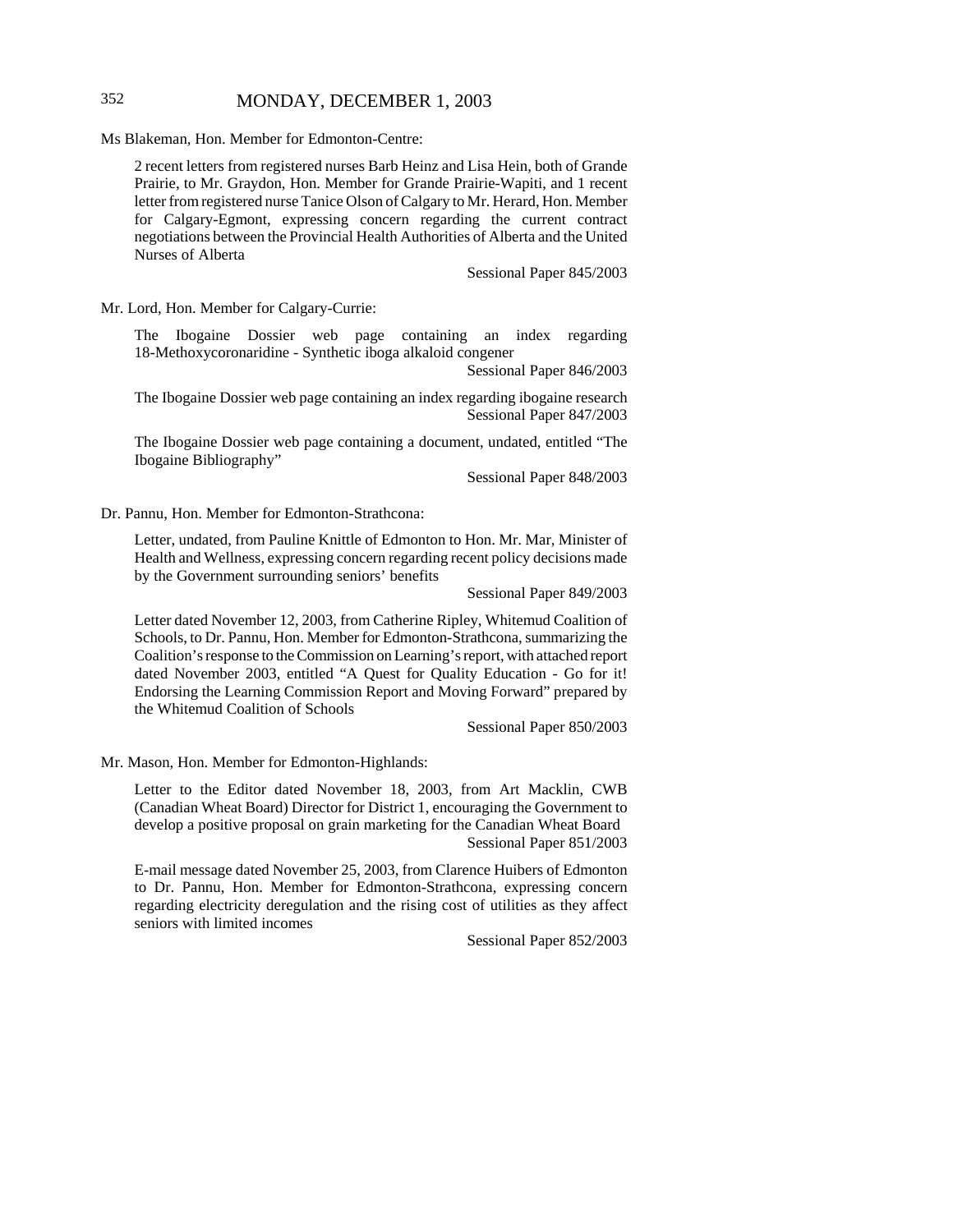Ms Blakeman, Hon. Member for Edmonton-Centre:

2 recent letters from registered nurses Barb Heinz and Lisa Hein, both of Grande Prairie, to Mr. Graydon, Hon. Member for Grande Prairie-Wapiti, and 1 recent letter from registered nurse Tanice Olson of Calgary to Mr. Herard, Hon. Member for Calgary-Egmont, expressing concern regarding the current contract negotiations between the Provincial Health Authorities of Alberta and the United Nurses of Alberta

Sessional Paper 845/2003

Mr. Lord, Hon. Member for Calgary-Currie:

The Ibogaine Dossier web page containing an index regarding 18-Methoxycoronaridine - Synthetic iboga alkaloid congener

Sessional Paper 846/2003

The Ibogaine Dossier web page containing an index regarding ibogaine research

Sessional Paper 847/2003

The Ibogaine Dossier web page containing a document, undated, entitled "The Ibogaine Bibliography"

Sessional Paper 848/2003

Dr. Pannu, Hon. Member for Edmonton-Strathcona:

Letter, undated, from Pauline Knittle of Edmonton to Hon. Mr. Mar, Minister of Health and Wellness, expressing concern regarding recent policy decisions made by the Government surrounding seniors' benefits

Sessional Paper 849/2003

Letter dated November 12, 2003, from Catherine Ripley, Whitemud Coalition of Schools, to Dr. Pannu, Hon. Member for Edmonton-Strathcona, summarizing the Coalition's response to the Commission on Learning's report, with attached report dated November 2003, entitled "A Quest for Quality Education - Go for it! Endorsing the Learning Commission Report and Moving Forward" prepared by the Whitemud Coalition of Schools

Sessional Paper 850/2003

Mr. Mason, Hon. Member for Edmonton-Highlands:

Letter to the Editor dated November 18, 2003, from Art Macklin, CWB (Canadian Wheat Board) Director for District 1, encouraging the Government to develop a positive proposal on grain marketing for the Canadian Wheat Board

Sessional Paper 851/2003

E-mail message dated November 25, 2003, from Clarence Huibers of Edmonton to Dr. Pannu, Hon. Member for Edmonton-Strathcona, expressing concern regarding electricity deregulation and the rising cost of utilities as they affect seniors with limited incomes

Sessional Paper 852/2003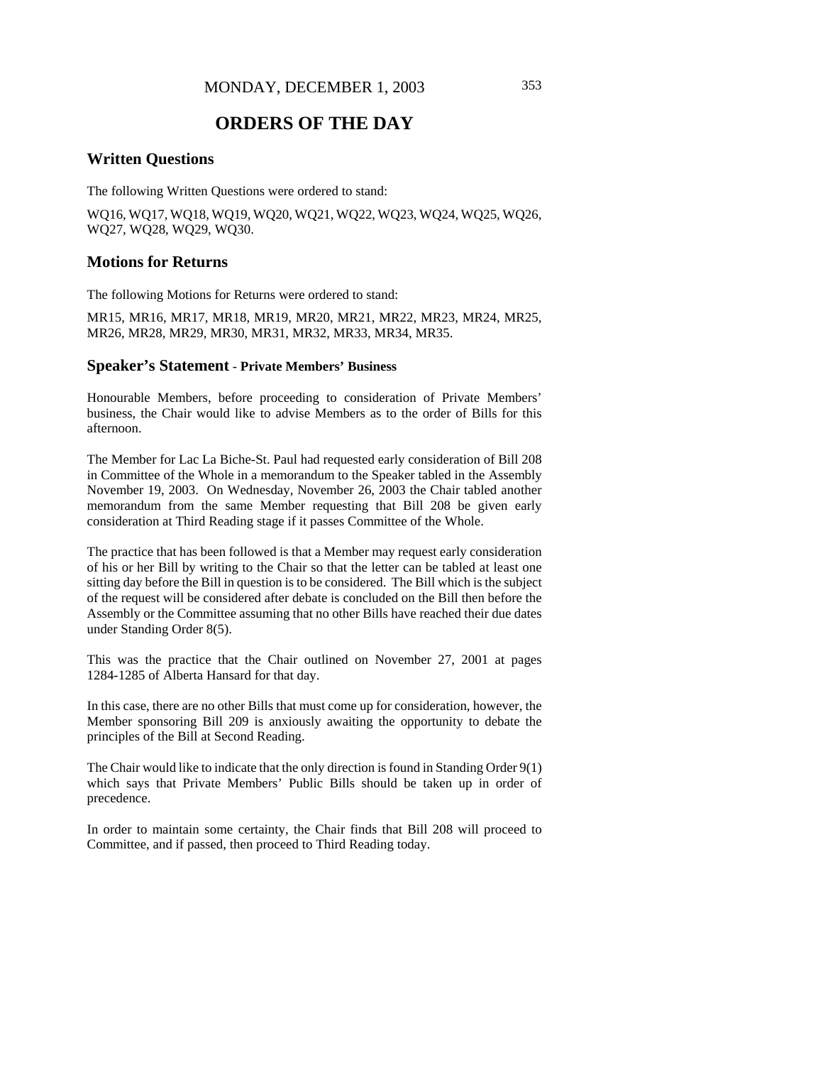# ORDERS OF THE DAY

## Written Questions

The following Written Questions were ordered to stand:

WQ16, WQ17, WQ18, WQ19, WQ20, WQ21, WQ22, WQ23, WQ24, WQ25, WQ26, WQ27, WQ28, WQ29, WQ30.

## Motions for Returns

The following Motions for Returns were ordered to stand:

MR15, MR16, MR17, MR18, MR19, MR20, MR21, MR22, MR23, MR24, MR25, MR26, MR28, MR29, MR30, MR31, MR32, MR33, MR34, MR35.

## Speaker's Statement - Private Members' Business

Honourable Members, before proceeding to consideration of Private Members' business, the Chair would like to advise Members as to the order of Bills for this afternoon.

The Member for Lac La Biche-St. Paul had requested early consideration of Bill 208 in Committee of the Whole in a memorandum to the Speaker tabled in the Assembly November 19, 2003. On Wednesday, November 26, 2003 the Chair tabled another memorandum from the same Member requesting that Bill 208 be given early consideration at Third Reading stage if it passes Committee of the Whole.

The practice that has been followed is that a Member may request early consideration of his or her Bill by writing to the Chair so that the letter can be tabled at least one sitting day before the Bill in question is to be considered. The Bill which is the subject of the request will be considered after debate is concluded on the Bill then before the Assembly or the Committee assuming that no other Bills have reached their due dates under Standing Order 8(5).

This was the practice that the Chair outlined on November 27, 2001 at pages 1284-1285 of Alberta Hansard for that day.

In this case, there are no other Bills that must come up for consideration, however, the Member sponsoring Bill 209 is anxiously awaiting the opportunity to debate the principles of the Bill at Second Reading.

The Chair would like to indicate that the only direction is found in Standing Order 9(1) which says that Private Members' Public Bills should be taken up in order of precedence.

In order to maintain some certainty, the Chair finds that Bill 208 will proceed to Committee, and if passed, then proceed to Third Reading today.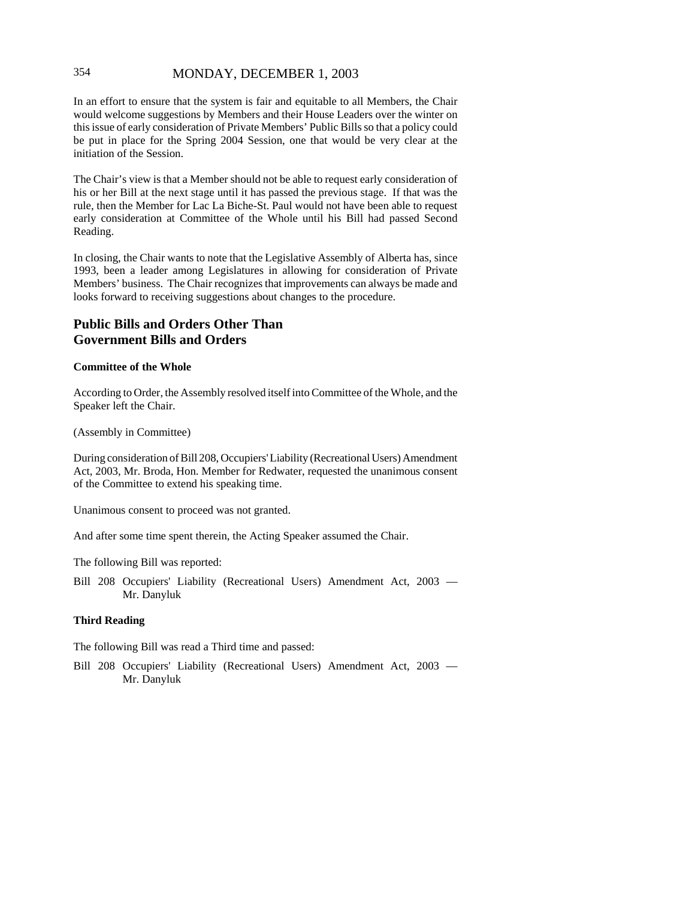In an effort to ensure that the system is fair and equitable to all Members, the Chair would welcome suggestions by Members and their House Leaders over the winter on this issue of early consideration of Private Members' Public Bills so that a policy could be put in place for the Spring 2004 Session, one that would be very clear at the initiation of the Session.

The Chair's view is that a Member should not be able to request early consideration of his or her Bill at the next stage until it has passed the previous stage. If that was the rule, then the Member for Lac La Biche-St. Paul would not have been able to request early consideration at Committee of the Whole until his Bill had passed Second Reading.

In closing, the Chair wants to note that the Legislative Assembly of Alberta has, since 1993, been a leader among Legislatures in allowing for consideration of Private Members' business. The Chair recognizes that improvements can always be made and looks forward to receiving suggestions about changes to the procedure.

## Public Bills and Orders Other Than Government Bills and Orders

### Committee of the Whole

According to Order, the Assembly resolved itself into Committee of the Whole, and the Speaker left the Chair.

(Assembly in Committee)

During consideration of Bill 208, Occupiers' Liability (Recreational Users) Amendment Act, 2003, Mr. Broda, Hon. Member for Redwater, requested the unanimous consent of the Committee to extend his speaking time.

Unanimous consent to proceed was not granted.

And after some time spent therein, the Acting Speaker assumed the Chair.

The following Bill was reported:

Bill 208 Occupiers' Liability (Recreational Users) Amendment Act, 2003 — Mr. Danyluk

### Third Reading

The following Bill was read a Third time and passed:

Bill 208 Occupiers' Liability (Recreational Users) Amendment Act, 2003 — Mr. Danyluk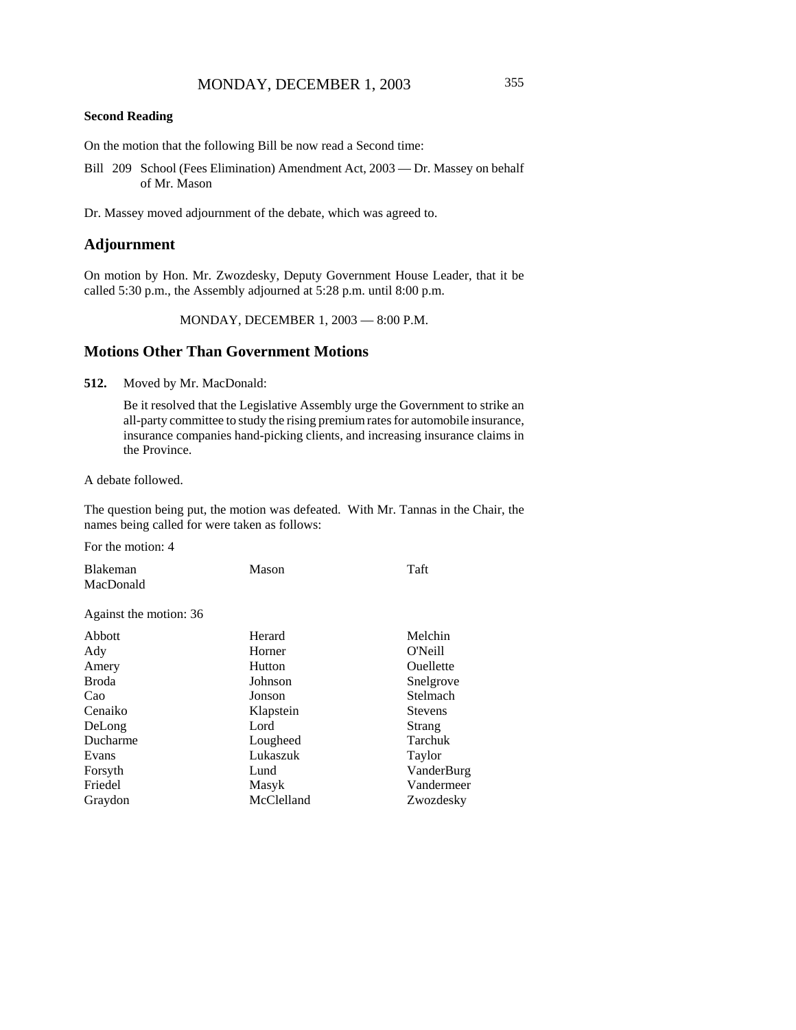MONDAY, DECEMBER 1, 2003

**Second Reading**

On the motion that the following Bill be now read a Second time:

Bill 209 School (Fees Elimination) Amendment Act, 2003 — Dr. Massey on behalf of Mr. Mason

Dr. Massey moved adjournment of the debate, which was agreed to.

## Adjournment

On motion by Hon. Mr. Zwozdesky, Deputy Government House Leader, that it be called 5:30 p.m., the Assembly adjourned at 5:28 p.m. until 8:00 p.m.

MONDAY, DECEMBER 1, 2003 — 8:00 P.M.

## Motions Other Than Government Motions

**512.** Moved by Mr. MacDonald:

Be it resolved that the Legislative Assembly urge the Government to strike an all-party committee to study the rising premium rates for automobile insurance, insurance companies hand-picking clients, and increasing insurance claims in the Province.

A debate followed.

The question being put, the motion was defeated. With Mr. Tannas in the Chair, the names being called for were taken as follows:

For the motion: 4

| | | |
|---|---|---|
| Blakeman | Mason | Taft |
| MacDonald | | |

Against the motion: 36

| | | |
|---|---|---|
| Abbott | Herard | Melchin |
| Ady | Horner | O'Neill |
| Amery | Hutton | Ouellette |
| Broda | Johnson | Snelgrove |
| Cao | Jonson | Stelmach |
| Cenaiko | Klapstein | Stevens |
| DeLong | Lord | Strang |
| Ducharme | Lougheed | Tarchuk |
| Evans | Lukaszuk | Taylor |
| Forsyth | Lund | VanderBurg |
| Friedel | Masyk | Vandermeer |
| Graydon | McClelland | Zwozdesky |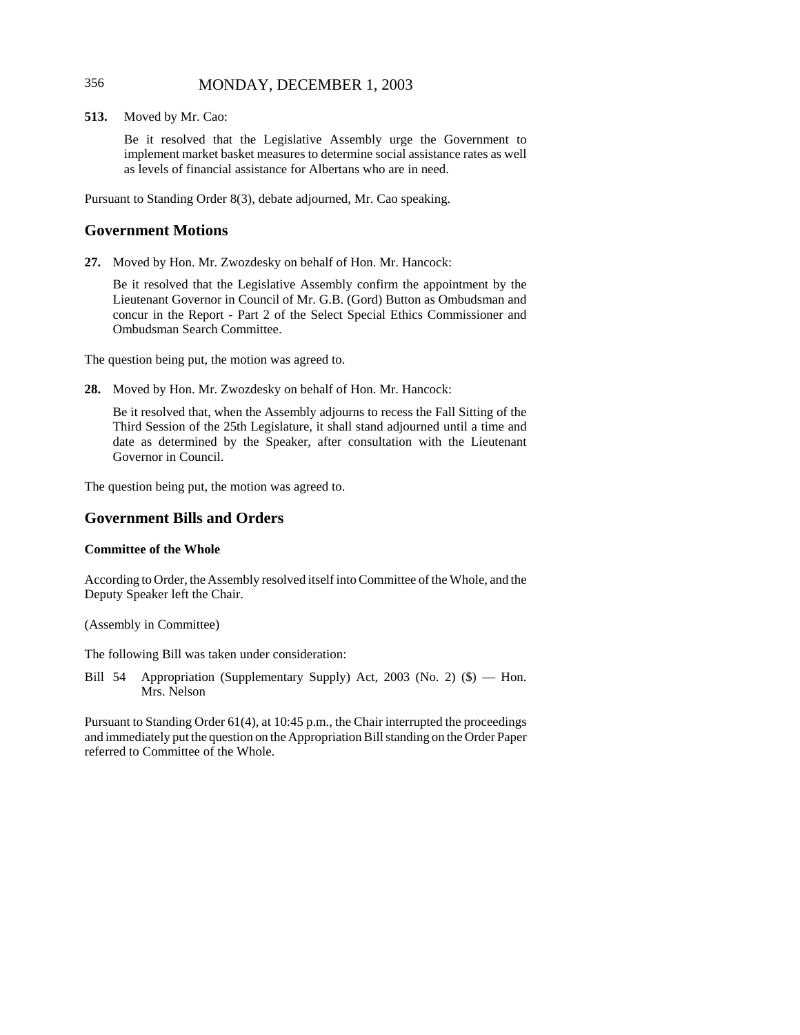**513.** Moved by Mr. Cao:

Be it resolved that the Legislative Assembly urge the Government to implement market basket measures to determine social assistance rates as well as levels of financial assistance for Albertans who are in need.

Pursuant to Standing Order 8(3), debate adjourned, Mr. Cao speaking.

## Government Motions

**27.** Moved by Hon. Mr. Zwozdesky on behalf of Hon. Mr. Hancock:

Be it resolved that the Legislative Assembly confirm the appointment by the Lieutenant Governor in Council of Mr. G.B. (Gord) Button as Ombudsman and concur in the Report - Part 2 of the Select Special Ethics Commissioner and Ombudsman Search Committee.

The question being put, the motion was agreed to.

**28.** Moved by Hon. Mr. Zwozdesky on behalf of Hon. Mr. Hancock:

Be it resolved that, when the Assembly adjourns to recess the Fall Sitting of the Third Session of the 25th Legislature, it shall stand adjourned until a time and date as determined by the Speaker, after consultation with the Lieutenant Governor in Council.

The question being put, the motion was agreed to.

## Government Bills and Orders

### Committee of the Whole

According to Order, the Assembly resolved itself into Committee of the Whole, and the Deputy Speaker left the Chair.

(Assembly in Committee)

The following Bill was taken under consideration:

Bill 54 Appropriation (Supplementary Supply) Act, 2003 (No. 2) ($) — Hon. Mrs. Nelson

Pursuant to Standing Order 61(4), at 10:45 p.m., the Chair interrupted the proceedings and immediately put the question on the Appropriation Bill standing on the Order Paper referred to Committee of the Whole.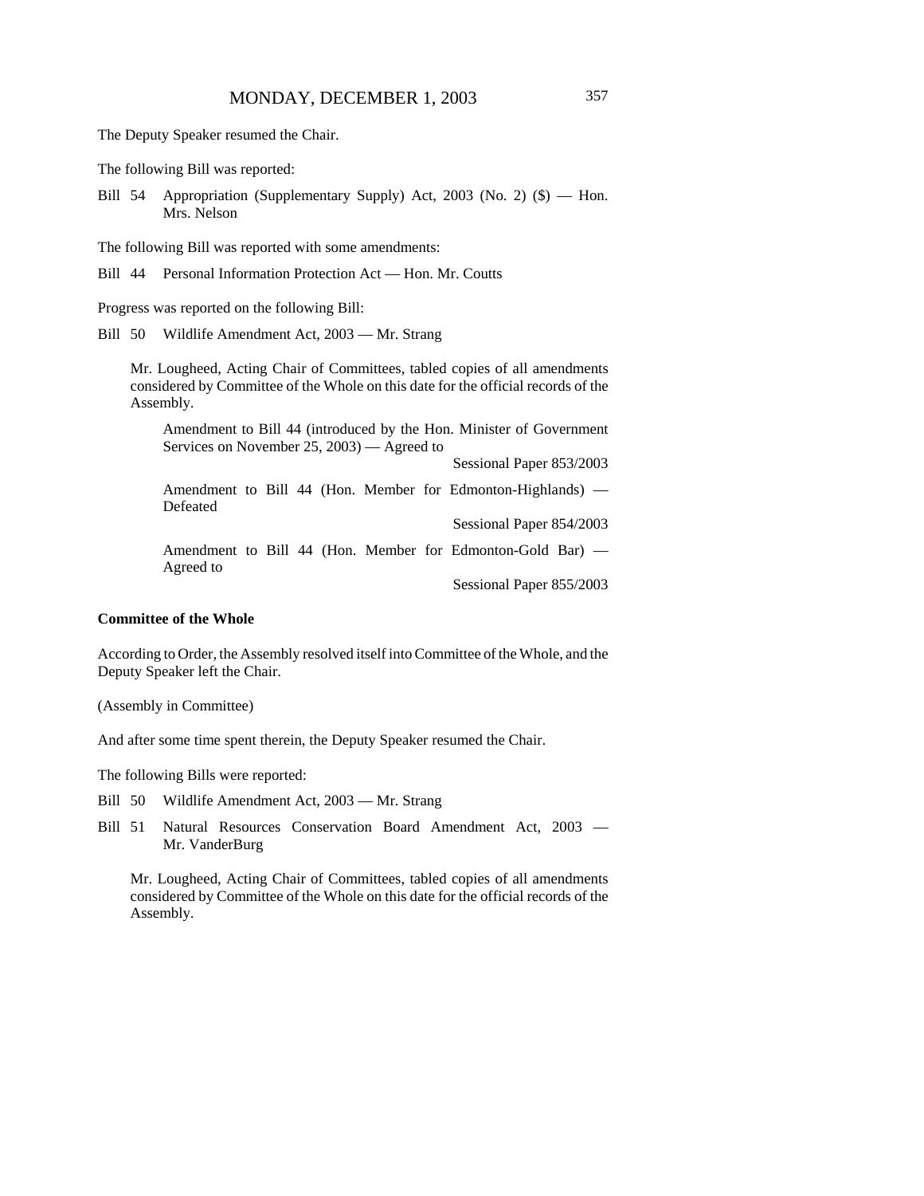The Deputy Speaker resumed the Chair.

The following Bill was reported:

Bill 54 Appropriation (Supplementary Supply) Act, 2003 (No. 2) ($) — Hon. Mrs. Nelson

The following Bill was reported with some amendments:

Bill 44 Personal Information Protection Act — Hon. Mr. Coutts

Progress was reported on the following Bill:

Bill 50 Wildlife Amendment Act, 2003 — Mr. Strang

Mr. Lougheed, Acting Chair of Committees, tabled copies of all amendments considered by Committee of the Whole on this date for the official records of the Assembly.

Amendment to Bill 44 (introduced by the Hon. Minister of Government Services on November 25, 2003) — Agreed to

Sessional Paper 853/2003

Amendment to Bill 44 (Hon. Member for Edmonton-Highlands) — Defeated

Sessional Paper 854/2003

Amendment to Bill 44 (Hon. Member for Edmonton-Gold Bar) — Agreed to

Sessional Paper 855/2003

**Committee of the Whole**

According to Order, the Assembly resolved itself into Committee of the Whole, and the Deputy Speaker left the Chair.

(Assembly in Committee)

And after some time spent therein, the Deputy Speaker resumed the Chair.

The following Bills were reported:

Bill 50 Wildlife Amendment Act, 2003 — Mr. Strang

Bill 51 Natural Resources Conservation Board Amendment Act, 2003 — Mr. VanderBurg

Mr. Lougheed, Acting Chair of Committees, tabled copies of all amendments considered by Committee of the Whole on this date for the official records of the Assembly.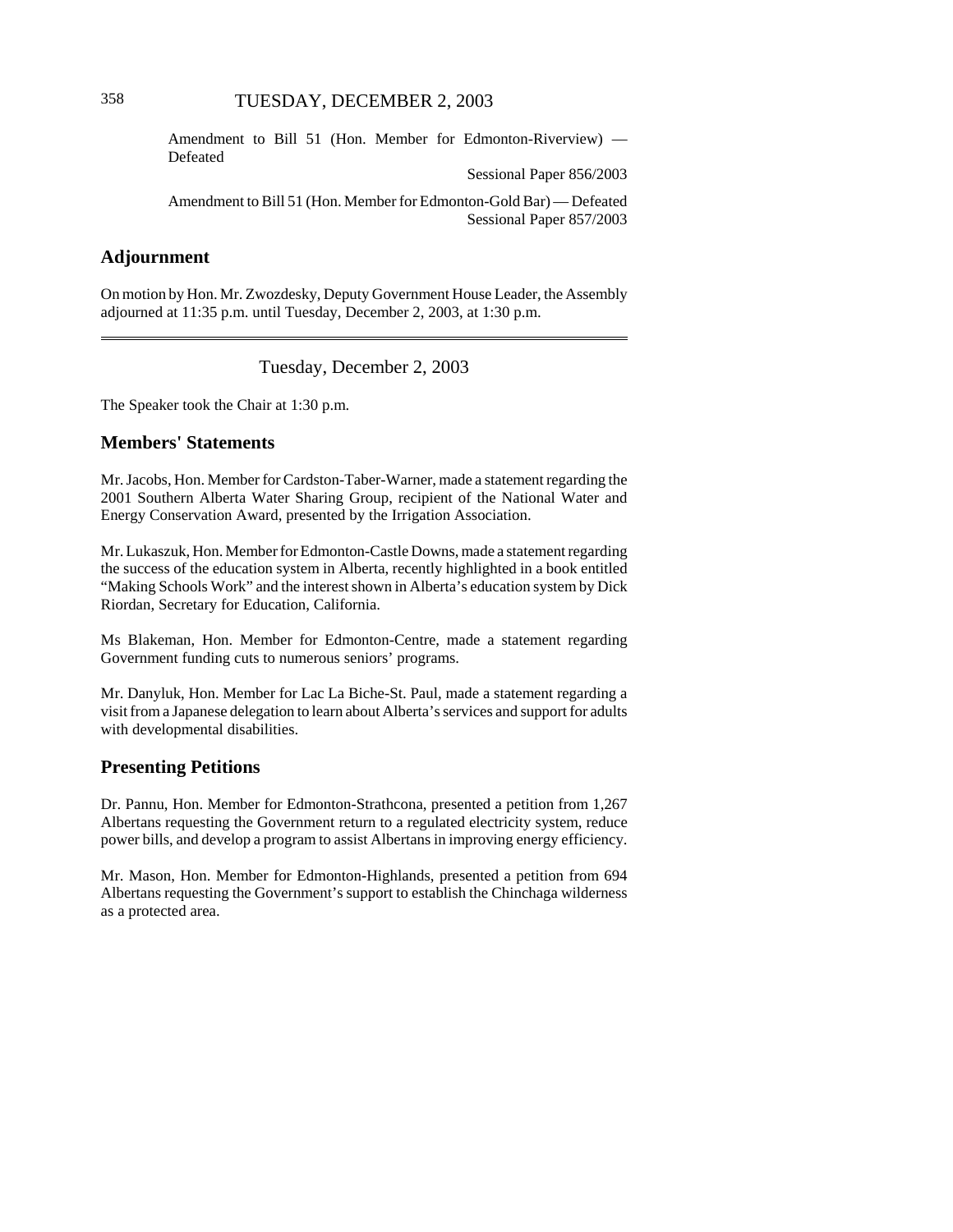Amendment to Bill 51 (Hon. Member for Edmonton-Riverview) — Defeated

Sessional Paper 856/2003

Amendment to Bill 51 (Hon. Member for Edmonton-Gold Bar) — Defeated

Sessional Paper 857/2003

## Adjournment

On motion by Hon. Mr. Zwozdesky, Deputy Government House Leader, the Assembly adjourned at 11:35 p.m. until Tuesday, December 2, 2003, at 1:30 p.m.

---

Tuesday, December 2, 2003

The Speaker took the Chair at 1:30 p.m.

## Members' Statements

Mr. Jacobs, Hon. Member for Cardston-Taber-Warner, made a statement regarding the 2001 Southern Alberta Water Sharing Group, recipient of the National Water and Energy Conservation Award, presented by the Irrigation Association.

Mr. Lukaszuk, Hon. Member for Edmonton-Castle Downs, made a statement regarding the success of the education system in Alberta, recently highlighted in a book entitled "Making Schools Work" and the interest shown in Alberta's education system by Dick Riordan, Secretary for Education, California.

Ms Blakeman, Hon. Member for Edmonton-Centre, made a statement regarding Government funding cuts to numerous seniors' programs.

Mr. Danyluk, Hon. Member for Lac La Biche-St. Paul, made a statement regarding a visit from a Japanese delegation to learn about Alberta's services and support for adults with developmental disabilities.

## Presenting Petitions

Dr. Pannu, Hon. Member for Edmonton-Strathcona, presented a petition from 1,267 Albertans requesting the Government return to a regulated electricity system, reduce power bills, and develop a program to assist Albertans in improving energy efficiency.

Mr. Mason, Hon. Member for Edmonton-Highlands, presented a petition from 694 Albertans requesting the Government's support to establish the Chinchaga wilderness as a protected area.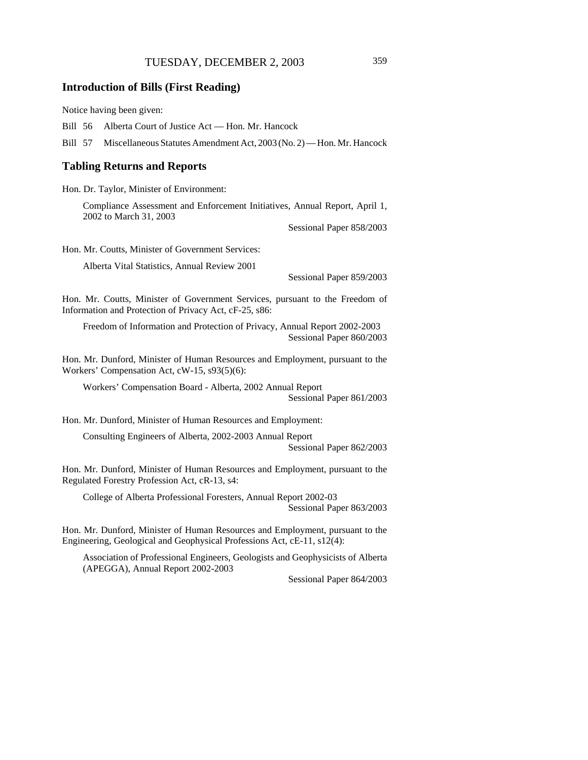## Introduction of Bills (First Reading)

Notice having been given:

Bill 56 Alberta Court of Justice Act — Hon. Mr. Hancock

Bill 57 Miscellaneous Statutes Amendment Act, 2003 (No. 2) — Hon. Mr. Hancock

## Tabling Returns and Reports

Hon. Dr. Taylor, Minister of Environment:

> Compliance Assessment and Enforcement Initiatives, Annual Report, April 1, 2002 to March 31, 2003
>
> Sessional Paper 858/2003

Hon. Mr. Coutts, Minister of Government Services:

> Alberta Vital Statistics, Annual Review 2001
>
> Sessional Paper 859/2003

Hon. Mr. Coutts, Minister of Government Services, pursuant to the Freedom of Information and Protection of Privacy Act, cF-25, s86:

> Freedom of Information and Protection of Privacy, Annual Report 2002-2003
>
> Sessional Paper 860/2003

Hon. Mr. Dunford, Minister of Human Resources and Employment, pursuant to the Workers' Compensation Act, cW-15, s93(5)(6):

> Workers' Compensation Board - Alberta, 2002 Annual Report
>
> Sessional Paper 861/2003

Hon. Mr. Dunford, Minister of Human Resources and Employment:

> Consulting Engineers of Alberta, 2002-2003 Annual Report
>
> Sessional Paper 862/2003

Hon. Mr. Dunford, Minister of Human Resources and Employment, pursuant to the Regulated Forestry Profession Act, cR-13, s4:

> College of Alberta Professional Foresters, Annual Report 2002-03
>
> Sessional Paper 863/2003

Hon. Mr. Dunford, Minister of Human Resources and Employment, pursuant to the Engineering, Geological and Geophysical Professions Act, cE-11, s12(4):

> Association of Professional Engineers, Geologists and Geophysicists of Alberta (APEGGA), Annual Report 2002-2003
>
> Sessional Paper 864/2003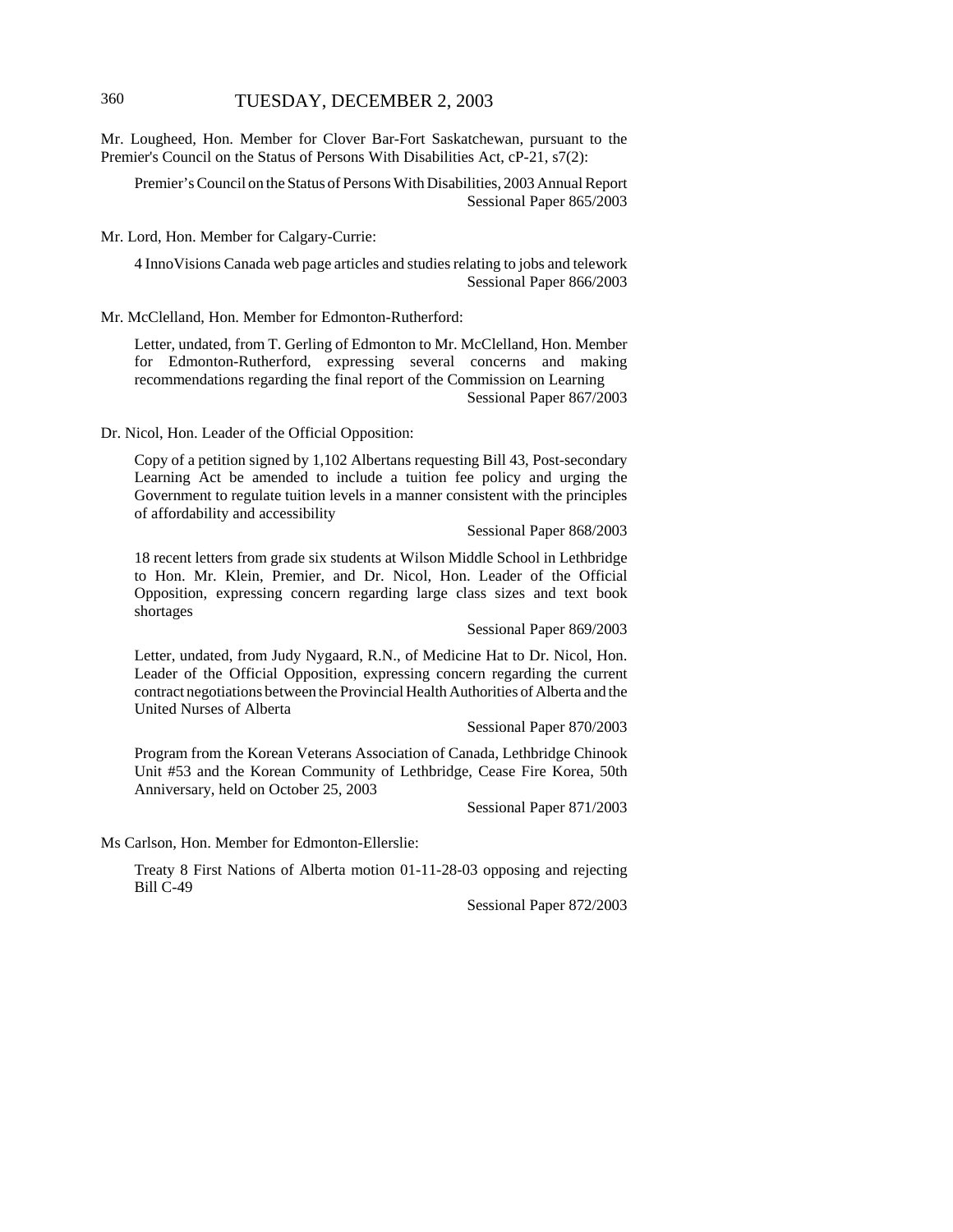Mr. Lougheed, Hon. Member for Clover Bar-Fort Saskatchewan, pursuant to the Premier's Council on the Status of Persons With Disabilities Act, cP-21, s7(2):

> Premier's Council on the Status of Persons With Disabilities, 2003 Annual Report
> Sessional Paper 865/2003

Mr. Lord, Hon. Member for Calgary-Currie:

> 4 InnoVisions Canada web page articles and studies relating to jobs and telework
> Sessional Paper 866/2003

Mr. McClelland, Hon. Member for Edmonton-Rutherford:

> Letter, undated, from T. Gerling of Edmonton to Mr. McClelland, Hon. Member for Edmonton-Rutherford, expressing several concerns and making recommendations regarding the final report of the Commission on Learning
> Sessional Paper 867/2003

Dr. Nicol, Hon. Leader of the Official Opposition:

> Copy of a petition signed by 1,102 Albertans requesting Bill 43, Post-secondary Learning Act be amended to include a tuition fee policy and urging the Government to regulate tuition levels in a manner consistent with the principles of affordability and accessibility
> Sessional Paper 868/2003

> 18 recent letters from grade six students at Wilson Middle School in Lethbridge to Hon. Mr. Klein, Premier, and Dr. Nicol, Hon. Leader of the Official Opposition, expressing concern regarding large class sizes and text book shortages
> Sessional Paper 869/2003

> Letter, undated, from Judy Nygaard, R.N., of Medicine Hat to Dr. Nicol, Hon. Leader of the Official Opposition, expressing concern regarding the current contract negotiations between the Provincial Health Authorities of Alberta and the United Nurses of Alberta
> Sessional Paper 870/2003

> Program from the Korean Veterans Association of Canada, Lethbridge Chinook Unit #53 and the Korean Community of Lethbridge, Cease Fire Korea, 50th Anniversary, held on October 25, 2003
> Sessional Paper 871/2003

Ms Carlson, Hon. Member for Edmonton-Ellerslie:

> Treaty 8 First Nations of Alberta motion 01-11-28-03 opposing and rejecting Bill C-49
> Sessional Paper 872/2003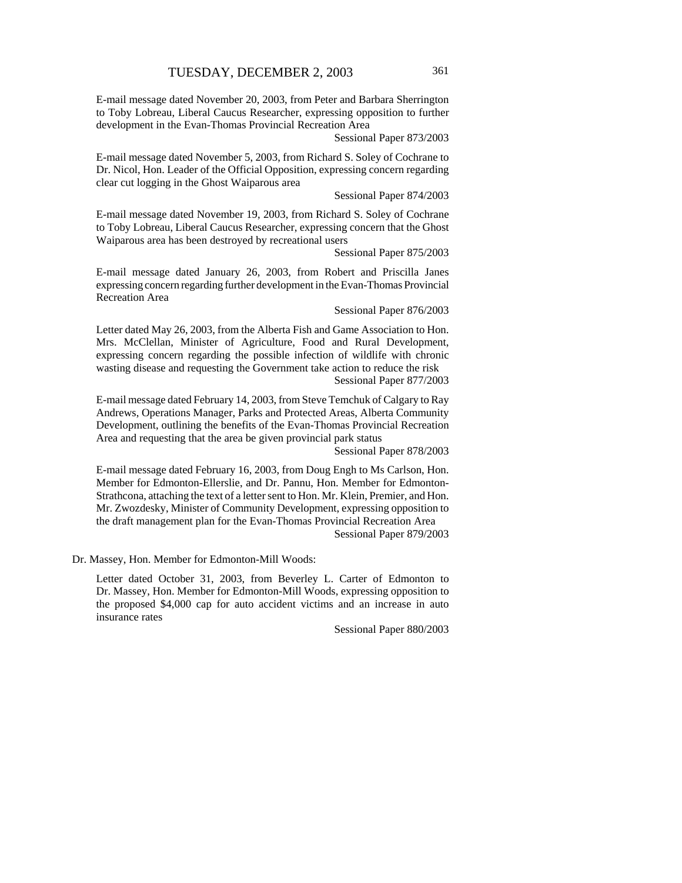E-mail message dated November 20, 2003, from Peter and Barbara Sherrington to Toby Lobreau, Liberal Caucus Researcher, expressing opposition to further development in the Evan-Thomas Provincial Recreation Area

Sessional Paper 873/2003

E-mail message dated November 5, 2003, from Richard S. Soley of Cochrane to Dr. Nicol, Hon. Leader of the Official Opposition, expressing concern regarding clear cut logging in the Ghost Waiparous area

Sessional Paper 874/2003

E-mail message dated November 19, 2003, from Richard S. Soley of Cochrane to Toby Lobreau, Liberal Caucus Researcher, expressing concern that the Ghost Waiparous area has been destroyed by recreational users

Sessional Paper 875/2003

E-mail message dated January 26, 2003, from Robert and Priscilla Janes expressing concern regarding further development in the Evan-Thomas Provincial Recreation Area

Sessional Paper 876/2003

Letter dated May 26, 2003, from the Alberta Fish and Game Association to Hon. Mrs. McClellan, Minister of Agriculture, Food and Rural Development, expressing concern regarding the possible infection of wildlife with chronic wasting disease and requesting the Government take action to reduce the risk

Sessional Paper 877/2003

E-mail message dated February 14, 2003, from Steve Temchuk of Calgary to Ray Andrews, Operations Manager, Parks and Protected Areas, Alberta Community Development, outlining the benefits of the Evan-Thomas Provincial Recreation Area and requesting that the area be given provincial park status

Sessional Paper 878/2003

E-mail message dated February 16, 2003, from Doug Engh to Ms Carlson, Hon. Member for Edmonton-Ellerslie, and Dr. Pannu, Hon. Member for Edmonton-Strathcona, attaching the text of a letter sent to Hon. Mr. Klein, Premier, and Hon. Mr. Zwozdesky, Minister of Community Development, expressing opposition to the draft management plan for the Evan-Thomas Provincial Recreation Area

Sessional Paper 879/2003

Dr. Massey, Hon. Member for Edmonton-Mill Woods:

Letter dated October 31, 2003, from Beverley L. Carter of Edmonton to Dr. Massey, Hon. Member for Edmonton-Mill Woods, expressing opposition to the proposed $4,000 cap for auto accident victims and an increase in auto insurance rates

Sessional Paper 880/2003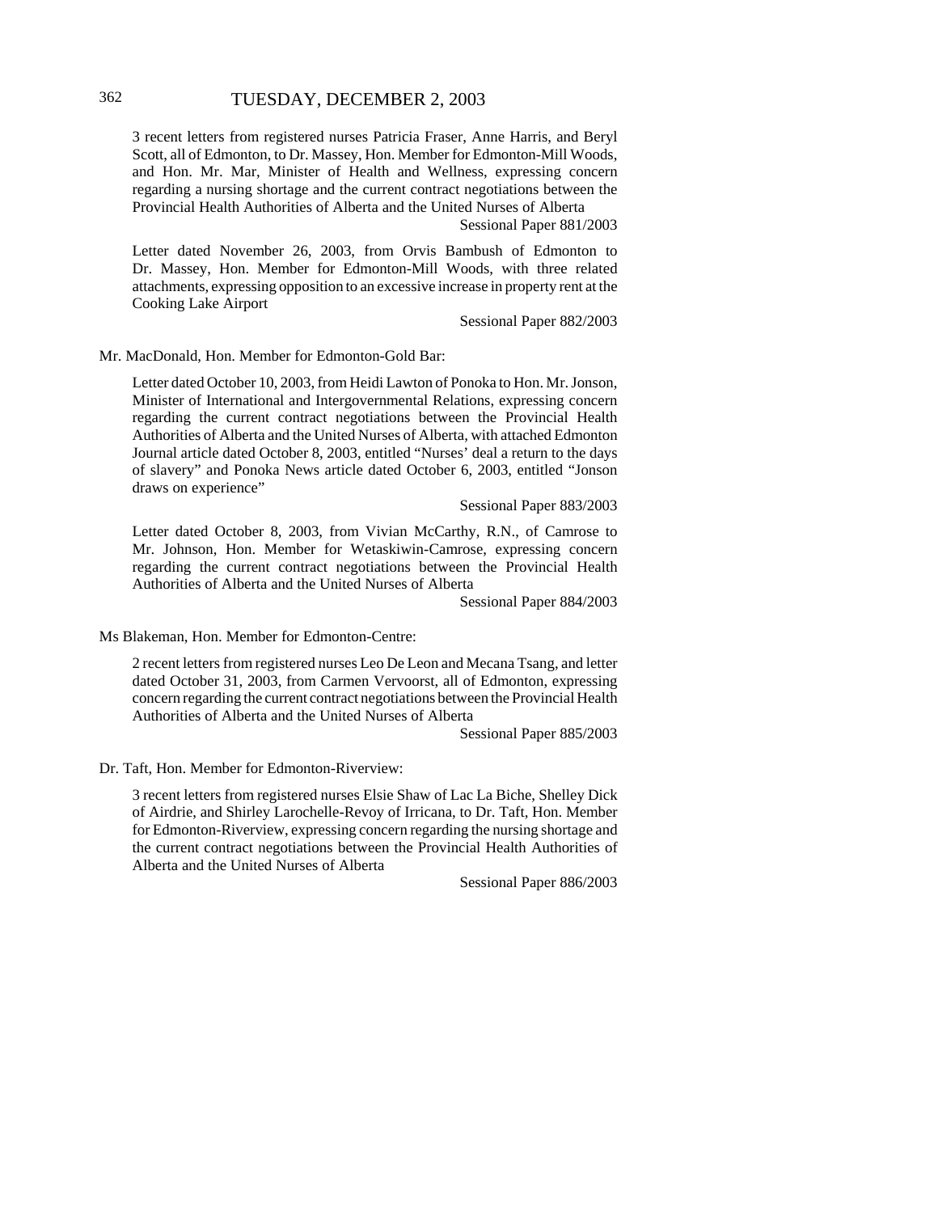3 recent letters from registered nurses Patricia Fraser, Anne Harris, and Beryl Scott, all of Edmonton, to Dr. Massey, Hon. Member for Edmonton-Mill Woods, and Hon. Mr. Mar, Minister of Health and Wellness, expressing concern regarding a nursing shortage and the current contract negotiations between the Provincial Health Authorities of Alberta and the United Nurses of Alberta

Sessional Paper 881/2003

Letter dated November 26, 2003, from Orvis Bambush of Edmonton to Dr. Massey, Hon. Member for Edmonton-Mill Woods, with three related attachments, expressing opposition to an excessive increase in property rent at the Cooking Lake Airport

Sessional Paper 882/2003

Mr. MacDonald, Hon. Member for Edmonton-Gold Bar:

Letter dated October 10, 2003, from Heidi Lawton of Ponoka to Hon. Mr. Jonson, Minister of International and Intergovernmental Relations, expressing concern regarding the current contract negotiations between the Provincial Health Authorities of Alberta and the United Nurses of Alberta, with attached Edmonton Journal article dated October 8, 2003, entitled "Nurses' deal a return to the days of slavery" and Ponoka News article dated October 6, 2003, entitled "Jonson draws on experience"

Sessional Paper 883/2003

Letter dated October 8, 2003, from Vivian McCarthy, R.N., of Camrose to Mr. Johnson, Hon. Member for Wetaskiwin-Camrose, expressing concern regarding the current contract negotiations between the Provincial Health Authorities of Alberta and the United Nurses of Alberta

Sessional Paper 884/2003

Ms Blakeman, Hon. Member for Edmonton-Centre:

2 recent letters from registered nurses Leo De Leon and Mecana Tsang, and letter dated October 31, 2003, from Carmen Vervoorst, all of Edmonton, expressing concern regarding the current contract negotiations between the Provincial Health Authorities of Alberta and the United Nurses of Alberta

Sessional Paper 885/2003

Dr. Taft, Hon. Member for Edmonton-Riverview:

3 recent letters from registered nurses Elsie Shaw of Lac La Biche, Shelley Dick of Airdrie, and Shirley Larochelle-Revoy of Irricana, to Dr. Taft, Hon. Member for Edmonton-Riverview, expressing concern regarding the nursing shortage and the current contract negotiations between the Provincial Health Authorities of Alberta and the United Nurses of Alberta

Sessional Paper 886/2003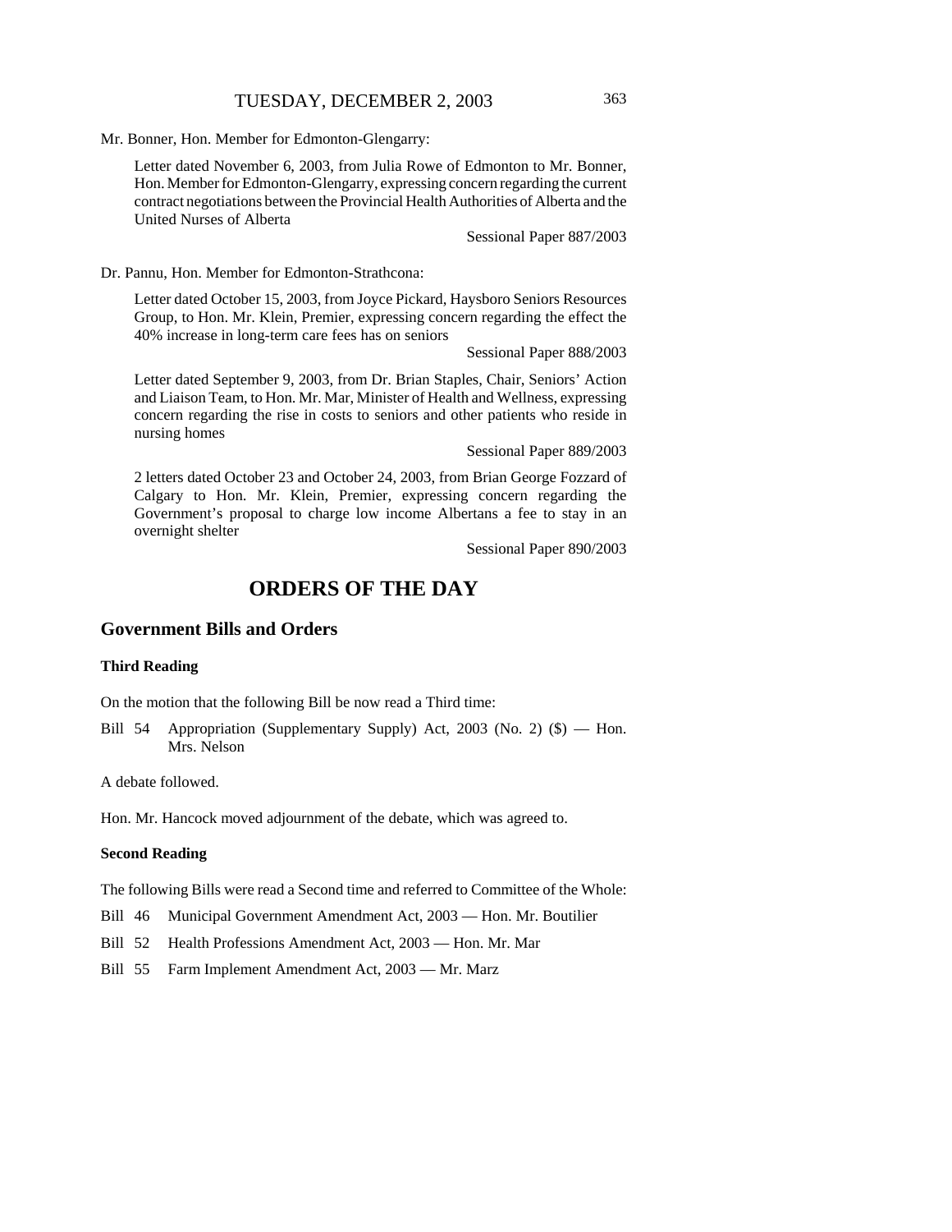Mr. Bonner, Hon. Member for Edmonton-Glengarry:

> Letter dated November 6, 2003, from Julia Rowe of Edmonton to Mr. Bonner, Hon. Member for Edmonton-Glengarry, expressing concern regarding the current contract negotiations between the Provincial Health Authorities of Alberta and the United Nurses of Alberta
>
> Sessional Paper 887/2003

Dr. Pannu, Hon. Member for Edmonton-Strathcona:

> Letter dated October 15, 2003, from Joyce Pickard, Haysboro Seniors Resources Group, to Hon. Mr. Klein, Premier, expressing concern regarding the effect the 40% increase in long-term care fees has on seniors
>
> Sessional Paper 888/2003
>
> Letter dated September 9, 2003, from Dr. Brian Staples, Chair, Seniors' Action and Liaison Team, to Hon. Mr. Mar, Minister of Health and Wellness, expressing concern regarding the rise in costs to seniors and other patients who reside in nursing homes
>
> Sessional Paper 889/2003
>
> 2 letters dated October 23 and October 24, 2003, from Brian George Fozzard of Calgary to Hon. Mr. Klein, Premier, expressing concern regarding the Government's proposal to charge low income Albertans a fee to stay in an overnight shelter
>
> Sessional Paper 890/2003

# ORDERS OF THE DAY

## Government Bills and Orders

### Third Reading

On the motion that the following Bill be now read a Third time:

Bill 54 Appropriation (Supplementary Supply) Act, 2003 (No. 2) ($) — Hon. Mrs. Nelson

A debate followed.

Hon. Mr. Hancock moved adjournment of the debate, which was agreed to.

### Second Reading

The following Bills were read a Second time and referred to Committee of the Whole:

Bill 46 Municipal Government Amendment Act, 2003 — Hon. Mr. Boutilier

Bill 52 Health Professions Amendment Act, 2003 — Hon. Mr. Mar

Bill 55 Farm Implement Amendment Act, 2003 — Mr. Marz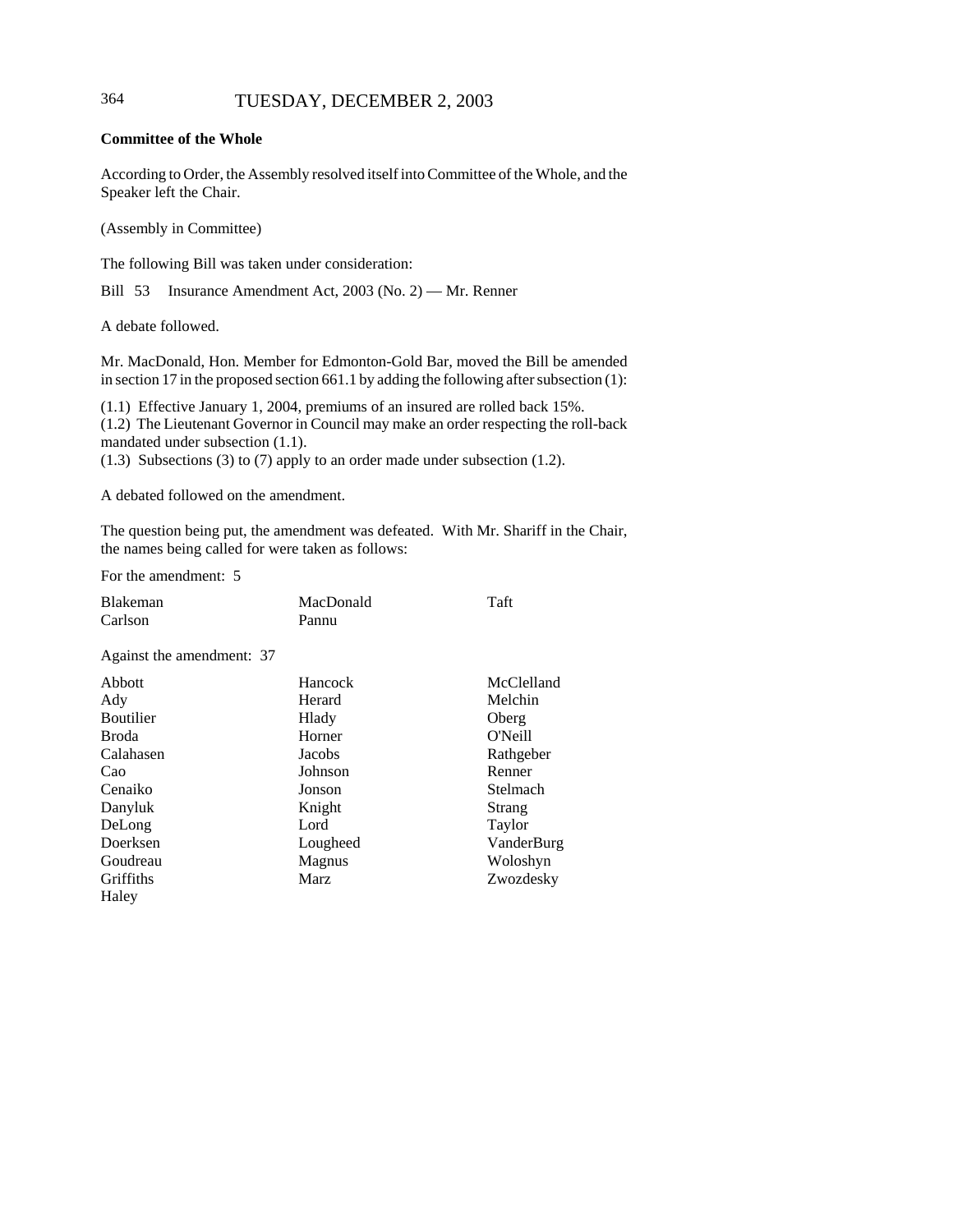TUESDAY, DECEMBER 2, 2003

**Committee of the Whole**

According to Order, the Assembly resolved itself into Committee of the Whole, and the Speaker left the Chair.

(Assembly in Committee)

The following Bill was taken under consideration:

Bill 53 Insurance Amendment Act, 2003 (No. 2) — Mr. Renner

A debate followed.

Mr. MacDonald, Hon. Member for Edmonton-Gold Bar, moved the Bill be amended in section 17 in the proposed section 661.1 by adding the following after subsection (1):

(1.1) Effective January 1, 2004, premiums of an insured are rolled back 15%.
(1.2) The Lieutenant Governor in Council may make an order respecting the roll-back mandated under subsection (1.1).
(1.3) Subsections (3) to (7) apply to an order made under subsection (1.2).

A debated followed on the amendment.

The question being put, the amendment was defeated. With Mr. Shariff in the Chair, the names being called for were taken as follows:

For the amendment: 5

| | | |
|---|---|---|
| Blakeman | MacDonald | Taft |
| Carlson | Pannu | |

Against the amendment: 37

| | | |
|---|---|---|
| Abbott | Hancock | McClelland |
| Ady | Herard | Melchin |
| Boutilier | Hlady | Oberg |
| Broda | Horner | O'Neill |
| Calahasen | Jacobs | Rathgeber |
| Cao | Johnson | Renner |
| Cenaiko | Jonson | Stelmach |
| Danyluk | Knight | Strang |
| DeLong | Lord | Taylor |
| Doerksen | Lougheed | VanderBurg |
| Goudreau | Magnus | Woloshyn |
| Griffiths | Marz | Zwozdesky |
| Haley | | |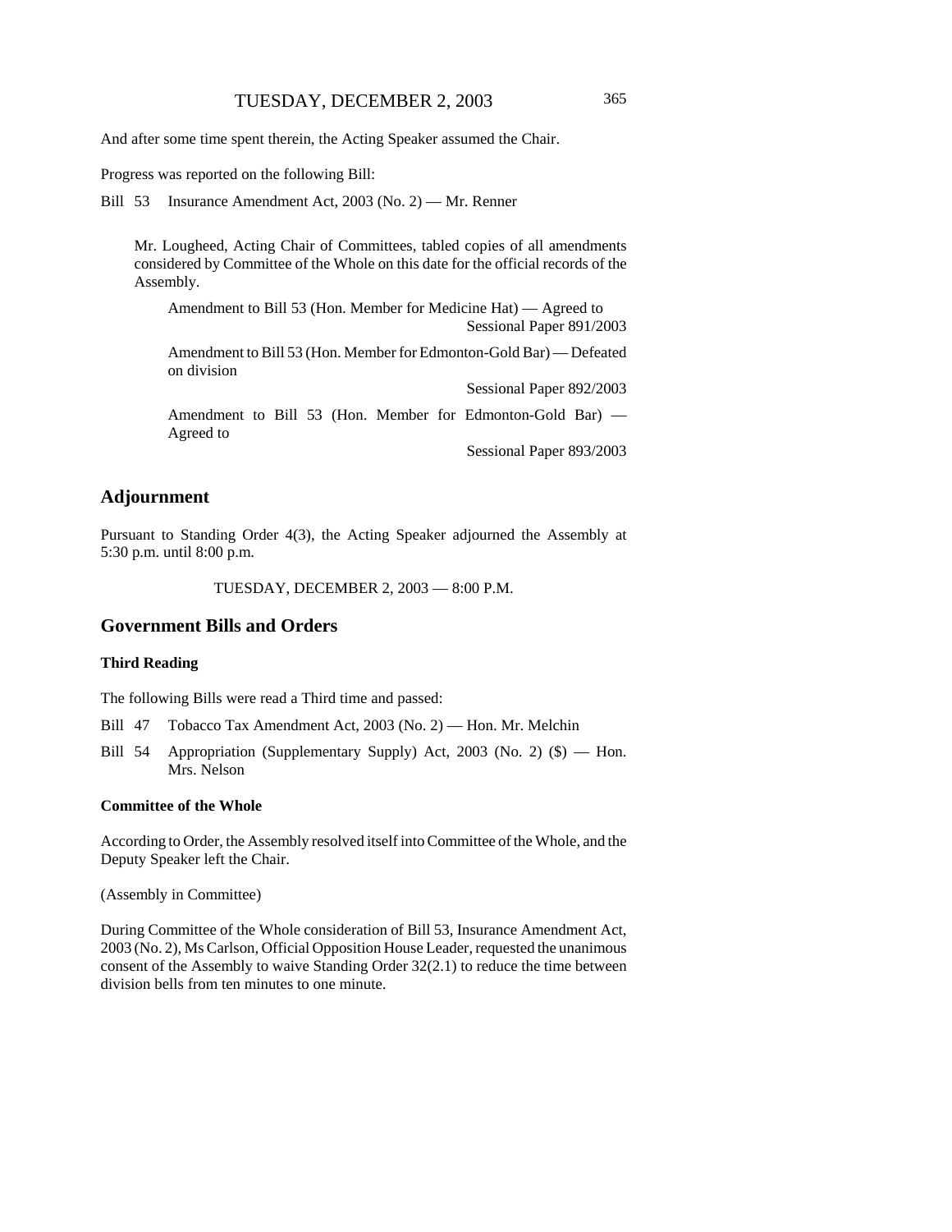And after some time spent therein, the Acting Speaker assumed the Chair.

Progress was reported on the following Bill:

Bill 53 Insurance Amendment Act, 2003 (No. 2) — Mr. Renner

> Mr. Lougheed, Acting Chair of Committees, tabled copies of all amendments considered by Committee of the Whole on this date for the official records of the Assembly.
>
> > Amendment to Bill 53 (Hon. Member for Medicine Hat) — Agreed to
> > Sessional Paper 891/2003
> >
> > Amendment to Bill 53 (Hon. Member for Edmonton-Gold Bar) — Defeated on division
> > Sessional Paper 892/2003
> >
> > Amendment to Bill 53 (Hon. Member for Edmonton-Gold Bar) — Agreed to
> > Sessional Paper 893/2003

## Adjournment

Pursuant to Standing Order 4(3), the Acting Speaker adjourned the Assembly at 5:30 p.m. until 8:00 p.m.

TUESDAY, DECEMBER 2, 2003 — 8:00 P.M.

## Government Bills and Orders

### Third Reading

The following Bills were read a Third time and passed:

Bill 47 Tobacco Tax Amendment Act, 2003 (No. 2) — Hon. Mr. Melchin

Bill 54 Appropriation (Supplementary Supply) Act, 2003 (No. 2) ($) — Hon. Mrs. Nelson

### Committee of the Whole

According to Order, the Assembly resolved itself into Committee of the Whole, and the Deputy Speaker left the Chair.

(Assembly in Committee)

During Committee of the Whole consideration of Bill 53, Insurance Amendment Act, 2003 (No. 2), Ms Carlson, Official Opposition House Leader, requested the unanimous consent of the Assembly to waive Standing Order 32(2.1) to reduce the time between division bells from ten minutes to one minute.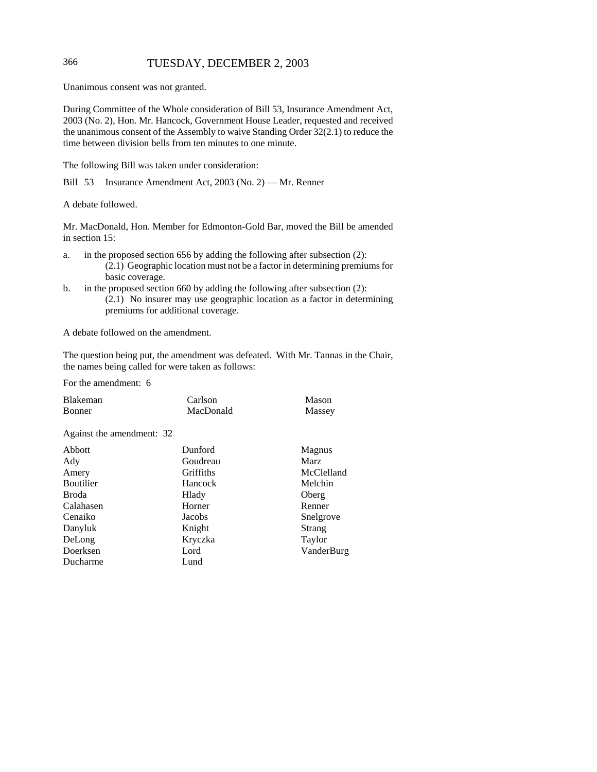Unanimous consent was not granted.

During Committee of the Whole consideration of Bill 53, Insurance Amendment Act, 2003 (No. 2), Hon. Mr. Hancock, Government House Leader, requested and received the unanimous consent of the Assembly to waive Standing Order 32(2.1) to reduce the time between division bells from ten minutes to one minute.

The following Bill was taken under consideration:

Bill 53 Insurance Amendment Act, 2003 (No. 2) — Mr. Renner

A debate followed.

Mr. MacDonald, Hon. Member for Edmonton-Gold Bar, moved the Bill be amended in section 15:

a. in the proposed section 656 by adding the following after subsection (2):
   (2.1) Geographic location must not be a factor in determining premiums for basic coverage.
b. in the proposed section 660 by adding the following after subsection (2):
   (2.1) No insurer may use geographic location as a factor in determining premiums for additional coverage.

A debate followed on the amendment.

The question being put, the amendment was defeated. With Mr. Tannas in the Chair, the names being called for were taken as follows:

For the amendment: 6

| | | |
|---|---|---|
| Blakeman | Carlson | Mason |
| Bonner | MacDonald | Massey |

Against the amendment: 32

| | | |
|---|---|---|
| Abbott | Dunford | Magnus |
| Ady | Goudreau | Marz |
| Amery | Griffiths | McClelland |
| Boutilier | Hancock | Melchin |
| Broda | Hlady | Oberg |
| Calahasen | Horner | Renner |
| Cenaiko | Jacobs | Snelgrove |
| Danyluk | Knight | Strang |
| DeLong | Kryczka | Taylor |
| Doerksen | Lord | VanderBurg |
| Ducharme | Lund | |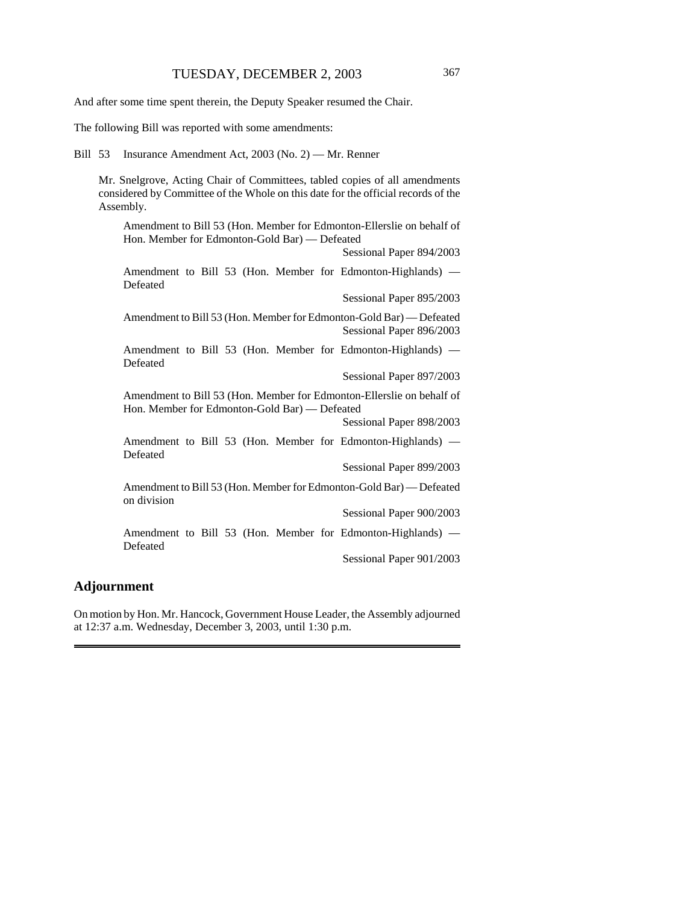And after some time spent therein, the Deputy Speaker resumed the Chair.

The following Bill was reported with some amendments:

Bill 53 Insurance Amendment Act, 2003 (No. 2) — Mr. Renner

Mr. Snelgrove, Acting Chair of Committees, tabled copies of all amendments considered by Committee of the Whole on this date for the official records of the Assembly.

Amendment to Bill 53 (Hon. Member for Edmonton-Ellerslie on behalf of Hon. Member for Edmonton-Gold Bar) — Defeated
Sessional Paper 894/2003

Amendment to Bill 53 (Hon. Member for Edmonton-Highlands) — Defeated
Sessional Paper 895/2003

Amendment to Bill 53 (Hon. Member for Edmonton-Gold Bar) — Defeated
Sessional Paper 896/2003

Amendment to Bill 53 (Hon. Member for Edmonton-Highlands) — Defeated
Sessional Paper 897/2003

Amendment to Bill 53 (Hon. Member for Edmonton-Ellerslie on behalf of Hon. Member for Edmonton-Gold Bar) — Defeated
Sessional Paper 898/2003

Amendment to Bill 53 (Hon. Member for Edmonton-Highlands) — Defeated
Sessional Paper 899/2003

Amendment to Bill 53 (Hon. Member for Edmonton-Gold Bar) — Defeated on division
Sessional Paper 900/2003

Amendment to Bill 53 (Hon. Member for Edmonton-Highlands) — Defeated
Sessional Paper 901/2003

## Adjournment

On motion by Hon. Mr. Hancock, Government House Leader, the Assembly adjourned at 12:37 a.m. Wednesday, December 3, 2003, until 1:30 p.m.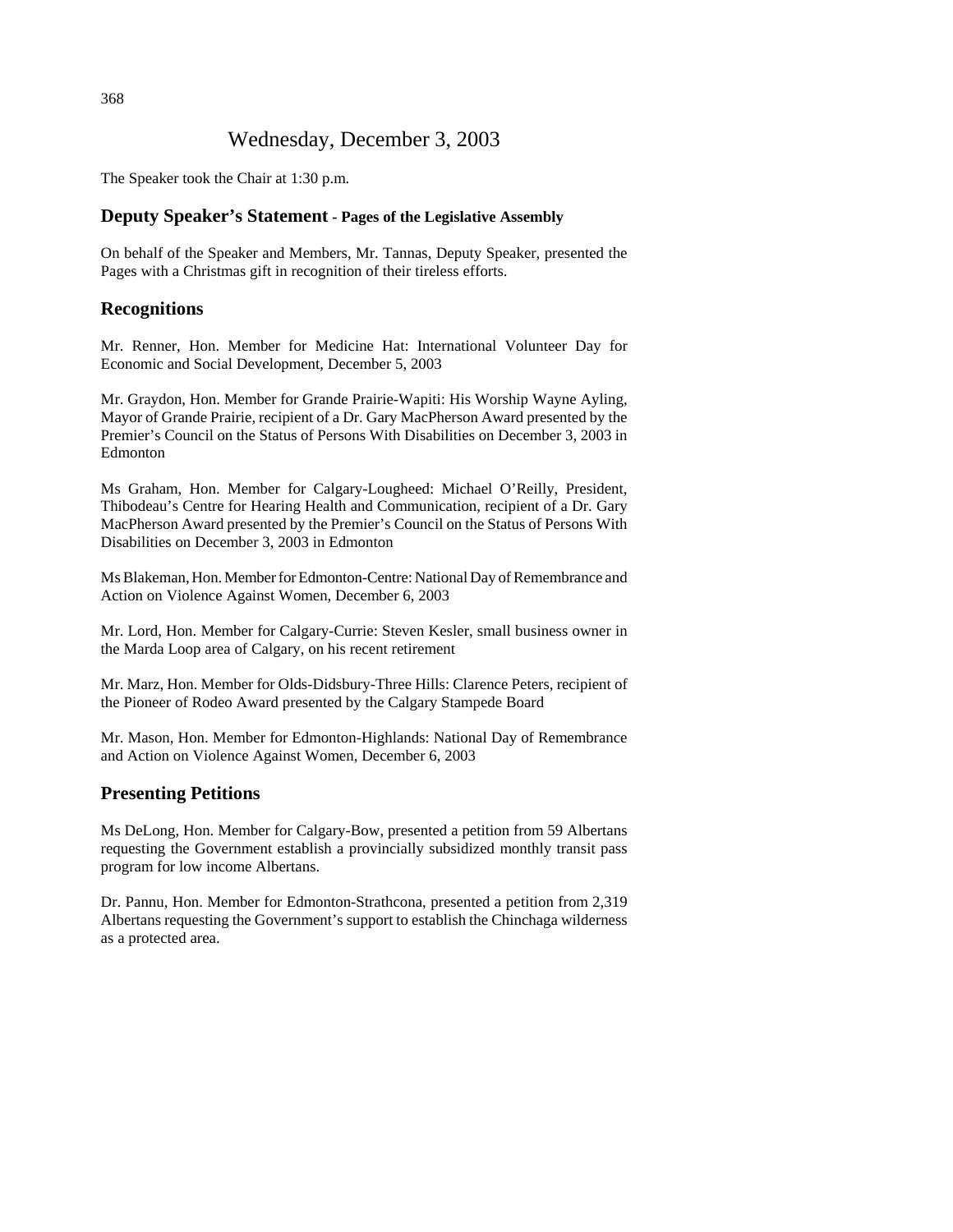# Wednesday, December 3, 2003

The Speaker took the Chair at 1:30 p.m.

## Deputy Speaker's Statement - Pages of the Legislative Assembly

On behalf of the Speaker and Members, Mr. Tannas, Deputy Speaker, presented the Pages with a Christmas gift in recognition of their tireless efforts.

## Recognitions

Mr. Renner, Hon. Member for Medicine Hat: International Volunteer Day for Economic and Social Development, December 5, 2003

Mr. Graydon, Hon. Member for Grande Prairie-Wapiti: His Worship Wayne Ayling, Mayor of Grande Prairie, recipient of a Dr. Gary MacPherson Award presented by the Premier's Council on the Status of Persons With Disabilities on December 3, 2003 in Edmonton

Ms Graham, Hon. Member for Calgary-Lougheed: Michael O'Reilly, President, Thibodeau's Centre for Hearing Health and Communication, recipient of a Dr. Gary MacPherson Award presented by the Premier's Council on the Status of Persons With Disabilities on December 3, 2003 in Edmonton

Ms Blakeman, Hon. Member for Edmonton-Centre: National Day of Remembrance and Action on Violence Against Women, December 6, 2003

Mr. Lord, Hon. Member for Calgary-Currie: Steven Kesler, small business owner in the Marda Loop area of Calgary, on his recent retirement

Mr. Marz, Hon. Member for Olds-Didsbury-Three Hills: Clarence Peters, recipient of the Pioneer of Rodeo Award presented by the Calgary Stampede Board

Mr. Mason, Hon. Member for Edmonton-Highlands: National Day of Remembrance and Action on Violence Against Women, December 6, 2003

## Presenting Petitions

Ms DeLong, Hon. Member for Calgary-Bow, presented a petition from 59 Albertans requesting the Government establish a provincially subsidized monthly transit pass program for low income Albertans.

Dr. Pannu, Hon. Member for Edmonton-Strathcona, presented a petition from 2,319 Albertans requesting the Government's support to establish the Chinchaga wilderness as a protected area.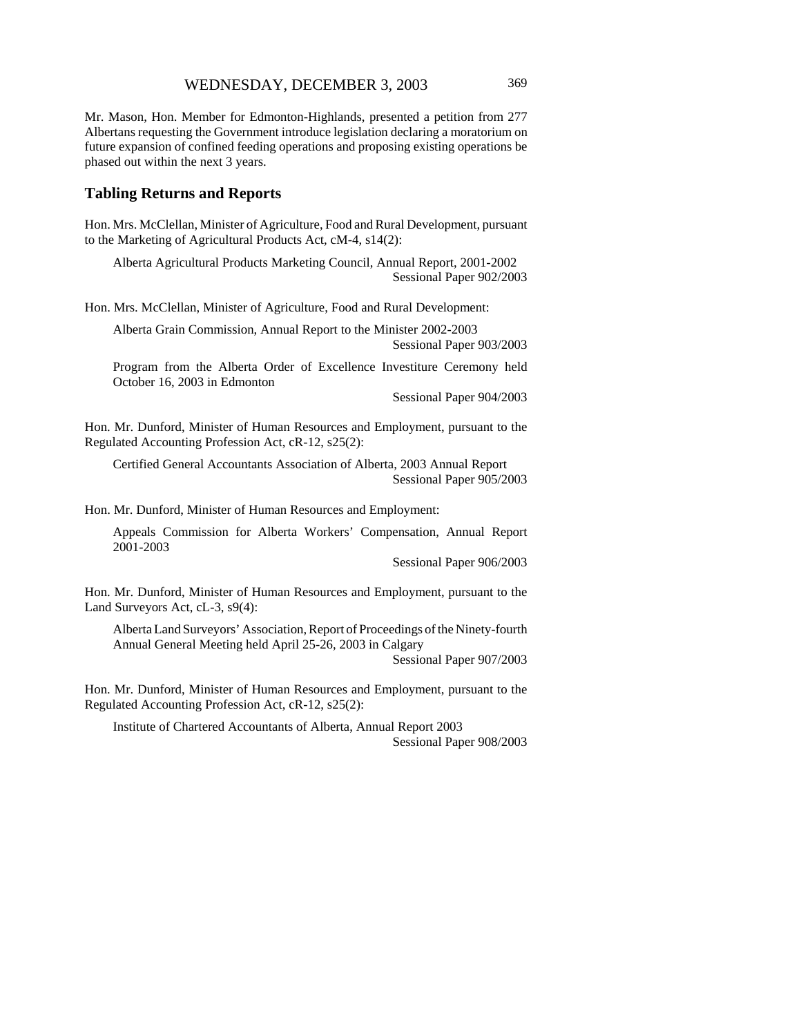Mr. Mason, Hon. Member for Edmonton-Highlands, presented a petition from 277 Albertans requesting the Government introduce legislation declaring a moratorium on future expansion of confined feeding operations and proposing existing operations be phased out within the next 3 years.

## Tabling Returns and Reports

Hon. Mrs. McClellan, Minister of Agriculture, Food and Rural Development, pursuant to the Marketing of Agricultural Products Act, cM-4, s14(2):

> Alberta Agricultural Products Marketing Council, Annual Report, 2001-2002
> Sessional Paper 902/2003

Hon. Mrs. McClellan, Minister of Agriculture, Food and Rural Development:

> Alberta Grain Commission, Annual Report to the Minister 2002-2003
> Sessional Paper 903/2003

> Program from the Alberta Order of Excellence Investiture Ceremony held October 16, 2003 in Edmonton
> Sessional Paper 904/2003

Hon. Mr. Dunford, Minister of Human Resources and Employment, pursuant to the Regulated Accounting Profession Act, cR-12, s25(2):

> Certified General Accountants Association of Alberta, 2003 Annual Report
> Sessional Paper 905/2003

Hon. Mr. Dunford, Minister of Human Resources and Employment:

> Appeals Commission for Alberta Workers' Compensation, Annual Report 2001-2003
> Sessional Paper 906/2003

Hon. Mr. Dunford, Minister of Human Resources and Employment, pursuant to the Land Surveyors Act, cL-3, s9(4):

> Alberta Land Surveyors' Association, Report of Proceedings of the Ninety-fourth Annual General Meeting held April 25-26, 2003 in Calgary
> Sessional Paper 907/2003

Hon. Mr. Dunford, Minister of Human Resources and Employment, pursuant to the Regulated Accounting Profession Act, cR-12, s25(2):

> Institute of Chartered Accountants of Alberta, Annual Report 2003
> Sessional Paper 908/2003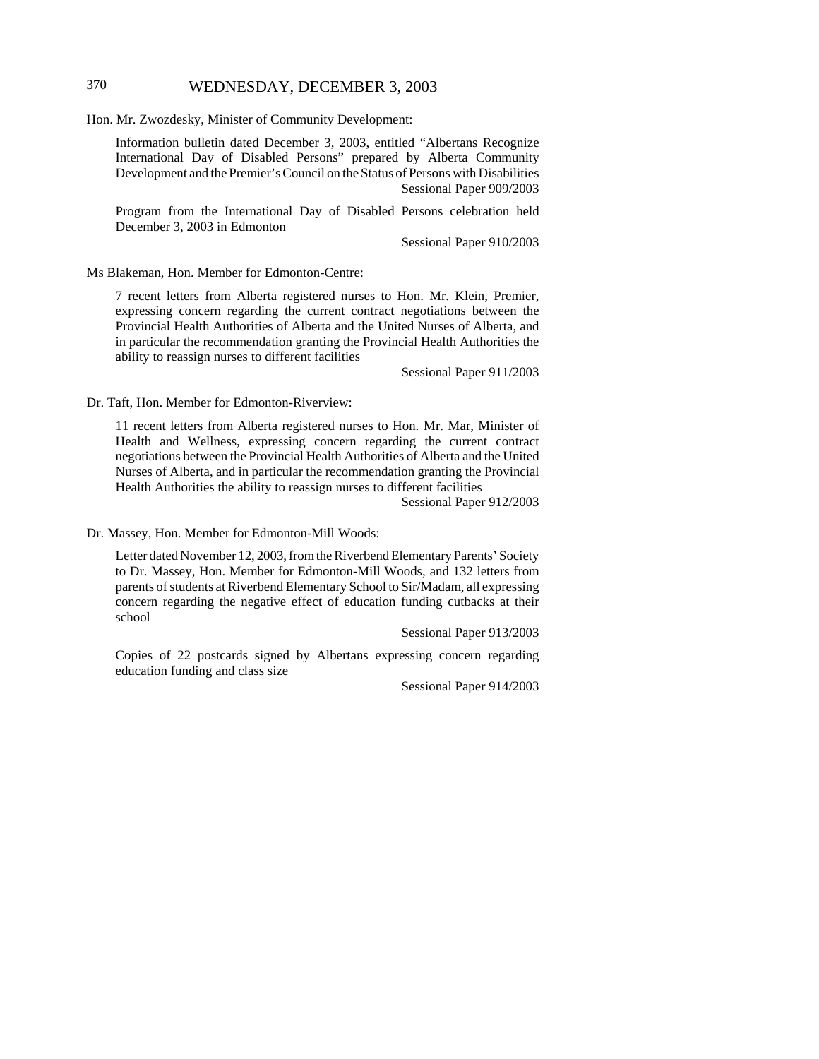Hon. Mr. Zwozdesky, Minister of Community Development:

> Information bulletin dated December 3, 2003, entitled "Albertans Recognize International Day of Disabled Persons" prepared by Alberta Community Development and the Premier's Council on the Status of Persons with Disabilities
> Sessional Paper 909/2003
>
> Program from the International Day of Disabled Persons celebration held December 3, 2003 in Edmonton
> Sessional Paper 910/2003

Ms Blakeman, Hon. Member for Edmonton-Centre:

> 7 recent letters from Alberta registered nurses to Hon. Mr. Klein, Premier, expressing concern regarding the current contract negotiations between the Provincial Health Authorities of Alberta and the United Nurses of Alberta, and in particular the recommendation granting the Provincial Health Authorities the ability to reassign nurses to different facilities
> Sessional Paper 911/2003

Dr. Taft, Hon. Member for Edmonton-Riverview:

> 11 recent letters from Alberta registered nurses to Hon. Mr. Mar, Minister of Health and Wellness, expressing concern regarding the current contract negotiations between the Provincial Health Authorities of Alberta and the United Nurses of Alberta, and in particular the recommendation granting the Provincial Health Authorities the ability to reassign nurses to different facilities
> Sessional Paper 912/2003

Dr. Massey, Hon. Member for Edmonton-Mill Woods:

> Letter dated November 12, 2003, from the Riverbend Elementary Parents' Society to Dr. Massey, Hon. Member for Edmonton-Mill Woods, and 132 letters from parents of students at Riverbend Elementary School to Sir/Madam, all expressing concern regarding the negative effect of education funding cutbacks at their school
> Sessional Paper 913/2003
>
> Copies of 22 postcards signed by Albertans expressing concern regarding education funding and class size
> Sessional Paper 914/2003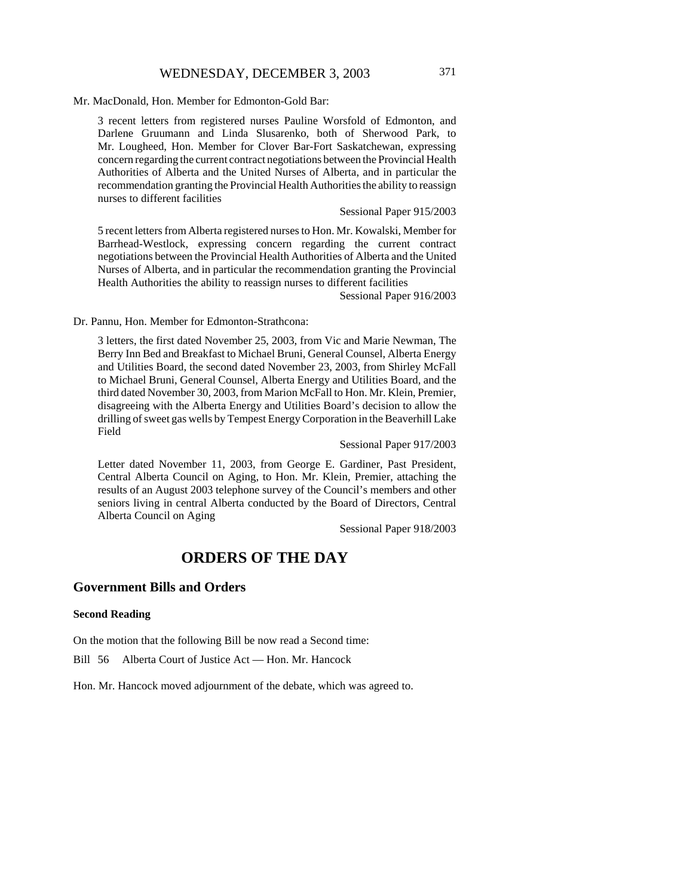Mr. MacDonald, Hon. Member for Edmonton-Gold Bar:

3 recent letters from registered nurses Pauline Worsfold of Edmonton, and Darlene Gruumann and Linda Slusarenko, both of Sherwood Park, to Mr. Lougheed, Hon. Member for Clover Bar-Fort Saskatchewan, expressing concern regarding the current contract negotiations between the Provincial Health Authorities of Alberta and the United Nurses of Alberta, and in particular the recommendation granting the Provincial Health Authorities the ability to reassign nurses to different facilities

Sessional Paper 915/2003

5 recent letters from Alberta registered nurses to Hon. Mr. Kowalski, Member for Barrhead-Westlock, expressing concern regarding the current contract negotiations between the Provincial Health Authorities of Alberta and the United Nurses of Alberta, and in particular the recommendation granting the Provincial Health Authorities the ability to reassign nurses to different facilities

Sessional Paper 916/2003

Dr. Pannu, Hon. Member for Edmonton-Strathcona:

3 letters, the first dated November 25, 2003, from Vic and Marie Newman, The Berry Inn Bed and Breakfast to Michael Bruni, General Counsel, Alberta Energy and Utilities Board, the second dated November 23, 2003, from Shirley McFall to Michael Bruni, General Counsel, Alberta Energy and Utilities Board, and the third dated November 30, 2003, from Marion McFall to Hon. Mr. Klein, Premier, disagreeing with the Alberta Energy and Utilities Board's decision to allow the drilling of sweet gas wells by Tempest Energy Corporation in the Beaverhill Lake Field

Sessional Paper 917/2003

Letter dated November 11, 2003, from George E. Gardiner, Past President, Central Alberta Council on Aging, to Hon. Mr. Klein, Premier, attaching the results of an August 2003 telephone survey of the Council's members and other seniors living in central Alberta conducted by the Board of Directors, Central Alberta Council on Aging

Sessional Paper 918/2003

# ORDERS OF THE DAY

## Government Bills and Orders

### Second Reading

On the motion that the following Bill be now read a Second time:

Bill 56 Alberta Court of Justice Act — Hon. Mr. Hancock

Hon. Mr. Hancock moved adjournment of the debate, which was agreed to.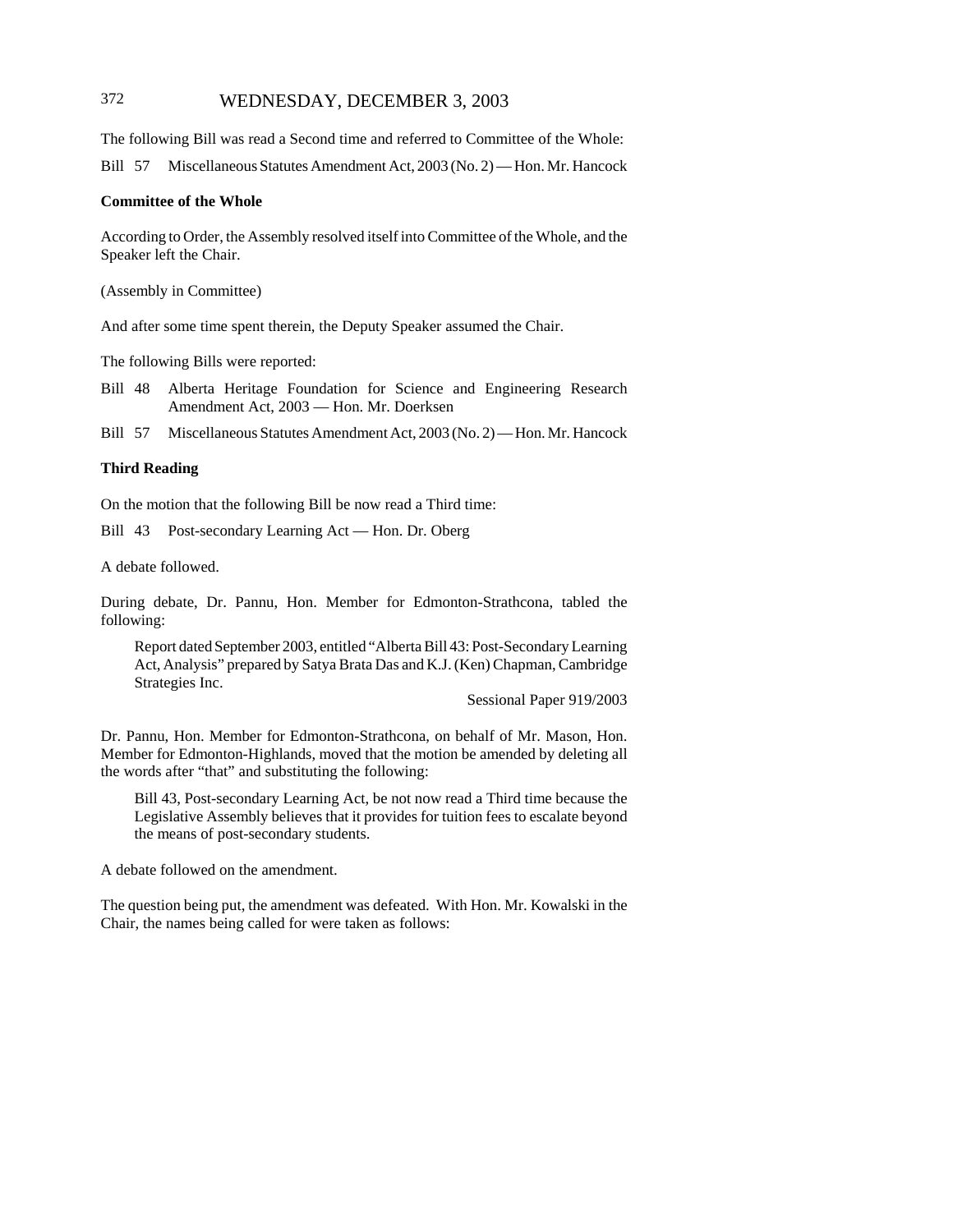The following Bill was read a Second time and referred to Committee of the Whole:

Bill 57 Miscellaneous Statutes Amendment Act, 2003 (No. 2) — Hon. Mr. Hancock

**Committee of the Whole**

According to Order, the Assembly resolved itself into Committee of the Whole, and the Speaker left the Chair.

(Assembly in Committee)

And after some time spent therein, the Deputy Speaker assumed the Chair.

The following Bills were reported:

Bill 48 Alberta Heritage Foundation for Science and Engineering Research Amendment Act, 2003 — Hon. Mr. Doerksen

Bill 57 Miscellaneous Statutes Amendment Act, 2003 (No. 2) — Hon. Mr. Hancock

**Third Reading**

On the motion that the following Bill be now read a Third time:

Bill 43 Post-secondary Learning Act — Hon. Dr. Oberg

A debate followed.

During debate, Dr. Pannu, Hon. Member for Edmonton-Strathcona, tabled the following:

> Report dated September 2003, entitled "Alberta Bill 43: Post-Secondary Learning Act, Analysis" prepared by Satya Brata Das and K.J. (Ken) Chapman, Cambridge Strategies Inc.
>
> Sessional Paper 919/2003

Dr. Pannu, Hon. Member for Edmonton-Strathcona, on behalf of Mr. Mason, Hon. Member for Edmonton-Highlands, moved that the motion be amended by deleting all the words after "that" and substituting the following:

> Bill 43, Post-secondary Learning Act, be not now read a Third time because the Legislative Assembly believes that it provides for tuition fees to escalate beyond the means of post-secondary students.

A debate followed on the amendment.

The question being put, the amendment was defeated. With Hon. Mr. Kowalski in the Chair, the names being called for were taken as follows: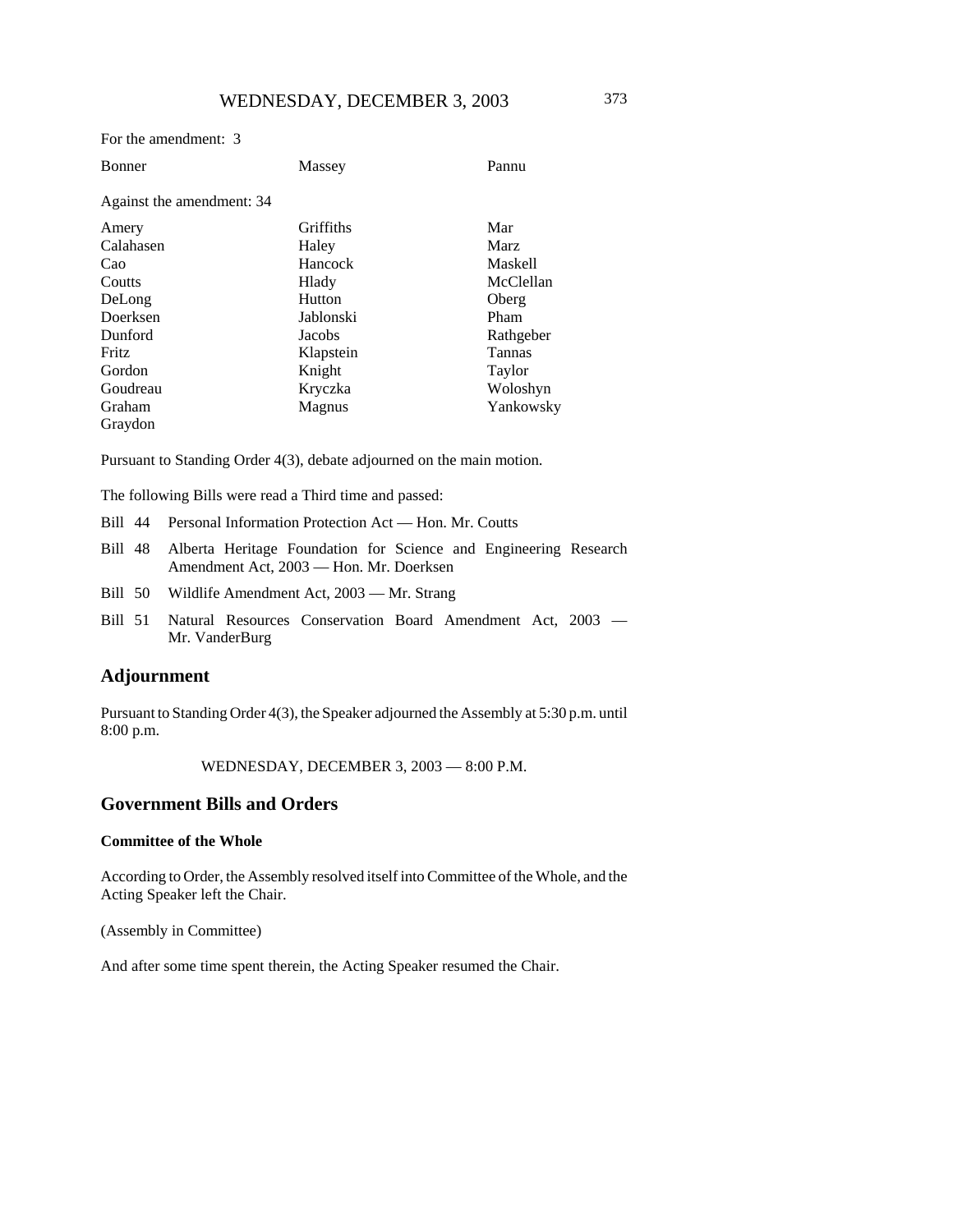For the amendment: 3

| Bonner | Massey | Pannu |
|---|---|---|

Against the amendment: 34

| | | |
|---|---|---|
| Amery | Griffiths | Mar |
| Calahasen | Haley | Marz |
| Cao | Hancock | Maskell |
| Coutts | Hlady | McClellan |
| DeLong | Hutton | Oberg |
| Doerksen | Jablonski | Pham |
| Dunford | Jacobs | Rathgeber |
| Fritz | Klapstein | Tannas |
| Gordon | Knight | Taylor |
| Goudreau | Kryczka | Woloshyn |
| Graham | Magnus | Yankowsky |
| Graydon | | |

Pursuant to Standing Order 4(3), debate adjourned on the main motion.

The following Bills were read a Third time and passed:

- Bill 44 Personal Information Protection Act — Hon. Mr. Coutts
- Bill 48 Alberta Heritage Foundation for Science and Engineering Research Amendment Act, 2003 — Hon. Mr. Doerksen
- Bill 50 Wildlife Amendment Act, 2003 — Mr. Strang
- Bill 51 Natural Resources Conservation Board Amendment Act, 2003 — Mr. VanderBurg

## Adjournment

Pursuant to Standing Order 4(3), the Speaker adjourned the Assembly at 5:30 p.m. until 8:00 p.m.

WEDNESDAY, DECEMBER 3, 2003 — 8:00 P.M.

## Government Bills and Orders

### Committee of the Whole

According to Order, the Assembly resolved itself into Committee of the Whole, and the Acting Speaker left the Chair.

(Assembly in Committee)

And after some time spent therein, the Acting Speaker resumed the Chair.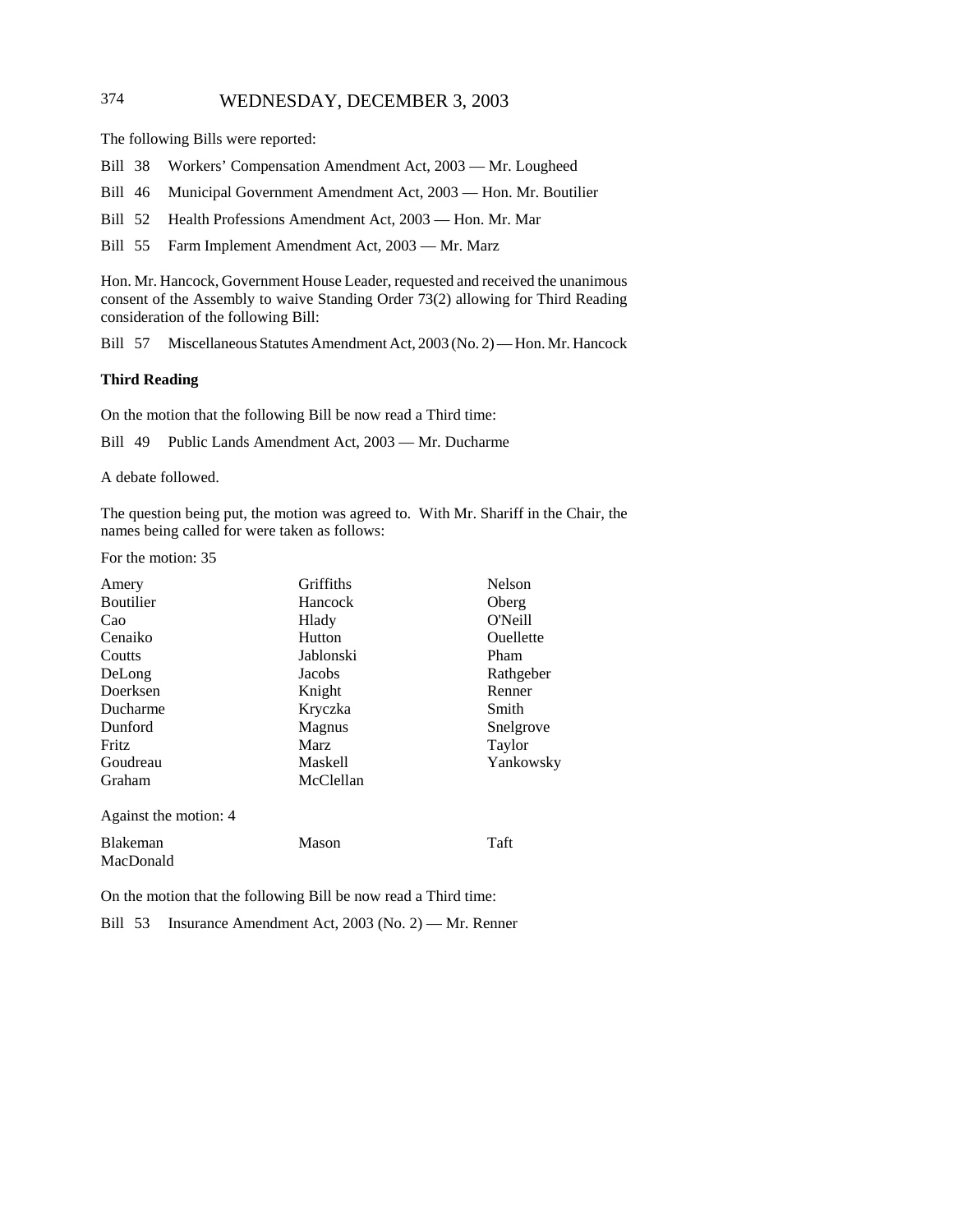The following Bills were reported:

Bill 38 Workers' Compensation Amendment Act, 2003 — Mr. Lougheed

Bill 46 Municipal Government Amendment Act, 2003 — Hon. Mr. Boutilier

Bill 52 Health Professions Amendment Act, 2003 — Hon. Mr. Mar

Bill 55 Farm Implement Amendment Act, 2003 — Mr. Marz

Hon. Mr. Hancock, Government House Leader, requested and received the unanimous consent of the Assembly to waive Standing Order 73(2) allowing for Third Reading consideration of the following Bill:

Bill 57 Miscellaneous Statutes Amendment Act, 2003 (No. 2) — Hon. Mr. Hancock

**Third Reading**

On the motion that the following Bill be now read a Third time:

Bill 49 Public Lands Amendment Act, 2003 — Mr. Ducharme

A debate followed.

The question being put, the motion was agreed to. With Mr. Shariff in the Chair, the names being called for were taken as follows:

For the motion: 35

| | | |
|---|---|---|
| Amery | Griffiths | Nelson |
| Boutilier | Hancock | Oberg |
| Cao | Hlady | O'Neill |
| Cenaiko | Hutton | Ouellette |
| Coutts | Jablonski | Pham |
| DeLong | Jacobs | Rathgeber |
| Doerksen | Knight | Renner |
| Ducharme | Kryczka | Smith |
| Dunford | Magnus | Snelgrove |
| Fritz | Marz | Taylor |
| Goudreau | Maskell | Yankowsky |
| Graham | McClellan | |

Against the motion: 4

| | | |
|---|---|---|
| Blakeman | Mason | Taft |
| MacDonald | | |

On the motion that the following Bill be now read a Third time:

Bill 53 Insurance Amendment Act, 2003 (No. 2) — Mr. Renner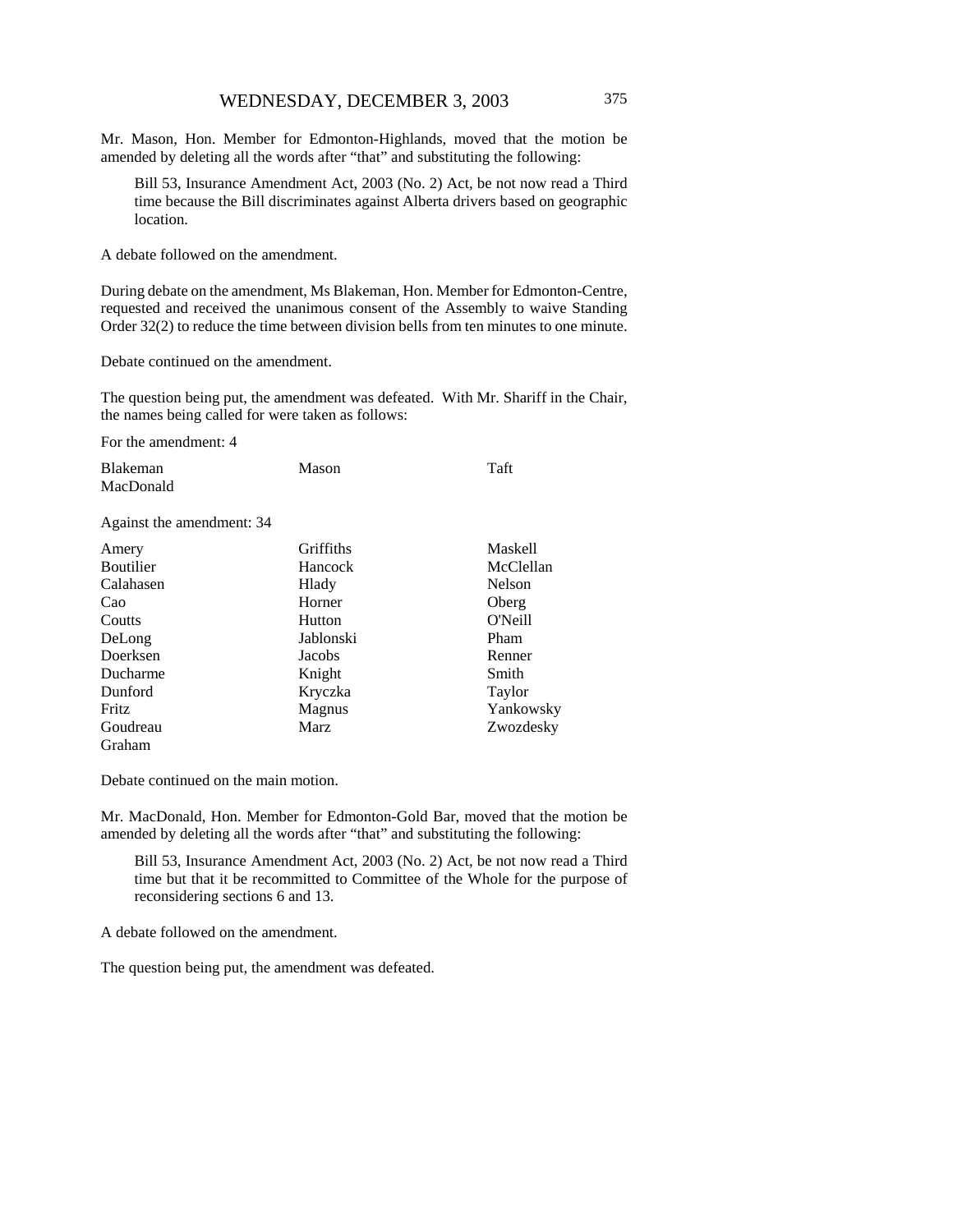Mr. Mason, Hon. Member for Edmonton-Highlands, moved that the motion be amended by deleting all the words after "that" and substituting the following:

> Bill 53, Insurance Amendment Act, 2003 (No. 2) Act, be not now read a Third time because the Bill discriminates against Alberta drivers based on geographic location.

A debate followed on the amendment.

During debate on the amendment, Ms Blakeman, Hon. Member for Edmonton-Centre, requested and received the unanimous consent of the Assembly to waive Standing Order 32(2) to reduce the time between division bells from ten minutes to one minute.

Debate continued on the amendment.

The question being put, the amendment was defeated. With Mr. Shariff in the Chair, the names being called for were taken as follows:

For the amendment: 4

| | | |
|---|---|---|
| Blakeman | Mason | Taft |
| MacDonald | | |

Against the amendment: 34

| | | |
|---|---|---|
| Amery | Griffiths | Maskell |
| Boutilier | Hancock | McClellan |
| Calahasen | Hlady | Nelson |
| Cao | Horner | Oberg |
| Coutts | Hutton | O'Neill |
| DeLong | Jablonski | Pham |
| Doerksen | Jacobs | Renner |
| Ducharme | Knight | Smith |
| Dunford | Kryczka | Taylor |
| Fritz | Magnus | Yankowsky |
| Goudreau | Marz | Zwozdesky |
| Graham | | |

Debate continued on the main motion.

Mr. MacDonald, Hon. Member for Edmonton-Gold Bar, moved that the motion be amended by deleting all the words after "that" and substituting the following:

> Bill 53, Insurance Amendment Act, 2003 (No. 2) Act, be not now read a Third time but that it be recommitted to Committee of the Whole for the purpose of reconsidering sections 6 and 13.

A debate followed on the amendment.

The question being put, the amendment was defeated.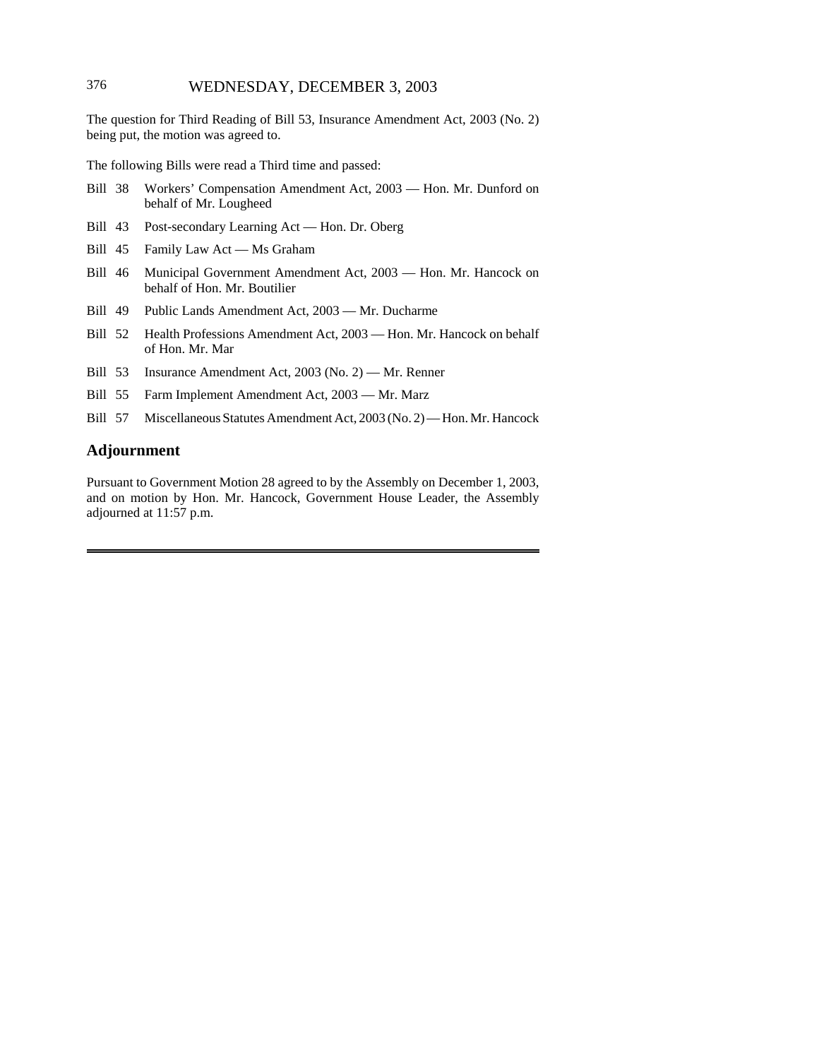The question for Third Reading of Bill 53, Insurance Amendment Act, 2003 (No. 2) being put, the motion was agreed to.

The following Bills were read a Third time and passed:

- Bill 38 Workers' Compensation Amendment Act, 2003 — Hon. Mr. Dunford on behalf of Mr. Lougheed
- Bill 43 Post-secondary Learning Act — Hon. Dr. Oberg
- Bill 45 Family Law Act — Ms Graham
- Bill 46 Municipal Government Amendment Act, 2003 — Hon. Mr. Hancock on behalf of Hon. Mr. Boutilier
- Bill 49 Public Lands Amendment Act, 2003 — Mr. Ducharme
- Bill 52 Health Professions Amendment Act, 2003 — Hon. Mr. Hancock on behalf of Hon. Mr. Mar
- Bill 53 Insurance Amendment Act, 2003 (No. 2) — Mr. Renner
- Bill 55 Farm Implement Amendment Act, 2003 — Mr. Marz
- Bill 57 Miscellaneous Statutes Amendment Act, 2003 (No. 2) — Hon. Mr. Hancock

## Adjournment

Pursuant to Government Motion 28 agreed to by the Assembly on December 1, 2003, and on motion by Hon. Mr. Hancock, Government House Leader, the Assembly adjourned at 11:57 p.m.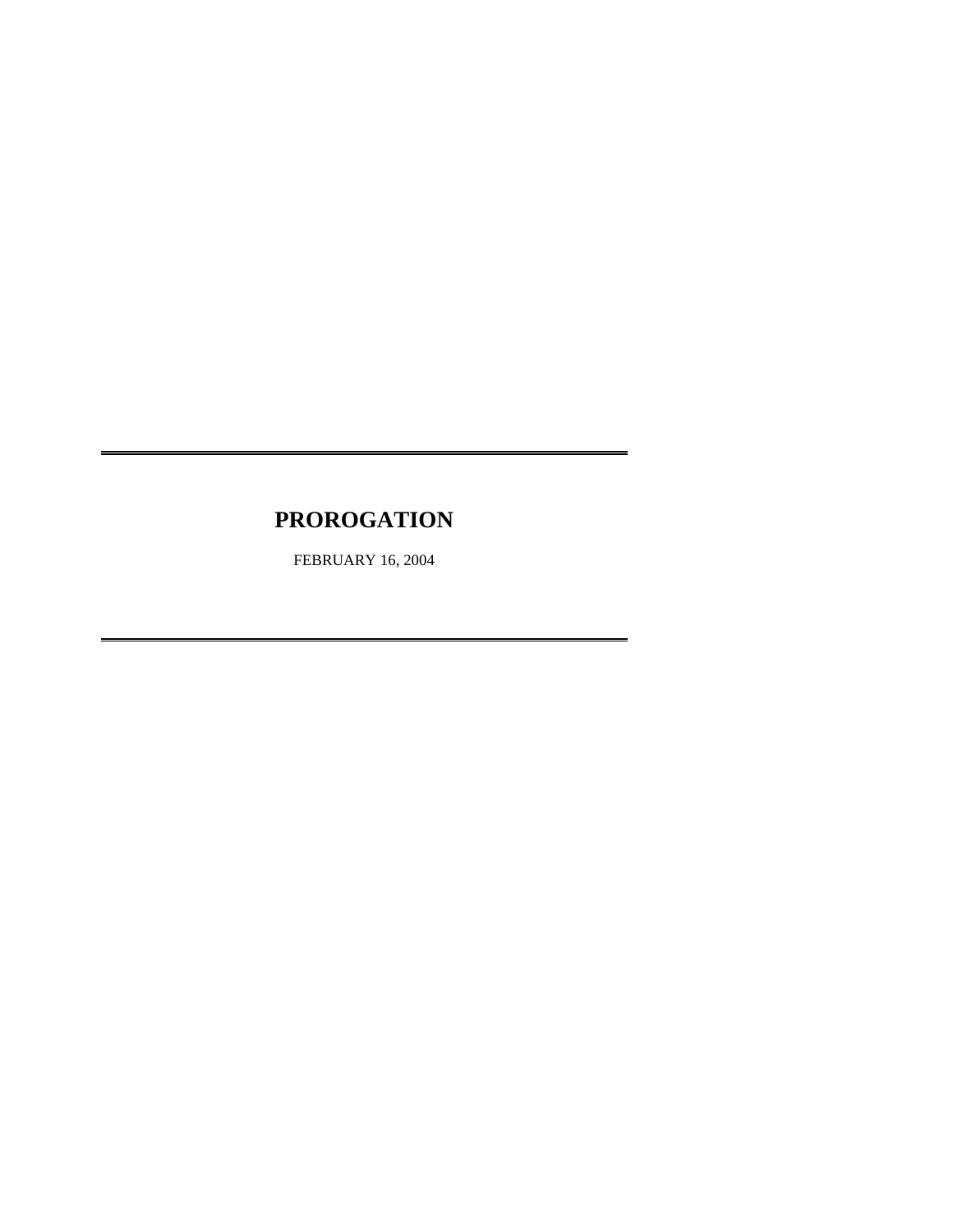# PROROGATION

FEBRUARY 16, 2004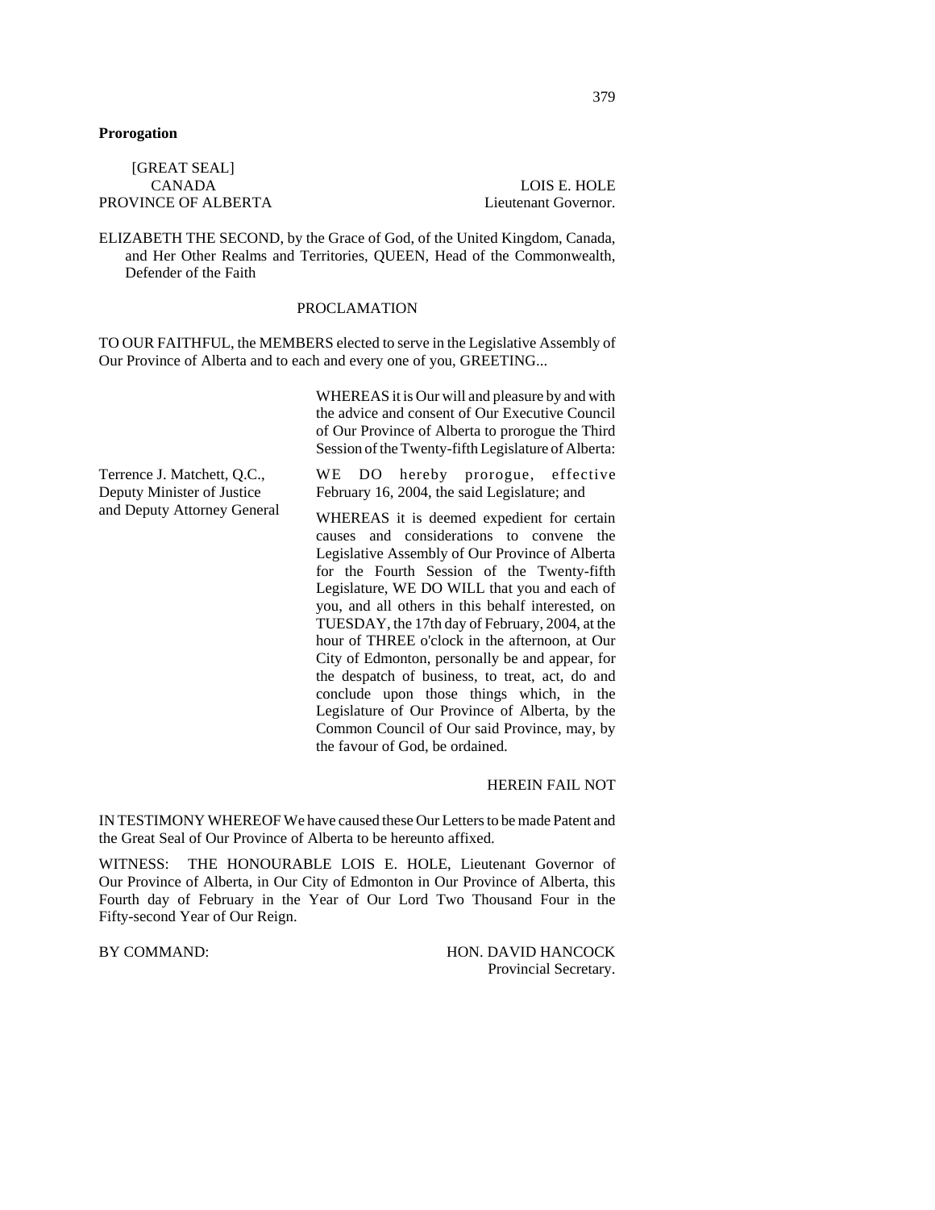**Prorogation**

[GREAT SEAL]
CANADA
PROVINCE OF ALBERTA

LOIS E. HOLE
Lieutenant Governor.

ELIZABETH THE SECOND, by the Grace of God, of the United Kingdom, Canada, and Her Other Realms and Territories, QUEEN, Head of the Commonwealth, Defender of the Faith

PROCLAMATION

TO OUR FAITHFUL, the MEMBERS elected to serve in the Legislative Assembly of Our Province of Alberta and to each and every one of you, GREETING...

Terrence J. Matchett, Q.C.,
Deputy Minister of Justice
and Deputy Attorney General

WHEREAS it is Our will and pleasure by and with the advice and consent of Our Executive Council of Our Province of Alberta to prorogue the Third Session of the Twenty-fifth Legislature of Alberta:

WE DO hereby prorogue, effective February 16, 2004, the said Legislature; and

WHEREAS it is deemed expedient for certain causes and considerations to convene the Legislative Assembly of Our Province of Alberta for the Fourth Session of the Twenty-fifth Legislature, WE DO WILL that you and each of you, and all others in this behalf interested, on TUESDAY, the 17th day of February, 2004, at the hour of THREE o'clock in the afternoon, at Our City of Edmonton, personally be and appear, for the despatch of business, to treat, act, do and conclude upon those things which, in the Legislature of Our Province of Alberta, by the Common Council of Our said Province, may, by the favour of God, be ordained.

HEREIN FAIL NOT

IN TESTIMONY WHEREOF We have caused these Our Letters to be made Patent and the Great Seal of Our Province of Alberta to be hereunto affixed.

WITNESS: THE HONOURABLE LOIS E. HOLE, Lieutenant Governor of Our Province of Alberta, in Our City of Edmonton in Our Province of Alberta, this Fourth day of February in the Year of Our Lord Two Thousand Four in the Fifty-second Year of Our Reign.

BY COMMAND:

HON. DAVID HANCOCK
Provincial Secretary.